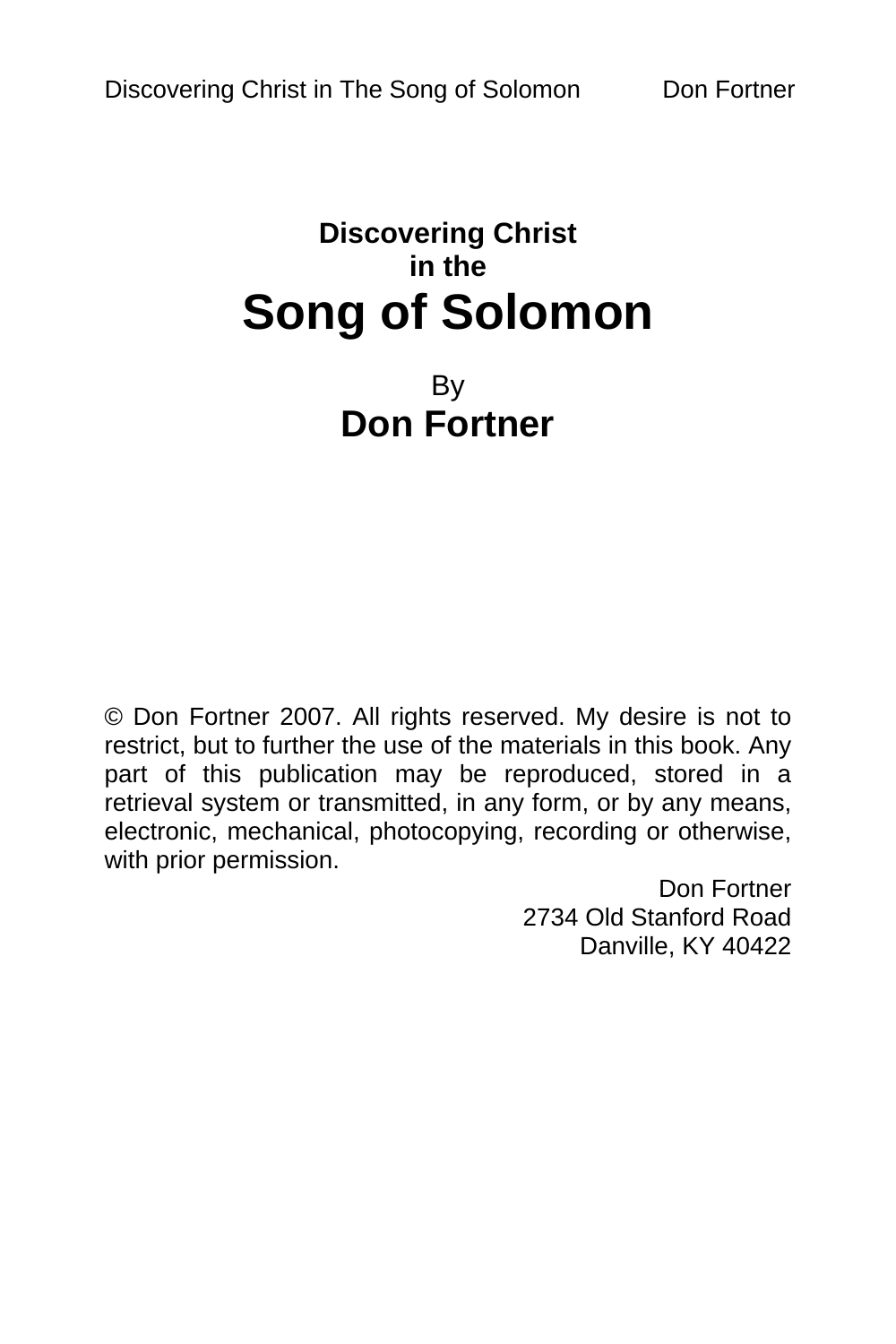# Discovering Christ in the Song of Solomon

By

**Don Fortner**

© Don Fortner 2007. All rights reserved. My desire is not to restrict, but to further the use of the materials in this book. Any part of this publication may be reproduced, stored in a retrieval system or transmitted, in any form, or by any means, electronic, mechanical, photocopying, recording or otherwise, with prior permission.

Don Fortner
2734 Old Stanford Road
Danville, KY 40422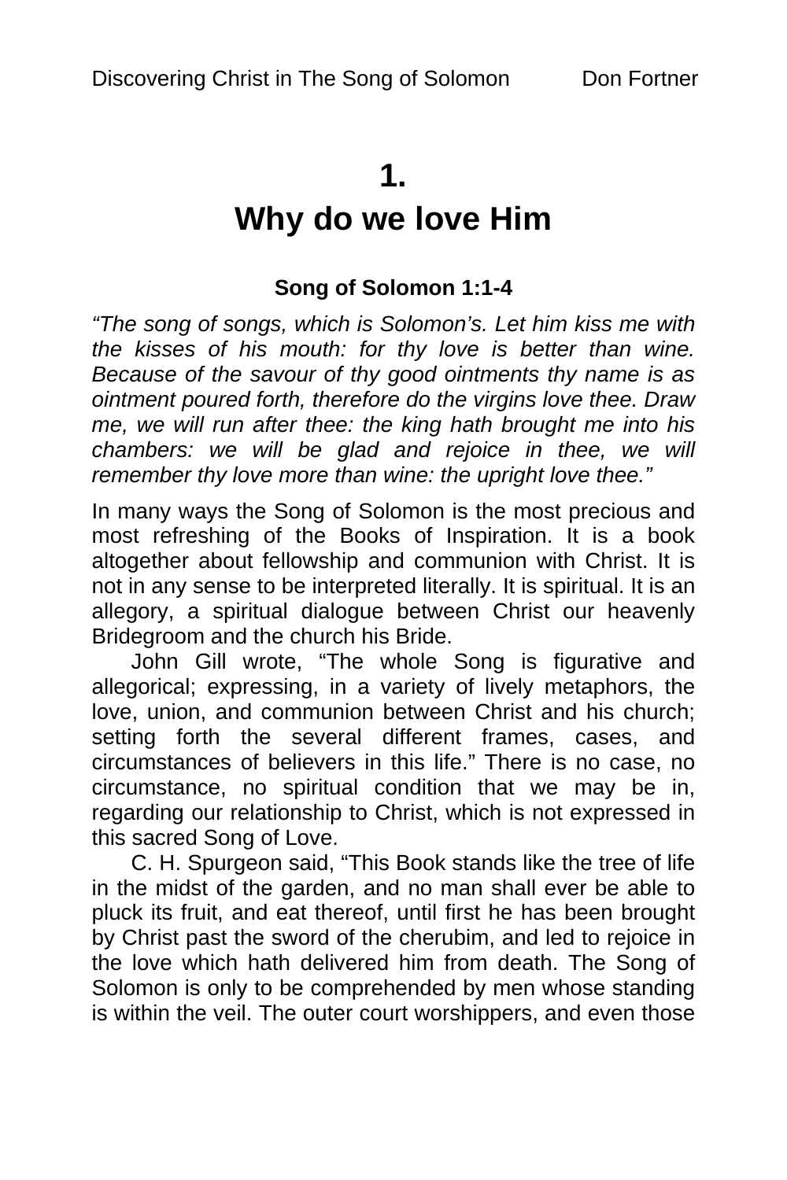# 1.
# Why do we love Him

**Song of Solomon 1:1-4**

*"The song of songs, which is Solomon's. Let him kiss me with the kisses of his mouth: for thy love is better than wine. Because of the savour of thy good ointments thy name is as ointment poured forth, therefore do the virgins love thee. Draw me, we will run after thee: the king hath brought me into his chambers: we will be glad and rejoice in thee, we will remember thy love more than wine: the upright love thee."*

In many ways the Song of Solomon is the most precious and most refreshing of the Books of Inspiration. It is a book altogether about fellowship and communion with Christ. It is not in any sense to be interpreted literally. It is spiritual. It is an allegory, a spiritual dialogue between Christ our heavenly Bridegroom and the church his Bride.

John Gill wrote, "The whole Song is figurative and allegorical; expressing, in a variety of lively metaphors, the love, union, and communion between Christ and his church; setting forth the several different frames, cases, and circumstances of believers in this life." There is no case, no circumstance, no spiritual condition that we may be in, regarding our relationship to Christ, which is not expressed in this sacred Song of Love.

C. H. Spurgeon said, "This Book stands like the tree of life in the midst of the garden, and no man shall ever be able to pluck its fruit, and eat thereof, until first he has been brought by Christ past the sword of the cherubim, and led to rejoice in the love which hath delivered him from death. The Song of Solomon is only to be comprehended by men whose standing is within the veil. The outer court worshippers, and even those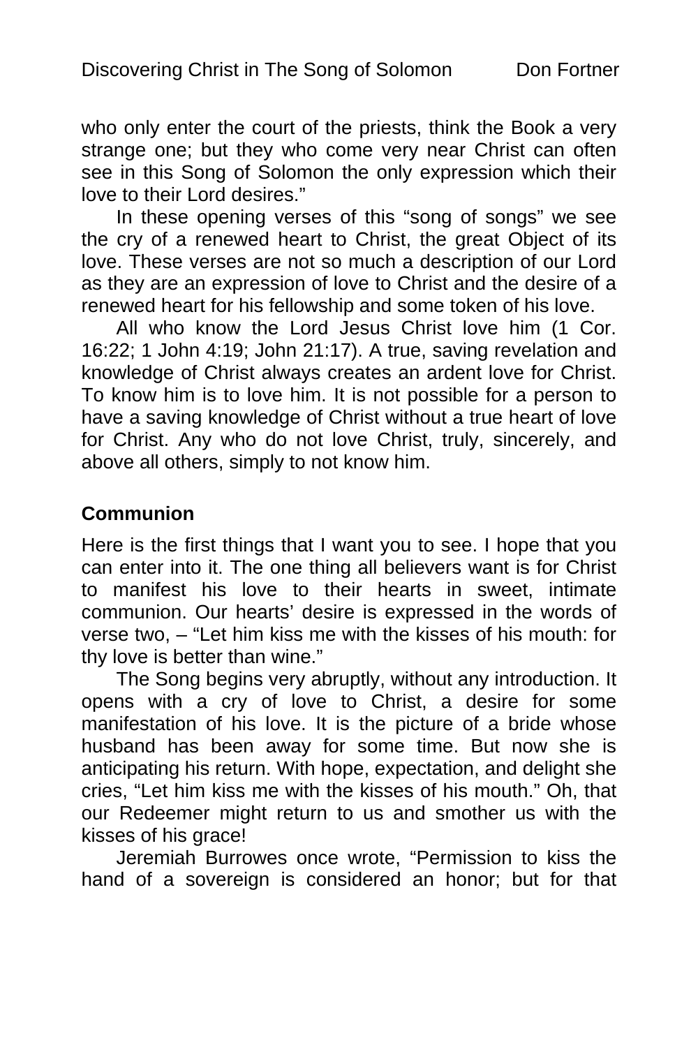who only enter the court of the priests, think the Book a very strange one; but they who come very near Christ can often see in this Song of Solomon the only expression which their love to their Lord desires."

In these opening verses of this "song of songs" we see the cry of a renewed heart to Christ, the great Object of its love. These verses are not so much a description of our Lord as they are an expression of love to Christ and the desire of a renewed heart for his fellowship and some token of his love.

All who know the Lord Jesus Christ love him (1 Cor. 16:22; 1 John 4:19; John 21:17). A true, saving revelation and knowledge of Christ always creates an ardent love for Christ. To know him is to love him. It is not possible for a person to have a saving knowledge of Christ without a true heart of love for Christ. Any who do not love Christ, truly, sincerely, and above all others, simply to not know him.

## Communion

Here is the first things that I want you to see. I hope that you can enter into it. The one thing all believers want is for Christ to manifest his love to their hearts in sweet, intimate communion. Our hearts' desire is expressed in the words of verse two, – "Let him kiss me with the kisses of his mouth: for thy love is better than wine."

The Song begins very abruptly, without any introduction. It opens with a cry of love to Christ, a desire for some manifestation of his love. It is the picture of a bride whose husband has been away for some time. But now she is anticipating his return. With hope, expectation, and delight she cries, "Let him kiss me with the kisses of his mouth." Oh, that our Redeemer might return to us and smother us with the kisses of his grace!

Jeremiah Burrowes once wrote, "Permission to kiss the hand of a sovereign is considered an honor; but for that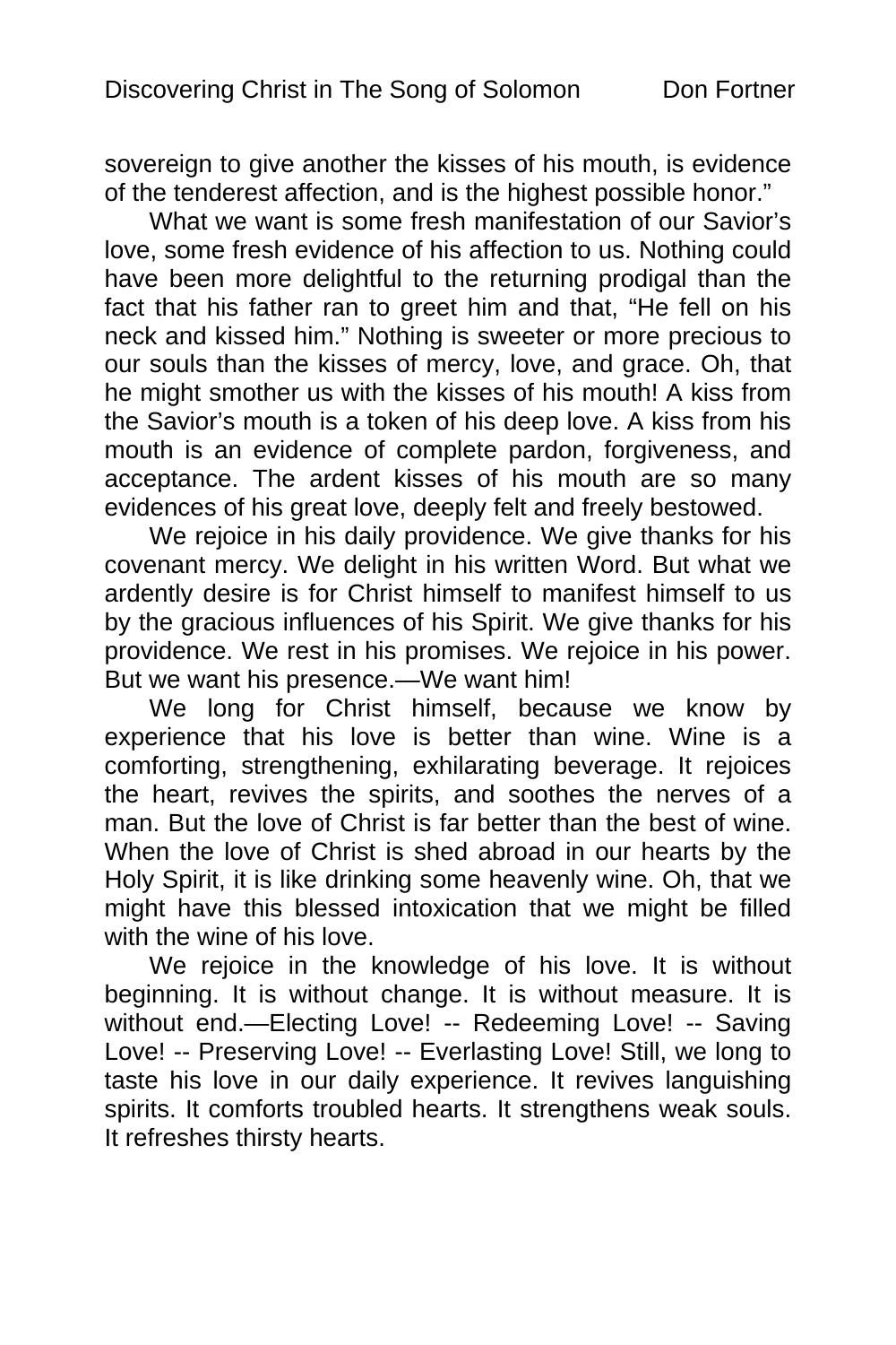sovereign to give another the kisses of his mouth, is evidence of the tenderest affection, and is the highest possible honor."

What we want is some fresh manifestation of our Savior's love, some fresh evidence of his affection to us. Nothing could have been more delightful to the returning prodigal than the fact that his father ran to greet him and that, "He fell on his neck and kissed him." Nothing is sweeter or more precious to our souls than the kisses of mercy, love, and grace. Oh, that he might smother us with the kisses of his mouth! A kiss from the Savior's mouth is a token of his deep love. A kiss from his mouth is an evidence of complete pardon, forgiveness, and acceptance. The ardent kisses of his mouth are so many evidences of his great love, deeply felt and freely bestowed.

We rejoice in his daily providence. We give thanks for his covenant mercy. We delight in his written Word. But what we ardently desire is for Christ himself to manifest himself to us by the gracious influences of his Spirit. We give thanks for his providence. We rest in his promises. We rejoice in his power. But we want his presence.—We want him!

We long for Christ himself, because we know by experience that his love is better than wine. Wine is a comforting, strengthening, exhilarating beverage. It rejoices the heart, revives the spirits, and soothes the nerves of a man. But the love of Christ is far better than the best of wine. When the love of Christ is shed abroad in our hearts by the Holy Spirit, it is like drinking some heavenly wine. Oh, that we might have this blessed intoxication that we might be filled with the wine of his love.

We rejoice in the knowledge of his love. It is without beginning. It is without change. It is without measure. It is without end.—Electing Love! -- Redeeming Love! -- Saving Love! -- Preserving Love! -- Everlasting Love! Still, we long to taste his love in our daily experience. It revives languishing spirits. It comforts troubled hearts. It strengthens weak souls. It refreshes thirsty hearts.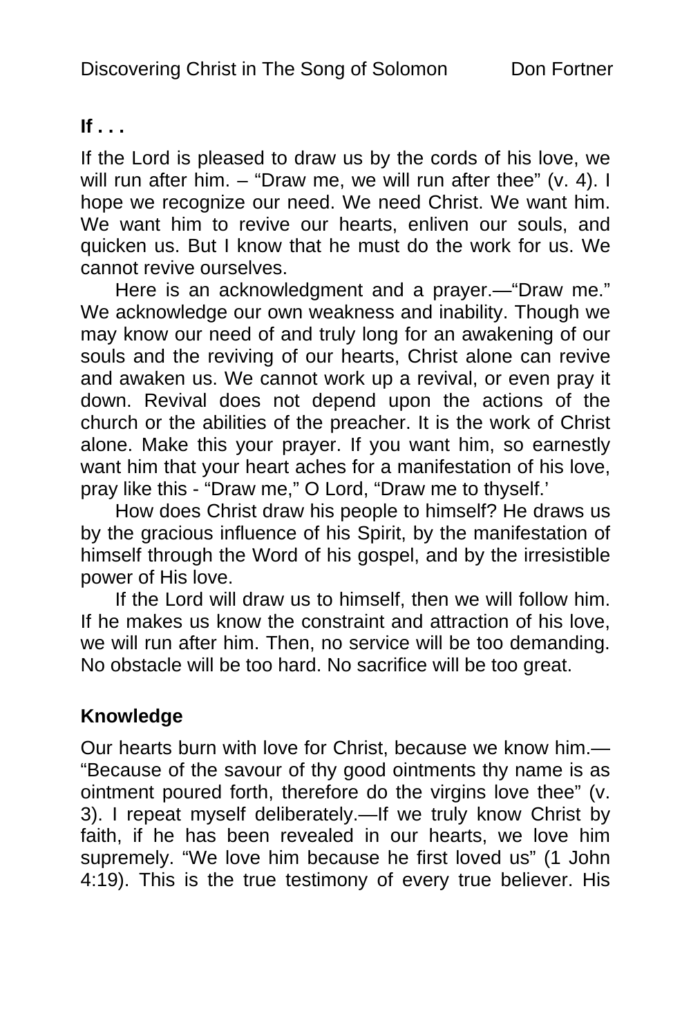**If . . .**

If the Lord is pleased to draw us by the cords of his love, we will run after him. – “Draw me, we will run after thee” (v. 4). I hope we recognize our need. We need Christ. We want him. We want him to revive our hearts, enliven our souls, and quicken us. But I know that he must do the work for us. We cannot revive ourselves.

Here is an acknowledgment and a prayer.—“Draw me.” We acknowledge our own weakness and inability. Though we may know our need of and truly long for an awakening of our souls and the reviving of our hearts, Christ alone can revive and awaken us. We cannot work up a revival, or even pray it down. Revival does not depend upon the actions of the church or the abilities of the preacher. It is the work of Christ alone. Make this your prayer. If you want him, so earnestly want him that your heart aches for a manifestation of his love, pray like this - “Draw me,” O Lord, “Draw me to thyself.’

How does Christ draw his people to himself? He draws us by the gracious influence of his Spirit, by the manifestation of himself through the Word of his gospel, and by the irresistible power of His love.

If the Lord will draw us to himself, then we will follow him. If he makes us know the constraint and attraction of his love, we will run after him. Then, no service will be too demanding. No obstacle will be too hard. No sacrifice will be too great.

**Knowledge**

Our hearts burn with love for Christ, because we know him.—“Because of the savour of thy good ointments thy name is as ointment poured forth, therefore do the virgins love thee” (v. 3). I repeat myself deliberately.—If we truly know Christ by faith, if he has been revealed in our hearts, we love him supremely. “We love him because he first loved us” (1 John 4:19). This is the true testimony of every true believer. His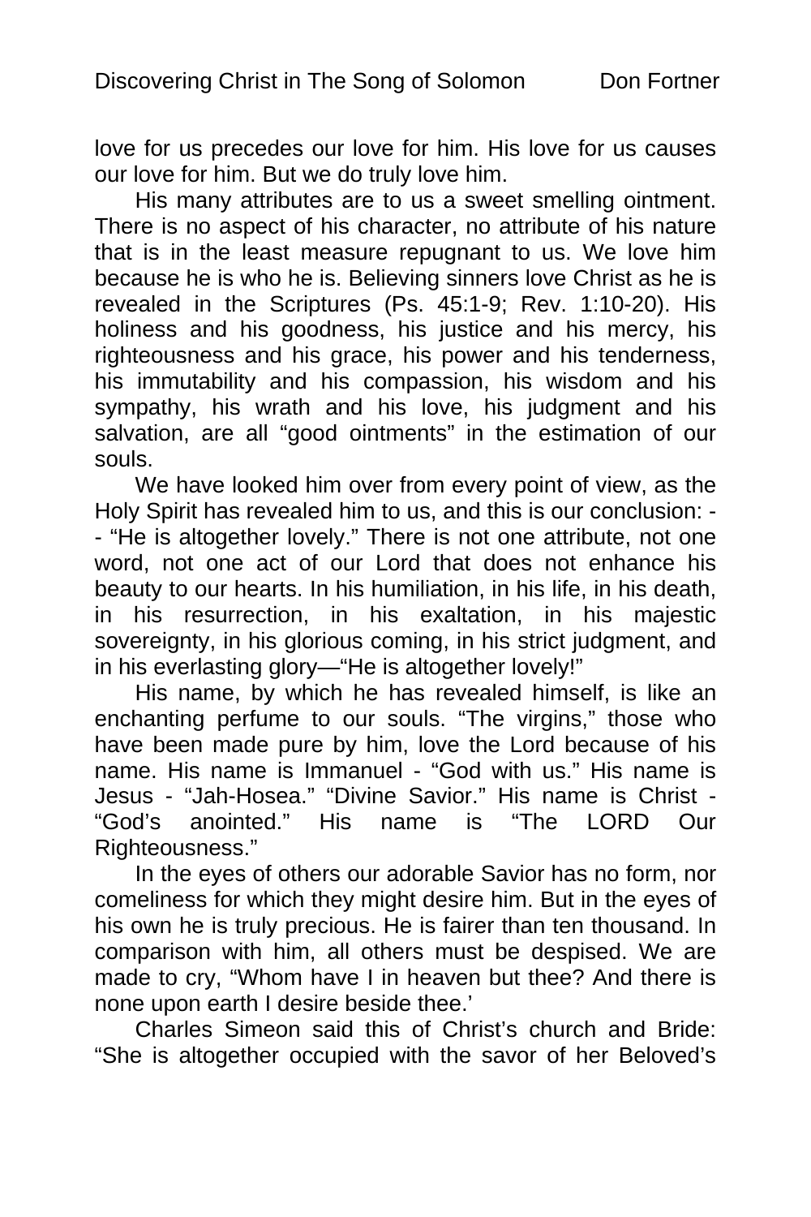love for us precedes our love for him. His love for us causes our love for him. But we do truly love him.

His many attributes are to us a sweet smelling ointment. There is no aspect of his character, no attribute of his nature that is in the least measure repugnant to us. We love him because he is who he is. Believing sinners love Christ as he is revealed in the Scriptures (Ps. 45:1-9; Rev. 1:10-20). His holiness and his goodness, his justice and his mercy, his righteousness and his grace, his power and his tenderness, his immutability and his compassion, his wisdom and his sympathy, his wrath and his love, his judgment and his salvation, are all "good ointments" in the estimation of our souls.

We have looked him over from every point of view, as the Holy Spirit has revealed him to us, and this is our conclusion: -- "He is altogether lovely." There is not one attribute, not one word, not one act of our Lord that does not enhance his beauty to our hearts. In his humiliation, in his life, in his death, in his resurrection, in his exaltation, in his majestic sovereignty, in his glorious coming, in his strict judgment, and in his everlasting glory—"He is altogether lovely!"

His name, by which he has revealed himself, is like an enchanting perfume to our souls. "The virgins," those who have been made pure by him, love the Lord because of his name. His name is Immanuel - "God with us." His name is Jesus - "Jah-Hosea." "Divine Savior." His name is Christ - "God's anointed." His name is "The LORD Our Righteousness."

In the eyes of others our adorable Savior has no form, nor comeliness for which they might desire him. But in the eyes of his own he is truly precious. He is fairer than ten thousand. In comparison with him, all others must be despised. We are made to cry, "Whom have I in heaven but thee? And there is none upon earth I desire beside thee.'

Charles Simeon said this of Christ's church and Bride: "She is altogether occupied with the savor of her Beloved's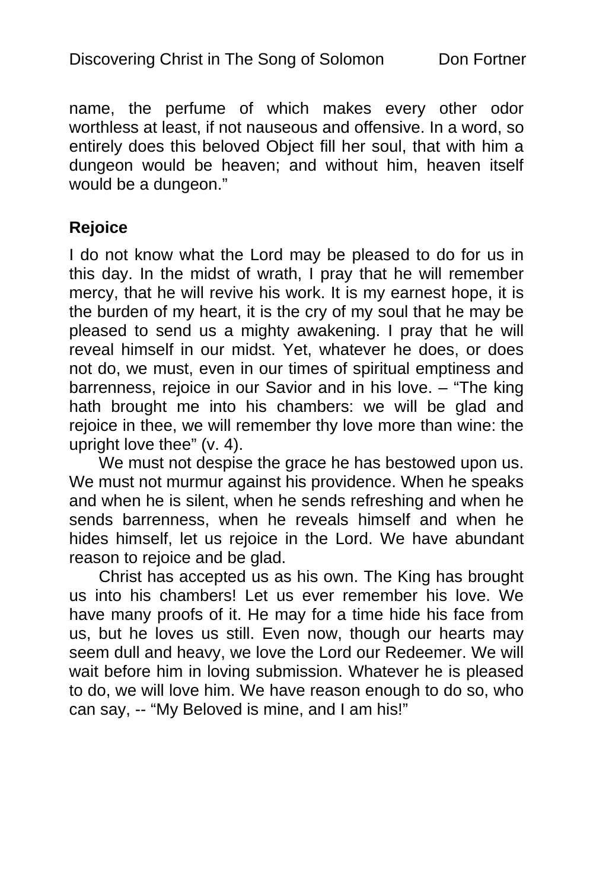name, the perfume of which makes every other odor worthless at least, if not nauseous and offensive. In a word, so entirely does this beloved Object fill her soul, that with him a dungeon would be heaven; and without him, heaven itself would be a dungeon."

**Rejoice**

I do not know what the Lord may be pleased to do for us in this day. In the midst of wrath, I pray that he will remember mercy, that he will revive his work. It is my earnest hope, it is the burden of my heart, it is the cry of my soul that he may be pleased to send us a mighty awakening. I pray that he will reveal himself in our midst. Yet, whatever he does, or does not do, we must, even in our times of spiritual emptiness and barrenness, rejoice in our Savior and in his love. – "The king hath brought me into his chambers: we will be glad and rejoice in thee, we will remember thy love more than wine: the upright love thee" (v. 4).

We must not despise the grace he has bestowed upon us. We must not murmur against his providence. When he speaks and when he is silent, when he sends refreshing and when he sends barrenness, when he reveals himself and when he hides himself, let us rejoice in the Lord. We have abundant reason to rejoice and be glad.

Christ has accepted us as his own. The King has brought us into his chambers! Let us ever remember his love. We have many proofs of it. He may for a time hide his face from us, but he loves us still. Even now, though our hearts may seem dull and heavy, we love the Lord our Redeemer. We will wait before him in loving submission. Whatever he is pleased to do, we will love him. We have reason enough to do so, who can say, -- "My Beloved is mine, and I am his!"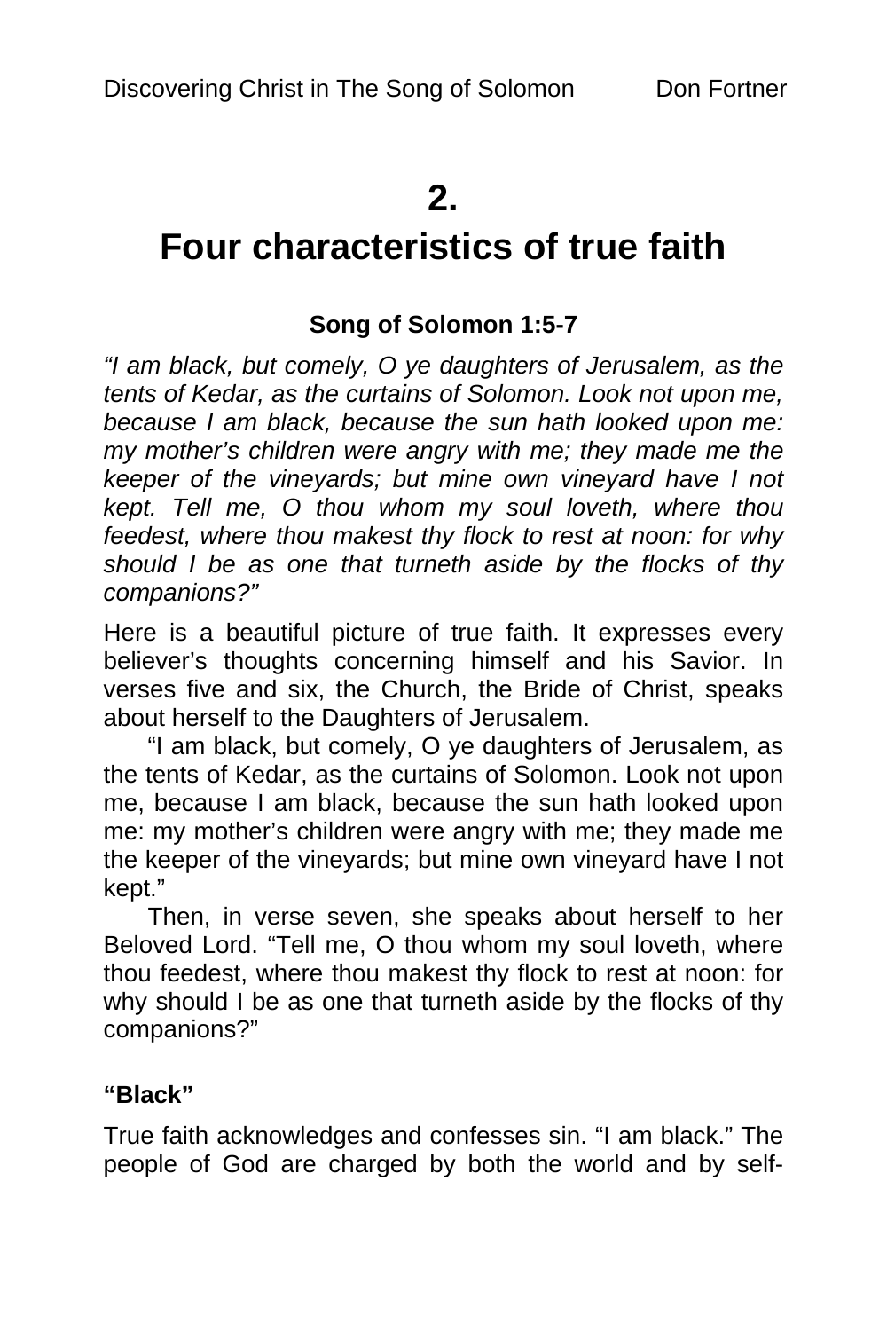# 2.

# Four characteristics of true faith

**Song of Solomon 1:5-7**

*"I am black, but comely, O ye daughters of Jerusalem, as the tents of Kedar, as the curtains of Solomon. Look not upon me, because I am black, because the sun hath looked upon me: my mother's children were angry with me; they made me the keeper of the vineyards; but mine own vineyard have I not kept. Tell me, O thou whom my soul loveth, where thou feedest, where thou makest thy flock to rest at noon: for why should I be as one that turneth aside by the flocks of thy companions?"*

Here is a beautiful picture of true faith. It expresses every believer's thoughts concerning himself and his Savior. In verses five and six, the Church, the Bride of Christ, speaks about herself to the Daughters of Jerusalem.

"I am black, but comely, O ye daughters of Jerusalem, as the tents of Kedar, as the curtains of Solomon. Look not upon me, because I am black, because the sun hath looked upon me: my mother's children were angry with me; they made me the keeper of the vineyards; but mine own vineyard have I not kept."

Then, in verse seven, she speaks about herself to her Beloved Lord. "Tell me, O thou whom my soul loveth, where thou feedest, where thou makest thy flock to rest at noon: for why should I be as one that turneth aside by the flocks of thy companions?"

**"Black"**

True faith acknowledges and confesses sin. "I am black." The people of God are charged by both the world and by self-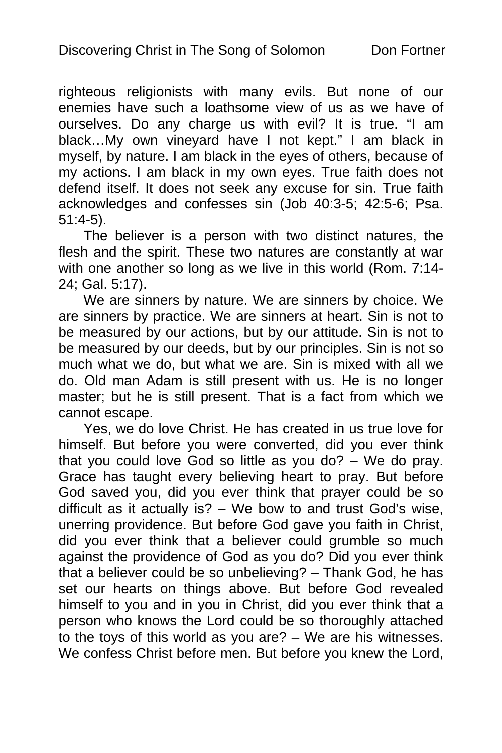righteous religionists with many evils. But none of our enemies have such a loathsome view of us as we have of ourselves. Do any charge us with evil? It is true. "I am black…My own vineyard have I not kept." I am black in myself, by nature. I am black in the eyes of others, because of my actions. I am black in my own eyes. True faith does not defend itself. It does not seek any excuse for sin. True faith acknowledges and confesses sin (Job 40:3-5; 42:5-6; Psa. 51:4-5).

The believer is a person with two distinct natures, the flesh and the spirit. These two natures are constantly at war with one another so long as we live in this world (Rom. 7:14-24; Gal. 5:17).

We are sinners by nature. We are sinners by choice. We are sinners by practice. We are sinners at heart. Sin is not to be measured by our actions, but by our attitude. Sin is not to be measured by our deeds, but by our principles. Sin is not so much what we do, but what we are. Sin is mixed with all we do. Old man Adam is still present with us. He is no longer master; but he is still present. That is a fact from which we cannot escape.

Yes, we do love Christ. He has created in us true love for himself. But before you were converted, did you ever think that you could love God so little as you do? – We do pray. Grace has taught every believing heart to pray. But before God saved you, did you ever think that prayer could be so difficult as it actually is? – We bow to and trust God's wise, unerring providence. But before God gave you faith in Christ, did you ever think that a believer could grumble so much against the providence of God as you do? Did you ever think that a believer could be so unbelieving? – Thank God, he has set our hearts on things above. But before God revealed himself to you and in you in Christ, did you ever think that a person who knows the Lord could be so thoroughly attached to the toys of this world as you are? – We are his witnesses. We confess Christ before men. But before you knew the Lord,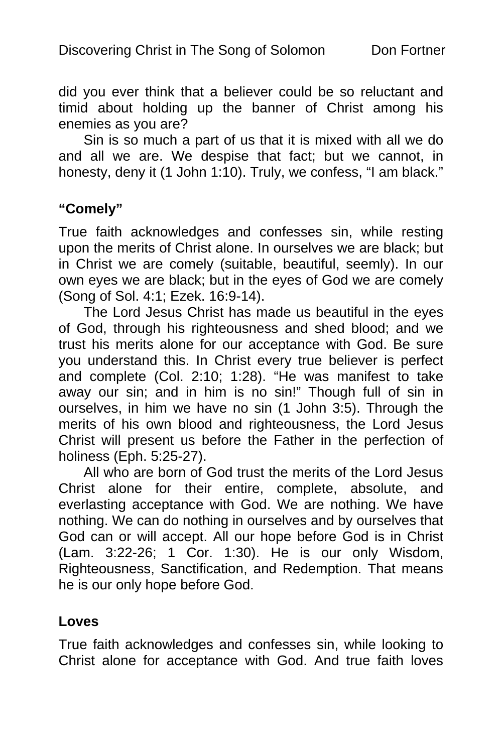did you ever think that a believer could be so reluctant and timid about holding up the banner of Christ among his enemies as you are?

Sin is so much a part of us that it is mixed with all we do and all we are. We despise that fact; but we cannot, in honesty, deny it (1 John 1:10). Truly, we confess, "I am black."

### "Comely"

True faith acknowledges and confesses sin, while resting upon the merits of Christ alone. In ourselves we are black; but in Christ we are comely (suitable, beautiful, seemly). In our own eyes we are black; but in the eyes of God we are comely (Song of Sol. 4:1; Ezek. 16:9-14).

The Lord Jesus Christ has made us beautiful in the eyes of God, through his righteousness and shed blood; and we trust his merits alone for our acceptance with God. Be sure you understand this. In Christ every true believer is perfect and complete (Col. 2:10; 1:28). "He was manifest to take away our sin; and in him is no sin!" Though full of sin in ourselves, in him we have no sin (1 John 3:5). Through the merits of his own blood and righteousness, the Lord Jesus Christ will present us before the Father in the perfection of holiness (Eph. 5:25-27).

All who are born of God trust the merits of the Lord Jesus Christ alone for their entire, complete, absolute, and everlasting acceptance with God. We are nothing. We have nothing. We can do nothing in ourselves and by ourselves that God can or will accept. All our hope before God is in Christ (Lam. 3:22-26; 1 Cor. 1:30). He is our only Wisdom, Righteousness, Sanctification, and Redemption. That means he is our only hope before God.

### Loves

True faith acknowledges and confesses sin, while looking to Christ alone for acceptance with God. And true faith loves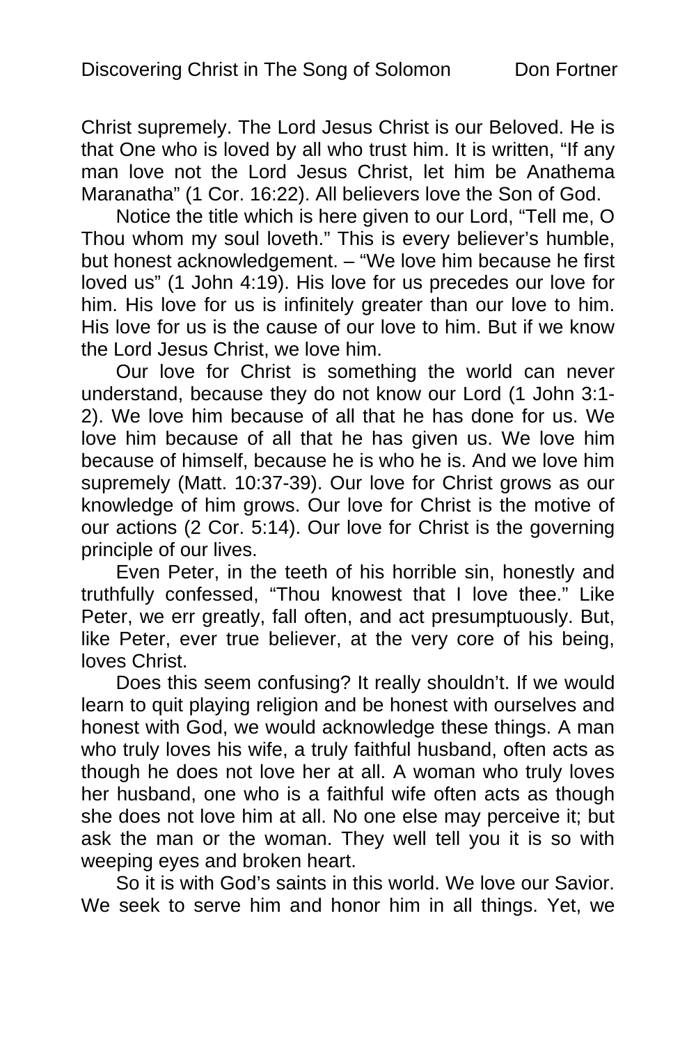Christ supremely. The Lord Jesus Christ is our Beloved. He is that One who is loved by all who trust him. It is written, "If any man love not the Lord Jesus Christ, let him be Anathema Maranatha" (1 Cor. 16:22). All believers love the Son of God.

Notice the title which is here given to our Lord, "Tell me, O Thou whom my soul loveth." This is every believer's humble, but honest acknowledgement. – "We love him because he first loved us" (1 John 4:19). His love for us precedes our love for him. His love for us is infinitely greater than our love to him. His love for us is the cause of our love to him. But if we know the Lord Jesus Christ, we love him.

Our love for Christ is something the world can never understand, because they do not know our Lord (1 John 3:1-2). We love him because of all that he has done for us. We love him because of all that he has given us. We love him because of himself, because he is who he is. And we love him supremely (Matt. 10:37-39). Our love for Christ grows as our knowledge of him grows. Our love for Christ is the motive of our actions (2 Cor. 5:14). Our love for Christ is the governing principle of our lives.

Even Peter, in the teeth of his horrible sin, honestly and truthfully confessed, "Thou knowest that I love thee." Like Peter, we err greatly, fall often, and act presumptuously. But, like Peter, ever true believer, at the very core of his being, loves Christ.

Does this seem confusing? It really shouldn't. If we would learn to quit playing religion and be honest with ourselves and honest with God, we would acknowledge these things. A man who truly loves his wife, a truly faithful husband, often acts as though he does not love her at all. A woman who truly loves her husband, one who is a faithful wife often acts as though she does not love him at all. No one else may perceive it; but ask the man or the woman. They well tell you it is so with weeping eyes and broken heart.

So it is with God's saints in this world. We love our Savior. We seek to serve him and honor him in all things. Yet, we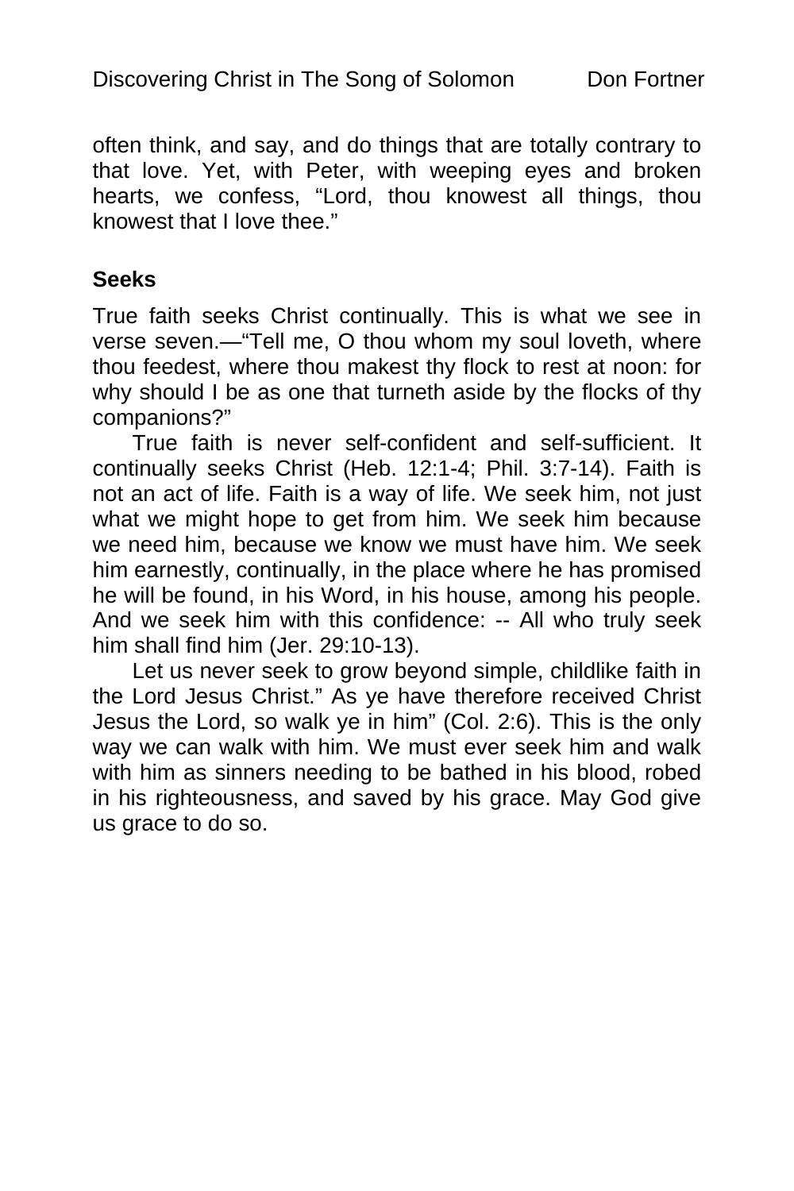often think, and say, and do things that are totally contrary to that love. Yet, with Peter, with weeping eyes and broken hearts, we confess, "Lord, thou knowest all things, thou knowest that I love thee."

**Seeks**

True faith seeks Christ continually. This is what we see in verse seven.—"Tell me, O thou whom my soul loveth, where thou feedest, where thou makest thy flock to rest at noon: for why should I be as one that turneth aside by the flocks of thy companions?"

True faith is never self-confident and self-sufficient. It continually seeks Christ (Heb. 12:1-4; Phil. 3:7-14). Faith is not an act of life. Faith is a way of life. We seek him, not just what we might hope to get from him. We seek him because we need him, because we know we must have him. We seek him earnestly, continually, in the place where he has promised he will be found, in his Word, in his house, among his people. And we seek him with this confidence: -- All who truly seek him shall find him (Jer. 29:10-13).

Let us never seek to grow beyond simple, childlike faith in the Lord Jesus Christ." As ye have therefore received Christ Jesus the Lord, so walk ye in him" (Col. 2:6). This is the only way we can walk with him. We must ever seek him and walk with him as sinners needing to be bathed in his blood, robed in his righteousness, and saved by his grace. May God give us grace to do so.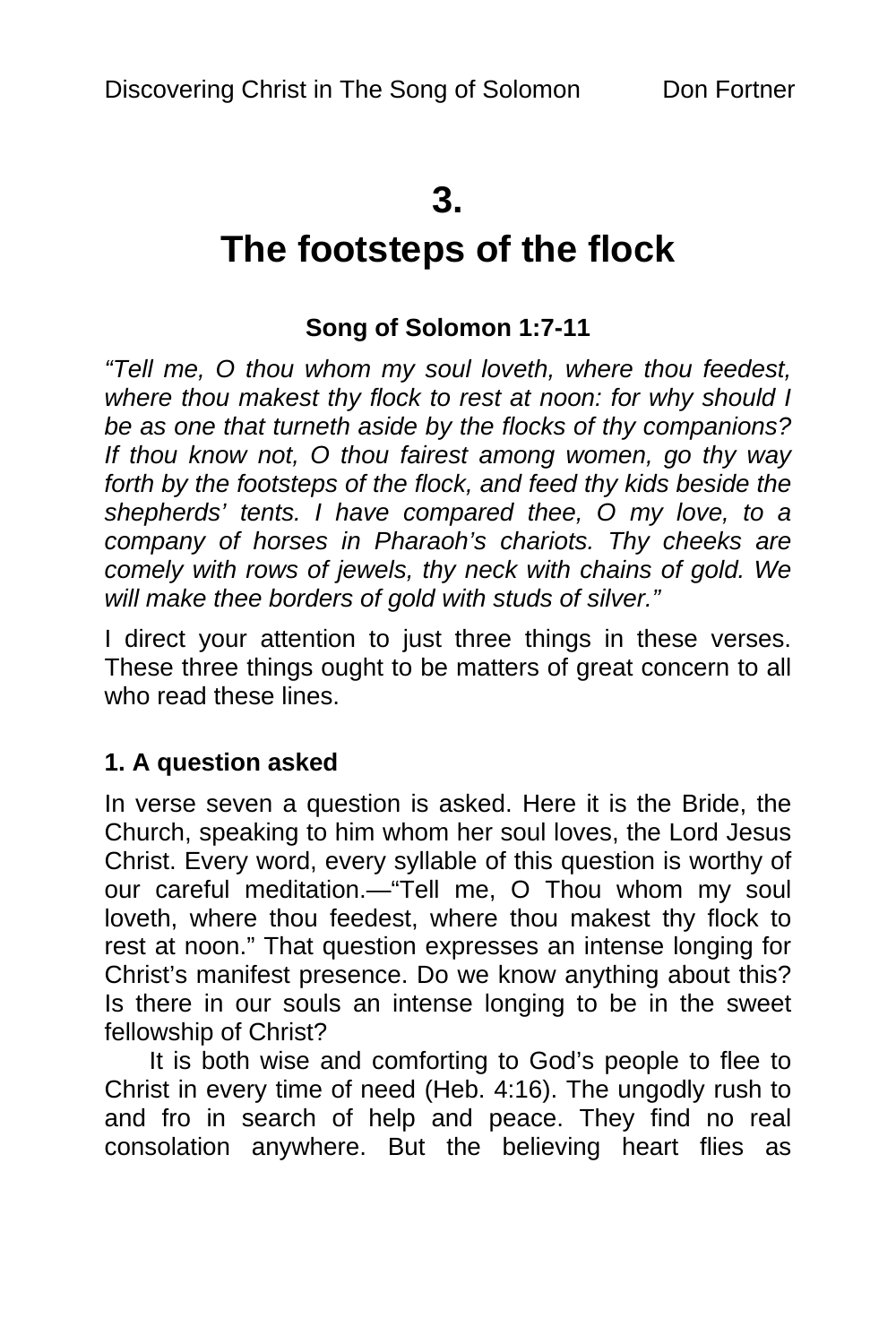# 3.
# The footsteps of the flock

**Song of Solomon 1:7-11**

*"Tell me, O thou whom my soul loveth, where thou feedest, where thou makest thy flock to rest at noon: for why should I be as one that turneth aside by the flocks of thy companions? If thou know not, O thou fairest among women, go thy way forth by the footsteps of the flock, and feed thy kids beside the shepherds' tents. I have compared thee, O my love, to a company of horses in Pharaoh's chariots. Thy cheeks are comely with rows of jewels, thy neck with chains of gold. We will make thee borders of gold with studs of silver."*

I direct your attention to just three things in these verses. These three things ought to be matters of great concern to all who read these lines.

### 1. A question asked

In verse seven a question is asked. Here it is the Bride, the Church, speaking to him whom her soul loves, the Lord Jesus Christ. Every word, every syllable of this question is worthy of our careful meditation.—"Tell me, O Thou whom my soul loveth, where thou feedest, where thou makest thy flock to rest at noon." That question expresses an intense longing for Christ's manifest presence. Do we know anything about this? Is there in our souls an intense longing to be in the sweet fellowship of Christ?

It is both wise and comforting to God's people to flee to Christ in every time of need (Heb. 4:16). The ungodly rush to and fro in search of help and peace. They find no real consolation anywhere. But the believing heart flies as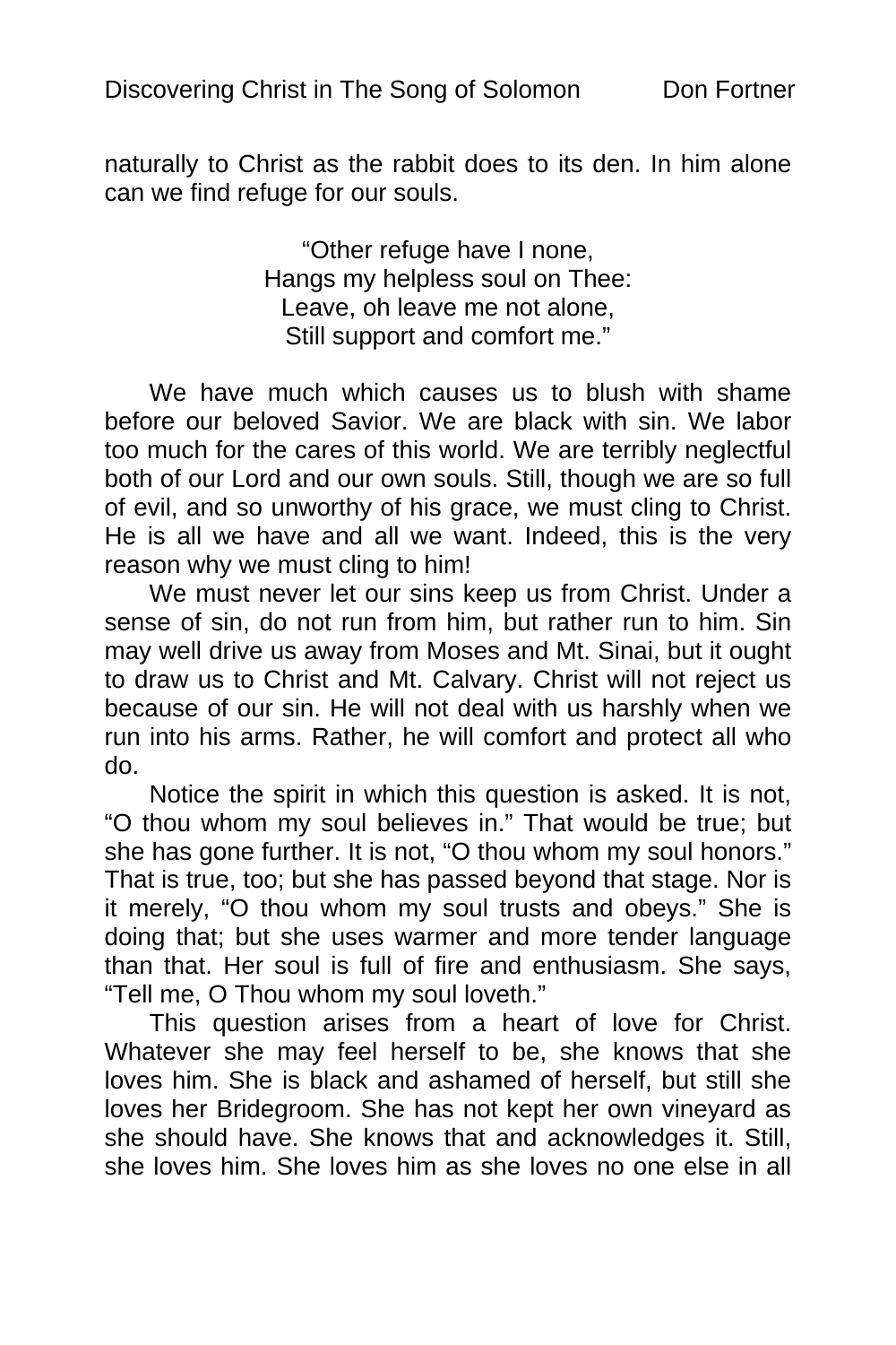naturally to Christ as the rabbit does to its den. In him alone can we find refuge for our souls.

> “Other refuge have I none,
> Hangs my helpless soul on Thee:
> Leave, oh leave me not alone,
> Still support and comfort me.”

We have much which causes us to blush with shame before our beloved Savior. We are black with sin. We labor too much for the cares of this world. We are terribly neglectful both of our Lord and our own souls. Still, though we are so full of evil, and so unworthy of his grace, we must cling to Christ. He is all we have and all we want. Indeed, this is the very reason why we must cling to him!

We must never let our sins keep us from Christ. Under a sense of sin, do not run from him, but rather run to him. Sin may well drive us away from Moses and Mt. Sinai, but it ought to draw us to Christ and Mt. Calvary. Christ will not reject us because of our sin. He will not deal with us harshly when we run into his arms. Rather, he will comfort and protect all who do.

Notice the spirit in which this question is asked. It is not, “O thou whom my soul believes in.” That would be true; but she has gone further. It is not, “O thou whom my soul honors.” That is true, too; but she has passed beyond that stage. Nor is it merely, “O thou whom my soul trusts and obeys.” She is doing that; but she uses warmer and more tender language than that. Her soul is full of fire and enthusiasm. She says, “Tell me, O Thou whom my soul loveth.”

This question arises from a heart of love for Christ. Whatever she may feel herself to be, she knows that she loves him. She is black and ashamed of herself, but still she loves her Bridegroom. She has not kept her own vineyard as she should have. She knows that and acknowledges it. Still, she loves him. She loves him as she loves no one else in all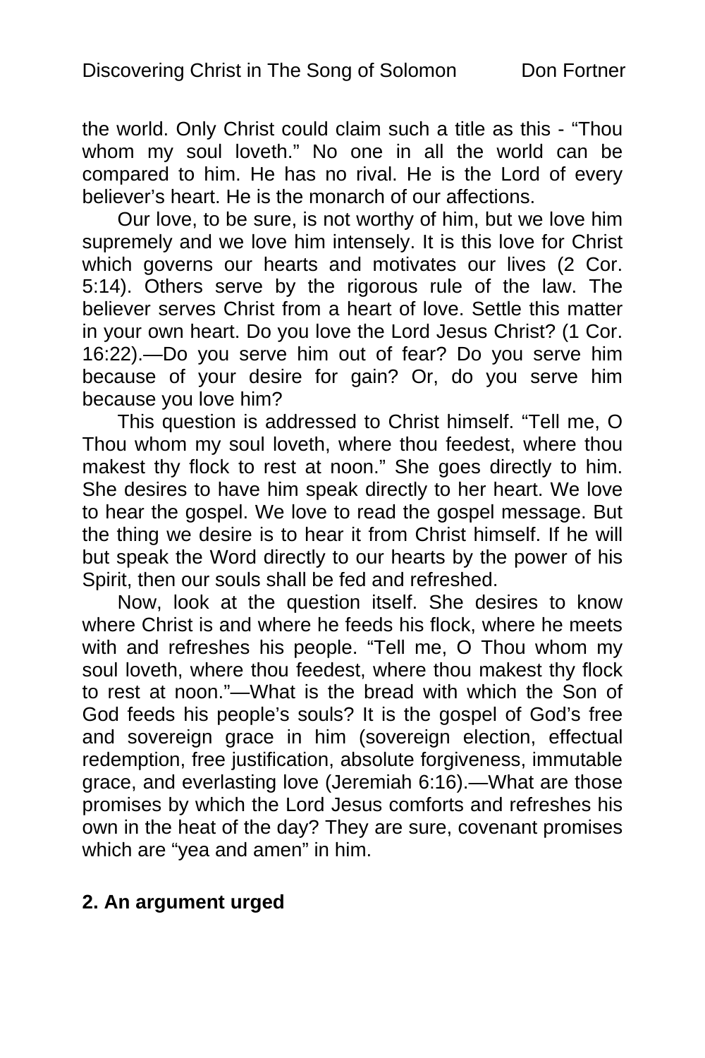the world. Only Christ could claim such a title as this - "Thou whom my soul loveth." No one in all the world can be compared to him. He has no rival. He is the Lord of every believer's heart. He is the monarch of our affections.

Our love, to be sure, is not worthy of him, but we love him supremely and we love him intensely. It is this love for Christ which governs our hearts and motivates our lives (2 Cor. 5:14). Others serve by the rigorous rule of the law. The believer serves Christ from a heart of love. Settle this matter in your own heart. Do you love the Lord Jesus Christ? (1 Cor. 16:22).—Do you serve him out of fear? Do you serve him because of your desire for gain? Or, do you serve him because you love him?

This question is addressed to Christ himself. "Tell me, O Thou whom my soul loveth, where thou feedest, where thou makest thy flock to rest at noon." She goes directly to him. She desires to have him speak directly to her heart. We love to hear the gospel. We love to read the gospel message. But the thing we desire is to hear it from Christ himself. If he will but speak the Word directly to our hearts by the power of his Spirit, then our souls shall be fed and refreshed.

Now, look at the question itself. She desires to know where Christ is and where he feeds his flock, where he meets with and refreshes his people. "Tell me, O Thou whom my soul loveth, where thou feedest, where thou makest thy flock to rest at noon."—What is the bread with which the Son of God feeds his people's souls? It is the gospel of God's free and sovereign grace in him (sovereign election, effectual redemption, free justification, absolute forgiveness, immutable grace, and everlasting love (Jeremiah 6:16).—What are those promises by which the Lord Jesus comforts and refreshes his own in the heat of the day? They are sure, covenant promises which are "yea and amen" in him.

**2. An argument urged**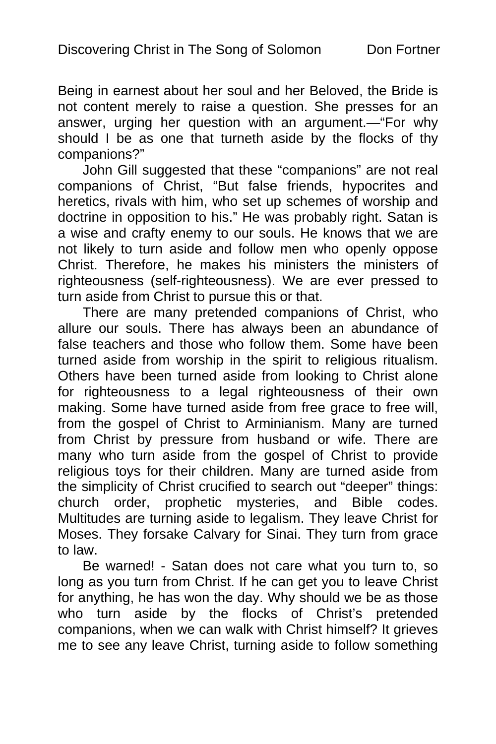Being in earnest about her soul and her Beloved, the Bride is not content merely to raise a question. She presses for an answer, urging her question with an argument.—"For why should I be as one that turneth aside by the flocks of thy companions?"

John Gill suggested that these "companions" are not real companions of Christ, "But false friends, hypocrites and heretics, rivals with him, who set up schemes of worship and doctrine in opposition to his." He was probably right. Satan is a wise and crafty enemy to our souls. He knows that we are not likely to turn aside and follow men who openly oppose Christ. Therefore, he makes his ministers the ministers of righteousness (self-righteousness). We are ever pressed to turn aside from Christ to pursue this or that.

There are many pretended companions of Christ, who allure our souls. There has always been an abundance of false teachers and those who follow them. Some have been turned aside from worship in the spirit to religious ritualism. Others have been turned aside from looking to Christ alone for righteousness to a legal righteousness of their own making. Some have turned aside from free grace to free will, from the gospel of Christ to Arminianism. Many are turned from Christ by pressure from husband or wife. There are many who turn aside from the gospel of Christ to provide religious toys for their children. Many are turned aside from the simplicity of Christ crucified to search out "deeper" things: church order, prophetic mysteries, and Bible codes. Multitudes are turning aside to legalism. They leave Christ for Moses. They forsake Calvary for Sinai. They turn from grace to law.

Be warned! - Satan does not care what you turn to, so long as you turn from Christ. If he can get you to leave Christ for anything, he has won the day. Why should we be as those who turn aside by the flocks of Christ's pretended companions, when we can walk with Christ himself? It grieves me to see any leave Christ, turning aside to follow something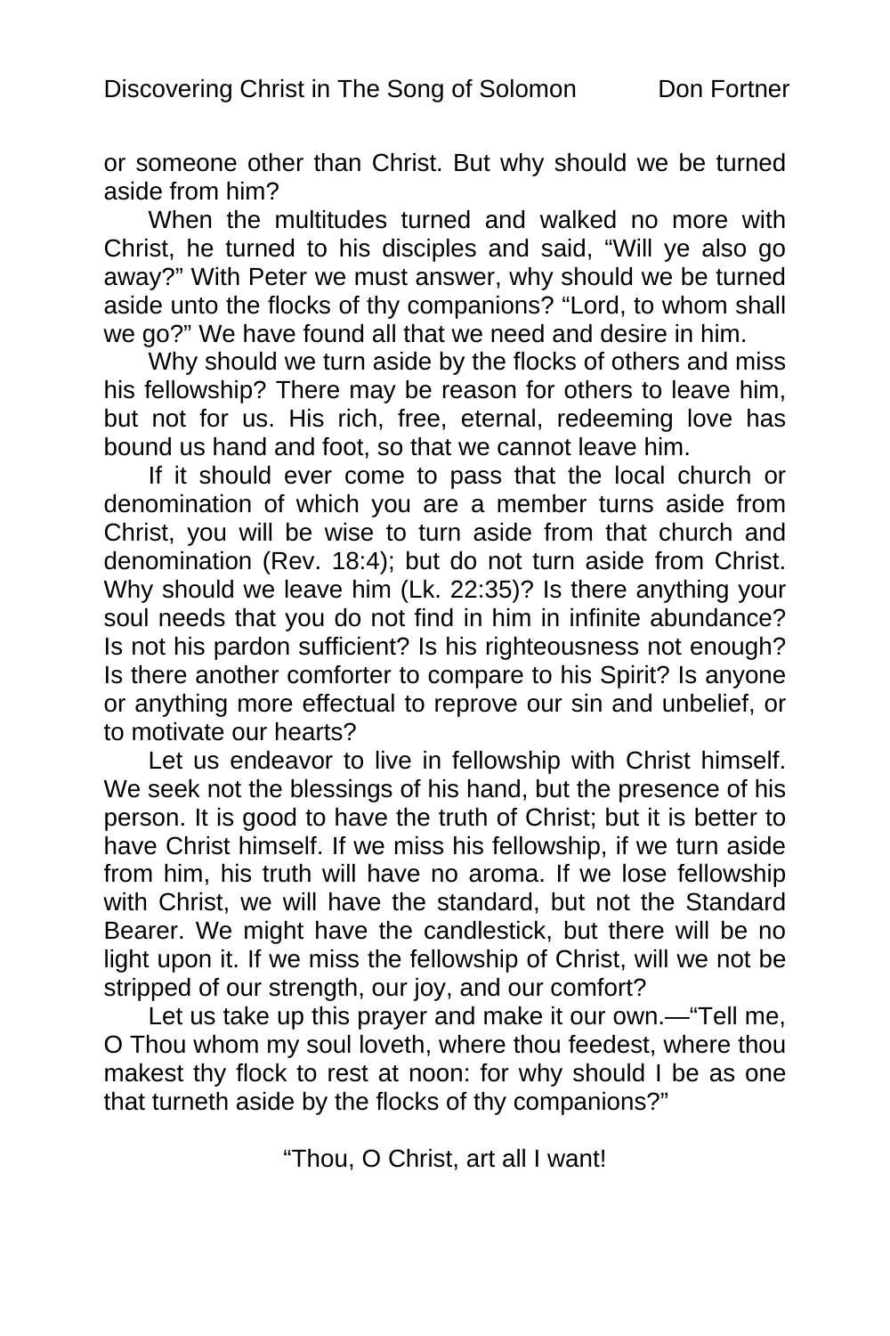or someone other than Christ. But why should we be turned aside from him?

When the multitudes turned and walked no more with Christ, he turned to his disciples and said, “Will ye also go away?” With Peter we must answer, why should we be turned aside unto the flocks of thy companions? “Lord, to whom shall we go?” We have found all that we need and desire in him.

Why should we turn aside by the flocks of others and miss his fellowship? There may be reason for others to leave him, but not for us. His rich, free, eternal, redeeming love has bound us hand and foot, so that we cannot leave him.

If it should ever come to pass that the local church or denomination of which you are a member turns aside from Christ, you will be wise to turn aside from that church and denomination (Rev. 18:4); but do not turn aside from Christ. Why should we leave him (Lk. 22:35)? Is there anything your soul needs that you do not find in him in infinite abundance? Is not his pardon sufficient? Is his righteousness not enough? Is there another comforter to compare to his Spirit? Is anyone or anything more effectual to reprove our sin and unbelief, or to motivate our hearts?

Let us endeavor to live in fellowship with Christ himself. We seek not the blessings of his hand, but the presence of his person. It is good to have the truth of Christ; but it is better to have Christ himself. If we miss his fellowship, if we turn aside from him, his truth will have no aroma. If we lose fellowship with Christ, we will have the standard, but not the Standard Bearer. We might have the candlestick, but there will be no light upon it. If we miss the fellowship of Christ, will we not be stripped of our strength, our joy, and our comfort?

Let us take up this prayer and make it our own.—“Tell me, O Thou whom my soul loveth, where thou feedest, where thou makest thy flock to rest at noon: for why should I be as one that turneth aside by the flocks of thy companions?”

“Thou, O Christ, art all I want!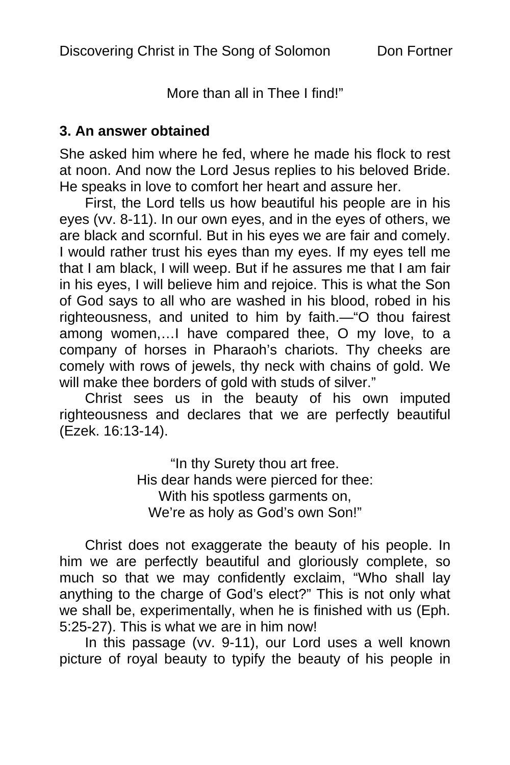More than all in Thee I find!"

### 3. An answer obtained

She asked him where he fed, where he made his flock to rest at noon. And now the Lord Jesus replies to his beloved Bride. He speaks in love to comfort her heart and assure her.

First, the Lord tells us how beautiful his people are in his eyes (vv. 8-11). In our own eyes, and in the eyes of others, we are black and scornful. But in his eyes we are fair and comely. I would rather trust his eyes than my eyes. If my eyes tell me that I am black, I will weep. But if he assures me that I am fair in his eyes, I will believe him and rejoice. This is what the Son of God says to all who are washed in his blood, robed in his righteousness, and united to him by faith.—"O thou fairest among women,…I have compared thee, O my love, to a company of horses in Pharaoh's chariots. Thy cheeks are comely with rows of jewels, thy neck with chains of gold. We will make thee borders of gold with studs of silver."

Christ sees us in the beauty of his own imputed righteousness and declares that we are perfectly beautiful (Ezek. 16:13-14).

"In thy Surety thou art free.
His dear hands were pierced for thee:
With his spotless garments on,
We're as holy as God's own Son!"

Christ does not exaggerate the beauty of his people. In him we are perfectly beautiful and gloriously complete, so much so that we may confidently exclaim, "Who shall lay anything to the charge of God's elect?" This is not only what we shall be, experimentally, when he is finished with us (Eph. 5:25-27). This is what we are in him now!

In this passage (vv. 9-11), our Lord uses a well known picture of royal beauty to typify the beauty of his people in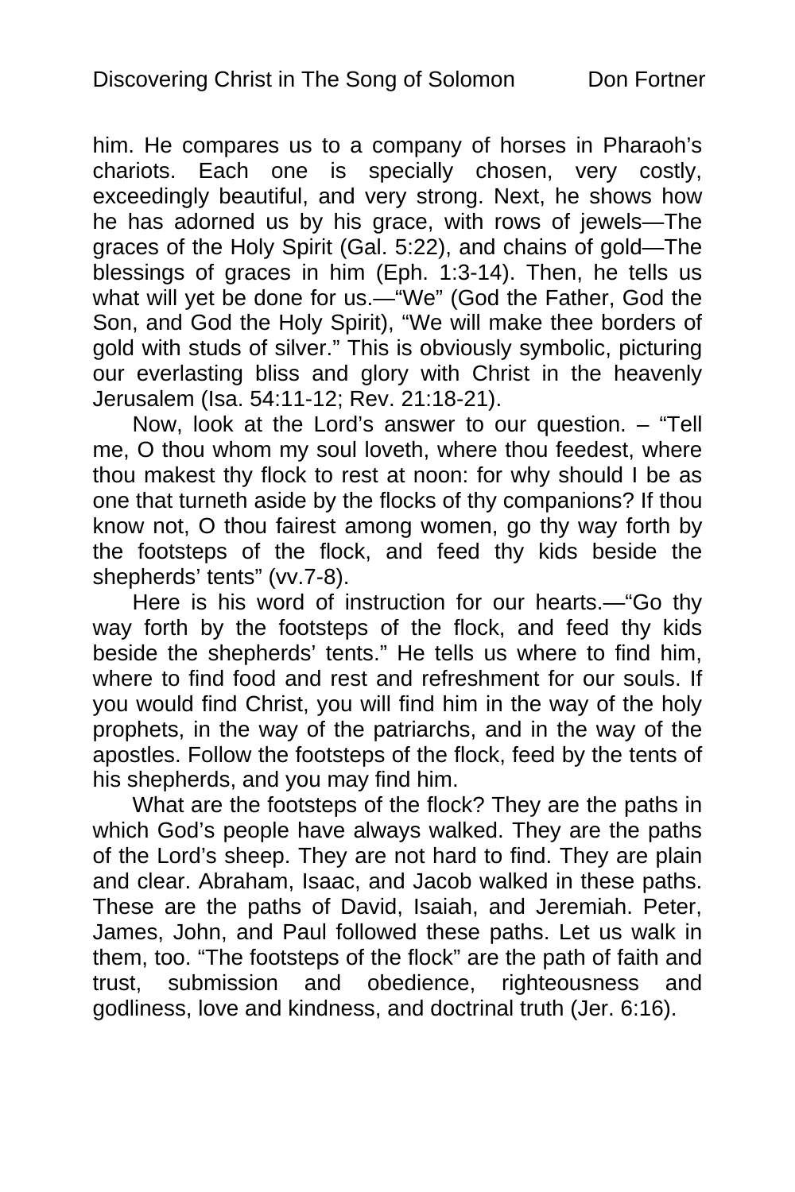him. He compares us to a company of horses in Pharaoh's chariots. Each one is specially chosen, very costly, exceedingly beautiful, and very strong. Next, he shows how he has adorned us by his grace, with rows of jewels—The graces of the Holy Spirit (Gal. 5:22), and chains of gold—The blessings of graces in him (Eph. 1:3-14). Then, he tells us what will yet be done for us.—"We" (God the Father, God the Son, and God the Holy Spirit), "We will make thee borders of gold with studs of silver." This is obviously symbolic, picturing our everlasting bliss and glory with Christ in the heavenly Jerusalem (Isa. 54:11-12; Rev. 21:18-21).

Now, look at the Lord's answer to our question. – "Tell me, O thou whom my soul loveth, where thou feedest, where thou makest thy flock to rest at noon: for why should I be as one that turneth aside by the flocks of thy companions? If thou know not, O thou fairest among women, go thy way forth by the footsteps of the flock, and feed thy kids beside the shepherds' tents" (vv.7-8).

Here is his word of instruction for our hearts.—"Go thy way forth by the footsteps of the flock, and feed thy kids beside the shepherds' tents." He tells us where to find him, where to find food and rest and refreshment for our souls. If you would find Christ, you will find him in the way of the holy prophets, in the way of the patriarchs, and in the way of the apostles. Follow the footsteps of the flock, feed by the tents of his shepherds, and you may find him.

What are the footsteps of the flock? They are the paths in which God's people have always walked. They are the paths of the Lord's sheep. They are not hard to find. They are plain and clear. Abraham, Isaac, and Jacob walked in these paths. These are the paths of David, Isaiah, and Jeremiah. Peter, James, John, and Paul followed these paths. Let us walk in them, too. "The footsteps of the flock" are the path of faith and trust, submission and obedience, righteousness and godliness, love and kindness, and doctrinal truth (Jer. 6:16).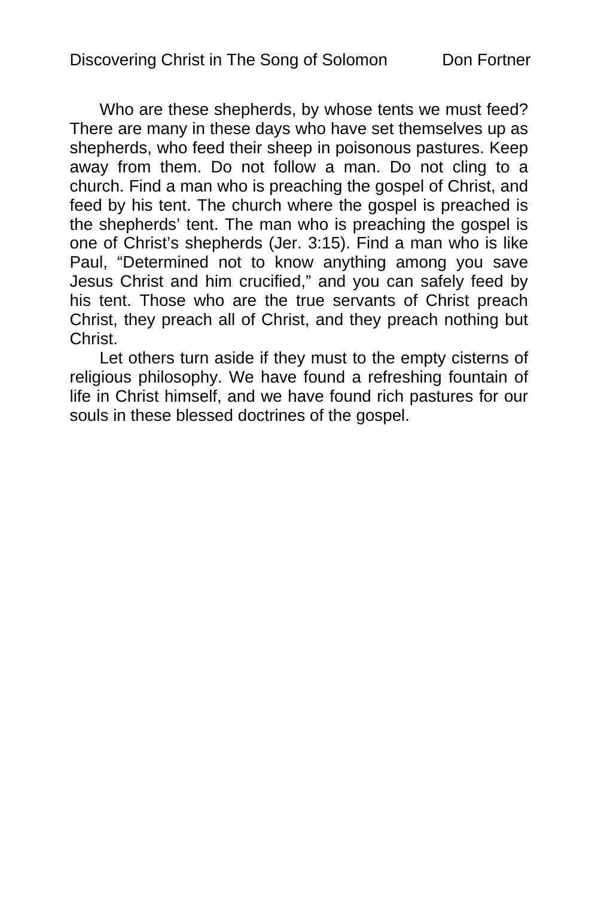Who are these shepherds, by whose tents we must feed? There are many in these days who have set themselves up as shepherds, who feed their sheep in poisonous pastures. Keep away from them. Do not follow a man. Do not cling to a church. Find a man who is preaching the gospel of Christ, and feed by his tent. The church where the gospel is preached is the shepherds' tent. The man who is preaching the gospel is one of Christ's shepherds (Jer. 3:15). Find a man who is like Paul, "Determined not to know anything among you save Jesus Christ and him crucified," and you can safely feed by his tent. Those who are the true servants of Christ preach Christ, they preach all of Christ, and they preach nothing but Christ.

Let others turn aside if they must to the empty cisterns of religious philosophy. We have found a refreshing fountain of life in Christ himself, and we have found rich pastures for our souls in these blessed doctrines of the gospel.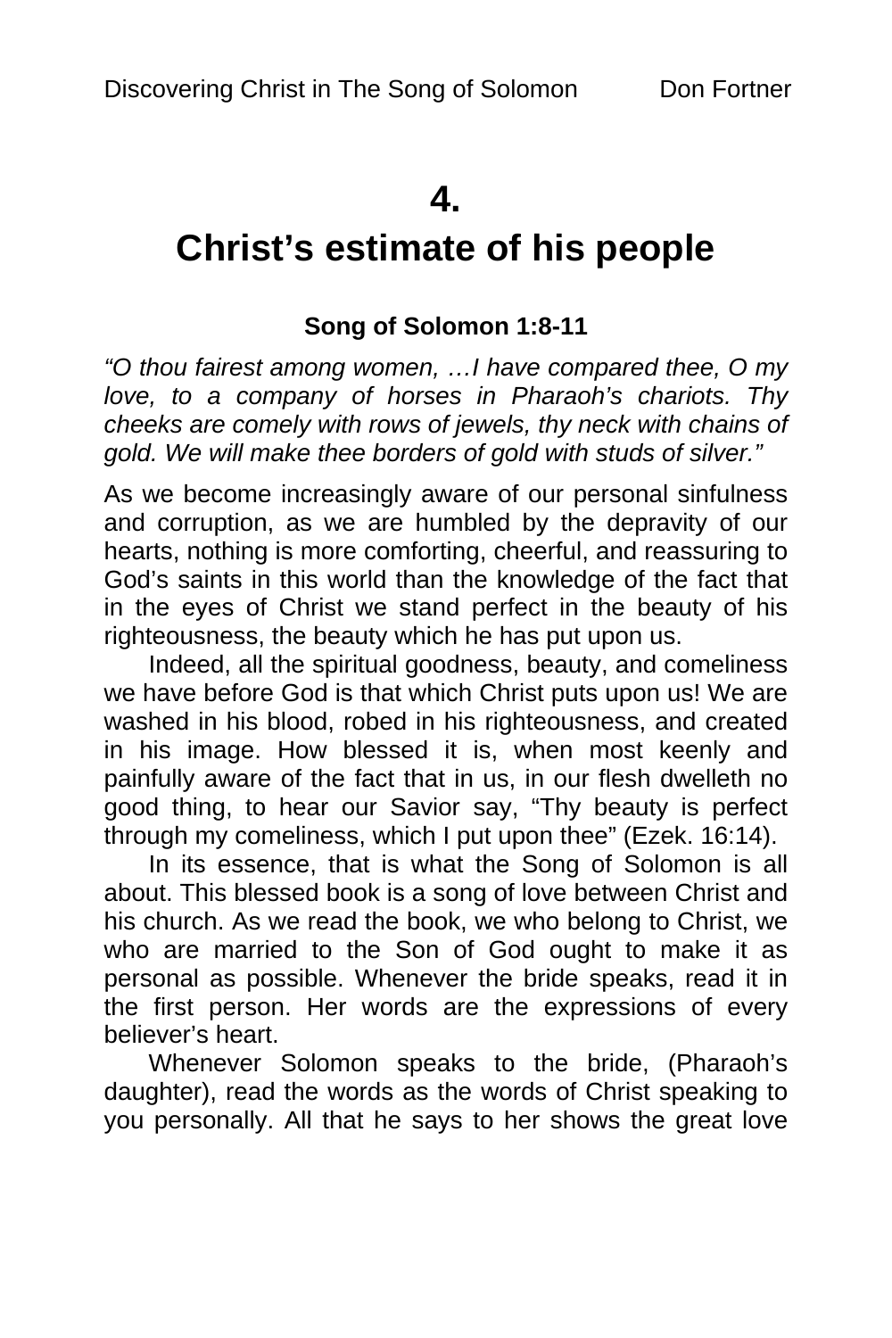# 4.
# Christ's estimate of his people

**Song of Solomon 1:8-11**

*"O thou fairest among women, …I have compared thee, O my love, to a company of horses in Pharaoh's chariots. Thy cheeks are comely with rows of jewels, thy neck with chains of gold. We will make thee borders of gold with studs of silver."*

As we become increasingly aware of our personal sinfulness and corruption, as we are humbled by the depravity of our hearts, nothing is more comforting, cheerful, and reassuring to God's saints in this world than the knowledge of the fact that in the eyes of Christ we stand perfect in the beauty of his righteousness, the beauty which he has put upon us.

Indeed, all the spiritual goodness, beauty, and comeliness we have before God is that which Christ puts upon us! We are washed in his blood, robed in his righteousness, and created in his image. How blessed it is, when most keenly and painfully aware of the fact that in us, in our flesh dwelleth no good thing, to hear our Savior say, "Thy beauty is perfect through my comeliness, which I put upon thee" (Ezek. 16:14).

In its essence, that is what the Song of Solomon is all about. This blessed book is a song of love between Christ and his church. As we read the book, we who belong to Christ, we who are married to the Son of God ought to make it as personal as possible. Whenever the bride speaks, read it in the first person. Her words are the expressions of every believer's heart.

Whenever Solomon speaks to the bride, (Pharaoh's daughter), read the words as the words of Christ speaking to you personally. All that he says to her shows the great love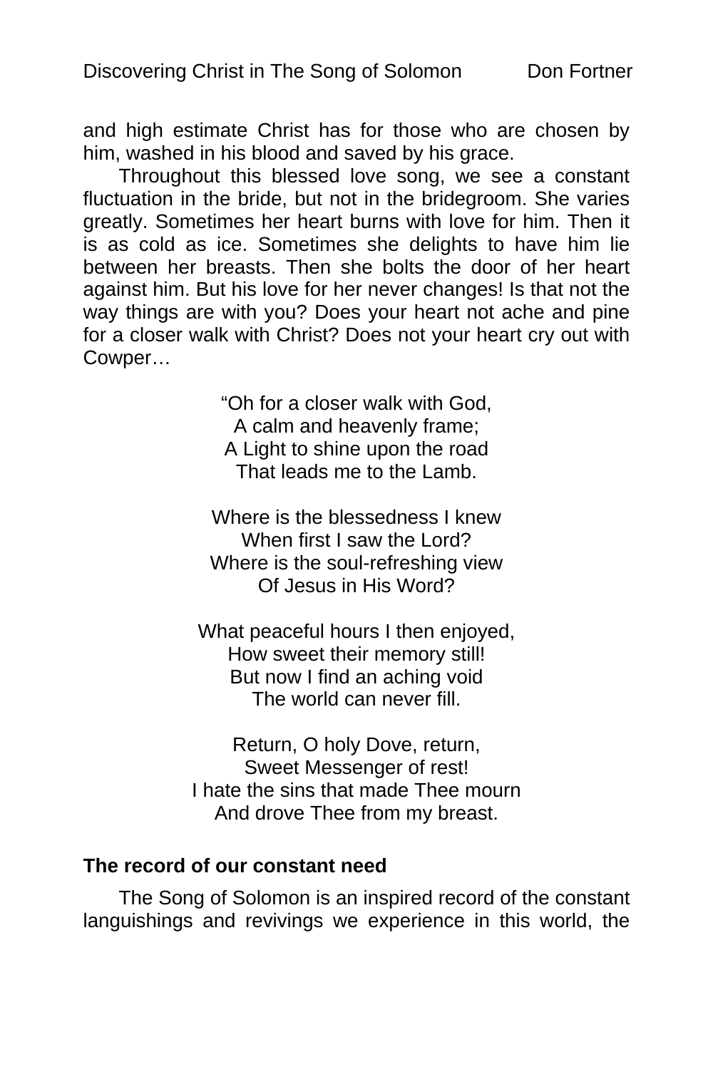and high estimate Christ has for those who are chosen by him, washed in his blood and saved by his grace.

Throughout this blessed love song, we see a constant fluctuation in the bride, but not in the bridegroom. She varies greatly. Sometimes her heart burns with love for him. Then it is as cold as ice. Sometimes she delights to have him lie between her breasts. Then she bolts the door of her heart against him. But his love for her never changes! Is that not the way things are with you? Does your heart not ache and pine for a closer walk with Christ? Does not your heart cry out with Cowper…

“Oh for a closer walk with God,  
A calm and heavenly frame;  
A Light to shine upon the road  
That leads me to the Lamb.

Where is the blessedness I knew  
When first I saw the Lord?  
Where is the soul-refreshing view  
Of Jesus in His Word?

What peaceful hours I then enjoyed,  
How sweet their memory still!  
But now I find an aching void  
The world can never fill.

Return, O holy Dove, return,  
Sweet Messenger of rest!  
I hate the sins that made Thee mourn  
And drove Thee from my breast.

**The record of our constant need**

The Song of Solomon is an inspired record of the constant languishings and revivings we experience in this world, the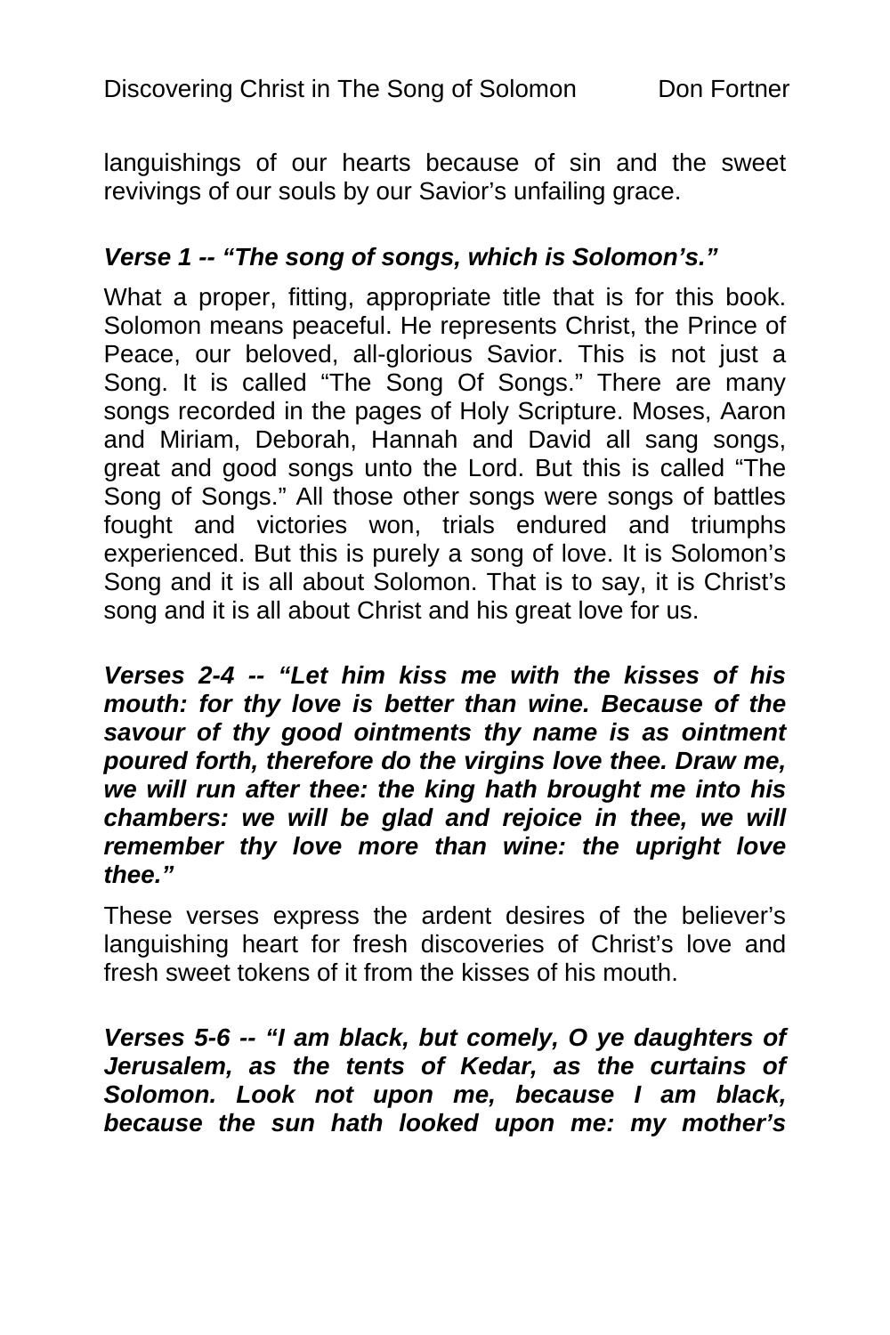languishings of our hearts because of sin and the sweet revivings of our souls by our Savior's unfailing grace.

***Verse 1 -- "The song of songs, which is Solomon's."***

What a proper, fitting, appropriate title that is for this book. Solomon means peaceful. He represents Christ, the Prince of Peace, our beloved, all-glorious Savior. This is not just a Song. It is called "The Song Of Songs." There are many songs recorded in the pages of Holy Scripture. Moses, Aaron and Miriam, Deborah, Hannah and David all sang songs, great and good songs unto the Lord. But this is called "The Song of Songs." All those other songs were songs of battles fought and victories won, trials endured and triumphs experienced. But this is purely a song of love. It is Solomon's Song and it is all about Solomon. That is to say, it is Christ's song and it is all about Christ and his great love for us.

***Verses 2-4 -- "Let him kiss me with the kisses of his mouth: for thy love is better than wine. Because of the savour of thy good ointments thy name is as ointment poured forth, therefore do the virgins love thee. Draw me, we will run after thee: the king hath brought me into his chambers: we will be glad and rejoice in thee, we will remember thy love more than wine: the upright love thee."***

These verses express the ardent desires of the believer's languishing heart for fresh discoveries of Christ's love and fresh sweet tokens of it from the kisses of his mouth.

***Verses 5-6 -- "I am black, but comely, O ye daughters of Jerusalem, as the tents of Kedar, as the curtains of Solomon. Look not upon me, because I am black, because the sun hath looked upon me: my mother's***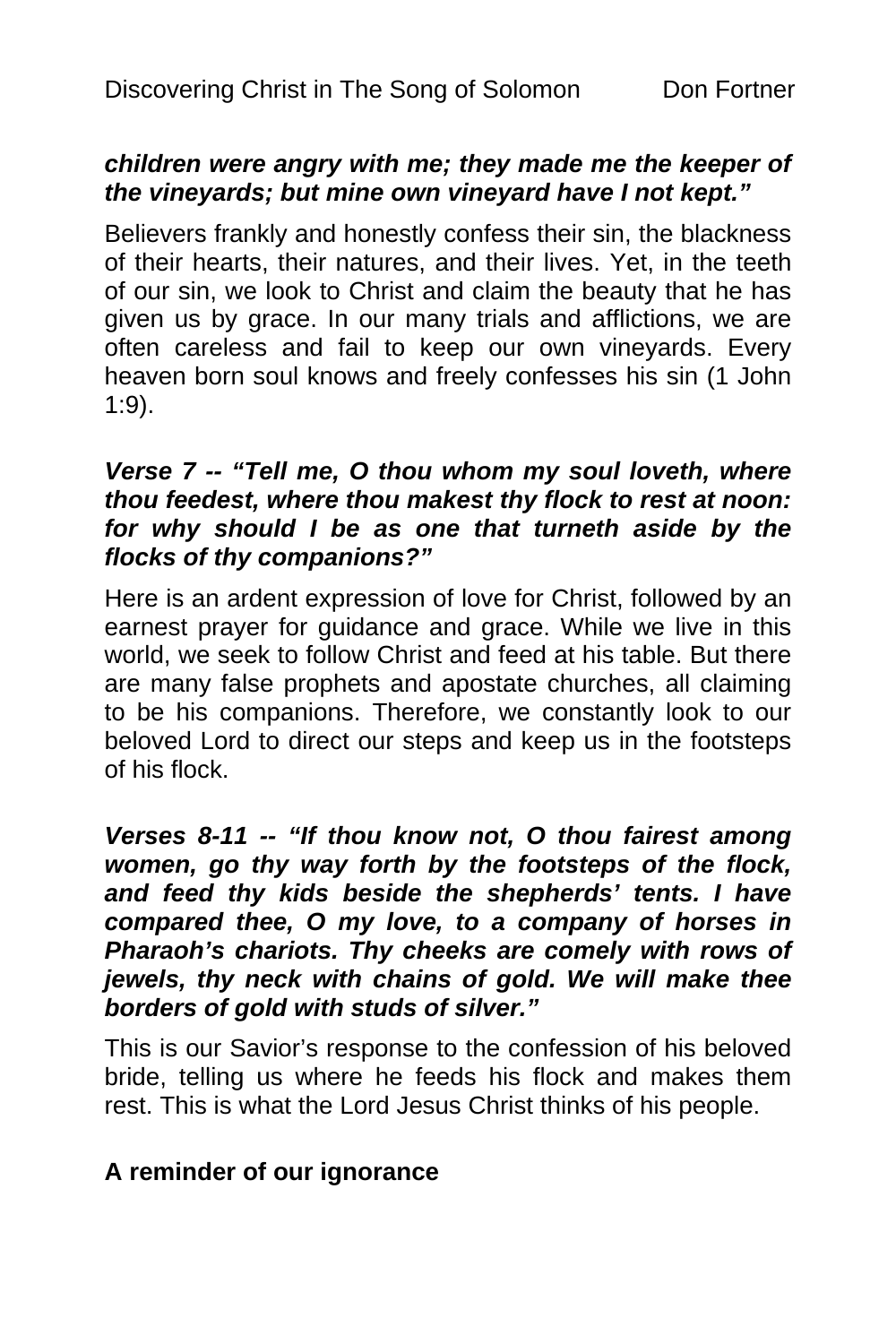***children were angry with me; they made me the keeper of the vineyards; but mine own vineyard have I not kept."***

Believers frankly and honestly confess their sin, the blackness of their hearts, their natures, and their lives. Yet, in the teeth of our sin, we look to Christ and claim the beauty that he has given us by grace. In our many trials and afflictions, we are often careless and fail to keep our own vineyards. Every heaven born soul knows and freely confesses his sin (1 John 1:9).

***Verse 7 -- "Tell me, O thou whom my soul loveth, where thou feedest, where thou makest thy flock to rest at noon: for why should I be as one that turneth aside by the flocks of thy companions?"***

Here is an ardent expression of love for Christ, followed by an earnest prayer for guidance and grace. While we live in this world, we seek to follow Christ and feed at his table. But there are many false prophets and apostate churches, all claiming to be his companions. Therefore, we constantly look to our beloved Lord to direct our steps and keep us in the footsteps of his flock.

***Verses 8-11 -- "If thou know not, O thou fairest among women, go thy way forth by the footsteps of the flock, and feed thy kids beside the shepherds' tents. I have compared thee, O my love, to a company of horses in Pharaoh's chariots. Thy cheeks are comely with rows of jewels, thy neck with chains of gold. We will make thee borders of gold with studs of silver."***

This is our Savior's response to the confession of his beloved bride, telling us where he feeds his flock and makes them rest. This is what the Lord Jesus Christ thinks of his people.

**A reminder of our ignorance**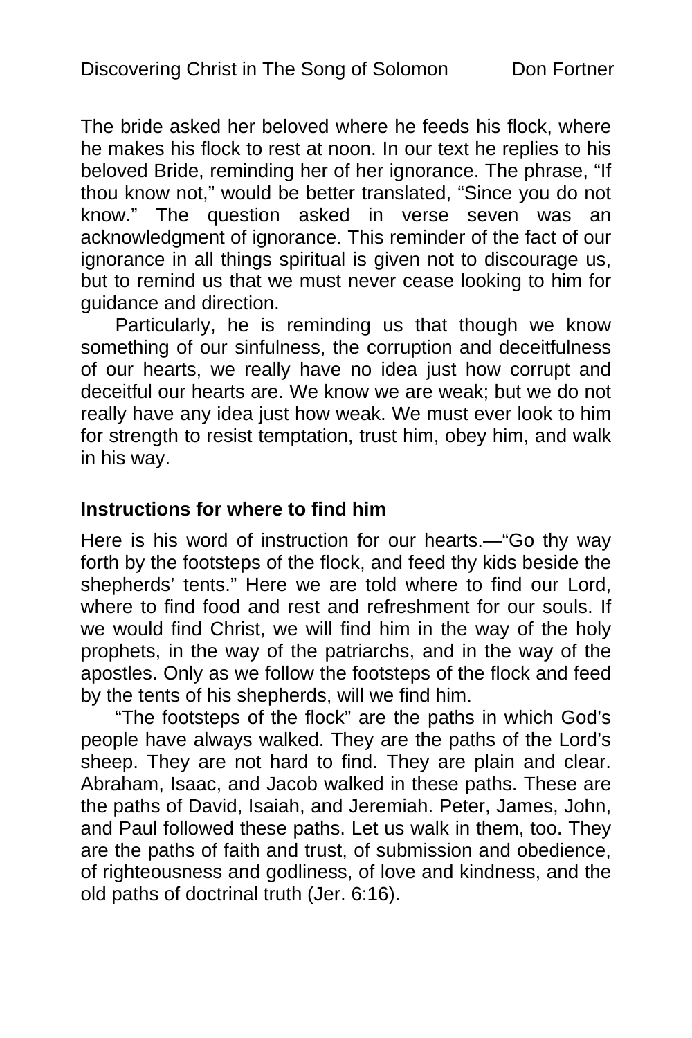The bride asked her beloved where he feeds his flock, where he makes his flock to rest at noon. In our text he replies to his beloved Bride, reminding her of her ignorance. The phrase, "If thou know not," would be better translated, "Since you do not know." The question asked in verse seven was an acknowledgment of ignorance. This reminder of the fact of our ignorance in all things spiritual is given not to discourage us, but to remind us that we must never cease looking to him for guidance and direction.

Particularly, he is reminding us that though we know something of our sinfulness, the corruption and deceitfulness of our hearts, we really have no idea just how corrupt and deceitful our hearts are. We know we are weak; but we do not really have any idea just how weak. We must ever look to him for strength to resist temptation, trust him, obey him, and walk in his way.

**Instructions for where to find him**

Here is his word of instruction for our hearts.—"Go thy way forth by the footsteps of the flock, and feed thy kids beside the shepherds' tents." Here we are told where to find our Lord, where to find food and rest and refreshment for our souls. If we would find Christ, we will find him in the way of the holy prophets, in the way of the patriarchs, and in the way of the apostles. Only as we follow the footsteps of the flock and feed by the tents of his shepherds, will we find him.

"The footsteps of the flock" are the paths in which God's people have always walked. They are the paths of the Lord's sheep. They are not hard to find. They are plain and clear. Abraham, Isaac, and Jacob walked in these paths. These are the paths of David, Isaiah, and Jeremiah. Peter, James, John, and Paul followed these paths. Let us walk in them, too. They are the paths of faith and trust, of submission and obedience, of righteousness and godliness, of love and kindness, and the old paths of doctrinal truth (Jer. 6:16).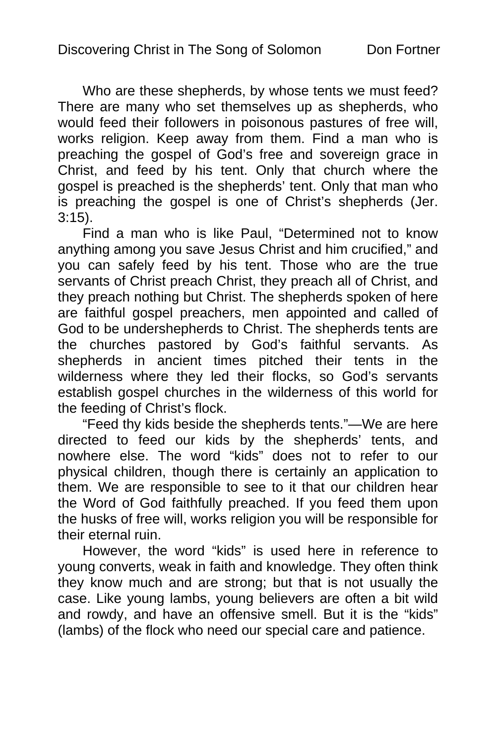Who are these shepherds, by whose tents we must feed? There are many who set themselves up as shepherds, who would feed their followers in poisonous pastures of free will, works religion. Keep away from them. Find a man who is preaching the gospel of God's free and sovereign grace in Christ, and feed by his tent. Only that church where the gospel is preached is the shepherds' tent. Only that man who is preaching the gospel is one of Christ's shepherds (Jer. 3:15).

Find a man who is like Paul, "Determined not to know anything among you save Jesus Christ and him crucified," and you can safely feed by his tent. Those who are the true servants of Christ preach Christ, they preach all of Christ, and they preach nothing but Christ. The shepherds spoken of here are faithful gospel preachers, men appointed and called of God to be undershepherds to Christ. The shepherds tents are the churches pastored by God's faithful servants. As shepherds in ancient times pitched their tents in the wilderness where they led their flocks, so God's servants establish gospel churches in the wilderness of this world for the feeding of Christ's flock.

"Feed thy kids beside the shepherds tents."—We are here directed to feed our kids by the shepherds' tents, and nowhere else. The word "kids" does not to refer to our physical children, though there is certainly an application to them. We are responsible to see to it that our children hear the Word of God faithfully preached. If you feed them upon the husks of free will, works religion you will be responsible for their eternal ruin.

However, the word "kids" is used here in reference to young converts, weak in faith and knowledge. They often think they know much and are strong; but that is not usually the case. Like young lambs, young believers are often a bit wild and rowdy, and have an offensive smell. But it is the "kids" (lambs) of the flock who need our special care and patience.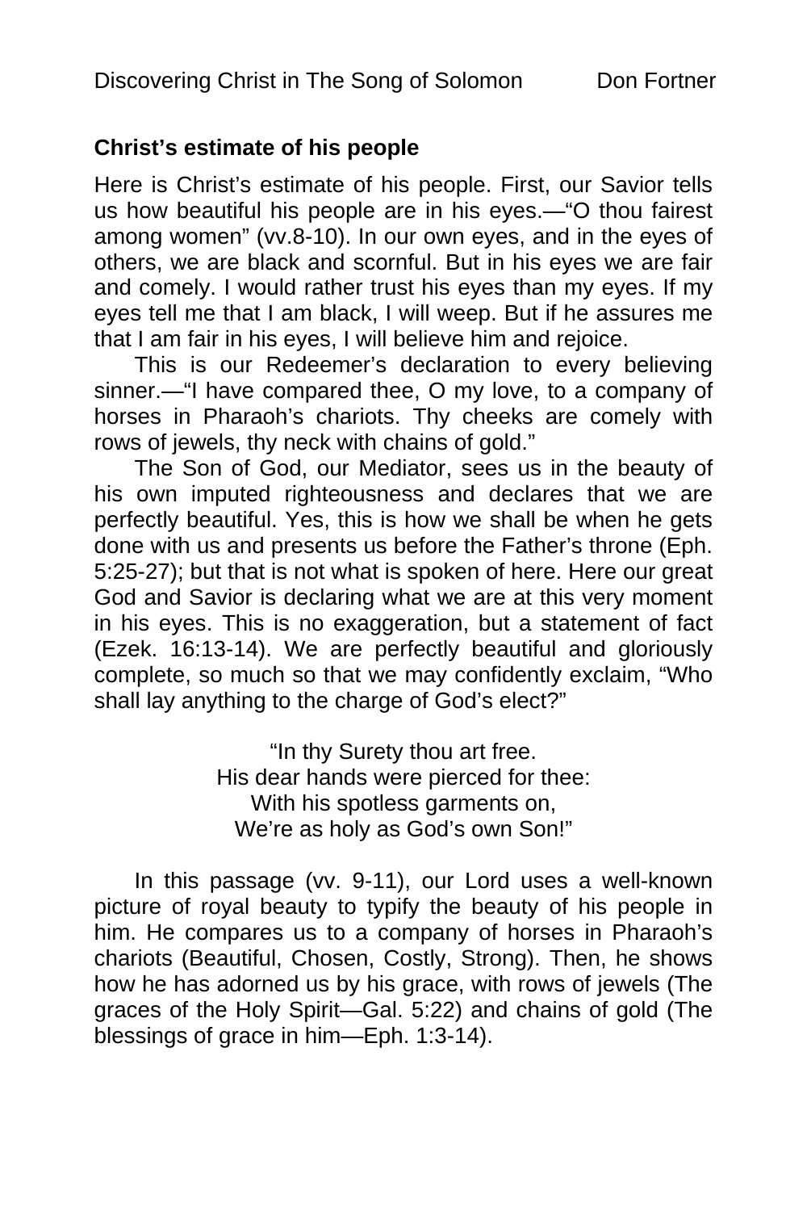### Christ's estimate of his people

Here is Christ's estimate of his people. First, our Savior tells us how beautiful his people are in his eyes.—"O thou fairest among women" (vv.8-10). In our own eyes, and in the eyes of others, we are black and scornful. But in his eyes we are fair and comely. I would rather trust his eyes than my eyes. If my eyes tell me that I am black, I will weep. But if he assures me that I am fair in his eyes, I will believe him and rejoice.

This is our Redeemer's declaration to every believing sinner.—"I have compared thee, O my love, to a company of horses in Pharaoh's chariots. Thy cheeks are comely with rows of jewels, thy neck with chains of gold."

The Son of God, our Mediator, sees us in the beauty of his own imputed righteousness and declares that we are perfectly beautiful. Yes, this is how we shall be when he gets done with us and presents us before the Father's throne (Eph. 5:25-27); but that is not what is spoken of here. Here our great God and Savior is declaring what we are at this very moment in his eyes. This is no exaggeration, but a statement of fact (Ezek. 16:13-14). We are perfectly beautiful and gloriously complete, so much so that we may confidently exclaim, "Who shall lay anything to the charge of God's elect?"

"In thy Surety thou art free.
His dear hands were pierced for thee:
With his spotless garments on,
We're as holy as God's own Son!"

In this passage (vv. 9-11), our Lord uses a well-known picture of royal beauty to typify the beauty of his people in him. He compares us to a company of horses in Pharaoh's chariots (Beautiful, Chosen, Costly, Strong). Then, he shows how he has adorned us by his grace, with rows of jewels (The graces of the Holy Spirit—Gal. 5:22) and chains of gold (The blessings of grace in him—Eph. 1:3-14).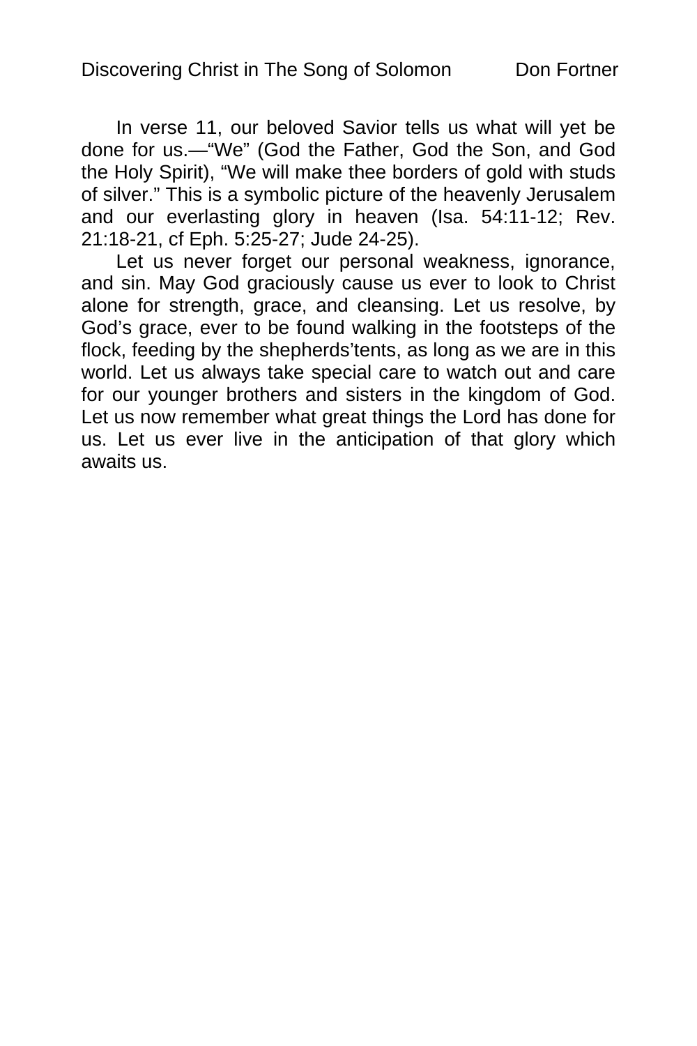In verse 11, our beloved Savior tells us what will yet be done for us.—"We" (God the Father, God the Son, and God the Holy Spirit), "We will make thee borders of gold with studs of silver." This is a symbolic picture of the heavenly Jerusalem and our everlasting glory in heaven (Isa. 54:11-12; Rev. 21:18-21, cf Eph. 5:25-27; Jude 24-25).

Let us never forget our personal weakness, ignorance, and sin. May God graciously cause us ever to look to Christ alone for strength, grace, and cleansing. Let us resolve, by God's grace, ever to be found walking in the footsteps of the flock, feeding by the shepherds'tents, as long as we are in this world. Let us always take special care to watch out and care for our younger brothers and sisters in the kingdom of God. Let us now remember what great things the Lord has done for us. Let us ever live in the anticipation of that glory which awaits us.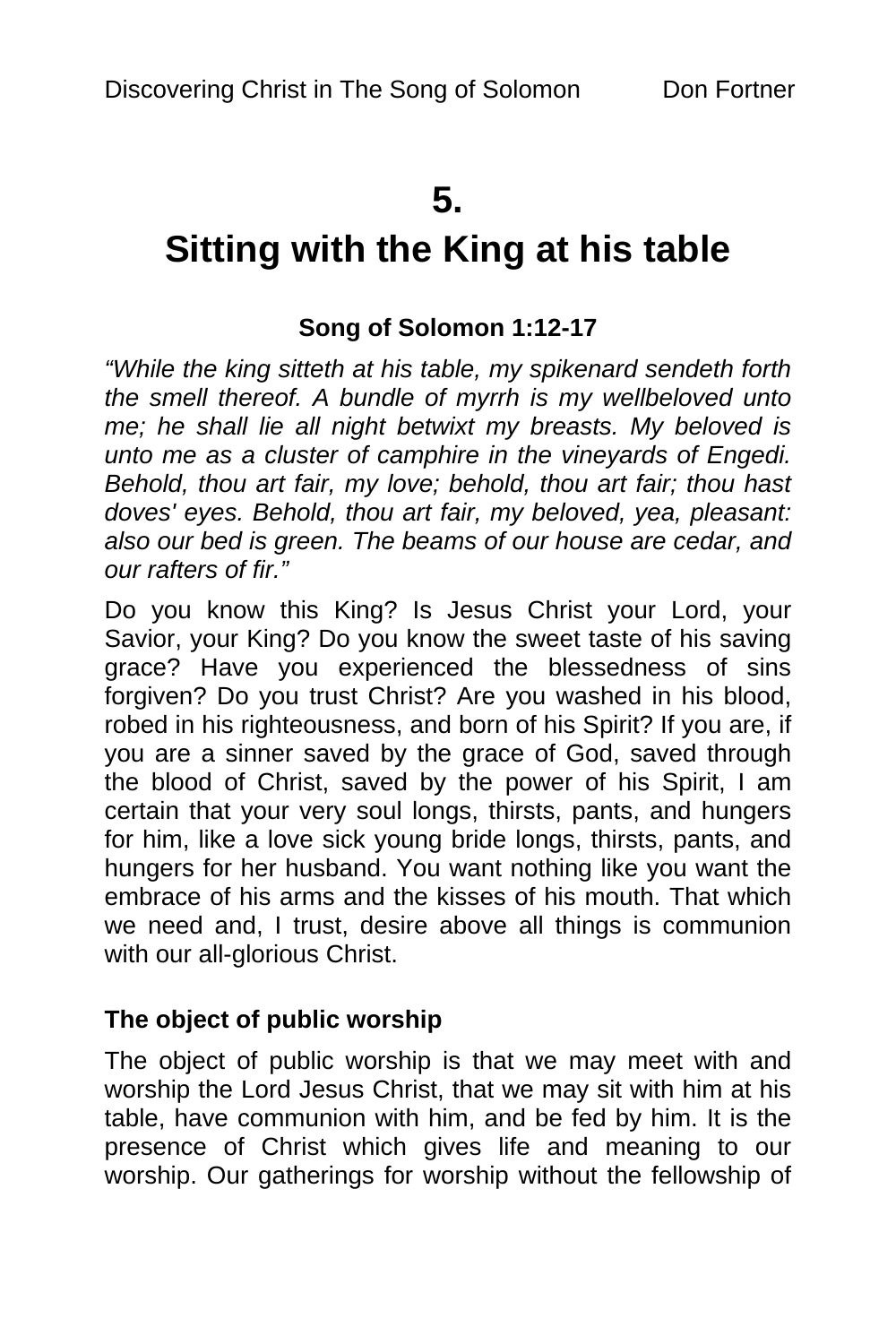# 5.

# Sitting with the King at his table

**Song of Solomon 1:12-17**

*"While the king sitteth at his table, my spikenard sendeth forth the smell thereof. A bundle of myrrh is my wellbeloved unto me; he shall lie all night betwixt my breasts. My beloved is unto me as a cluster of camphire in the vineyards of Engedi. Behold, thou art fair, my love; behold, thou art fair; thou hast doves' eyes. Behold, thou art fair, my beloved, yea, pleasant: also our bed is green. The beams of our house are cedar, and our rafters of fir."*

Do you know this King? Is Jesus Christ your Lord, your Savior, your King? Do you know the sweet taste of his saving grace? Have you experienced the blessedness of sins forgiven? Do you trust Christ? Are you washed in his blood, robed in his righteousness, and born of his Spirit? If you are, if you are a sinner saved by the grace of God, saved through the blood of Christ, saved by the power of his Spirit, I am certain that your very soul longs, thirsts, pants, and hungers for him, like a love sick young bride longs, thirsts, pants, and hungers for her husband. You want nothing like you want the embrace of his arms and the kisses of his mouth. That which we need and, I trust, desire above all things is communion with our all-glorious Christ.

### The object of public worship

The object of public worship is that we may meet with and worship the Lord Jesus Christ, that we may sit with him at his table, have communion with him, and be fed by him. It is the presence of Christ which gives life and meaning to our worship. Our gatherings for worship without the fellowship of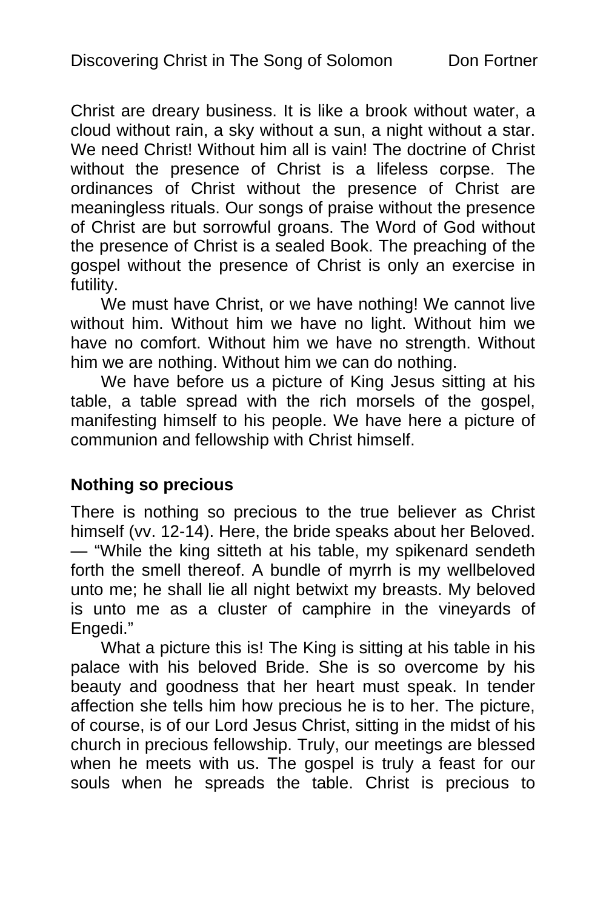Christ are dreary business. It is like a brook without water, a cloud without rain, a sky without a sun, a night without a star. We need Christ! Without him all is vain! The doctrine of Christ without the presence of Christ is a lifeless corpse. The ordinances of Christ without the presence of Christ are meaningless rituals. Our songs of praise without the presence of Christ are but sorrowful groans. The Word of God without the presence of Christ is a sealed Book. The preaching of the gospel without the presence of Christ is only an exercise in futility.

We must have Christ, or we have nothing! We cannot live without him. Without him we have no light. Without him we have no comfort. Without him we have no strength. Without him we are nothing. Without him we can do nothing.

We have before us a picture of King Jesus sitting at his table, a table spread with the rich morsels of the gospel, manifesting himself to his people. We have here a picture of communion and fellowship with Christ himself.

### Nothing so precious

There is nothing so precious to the true believer as Christ himself (vv. 12-14). Here, the bride speaks about her Beloved. — "While the king sitteth at his table, my spikenard sendeth forth the smell thereof. A bundle of myrrh is my wellbeloved unto me; he shall lie all night betwixt my breasts. My beloved is unto me as a cluster of camphire in the vineyards of Engedi."

What a picture this is! The King is sitting at his table in his palace with his beloved Bride. She is so overcome by his beauty and goodness that her heart must speak. In tender affection she tells him how precious he is to her. The picture, of course, is of our Lord Jesus Christ, sitting in the midst of his church in precious fellowship. Truly, our meetings are blessed when he meets with us. The gospel is truly a feast for our souls when he spreads the table. Christ is precious to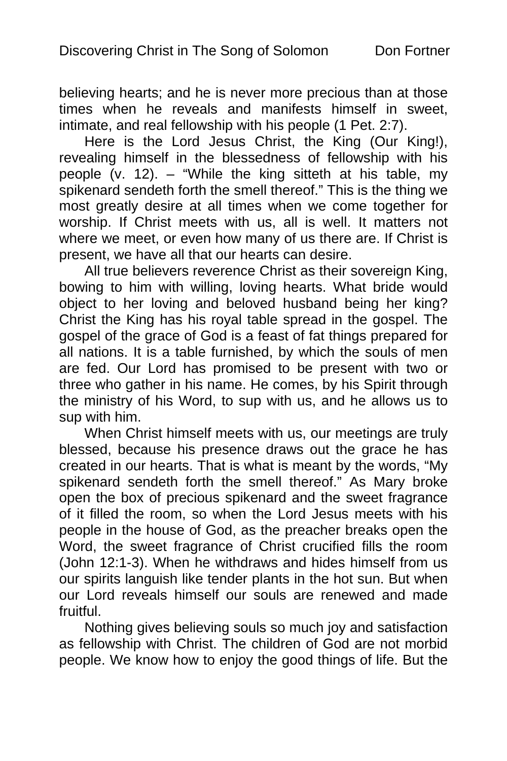believing hearts; and he is never more precious than at those times when he reveals and manifests himself in sweet, intimate, and real fellowship with his people (1 Pet. 2:7).

Here is the Lord Jesus Christ, the King (Our King!), revealing himself in the blessedness of fellowship with his people (v. 12). – "While the king sitteth at his table, my spikenard sendeth forth the smell thereof." This is the thing we most greatly desire at all times when we come together for worship. If Christ meets with us, all is well. It matters not where we meet, or even how many of us there are. If Christ is present, we have all that our hearts can desire.

All true believers reverence Christ as their sovereign King, bowing to him with willing, loving hearts. What bride would object to her loving and beloved husband being her king? Christ the King has his royal table spread in the gospel. The gospel of the grace of God is a feast of fat things prepared for all nations. It is a table furnished, by which the souls of men are fed. Our Lord has promised to be present with two or three who gather in his name. He comes, by his Spirit through the ministry of his Word, to sup with us, and he allows us to sup with him.

When Christ himself meets with us, our meetings are truly blessed, because his presence draws out the grace he has created in our hearts. That is what is meant by the words, "My spikenard sendeth forth the smell thereof." As Mary broke open the box of precious spikenard and the sweet fragrance of it filled the room, so when the Lord Jesus meets with his people in the house of God, as the preacher breaks open the Word, the sweet fragrance of Christ crucified fills the room (John 12:1-3). When he withdraws and hides himself from us our spirits languish like tender plants in the hot sun. But when our Lord reveals himself our souls are renewed and made fruitful.

Nothing gives believing souls so much joy and satisfaction as fellowship with Christ. The children of God are not morbid people. We know how to enjoy the good things of life. But the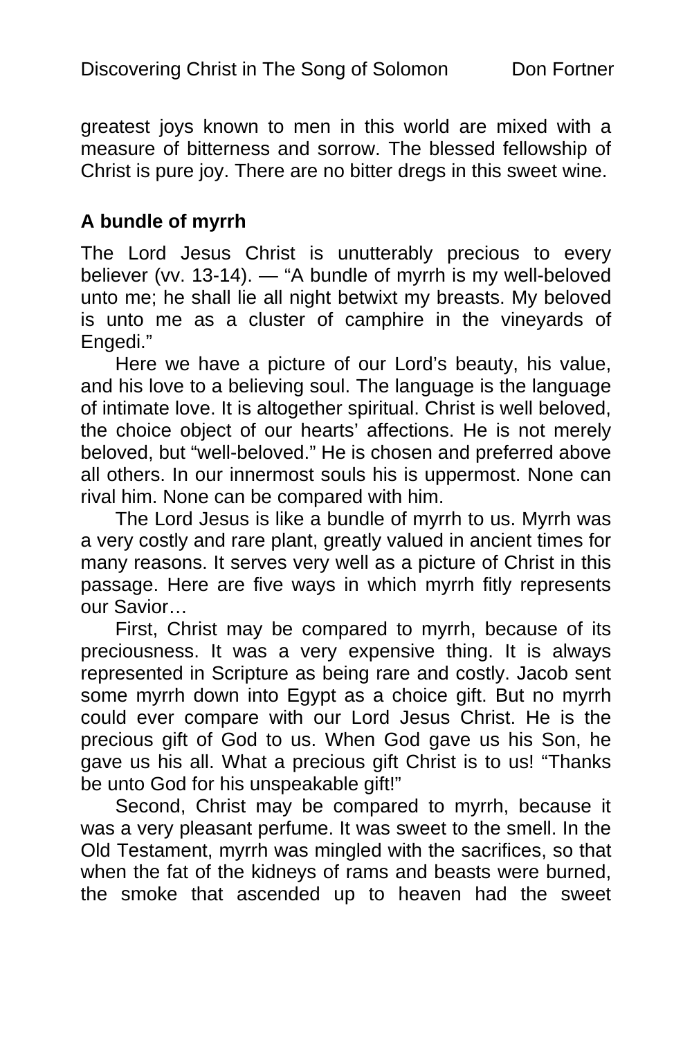greatest joys known to men in this world are mixed with a measure of bitterness and sorrow. The blessed fellowship of Christ is pure joy. There are no bitter dregs in this sweet wine.

**A bundle of myrrh**

The Lord Jesus Christ is unutterably precious to every believer (vv. 13-14). — "A bundle of myrrh is my well-beloved unto me; he shall lie all night betwixt my breasts. My beloved is unto me as a cluster of camphire in the vineyards of Engedi."

Here we have a picture of our Lord's beauty, his value, and his love to a believing soul. The language is the language of intimate love. It is altogether spiritual. Christ is well beloved, the choice object of our hearts' affections. He is not merely beloved, but "well-beloved." He is chosen and preferred above all others. In our innermost souls his is uppermost. None can rival him. None can be compared with him.

The Lord Jesus is like a bundle of myrrh to us. Myrrh was a very costly and rare plant, greatly valued in ancient times for many reasons. It serves very well as a picture of Christ in this passage. Here are five ways in which myrrh fitly represents our Savior…

First, Christ may be compared to myrrh, because of its preciousness. It was a very expensive thing. It is always represented in Scripture as being rare and costly. Jacob sent some myrrh down into Egypt as a choice gift. But no myrrh could ever compare with our Lord Jesus Christ. He is the precious gift of God to us. When God gave us his Son, he gave us his all. What a precious gift Christ is to us! "Thanks be unto God for his unspeakable gift!"

Second, Christ may be compared to myrrh, because it was a very pleasant perfume. It was sweet to the smell. In the Old Testament, myrrh was mingled with the sacrifices, so that when the fat of the kidneys of rams and beasts were burned, the smoke that ascended up to heaven had the sweet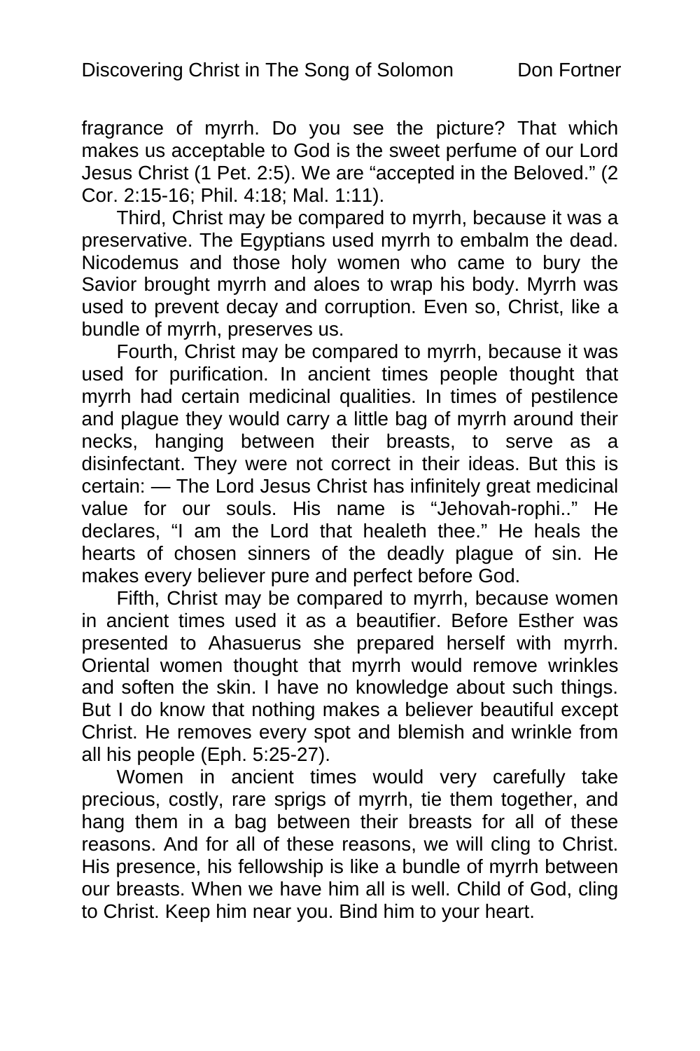fragrance of myrrh. Do you see the picture? That which makes us acceptable to God is the sweet perfume of our Lord Jesus Christ (1 Pet. 2:5). We are "accepted in the Beloved." (2 Cor. 2:15-16; Phil. 4:18; Mal. 1:11).

Third, Christ may be compared to myrrh, because it was a preservative. The Egyptians used myrrh to embalm the dead. Nicodemus and those holy women who came to bury the Savior brought myrrh and aloes to wrap his body. Myrrh was used to prevent decay and corruption. Even so, Christ, like a bundle of myrrh, preserves us.

Fourth, Christ may be compared to myrrh, because it was used for purification. In ancient times people thought that myrrh had certain medicinal qualities. In times of pestilence and plague they would carry a little bag of myrrh around their necks, hanging between their breasts, to serve as a disinfectant. They were not correct in their ideas. But this is certain: — The Lord Jesus Christ has infinitely great medicinal value for our souls. His name is "Jehovah-rophi.." He declares, "I am the Lord that healeth thee." He heals the hearts of chosen sinners of the deadly plague of sin. He makes every believer pure and perfect before God.

Fifth, Christ may be compared to myrrh, because women in ancient times used it as a beautifier. Before Esther was presented to Ahasuerus she prepared herself with myrrh. Oriental women thought that myrrh would remove wrinkles and soften the skin. I have no knowledge about such things. But I do know that nothing makes a believer beautiful except Christ. He removes every spot and blemish and wrinkle from all his people (Eph. 5:25-27).

Women in ancient times would very carefully take precious, costly, rare sprigs of myrrh, tie them together, and hang them in a bag between their breasts for all of these reasons. And for all of these reasons, we will cling to Christ. His presence, his fellowship is like a bundle of myrrh between our breasts. When we have him all is well. Child of God, cling to Christ. Keep him near you. Bind him to your heart.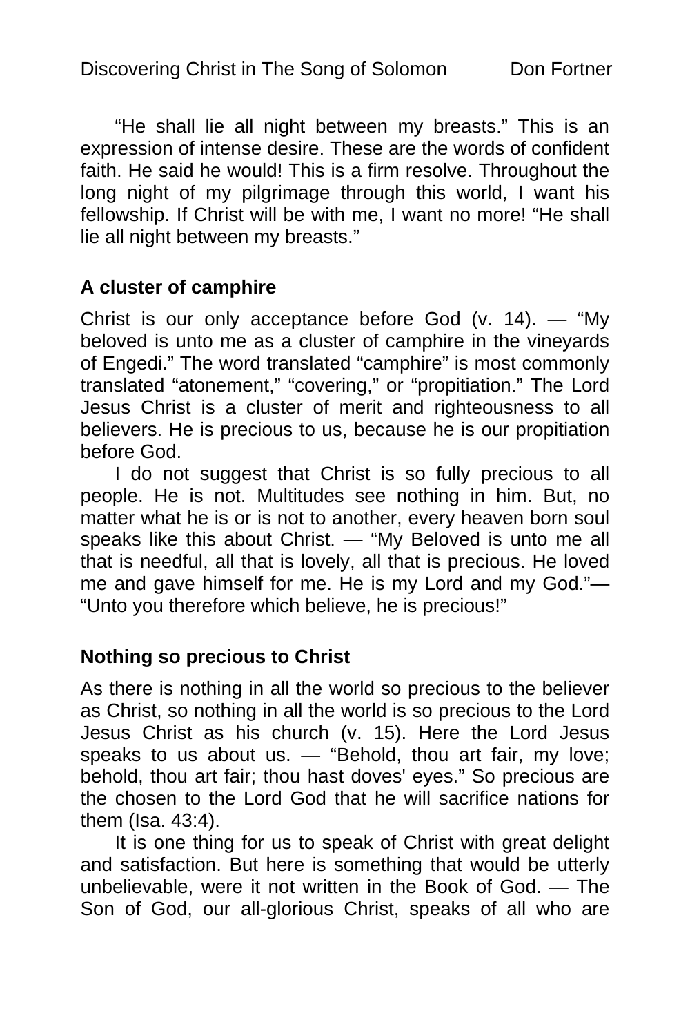"He shall lie all night between my breasts." This is an expression of intense desire. These are the words of confident faith. He said he would! This is a firm resolve. Throughout the long night of my pilgrimage through this world, I want his fellowship. If Christ will be with me, I want no more! "He shall lie all night between my breasts."

### A cluster of camphire

Christ is our only acceptance before God (v. 14). — "My beloved is unto me as a cluster of camphire in the vineyards of Engedi." The word translated "camphire" is most commonly translated "atonement," "covering," or "propitiation." The Lord Jesus Christ is a cluster of merit and righteousness to all believers. He is precious to us, because he is our propitiation before God.

I do not suggest that Christ is so fully precious to all people. He is not. Multitudes see nothing in him. But, no matter what he is or is not to another, every heaven born soul speaks like this about Christ. — "My Beloved is unto me all that is needful, all that is lovely, all that is precious. He loved me and gave himself for me. He is my Lord and my God."— "Unto you therefore which believe, he is precious!"

### Nothing so precious to Christ

As there is nothing in all the world so precious to the believer as Christ, so nothing in all the world is so precious to the Lord Jesus Christ as his church (v. 15). Here the Lord Jesus speaks to us about us. — "Behold, thou art fair, my love; behold, thou art fair; thou hast doves' eyes." So precious are the chosen to the Lord God that he will sacrifice nations for them (Isa. 43:4).

It is one thing for us to speak of Christ with great delight and satisfaction. But here is something that would be utterly unbelievable, were it not written in the Book of God. — The Son of God, our all-glorious Christ, speaks of all who are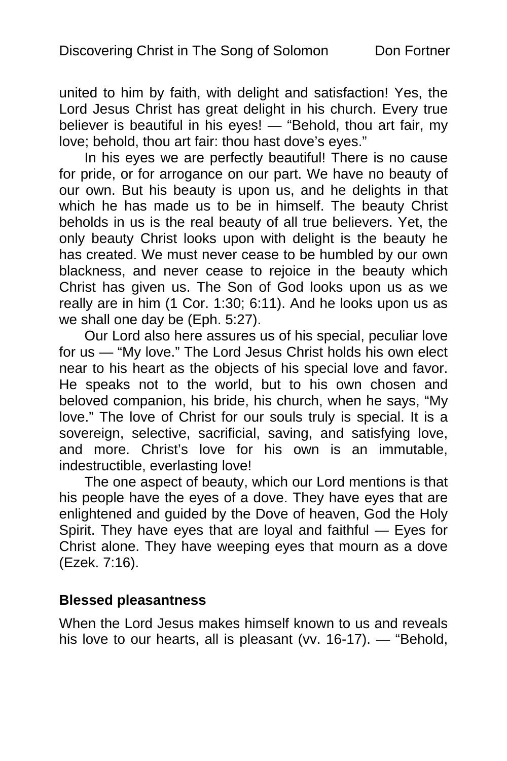united to him by faith, with delight and satisfaction! Yes, the Lord Jesus Christ has great delight in his church. Every true believer is beautiful in his eyes! — "Behold, thou art fair, my love; behold, thou art fair: thou hast dove's eyes."

In his eyes we are perfectly beautiful! There is no cause for pride, or for arrogance on our part. We have no beauty of our own. But his beauty is upon us, and he delights in that which he has made us to be in himself. The beauty Christ beholds in us is the real beauty of all true believers. Yet, the only beauty Christ looks upon with delight is the beauty he has created. We must never cease to be humbled by our own blackness, and never cease to rejoice in the beauty which Christ has given us. The Son of God looks upon us as we really are in him (1 Cor. 1:30; 6:11). And he looks upon us as we shall one day be (Eph. 5:27).

Our Lord also here assures us of his special, peculiar love for us — "My love." The Lord Jesus Christ holds his own elect near to his heart as the objects of his special love and favor. He speaks not to the world, but to his own chosen and beloved companion, his bride, his church, when he says, "My love." The love of Christ for our souls truly is special. It is a sovereign, selective, sacrificial, saving, and satisfying love, and more. Christ's love for his own is an immutable, indestructible, everlasting love!

The one aspect of beauty, which our Lord mentions is that his people have the eyes of a dove. They have eyes that are enlightened and guided by the Dove of heaven, God the Holy Spirit. They have eyes that are loyal and faithful — Eyes for Christ alone. They have weeping eyes that mourn as a dove (Ezek. 7:16).

**Blessed pleasantness**

When the Lord Jesus makes himself known to us and reveals his love to our hearts, all is pleasant (vv. 16-17). — "Behold,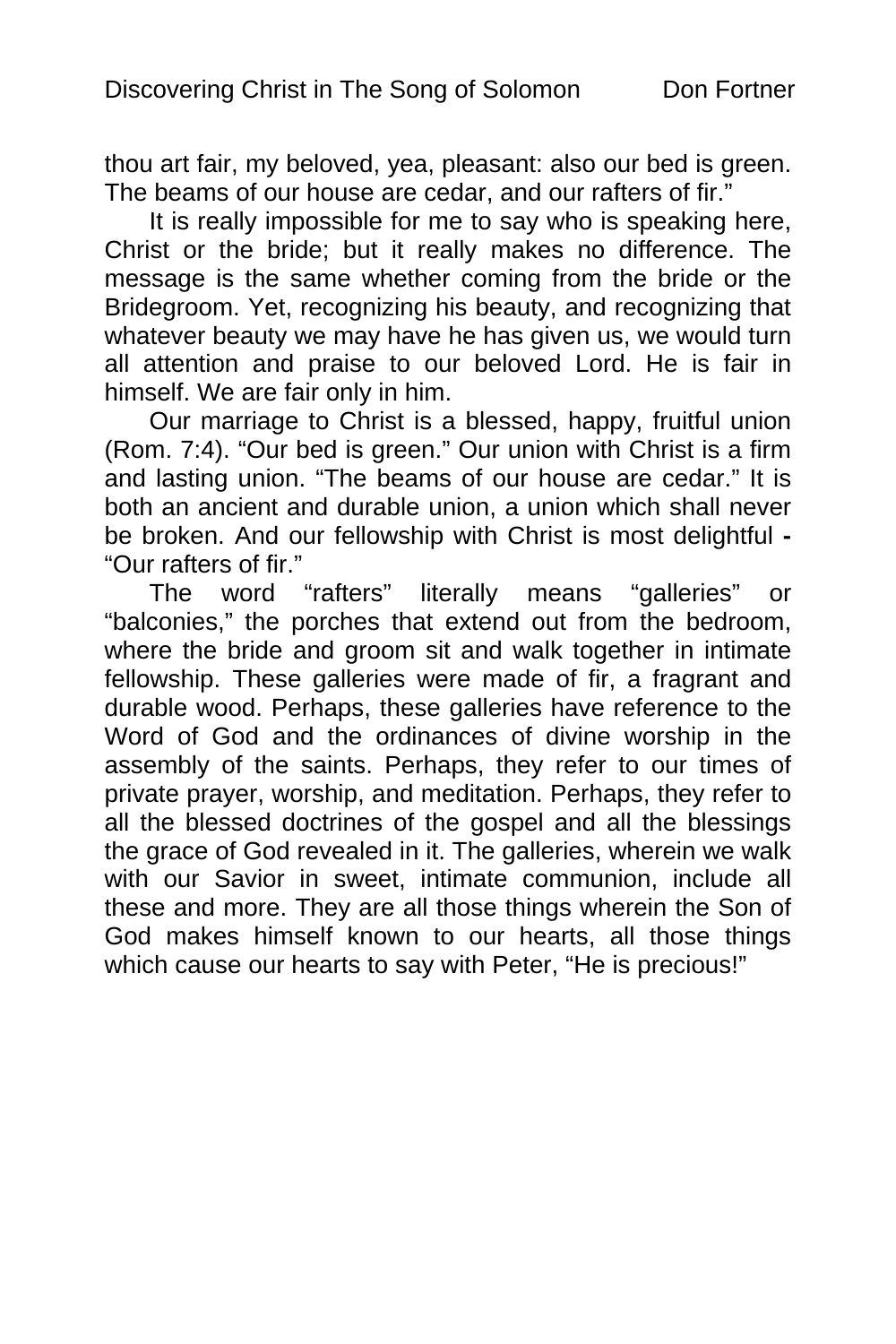thou art fair, my beloved, yea, pleasant: also our bed is green. The beams of our house are cedar, and our rafters of fir."

It is really impossible for me to say who is speaking here, Christ or the bride; but it really makes no difference. The message is the same whether coming from the bride or the Bridegroom. Yet, recognizing his beauty, and recognizing that whatever beauty we may have he has given us, we would turn all attention and praise to our beloved Lord. He is fair in himself. We are fair only in him.

Our marriage to Christ is a blessed, happy, fruitful union (Rom. 7:4). "Our bed is green." Our union with Christ is a firm and lasting union. "The beams of our house are cedar." It is both an ancient and durable union, a union which shall never be broken. And our fellowship with Christ is most delightful **-** "Our rafters of fir."

The word "rafters" literally means "galleries" or "balconies," the porches that extend out from the bedroom, where the bride and groom sit and walk together in intimate fellowship. These galleries were made of fir, a fragrant and durable wood. Perhaps, these galleries have reference to the Word of God and the ordinances of divine worship in the assembly of the saints. Perhaps, they refer to our times of private prayer, worship, and meditation. Perhaps, they refer to all the blessed doctrines of the gospel and all the blessings the grace of God revealed in it. The galleries, wherein we walk with our Savior in sweet, intimate communion, include all these and more. They are all those things wherein the Son of God makes himself known to our hearts, all those things which cause our hearts to say with Peter, "He is precious!"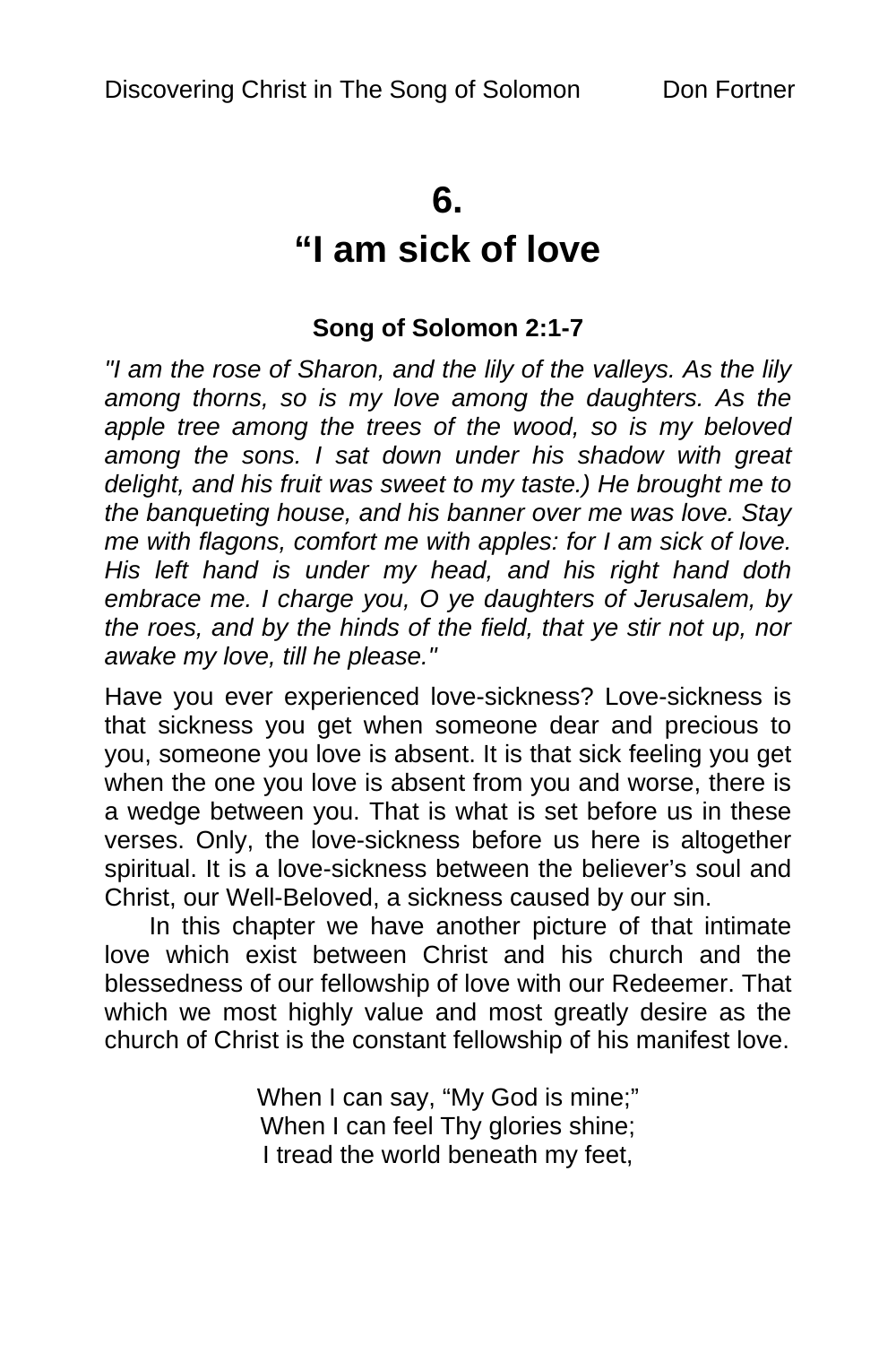# 6.
# “I am sick of love

**Song of Solomon 2:1-7**

*"I am the rose of Sharon, and the lily of the valleys. As the lily among thorns, so is my love among the daughters. As the apple tree among the trees of the wood, so is my beloved among the sons. I sat down under his shadow with great delight, and his fruit was sweet to my taste.) He brought me to the banqueting house, and his banner over me was love. Stay me with flagons, comfort me with apples: for I am sick of love. His left hand is under my head, and his right hand doth embrace me. I charge you, O ye daughters of Jerusalem, by the roes, and by the hinds of the field, that ye stir not up, nor awake my love, till he please."*

Have you ever experienced love-sickness? Love-sickness is that sickness you get when someone dear and precious to you, someone you love is absent. It is that sick feeling you get when the one you love is absent from you and worse, there is a wedge between you. That is what is set before us in these verses. Only, the love-sickness before us here is altogether spiritual. It is a love-sickness between the believer’s soul and Christ, our Well-Beloved, a sickness caused by our sin.

In this chapter we have another picture of that intimate love which exist between Christ and his church and the blessedness of our fellowship of love with our Redeemer. That which we most highly value and most greatly desire as the church of Christ is the constant fellowship of his manifest love.

When I can say, “My God is mine;”
When I can feel Thy glories shine;
I tread the world beneath my feet,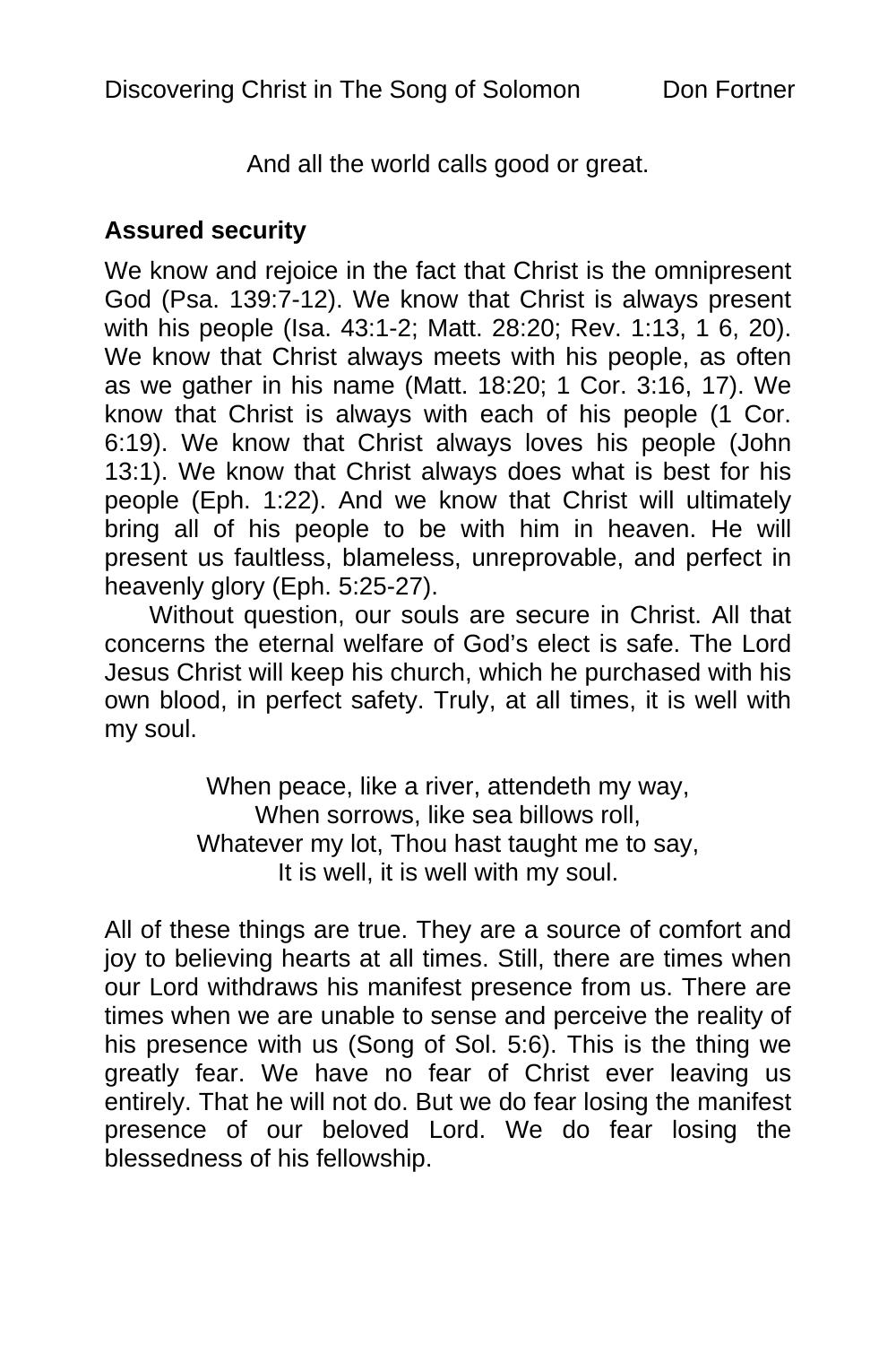And all the world calls good or great.

**Assured security**

We know and rejoice in the fact that Christ is the omnipresent God (Psa. 139:7-12). We know that Christ is always present with his people (Isa. 43:1-2; Matt. 28:20; Rev. 1:13, 1 6, 20). We know that Christ always meets with his people, as often as we gather in his name (Matt. 18:20; 1 Cor. 3:16, 17). We know that Christ is always with each of his people (1 Cor. 6:19). We know that Christ always loves his people (John 13:1). We know that Christ always does what is best for his people (Eph. 1:22). And we know that Christ will ultimately bring all of his people to be with him in heaven. He will present us faultless, blameless, unreprovable, and perfect in heavenly glory (Eph. 5:25-27).

Without question, our souls are secure in Christ. All that concerns the eternal welfare of God's elect is safe. The Lord Jesus Christ will keep his church, which he purchased with his own blood, in perfect safety. Truly, at all times, it is well with my soul.

When peace, like a river, attendeth my way,  
When sorrows, like sea billows roll,  
Whatever my lot, Thou hast taught me to say,  
It is well, it is well with my soul.

All of these things are true. They are a source of comfort and joy to believing hearts at all times. Still, there are times when our Lord withdraws his manifest presence from us. There are times when we are unable to sense and perceive the reality of his presence with us (Song of Sol. 5:6). This is the thing we greatly fear. We have no fear of Christ ever leaving us entirely. That he will not do. But we do fear losing the manifest presence of our beloved Lord. We do fear losing the blessedness of his fellowship.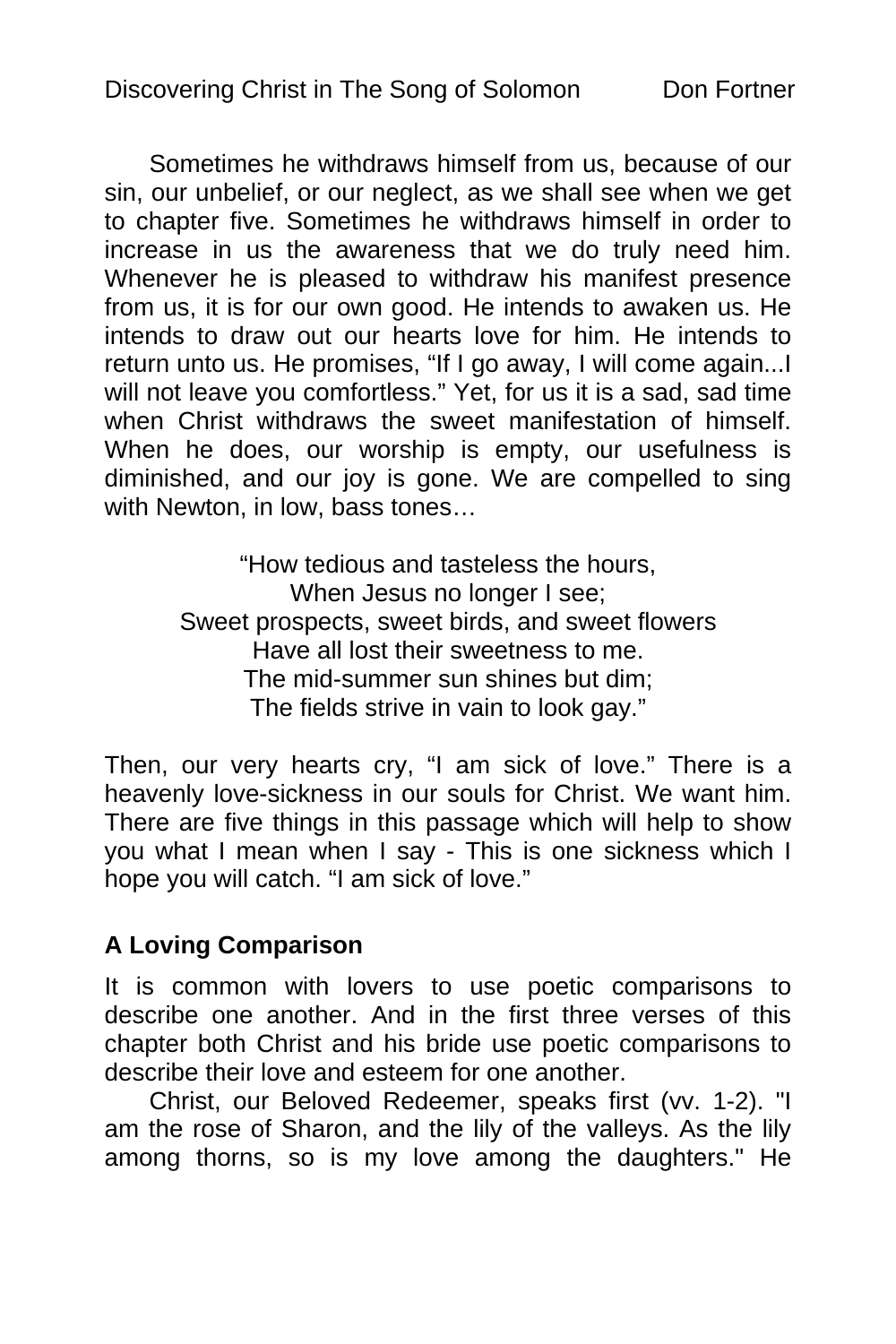Sometimes he withdraws himself from us, because of our sin, our unbelief, or our neglect, as we shall see when we get to chapter five. Sometimes he withdraws himself in order to increase in us the awareness that we do truly need him. Whenever he is pleased to withdraw his manifest presence from us, it is for our own good. He intends to awaken us. He intends to draw out our hearts love for him. He intends to return unto us. He promises, "If I go away, I will come again...I will not leave you comfortless." Yet, for us it is a sad, sad time when Christ withdraws the sweet manifestation of himself. When he does, our worship is empty, our usefulness is diminished, and our joy is gone. We are compelled to sing with Newton, in low, bass tones…

"How tedious and tasteless the hours,  
When Jesus no longer I see;  
Sweet prospects, sweet birds, and sweet flowers  
Have all lost their sweetness to me.  
The mid-summer sun shines but dim;  
The fields strive in vain to look gay."

Then, our very hearts cry, "I am sick of love." There is a heavenly love-sickness in our souls for Christ. We want him. There are five things in this passage which will help to show you what I mean when I say - This is one sickness which I hope you will catch. "I am sick of love."

### A Loving Comparison

It is common with lovers to use poetic comparisons to describe one another. And in the first three verses of this chapter both Christ and his bride use poetic comparisons to describe their love and esteem for one another.

Christ, our Beloved Redeemer, speaks first (vv. 1-2). "I am the rose of Sharon, and the lily of the valleys. As the lily among thorns, so is my love among the daughters." He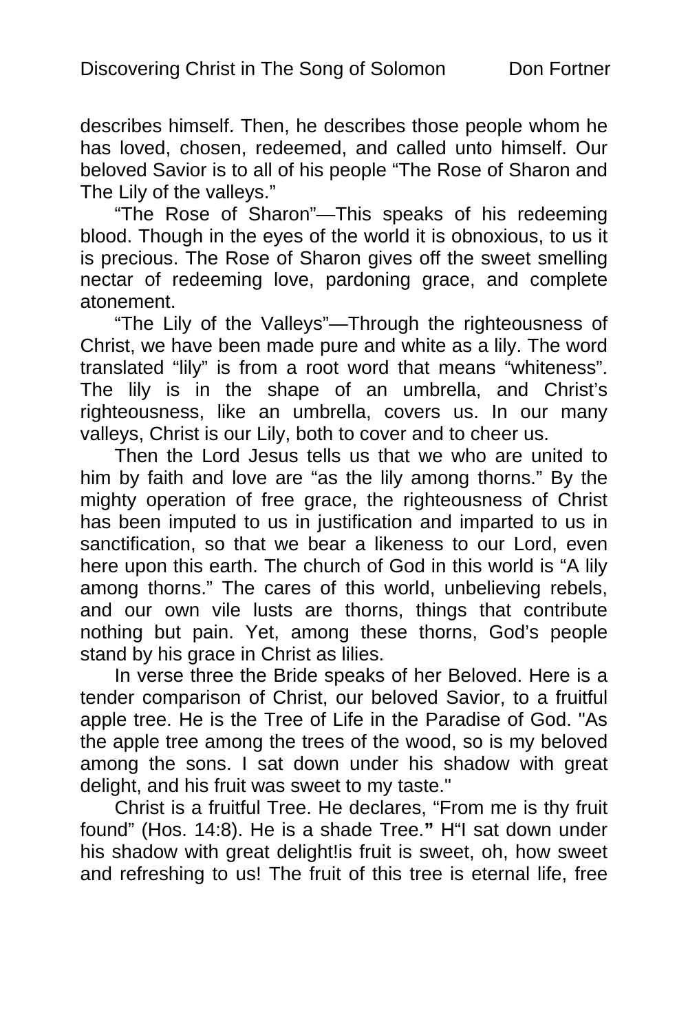describes himself. Then, he describes those people whom he has loved, chosen, redeemed, and called unto himself. Our beloved Savior is to all of his people "The Rose of Sharon and The Lily of the valleys."

"The Rose of Sharon"—This speaks of his redeeming blood. Though in the eyes of the world it is obnoxious, to us it is precious. The Rose of Sharon gives off the sweet smelling nectar of redeeming love, pardoning grace, and complete atonement.

"The Lily of the Valleys"—Through the righteousness of Christ, we have been made pure and white as a lily. The word translated "lily" is from a root word that means "whiteness". The lily is in the shape of an umbrella, and Christ's righteousness, like an umbrella, covers us. In our many valleys, Christ is our Lily, both to cover and to cheer us.

Then the Lord Jesus tells us that we who are united to him by faith and love are "as the lily among thorns." By the mighty operation of free grace, the righteousness of Christ has been imputed to us in justification and imparted to us in sanctification, so that we bear a likeness to our Lord, even here upon this earth. The church of God in this world is "A lily among thorns." The cares of this world, unbelieving rebels, and our own vile lusts are thorns, things that contribute nothing but pain. Yet, among these thorns, God's people stand by his grace in Christ as lilies.

In verse three the Bride speaks of her Beloved. Here is a tender comparison of Christ, our beloved Savior, to a fruitful apple tree. He is the Tree of Life in the Paradise of God. "As the apple tree among the trees of the wood, so is my beloved among the sons. I sat down under his shadow with great delight, and his fruit was sweet to my taste."

Christ is a fruitful Tree. He declares, "From me is thy fruit found" (Hos. 14:8). He is a shade Tree.**"** H"I sat down under his shadow with great delight!is fruit is sweet, oh, how sweet and refreshing to us! The fruit of this tree is eternal life, free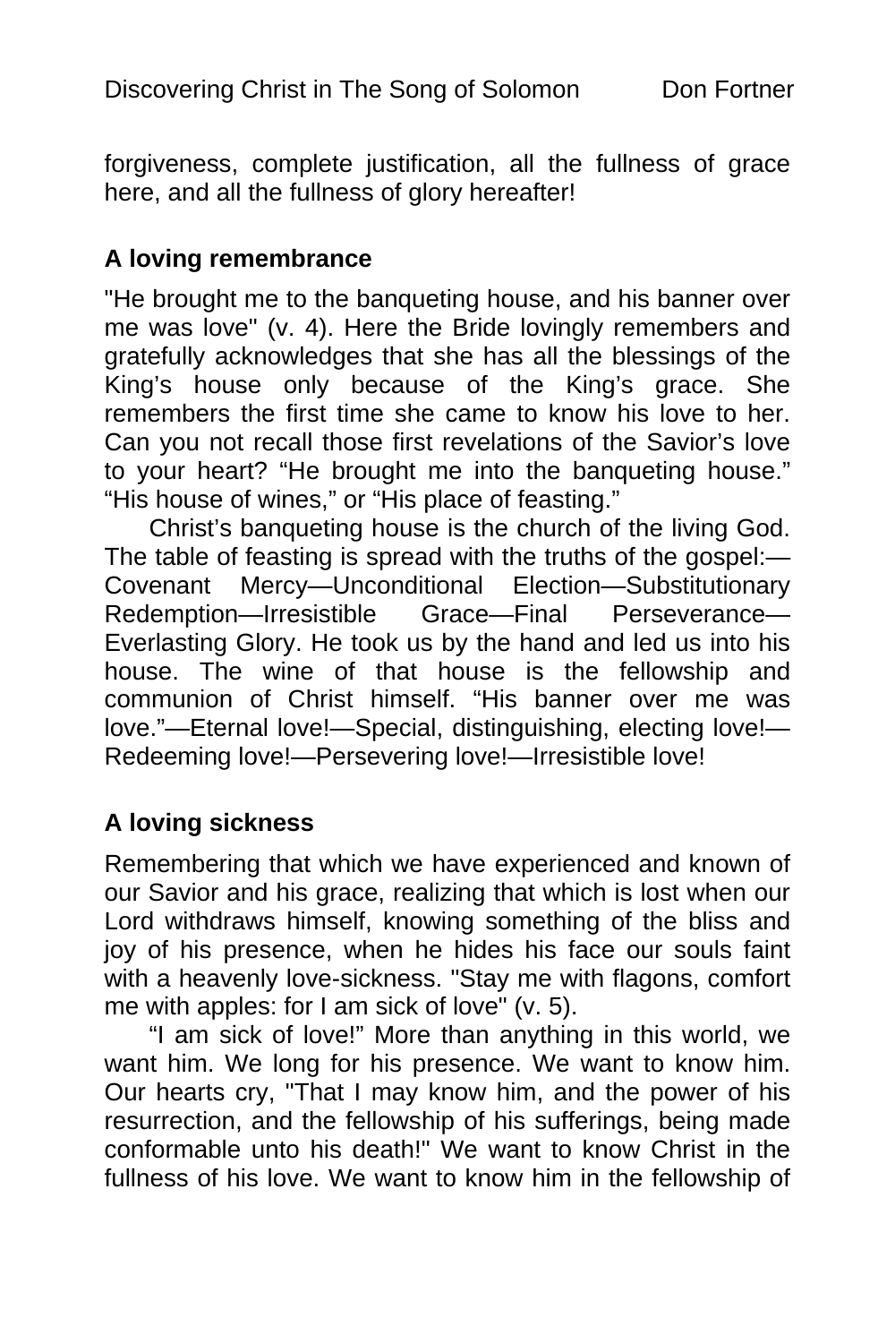forgiveness, complete justification, all the fullness of grace here, and all the fullness of glory hereafter!

### A loving remembrance

"He brought me to the banqueting house, and his banner over me was love" (v. 4). Here the Bride lovingly remembers and gratefully acknowledges that she has all the blessings of the King's house only because of the King's grace. She remembers the first time she came to know his love to her. Can you not recall those first revelations of the Savior's love to your heart? "He brought me into the banqueting house." "His house of wines," or "His place of feasting."

Christ's banqueting house is the church of the living God. The table of feasting is spread with the truths of the gospel:—Covenant Mercy—Unconditional Election—Substitutionary Redemption—Irresistible Grace—Final Perseverance—Everlasting Glory. He took us by the hand and led us into his house. The wine of that house is the fellowship and communion of Christ himself. "His banner over me was love."—Eternal love!—Special, distinguishing, electing love!—Redeeming love!—Persevering love!—Irresistible love!

### A loving sickness

Remembering that which we have experienced and known of our Savior and his grace, realizing that which is lost when our Lord withdraws himself, knowing something of the bliss and joy of his presence, when he hides his face our souls faint with a heavenly love-sickness. "Stay me with flagons, comfort me with apples: for I am sick of love" (v. 5).

"I am sick of love!" More than anything in this world, we want him. We long for his presence. We want to know him. Our hearts cry, "That I may know him, and the power of his resurrection, and the fellowship of his sufferings, being made conformable unto his death!" We want to know Christ in the fullness of his love. We want to know him in the fellowship of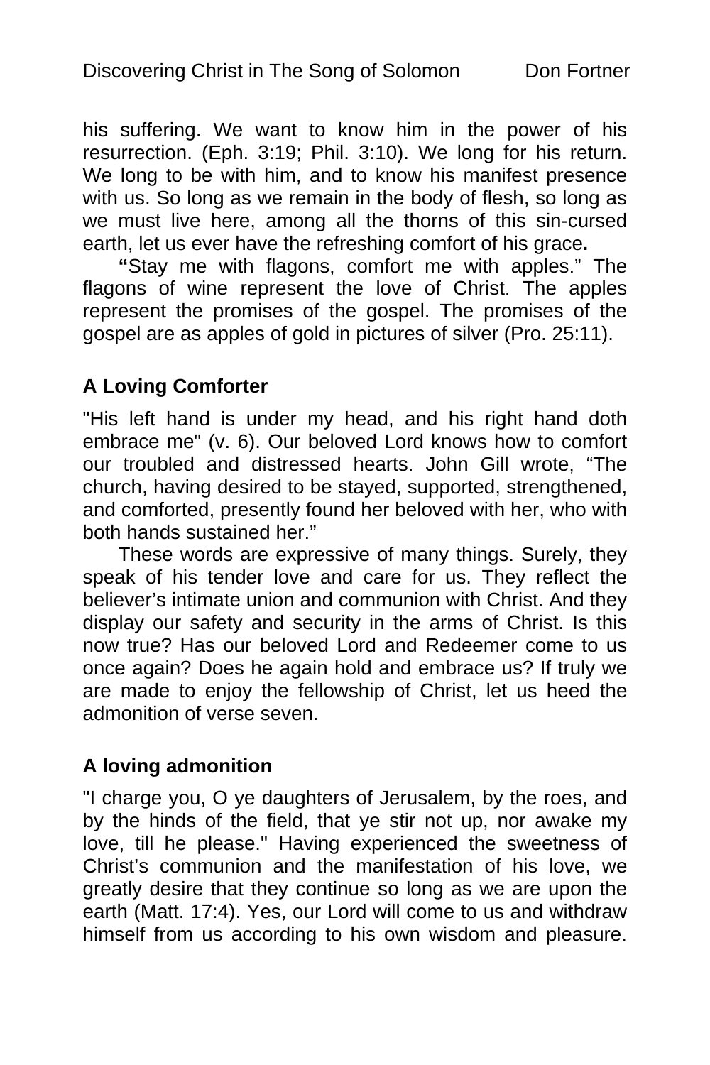his suffering. We want to know him in the power of his resurrection. (Eph. 3:19; Phil. 3:10). We long for his return. We long to be with him, and to know his manifest presence with us. So long as we remain in the body of flesh, so long as we must live here, among all the thorns of this sin-cursed earth, let us ever have the refreshing comfort of his grace**.**

**"**Stay me with flagons, comfort me with apples." The flagons of wine represent the love of Christ. The apples represent the promises of the gospel. The promises of the gospel are as apples of gold in pictures of silver (Pro. 25:11).

## A Loving Comforter

"His left hand is under my head, and his right hand doth embrace me" (v. 6). Our beloved Lord knows how to comfort our troubled and distressed hearts. John Gill wrote, "The church, having desired to be stayed, supported, strengthened, and comforted, presently found her beloved with her, who with both hands sustained her."

These words are expressive of many things. Surely, they speak of his tender love and care for us. They reflect the believer's intimate union and communion with Christ. And they display our safety and security in the arms of Christ. Is this now true? Has our beloved Lord and Redeemer come to us once again? Does he again hold and embrace us? If truly we are made to enjoy the fellowship of Christ, let us heed the admonition of verse seven.

## A loving admonition

"I charge you, O ye daughters of Jerusalem, by the roes, and by the hinds of the field, that ye stir not up, nor awake my love, till he please." Having experienced the sweetness of Christ's communion and the manifestation of his love, we greatly desire that they continue so long as we are upon the earth (Matt. 17:4). Yes, our Lord will come to us and withdraw himself from us according to his own wisdom and pleasure.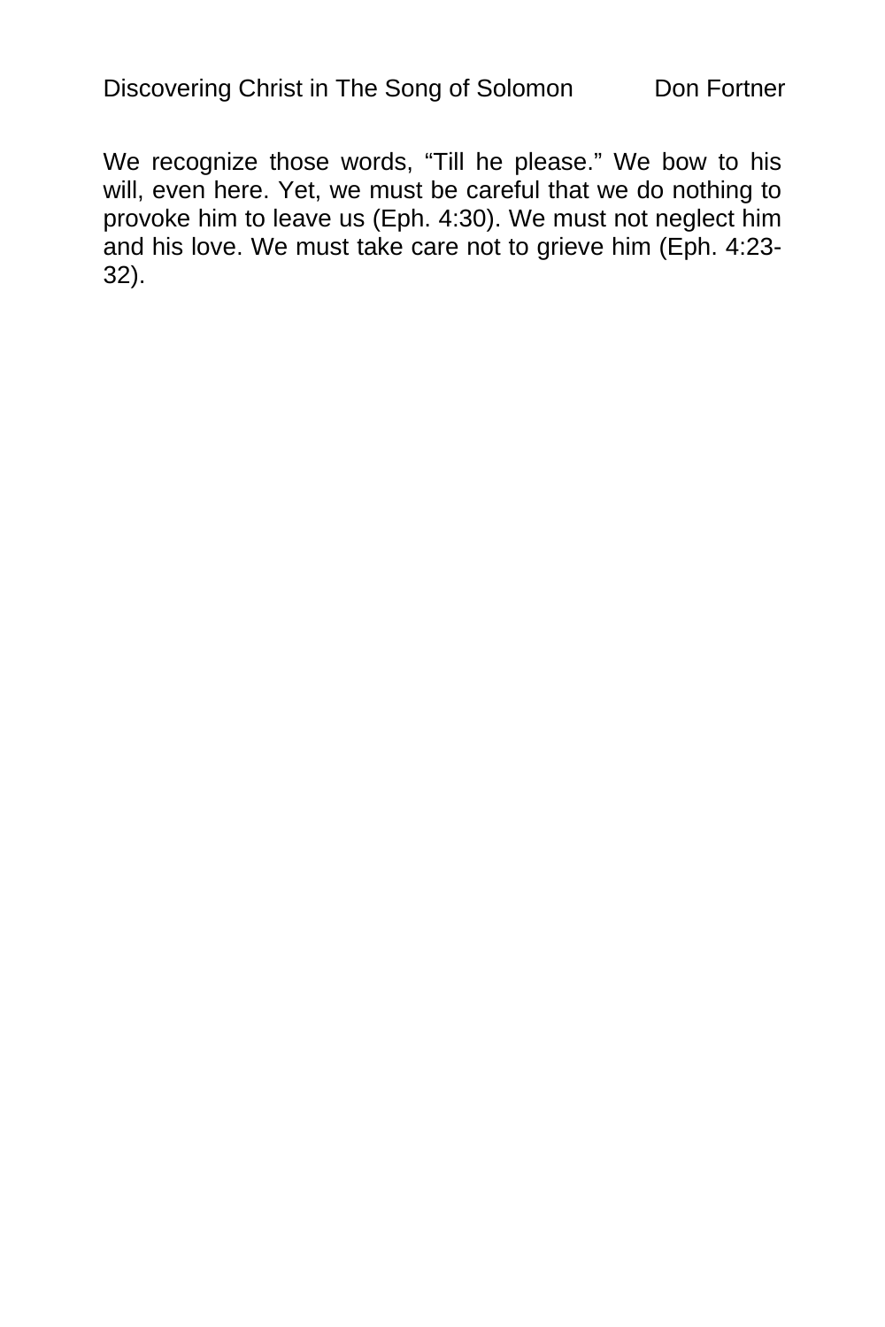We recognize those words, “Till he please.” We bow to his will, even here. Yet, we must be careful that we do nothing to provoke him to leave us (Eph. 4:30). We must not neglect him and his love. We must take care not to grieve him (Eph. 4:23-32).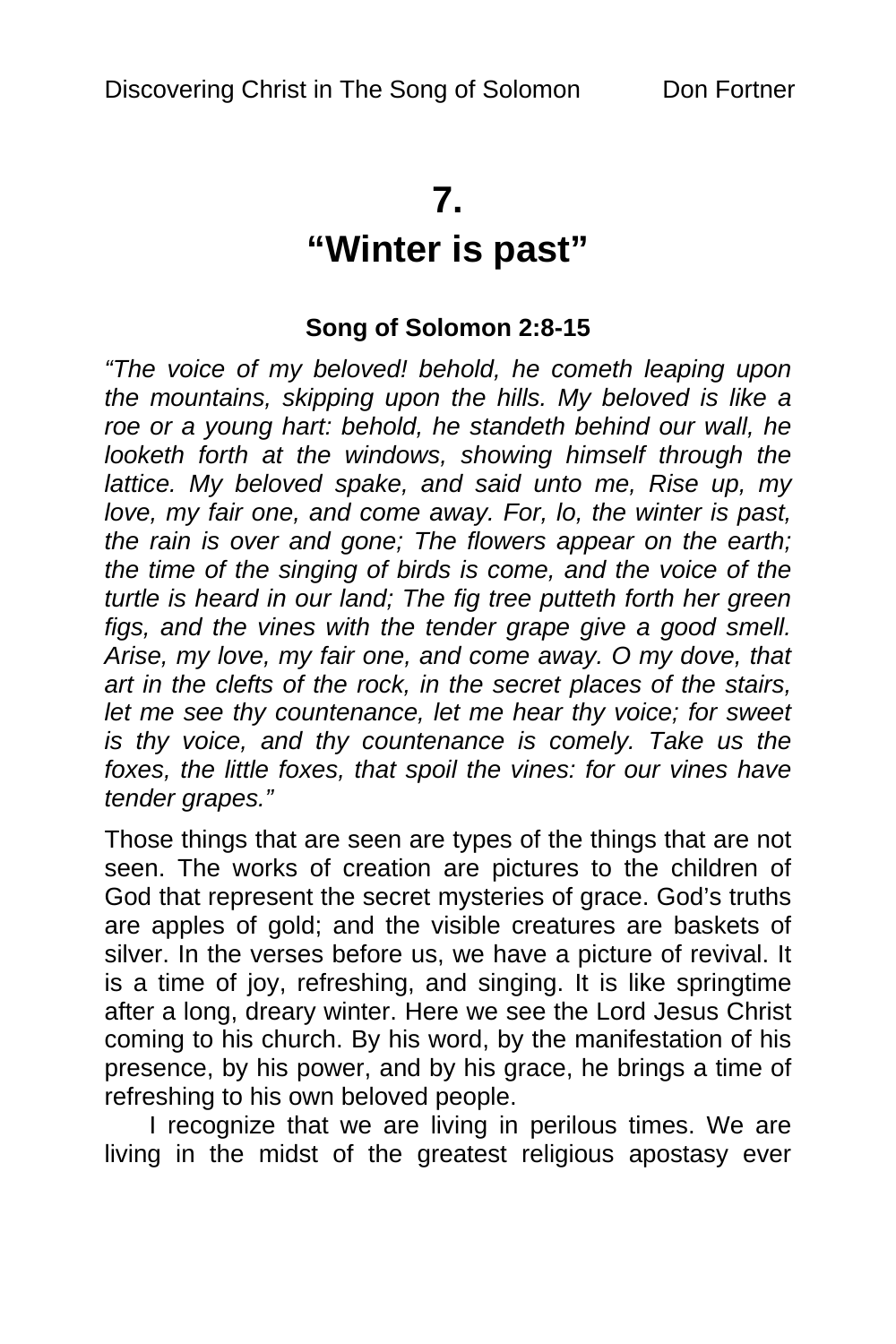# 7.
# "Winter is past"

**Song of Solomon 2:8-15**

*"The voice of my beloved! behold, he cometh leaping upon the mountains, skipping upon the hills. My beloved is like a roe or a young hart: behold, he standeth behind our wall, he looketh forth at the windows, showing himself through the lattice. My beloved spake, and said unto me, Rise up, my love, my fair one, and come away. For, lo, the winter is past, the rain is over and gone; The flowers appear on the earth; the time of the singing of birds is come, and the voice of the turtle is heard in our land; The fig tree putteth forth her green figs, and the vines with the tender grape give a good smell. Arise, my love, my fair one, and come away. O my dove, that art in the clefts of the rock, in the secret places of the stairs, let me see thy countenance, let me hear thy voice; for sweet is thy voice, and thy countenance is comely. Take us the foxes, the little foxes, that spoil the vines: for our vines have tender grapes."*

Those things that are seen are types of the things that are not seen. The works of creation are pictures to the children of God that represent the secret mysteries of grace. God's truths are apples of gold; and the visible creatures are baskets of silver. In the verses before us, we have a picture of revival. It is a time of joy, refreshing, and singing. It is like springtime after a long, dreary winter. Here we see the Lord Jesus Christ coming to his church. By his word, by the manifestation of his presence, by his power, and by his grace, he brings a time of refreshing to his own beloved people.

I recognize that we are living in perilous times. We are living in the midst of the greatest religious apostasy ever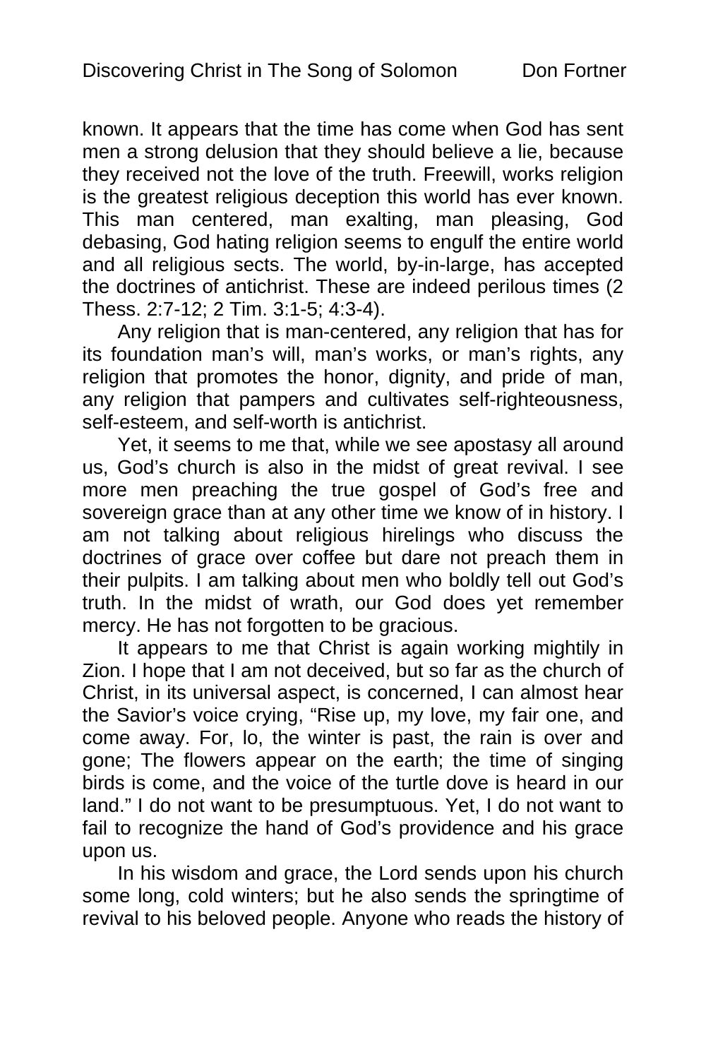known. It appears that the time has come when God has sent men a strong delusion that they should believe a lie, because they received not the love of the truth. Freewill, works religion is the greatest religious deception this world has ever known. This man centered, man exalting, man pleasing, God debasing, God hating religion seems to engulf the entire world and all religious sects. The world, by-in-large, has accepted the doctrines of antichrist. These are indeed perilous times (2 Thess. 2:7-12; 2 Tim. 3:1-5; 4:3-4).

Any religion that is man-centered, any religion that has for its foundation man's will, man's works, or man's rights, any religion that promotes the honor, dignity, and pride of man, any religion that pampers and cultivates self-righteousness, self-esteem, and self-worth is antichrist.

Yet, it seems to me that, while we see apostasy all around us, God's church is also in the midst of great revival. I see more men preaching the true gospel of God's free and sovereign grace than at any other time we know of in history. I am not talking about religious hirelings who discuss the doctrines of grace over coffee but dare not preach them in their pulpits. I am talking about men who boldly tell out God's truth. In the midst of wrath, our God does yet remember mercy. He has not forgotten to be gracious.

It appears to me that Christ is again working mightily in Zion. I hope that I am not deceived, but so far as the church of Christ, in its universal aspect, is concerned, I can almost hear the Savior's voice crying, "Rise up, my love, my fair one, and come away. For, lo, the winter is past, the rain is over and gone; The flowers appear on the earth; the time of singing birds is come, and the voice of the turtle dove is heard in our land." I do not want to be presumptuous. Yet, I do not want to fail to recognize the hand of God's providence and his grace upon us.

In his wisdom and grace, the Lord sends upon his church some long, cold winters; but he also sends the springtime of revival to his beloved people. Anyone who reads the history of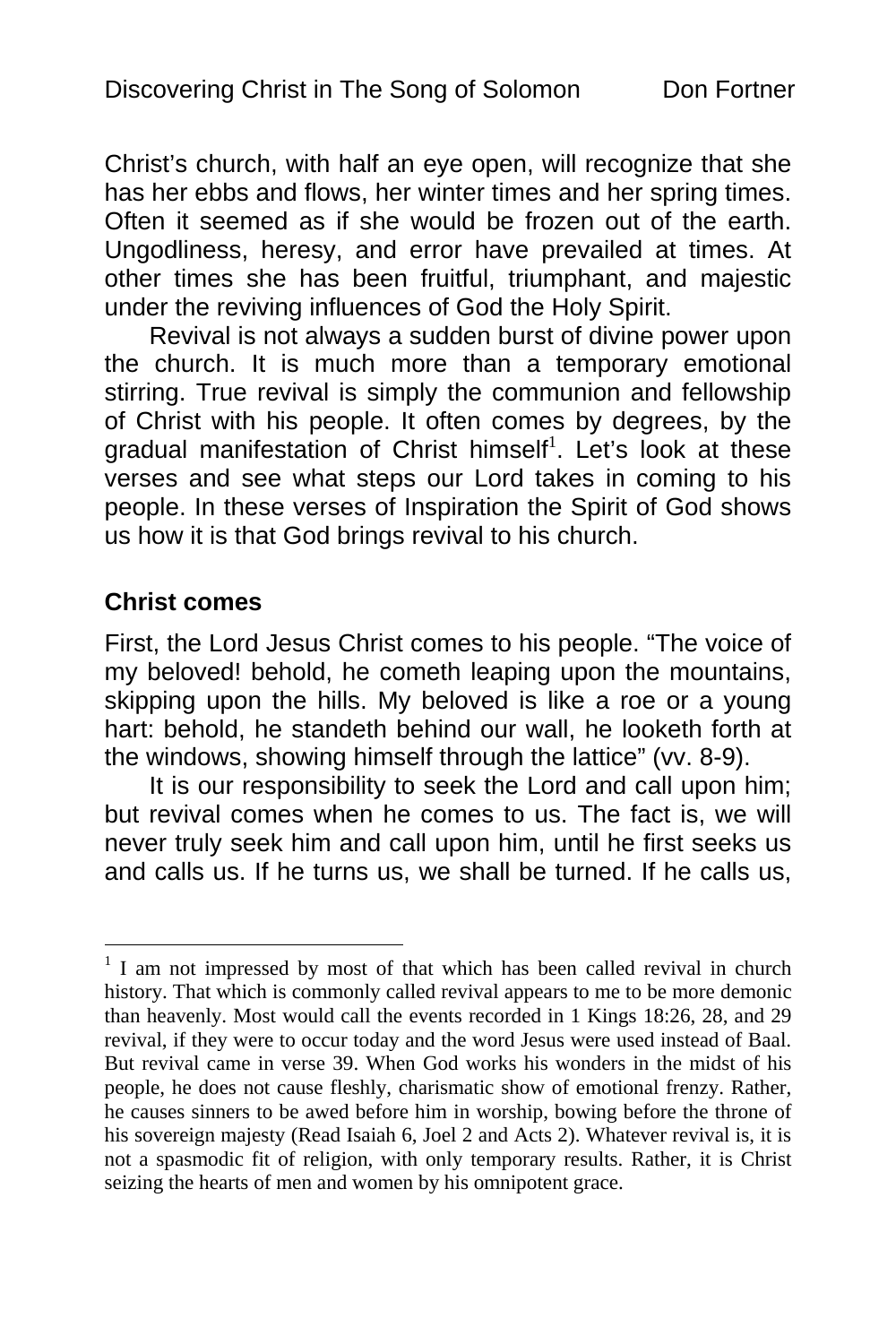Christ's church, with half an eye open, will recognize that she has her ebbs and flows, her winter times and her spring times. Often it seemed as if she would be frozen out of the earth. Ungodliness, heresy, and error have prevailed at times. At other times she has been fruitful, triumphant, and majestic under the reviving influences of God the Holy Spirit.

Revival is not always a sudden burst of divine power upon the church. It is much more than a temporary emotional stirring. True revival is simply the communion and fellowship of Christ with his people. It often comes by degrees, by the gradual manifestation of Christ himself[1]. Let's look at these verses and see what steps our Lord takes in coming to his people. In these verses of Inspiration the Spirit of God shows us how it is that God brings revival to his church.

### Christ comes

First, the Lord Jesus Christ comes to his people. "The voice of my beloved! behold, he cometh leaping upon the mountains, skipping upon the hills. My beloved is like a roe or a young hart: behold, he standeth behind our wall, he looketh forth at the windows, showing himself through the lattice" (vv. 8-9).

It is our responsibility to seek the Lord and call upon him; but revival comes when he comes to us. The fact is, we will never truly seek him and call upon him, until he first seeks us and calls us. If he turns us, we shall be turned. If he calls us,

---

[1] I am not impressed by most of that which has been called revival in church history. That which is commonly called revival appears to me to be more demonic than heavenly. Most would call the events recorded in 1 Kings 18:26, 28, and 29 revival, if they were to occur today and the word Jesus were used instead of Baal. But revival came in verse 39. When God works his wonders in the midst of his people, he does not cause fleshly, charismatic show of emotional frenzy. Rather, he causes sinners to be awed before him in worship, bowing before the throne of his sovereign majesty (Read Isaiah 6, Joel 2 and Acts 2). Whatever revival is, it is not a spasmodic fit of religion, with only temporary results. Rather, it is Christ seizing the hearts of men and women by his omnipotent grace.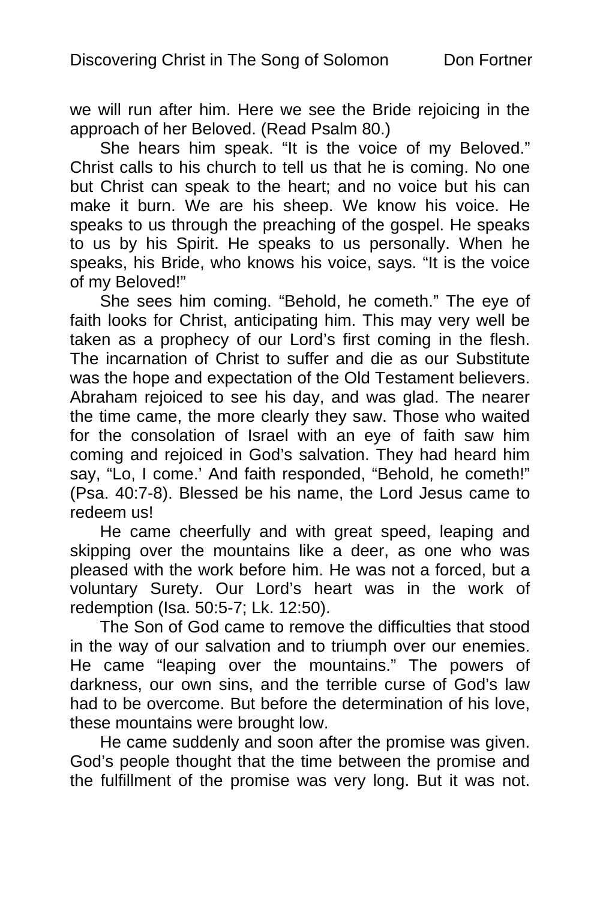we will run after him. Here we see the Bride rejoicing in the approach of her Beloved. (Read Psalm 80.)

She hears him speak. “It is the voice of my Beloved.” Christ calls to his church to tell us that he is coming. No one but Christ can speak to the heart; and no voice but his can make it burn. We are his sheep. We know his voice. He speaks to us through the preaching of the gospel. He speaks to us by his Spirit. He speaks to us personally. When he speaks, his Bride, who knows his voice, says. “It is the voice of my Beloved!”

She sees him coming. “Behold, he cometh.” The eye of faith looks for Christ, anticipating him. This may very well be taken as a prophecy of our Lord’s first coming in the flesh. The incarnation of Christ to suffer and die as our Substitute was the hope and expectation of the Old Testament believers. Abraham rejoiced to see his day, and was glad. The nearer the time came, the more clearly they saw. Those who waited for the consolation of Israel with an eye of faith saw him coming and rejoiced in God’s salvation. They had heard him say, “Lo, I come.’ And faith responded, “Behold, he cometh!” (Psa. 40:7-8). Blessed be his name, the Lord Jesus came to redeem us!

He came cheerfully and with great speed, leaping and skipping over the mountains like a deer, as one who was pleased with the work before him. He was not a forced, but a voluntary Surety. Our Lord’s heart was in the work of redemption (Isa. 50:5-7; Lk. 12:50).

The Son of God came to remove the difficulties that stood in the way of our salvation and to triumph over our enemies. He came “leaping over the mountains.” The powers of darkness, our own sins, and the terrible curse of God’s law had to be overcome. But before the determination of his love, these mountains were brought low.

He came suddenly and soon after the promise was given. God’s people thought that the time between the promise and the fulfillment of the promise was very long. But it was not.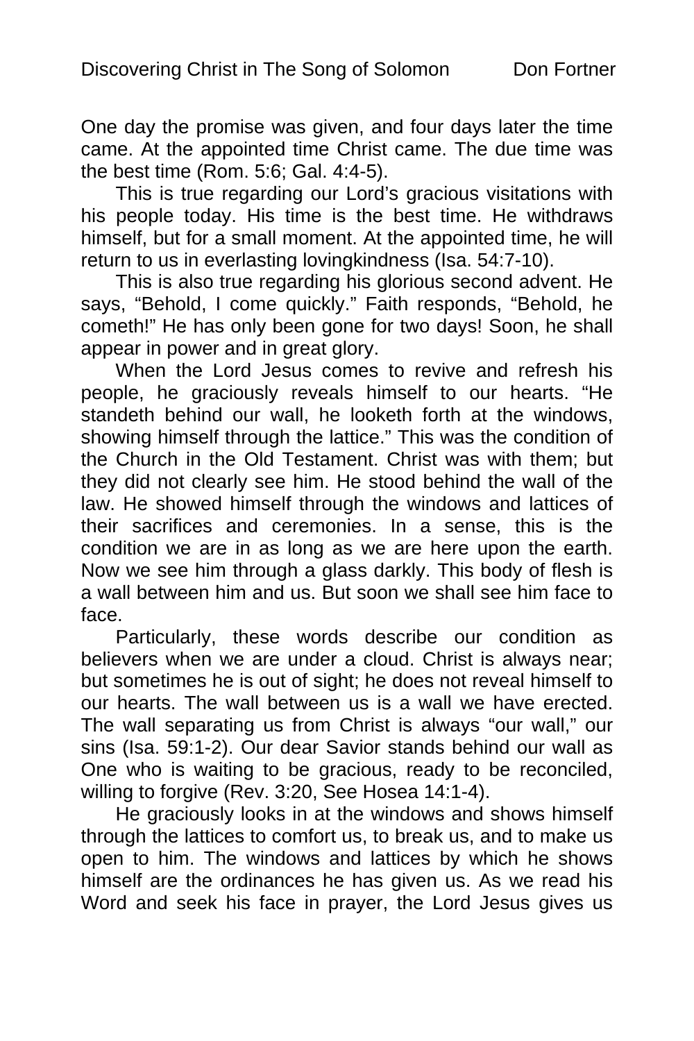One day the promise was given, and four days later the time came. At the appointed time Christ came. The due time was the best time (Rom. 5:6; Gal. 4:4-5).

This is true regarding our Lord's gracious visitations with his people today. His time is the best time. He withdraws himself, but for a small moment. At the appointed time, he will return to us in everlasting lovingkindness (Isa. 54:7-10).

This is also true regarding his glorious second advent. He says, "Behold, I come quickly." Faith responds, "Behold, he cometh!" He has only been gone for two days! Soon, he shall appear in power and in great glory.

When the Lord Jesus comes to revive and refresh his people, he graciously reveals himself to our hearts. "He standeth behind our wall, he looketh forth at the windows, showing himself through the lattice." This was the condition of the Church in the Old Testament. Christ was with them; but they did not clearly see him. He stood behind the wall of the law. He showed himself through the windows and lattices of their sacrifices and ceremonies. In a sense, this is the condition we are in as long as we are here upon the earth. Now we see him through a glass darkly. This body of flesh is a wall between him and us. But soon we shall see him face to face.

Particularly, these words describe our condition as believers when we are under a cloud. Christ is always near; but sometimes he is out of sight; he does not reveal himself to our hearts. The wall between us is a wall we have erected. The wall separating us from Christ is always "our wall," our sins (Isa. 59:1-2). Our dear Savior stands behind our wall as One who is waiting to be gracious, ready to be reconciled, willing to forgive (Rev. 3:20, See Hosea 14:1-4).

He graciously looks in at the windows and shows himself through the lattices to comfort us, to break us, and to make us open to him. The windows and lattices by which he shows himself are the ordinances he has given us. As we read his Word and seek his face in prayer, the Lord Jesus gives us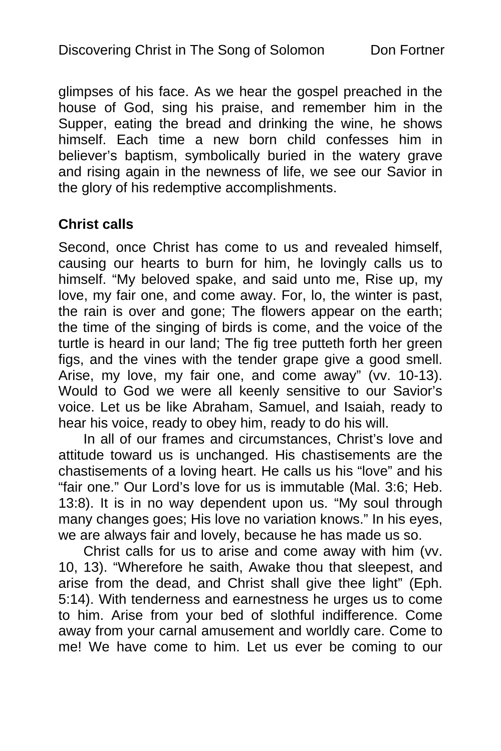glimpses of his face. As we hear the gospel preached in the house of God, sing his praise, and remember him in the Supper, eating the bread and drinking the wine, he shows himself. Each time a new born child confesses him in believer's baptism, symbolically buried in the watery grave and rising again in the newness of life, we see our Savior in the glory of his redemptive accomplishments.

**Christ calls**

Second, once Christ has come to us and revealed himself, causing our hearts to burn for him, he lovingly calls us to himself. "My beloved spake, and said unto me, Rise up, my love, my fair one, and come away. For, lo, the winter is past, the rain is over and gone; The flowers appear on the earth; the time of the singing of birds is come, and the voice of the turtle is heard in our land; The fig tree putteth forth her green figs, and the vines with the tender grape give a good smell. Arise, my love, my fair one, and come away" (vv. 10-13). Would to God we were all keenly sensitive to our Savior's voice. Let us be like Abraham, Samuel, and Isaiah, ready to hear his voice, ready to obey him, ready to do his will.

In all of our frames and circumstances, Christ's love and attitude toward us is unchanged. His chastisements are the chastisements of a loving heart. He calls us his "love" and his "fair one." Our Lord's love for us is immutable (Mal. 3:6; Heb. 13:8). It is in no way dependent upon us. "My soul through many changes goes; His love no variation knows." In his eyes, we are always fair and lovely, because he has made us so.

Christ calls for us to arise and come away with him (vv. 10, 13). "Wherefore he saith, Awake thou that sleepest, and arise from the dead, and Christ shall give thee light" (Eph. 5:14). With tenderness and earnestness he urges us to come to him. Arise from your bed of slothful indifference. Come away from your carnal amusement and worldly care. Come to me! We have come to him. Let us ever be coming to our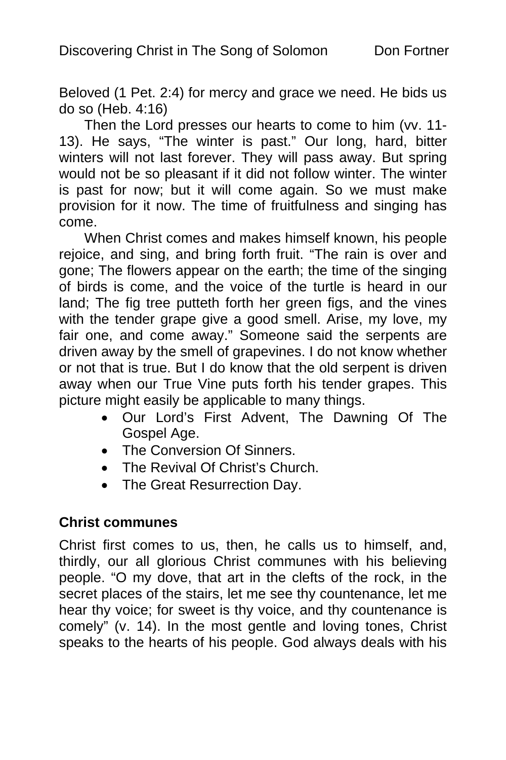Beloved (1 Pet. 2:4) for mercy and grace we need. He bids us do so (Heb. 4:16)

Then the Lord presses our hearts to come to him (vv. 11-13). He says, "The winter is past." Our long, hard, bitter winters will not last forever. They will pass away. But spring would not be so pleasant if it did not follow winter. The winter is past for now; but it will come again. So we must make provision for it now. The time of fruitfulness and singing has come.

When Christ comes and makes himself known, his people rejoice, and sing, and bring forth fruit. "The rain is over and gone; The flowers appear on the earth; the time of the singing of birds is come, and the voice of the turtle is heard in our land; The fig tree putteth forth her green figs, and the vines with the tender grape give a good smell. Arise, my love, my fair one, and come away." Someone said the serpents are driven away by the smell of grapevines. I do not know whether or not that is true. But I do know that the old serpent is driven away when our True Vine puts forth his tender grapes. This picture might easily be applicable to many things.

- Our Lord's First Advent, The Dawning Of The Gospel Age.
- The Conversion Of Sinners.
- The Revival Of Christ's Church.
- The Great Resurrection Day.

**Christ communes**

Christ first comes to us, then, he calls us to himself, and, thirdly, our all glorious Christ communes with his believing people. "O my dove, that art in the clefts of the rock, in the secret places of the stairs, let me see thy countenance, let me hear thy voice; for sweet is thy voice, and thy countenance is comely" (v. 14). In the most gentle and loving tones, Christ speaks to the hearts of his people. God always deals with his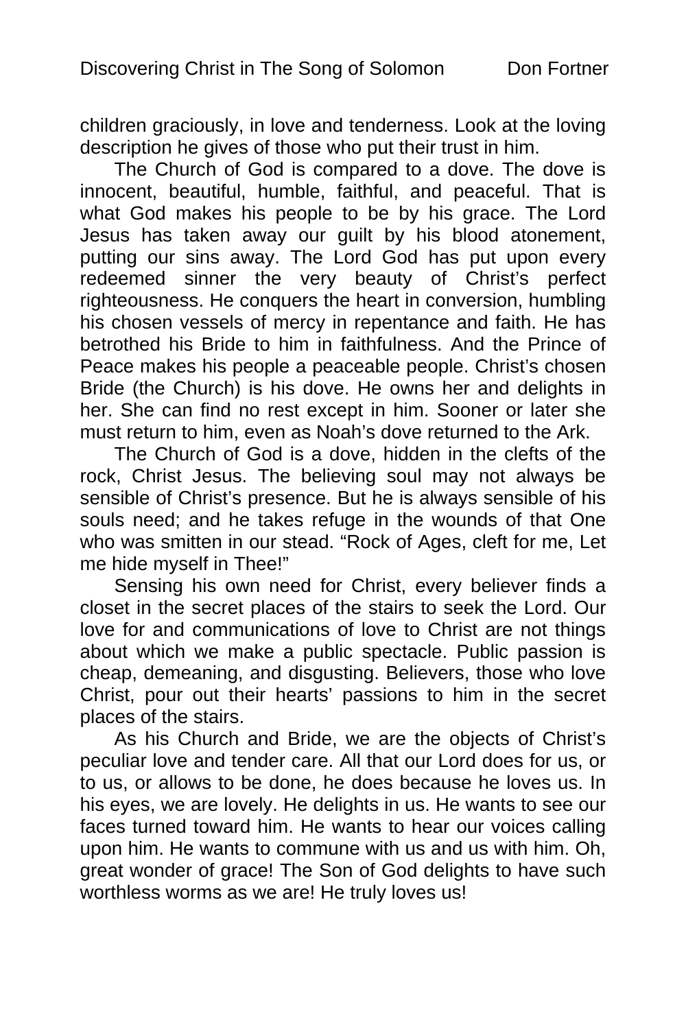children graciously, in love and tenderness. Look at the loving description he gives of those who put their trust in him.

The Church of God is compared to a dove. The dove is innocent, beautiful, humble, faithful, and peaceful. That is what God makes his people to be by his grace. The Lord Jesus has taken away our guilt by his blood atonement, putting our sins away. The Lord God has put upon every redeemed sinner the very beauty of Christ's perfect righteousness. He conquers the heart in conversion, humbling his chosen vessels of mercy in repentance and faith. He has betrothed his Bride to him in faithfulness. And the Prince of Peace makes his people a peaceable people. Christ's chosen Bride (the Church) is his dove. He owns her and delights in her. She can find no rest except in him. Sooner or later she must return to him, even as Noah's dove returned to the Ark.

The Church of God is a dove, hidden in the clefts of the rock, Christ Jesus. The believing soul may not always be sensible of Christ's presence. But he is always sensible of his souls need; and he takes refuge in the wounds of that One who was smitten in our stead. "Rock of Ages, cleft for me, Let me hide myself in Thee!"

Sensing his own need for Christ, every believer finds a closet in the secret places of the stairs to seek the Lord. Our love for and communications of love to Christ are not things about which we make a public spectacle. Public passion is cheap, demeaning, and disgusting. Believers, those who love Christ, pour out their hearts' passions to him in the secret places of the stairs.

As his Church and Bride, we are the objects of Christ's peculiar love and tender care. All that our Lord does for us, or to us, or allows to be done, he does because he loves us. In his eyes, we are lovely. He delights in us. He wants to see our faces turned toward him. He wants to hear our voices calling upon him. He wants to commune with us and us with him. Oh, great wonder of grace! The Son of God delights to have such worthless worms as we are! He truly loves us!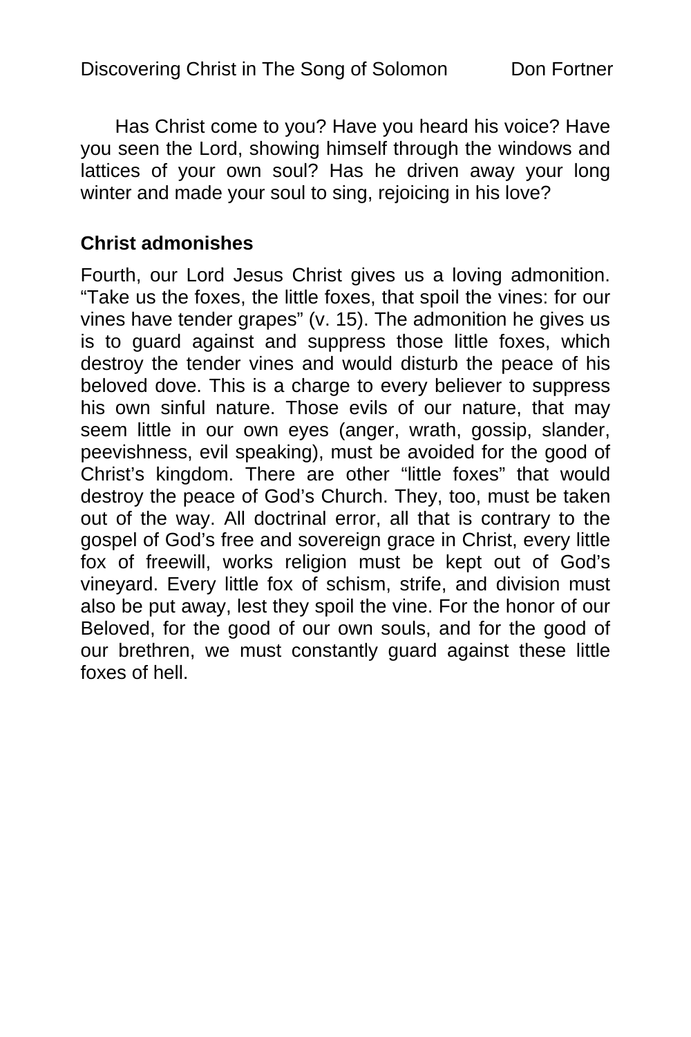Has Christ come to you? Have you heard his voice? Have you seen the Lord, showing himself through the windows and lattices of your own soul? Has he driven away your long winter and made your soul to sing, rejoicing in his love?

**Christ admonishes**

Fourth, our Lord Jesus Christ gives us a loving admonition. “Take us the foxes, the little foxes, that spoil the vines: for our vines have tender grapes” (v. 15). The admonition he gives us is to guard against and suppress those little foxes, which destroy the tender vines and would disturb the peace of his beloved dove. This is a charge to every believer to suppress his own sinful nature. Those evils of our nature, that may seem little in our own eyes (anger, wrath, gossip, slander, peevishness, evil speaking), must be avoided for the good of Christ’s kingdom. There are other “little foxes” that would destroy the peace of God’s Church. They, too, must be taken out of the way. All doctrinal error, all that is contrary to the gospel of God’s free and sovereign grace in Christ, every little fox of freewill, works religion must be kept out of God’s vineyard. Every little fox of schism, strife, and division must also be put away, lest they spoil the vine. For the honor of our Beloved, for the good of our own souls, and for the good of our brethren, we must constantly guard against these little foxes of hell.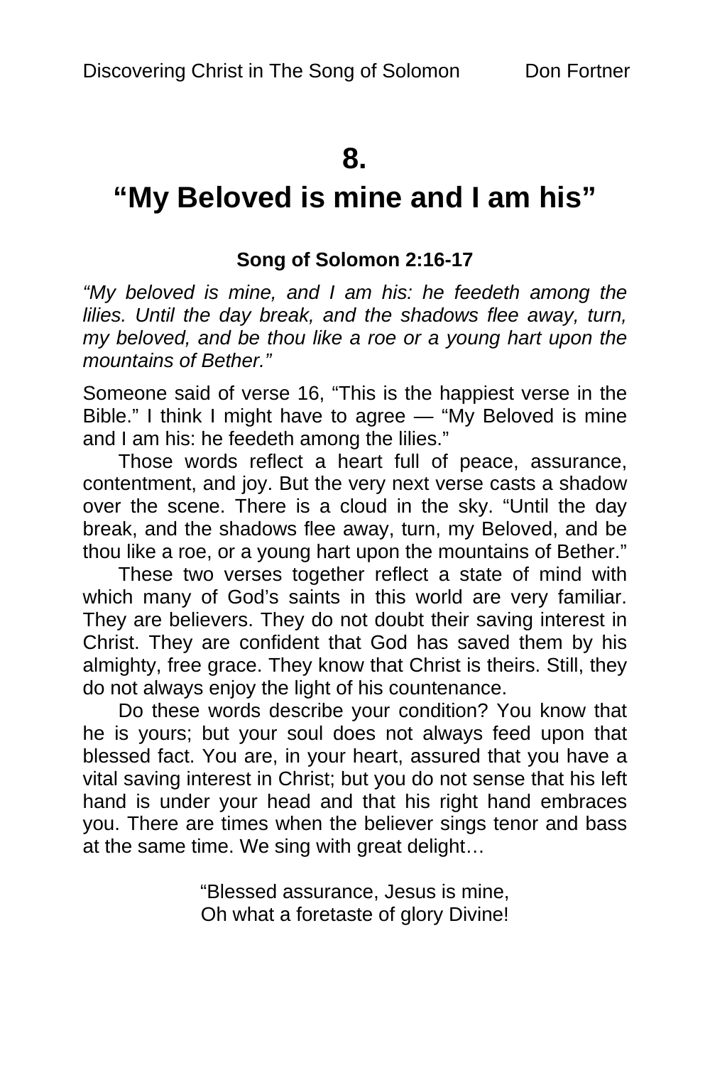# 8.

# "My Beloved is mine and I am his"

**Song of Solomon 2:16-17**

*"My beloved is mine, and I am his: he feedeth among the lilies. Until the day break, and the shadows flee away, turn, my beloved, and be thou like a roe or a young hart upon the mountains of Bether."*

Someone said of verse 16, "This is the happiest verse in the Bible." I think I might have to agree — "My Beloved is mine and I am his: he feedeth among the lilies."

Those words reflect a heart full of peace, assurance, contentment, and joy. But the very next verse casts a shadow over the scene. There is a cloud in the sky. "Until the day break, and the shadows flee away, turn, my Beloved, and be thou like a roe, or a young hart upon the mountains of Bether."

These two verses together reflect a state of mind with which many of God's saints in this world are very familiar. They are believers. They do not doubt their saving interest in Christ. They are confident that God has saved them by his almighty, free grace. They know that Christ is theirs. Still, they do not always enjoy the light of his countenance.

Do these words describe your condition? You know that he is yours; but your soul does not always feed upon that blessed fact. You are, in your heart, assured that you have a vital saving interest in Christ; but you do not sense that his left hand is under your head and that his right hand embraces you. There are times when the believer sings tenor and bass at the same time. We sing with great delight…

> "Blessed assurance, Jesus is mine,
> Oh what a foretaste of glory Divine!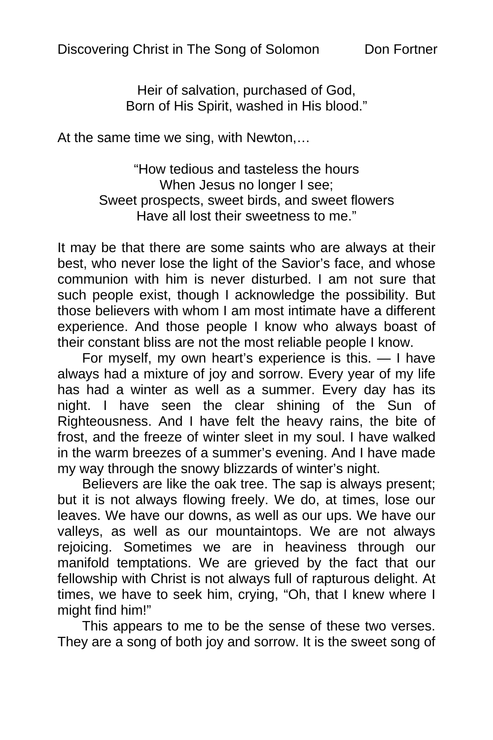Heir of salvation, purchased of God,  
Born of His Spirit, washed in His blood."

At the same time we sing, with Newton,…

"How tedious and tasteless the hours  
When Jesus no longer I see;  
Sweet prospects, sweet birds, and sweet flowers  
Have all lost their sweetness to me."

It may be that there are some saints who are always at their best, who never lose the light of the Savior's face, and whose communion with him is never disturbed. I am not sure that such people exist, though I acknowledge the possibility. But those believers with whom I am most intimate have a different experience. And those people I know who always boast of their constant bliss are not the most reliable people I know.

For myself, my own heart's experience is this. — I have always had a mixture of joy and sorrow. Every year of my life has had a winter as well as a summer. Every day has its night. I have seen the clear shining of the Sun of Righteousness. And I have felt the heavy rains, the bite of frost, and the freeze of winter sleet in my soul. I have walked in the warm breezes of a summer's evening. And I have made my way through the snowy blizzards of winter's night.

Believers are like the oak tree. The sap is always present; but it is not always flowing freely. We do, at times, lose our leaves. We have our downs, as well as our ups. We have our valleys, as well as our mountaintops. We are not always rejoicing. Sometimes we are in heaviness through our manifold temptations. We are grieved by the fact that our fellowship with Christ is not always full of rapturous delight. At times, we have to seek him, crying, "Oh, that I knew where I might find him!"

This appears to me to be the sense of these two verses. They are a song of both joy and sorrow. It is the sweet song of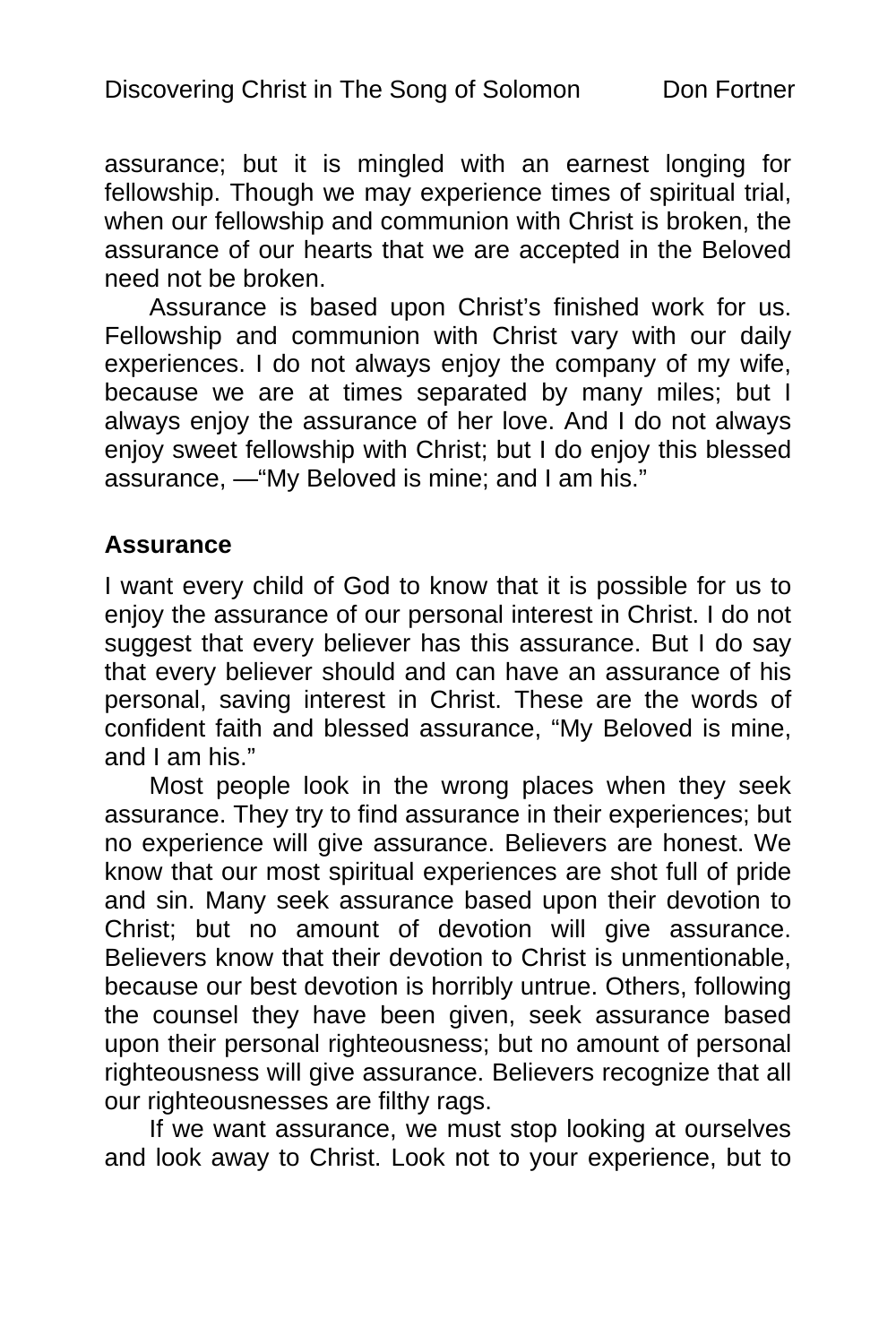assurance; but it is mingled with an earnest longing for fellowship. Though we may experience times of spiritual trial, when our fellowship and communion with Christ is broken, the assurance of our hearts that we are accepted in the Beloved need not be broken.

Assurance is based upon Christ's finished work for us. Fellowship and communion with Christ vary with our daily experiences. I do not always enjoy the company of my wife, because we are at times separated by many miles; but I always enjoy the assurance of her love. And I do not always enjoy sweet fellowship with Christ; but I do enjoy this blessed assurance, —"My Beloved is mine; and I am his."

## Assurance

I want every child of God to know that it is possible for us to enjoy the assurance of our personal interest in Christ. I do not suggest that every believer has this assurance. But I do say that every believer should and can have an assurance of his personal, saving interest in Christ. These are the words of confident faith and blessed assurance, "My Beloved is mine, and I am his."

Most people look in the wrong places when they seek assurance. They try to find assurance in their experiences; but no experience will give assurance. Believers are honest. We know that our most spiritual experiences are shot full of pride and sin. Many seek assurance based upon their devotion to Christ; but no amount of devotion will give assurance. Believers know that their devotion to Christ is unmentionable, because our best devotion is horribly untrue. Others, following the counsel they have been given, seek assurance based upon their personal righteousness; but no amount of personal righteousness will give assurance. Believers recognize that all our righteousnesses are filthy rags.

If we want assurance, we must stop looking at ourselves and look away to Christ. Look not to your experience, but to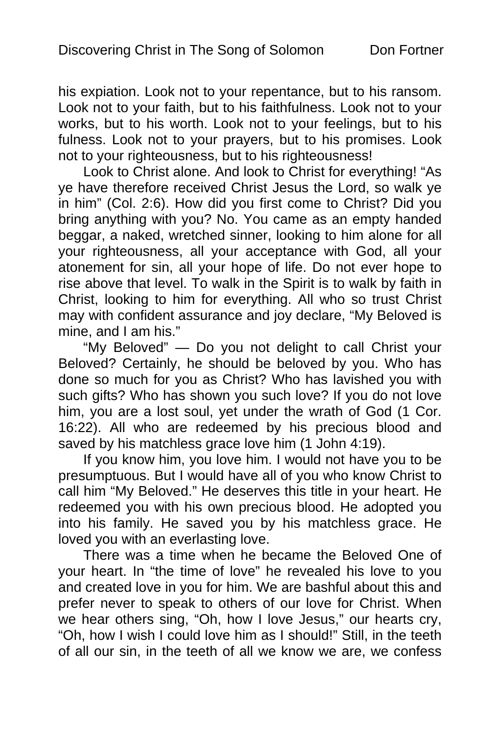his expiation. Look not to your repentance, but to his ransom. Look not to your faith, but to his faithfulness. Look not to your works, but to his worth. Look not to your feelings, but to his fulness. Look not to your prayers, but to his promises. Look not to your righteousness, but to his righteousness!

Look to Christ alone. And look to Christ for everything! “As ye have therefore received Christ Jesus the Lord, so walk ye in him” (Col. 2:6). How did you first come to Christ? Did you bring anything with you? No. You came as an empty handed beggar, a naked, wretched sinner, looking to him alone for all your righteousness, all your acceptance with God, all your atonement for sin, all your hope of life. Do not ever hope to rise above that level. To walk in the Spirit is to walk by faith in Christ, looking to him for everything. All who so trust Christ may with confident assurance and joy declare, “My Beloved is mine, and I am his.”

“My Beloved” — Do you not delight to call Christ your Beloved? Certainly, he should be beloved by you. Who has done so much for you as Christ? Who has lavished you with such gifts? Who has shown you such love? If you do not love him, you are a lost soul, yet under the wrath of God (1 Cor. 16:22). All who are redeemed by his precious blood and saved by his matchless grace love him (1 John 4:19).

If you know him, you love him. I would not have you to be presumptuous. But I would have all of you who know Christ to call him “My Beloved.” He deserves this title in your heart. He redeemed you with his own precious blood. He adopted you into his family. He saved you by his matchless grace. He loved you with an everlasting love.

There was a time when he became the Beloved One of your heart. In “the time of love” he revealed his love to you and created love in you for him. We are bashful about this and prefer never to speak to others of our love for Christ. When we hear others sing, “Oh, how I love Jesus,” our hearts cry, “Oh, how I wish I could love him as I should!” Still, in the teeth of all our sin, in the teeth of all we know we are, we confess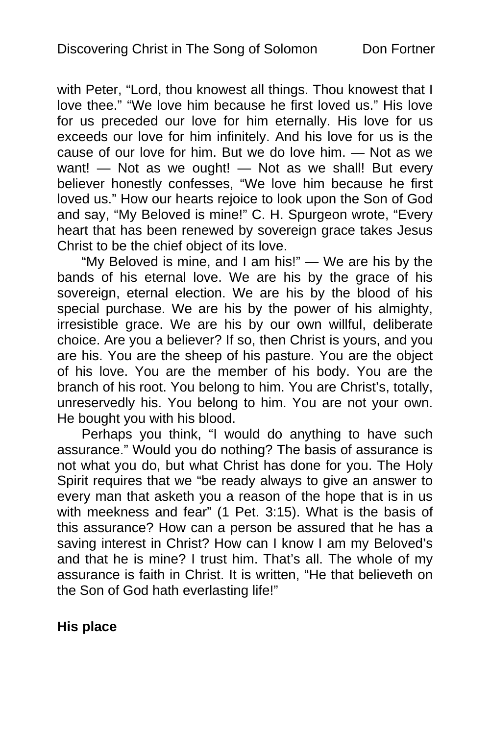with Peter, "Lord, thou knowest all things. Thou knowest that I love thee." "We love him because he first loved us." His love for us preceded our love for him eternally. His love for us exceeds our love for him infinitely. And his love for us is the cause of our love for him. But we do love him. — Not as we want! — Not as we ought! — Not as we shall! But every believer honestly confesses, "We love him because he first loved us." How our hearts rejoice to look upon the Son of God and say, "My Beloved is mine!" C. H. Spurgeon wrote, "Every heart that has been renewed by sovereign grace takes Jesus Christ to be the chief object of its love.

"My Beloved is mine, and I am his!" — We are his by the bands of his eternal love. We are his by the grace of his sovereign, eternal election. We are his by the blood of his special purchase. We are his by the power of his almighty, irresistible grace. We are his by our own willful, deliberate choice. Are you a believer? If so, then Christ is yours, and you are his. You are the sheep of his pasture. You are the object of his love. You are the member of his body. You are the branch of his root. You belong to him. You are Christ's, totally, unreservedly his. You belong to him. You are not your own. He bought you with his blood.

Perhaps you think, "I would do anything to have such assurance." Would you do nothing? The basis of assurance is not what you do, but what Christ has done for you. The Holy Spirit requires that we "be ready always to give an answer to every man that asketh you a reason of the hope that is in us with meekness and fear" (1 Pet. 3:15). What is the basis of this assurance? How can a person be assured that he has a saving interest in Christ? How can I know I am my Beloved's and that he is mine? I trust him. That's all. The whole of my assurance is faith in Christ. It is written, "He that believeth on the Son of God hath everlasting life!"

**His place**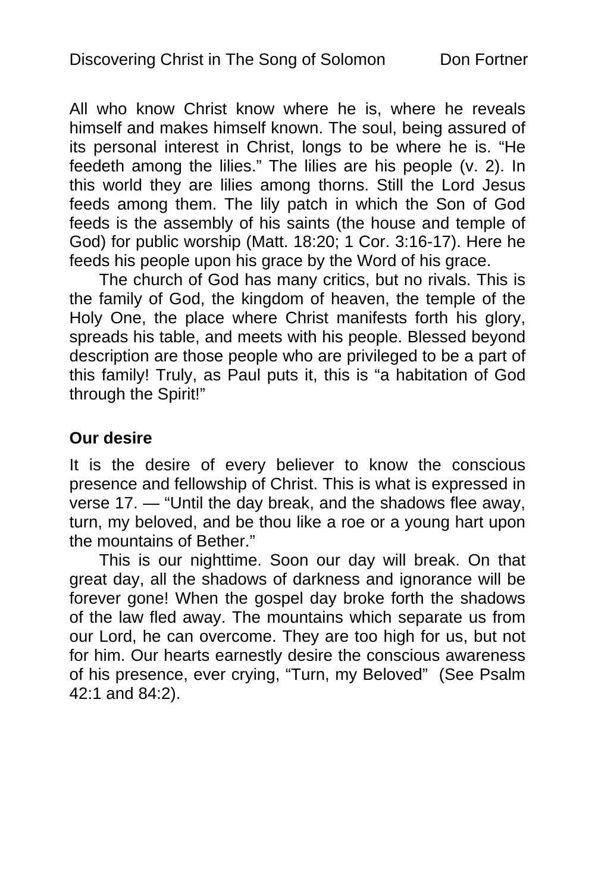All who know Christ know where he is, where he reveals himself and makes himself known. The soul, being assured of its personal interest in Christ, longs to be where he is. "He feedeth among the lilies." The lilies are his people (v. 2). In this world they are lilies among thorns. Still the Lord Jesus feeds among them. The lily patch in which the Son of God feeds is the assembly of his saints (the house and temple of God) for public worship (Matt. 18:20; 1 Cor. 3:16-17). Here he feeds his people upon his grace by the Word of his grace.

The church of God has many critics, but no rivals. This is the family of God, the kingdom of heaven, the temple of the Holy One, the place where Christ manifests forth his glory, spreads his table, and meets with his people. Blessed beyond description are those people who are privileged to be a part of this family! Truly, as Paul puts it, this is "a habitation of God through the Spirit!"

**Our desire**

It is the desire of every believer to know the conscious presence and fellowship of Christ. This is what is expressed in verse 17. — "Until the day break, and the shadows flee away, turn, my beloved, and be thou like a roe or a young hart upon the mountains of Bether."

This is our nighttime. Soon our day will break. On that great day, all the shadows of darkness and ignorance will be forever gone! When the gospel day broke forth the shadows of the law fled away. The mountains which separate us from our Lord, he can overcome. They are too high for us, but not for him. Our hearts earnestly desire the conscious awareness of his presence, ever crying, "Turn, my Beloved" (See Psalm 42:1 and 84:2).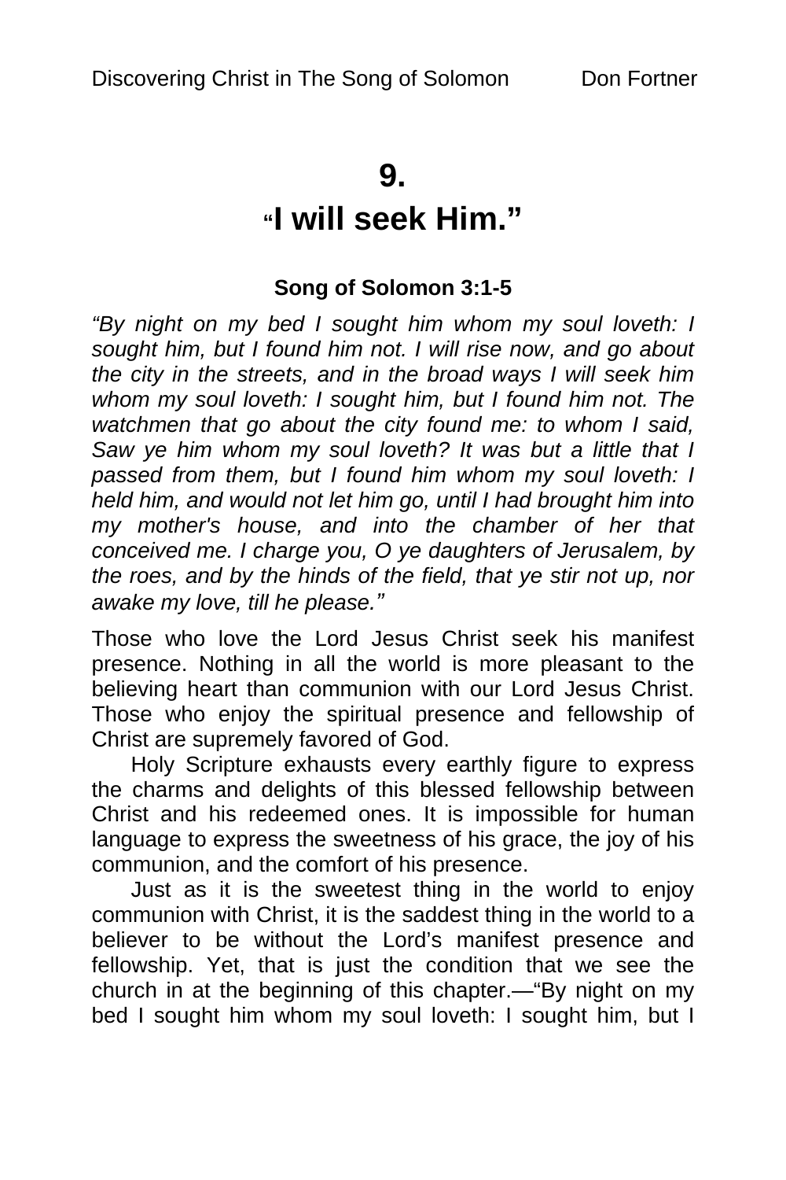# 9.

# "I will seek Him."

**Song of Solomon 3:1-5**

*"By night on my bed I sought him whom my soul loveth: I sought him, but I found him not. I will rise now, and go about the city in the streets, and in the broad ways I will seek him whom my soul loveth: I sought him, but I found him not. The watchmen that go about the city found me: to whom I said, Saw ye him whom my soul loveth? It was but a little that I passed from them, but I found him whom my soul loveth: I held him, and would not let him go, until I had brought him into my mother's house, and into the chamber of her that conceived me. I charge you, O ye daughters of Jerusalem, by the roes, and by the hinds of the field, that ye stir not up, nor awake my love, till he please."*

Those who love the Lord Jesus Christ seek his manifest presence. Nothing in all the world is more pleasant to the believing heart than communion with our Lord Jesus Christ. Those who enjoy the spiritual presence and fellowship of Christ are supremely favored of God.

Holy Scripture exhausts every earthly figure to express the charms and delights of this blessed fellowship between Christ and his redeemed ones. It is impossible for human language to express the sweetness of his grace, the joy of his communion, and the comfort of his presence.

Just as it is the sweetest thing in the world to enjoy communion with Christ, it is the saddest thing in the world to a believer to be without the Lord's manifest presence and fellowship. Yet, that is just the condition that we see the church in at the beginning of this chapter.—"By night on my bed I sought him whom my soul loveth: I sought him, but I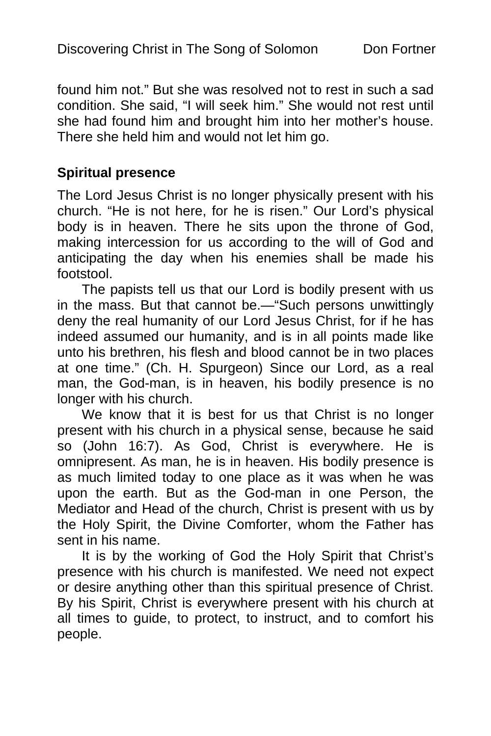found him not." But she was resolved not to rest in such a sad condition. She said, "I will seek him." She would not rest until she had found him and brought him into her mother's house. There she held him and would not let him go.

**Spiritual presence**

The Lord Jesus Christ is no longer physically present with his church. "He is not here, for he is risen." Our Lord's physical body is in heaven. There he sits upon the throne of God, making intercession for us according to the will of God and anticipating the day when his enemies shall be made his footstool.

The papists tell us that our Lord is bodily present with us in the mass. But that cannot be.—"Such persons unwittingly deny the real humanity of our Lord Jesus Christ, for if he has indeed assumed our humanity, and is in all points made like unto his brethren, his flesh and blood cannot be in two places at one time." (Ch. H. Spurgeon) Since our Lord, as a real man, the God-man, is in heaven, his bodily presence is no longer with his church.

We know that it is best for us that Christ is no longer present with his church in a physical sense, because he said so (John 16:7). As God, Christ is everywhere. He is omnipresent. As man, he is in heaven. His bodily presence is as much limited today to one place as it was when he was upon the earth. But as the God-man in one Person, the Mediator and Head of the church, Christ is present with us by the Holy Spirit, the Divine Comforter, whom the Father has sent in his name.

It is by the working of God the Holy Spirit that Christ's presence with his church is manifested. We need not expect or desire anything other than this spiritual presence of Christ. By his Spirit, Christ is everywhere present with his church at all times to guide, to protect, to instruct, and to comfort his people.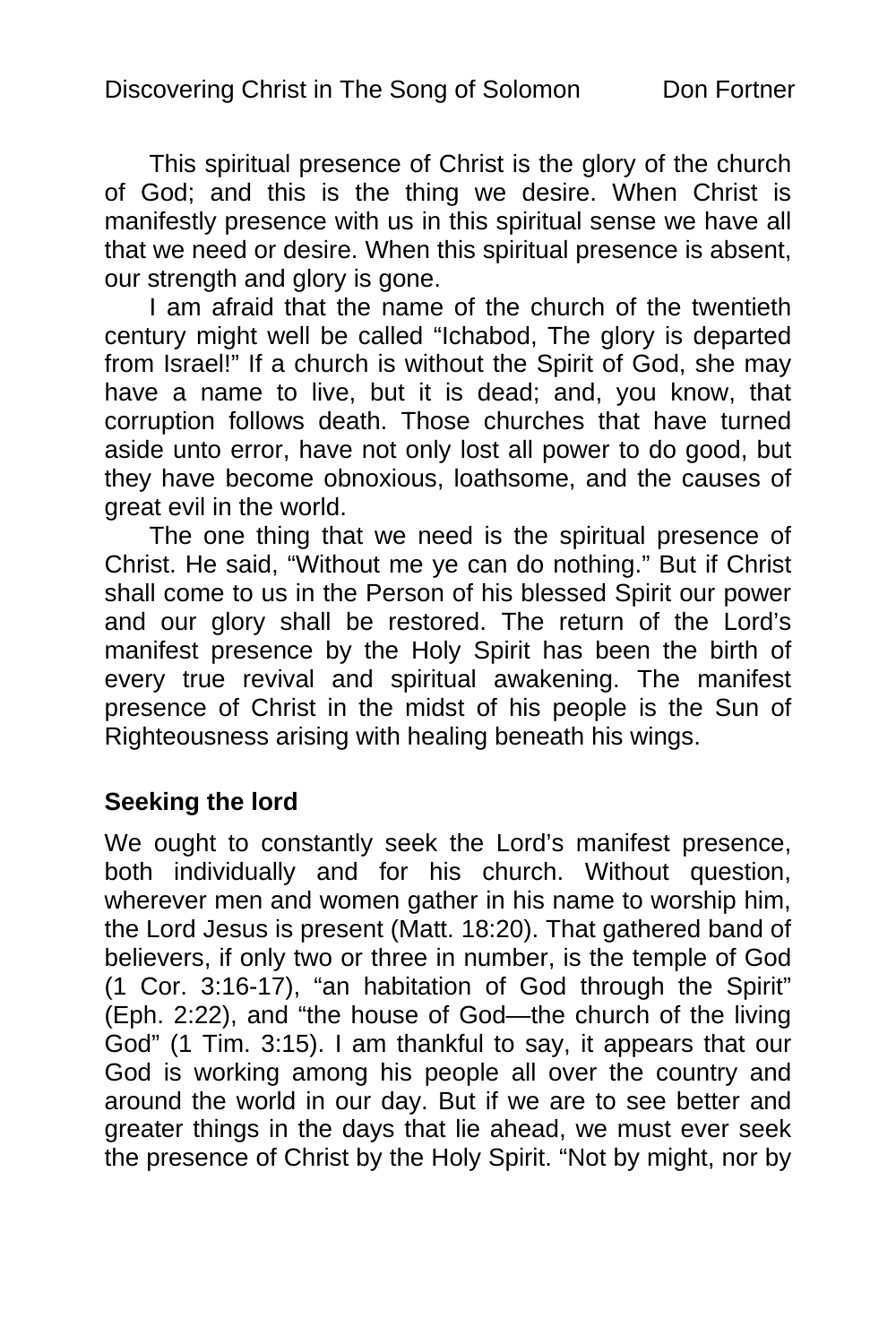This spiritual presence of Christ is the glory of the church of God; and this is the thing we desire. When Christ is manifestly presence with us in this spiritual sense we have all that we need or desire. When this spiritual presence is absent, our strength and glory is gone.

I am afraid that the name of the church of the twentieth century might well be called "Ichabod, The glory is departed from Israel!" If a church is without the Spirit of God, she may have a name to live, but it is dead; and, you know, that corruption follows death. Those churches that have turned aside unto error, have not only lost all power to do good, but they have become obnoxious, loathsome, and the causes of great evil in the world.

The one thing that we need is the spiritual presence of Christ. He said, "Without me ye can do nothing." But if Christ shall come to us in the Person of his blessed Spirit our power and our glory shall be restored. The return of the Lord's manifest presence by the Holy Spirit has been the birth of every true revival and spiritual awakening. The manifest presence of Christ in the midst of his people is the Sun of Righteousness arising with healing beneath his wings.

**Seeking the lord**

We ought to constantly seek the Lord's manifest presence, both individually and for his church. Without question, wherever men and women gather in his name to worship him, the Lord Jesus is present (Matt. 18:20). That gathered band of believers, if only two or three in number, is the temple of God (1 Cor. 3:16-17), "an habitation of God through the Spirit" (Eph. 2:22), and "the house of God—the church of the living God" (1 Tim. 3:15). I am thankful to say, it appears that our God is working among his people all over the country and around the world in our day. But if we are to see better and greater things in the days that lie ahead, we must ever seek the presence of Christ by the Holy Spirit. "Not by might, nor by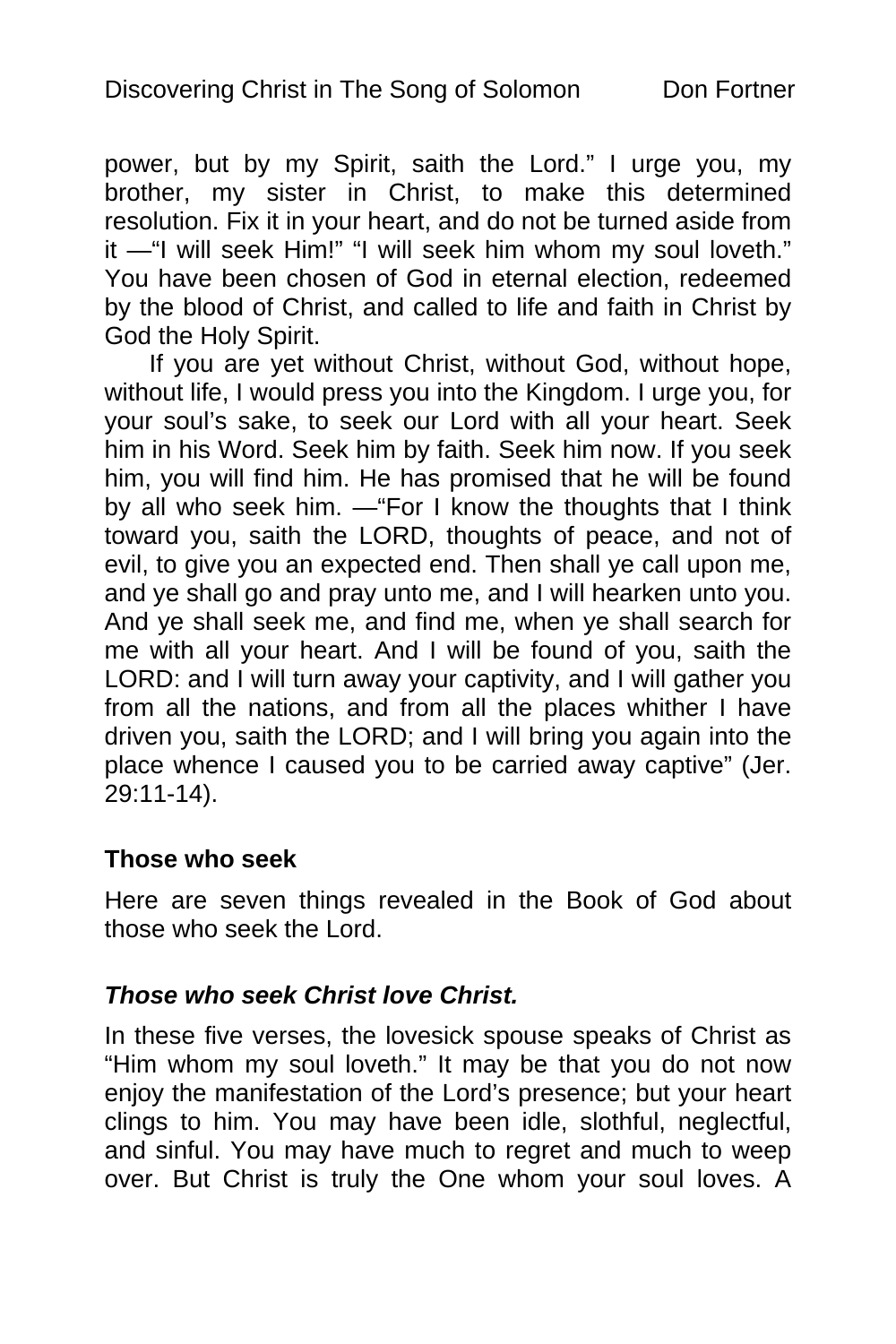power, but by my Spirit, saith the Lord." I urge you, my brother, my sister in Christ, to make this determined resolution. Fix it in your heart, and do not be turned aside from it —"I will seek Him!" "I will seek him whom my soul loveth." You have been chosen of God in eternal election, redeemed by the blood of Christ, and called to life and faith in Christ by God the Holy Spirit.

If you are yet without Christ, without God, without hope, without life, I would press you into the Kingdom. I urge you, for your soul's sake, to seek our Lord with all your heart. Seek him in his Word. Seek him by faith. Seek him now. If you seek him, you will find him. He has promised that he will be found by all who seek him. —"For I know the thoughts that I think toward you, saith the LORD, thoughts of peace, and not of evil, to give you an expected end. Then shall ye call upon me, and ye shall go and pray unto me, and I will hearken unto you. And ye shall seek me, and find me, when ye shall search for me with all your heart. And I will be found of you, saith the LORD: and I will turn away your captivity, and I will gather you from all the nations, and from all the places whither I have driven you, saith the LORD; and I will bring you again into the place whence I caused you to be carried away captive" (Jer. 29:11-14).

### Those who seek

Here are seven things revealed in the Book of God about those who seek the Lord.

#### *Those who seek Christ love Christ.*

In these five verses, the lovesick spouse speaks of Christ as "Him whom my soul loveth." It may be that you do not now enjoy the manifestation of the Lord's presence; but your heart clings to him. You may have been idle, slothful, neglectful, and sinful. You may have much to regret and much to weep over. But Christ is truly the One whom your soul loves. A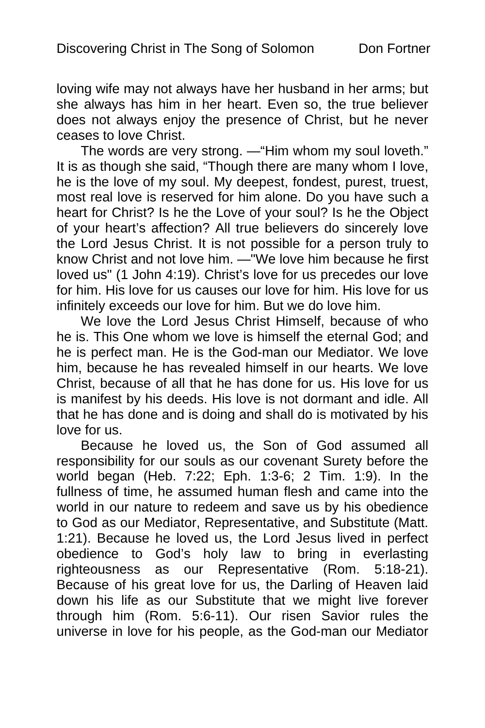loving wife may not always have her husband in her arms; but she always has him in her heart. Even so, the true believer does not always enjoy the presence of Christ, but he never ceases to love Christ.

The words are very strong. —"Him whom my soul loveth." It is as though she said, "Though there are many whom I love, he is the love of my soul. My deepest, fondest, purest, truest, most real love is reserved for him alone. Do you have such a heart for Christ? Is he the Love of your soul? Is he the Object of your heart's affection? All true believers do sincerely love the Lord Jesus Christ. It is not possible for a person truly to know Christ and not love him. —"We love him because he first loved us" (1 John 4:19). Christ's love for us precedes our love for him. His love for us causes our love for him. His love for us infinitely exceeds our love for him. But we do love him.

We love the Lord Jesus Christ Himself, because of who he is. This One whom we love is himself the eternal God; and he is perfect man. He is the God-man our Mediator. We love him, because he has revealed himself in our hearts. We love Christ, because of all that he has done for us. His love for us is manifest by his deeds. His love is not dormant and idle. All that he has done and is doing and shall do is motivated by his love for us.

Because he loved us, the Son of God assumed all responsibility for our souls as our covenant Surety before the world began (Heb. 7:22; Eph. 1:3-6; 2 Tim. 1:9). In the fullness of time, he assumed human flesh and came into the world in our nature to redeem and save us by his obedience to God as our Mediator, Representative, and Substitute (Matt. 1:21). Because he loved us, the Lord Jesus lived in perfect obedience to God's holy law to bring in everlasting righteousness as our Representative (Rom. 5:18-21). Because of his great love for us, the Darling of Heaven laid down his life as our Substitute that we might live forever through him (Rom. 5:6-11). Our risen Savior rules the universe in love for his people, as the God-man our Mediator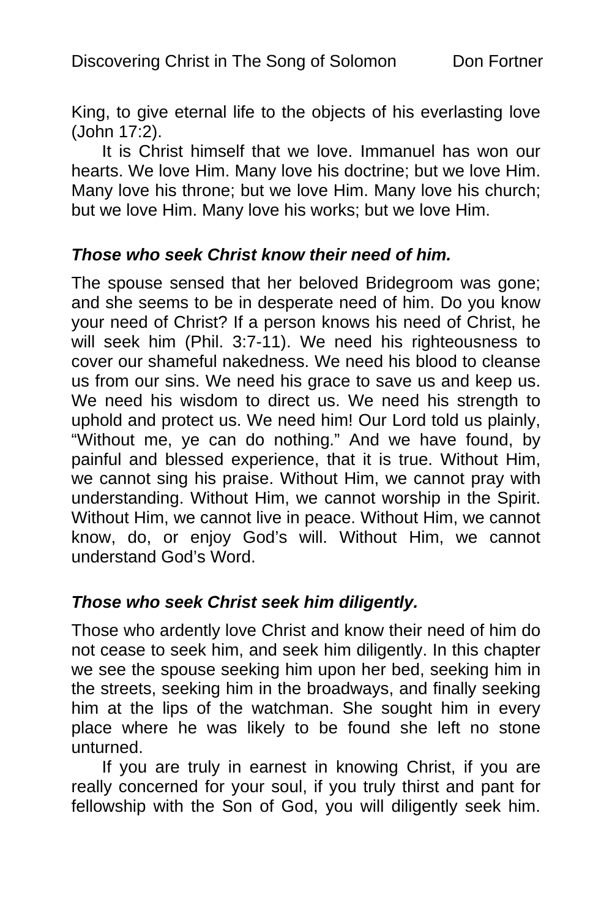King, to give eternal life to the objects of his everlasting love (John 17:2).

It is Christ himself that we love. Immanuel has won our hearts. We love Him. Many love his doctrine; but we love Him. Many love his throne; but we love Him. Many love his church; but we love Him. Many love his works; but we love Him.

***Those who seek Christ know their need of him.***

The spouse sensed that her beloved Bridegroom was gone; and she seems to be in desperate need of him. Do you know your need of Christ? If a person knows his need of Christ, he will seek him (Phil. 3:7-11). We need his righteousness to cover our shameful nakedness. We need his blood to cleanse us from our sins. We need his grace to save us and keep us. We need his wisdom to direct us. We need his strength to uphold and protect us. We need him! Our Lord told us plainly, "Without me, ye can do nothing." And we have found, by painful and blessed experience, that it is true. Without Him, we cannot sing his praise. Without Him, we cannot pray with understanding. Without Him, we cannot worship in the Spirit. Without Him, we cannot live in peace. Without Him, we cannot know, do, or enjoy God's will. Without Him, we cannot understand God's Word.

***Those who seek Christ seek him diligently.***

Those who ardently love Christ and know their need of him do not cease to seek him, and seek him diligently. In this chapter we see the spouse seeking him upon her bed, seeking him in the streets, seeking him in the broadways, and finally seeking him at the lips of the watchman. She sought him in every place where he was likely to be found she left no stone unturned.

If you are truly in earnest in knowing Christ, if you are really concerned for your soul, if you truly thirst and pant for fellowship with the Son of God, you will diligently seek him.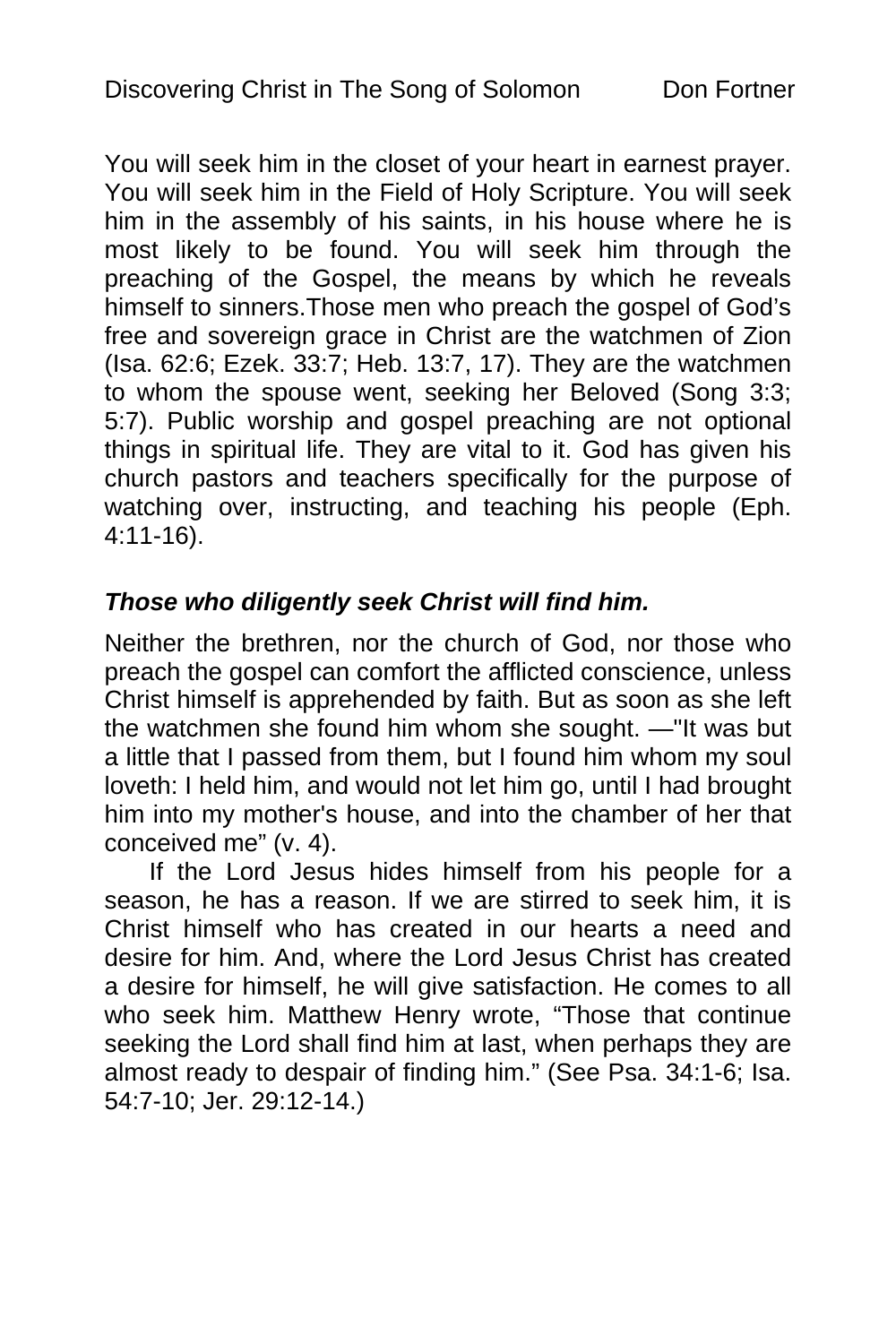You will seek him in the closet of your heart in earnest prayer. You will seek him in the Field of Holy Scripture. You will seek him in the assembly of his saints, in his house where he is most likely to be found. You will seek him through the preaching of the Gospel, the means by which he reveals himself to sinners.Those men who preach the gospel of God's free and sovereign grace in Christ are the watchmen of Zion (Isa. 62:6; Ezek. 33:7; Heb. 13:7, 17). They are the watchmen to whom the spouse went, seeking her Beloved (Song 3:3; 5:7). Public worship and gospel preaching are not optional things in spiritual life. They are vital to it. God has given his church pastors and teachers specifically for the purpose of watching over, instructing, and teaching his people (Eph. 4:11-16).

***Those who diligently seek Christ will find him.***

Neither the brethren, nor the church of God, nor those who preach the gospel can comfort the afflicted conscience, unless Christ himself is apprehended by faith. But as soon as she left the watchmen she found him whom she sought. —"It was but a little that I passed from them, but I found him whom my soul loveth: I held him, and would not let him go, until I had brought him into my mother's house, and into the chamber of her that conceived me" (v. 4).

If the Lord Jesus hides himself from his people for a season, he has a reason. If we are stirred to seek him, it is Christ himself who has created in our hearts a need and desire for him. And, where the Lord Jesus Christ has created a desire for himself, he will give satisfaction. He comes to all who seek him. Matthew Henry wrote, "Those that continue seeking the Lord shall find him at last, when perhaps they are almost ready to despair of finding him." (See Psa. 34:1-6; Isa. 54:7-10; Jer. 29:12-14.)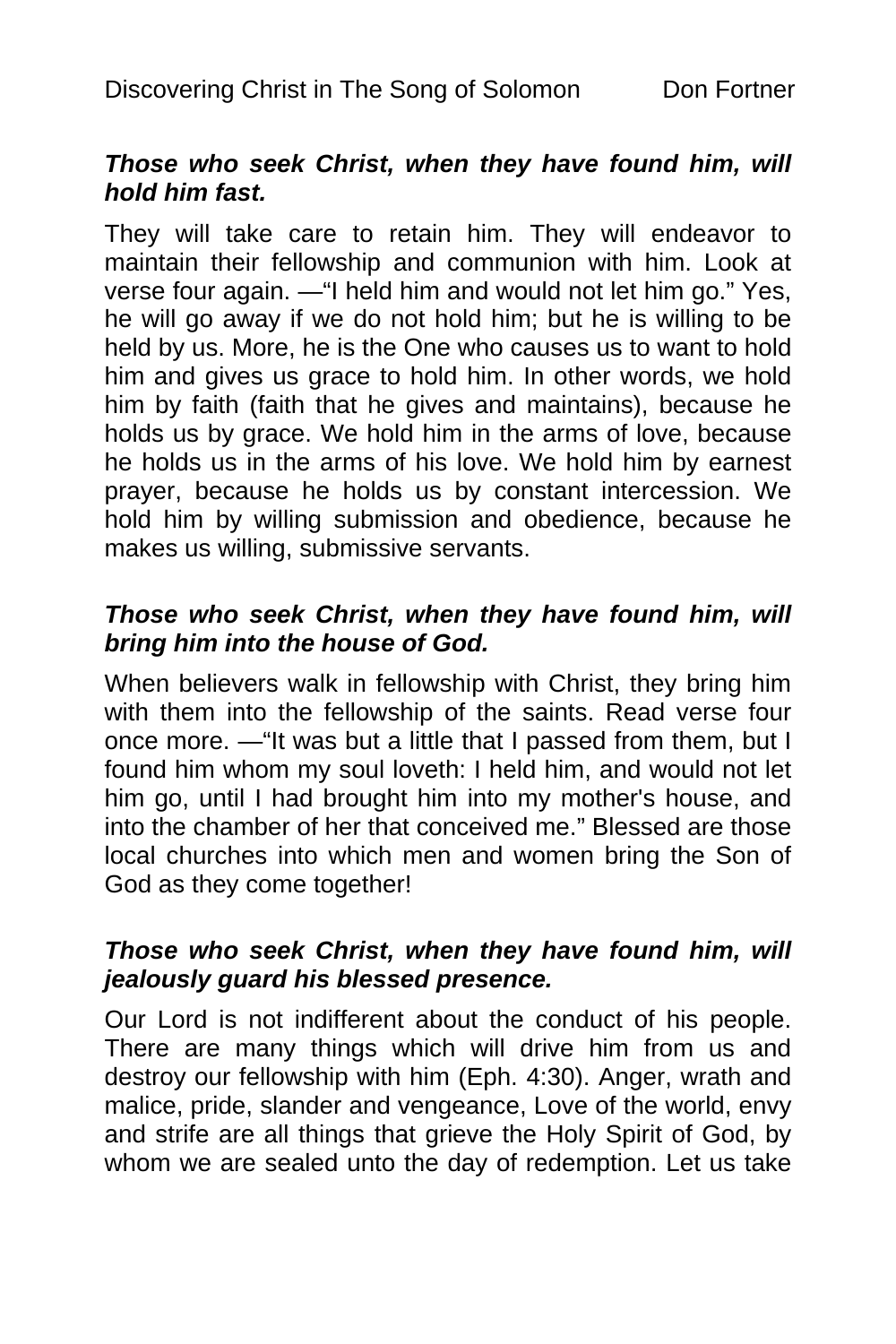***Those who seek Christ, when they have found him, will hold him fast.***

They will take care to retain him. They will endeavor to maintain their fellowship and communion with him. Look at verse four again. —“I held him and would not let him go.” Yes, he will go away if we do not hold him; but he is willing to be held by us. More, he is the One who causes us to want to hold him and gives us grace to hold him. In other words, we hold him by faith (faith that he gives and maintains), because he holds us by grace. We hold him in the arms of love, because he holds us in the arms of his love. We hold him by earnest prayer, because he holds us by constant intercession. We hold him by willing submission and obedience, because he makes us willing, submissive servants.

***Those who seek Christ, when they have found him, will bring him into the house of God.***

When believers walk in fellowship with Christ, they bring him with them into the fellowship of the saints. Read verse four once more. —“It was but a little that I passed from them, but I found him whom my soul loveth: I held him, and would not let him go, until I had brought him into my mother's house, and into the chamber of her that conceived me.” Blessed are those local churches into which men and women bring the Son of God as they come together!

***Those who seek Christ, when they have found him, will jealously guard his blessed presence.***

Our Lord is not indifferent about the conduct of his people. There are many things which will drive him from us and destroy our fellowship with him (Eph. 4:30). Anger, wrath and malice, pride, slander and vengeance, Love of the world, envy and strife are all things that grieve the Holy Spirit of God, by whom we are sealed unto the day of redemption. Let us take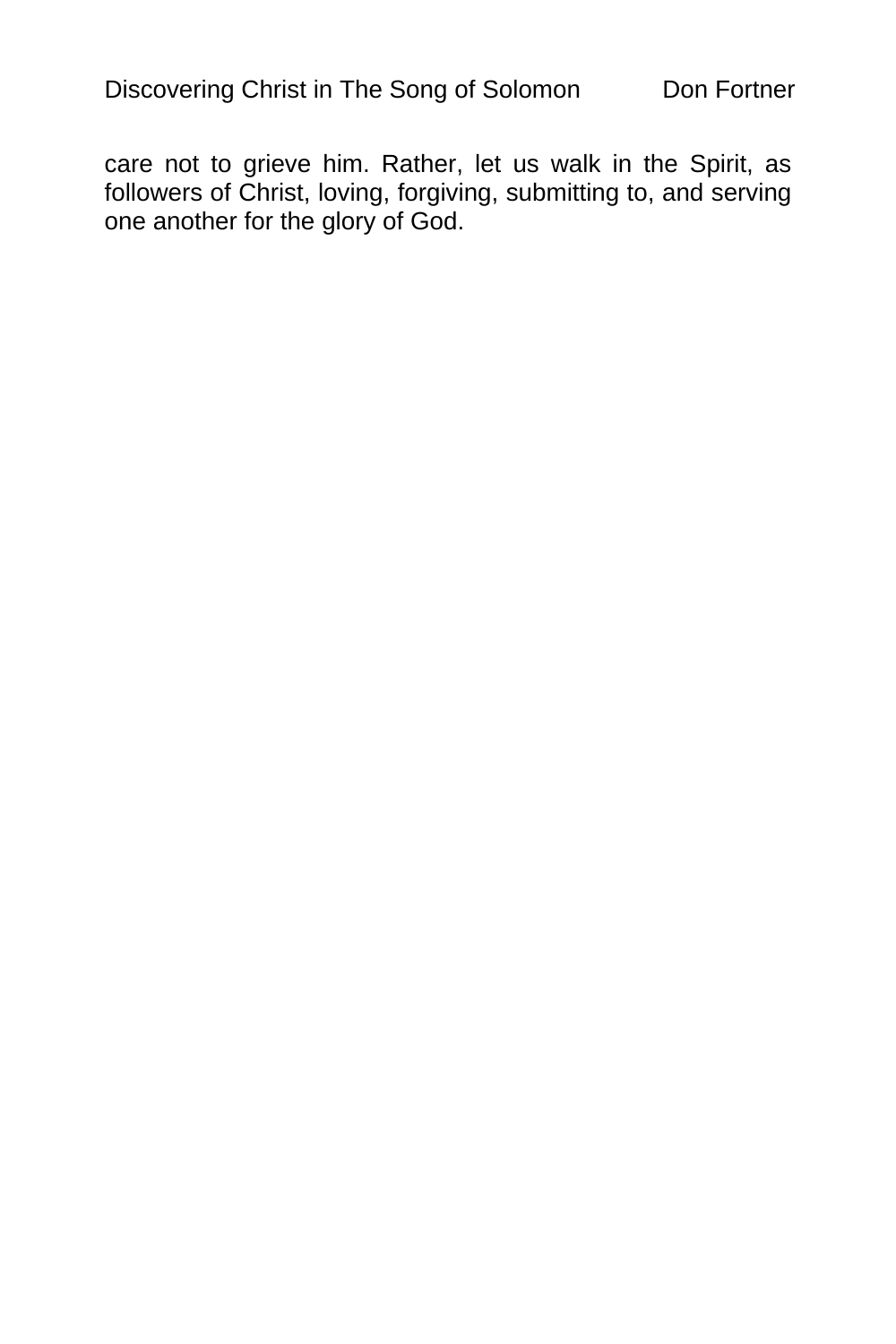care not to grieve him. Rather, let us walk in the Spirit, as followers of Christ, loving, forgiving, submitting to, and serving one another for the glory of God.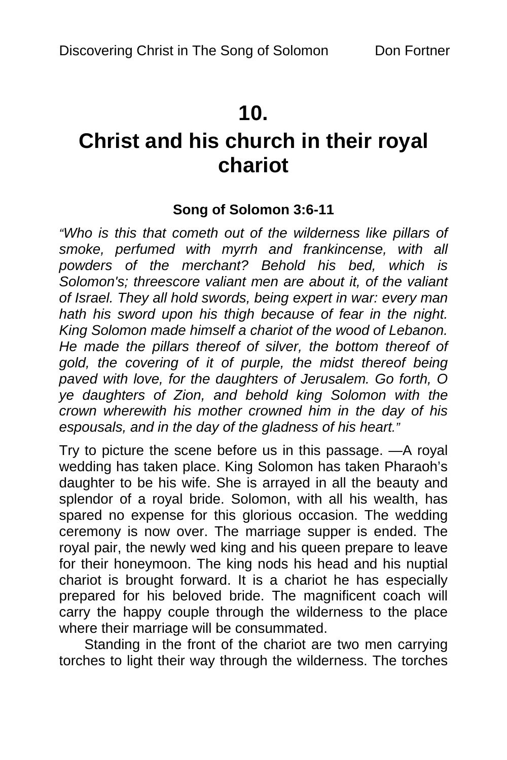# 10.

# Christ and his church in their royal chariot

**Song of Solomon 3:6-11**

*"Who is this that cometh out of the wilderness like pillars of smoke, perfumed with myrrh and frankincense, with all powders of the merchant? Behold his bed, which is Solomon's; threescore valiant men are about it, of the valiant of Israel. They all hold swords, being expert in war: every man hath his sword upon his thigh because of fear in the night. King Solomon made himself a chariot of the wood of Lebanon. He made the pillars thereof of silver, the bottom thereof of gold, the covering of it of purple, the midst thereof being paved with love, for the daughters of Jerusalem. Go forth, O ye daughters of Zion, and behold king Solomon with the crown wherewith his mother crowned him in the day of his espousals, and in the day of the gladness of his heart."*

Try to picture the scene before us in this passage. —A royal wedding has taken place. King Solomon has taken Pharaoh's daughter to be his wife. She is arrayed in all the beauty and splendor of a royal bride. Solomon, with all his wealth, has spared no expense for this glorious occasion. The wedding ceremony is now over. The marriage supper is ended. The royal pair, the newly wed king and his queen prepare to leave for their honeymoon. The king nods his head and his nuptial chariot is brought forward. It is a chariot he has especially prepared for his beloved bride. The magnificent coach will carry the happy couple through the wilderness to the place where their marriage will be consummated.

Standing in the front of the chariot are two men carrying torches to light their way through the wilderness. The torches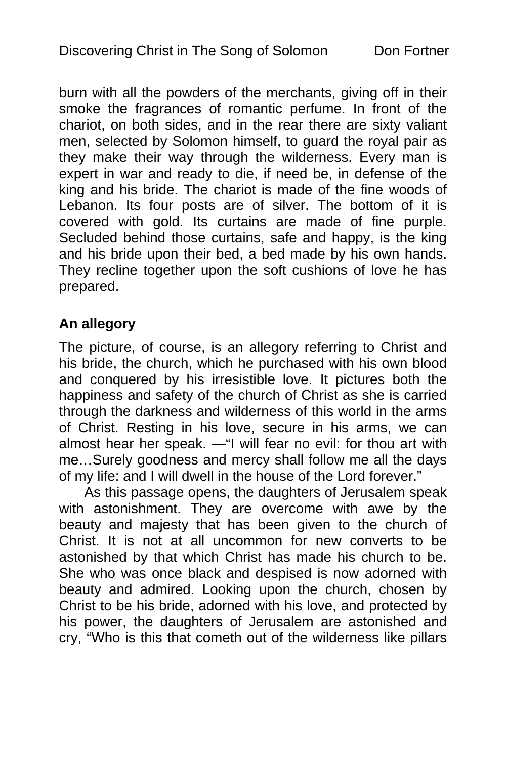burn with all the powders of the merchants, giving off in their smoke the fragrances of romantic perfume. In front of the chariot, on both sides, and in the rear there are sixty valiant men, selected by Solomon himself, to guard the royal pair as they make their way through the wilderness. Every man is expert in war and ready to die, if need be, in defense of the king and his bride. The chariot is made of the fine woods of Lebanon. Its four posts are of silver. The bottom of it is covered with gold. Its curtains are made of fine purple. Secluded behind those curtains, safe and happy, is the king and his bride upon their bed, a bed made by his own hands. They recline together upon the soft cushions of love he has prepared.

**An allegory**

The picture, of course, is an allegory referring to Christ and his bride, the church, which he purchased with his own blood and conquered by his irresistible love. It pictures both the happiness and safety of the church of Christ as she is carried through the darkness and wilderness of this world in the arms of Christ. Resting in his love, secure in his arms, we can almost hear her speak. —"I will fear no evil: for thou art with me…Surely goodness and mercy shall follow me all the days of my life: and I will dwell in the house of the Lord forever."

As this passage opens, the daughters of Jerusalem speak with astonishment. They are overcome with awe by the beauty and majesty that has been given to the church of Christ. It is not at all uncommon for new converts to be astonished by that which Christ has made his church to be. She who was once black and despised is now adorned with beauty and admired. Looking upon the church, chosen by Christ to be his bride, adorned with his love, and protected by his power, the daughters of Jerusalem are astonished and cry, "Who is this that cometh out of the wilderness like pillars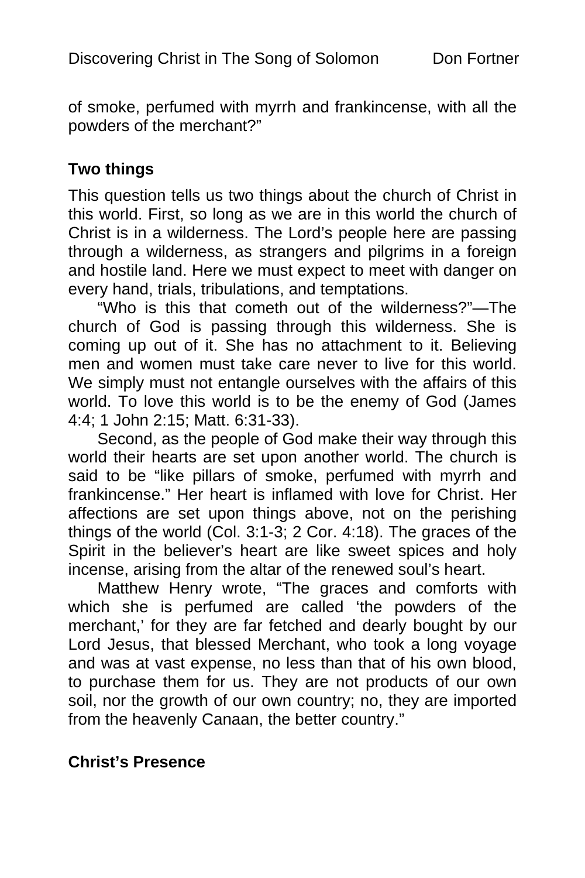of smoke, perfumed with myrrh and frankincense, with all the powders of the merchant?"

## Two things

This question tells us two things about the church of Christ in this world. First, so long as we are in this world the church of Christ is in a wilderness. The Lord's people here are passing through a wilderness, as strangers and pilgrims in a foreign and hostile land. Here we must expect to meet with danger on every hand, trials, tribulations, and temptations.

"Who is this that cometh out of the wilderness?"—The church of God is passing through this wilderness. She is coming up out of it. She has no attachment to it. Believing men and women must take care never to live for this world. We simply must not entangle ourselves with the affairs of this world. To love this world is to be the enemy of God (James 4:4; 1 John 2:15; Matt. 6:31-33).

Second, as the people of God make their way through this world their hearts are set upon another world. The church is said to be "like pillars of smoke, perfumed with myrrh and frankincense." Her heart is inflamed with love for Christ. Her affections are set upon things above, not on the perishing things of the world (Col. 3:1-3; 2 Cor. 4:18). The graces of the Spirit in the believer's heart are like sweet spices and holy incense, arising from the altar of the renewed soul's heart.

Matthew Henry wrote, "The graces and comforts with which she is perfumed are called 'the powders of the merchant,' for they are far fetched and dearly bought by our Lord Jesus, that blessed Merchant, who took a long voyage and was at vast expense, no less than that of his own blood, to purchase them for us. They are not products of our own soil, nor the growth of our own country; no, they are imported from the heavenly Canaan, the better country."

## Christ's Presence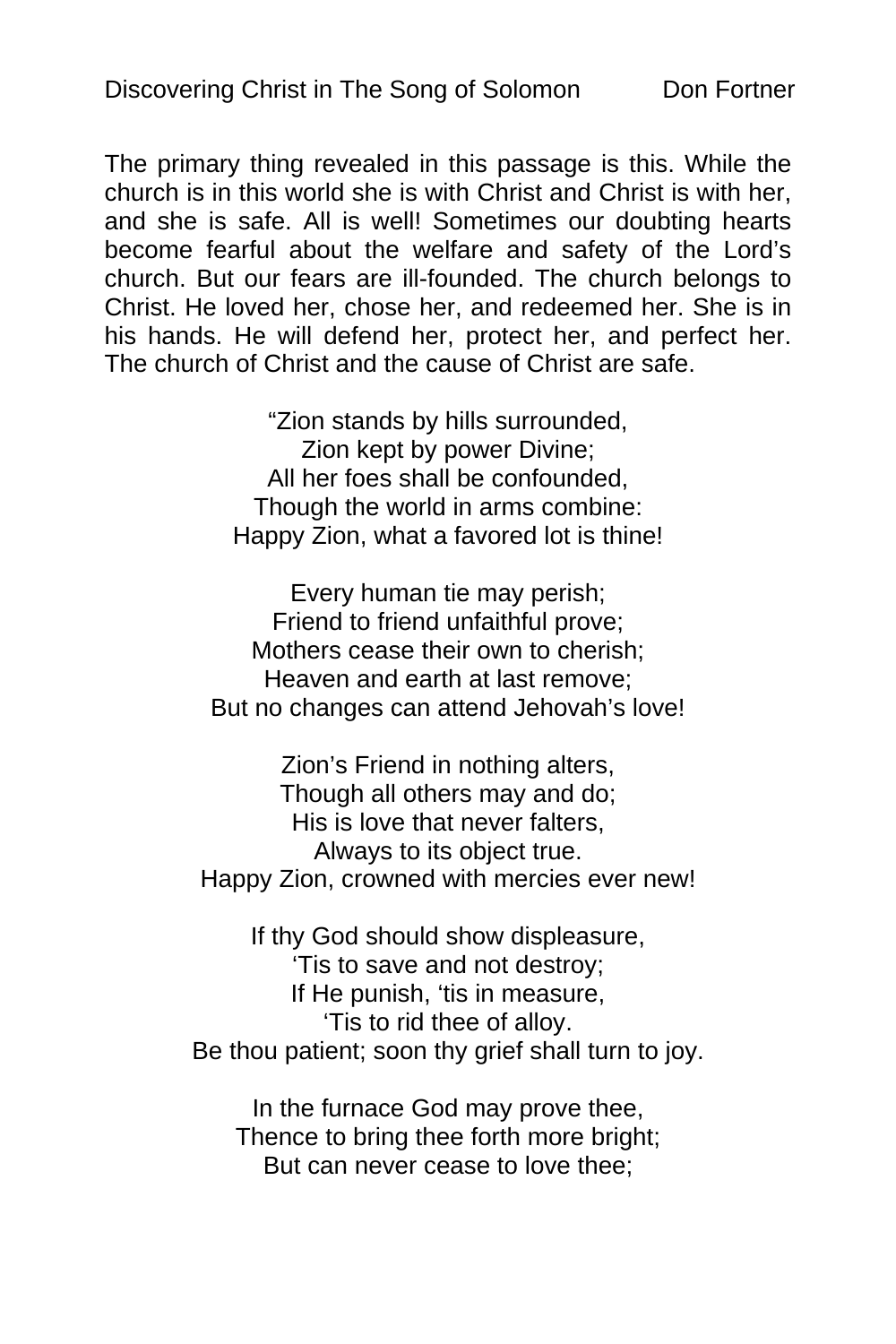The primary thing revealed in this passage is this. While the church is in this world she is with Christ and Christ is with her, and she is safe. All is well! Sometimes our doubting hearts become fearful about the welfare and safety of the Lord's church. But our fears are ill-founded. The church belongs to Christ. He loved her, chose her, and redeemed her. She is in his hands. He will defend her, protect her, and perfect her. The church of Christ and the cause of Christ are safe.

"Zion stands by hills surrounded,
Zion kept by power Divine;
All her foes shall be confounded,
Though the world in arms combine:
Happy Zion, what a favored lot is thine!

Every human tie may perish;
Friend to friend unfaithful prove;
Mothers cease their own to cherish;
Heaven and earth at last remove;
But no changes can attend Jehovah's love!

Zion's Friend in nothing alters,
Though all others may and do;
His is love that never falters,
Always to its object true.
Happy Zion, crowned with mercies ever new!

If thy God should show displeasure,
'Tis to save and not destroy;
If He punish, 'tis in measure,
'Tis to rid thee of alloy.
Be thou patient; soon thy grief shall turn to joy.

In the furnace God may prove thee,
Thence to bring thee forth more bright;
But can never cease to love thee;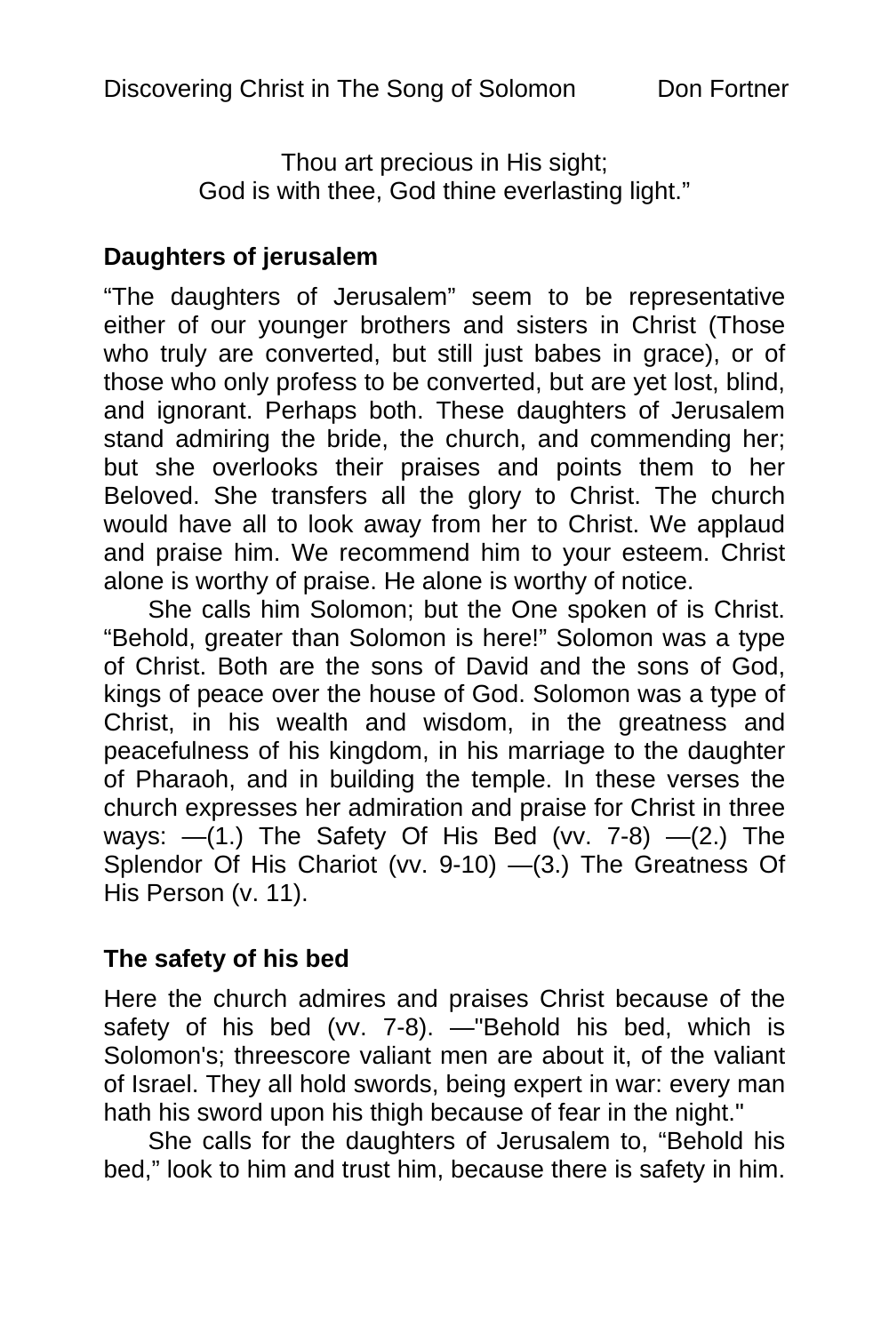Thou art precious in His sight;
God is with thee, God thine everlasting light."

## Daughters of jerusalem

"The daughters of Jerusalem" seem to be representative either of our younger brothers and sisters in Christ (Those who truly are converted, but still just babes in grace), or of those who only profess to be converted, but are yet lost, blind, and ignorant. Perhaps both. These daughters of Jerusalem stand admiring the bride, the church, and commending her; but she overlooks their praises and points them to her Beloved. She transfers all the glory to Christ. The church would have all to look away from her to Christ. We applaud and praise him. We recommend him to your esteem. Christ alone is worthy of praise. He alone is worthy of notice.

She calls him Solomon; but the One spoken of is Christ. "Behold, greater than Solomon is here!" Solomon was a type of Christ. Both are the sons of David and the sons of God, kings of peace over the house of God. Solomon was a type of Christ, in his wealth and wisdom, in the greatness and peacefulness of his kingdom, in his marriage to the daughter of Pharaoh, and in building the temple. In these verses the church expresses her admiration and praise for Christ in three ways: —(1.) The Safety Of His Bed (vv. 7-8) —(2.) The Splendor Of His Chariot (vv. 9-10) —(3.) The Greatness Of His Person (v. 11).

## The safety of his bed

Here the church admires and praises Christ because of the safety of his bed (vv. 7-8). —"Behold his bed, which is Solomon's; threescore valiant men are about it, of the valiant of Israel. They all hold swords, being expert in war: every man hath his sword upon his thigh because of fear in the night."

She calls for the daughters of Jerusalem to, "Behold his bed," look to him and trust him, because there is safety in him.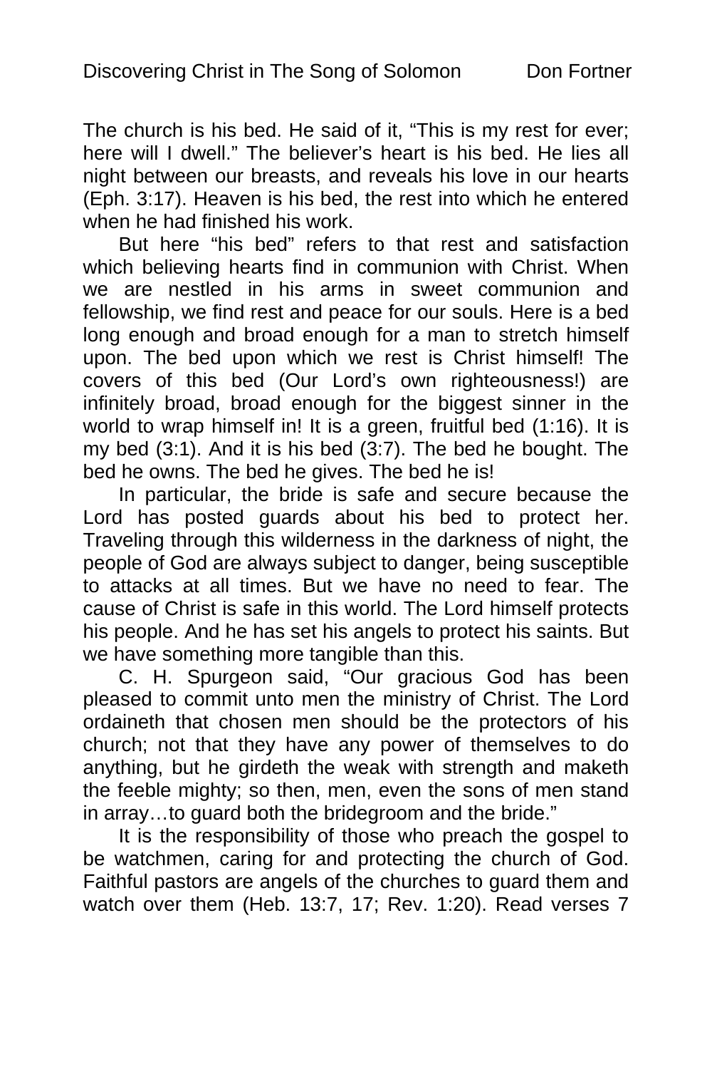The church is his bed. He said of it, "This is my rest for ever; here will I dwell." The believer's heart is his bed. He lies all night between our breasts, and reveals his love in our hearts (Eph. 3:17). Heaven is his bed, the rest into which he entered when he had finished his work.

But here "his bed" refers to that rest and satisfaction which believing hearts find in communion with Christ. When we are nestled in his arms in sweet communion and fellowship, we find rest and peace for our souls. Here is a bed long enough and broad enough for a man to stretch himself upon. The bed upon which we rest is Christ himself! The covers of this bed (Our Lord's own righteousness!) are infinitely broad, broad enough for the biggest sinner in the world to wrap himself in! It is a green, fruitful bed (1:16). It is my bed (3:1). And it is his bed (3:7). The bed he bought. The bed he owns. The bed he gives. The bed he is!

In particular, the bride is safe and secure because the Lord has posted guards about his bed to protect her. Traveling through this wilderness in the darkness of night, the people of God are always subject to danger, being susceptible to attacks at all times. But we have no need to fear. The cause of Christ is safe in this world. The Lord himself protects his people. And he has set his angels to protect his saints. But we have something more tangible than this.

C. H. Spurgeon said, "Our gracious God has been pleased to commit unto men the ministry of Christ. The Lord ordaineth that chosen men should be the protectors of his church; not that they have any power of themselves to do anything, but he girdeth the weak with strength and maketh the feeble mighty; so then, men, even the sons of men stand in array…to guard both the bridegroom and the bride."

It is the responsibility of those who preach the gospel to be watchmen, caring for and protecting the church of God. Faithful pastors are angels of the churches to guard them and watch over them (Heb. 13:7, 17; Rev. 1:20). Read verses 7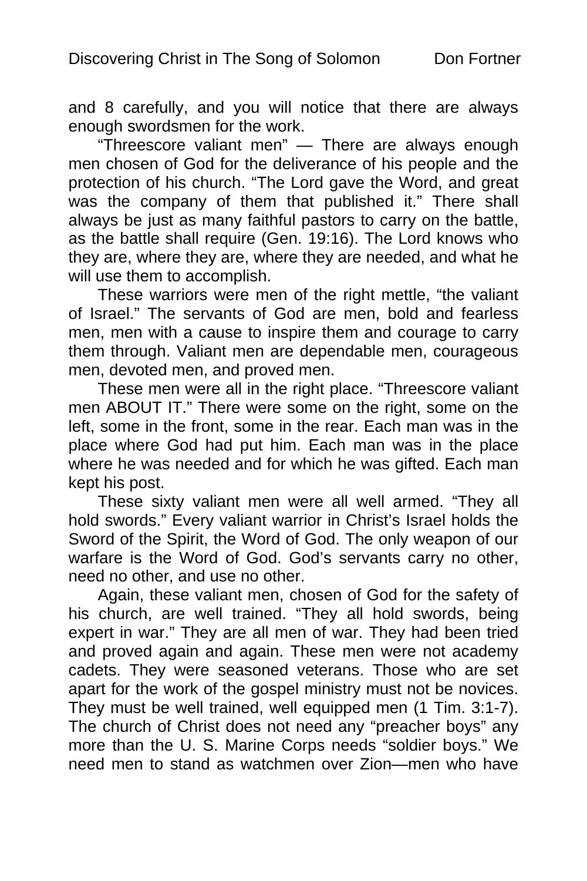and 8 carefully, and you will notice that there are always enough swordsmen for the work.

"Threescore valiant men" — There are always enough men chosen of God for the deliverance of his people and the protection of his church. "The Lord gave the Word, and great was the company of them that published it." There shall always be just as many faithful pastors to carry on the battle, as the battle shall require (Gen. 19:16). The Lord knows who they are, where they are, where they are needed, and what he will use them to accomplish.

These warriors were men of the right mettle, "the valiant of Israel." The servants of God are men, bold and fearless men, men with a cause to inspire them and courage to carry them through. Valiant men are dependable men, courageous men, devoted men, and proved men.

These men were all in the right place. "Threescore valiant men ABOUT IT." There were some on the right, some on the left, some in the front, some in the rear. Each man was in the place where God had put him. Each man was in the place where he was needed and for which he was gifted. Each man kept his post.

These sixty valiant men were all well armed. "They all hold swords." Every valiant warrior in Christ's Israel holds the Sword of the Spirit, the Word of God. The only weapon of our warfare is the Word of God. God's servants carry no other, need no other, and use no other.

Again, these valiant men, chosen of God for the safety of his church, are well trained. "They all hold swords, being expert in war." They are all men of war. They had been tried and proved again and again. These men were not academy cadets. They were seasoned veterans. Those who are set apart for the work of the gospel ministry must not be novices. They must be well trained, well equipped men (1 Tim. 3:1-7). The church of Christ does not need any "preacher boys" any more than the U. S. Marine Corps needs "soldier boys." We need men to stand as watchmen over Zion—men who have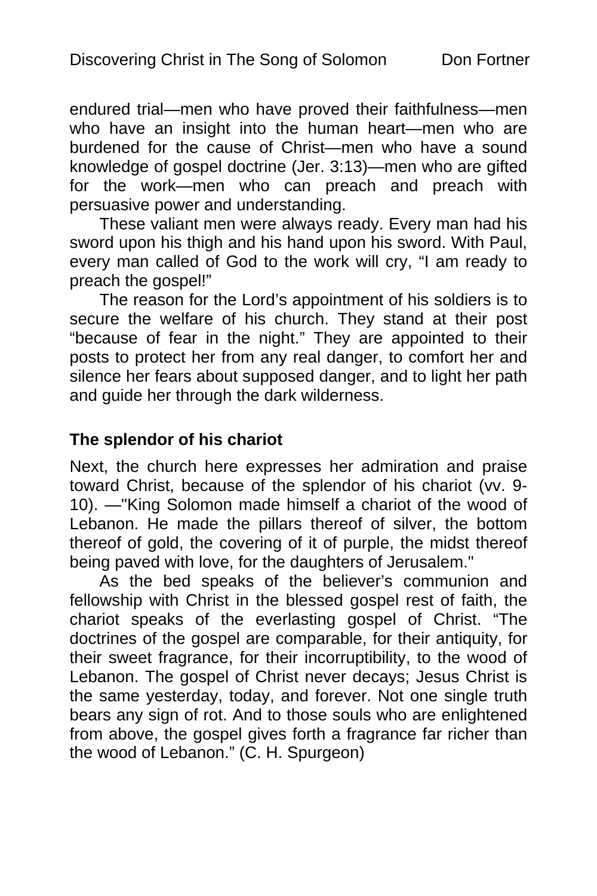endured trial—men who have proved their faithfulness—men who have an insight into the human heart—men who are burdened for the cause of Christ—men who have a sound knowledge of gospel doctrine (Jer. 3:13)—men who are gifted for the work—men who can preach and preach with persuasive power and understanding.

These valiant men were always ready. Every man had his sword upon his thigh and his hand upon his sword. With Paul, every man called of God to the work will cry, "I am ready to preach the gospel!"

The reason for the Lord's appointment of his soldiers is to secure the welfare of his church. They stand at their post "because of fear in the night." They are appointed to their posts to protect her from any real danger, to comfort her and silence her fears about supposed danger, and to light her path and guide her through the dark wilderness.

**The splendor of his chariot**

Next, the church here expresses her admiration and praise toward Christ, because of the splendor of his chariot (vv. 9-10). —"King Solomon made himself a chariot of the wood of Lebanon. He made the pillars thereof of silver, the bottom thereof of gold, the covering of it of purple, the midst thereof being paved with love, for the daughters of Jerusalem."

As the bed speaks of the believer's communion and fellowship with Christ in the blessed gospel rest of faith, the chariot speaks of the everlasting gospel of Christ. "The doctrines of the gospel are comparable, for their antiquity, for their sweet fragrance, for their incorruptibility, to the wood of Lebanon. The gospel of Christ never decays; Jesus Christ is the same yesterday, today, and forever. Not one single truth bears any sign of rot. And to those souls who are enlightened from above, the gospel gives forth a fragrance far richer than the wood of Lebanon." (C. H. Spurgeon)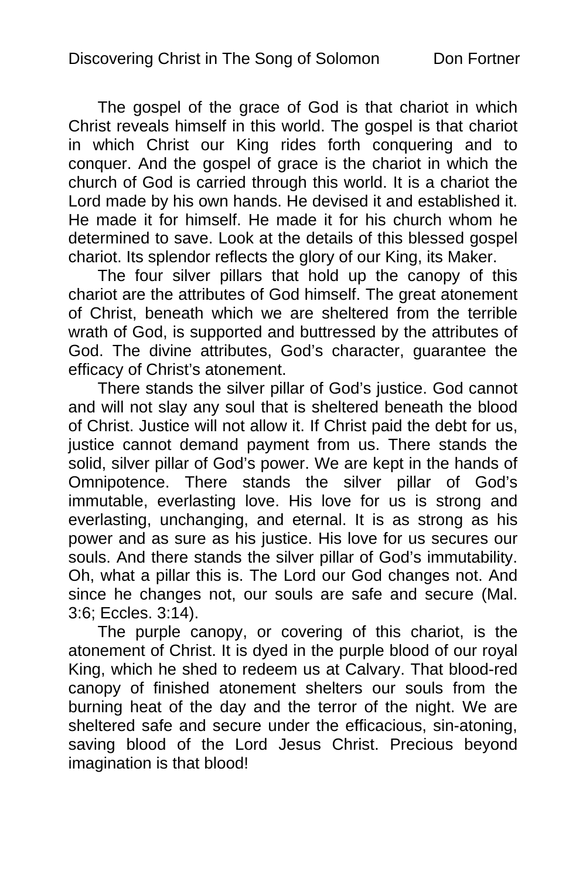The gospel of the grace of God is that chariot in which Christ reveals himself in this world. The gospel is that chariot in which Christ our King rides forth conquering and to conquer. And the gospel of grace is the chariot in which the church of God is carried through this world. It is a chariot the Lord made by his own hands. He devised it and established it. He made it for himself. He made it for his church whom he determined to save. Look at the details of this blessed gospel chariot. Its splendor reflects the glory of our King, its Maker.

The four silver pillars that hold up the canopy of this chariot are the attributes of God himself. The great atonement of Christ, beneath which we are sheltered from the terrible wrath of God, is supported and buttressed by the attributes of God. The divine attributes, God's character, guarantee the efficacy of Christ's atonement.

There stands the silver pillar of God's justice. God cannot and will not slay any soul that is sheltered beneath the blood of Christ. Justice will not allow it. If Christ paid the debt for us, justice cannot demand payment from us. There stands the solid, silver pillar of God's power. We are kept in the hands of Omnipotence. There stands the silver pillar of God's immutable, everlasting love. His love for us is strong and everlasting, unchanging, and eternal. It is as strong as his power and as sure as his justice. His love for us secures our souls. And there stands the silver pillar of God's immutability. Oh, what a pillar this is. The Lord our God changes not. And since he changes not, our souls are safe and secure (Mal. 3:6; Eccles. 3:14).

The purple canopy, or covering of this chariot, is the atonement of Christ. It is dyed in the purple blood of our royal King, which he shed to redeem us at Calvary. That blood-red canopy of finished atonement shelters our souls from the burning heat of the day and the terror of the night. We are sheltered safe and secure under the efficacious, sin-atoning, saving blood of the Lord Jesus Christ. Precious beyond imagination is that blood!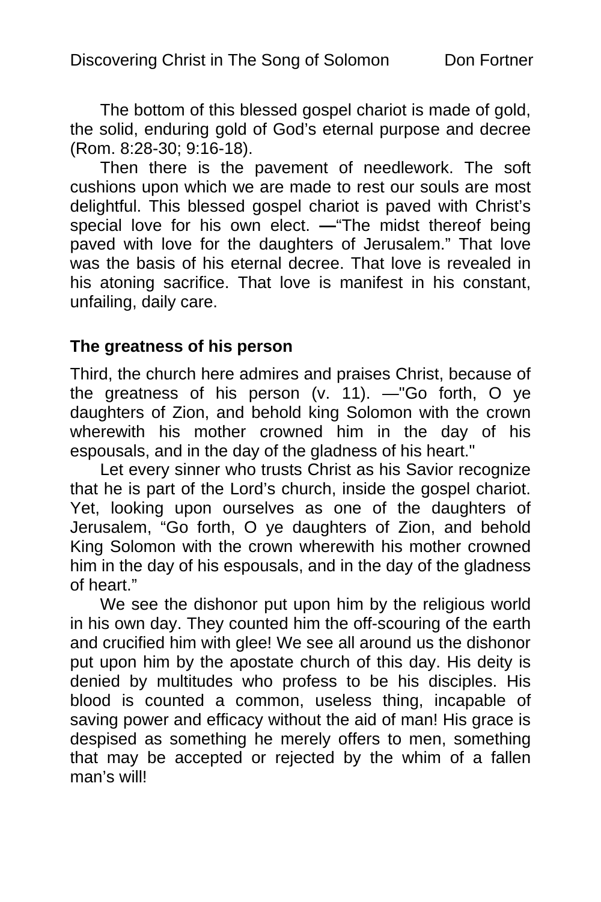The bottom of this blessed gospel chariot is made of gold, the solid, enduring gold of God's eternal purpose and decree (Rom. 8:28-30; 9:16-18).

Then there is the pavement of needlework. The soft cushions upon which we are made to rest our souls are most delightful. This blessed gospel chariot is paved with Christ's special love for his own elect. **—**"The midst thereof being paved with love for the daughters of Jerusalem." That love was the basis of his eternal decree. That love is revealed in his atoning sacrifice. That love is manifest in his constant, unfailing, daily care.

### The greatness of his person

Third, the church here admires and praises Christ, because of the greatness of his person (v. 11). —"Go forth, O ye daughters of Zion, and behold king Solomon with the crown wherewith his mother crowned him in the day of his espousals, and in the day of the gladness of his heart."

Let every sinner who trusts Christ as his Savior recognize that he is part of the Lord's church, inside the gospel chariot. Yet, looking upon ourselves as one of the daughters of Jerusalem, "Go forth, O ye daughters of Zion, and behold King Solomon with the crown wherewith his mother crowned him in the day of his espousals, and in the day of the gladness of heart."

We see the dishonor put upon him by the religious world in his own day. They counted him the off-scouring of the earth and crucified him with glee! We see all around us the dishonor put upon him by the apostate church of this day. His deity is denied by multitudes who profess to be his disciples. His blood is counted a common, useless thing, incapable of saving power and efficacy without the aid of man! His grace is despised as something he merely offers to men, something that may be accepted or rejected by the whim of a fallen man's will!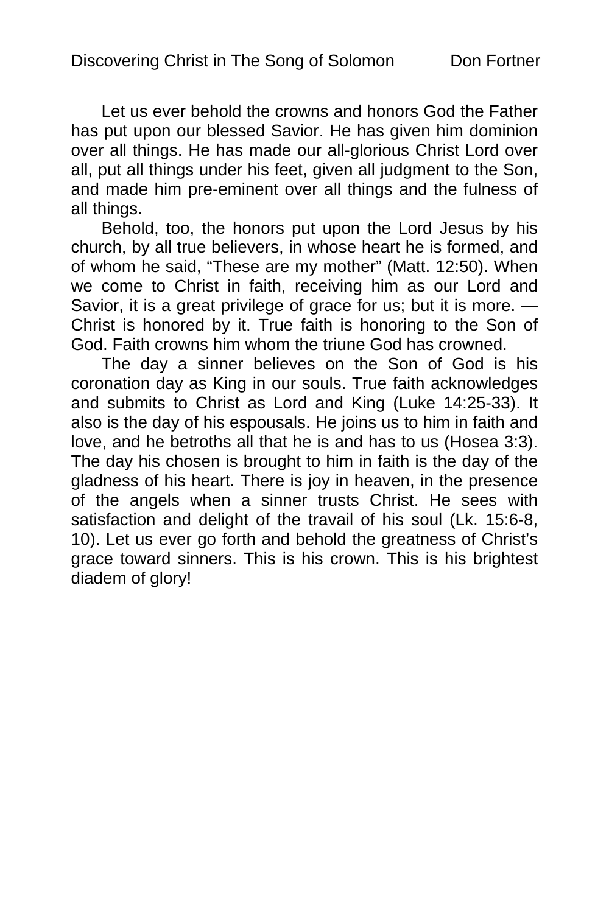Let us ever behold the crowns and honors God the Father has put upon our blessed Savior. He has given him dominion over all things. He has made our all-glorious Christ Lord over all, put all things under his feet, given all judgment to the Son, and made him pre-eminent over all things and the fulness of all things.

Behold, too, the honors put upon the Lord Jesus by his church, by all true believers, in whose heart he is formed, and of whom he said, "These are my mother" (Matt. 12:50). When we come to Christ in faith, receiving him as our Lord and Savior, it is a great privilege of grace for us; but it is more. — Christ is honored by it. True faith is honoring to the Son of God. Faith crowns him whom the triune God has crowned.

The day a sinner believes on the Son of God is his coronation day as King in our souls. True faith acknowledges and submits to Christ as Lord and King (Luke 14:25-33). It also is the day of his espousals. He joins us to him in faith and love, and he betroths all that he is and has to us (Hosea 3:3). The day his chosen is brought to him in faith is the day of the gladness of his heart. There is joy in heaven, in the presence of the angels when a sinner trusts Christ. He sees with satisfaction and delight of the travail of his soul (Lk. 15:6-8, 10). Let us ever go forth and behold the greatness of Christ's grace toward sinners. This is his crown. This is his brightest diadem of glory!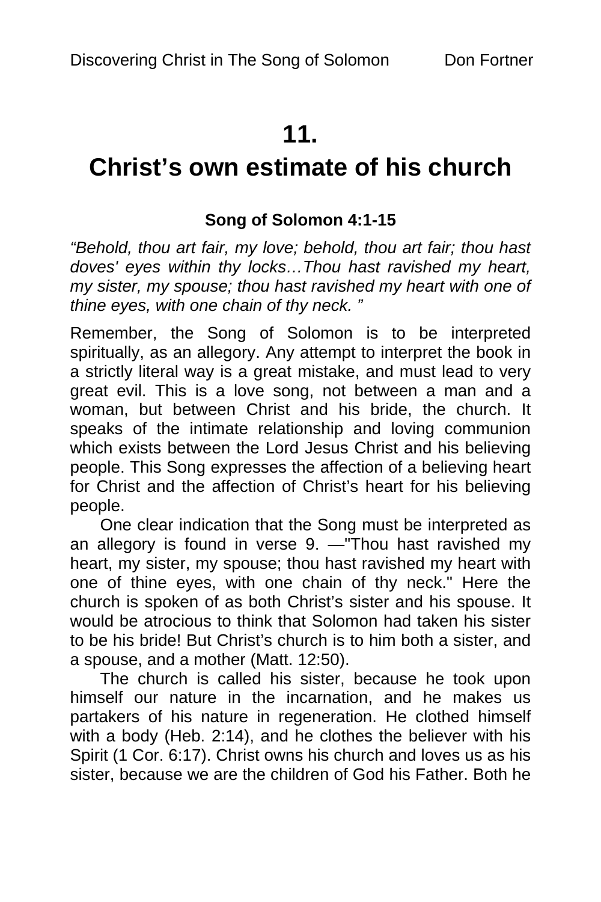# 11.
# Christ's own estimate of his church

**Song of Solomon 4:1-15**

*"Behold, thou art fair, my love; behold, thou art fair; thou hast doves' eyes within thy locks…Thou hast ravished my heart, my sister, my spouse; thou hast ravished my heart with one of thine eyes, with one chain of thy neck. "*

Remember, the Song of Solomon is to be interpreted spiritually, as an allegory. Any attempt to interpret the book in a strictly literal way is a great mistake, and must lead to very great evil. This is a love song, not between a man and a woman, but between Christ and his bride, the church. It speaks of the intimate relationship and loving communion which exists between the Lord Jesus Christ and his believing people. This Song expresses the affection of a believing heart for Christ and the affection of Christ's heart for his believing people.

One clear indication that the Song must be interpreted as an allegory is found in verse 9. —"Thou hast ravished my heart, my sister, my spouse; thou hast ravished my heart with one of thine eyes, with one chain of thy neck." Here the church is spoken of as both Christ's sister and his spouse. It would be atrocious to think that Solomon had taken his sister to be his bride! But Christ's church is to him both a sister, and a spouse, and a mother (Matt. 12:50).

The church is called his sister, because he took upon himself our nature in the incarnation, and he makes us partakers of his nature in regeneration. He clothed himself with a body (Heb. 2:14), and he clothes the believer with his Spirit (1 Cor. 6:17). Christ owns his church and loves us as his sister, because we are the children of God his Father. Both he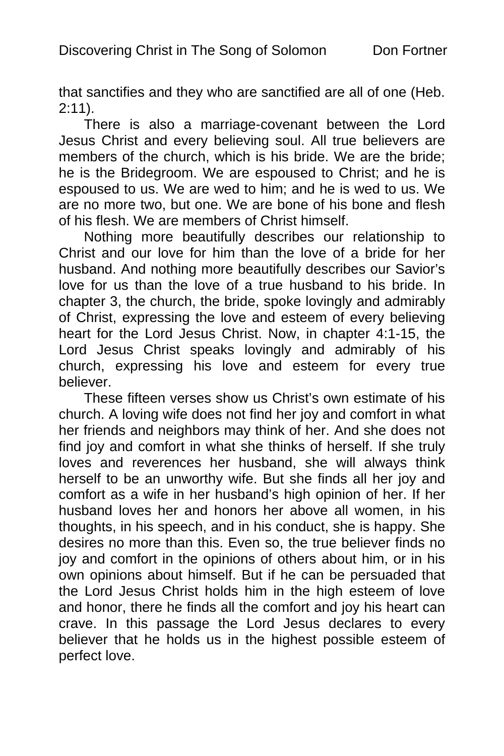that sanctifies and they who are sanctified are all of one (Heb. 2:11).

There is also a marriage-covenant between the Lord Jesus Christ and every believing soul. All true believers are members of the church, which is his bride. We are the bride; he is the Bridegroom. We are espoused to Christ; and he is espoused to us. We are wed to him; and he is wed to us. We are no more two, but one. We are bone of his bone and flesh of his flesh. We are members of Christ himself.

Nothing more beautifully describes our relationship to Christ and our love for him than the love of a bride for her husband. And nothing more beautifully describes our Savior's love for us than the love of a true husband to his bride. In chapter 3, the church, the bride, spoke lovingly and admirably of Christ, expressing the love and esteem of every believing heart for the Lord Jesus Christ. Now, in chapter 4:1-15, the Lord Jesus Christ speaks lovingly and admirably of his church, expressing his love and esteem for every true believer.

These fifteen verses show us Christ's own estimate of his church. A loving wife does not find her joy and comfort in what her friends and neighbors may think of her. And she does not find joy and comfort in what she thinks of herself. If she truly loves and reverences her husband, she will always think herself to be an unworthy wife. But she finds all her joy and comfort as a wife in her husband's high opinion of her. If her husband loves her and honors her above all women, in his thoughts, in his speech, and in his conduct, she is happy. She desires no more than this. Even so, the true believer finds no joy and comfort in the opinions of others about him, or in his own opinions about himself. But if he can be persuaded that the Lord Jesus Christ holds him in the high esteem of love and honor, there he finds all the comfort and joy his heart can crave. In this passage the Lord Jesus declares to every believer that he holds us in the highest possible esteem of perfect love.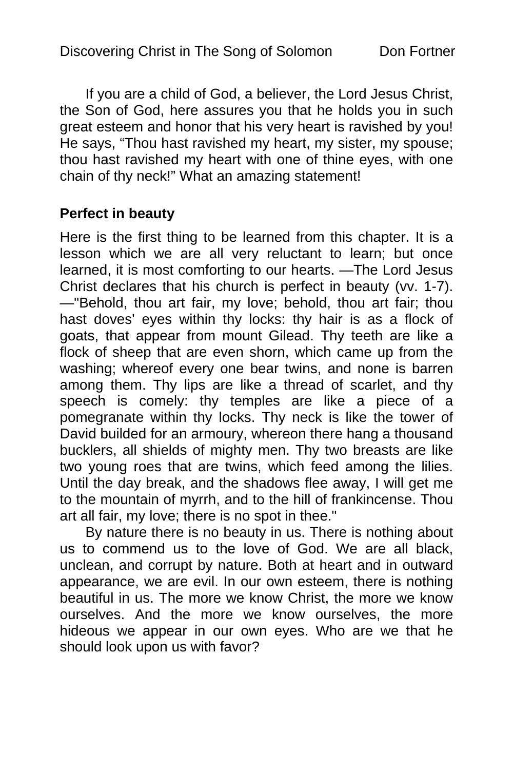If you are a child of God, a believer, the Lord Jesus Christ, the Son of God, here assures you that he holds you in such great esteem and honor that his very heart is ravished by you! He says, “Thou hast ravished my heart, my sister, my spouse; thou hast ravished my heart with one of thine eyes, with one chain of thy neck!” What an amazing statement!

**Perfect in beauty**

Here is the first thing to be learned from this chapter. It is a lesson which we are all very reluctant to learn; but once learned, it is most comforting to our hearts. —The Lord Jesus Christ declares that his church is perfect in beauty (vv. 1-7). —"Behold, thou art fair, my love; behold, thou art fair; thou hast doves' eyes within thy locks: thy hair is as a flock of goats, that appear from mount Gilead. Thy teeth are like a flock of sheep that are even shorn, which came up from the washing; whereof every one bear twins, and none is barren among them. Thy lips are like a thread of scarlet, and thy speech is comely: thy temples are like a piece of a pomegranate within thy locks. Thy neck is like the tower of David builded for an armoury, whereon there hang a thousand bucklers, all shields of mighty men. Thy two breasts are like two young roes that are twins, which feed among the lilies. Until the day break, and the shadows flee away, I will get me to the mountain of myrrh, and to the hill of frankincense. Thou art all fair, my love; there is no spot in thee."

By nature there is no beauty in us. There is nothing about us to commend us to the love of God. We are all black, unclean, and corrupt by nature. Both at heart and in outward appearance, we are evil. In our own esteem, there is nothing beautiful in us. The more we know Christ, the more we know ourselves. And the more we know ourselves, the more hideous we appear in our own eyes. Who are we that he should look upon us with favor?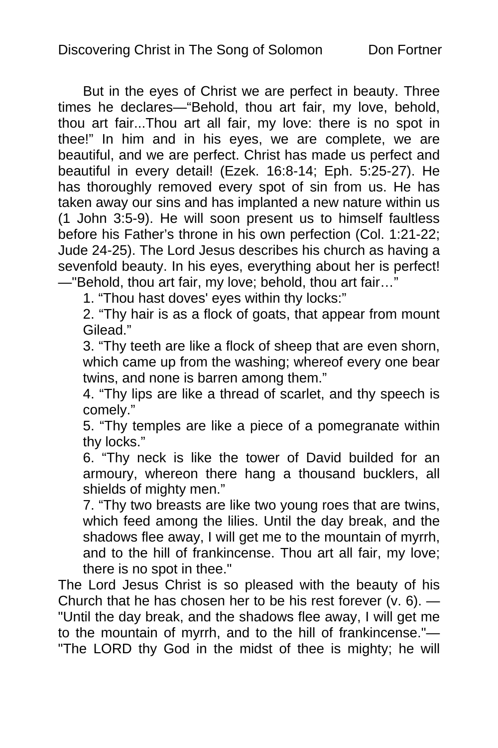But in the eyes of Christ we are perfect in beauty. Three times he declares—“Behold, thou art fair, my love, behold, thou art fair...Thou art all fair, my love: there is no spot in thee!” In him and in his eyes, we are complete, we are beautiful, and we are perfect. Christ has made us perfect and beautiful in every detail! (Ezek. 16:8-14; Eph. 5:25-27). He has thoroughly removed every spot of sin from us. He has taken away our sins and has implanted a new nature within us (1 John 3:5-9). He will soon present us to himself faultless before his Father’s throne in his own perfection (Col. 1:21-22; Jude 24-25). The Lord Jesus describes his church as having a sevenfold beauty. In his eyes, everything about her is perfect! —"Behold, thou art fair, my love; behold, thou art fair…”

1. “Thou hast doves' eyes within thy locks:”
2. “Thy hair is as a flock of goats, that appear from mount Gilead.”
3. “Thy teeth are like a flock of sheep that are even shorn, which came up from the washing; whereof every one bear twins, and none is barren among them.”
4. “Thy lips are like a thread of scarlet, and thy speech is comely.”
5. “Thy temples are like a piece of a pomegranate within thy locks.”
6. “Thy neck is like the tower of David builded for an armoury, whereon there hang a thousand bucklers, all shields of mighty men.”
7. “Thy two breasts are like two young roes that are twins, which feed among the lilies. Until the day break, and the shadows flee away, I will get me to the mountain of myrrh, and to the hill of frankincense. Thou art all fair, my love; there is no spot in thee."

The Lord Jesus Christ is so pleased with the beauty of his Church that he has chosen her to be his rest forever (v. 6). —"Until the day break, and the shadows flee away, I will get me to the mountain of myrrh, and to the hill of frankincense."—"The LORD thy God in the midst of thee is mighty; he will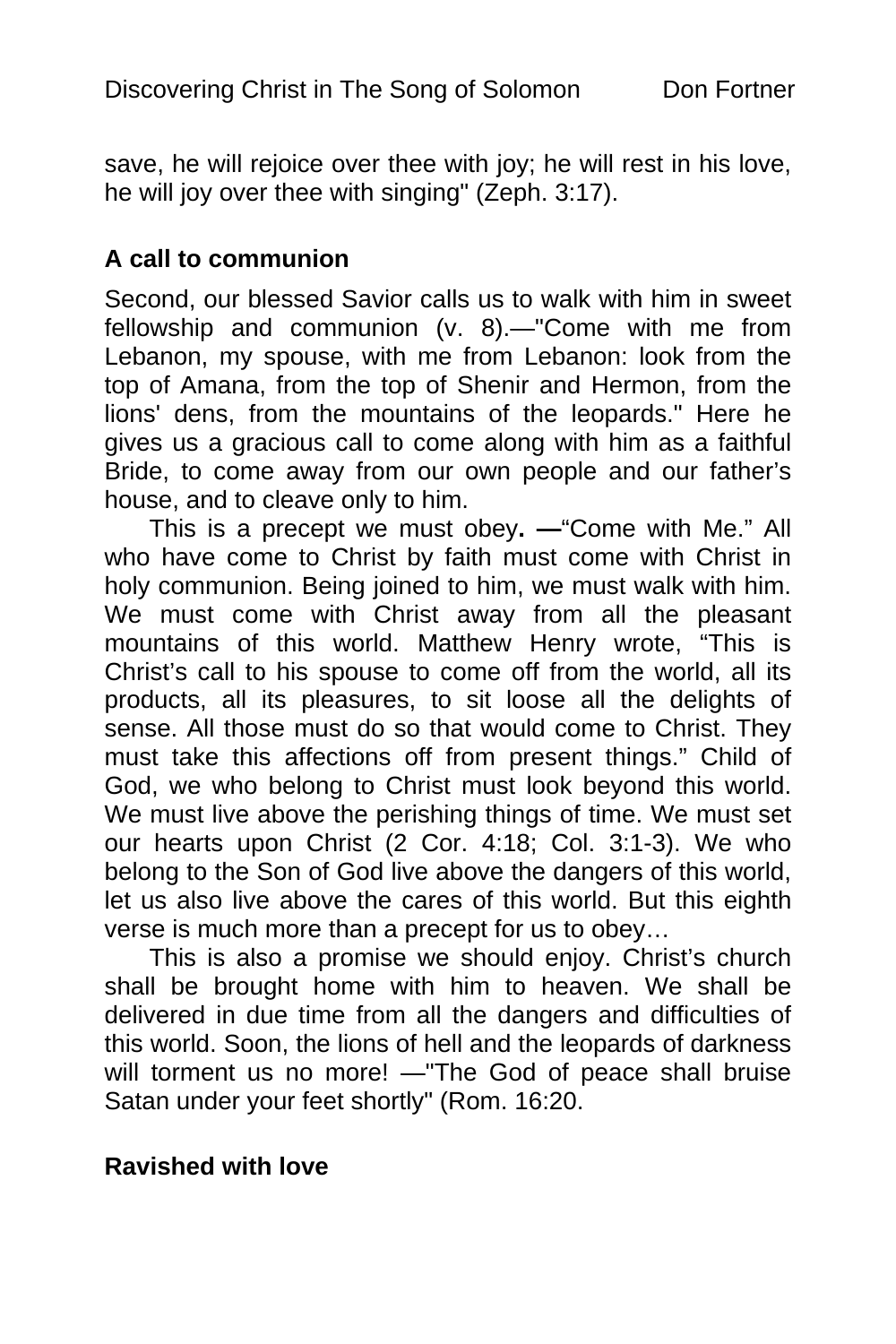save, he will rejoice over thee with joy; he will rest in his love, he will joy over thee with singing" (Zeph. 3:17).

### A call to communion

Second, our blessed Savior calls us to walk with him in sweet fellowship and communion (v. 8).—"Come with me from Lebanon, my spouse, with me from Lebanon: look from the top of Amana, from the top of Shenir and Hermon, from the lions' dens, from the mountains of the leopards." Here he gives us a gracious call to come along with him as a faithful Bride, to come away from our own people and our father's house, and to cleave only to him.

This is a precept we must obey**. —**"Come with Me." All who have come to Christ by faith must come with Christ in holy communion. Being joined to him, we must walk with him. We must come with Christ away from all the pleasant mountains of this world. Matthew Henry wrote, "This is Christ's call to his spouse to come off from the world, all its products, all its pleasures, to sit loose all the delights of sense. All those must do so that would come to Christ. They must take this affections off from present things." Child of God, we who belong to Christ must look beyond this world. We must live above the perishing things of time. We must set our hearts upon Christ (2 Cor. 4:18; Col. 3:1-3). We who belong to the Son of God live above the dangers of this world, let us also live above the cares of this world. But this eighth verse is much more than a precept for us to obey…

This is also a promise we should enjoy. Christ's church shall be brought home with him to heaven. We shall be delivered in due time from all the dangers and difficulties of this world. Soon, the lions of hell and the leopards of darkness will torment us no more! —"The God of peace shall bruise Satan under your feet shortly" (Rom. 16:20.

### Ravished with love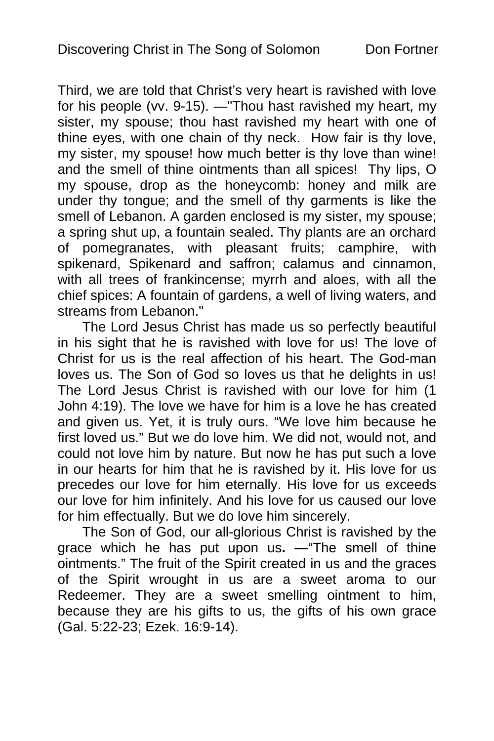Third, we are told that Christ's very heart is ravished with love for his people (vv. 9-15). —"Thou hast ravished my heart, my sister, my spouse; thou hast ravished my heart with one of thine eyes, with one chain of thy neck. How fair is thy love, my sister, my spouse! how much better is thy love than wine! and the smell of thine ointments than all spices! Thy lips, O my spouse, drop as the honeycomb: honey and milk are under thy tongue; and the smell of thy garments is like the smell of Lebanon. A garden enclosed is my sister, my spouse; a spring shut up, a fountain sealed. Thy plants are an orchard of pomegranates, with pleasant fruits; camphire, with spikenard, Spikenard and saffron; calamus and cinnamon, with all trees of frankincense; myrrh and aloes, with all the chief spices: A fountain of gardens, a well of living waters, and streams from Lebanon."

The Lord Jesus Christ has made us so perfectly beautiful in his sight that he is ravished with love for us! The love of Christ for us is the real affection of his heart. The God-man loves us. The Son of God so loves us that he delights in us! The Lord Jesus Christ is ravished with our love for him (1 John 4:19). The love we have for him is a love he has created and given us. Yet, it is truly ours. "We love him because he first loved us." But we do love him. We did not, would not, and could not love him by nature. But now he has put such a love in our hearts for him that he is ravished by it. His love for us precedes our love for him eternally. His love for us exceeds our love for him infinitely. And his love for us caused our love for him effectually. But we do love him sincerely.

The Son of God, our all-glorious Christ is ravished by the grace which he has put upon us**. —**"The smell of thine ointments." The fruit of the Spirit created in us and the graces of the Spirit wrought in us are a sweet aroma to our Redeemer. They are a sweet smelling ointment to him, because they are his gifts to us, the gifts of his own grace (Gal. 5:22-23; Ezek. 16:9-14).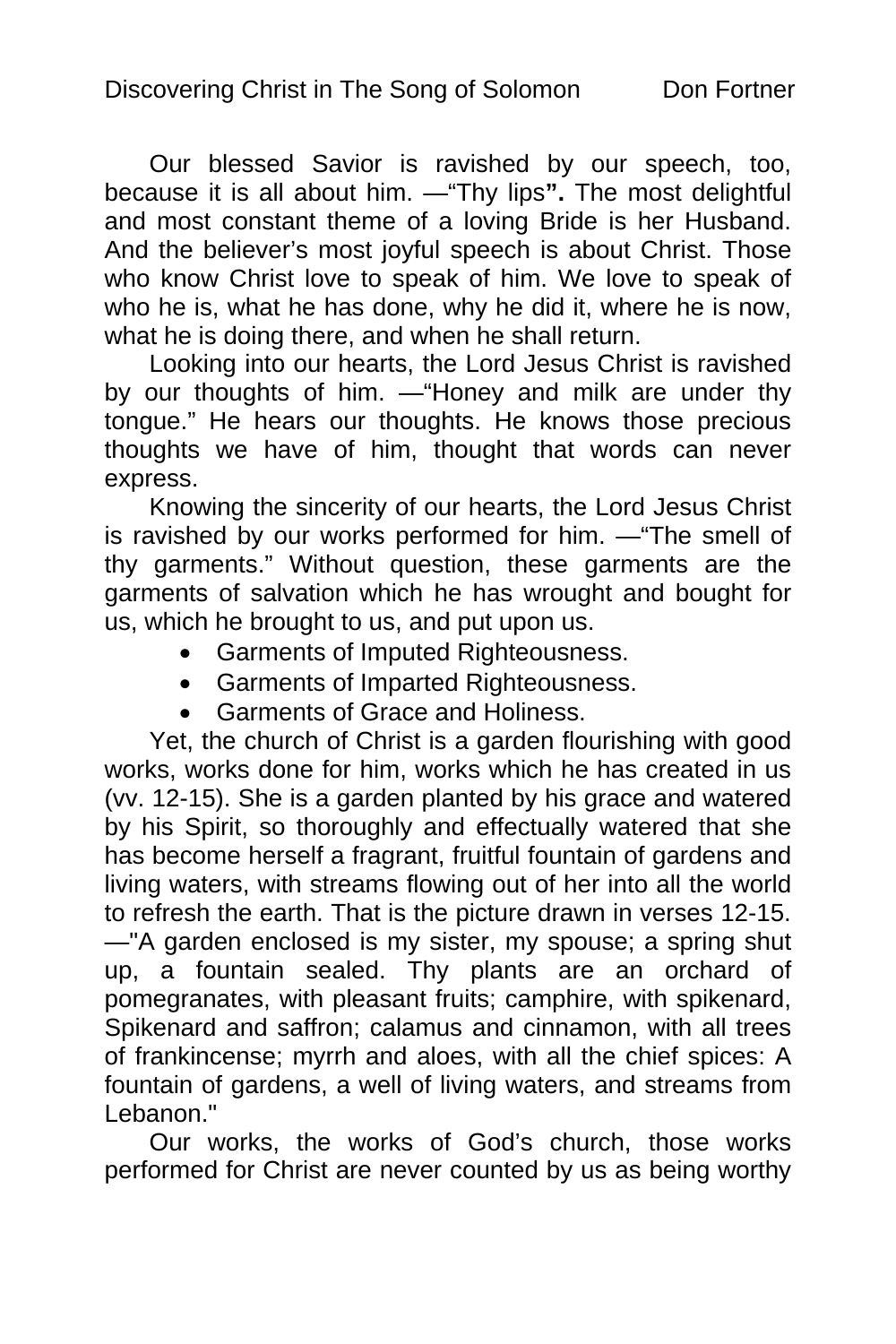Our blessed Savior is ravished by our speech, too, because it is all about him. —"Thy lips**".** The most delightful and most constant theme of a loving Bride is her Husband. And the believer's most joyful speech is about Christ. Those who know Christ love to speak of him. We love to speak of who he is, what he has done, why he did it, where he is now, what he is doing there, and when he shall return.

Looking into our hearts, the Lord Jesus Christ is ravished by our thoughts of him. —"Honey and milk are under thy tongue." He hears our thoughts. He knows those precious thoughts we have of him, thought that words can never express.

Knowing the sincerity of our hearts, the Lord Jesus Christ is ravished by our works performed for him. —"The smell of thy garments." Without question, these garments are the garments of salvation which he has wrought and bought for us, which he brought to us, and put upon us.

- Garments of Imputed Righteousness.
- Garments of Imparted Righteousness.
- Garments of Grace and Holiness.

Yet, the church of Christ is a garden flourishing with good works, works done for him, works which he has created in us (vv. 12-15). She is a garden planted by his grace and watered by his Spirit, so thoroughly and effectually watered that she has become herself a fragrant, fruitful fountain of gardens and living waters, with streams flowing out of her into all the world to refresh the earth. That is the picture drawn in verses 12-15. —"A garden enclosed is my sister, my spouse; a spring shut up, a fountain sealed. Thy plants are an orchard of pomegranates, with pleasant fruits; camphire, with spikenard, Spikenard and saffron; calamus and cinnamon, with all trees of frankincense; myrrh and aloes, with all the chief spices: A fountain of gardens, a well of living waters, and streams from Lebanon."

Our works, the works of God's church, those works performed for Christ are never counted by us as being worthy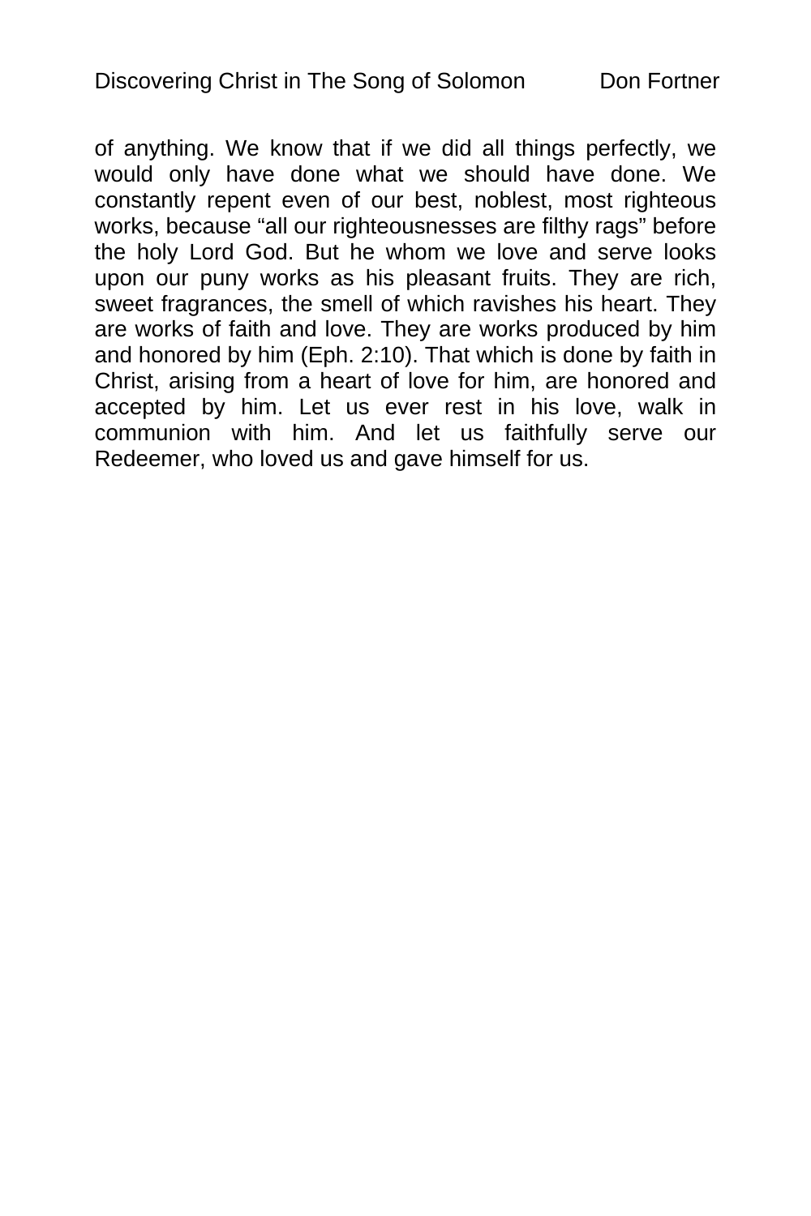of anything. We know that if we did all things perfectly, we would only have done what we should have done. We constantly repent even of our best, noblest, most righteous works, because “all our righteousnesses are filthy rags” before the holy Lord God. But he whom we love and serve looks upon our puny works as his pleasant fruits. They are rich, sweet fragrances, the smell of which ravishes his heart. They are works of faith and love. They are works produced by him and honored by him (Eph. 2:10). That which is done by faith in Christ, arising from a heart of love for him, are honored and accepted by him. Let us ever rest in his love, walk in communion with him. And let us faithfully serve our Redeemer, who loved us and gave himself for us.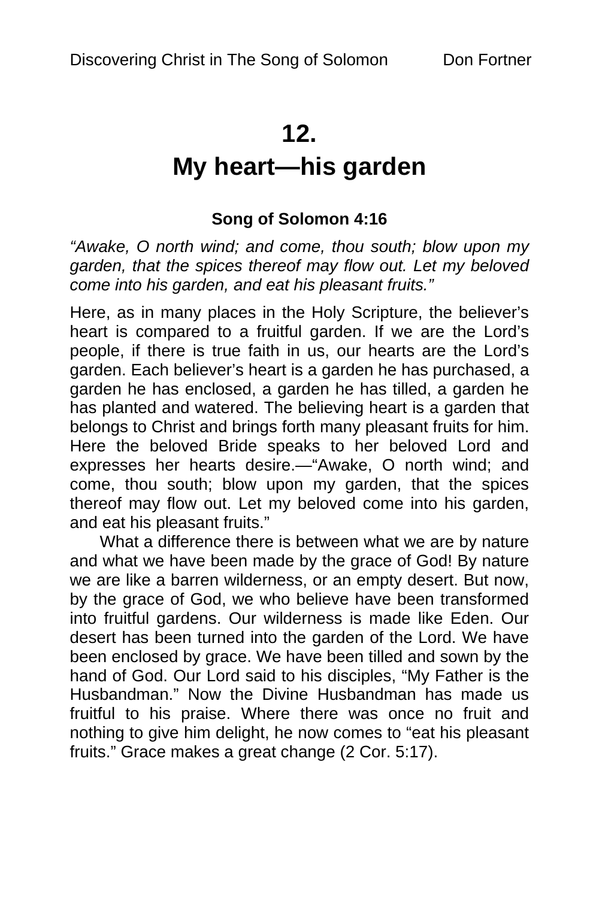# 12.
# My heart—his garden

**Song of Solomon 4:16**

*"Awake, O north wind; and come, thou south; blow upon my garden, that the spices thereof may flow out. Let my beloved come into his garden, and eat his pleasant fruits."*

Here, as in many places in the Holy Scripture, the believer's heart is compared to a fruitful garden. If we are the Lord's people, if there is true faith in us, our hearts are the Lord's garden. Each believer's heart is a garden he has purchased, a garden he has enclosed, a garden he has tilled, a garden he has planted and watered. The believing heart is a garden that belongs to Christ and brings forth many pleasant fruits for him. Here the beloved Bride speaks to her beloved Lord and expresses her hearts desire.—"Awake, O north wind; and come, thou south; blow upon my garden, that the spices thereof may flow out. Let my beloved come into his garden, and eat his pleasant fruits."

What a difference there is between what we are by nature and what we have been made by the grace of God! By nature we are like a barren wilderness, or an empty desert. But now, by the grace of God, we who believe have been transformed into fruitful gardens. Our wilderness is made like Eden. Our desert has been turned into the garden of the Lord. We have been enclosed by grace. We have been tilled and sown by the hand of God. Our Lord said to his disciples, "My Father is the Husbandman." Now the Divine Husbandman has made us fruitful to his praise. Where there was once no fruit and nothing to give him delight, he now comes to "eat his pleasant fruits." Grace makes a great change (2 Cor. 5:17).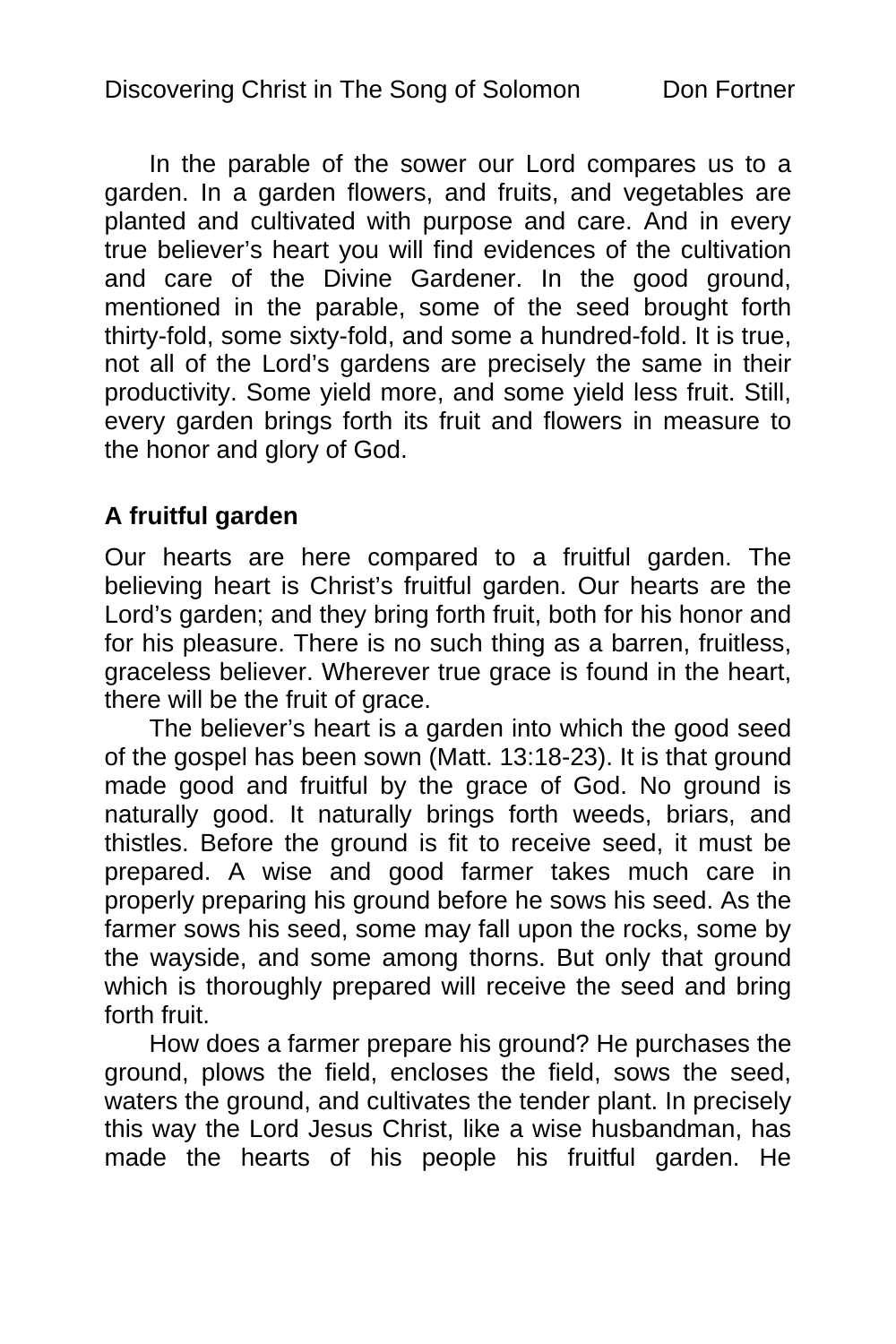In the parable of the sower our Lord compares us to a garden. In a garden flowers, and fruits, and vegetables are planted and cultivated with purpose and care. And in every true believer's heart you will find evidences of the cultivation and care of the Divine Gardener. In the good ground, mentioned in the parable, some of the seed brought forth thirty-fold, some sixty-fold, and some a hundred-fold. It is true, not all of the Lord's gardens are precisely the same in their productivity. Some yield more, and some yield less fruit. Still, every garden brings forth its fruit and flowers in measure to the honor and glory of God.

**A fruitful garden**

Our hearts are here compared to a fruitful garden. The believing heart is Christ's fruitful garden. Our hearts are the Lord's garden; and they bring forth fruit, both for his honor and for his pleasure. There is no such thing as a barren, fruitless, graceless believer. Wherever true grace is found in the heart, there will be the fruit of grace.

The believer's heart is a garden into which the good seed of the gospel has been sown (Matt. 13:18-23). It is that ground made good and fruitful by the grace of God. No ground is naturally good. It naturally brings forth weeds, briars, and thistles. Before the ground is fit to receive seed, it must be prepared. A wise and good farmer takes much care in properly preparing his ground before he sows his seed. As the farmer sows his seed, some may fall upon the rocks, some by the wayside, and some among thorns. But only that ground which is thoroughly prepared will receive the seed and bring forth fruit.

How does a farmer prepare his ground? He purchases the ground, plows the field, encloses the field, sows the seed, waters the ground, and cultivates the tender plant. In precisely this way the Lord Jesus Christ, like a wise husbandman, has made the hearts of his people his fruitful garden. He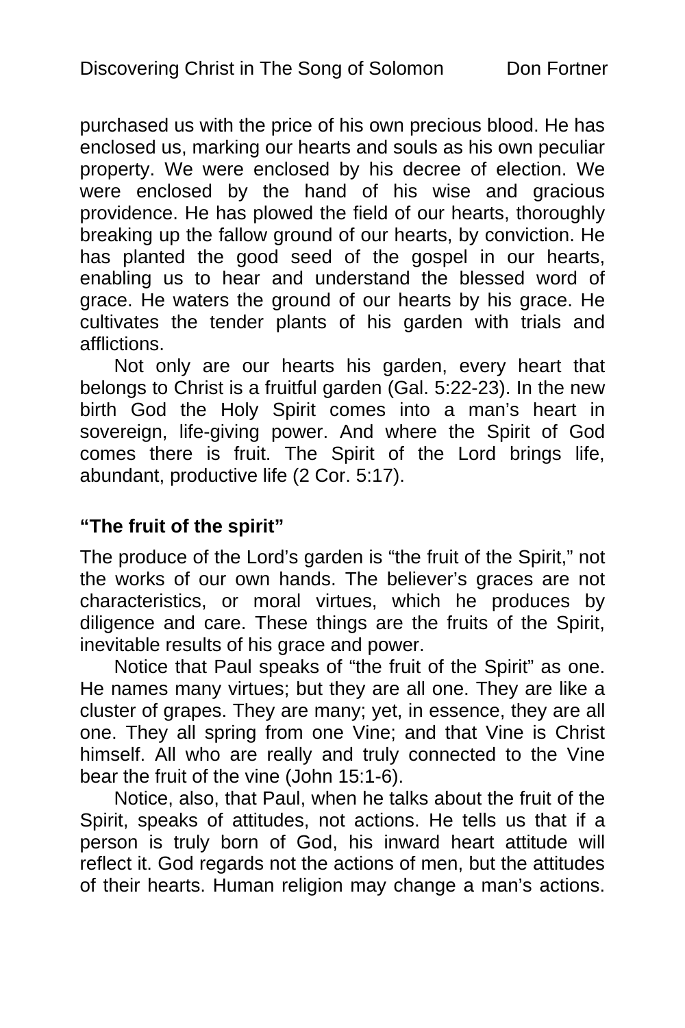purchased us with the price of his own precious blood. He has enclosed us, marking our hearts and souls as his own peculiar property. We were enclosed by his decree of election. We were enclosed by the hand of his wise and gracious providence. He has plowed the field of our hearts, thoroughly breaking up the fallow ground of our hearts, by conviction. He has planted the good seed of the gospel in our hearts, enabling us to hear and understand the blessed word of grace. He waters the ground of our hearts by his grace. He cultivates the tender plants of his garden with trials and afflictions.

Not only are our hearts his garden, every heart that belongs to Christ is a fruitful garden (Gal. 5:22-23). In the new birth God the Holy Spirit comes into a man's heart in sovereign, life-giving power. And where the Spirit of God comes there is fruit. The Spirit of the Lord brings life, abundant, productive life (2 Cor. 5:17).

**"The fruit of the spirit"**

The produce of the Lord's garden is "the fruit of the Spirit," not the works of our own hands. The believer's graces are not characteristics, or moral virtues, which he produces by diligence and care. These things are the fruits of the Spirit, inevitable results of his grace and power.

Notice that Paul speaks of "the fruit of the Spirit" as one. He names many virtues; but they are all one. They are like a cluster of grapes. They are many; yet, in essence, they are all one. They all spring from one Vine; and that Vine is Christ himself. All who are really and truly connected to the Vine bear the fruit of the vine (John 15:1-6).

Notice, also, that Paul, when he talks about the fruit of the Spirit, speaks of attitudes, not actions. He tells us that if a person is truly born of God, his inward heart attitude will reflect it. God regards not the actions of men, but the attitudes of their hearts. Human religion may change a man's actions.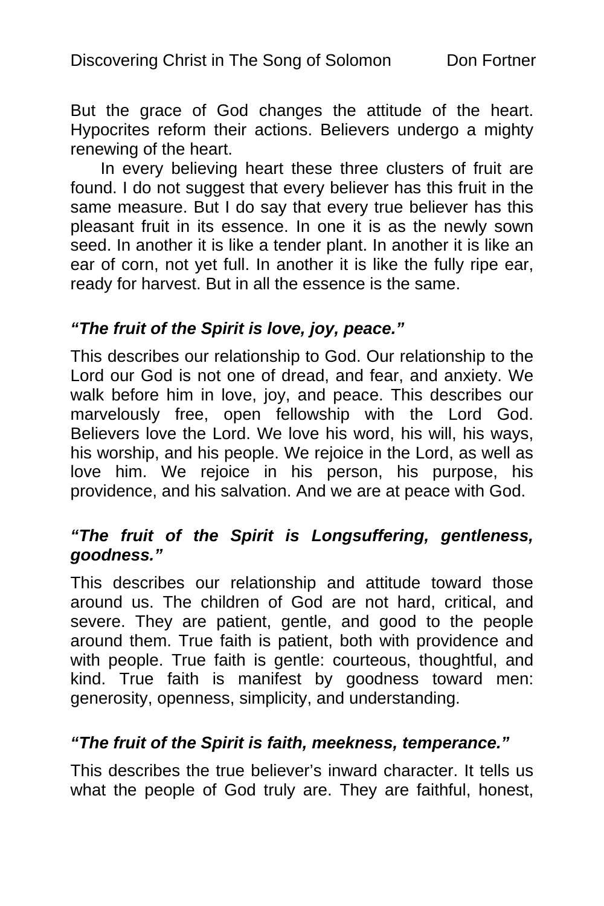But the grace of God changes the attitude of the heart. Hypocrites reform their actions. Believers undergo a mighty renewing of the heart.

In every believing heart these three clusters of fruit are found. I do not suggest that every believer has this fruit in the same measure. But I do say that every true believer has this pleasant fruit in its essence. In one it is as the newly sown seed. In another it is like a tender plant. In another it is like an ear of corn, not yet full. In another it is like the fully ripe ear, ready for harvest. But in all the essence is the same.

***"The fruit of the Spirit is love, joy, peace."***

This describes our relationship to God. Our relationship to the Lord our God is not one of dread, and fear, and anxiety. We walk before him in love, joy, and peace. This describes our marvelously free, open fellowship with the Lord God. Believers love the Lord. We love his word, his will, his ways, his worship, and his people. We rejoice in the Lord, as well as love him. We rejoice in his person, his purpose, his providence, and his salvation. And we are at peace with God.

***"The fruit of the Spirit is Longsuffering, gentleness, goodness."***

This describes our relationship and attitude toward those around us. The children of God are not hard, critical, and severe. They are patient, gentle, and good to the people around them. True faith is patient, both with providence and with people. True faith is gentle: courteous, thoughtful, and kind. True faith is manifest by goodness toward men: generosity, openness, simplicity, and understanding.

***"The fruit of the Spirit is faith, meekness, temperance."***

This describes the true believer's inward character. It tells us what the people of God truly are. They are faithful, honest,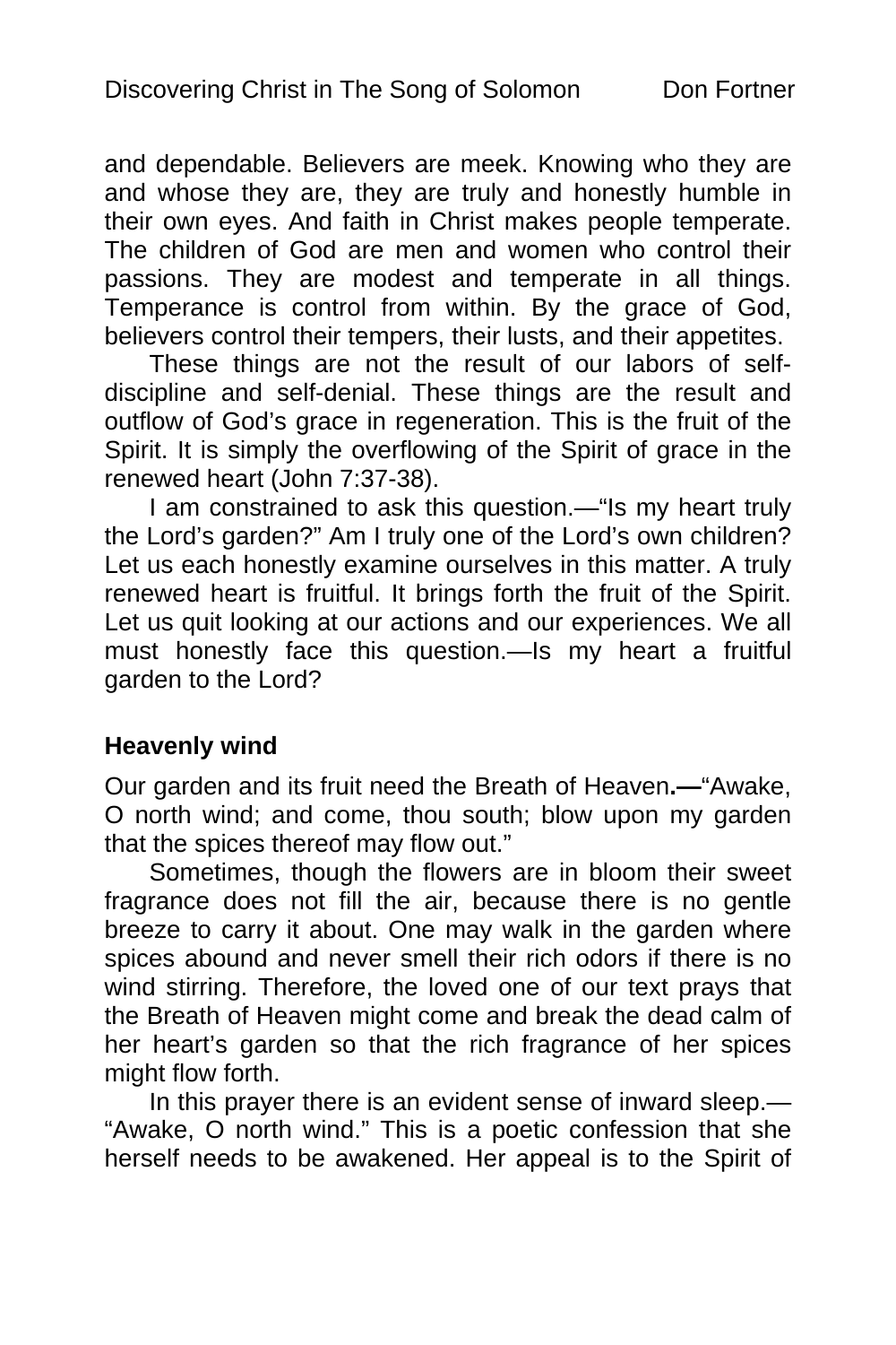and dependable. Believers are meek. Knowing who they are and whose they are, they are truly and honestly humble in their own eyes. And faith in Christ makes people temperate. The children of God are men and women who control their passions. They are modest and temperate in all things. Temperance is control from within. By the grace of God, believers control their tempers, their lusts, and their appetites.

These things are not the result of our labors of self-discipline and self-denial. These things are the result and outflow of God's grace in regeneration. This is the fruit of the Spirit. It is simply the overflowing of the Spirit of grace in the renewed heart (John 7:37-38).

I am constrained to ask this question.—"Is my heart truly the Lord's garden?" Am I truly one of the Lord's own children? Let us each honestly examine ourselves in this matter. A truly renewed heart is fruitful. It brings forth the fruit of the Spirit. Let us quit looking at our actions and our experiences. We all must honestly face this question.—Is my heart a fruitful garden to the Lord?

### Heavenly wind

Our garden and its fruit need the Breath of Heaven**.—**"Awake, O north wind; and come, thou south; blow upon my garden that the spices thereof may flow out."

Sometimes, though the flowers are in bloom their sweet fragrance does not fill the air, because there is no gentle breeze to carry it about. One may walk in the garden where spices abound and never smell their rich odors if there is no wind stirring. Therefore, the loved one of our text prays that the Breath of Heaven might come and break the dead calm of her heart's garden so that the rich fragrance of her spices might flow forth.

In this prayer there is an evident sense of inward sleep.—"Awake, O north wind." This is a poetic confession that she herself needs to be awakened. Her appeal is to the Spirit of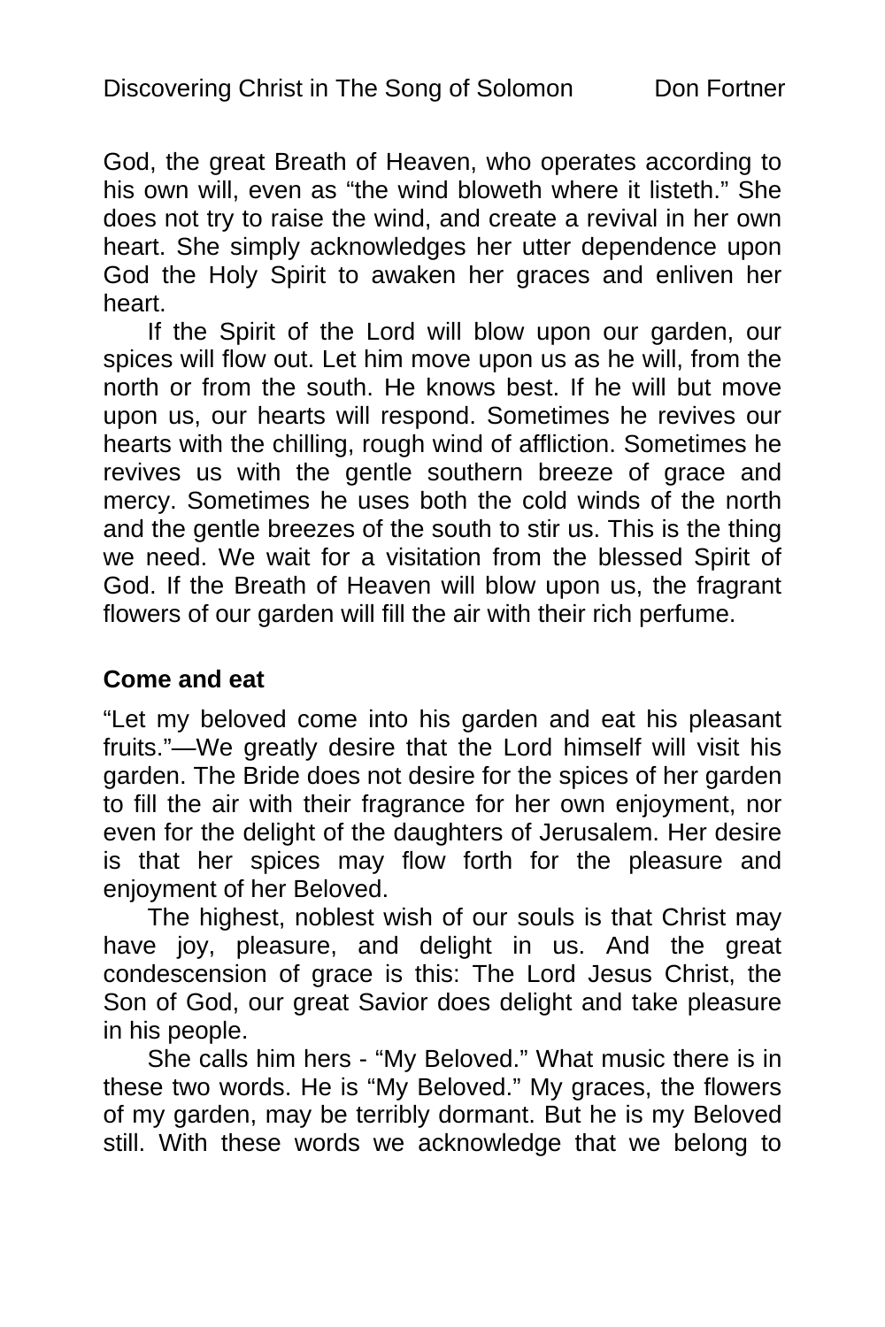God, the great Breath of Heaven, who operates according to his own will, even as “the wind bloweth where it listeth.” She does not try to raise the wind, and create a revival in her own heart. She simply acknowledges her utter dependence upon God the Holy Spirit to awaken her graces and enliven her heart.

If the Spirit of the Lord will blow upon our garden, our spices will flow out. Let him move upon us as he will, from the north or from the south. He knows best. If he will but move upon us, our hearts will respond. Sometimes he revives our hearts with the chilling, rough wind of affliction. Sometimes he revives us with the gentle southern breeze of grace and mercy. Sometimes he uses both the cold winds of the north and the gentle breezes of the south to stir us. This is the thing we need. We wait for a visitation from the blessed Spirit of God. If the Breath of Heaven will blow upon us, the fragrant flowers of our garden will fill the air with their rich perfume.

**Come and eat**

“Let my beloved come into his garden and eat his pleasant fruits.”—We greatly desire that the Lord himself will visit his garden. The Bride does not desire for the spices of her garden to fill the air with their fragrance for her own enjoyment, nor even for the delight of the daughters of Jerusalem. Her desire is that her spices may flow forth for the pleasure and enjoyment of her Beloved.

The highest, noblest wish of our souls is that Christ may have joy, pleasure, and delight in us. And the great condescension of grace is this: The Lord Jesus Christ, the Son of God, our great Savior does delight and take pleasure in his people.

She calls him hers - “My Beloved.” What music there is in these two words. He is “My Beloved.” My graces, the flowers of my garden, may be terribly dormant. But he is my Beloved still. With these words we acknowledge that we belong to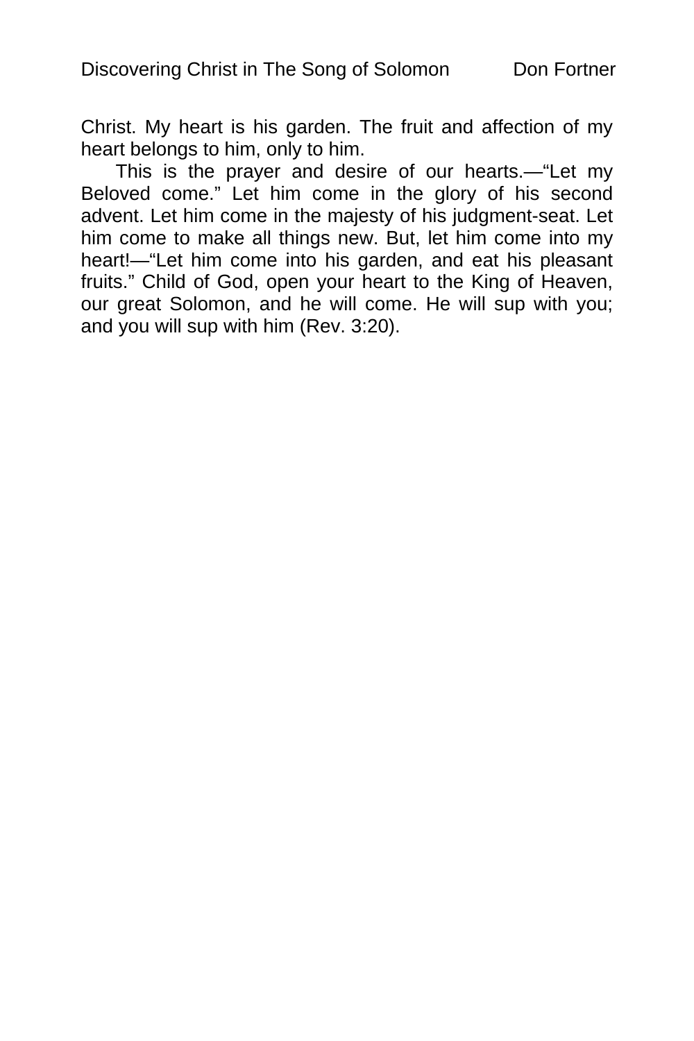Christ. My heart is his garden. The fruit and affection of my heart belongs to him, only to him.

This is the prayer and desire of our hearts.—"Let my Beloved come." Let him come in the glory of his second advent. Let him come in the majesty of his judgment-seat. Let him come to make all things new. But, let him come into my heart!—"Let him come into his garden, and eat his pleasant fruits." Child of God, open your heart to the King of Heaven, our great Solomon, and he will come. He will sup with you; and you will sup with him (Rev. 3:20).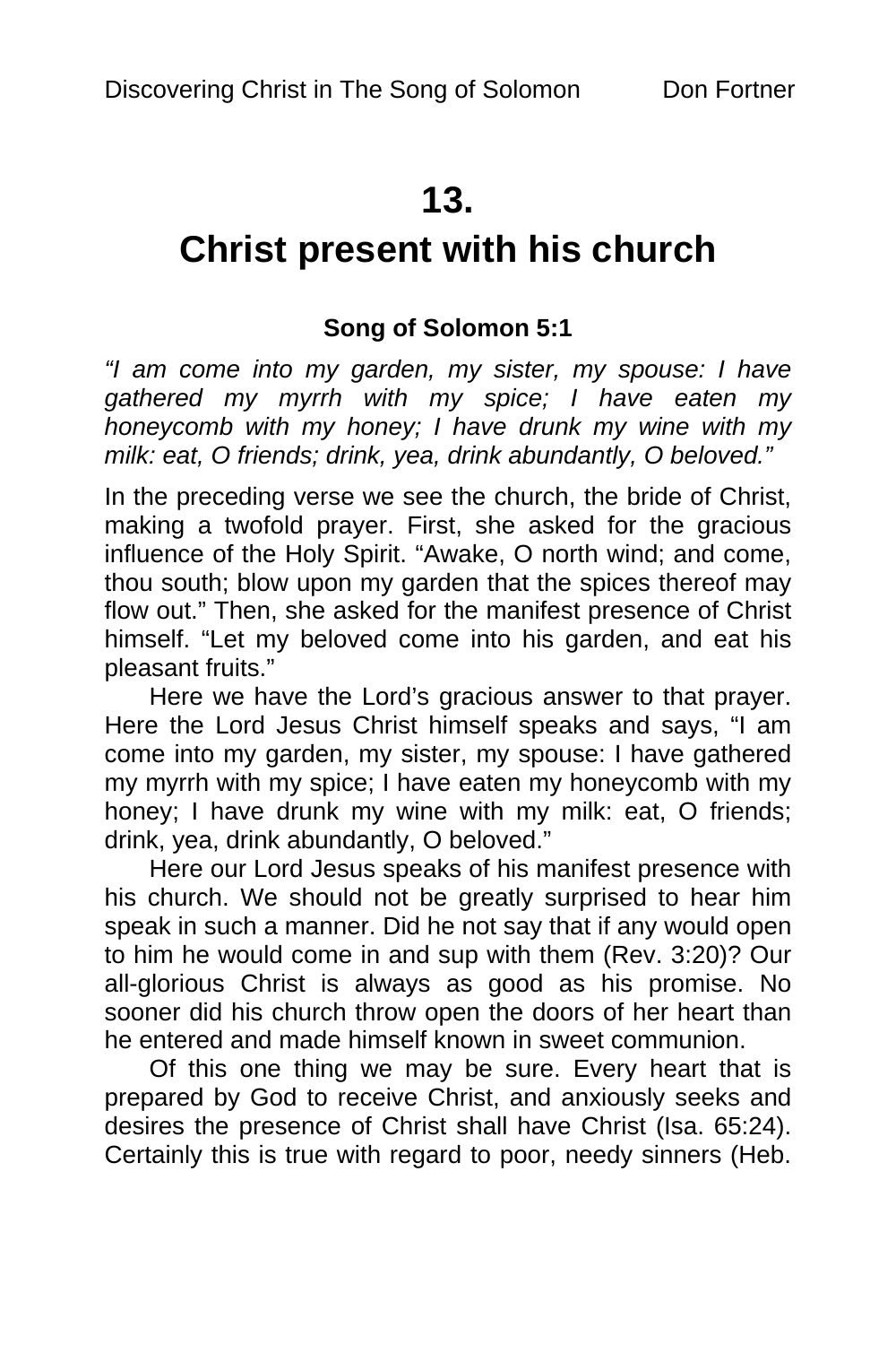# 13.

# Christ present with his church

**Song of Solomon 5:1**

*"I am come into my garden, my sister, my spouse: I have gathered my myrrh with my spice; I have eaten my honeycomb with my honey; I have drunk my wine with my milk: eat, O friends; drink, yea, drink abundantly, O beloved."*

In the preceding verse we see the church, the bride of Christ, making a twofold prayer. First, she asked for the gracious influence of the Holy Spirit. "Awake, O north wind; and come, thou south; blow upon my garden that the spices thereof may flow out." Then, she asked for the manifest presence of Christ himself. "Let my beloved come into his garden, and eat his pleasant fruits."

Here we have the Lord's gracious answer to that prayer. Here the Lord Jesus Christ himself speaks and says, "I am come into my garden, my sister, my spouse: I have gathered my myrrh with my spice; I have eaten my honeycomb with my honey; I have drunk my wine with my milk: eat, O friends; drink, yea, drink abundantly, O beloved."

Here our Lord Jesus speaks of his manifest presence with his church. We should not be greatly surprised to hear him speak in such a manner. Did he not say that if any would open to him he would come in and sup with them (Rev. 3:20)? Our all-glorious Christ is always as good as his promise. No sooner did his church throw open the doors of her heart than he entered and made himself known in sweet communion.

Of this one thing we may be sure. Every heart that is prepared by God to receive Christ, and anxiously seeks and desires the presence of Christ shall have Christ (Isa. 65:24). Certainly this is true with regard to poor, needy sinners (Heb.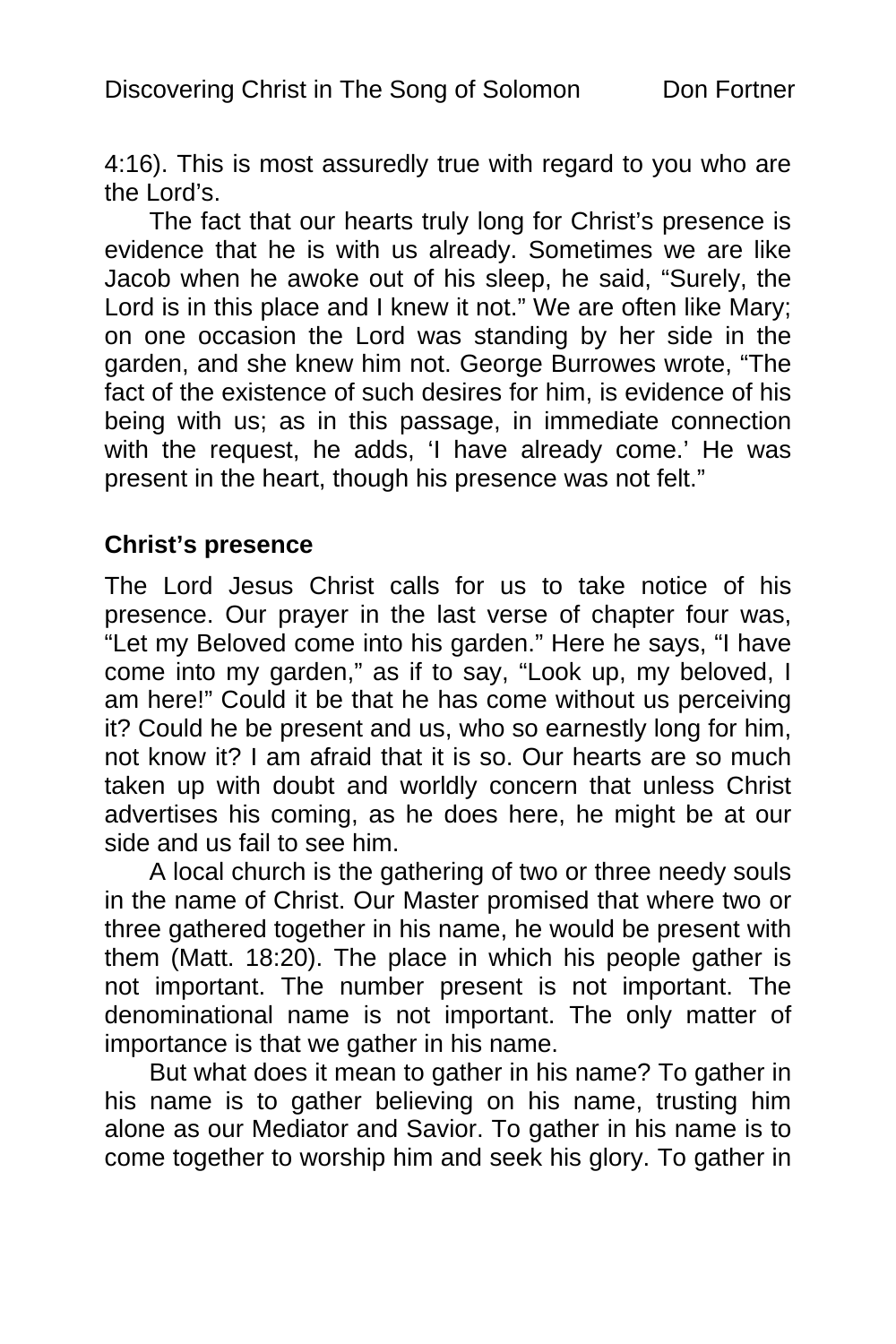4:16). This is most assuredly true with regard to you who are the Lord's.

The fact that our hearts truly long for Christ's presence is evidence that he is with us already. Sometimes we are like Jacob when he awoke out of his sleep, he said, "Surely, the Lord is in this place and I knew it not." We are often like Mary; on one occasion the Lord was standing by her side in the garden, and she knew him not. George Burrowes wrote, "The fact of the existence of such desires for him, is evidence of his being with us; as in this passage, in immediate connection with the request, he adds, 'I have already come.' He was present in the heart, though his presence was not felt."

### Christ's presence

The Lord Jesus Christ calls for us to take notice of his presence. Our prayer in the last verse of chapter four was, "Let my Beloved come into his garden." Here he says, "I have come into my garden," as if to say, "Look up, my beloved, I am here!" Could it be that he has come without us perceiving it? Could he be present and us, who so earnestly long for him, not know it? I am afraid that it is so. Our hearts are so much taken up with doubt and worldly concern that unless Christ advertises his coming, as he does here, he might be at our side and us fail to see him.

A local church is the gathering of two or three needy souls in the name of Christ. Our Master promised that where two or three gathered together in his name, he would be present with them (Matt. 18:20). The place in which his people gather is not important. The number present is not important. The denominational name is not important. The only matter of importance is that we gather in his name.

But what does it mean to gather in his name? To gather in his name is to gather believing on his name, trusting him alone as our Mediator and Savior. To gather in his name is to come together to worship him and seek his glory. To gather in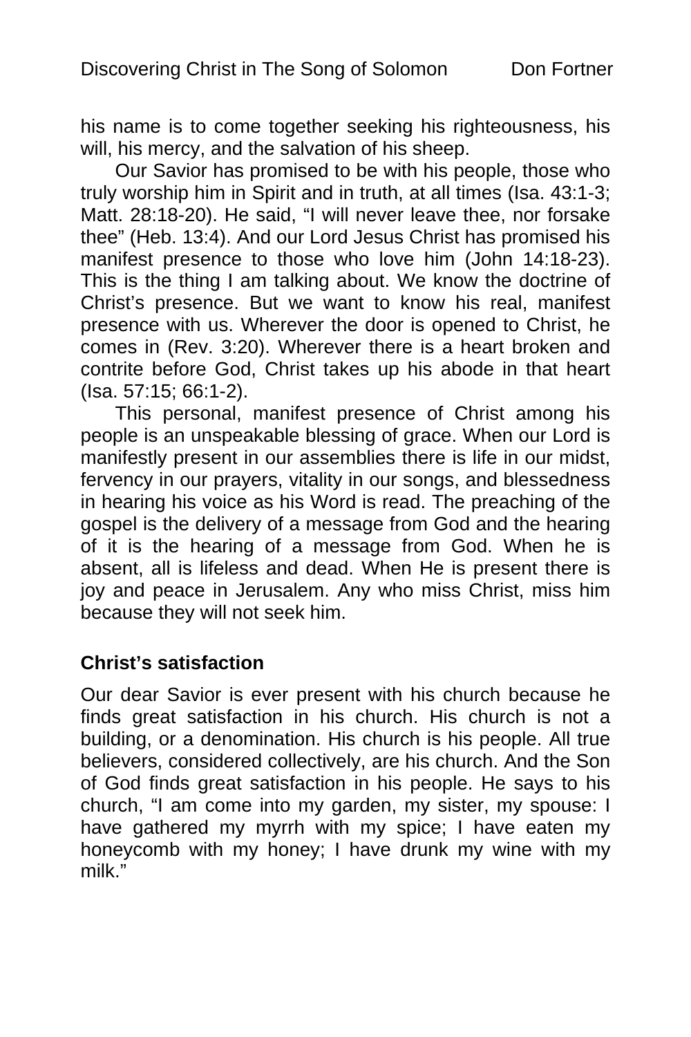his name is to come together seeking his righteousness, his will, his mercy, and the salvation of his sheep.

Our Savior has promised to be with his people, those who truly worship him in Spirit and in truth, at all times (Isa. 43:1-3; Matt. 28:18-20). He said, “I will never leave thee, nor forsake thee” (Heb. 13:4). And our Lord Jesus Christ has promised his manifest presence to those who love him (John 14:18-23). This is the thing I am talking about. We know the doctrine of Christ’s presence. But we want to know his real, manifest presence with us. Wherever the door is opened to Christ, he comes in (Rev. 3:20). Wherever there is a heart broken and contrite before God, Christ takes up his abode in that heart (Isa. 57:15; 66:1-2).

This personal, manifest presence of Christ among his people is an unspeakable blessing of grace. When our Lord is manifestly present in our assemblies there is life in our midst, fervency in our prayers, vitality in our songs, and blessedness in hearing his voice as his Word is read. The preaching of the gospel is the delivery of a message from God and the hearing of it is the hearing of a message from God. When he is absent, all is lifeless and dead. When He is present there is joy and peace in Jerusalem. Any who miss Christ, miss him because they will not seek him.

### Christ’s satisfaction

Our dear Savior is ever present with his church because he finds great satisfaction in his church. His church is not a building, or a denomination. His church is his people. All true believers, considered collectively, are his church. And the Son of God finds great satisfaction in his people. He says to his church, “I am come into my garden, my sister, my spouse: I have gathered my myrrh with my spice; I have eaten my honeycomb with my honey; I have drunk my wine with my milk.”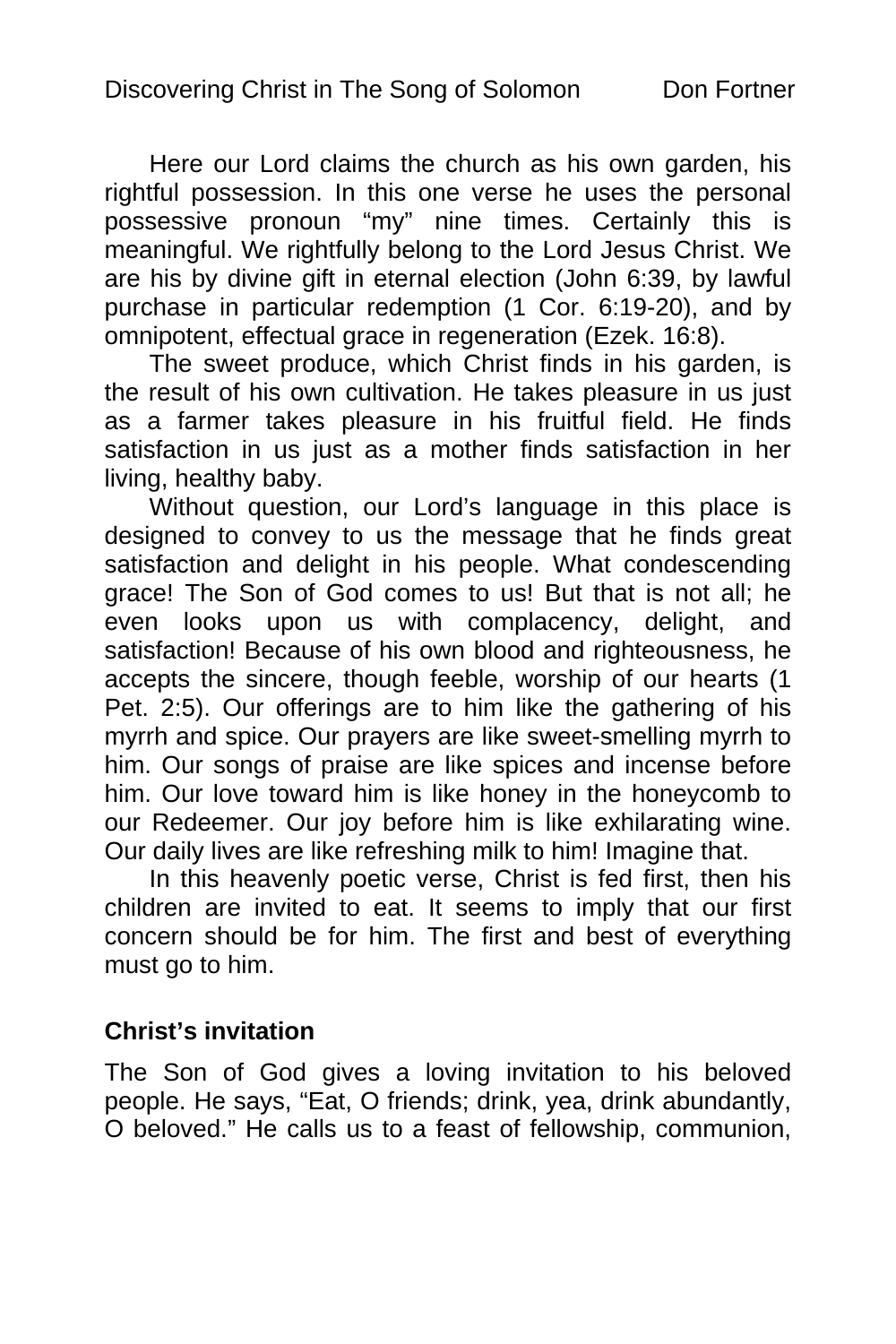Here our Lord claims the church as his own garden, his rightful possession. In this one verse he uses the personal possessive pronoun “my” nine times. Certainly this is meaningful. We rightfully belong to the Lord Jesus Christ. We are his by divine gift in eternal election (John 6:39, by lawful purchase in particular redemption (1 Cor. 6:19-20), and by omnipotent, effectual grace in regeneration (Ezek. 16:8).

The sweet produce, which Christ finds in his garden, is the result of his own cultivation. He takes pleasure in us just as a farmer takes pleasure in his fruitful field. He finds satisfaction in us just as a mother finds satisfaction in her living, healthy baby.

Without question, our Lord’s language in this place is designed to convey to us the message that he finds great satisfaction and delight in his people. What condescending grace! The Son of God comes to us! But that is not all; he even looks upon us with complacency, delight, and satisfaction! Because of his own blood and righteousness, he accepts the sincere, though feeble, worship of our hearts (1 Pet. 2:5). Our offerings are to him like the gathering of his myrrh and spice. Our prayers are like sweet-smelling myrrh to him. Our songs of praise are like spices and incense before him. Our love toward him is like honey in the honeycomb to our Redeemer. Our joy before him is like exhilarating wine. Our daily lives are like refreshing milk to him! Imagine that.

In this heavenly poetic verse, Christ is fed first, then his children are invited to eat. It seems to imply that our first concern should be for him. The first and best of everything must go to him.

**Christ’s invitation**

The Son of God gives a loving invitation to his beloved people. He says, “Eat, O friends; drink, yea, drink abundantly, O beloved.” He calls us to a feast of fellowship, communion,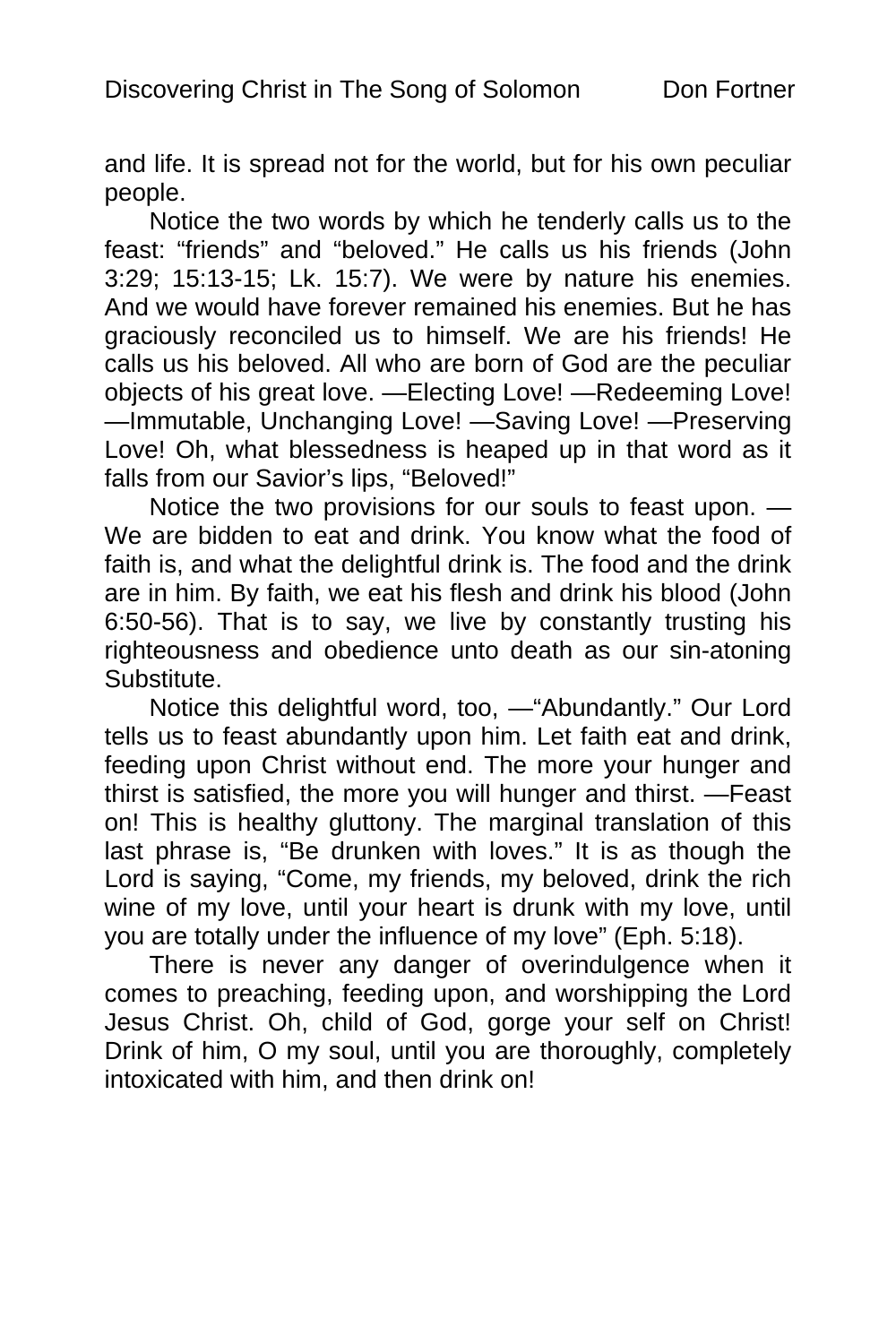and life. It is spread not for the world, but for his own peculiar people.

Notice the two words by which he tenderly calls us to the feast: "friends" and "beloved." He calls us his friends (John 3:29; 15:13-15; Lk. 15:7). We were by nature his enemies. And we would have forever remained his enemies. But he has graciously reconciled us to himself. We are his friends! He calls us his beloved. All who are born of God are the peculiar objects of his great love. —Electing Love! —Redeeming Love! —Immutable, Unchanging Love! —Saving Love! —Preserving Love! Oh, what blessedness is heaped up in that word as it falls from our Savior's lips, "Beloved!"

Notice the two provisions for our souls to feast upon. —We are bidden to eat and drink. You know what the food of faith is, and what the delightful drink is. The food and the drink are in him. By faith, we eat his flesh and drink his blood (John 6:50-56). That is to say, we live by constantly trusting his righteousness and obedience unto death as our sin-atoning Substitute.

Notice this delightful word, too, —"Abundantly." Our Lord tells us to feast abundantly upon him. Let faith eat and drink, feeding upon Christ without end. The more your hunger and thirst is satisfied, the more you will hunger and thirst. —Feast on! This is healthy gluttony. The marginal translation of this last phrase is, "Be drunken with loves." It is as though the Lord is saying, "Come, my friends, my beloved, drink the rich wine of my love, until your heart is drunk with my love, until you are totally under the influence of my love" (Eph. 5:18).

There is never any danger of overindulgence when it comes to preaching, feeding upon, and worshipping the Lord Jesus Christ. Oh, child of God, gorge your self on Christ! Drink of him, O my soul, until you are thoroughly, completely intoxicated with him, and then drink on!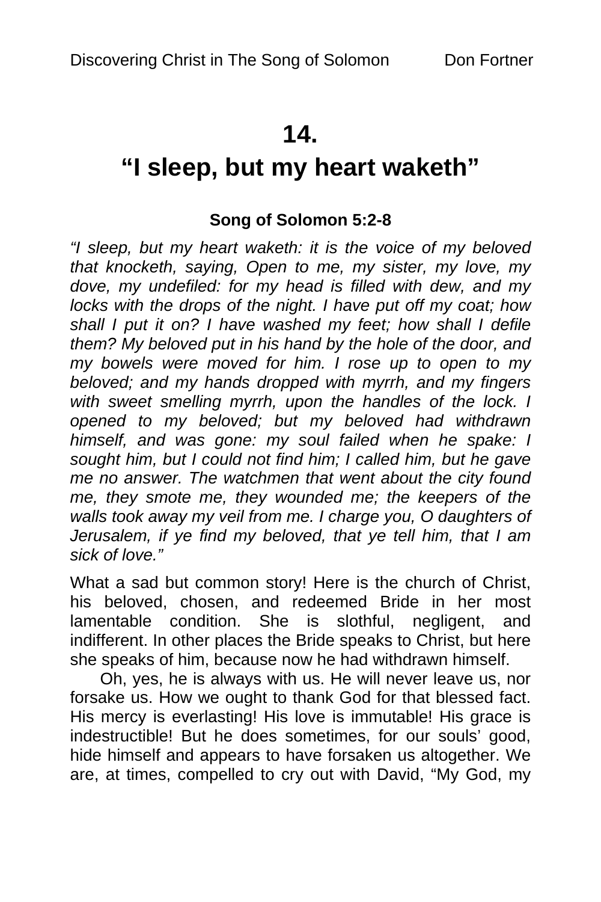# 14.

# "I sleep, but my heart waketh"

**Song of Solomon 5:2-8**

*"I sleep, but my heart waketh: it is the voice of my beloved that knocketh, saying, Open to me, my sister, my love, my dove, my undefiled: for my head is filled with dew, and my locks with the drops of the night. I have put off my coat; how shall I put it on? I have washed my feet; how shall I defile them? My beloved put in his hand by the hole of the door, and my bowels were moved for him. I rose up to open to my beloved; and my hands dropped with myrrh, and my fingers with sweet smelling myrrh, upon the handles of the lock. I opened to my beloved; but my beloved had withdrawn himself, and was gone: my soul failed when he spake: I sought him, but I could not find him; I called him, but he gave me no answer. The watchmen that went about the city found me, they smote me, they wounded me; the keepers of the walls took away my veil from me. I charge you, O daughters of Jerusalem, if ye find my beloved, that ye tell him, that I am sick of love."*

What a sad but common story! Here is the church of Christ, his beloved, chosen, and redeemed Bride in her most lamentable condition. She is slothful, negligent, and indifferent. In other places the Bride speaks to Christ, but here she speaks of him, because now he had withdrawn himself.

Oh, yes, he is always with us. He will never leave us, nor forsake us. How we ought to thank God for that blessed fact. His mercy is everlasting! His love is immutable! His grace is indestructible! But he does sometimes, for our souls' good, hide himself and appears to have forsaken us altogether. We are, at times, compelled to cry out with David, "My God, my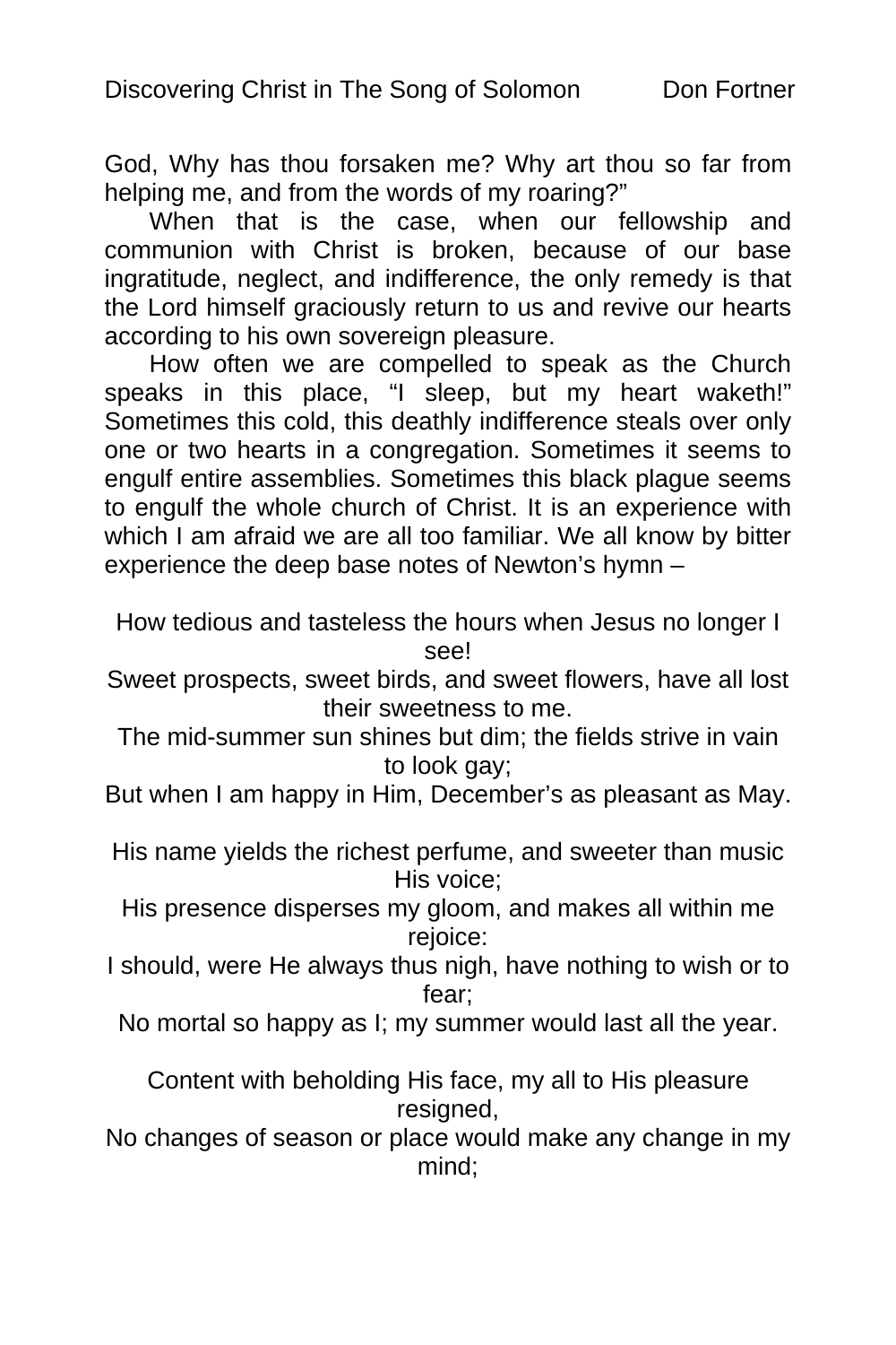God, Why has thou forsaken me? Why art thou so far from helping me, and from the words of my roaring?"

When that is the case, when our fellowship and communion with Christ is broken, because of our base ingratitude, neglect, and indifference, the only remedy is that the Lord himself graciously return to us and revive our hearts according to his own sovereign pleasure.

How often we are compelled to speak as the Church speaks in this place, "I sleep, but my heart waketh!" Sometimes this cold, this deathly indifference steals over only one or two hearts in a congregation. Sometimes it seems to engulf entire assemblies. Sometimes this black plague seems to engulf the whole church of Christ. It is an experience with which I am afraid we are all too familiar. We all know by bitter experience the deep base notes of Newton's hymn –

How tedious and tasteless the hours when Jesus no longer I see!
Sweet prospects, sweet birds, and sweet flowers, have all lost their sweetness to me.
The mid-summer sun shines but dim; the fields strive in vain to look gay;
But when I am happy in Him, December's as pleasant as May.

His name yields the richest perfume, and sweeter than music His voice;
His presence disperses my gloom, and makes all within me rejoice:
I should, were He always thus nigh, have nothing to wish or to fear;
No mortal so happy as I; my summer would last all the year.

Content with beholding His face, my all to His pleasure resigned,
No changes of season or place would make any change in my mind;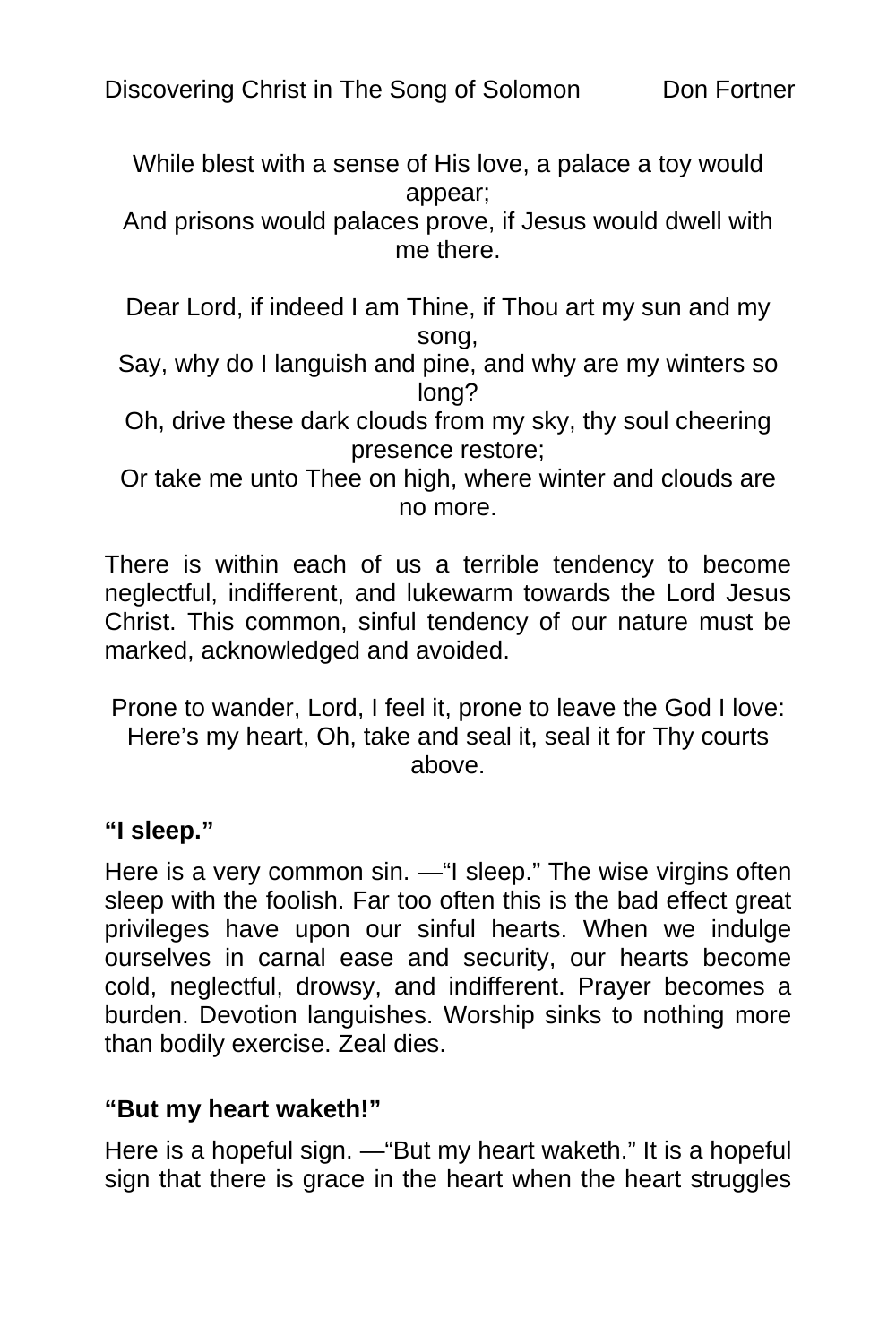While blest with a sense of His love, a palace a toy would appear;
And prisons would palaces prove, if Jesus would dwell with me there.

Dear Lord, if indeed I am Thine, if Thou art my sun and my song,
Say, why do I languish and pine, and why are my winters so long?
Oh, drive these dark clouds from my sky, thy soul cheering presence restore;
Or take me unto Thee on high, where winter and clouds are no more.

There is within each of us a terrible tendency to become neglectful, indifferent, and lukewarm towards the Lord Jesus Christ. This common, sinful tendency of our nature must be marked, acknowledged and avoided.

Prone to wander, Lord, I feel it, prone to leave the God I love:
Here's my heart, Oh, take and seal it, seal it for Thy courts above.

**"I sleep."**

Here is a very common sin. —"I sleep." The wise virgins often sleep with the foolish. Far too often this is the bad effect great privileges have upon our sinful hearts. When we indulge ourselves in carnal ease and security, our hearts become cold, neglectful, drowsy, and indifferent. Prayer becomes a burden. Devotion languishes. Worship sinks to nothing more than bodily exercise. Zeal dies.

**"But my heart waketh!"**

Here is a hopeful sign. —"But my heart waketh." It is a hopeful sign that there is grace in the heart when the heart struggles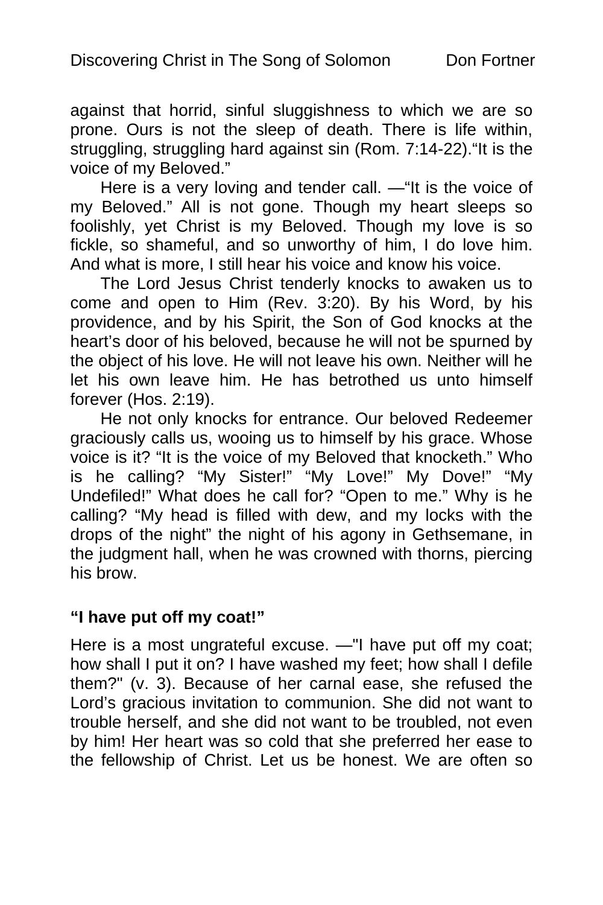against that horrid, sinful sluggishness to which we are so prone. Ours is not the sleep of death. There is life within, struggling, struggling hard against sin (Rom. 7:14-22).“It is the voice of my Beloved.”

Here is a very loving and tender call. —“It is the voice of my Beloved.” All is not gone. Though my heart sleeps so foolishly, yet Christ is my Beloved. Though my love is so fickle, so shameful, and so unworthy of him, I do love him. And what is more, I still hear his voice and know his voice.

The Lord Jesus Christ tenderly knocks to awaken us to come and open to Him (Rev. 3:20). By his Word, by his providence, and by his Spirit, the Son of God knocks at the heart’s door of his beloved, because he will not be spurned by the object of his love. He will not leave his own. Neither will he let his own leave him. He has betrothed us unto himself forever (Hos. 2:19).

He not only knocks for entrance. Our beloved Redeemer graciously calls us, wooing us to himself by his grace. Whose voice is it? “It is the voice of my Beloved that knocketh.” Who is he calling? “My Sister!” “My Love!” My Dove!” “My Undefiled!” What does he call for? “Open to me.” Why is he calling? “My head is filled with dew, and my locks with the drops of the night” the night of his agony in Gethsemane, in the judgment hall, when he was crowned with thorns, piercing his brow.

**“I have put off my coat!”**

Here is a most ungrateful excuse. —"I have put off my coat; how shall I put it on? I have washed my feet; how shall I defile them?" (v. 3). Because of her carnal ease, she refused the Lord’s gracious invitation to communion. She did not want to trouble herself, and she did not want to be troubled, not even by him! Her heart was so cold that she preferred her ease to the fellowship of Christ. Let us be honest. We are often so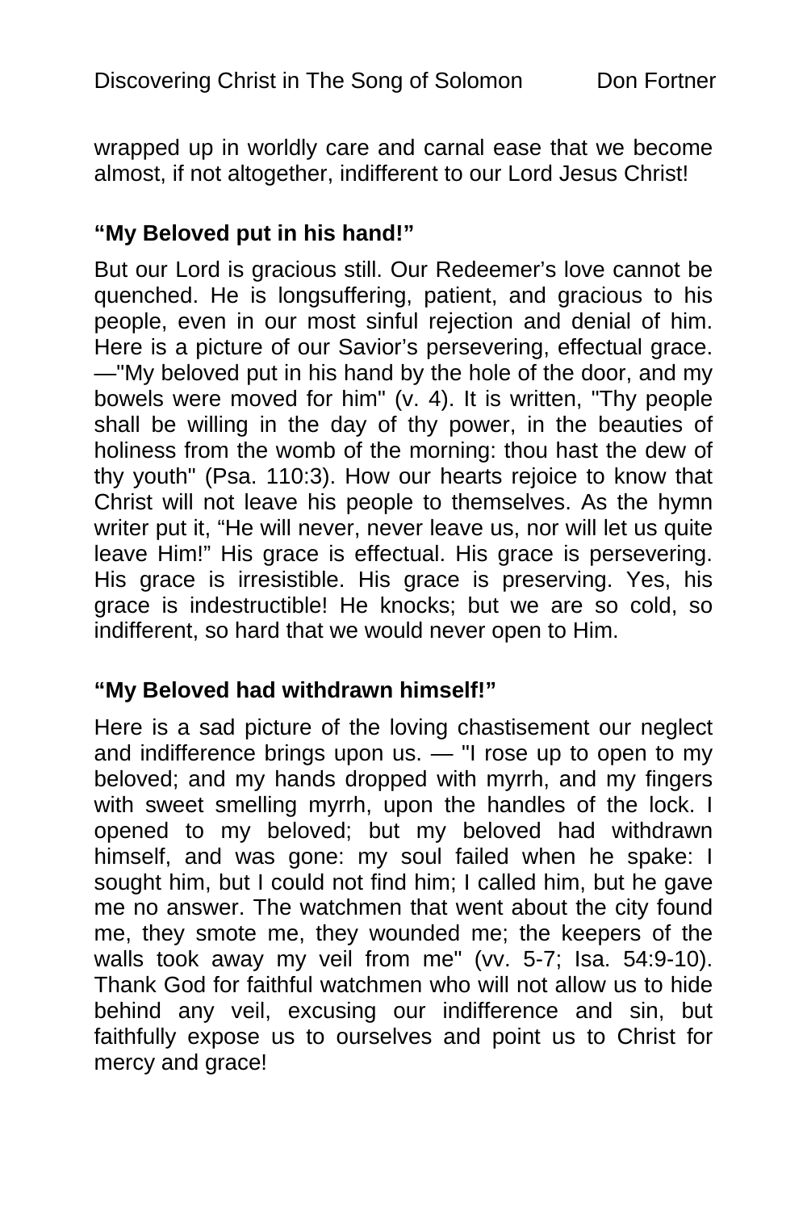wrapped up in worldly care and carnal ease that we become almost, if not altogether, indifferent to our Lord Jesus Christ!

**"My Beloved put in his hand!"**

But our Lord is gracious still. Our Redeemer's love cannot be quenched. He is longsuffering, patient, and gracious to his people, even in our most sinful rejection and denial of him. Here is a picture of our Savior's persevering, effectual grace. —"My beloved put in his hand by the hole of the door, and my bowels were moved for him" (v. 4). It is written, "Thy people shall be willing in the day of thy power, in the beauties of holiness from the womb of the morning: thou hast the dew of thy youth" (Psa. 110:3). How our hearts rejoice to know that Christ will not leave his people to themselves. As the hymn writer put it, "He will never, never leave us, nor will let us quite leave Him!" His grace is effectual. His grace is persevering. His grace is irresistible. His grace is preserving. Yes, his grace is indestructible! He knocks; but we are so cold, so indifferent, so hard that we would never open to Him.

**"My Beloved had withdrawn himself!"**

Here is a sad picture of the loving chastisement our neglect and indifference brings upon us. — "I rose up to open to my beloved; and my hands dropped with myrrh, and my fingers with sweet smelling myrrh, upon the handles of the lock. I opened to my beloved; but my beloved had withdrawn himself, and was gone: my soul failed when he spake: I sought him, but I could not find him; I called him, but he gave me no answer. The watchmen that went about the city found me, they smote me, they wounded me; the keepers of the walls took away my veil from me" (vv. 5-7; Isa. 54:9-10). Thank God for faithful watchmen who will not allow us to hide behind any veil, excusing our indifference and sin, but faithfully expose us to ourselves and point us to Christ for mercy and grace!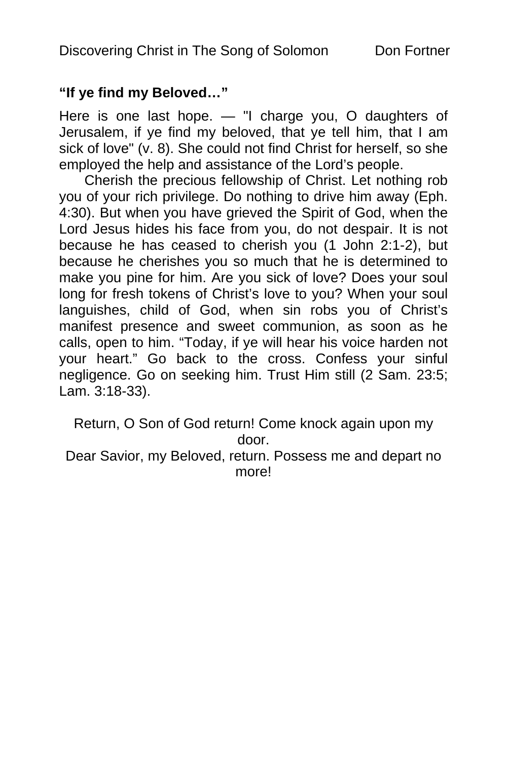**“If ye find my Beloved…”**

Here is one last hope. — "I charge you, O daughters of Jerusalem, if ye find my beloved, that ye tell him, that I am sick of love" (v. 8). She could not find Christ for herself, so she employed the help and assistance of the Lord’s people.

Cherish the precious fellowship of Christ. Let nothing rob you of your rich privilege. Do nothing to drive him away (Eph. 4:30). But when you have grieved the Spirit of God, when the Lord Jesus hides his face from you, do not despair. It is not because he has ceased to cherish you (1 John 2:1-2), but because he cherishes you so much that he is determined to make you pine for him. Are you sick of love? Does your soul long for fresh tokens of Christ’s love to you? When your soul languishes, child of God, when sin robs you of Christ’s manifest presence and sweet communion, as soon as he calls, open to him. “Today, if ye will hear his voice harden not your heart.” Go back to the cross. Confess your sinful negligence. Go on seeking him. Trust Him still (2 Sam. 23:5; Lam. 3:18-33).

Return, O Son of God return! Come knock again upon my door.
Dear Savior, my Beloved, return. Possess me and depart no more!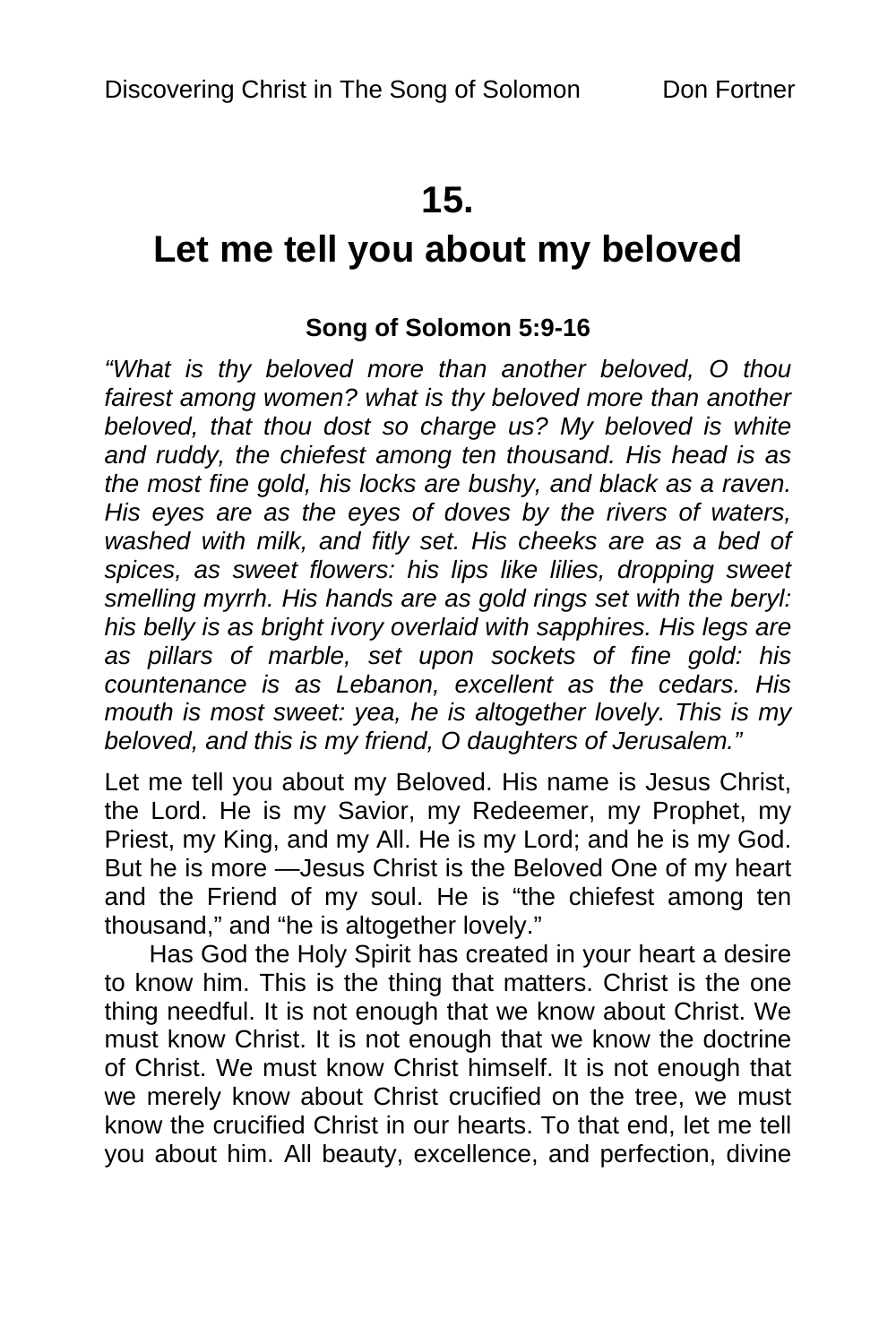# 15.
# Let me tell you about my beloved

**Song of Solomon 5:9-16**

*"What is thy beloved more than another beloved, O thou fairest among women? what is thy beloved more than another beloved, that thou dost so charge us? My beloved is white and ruddy, the chiefest among ten thousand. His head is as the most fine gold, his locks are bushy, and black as a raven. His eyes are as the eyes of doves by the rivers of waters, washed with milk, and fitly set. His cheeks are as a bed of spices, as sweet flowers: his lips like lilies, dropping sweet smelling myrrh. His hands are as gold rings set with the beryl: his belly is as bright ivory overlaid with sapphires. His legs are as pillars of marble, set upon sockets of fine gold: his countenance is as Lebanon, excellent as the cedars. His mouth is most sweet: yea, he is altogether lovely. This is my beloved, and this is my friend, O daughters of Jerusalem."*

Let me tell you about my Beloved. His name is Jesus Christ, the Lord. He is my Savior, my Redeemer, my Prophet, my Priest, my King, and my All. He is my Lord; and he is my God. But he is more —Jesus Christ is the Beloved One of my heart and the Friend of my soul. He is "the chiefest among ten thousand," and "he is altogether lovely."

Has God the Holy Spirit has created in your heart a desire to know him. This is the thing that matters. Christ is the one thing needful. It is not enough that we know about Christ. We must know Christ. It is not enough that we know the doctrine of Christ. We must know Christ himself. It is not enough that we merely know about Christ crucified on the tree, we must know the crucified Christ in our hearts. To that end, let me tell you about him. All beauty, excellence, and perfection, divine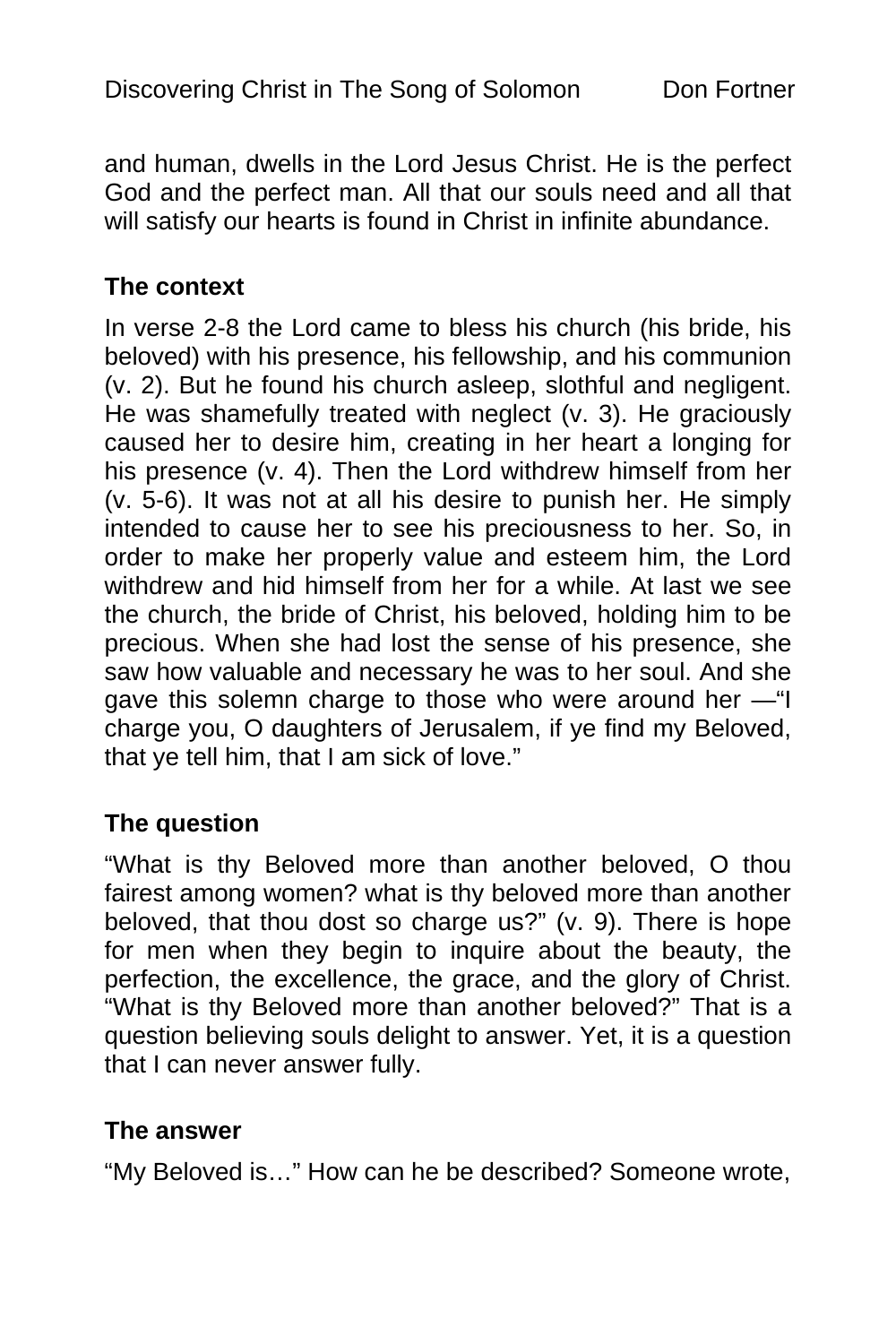and human, dwells in the Lord Jesus Christ. He is the perfect God and the perfect man. All that our souls need and all that will satisfy our hearts is found in Christ in infinite abundance.

### The context

In verse 2-8 the Lord came to bless his church (his bride, his beloved) with his presence, his fellowship, and his communion (v. 2). But he found his church asleep, slothful and negligent. He was shamefully treated with neglect (v. 3). He graciously caused her to desire him, creating in her heart a longing for his presence (v. 4). Then the Lord withdrew himself from her (v. 5-6). It was not at all his desire to punish her. He simply intended to cause her to see his preciousness to her. So, in order to make her properly value and esteem him, the Lord withdrew and hid himself from her for a while. At last we see the church, the bride of Christ, his beloved, holding him to be precious. When she had lost the sense of his presence, she saw how valuable and necessary he was to her soul. And she gave this solemn charge to those who were around her —"I charge you, O daughters of Jerusalem, if ye find my Beloved, that ye tell him, that I am sick of love."

### The question

"What is thy Beloved more than another beloved, O thou fairest among women? what is thy beloved more than another beloved, that thou dost so charge us?" (v. 9). There is hope for men when they begin to inquire about the beauty, the perfection, the excellence, the grace, and the glory of Christ. "What is thy Beloved more than another beloved?" That is a question believing souls delight to answer. Yet, it is a question that I can never answer fully.

### The answer

"My Beloved is…" How can he be described? Someone wrote,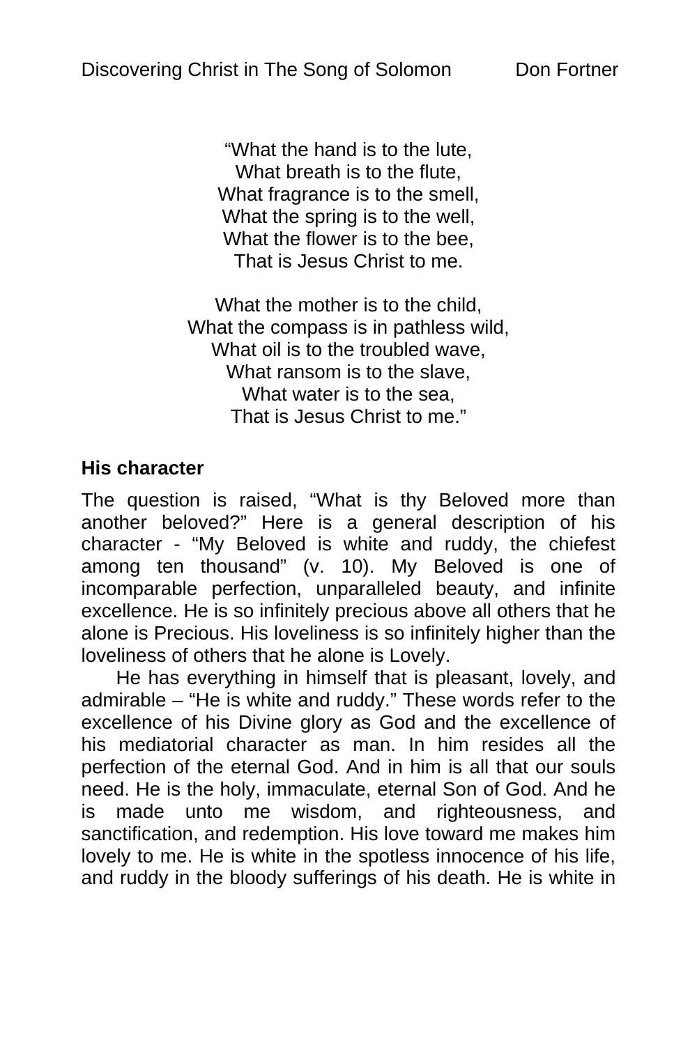"What the hand is to the lute,
What breath is to the flute,
What fragrance is to the smell,
What the spring is to the well,
What the flower is to the bee,
That is Jesus Christ to me.

What the mother is to the child,
What the compass is in pathless wild,
What oil is to the troubled wave,
What ransom is to the slave,
What water is to the sea,
That is Jesus Christ to me."

### His character

The question is raised, "What is thy Beloved more than another beloved?" Here is a general description of his character - "My Beloved is white and ruddy, the chiefest among ten thousand" (v. 10). My Beloved is one of incomparable perfection, unparalleled beauty, and infinite excellence. He is so infinitely precious above all others that he alone is Precious. His loveliness is so infinitely higher than the loveliness of others that he alone is Lovely.

He has everything in himself that is pleasant, lovely, and admirable – "He is white and ruddy." These words refer to the excellence of his Divine glory as God and the excellence of his mediatorial character as man. In him resides all the perfection of the eternal God. And in him is all that our souls need. He is the holy, immaculate, eternal Son of God. And he is made unto me wisdom, and righteousness, and sanctification, and redemption. His love toward me makes him lovely to me. He is white in the spotless innocence of his life, and ruddy in the bloody sufferings of his death. He is white in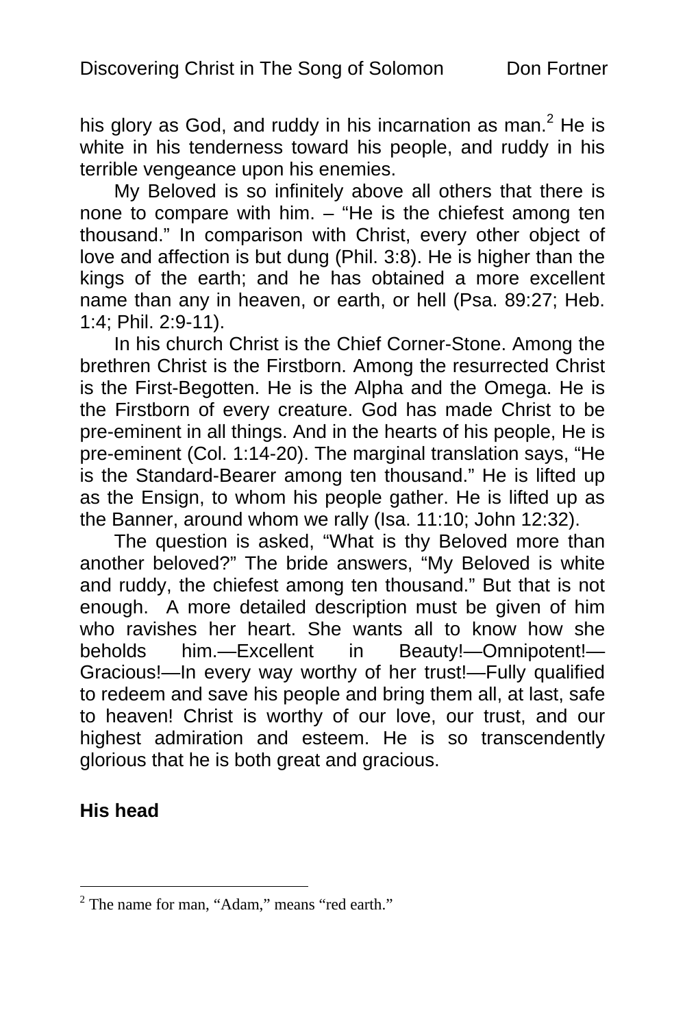his glory as God, and ruddy in his incarnation as man.[2] He is white in his tenderness toward his people, and ruddy in his terrible vengeance upon his enemies.

My Beloved is so infinitely above all others that there is none to compare with him. – "He is the chiefest among ten thousand." In comparison with Christ, every other object of love and affection is but dung (Phil. 3:8). He is higher than the kings of the earth; and he has obtained a more excellent name than any in heaven, or earth, or hell (Psa. 89:27; Heb. 1:4; Phil. 2:9-11).

In his church Christ is the Chief Corner-Stone. Among the brethren Christ is the Firstborn. Among the resurrected Christ is the First-Begotten. He is the Alpha and the Omega. He is the Firstborn of every creature. God has made Christ to be pre-eminent in all things. And in the hearts of his people, He is pre-eminent (Col. 1:14-20). The marginal translation says, "He is the Standard-Bearer among ten thousand." He is lifted up as the Ensign, to whom his people gather. He is lifted up as the Banner, around whom we rally (Isa. 11:10; John 12:32).

The question is asked, "What is thy Beloved more than another beloved?" The bride answers, "My Beloved is white and ruddy, the chiefest among ten thousand." But that is not enough. A more detailed description must be given of him who ravishes her heart. She wants all to know how she beholds him.—Excellent in Beauty!—Omnipotent!—Gracious!—In every way worthy of her trust!—Fully qualified to redeem and save his people and bring them all, at last, safe to heaven! Christ is worthy of our love, our trust, and our highest admiration and esteem. He is so transcendently glorious that he is both great and gracious.

**His head**

---

[2] The name for man, "Adam," means "red earth."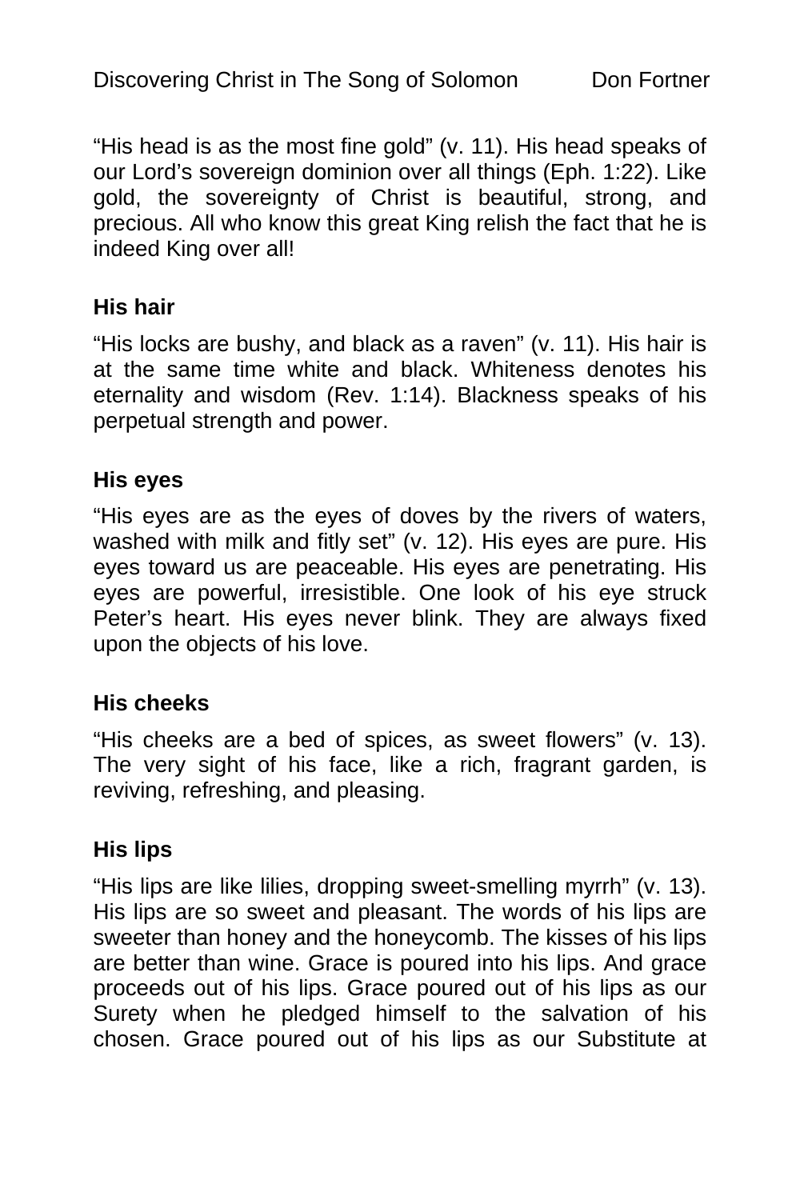"His head is as the most fine gold" (v. 11). His head speaks of our Lord's sovereign dominion over all things (Eph. 1:22). Like gold, the sovereignty of Christ is beautiful, strong, and precious. All who know this great King relish the fact that he is indeed King over all!

### His hair

"His locks are bushy, and black as a raven" (v. 11). His hair is at the same time white and black. Whiteness denotes his eternality and wisdom (Rev. 1:14). Blackness speaks of his perpetual strength and power.

### His eyes

"His eyes are as the eyes of doves by the rivers of waters, washed with milk and fitly set" (v. 12). His eyes are pure. His eyes toward us are peaceable. His eyes are penetrating. His eyes are powerful, irresistible. One look of his eye struck Peter's heart. His eyes never blink. They are always fixed upon the objects of his love.

### His cheeks

"His cheeks are a bed of spices, as sweet flowers" (v. 13). The very sight of his face, like a rich, fragrant garden, is reviving, refreshing, and pleasing.

### His lips

"His lips are like lilies, dropping sweet-smelling myrrh" (v. 13). His lips are so sweet and pleasant. The words of his lips are sweeter than honey and the honeycomb. The kisses of his lips are better than wine. Grace is poured into his lips. And grace proceeds out of his lips. Grace poured out of his lips as our Surety when he pledged himself to the salvation of his chosen. Grace poured out of his lips as our Substitute at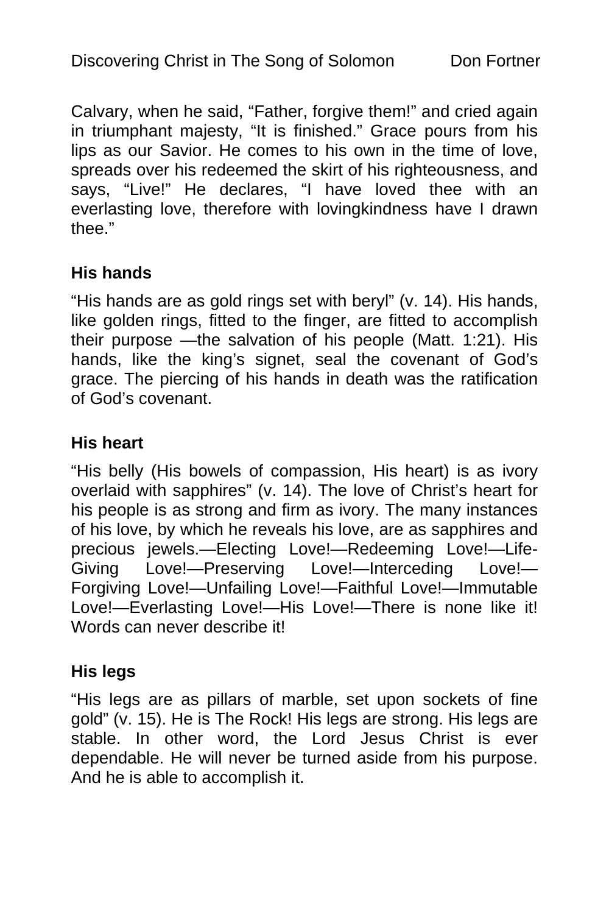Calvary, when he said, “Father, forgive them!” and cried again in triumphant majesty, “It is finished.” Grace pours from his lips as our Savior. He comes to his own in the time of love, spreads over his redeemed the skirt of his righteousness, and says, “Live!” He declares, “I have loved thee with an everlasting love, therefore with lovingkindness have I drawn thee.”

### His hands

“His hands are as gold rings set with beryl” (v. 14). His hands, like golden rings, fitted to the finger, are fitted to accomplish their purpose —the salvation of his people (Matt. 1:21). His hands, like the king’s signet, seal the covenant of God’s grace. The piercing of his hands in death was the ratification of God’s covenant.

### His heart

“His belly (His bowels of compassion, His heart) is as ivory overlaid with sapphires” (v. 14). The love of Christ’s heart for his people is as strong and firm as ivory. The many instances of his love, by which he reveals his love, are as sapphires and precious jewels.—Electing Love!—Redeeming Love!—Life-Giving Love!—Preserving Love!—Interceding Love!—Forgiving Love!—Unfailing Love!—Faithful Love!—Immutable Love!—Everlasting Love!—His Love!—There is none like it! Words can never describe it!

### His legs

“His legs are as pillars of marble, set upon sockets of fine gold” (v. 15). He is The Rock! His legs are strong. His legs are stable. In other word, the Lord Jesus Christ is ever dependable. He will never be turned aside from his purpose. And he is able to accomplish it.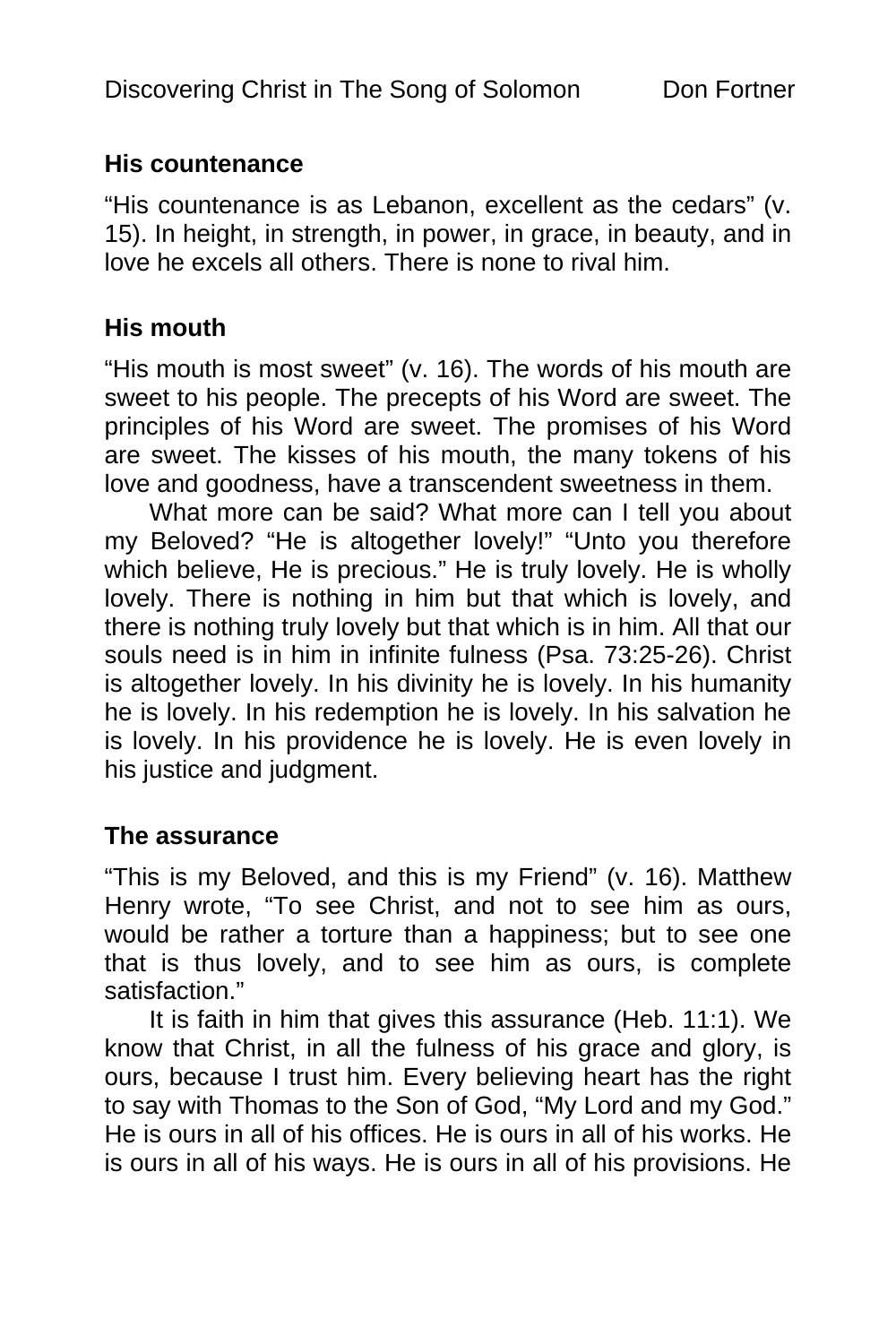### His countenance

“His countenance is as Lebanon, excellent as the cedars” (v. 15). In height, in strength, in power, in grace, in beauty, and in love he excels all others. There is none to rival him.

### His mouth

“His mouth is most sweet” (v. 16). The words of his mouth are sweet to his people. The precepts of his Word are sweet. The principles of his Word are sweet. The promises of his Word are sweet. The kisses of his mouth, the many tokens of his love and goodness, have a transcendent sweetness in them.

What more can be said? What more can I tell you about my Beloved? “He is altogether lovely!” “Unto you therefore which believe, He is precious.” He is truly lovely. He is wholly lovely. There is nothing in him but that which is lovely, and there is nothing truly lovely but that which is in him. All that our souls need is in him in infinite fulness (Psa. 73:25-26). Christ is altogether lovely. In his divinity he is lovely. In his humanity he is lovely. In his redemption he is lovely. In his salvation he is lovely. In his providence he is lovely. He is even lovely in his justice and judgment.

### The assurance

“This is my Beloved, and this is my Friend” (v. 16). Matthew Henry wrote, “To see Christ, and not to see him as ours, would be rather a torture than a happiness; but to see one that is thus lovely, and to see him as ours, is complete satisfaction.”

It is faith in him that gives this assurance (Heb. 11:1). We know that Christ, in all the fulness of his grace and glory, is ours, because I trust him. Every believing heart has the right to say with Thomas to the Son of God, “My Lord and my God.” He is ours in all of his offices. He is ours in all of his works. He is ours in all of his ways. He is ours in all of his provisions. He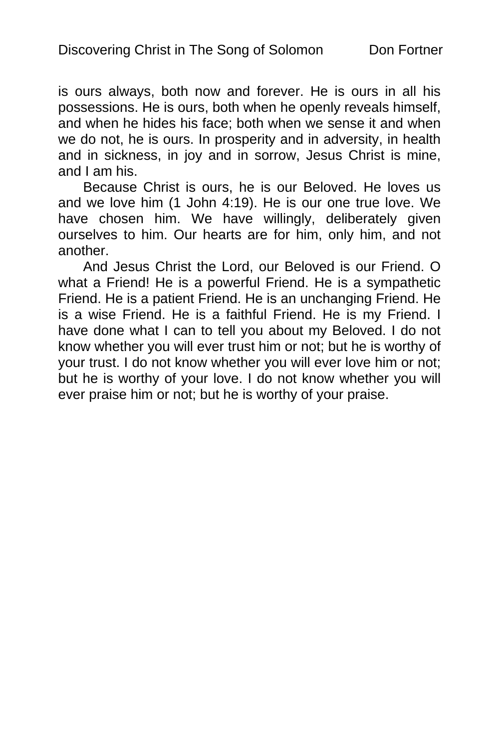is ours always, both now and forever. He is ours in all his possessions. He is ours, both when he openly reveals himself, and when he hides his face; both when we sense it and when we do not, he is ours. In prosperity and in adversity, in health and in sickness, in joy and in sorrow, Jesus Christ is mine, and I am his.

Because Christ is ours, he is our Beloved. He loves us and we love him (1 John 4:19). He is our one true love. We have chosen him. We have willingly, deliberately given ourselves to him. Our hearts are for him, only him, and not another.

And Jesus Christ the Lord, our Beloved is our Friend. O what a Friend! He is a powerful Friend. He is a sympathetic Friend. He is a patient Friend. He is an unchanging Friend. He is a wise Friend. He is a faithful Friend. He is my Friend. I have done what I can to tell you about my Beloved. I do not know whether you will ever trust him or not; but he is worthy of your trust. I do not know whether you will ever love him or not; but he is worthy of your love. I do not know whether you will ever praise him or not; but he is worthy of your praise.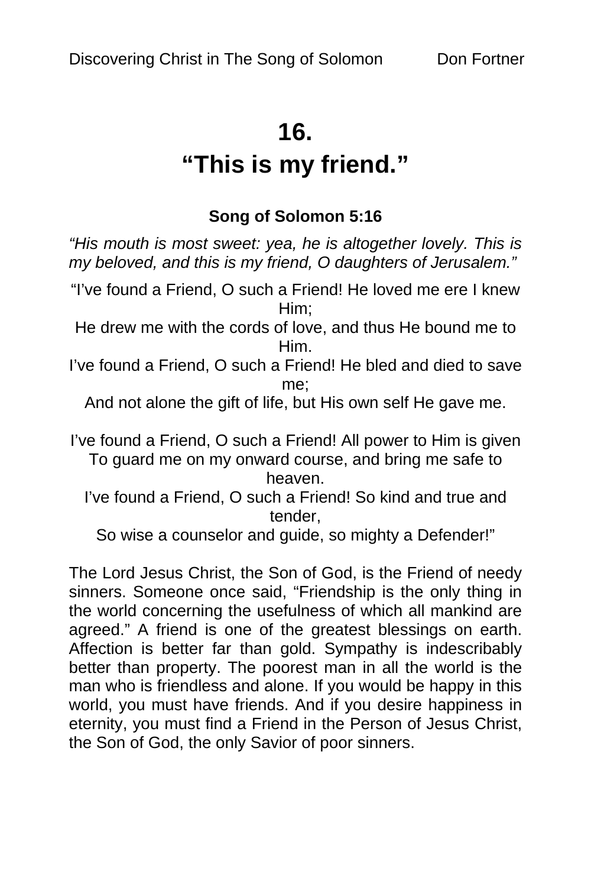# 16.
# "This is my friend."

**Song of Solomon 5:16**

*"His mouth is most sweet: yea, he is altogether lovely. This is my beloved, and this is my friend, O daughters of Jerusalem."*

"I've found a Friend, O such a Friend! He loved me ere I knew Him;
He drew me with the cords of love, and thus He bound me to Him.
I've found a Friend, O such a Friend! He bled and died to save me;
And not alone the gift of life, but His own self He gave me.

I've found a Friend, O such a Friend! All power to Him is given
To guard me on my onward course, and bring me safe to heaven.
I've found a Friend, O such a Friend! So kind and true and tender,
So wise a counselor and guide, so mighty a Defender!"

The Lord Jesus Christ, the Son of God, is the Friend of needy sinners. Someone once said, "Friendship is the only thing in the world concerning the usefulness of which all mankind are agreed." A friend is one of the greatest blessings on earth. Affection is better far than gold. Sympathy is indescribably better than property. The poorest man in all the world is the man who is friendless and alone. If you would be happy in this world, you must have friends. And if you desire happiness in eternity, you must find a Friend in the Person of Jesus Christ, the Son of God, the only Savior of poor sinners.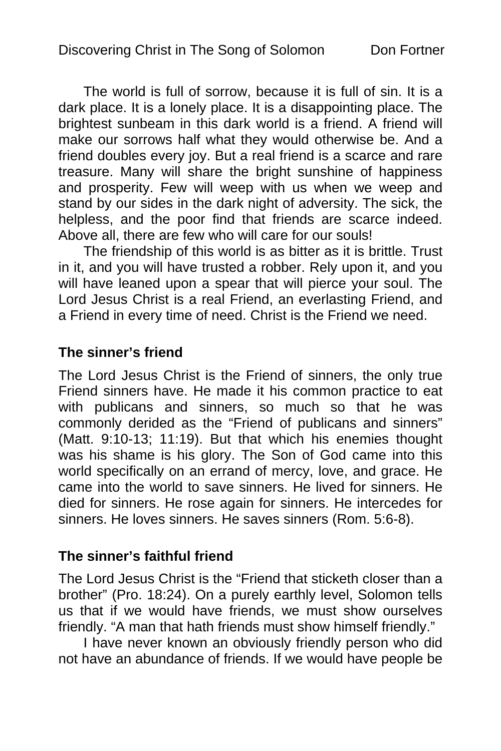The world is full of sorrow, because it is full of sin. It is a dark place. It is a lonely place. It is a disappointing place. The brightest sunbeam in this dark world is a friend. A friend will make our sorrows half what they would otherwise be. And a friend doubles every joy. But a real friend is a scarce and rare treasure. Many will share the bright sunshine of happiness and prosperity. Few will weep with us when we weep and stand by our sides in the dark night of adversity. The sick, the helpless, and the poor find that friends are scarce indeed. Above all, there are few who will care for our souls!

The friendship of this world is as bitter as it is brittle. Trust in it, and you will have trusted a robber. Rely upon it, and you will have leaned upon a spear that will pierce your soul. The Lord Jesus Christ is a real Friend, an everlasting Friend, and a Friend in every time of need. Christ is the Friend we need.

### The sinner's friend

The Lord Jesus Christ is the Friend of sinners, the only true Friend sinners have. He made it his common practice to eat with publicans and sinners, so much so that he was commonly derided as the "Friend of publicans and sinners" (Matt. 9:10-13; 11:19). But that which his enemies thought was his shame is his glory. The Son of God came into this world specifically on an errand of mercy, love, and grace. He came into the world to save sinners. He lived for sinners. He died for sinners. He rose again for sinners. He intercedes for sinners. He loves sinners. He saves sinners (Rom. 5:6-8).

### The sinner's faithful friend

The Lord Jesus Christ is the "Friend that sticketh closer than a brother" (Pro. 18:24). On a purely earthly level, Solomon tells us that if we would have friends, we must show ourselves friendly. "A man that hath friends must show himself friendly."

I have never known an obviously friendly person who did not have an abundance of friends. If we would have people be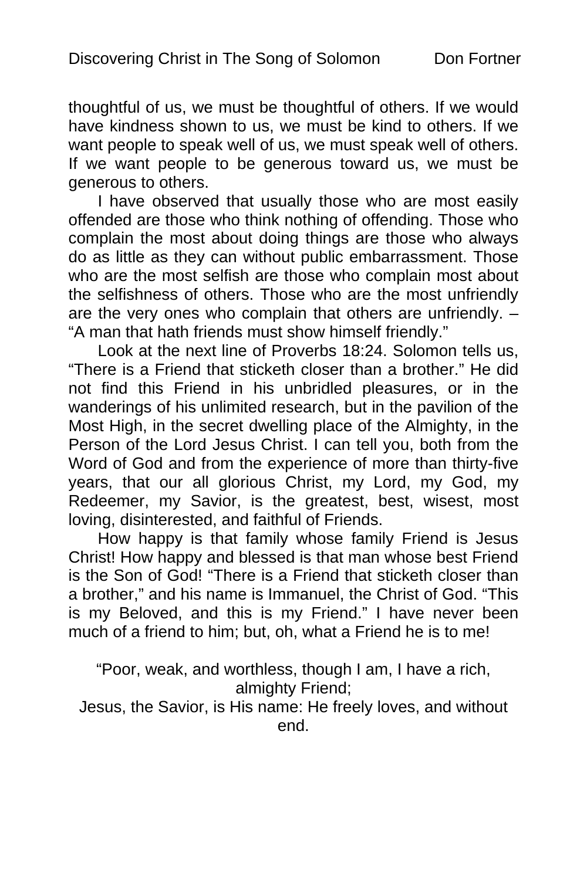thoughtful of us, we must be thoughtful of others. If we would have kindness shown to us, we must be kind to others. If we want people to speak well of us, we must speak well of others. If we want people to be generous toward us, we must be generous to others.

I have observed that usually those who are most easily offended are those who think nothing of offending. Those who complain the most about doing things are those who always do as little as they can without public embarrassment. Those who are the most selfish are those who complain most about the selfishness of others. Those who are the most unfriendly are the very ones who complain that others are unfriendly. – "A man that hath friends must show himself friendly."

Look at the next line of Proverbs 18:24. Solomon tells us, "There is a Friend that sticketh closer than a brother." He did not find this Friend in his unbridled pleasures, or in the wanderings of his unlimited research, but in the pavilion of the Most High, in the secret dwelling place of the Almighty, in the Person of the Lord Jesus Christ. I can tell you, both from the Word of God and from the experience of more than thirty-five years, that our all glorious Christ, my Lord, my God, my Redeemer, my Savior, is the greatest, best, wisest, most loving, disinterested, and faithful of Friends.

How happy is that family whose family Friend is Jesus Christ! How happy and blessed is that man whose best Friend is the Son of God! "There is a Friend that sticketh closer than a brother," and his name is Immanuel, the Christ of God. "This is my Beloved, and this is my Friend." I have never been much of a friend to him; but, oh, what a Friend he is to me!

"Poor, weak, and worthless, though I am, I have a rich, almighty Friend;
Jesus, the Savior, is His name: He freely loves, and without end.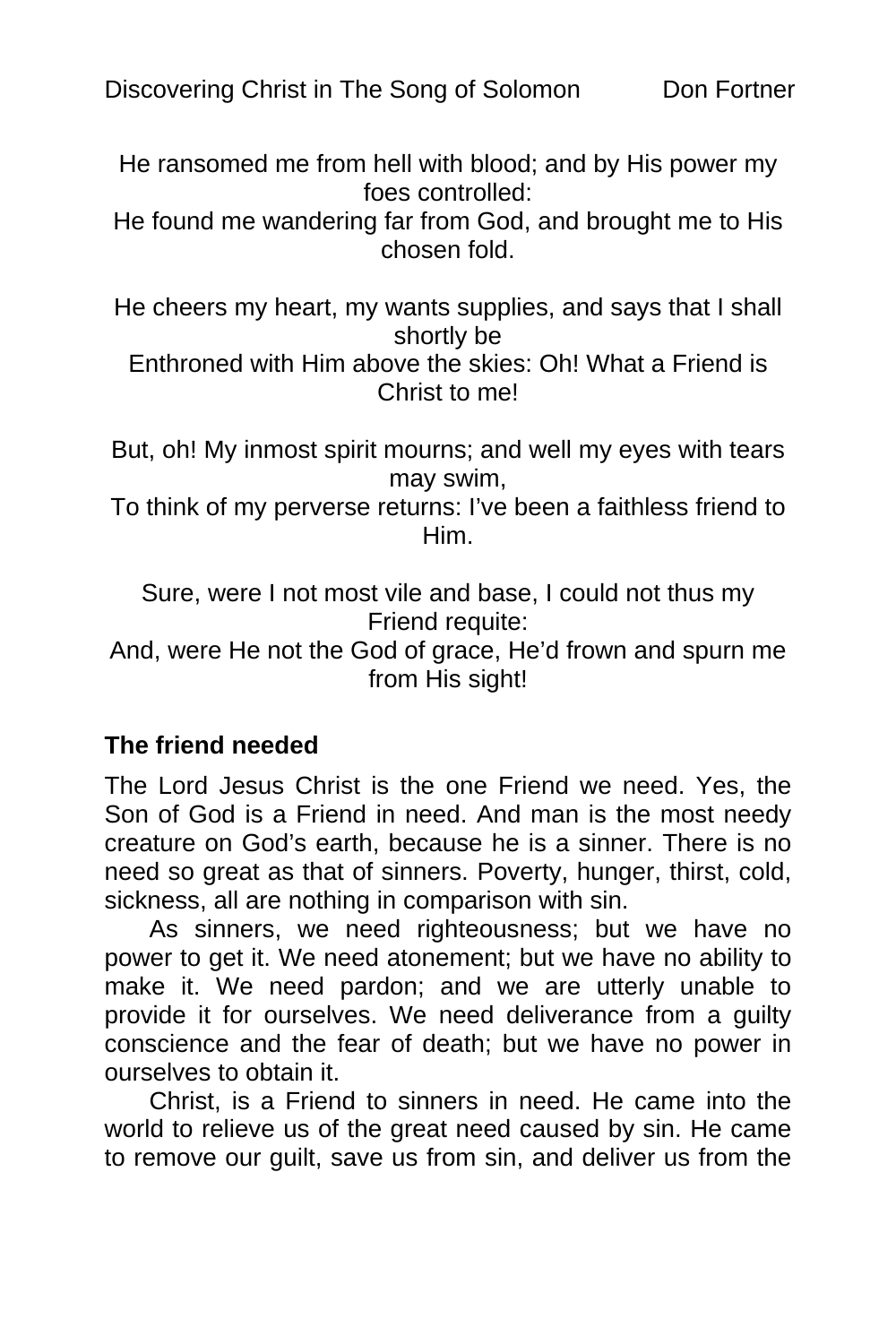He ransomed me from hell with blood; and by His power my foes controlled:
He found me wandering far from God, and brought me to His chosen fold.

He cheers my heart, my wants supplies, and says that I shall shortly be
Enthroned with Him above the skies: Oh! What a Friend is Christ to me!

But, oh! My inmost spirit mourns; and well my eyes with tears may swim,
To think of my perverse returns: I've been a faithless friend to Him.

Sure, were I not most vile and base, I could not thus my Friend requite:
And, were He not the God of grace, He'd frown and spurn me from His sight!

### The friend needed

The Lord Jesus Christ is the one Friend we need. Yes, the Son of God is a Friend in need. And man is the most needy creature on God's earth, because he is a sinner. There is no need so great as that of sinners. Poverty, hunger, thirst, cold, sickness, all are nothing in comparison with sin.

As sinners, we need righteousness; but we have no power to get it. We need atonement; but we have no ability to make it. We need pardon; and we are utterly unable to provide it for ourselves. We need deliverance from a guilty conscience and the fear of death; but we have no power in ourselves to obtain it.

Christ, is a Friend to sinners in need. He came into the world to relieve us of the great need caused by sin. He came to remove our guilt, save us from sin, and deliver us from the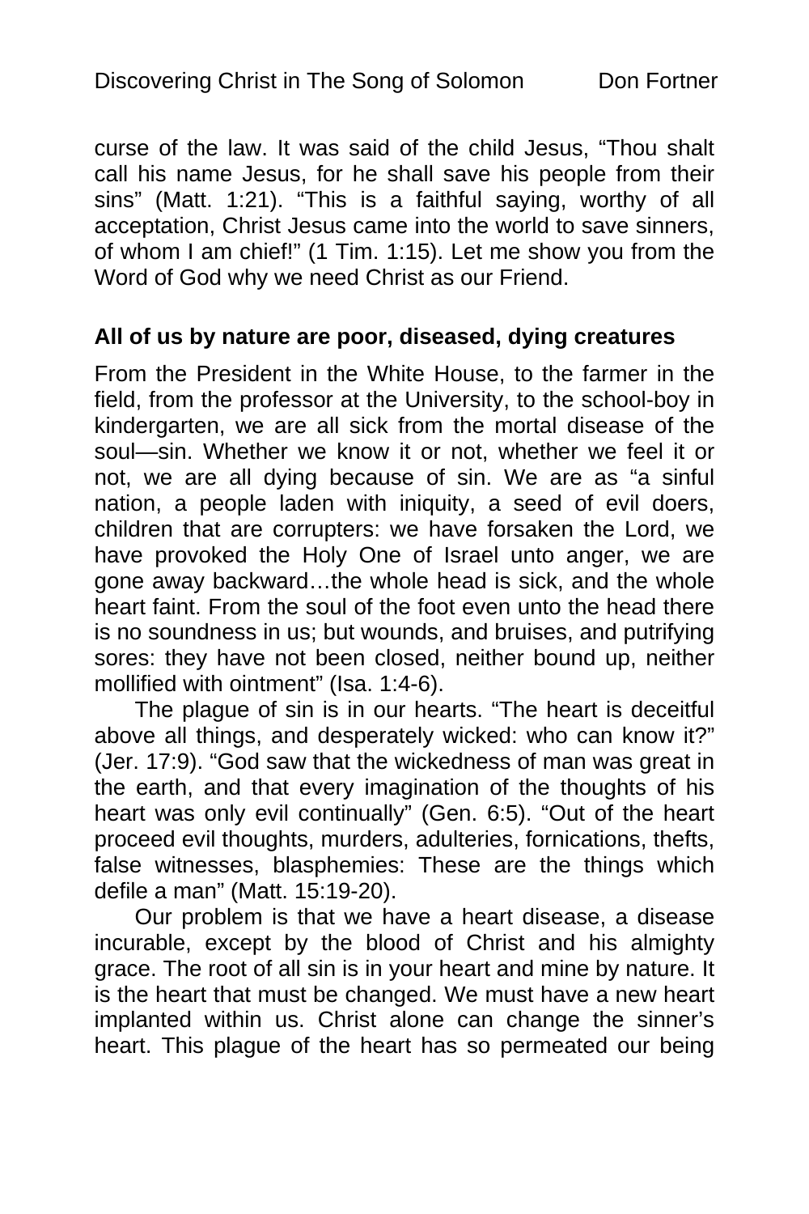curse of the law. It was said of the child Jesus, "Thou shalt call his name Jesus, for he shall save his people from their sins" (Matt. 1:21). "This is a faithful saying, worthy of all acceptation, Christ Jesus came into the world to save sinners, of whom I am chief!" (1 Tim. 1:15). Let me show you from the Word of God why we need Christ as our Friend.

**All of us by nature are poor, diseased, dying creatures**

From the President in the White House, to the farmer in the field, from the professor at the University, to the school-boy in kindergarten, we are all sick from the mortal disease of the soul—sin. Whether we know it or not, whether we feel it or not, we are all dying because of sin. We are as "a sinful nation, a people laden with iniquity, a seed of evil doers, children that are corrupters: we have forsaken the Lord, we have provoked the Holy One of Israel unto anger, we are gone away backward…the whole head is sick, and the whole heart faint. From the soul of the foot even unto the head there is no soundness in us; but wounds, and bruises, and putrifying sores: they have not been closed, neither bound up, neither mollified with ointment" (Isa. 1:4-6).

The plague of sin is in our hearts. "The heart is deceitful above all things, and desperately wicked: who can know it?" (Jer. 17:9). "God saw that the wickedness of man was great in the earth, and that every imagination of the thoughts of his heart was only evil continually" (Gen. 6:5). "Out of the heart proceed evil thoughts, murders, adulteries, fornications, thefts, false witnesses, blasphemies: These are the things which defile a man" (Matt. 15:19-20).

Our problem is that we have a heart disease, a disease incurable, except by the blood of Christ and his almighty grace. The root of all sin is in your heart and mine by nature. It is the heart that must be changed. We must have a new heart implanted within us. Christ alone can change the sinner's heart. This plague of the heart has so permeated our being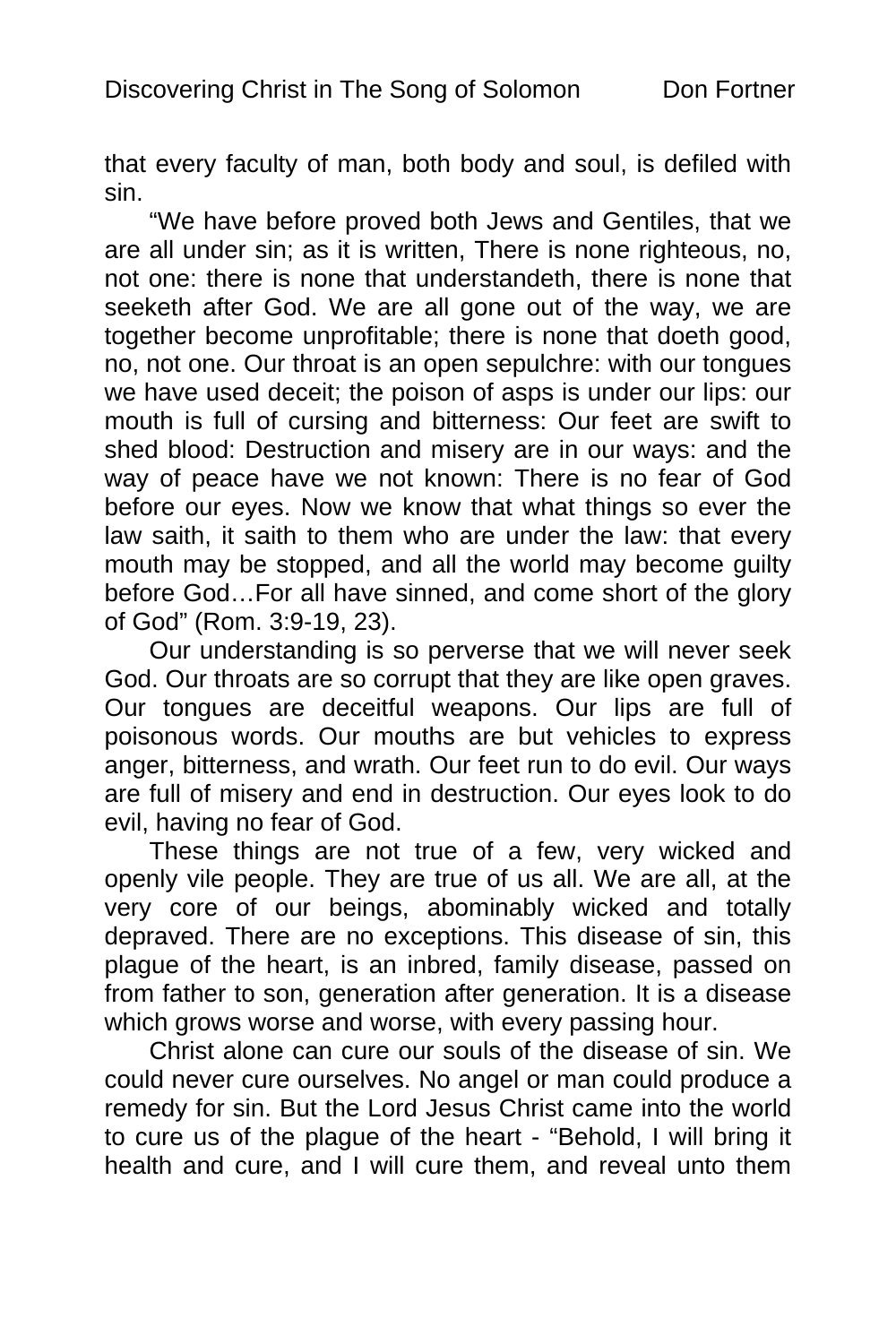that every faculty of man, both body and soul, is defiled with sin.

"We have before proved both Jews and Gentiles, that we are all under sin; as it is written, There is none righteous, no, not one: there is none that understandeth, there is none that seeketh after God. We are all gone out of the way, we are together become unprofitable; there is none that doeth good, no, not one. Our throat is an open sepulchre: with our tongues we have used deceit; the poison of asps is under our lips: our mouth is full of cursing and bitterness: Our feet are swift to shed blood: Destruction and misery are in our ways: and the way of peace have we not known: There is no fear of God before our eyes. Now we know that what things so ever the law saith, it saith to them who are under the law: that every mouth may be stopped, and all the world may become guilty before God…For all have sinned, and come short of the glory of God" (Rom. 3:9-19, 23).

Our understanding is so perverse that we will never seek God. Our throats are so corrupt that they are like open graves. Our tongues are deceitful weapons. Our lips are full of poisonous words. Our mouths are but vehicles to express anger, bitterness, and wrath. Our feet run to do evil. Our ways are full of misery and end in destruction. Our eyes look to do evil, having no fear of God.

These things are not true of a few, very wicked and openly vile people. They are true of us all. We are all, at the very core of our beings, abominably wicked and totally depraved. There are no exceptions. This disease of sin, this plague of the heart, is an inbred, family disease, passed on from father to son, generation after generation. It is a disease which grows worse and worse, with every passing hour.

Christ alone can cure our souls of the disease of sin. We could never cure ourselves. No angel or man could produce a remedy for sin. But the Lord Jesus Christ came into the world to cure us of the plague of the heart - "Behold, I will bring it health and cure, and I will cure them, and reveal unto them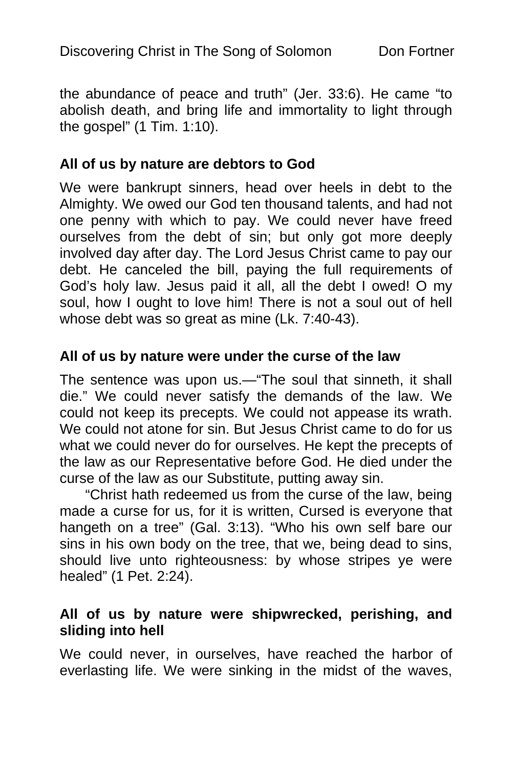the abundance of peace and truth" (Jer. 33:6). He came "to abolish death, and bring life and immortality to light through the gospel" (1 Tim. 1:10).

### All of us by nature are debtors to God

We were bankrupt sinners, head over heels in debt to the Almighty. We owed our God ten thousand talents, and had not one penny with which to pay. We could never have freed ourselves from the debt of sin; but only got more deeply involved day after day. The Lord Jesus Christ came to pay our debt. He canceled the bill, paying the full requirements of God's holy law. Jesus paid it all, all the debt I owed! O my soul, how I ought to love him! There is not a soul out of hell whose debt was so great as mine (Lk. 7:40-43).

### All of us by nature were under the curse of the law

The sentence was upon us.—"The soul that sinneth, it shall die." We could never satisfy the demands of the law. We could not keep its precepts. We could not appease its wrath. We could not atone for sin. But Jesus Christ came to do for us what we could never do for ourselves. He kept the precepts of the law as our Representative before God. He died under the curse of the law as our Substitute, putting away sin.

"Christ hath redeemed us from the curse of the law, being made a curse for us, for it is written, Cursed is everyone that hangeth on a tree" (Gal. 3:13). "Who his own self bare our sins in his own body on the tree, that we, being dead to sins, should live unto righteousness: by whose stripes ye were healed" (1 Pet. 2:24).

### All of us by nature were shipwrecked, perishing, and sliding into hell

We could never, in ourselves, have reached the harbor of everlasting life. We were sinking in the midst of the waves,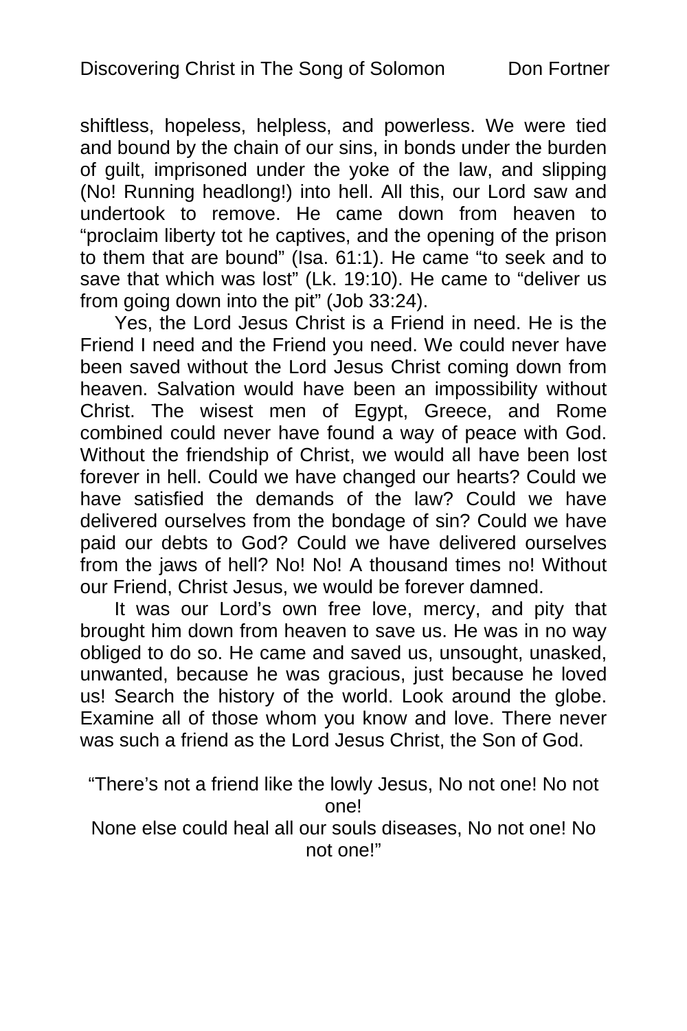shiftless, hopeless, helpless, and powerless. We were tied and bound by the chain of our sins, in bonds under the burden of guilt, imprisoned under the yoke of the law, and slipping (No! Running headlong!) into hell. All this, our Lord saw and undertook to remove. He came down from heaven to "proclaim liberty tot he captives, and the opening of the prison to them that are bound" (Isa. 61:1). He came "to seek and to save that which was lost" (Lk. 19:10). He came to "deliver us from going down into the pit" (Job 33:24).

Yes, the Lord Jesus Christ is a Friend in need. He is the Friend I need and the Friend you need. We could never have been saved without the Lord Jesus Christ coming down from heaven. Salvation would have been an impossibility without Christ. The wisest men of Egypt, Greece, and Rome combined could never have found a way of peace with God. Without the friendship of Christ, we would all have been lost forever in hell. Could we have changed our hearts? Could we have satisfied the demands of the law? Could we have delivered ourselves from the bondage of sin? Could we have paid our debts to God? Could we have delivered ourselves from the jaws of hell? No! No! A thousand times no! Without our Friend, Christ Jesus, we would be forever damned.

It was our Lord's own free love, mercy, and pity that brought him down from heaven to save us. He was in no way obliged to do so. He came and saved us, unsought, unasked, unwanted, because he was gracious, just because he loved us! Search the history of the world. Look around the globe. Examine all of those whom you know and love. There never was such a friend as the Lord Jesus Christ, the Son of God.

"There's not a friend like the lowly Jesus, No not one! No not one!
None else could heal all our souls diseases, No not one! No not one!"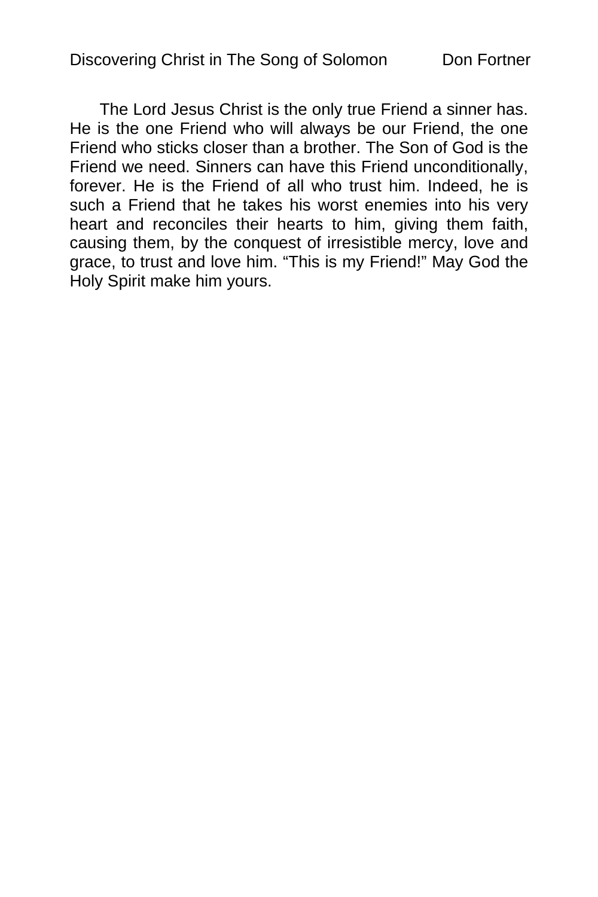The Lord Jesus Christ is the only true Friend a sinner has. He is the one Friend who will always be our Friend, the one Friend who sticks closer than a brother. The Son of God is the Friend we need. Sinners can have this Friend unconditionally, forever. He is the Friend of all who trust him. Indeed, he is such a Friend that he takes his worst enemies into his very heart and reconciles their hearts to him, giving them faith, causing them, by the conquest of irresistible mercy, love and grace, to trust and love him. "This is my Friend!" May God the Holy Spirit make him yours.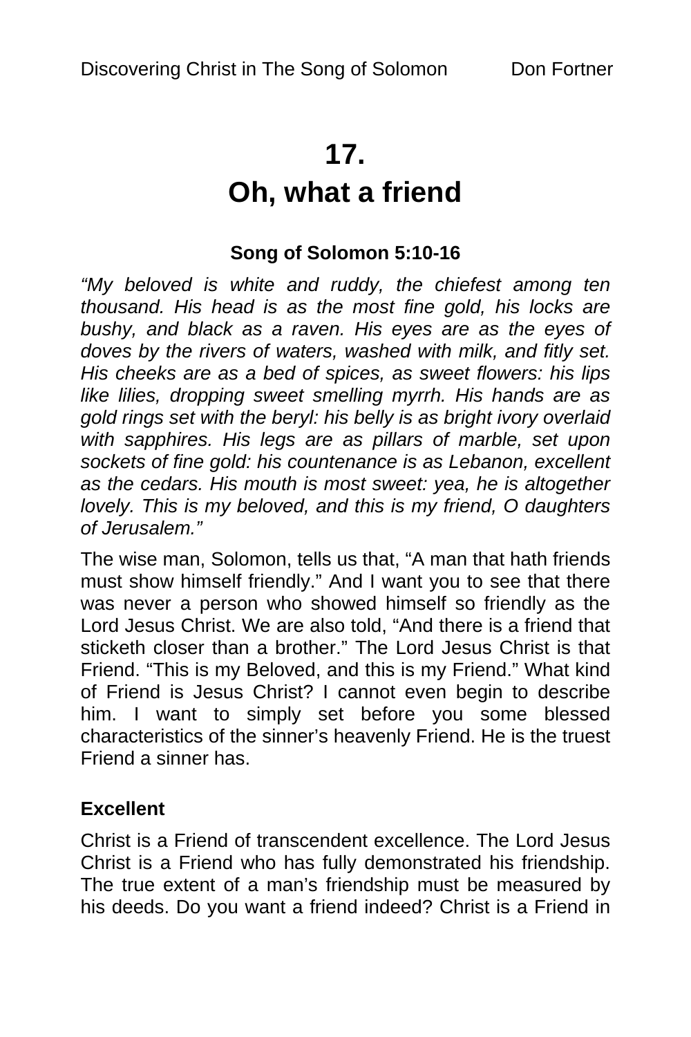# 17.
# Oh, what a friend

**Song of Solomon 5:10-16**

*“My beloved is white and ruddy, the chiefest among ten thousand. His head is as the most fine gold, his locks are bushy, and black as a raven. His eyes are as the eyes of doves by the rivers of waters, washed with milk, and fitly set. His cheeks are as a bed of spices, as sweet flowers: his lips like lilies, dropping sweet smelling myrrh. His hands are as gold rings set with the beryl: his belly is as bright ivory overlaid with sapphires. His legs are as pillars of marble, set upon sockets of fine gold: his countenance is as Lebanon, excellent as the cedars. His mouth is most sweet: yea, he is altogether lovely. This is my beloved, and this is my friend, O daughters of Jerusalem.”*

The wise man, Solomon, tells us that, “A man that hath friends must show himself friendly.” And I want you to see that there was never a person who showed himself so friendly as the Lord Jesus Christ. We are also told, “And there is a friend that sticketh closer than a brother.” The Lord Jesus Christ is that Friend. “This is my Beloved, and this is my Friend.” What kind of Friend is Jesus Christ? I cannot even begin to describe him. I want to simply set before you some blessed characteristics of the sinner’s heavenly Friend. He is the truest Friend a sinner has.

### Excellent

Christ is a Friend of transcendent excellence. The Lord Jesus Christ is a Friend who has fully demonstrated his friendship. The true extent of a man’s friendship must be measured by his deeds. Do you want a friend indeed? Christ is a Friend in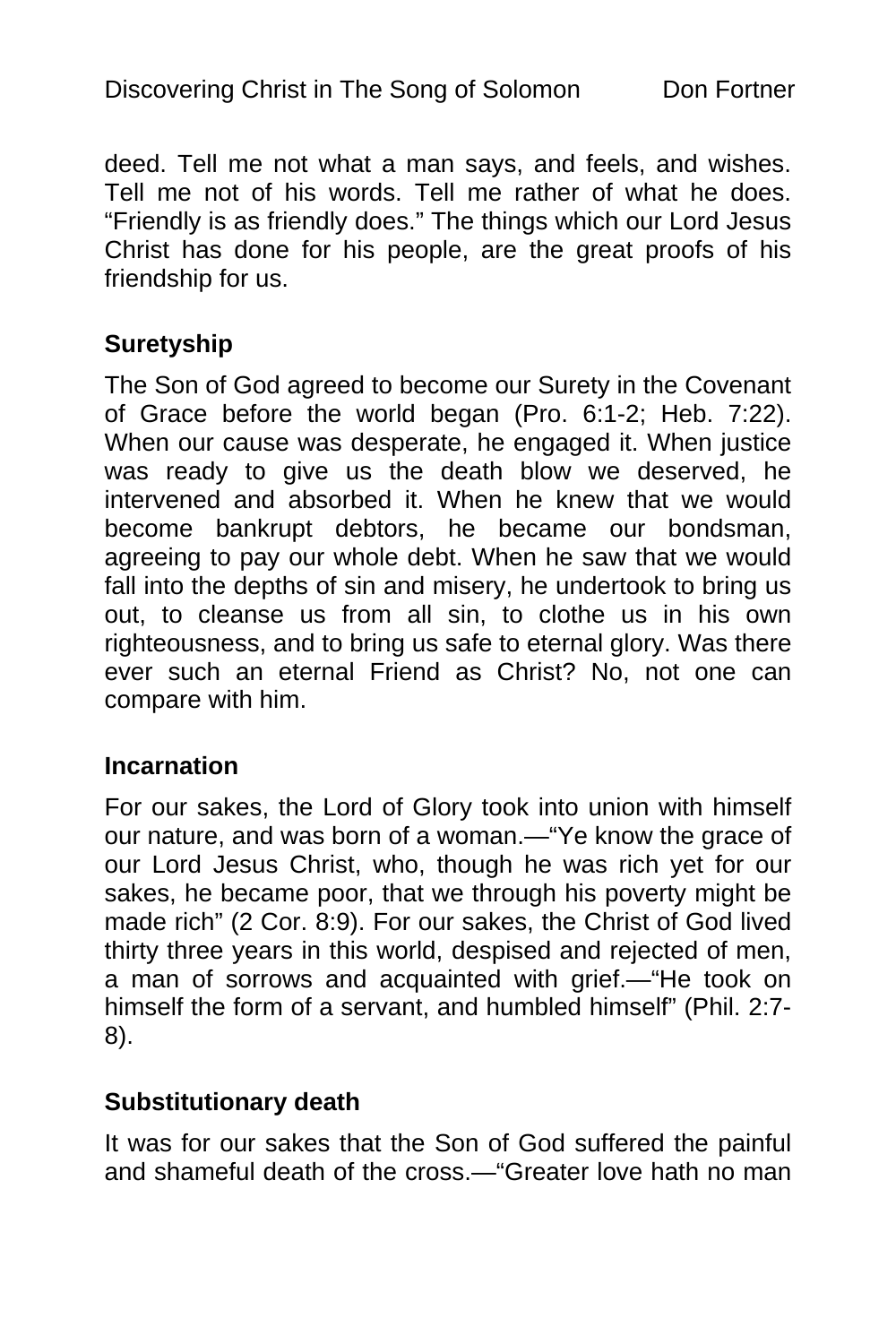deed. Tell me not what a man says, and feels, and wishes. Tell me not of his words. Tell me rather of what he does. “Friendly is as friendly does.” The things which our Lord Jesus Christ has done for his people, are the great proofs of his friendship for us.

**Suretyship**

The Son of God agreed to become our Surety in the Covenant of Grace before the world began (Pro. 6:1-2; Heb. 7:22). When our cause was desperate, he engaged it. When justice was ready to give us the death blow we deserved, he intervened and absorbed it. When he knew that we would become bankrupt debtors, he became our bondsman, agreeing to pay our whole debt. When he saw that we would fall into the depths of sin and misery, he undertook to bring us out, to cleanse us from all sin, to clothe us in his own righteousness, and to bring us safe to eternal glory. Was there ever such an eternal Friend as Christ? No, not one can compare with him.

**Incarnation**

For our sakes, the Lord of Glory took into union with himself our nature, and was born of a woman.—“Ye know the grace of our Lord Jesus Christ, who, though he was rich yet for our sakes, he became poor, that we through his poverty might be made rich” (2 Cor. 8:9). For our sakes, the Christ of God lived thirty three years in this world, despised and rejected of men, a man of sorrows and acquainted with grief.—“He took on himself the form of a servant, and humbled himself” (Phil. 2:7-8).

**Substitutionary death**

It was for our sakes that the Son of God suffered the painful and shameful death of the cross.—“Greater love hath no man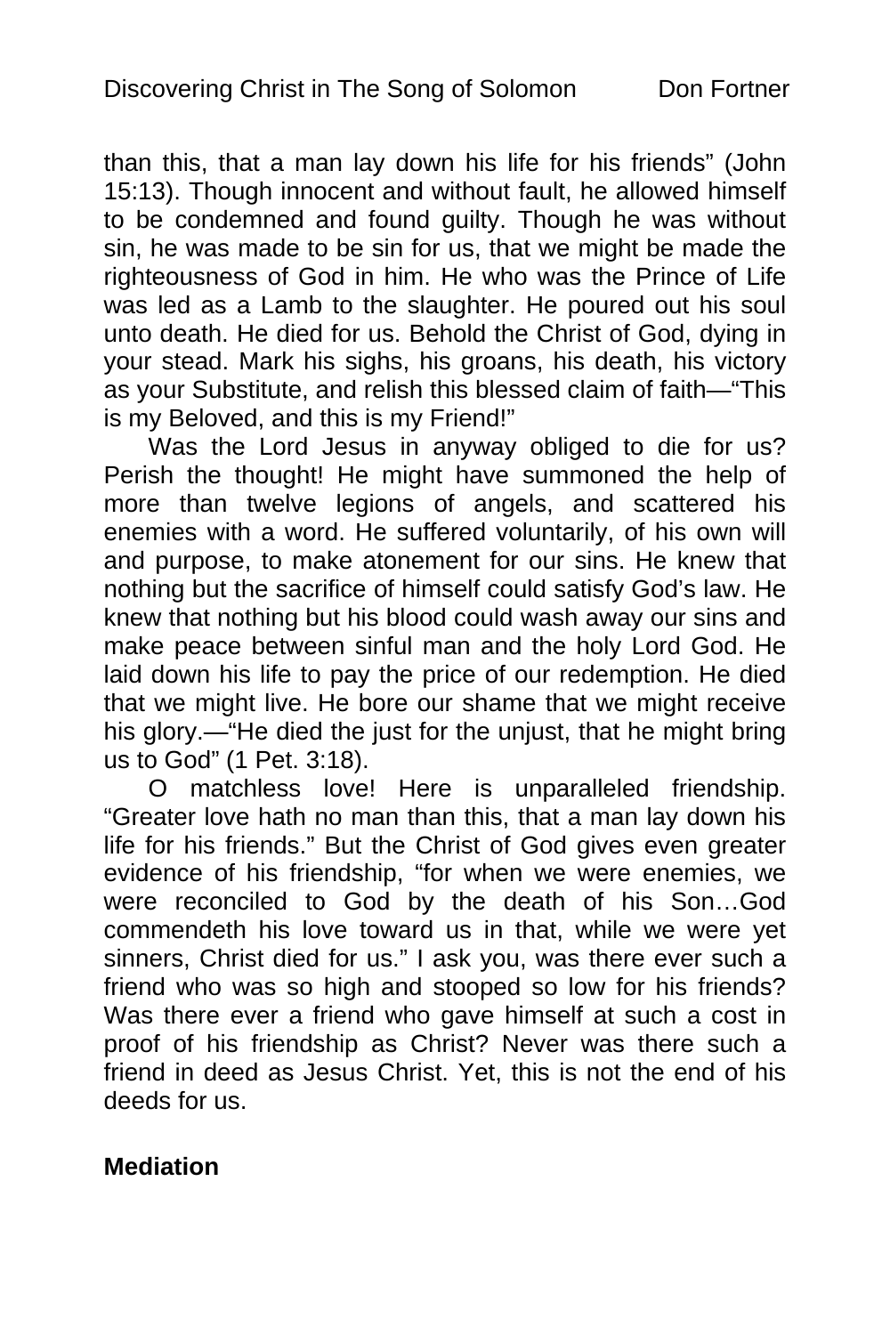than this, that a man lay down his life for his friends" (John 15:13). Though innocent and without fault, he allowed himself to be condemned and found guilty. Though he was without sin, he was made to be sin for us, that we might be made the righteousness of God in him. He who was the Prince of Life was led as a Lamb to the slaughter. He poured out his soul unto death. He died for us. Behold the Christ of God, dying in your stead. Mark his sighs, his groans, his death, his victory as your Substitute, and relish this blessed claim of faith—"This is my Beloved, and this is my Friend!"

Was the Lord Jesus in anyway obliged to die for us? Perish the thought! He might have summoned the help of more than twelve legions of angels, and scattered his enemies with a word. He suffered voluntarily, of his own will and purpose, to make atonement for our sins. He knew that nothing but the sacrifice of himself could satisfy God's law. He knew that nothing but his blood could wash away our sins and make peace between sinful man and the holy Lord God. He laid down his life to pay the price of our redemption. He died that we might live. He bore our shame that we might receive his glory.—"He died the just for the unjust, that he might bring us to God" (1 Pet. 3:18).

O matchless love! Here is unparalleled friendship. "Greater love hath no man than this, that a man lay down his life for his friends." But the Christ of God gives even greater evidence of his friendship, "for when we were enemies, we were reconciled to God by the death of his Son…God commendeth his love toward us in that, while we were yet sinners, Christ died for us." I ask you, was there ever such a friend who was so high and stooped so low for his friends? Was there ever a friend who gave himself at such a cost in proof of his friendship as Christ? Never was there such a friend in deed as Jesus Christ. Yet, this is not the end of his deeds for us.

**Mediation**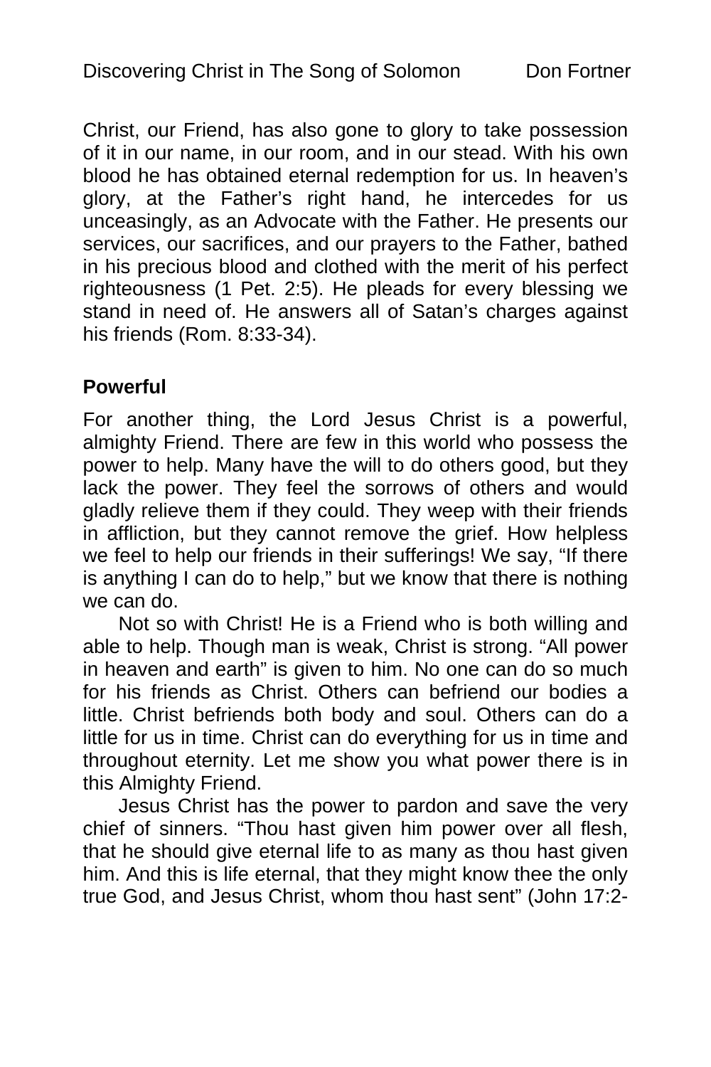Christ, our Friend, has also gone to glory to take possession of it in our name, in our room, and in our stead. With his own blood he has obtained eternal redemption for us. In heaven's glory, at the Father's right hand, he intercedes for us unceasingly, as an Advocate with the Father. He presents our services, our sacrifices, and our prayers to the Father, bathed in his precious blood and clothed with the merit of his perfect righteousness (1 Pet. 2:5). He pleads for every blessing we stand in need of. He answers all of Satan's charges against his friends (Rom. 8:33-34).

**Powerful**

For another thing, the Lord Jesus Christ is a powerful, almighty Friend. There are few in this world who possess the power to help. Many have the will to do others good, but they lack the power. They feel the sorrows of others and would gladly relieve them if they could. They weep with their friends in affliction, but they cannot remove the grief. How helpless we feel to help our friends in their sufferings! We say, "If there is anything I can do to help," but we know that there is nothing we can do.

Not so with Christ! He is a Friend who is both willing and able to help. Though man is weak, Christ is strong. "All power in heaven and earth" is given to him. No one can do so much for his friends as Christ. Others can befriend our bodies a little. Christ befriends both body and soul. Others can do a little for us in time. Christ can do everything for us in time and throughout eternity. Let me show you what power there is in this Almighty Friend.

Jesus Christ has the power to pardon and save the very chief of sinners. "Thou hast given him power over all flesh, that he should give eternal life to as many as thou hast given him. And this is life eternal, that they might know thee the only true God, and Jesus Christ, whom thou hast sent" (John 17:2-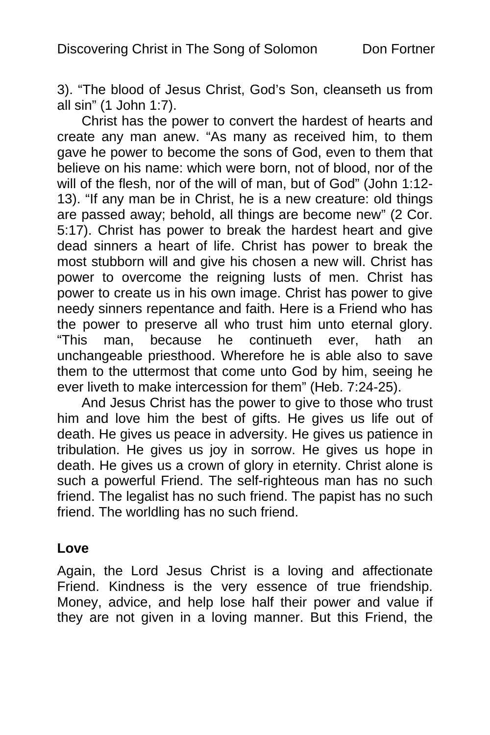3). “The blood of Jesus Christ, God’s Son, cleanseth us from all sin” (1 John 1:7).

Christ has the power to convert the hardest of hearts and create any man anew. “As many as received him, to them gave he power to become the sons of God, even to them that believe on his name: which were born, not of blood, nor of the will of the flesh, nor of the will of man, but of God” (John 1:12-13). “If any man be in Christ, he is a new creature: old things are passed away; behold, all things are become new” (2 Cor. 5:17). Christ has power to break the hardest heart and give dead sinners a heart of life. Christ has power to break the most stubborn will and give his chosen a new will. Christ has power to overcome the reigning lusts of men. Christ has power to create us in his own image. Christ has power to give needy sinners repentance and faith. Here is a Friend who has the power to preserve all who trust him unto eternal glory. “This man, because he continueth ever, hath an unchangeable priesthood. Wherefore he is able also to save them to the uttermost that come unto God by him, seeing he ever liveth to make intercession for them” (Heb. 7:24-25).

And Jesus Christ has the power to give to those who trust him and love him the best of gifts. He gives us life out of death. He gives us peace in adversity. He gives us patience in tribulation. He gives us joy in sorrow. He gives us hope in death. He gives us a crown of glory in eternity. Christ alone is such a powerful Friend. The self-righteous man has no such friend. The legalist has no such friend. The papist has no such friend. The worldling has no such friend.

**Love**

Again, the Lord Jesus Christ is a loving and affectionate Friend. Kindness is the very essence of true friendship. Money, advice, and help lose half their power and value if they are not given in a loving manner. But this Friend, the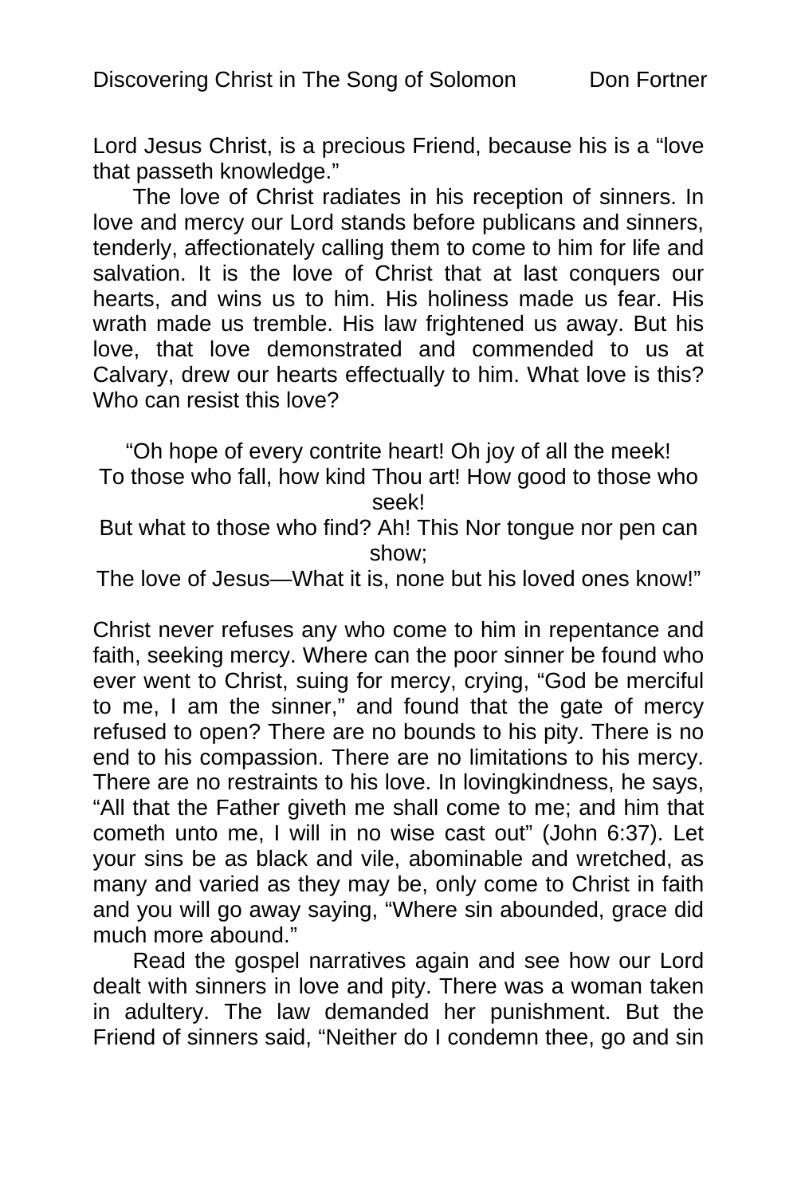Lord Jesus Christ, is a precious Friend, because his is a "love that passeth knowledge."

The love of Christ radiates in his reception of sinners. In love and mercy our Lord stands before publicans and sinners, tenderly, affectionately calling them to come to him for life and salvation. It is the love of Christ that at last conquers our hearts, and wins us to him. His holiness made us fear. His wrath made us tremble. His law frightened us away. But his love, that love demonstrated and commended to us at Calvary, drew our hearts effectually to him. What love is this? Who can resist this love?

"Oh hope of every contrite heart! Oh joy of all the meek!  
To those who fall, how kind Thou art! How good to those who seek!  
But what to those who find? Ah! This Nor tongue nor pen can show;  
The love of Jesus—What it is, none but his loved ones know!"

Christ never refuses any who come to him in repentance and faith, seeking mercy. Where can the poor sinner be found who ever went to Christ, suing for mercy, crying, "God be merciful to me, I am the sinner," and found that the gate of mercy refused to open? There are no bounds to his pity. There is no end to his compassion. There are no limitations to his mercy. There are no restraints to his love. In lovingkindness, he says, "All that the Father giveth me shall come to me; and him that cometh unto me, I will in no wise cast out" (John 6:37). Let your sins be as black and vile, abominable and wretched, as many and varied as they may be, only come to Christ in faith and you will go away saying, "Where sin abounded, grace did much more abound."

Read the gospel narratives again and see how our Lord dealt with sinners in love and pity. There was a woman taken in adultery. The law demanded her punishment. But the Friend of sinners said, "Neither do I condemn thee, go and sin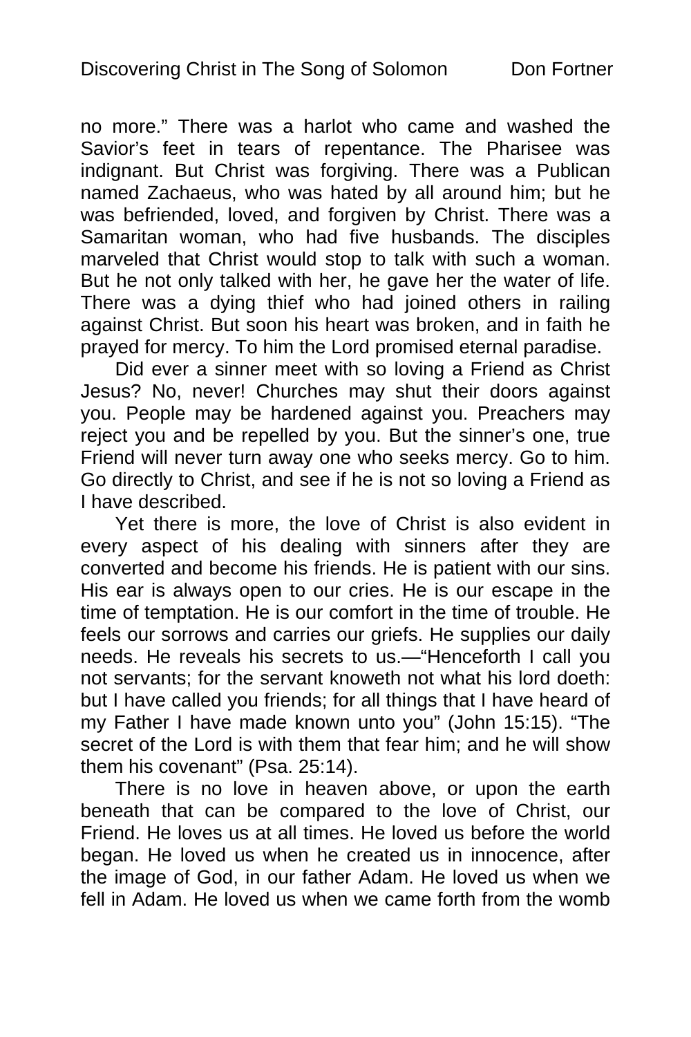no more." There was a harlot who came and washed the Savior's feet in tears of repentance. The Pharisee was indignant. But Christ was forgiving. There was a Publican named Zachaeus, who was hated by all around him; but he was befriended, loved, and forgiven by Christ. There was a Samaritan woman, who had five husbands. The disciples marveled that Christ would stop to talk with such a woman. But he not only talked with her, he gave her the water of life. There was a dying thief who had joined others in railing against Christ. But soon his heart was broken, and in faith he prayed for mercy. To him the Lord promised eternal paradise.

Did ever a sinner meet with so loving a Friend as Christ Jesus? No, never! Churches may shut their doors against you. People may be hardened against you. Preachers may reject you and be repelled by you. But the sinner's one, true Friend will never turn away one who seeks mercy. Go to him. Go directly to Christ, and see if he is not so loving a Friend as I have described.

Yet there is more, the love of Christ is also evident in every aspect of his dealing with sinners after they are converted and become his friends. He is patient with our sins. His ear is always open to our cries. He is our escape in the time of temptation. He is our comfort in the time of trouble. He feels our sorrows and carries our griefs. He supplies our daily needs. He reveals his secrets to us.—"Henceforth I call you not servants; for the servant knoweth not what his lord doeth: but I have called you friends; for all things that I have heard of my Father I have made known unto you" (John 15:15). "The secret of the Lord is with them that fear him; and he will show them his covenant" (Psa. 25:14).

There is no love in heaven above, or upon the earth beneath that can be compared to the love of Christ, our Friend. He loves us at all times. He loved us before the world began. He loved us when he created us in innocence, after the image of God, in our father Adam. He loved us when we fell in Adam. He loved us when we came forth from the womb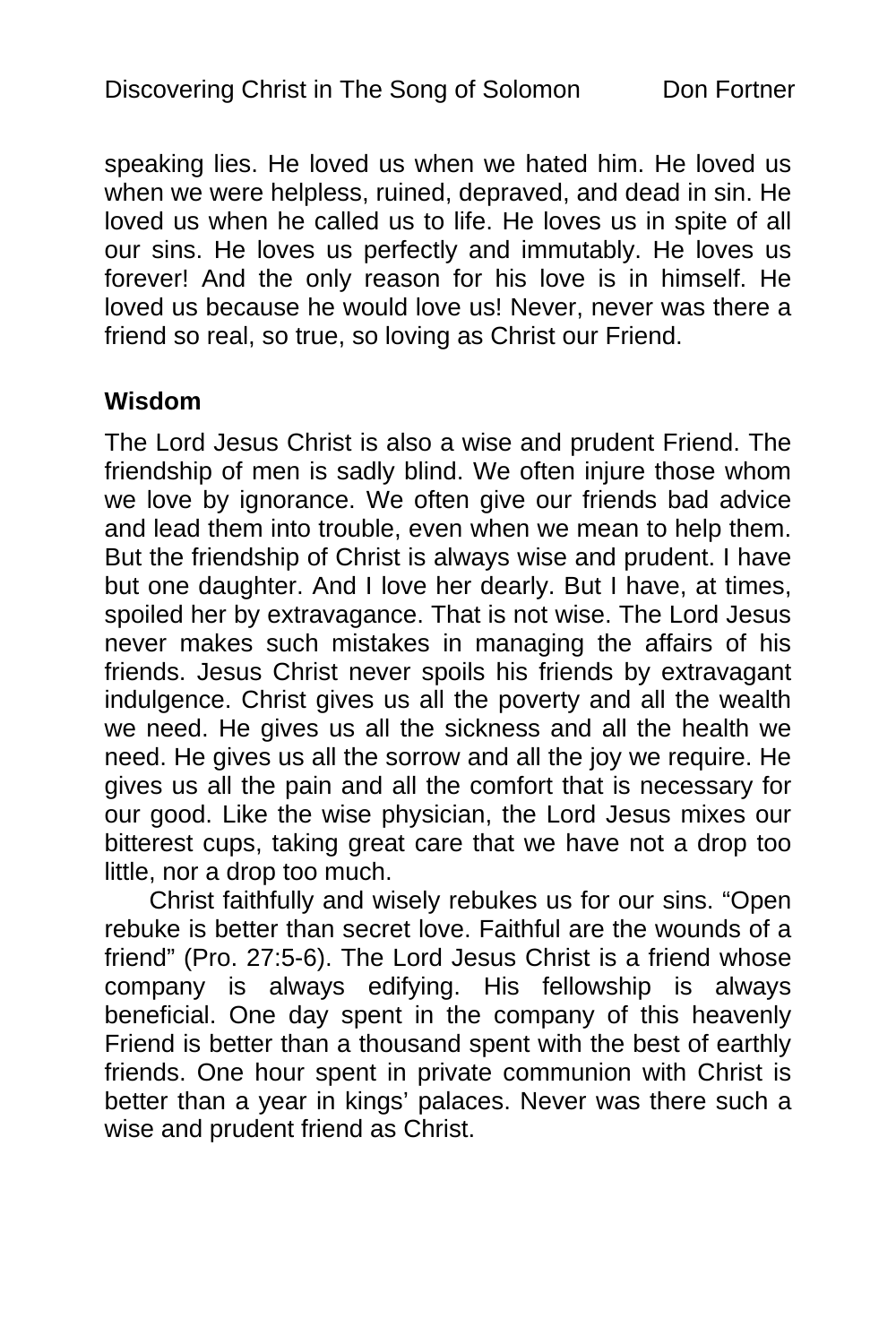speaking lies. He loved us when we hated him. He loved us when we were helpless, ruined, depraved, and dead in sin. He loved us when he called us to life. He loves us in spite of all our sins. He loves us perfectly and immutably. He loves us forever! And the only reason for his love is in himself. He loved us because he would love us! Never, never was there a friend so real, so true, so loving as Christ our Friend.

**Wisdom**

The Lord Jesus Christ is also a wise and prudent Friend. The friendship of men is sadly blind. We often injure those whom we love by ignorance. We often give our friends bad advice and lead them into trouble, even when we mean to help them. But the friendship of Christ is always wise and prudent. I have but one daughter. And I love her dearly. But I have, at times, spoiled her by extravagance. That is not wise. The Lord Jesus never makes such mistakes in managing the affairs of his friends. Jesus Christ never spoils his friends by extravagant indulgence. Christ gives us all the poverty and all the wealth we need. He gives us all the sickness and all the health we need. He gives us all the sorrow and all the joy we require. He gives us all the pain and all the comfort that is necessary for our good. Like the wise physician, the Lord Jesus mixes our bitterest cups, taking great care that we have not a drop too little, nor a drop too much.

Christ faithfully and wisely rebukes us for our sins. “Open rebuke is better than secret love. Faithful are the wounds of a friend” (Pro. 27:5-6). The Lord Jesus Christ is a friend whose company is always edifying. His fellowship is always beneficial. One day spent in the company of this heavenly Friend is better than a thousand spent with the best of earthly friends. One hour spent in private communion with Christ is better than a year in kings’ palaces. Never was there such a wise and prudent friend as Christ.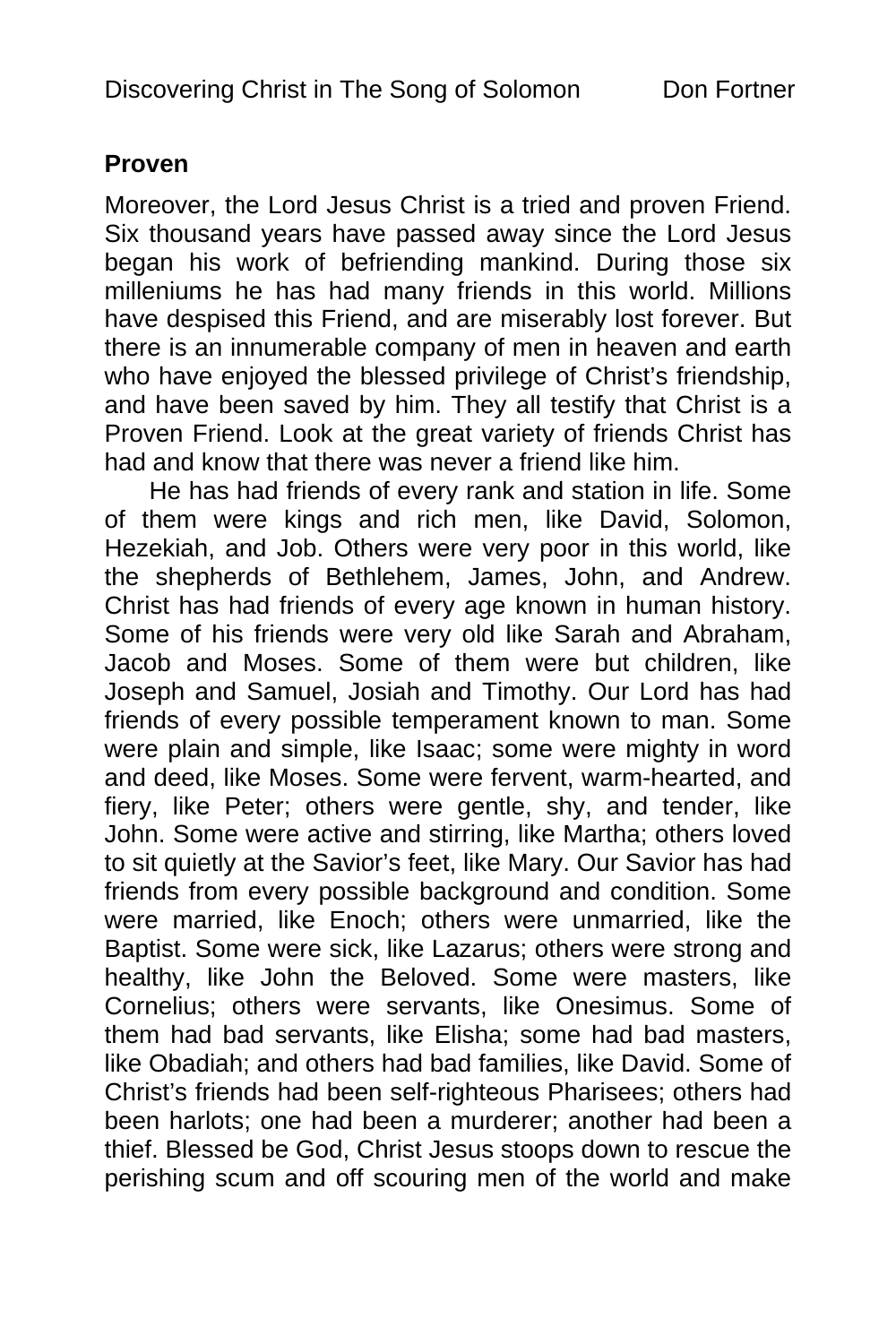**Proven**

Moreover, the Lord Jesus Christ is a tried and proven Friend. Six thousand years have passed away since the Lord Jesus began his work of befriending mankind. During those six milleniums he has had many friends in this world. Millions have despised this Friend, and are miserably lost forever. But there is an innumerable company of men in heaven and earth who have enjoyed the blessed privilege of Christ's friendship, and have been saved by him. They all testify that Christ is a Proven Friend. Look at the great variety of friends Christ has had and know that there was never a friend like him.

He has had friends of every rank and station in life. Some of them were kings and rich men, like David, Solomon, Hezekiah, and Job. Others were very poor in this world, like the shepherds of Bethlehem, James, John, and Andrew. Christ has had friends of every age known in human history. Some of his friends were very old like Sarah and Abraham, Jacob and Moses. Some of them were but children, like Joseph and Samuel, Josiah and Timothy. Our Lord has had friends of every possible temperament known to man. Some were plain and simple, like Isaac; some were mighty in word and deed, like Moses. Some were fervent, warm-hearted, and fiery, like Peter; others were gentle, shy, and tender, like John. Some were active and stirring, like Martha; others loved to sit quietly at the Savior's feet, like Mary. Our Savior has had friends from every possible background and condition. Some were married, like Enoch; others were unmarried, like the Baptist. Some were sick, like Lazarus; others were strong and healthy, like John the Beloved. Some were masters, like Cornelius; others were servants, like Onesimus. Some of them had bad servants, like Elisha; some had bad masters, like Obadiah; and others had bad families, like David. Some of Christ's friends had been self-righteous Pharisees; others had been harlots; one had been a murderer; another had been a thief. Blessed be God, Christ Jesus stoops down to rescue the perishing scum and off scouring men of the world and make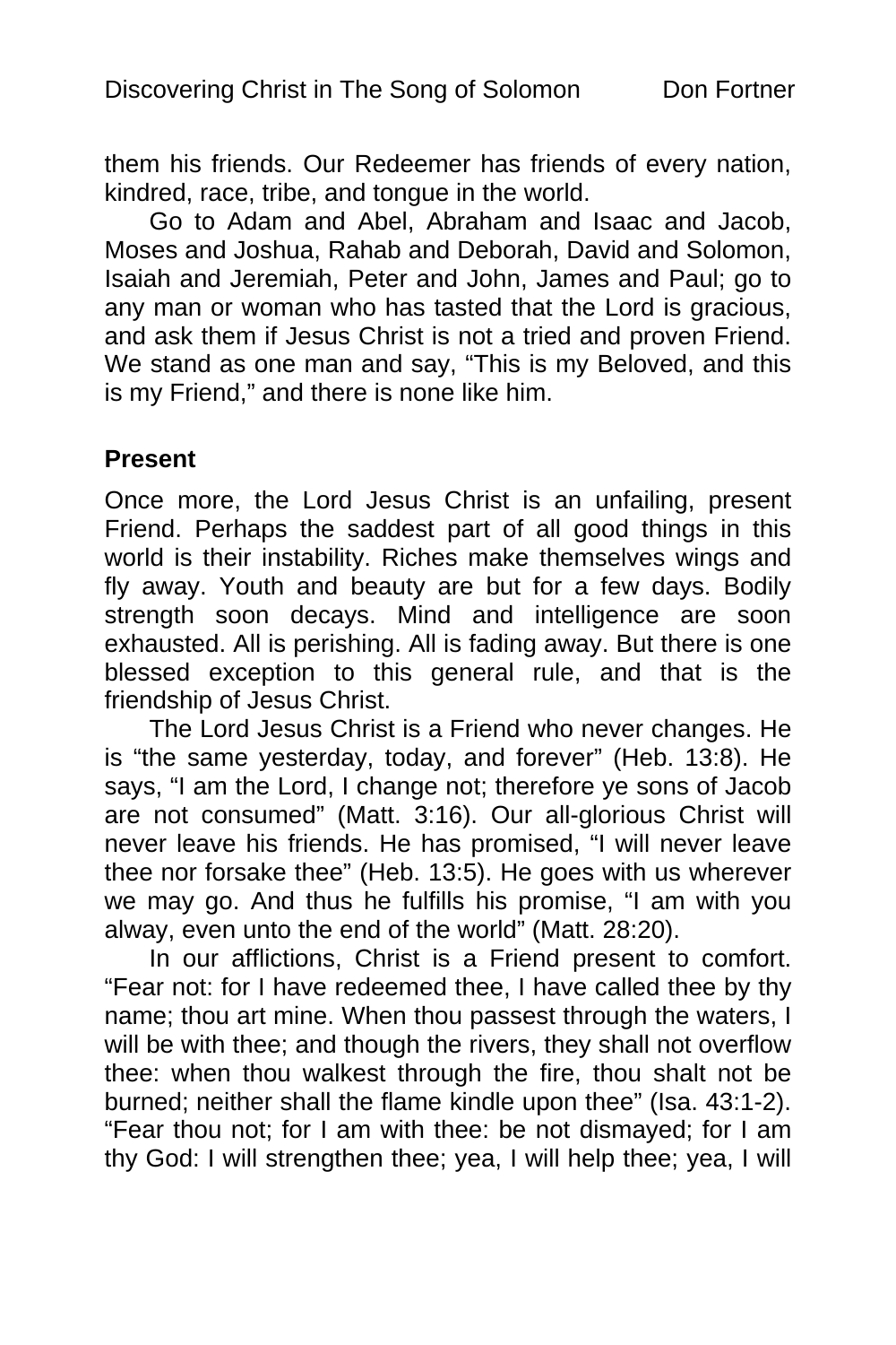them his friends. Our Redeemer has friends of every nation, kindred, race, tribe, and tongue in the world.

Go to Adam and Abel, Abraham and Isaac and Jacob, Moses and Joshua, Rahab and Deborah, David and Solomon, Isaiah and Jeremiah, Peter and John, James and Paul; go to any man or woman who has tasted that the Lord is gracious, and ask them if Jesus Christ is not a tried and proven Friend. We stand as one man and say, "This is my Beloved, and this is my Friend," and there is none like him.

**Present**

Once more, the Lord Jesus Christ is an unfailing, present Friend. Perhaps the saddest part of all good things in this world is their instability. Riches make themselves wings and fly away. Youth and beauty are but for a few days. Bodily strength soon decays. Mind and intelligence are soon exhausted. All is perishing. All is fading away. But there is one blessed exception to this general rule, and that is the friendship of Jesus Christ.

The Lord Jesus Christ is a Friend who never changes. He is "the same yesterday, today, and forever" (Heb. 13:8). He says, "I am the Lord, I change not; therefore ye sons of Jacob are not consumed" (Matt. 3:16). Our all-glorious Christ will never leave his friends. He has promised, "I will never leave thee nor forsake thee" (Heb. 13:5). He goes with us wherever we may go. And thus he fulfills his promise, "I am with you alway, even unto the end of the world" (Matt. 28:20).

In our afflictions, Christ is a Friend present to comfort. "Fear not: for I have redeemed thee, I have called thee by thy name; thou art mine. When thou passest through the waters, I will be with thee; and though the rivers, they shall not overflow thee: when thou walkest through the fire, thou shalt not be burned; neither shall the flame kindle upon thee" (Isa. 43:1-2). "Fear thou not; for I am with thee: be not dismayed; for I am thy God: I will strengthen thee; yea, I will help thee; yea, I will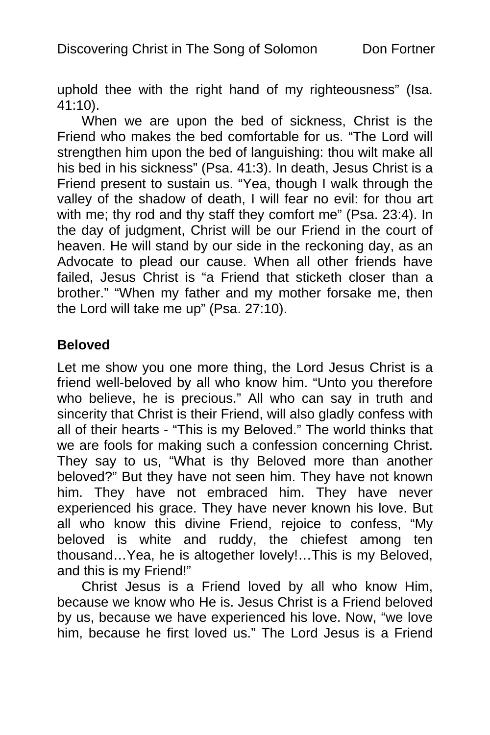uphold thee with the right hand of my righteousness" (Isa. 41:10).

When we are upon the bed of sickness, Christ is the Friend who makes the bed comfortable for us. "The Lord will strengthen him upon the bed of languishing: thou wilt make all his bed in his sickness" (Psa. 41:3). In death, Jesus Christ is a Friend present to sustain us. "Yea, though I walk through the valley of the shadow of death, I will fear no evil: for thou art with me; thy rod and thy staff they comfort me" (Psa. 23:4). In the day of judgment, Christ will be our Friend in the court of heaven. He will stand by our side in the reckoning day, as an Advocate to plead our cause. When all other friends have failed, Jesus Christ is "a Friend that sticketh closer than a brother." "When my father and my mother forsake me, then the Lord will take me up" (Psa. 27:10).

**Beloved**

Let me show you one more thing, the Lord Jesus Christ is a friend well-beloved by all who know him. "Unto you therefore who believe, he is precious." All who can say in truth and sincerity that Christ is their Friend, will also gladly confess with all of their hearts - "This is my Beloved." The world thinks that we are fools for making such a confession concerning Christ. They say to us, "What is thy Beloved more than another beloved?" But they have not seen him. They have not known him. They have not embraced him. They have never experienced his grace. They have never known his love. But all who know this divine Friend, rejoice to confess, "My beloved is white and ruddy, the chiefest among ten thousand…Yea, he is altogether lovely!…This is my Beloved, and this is my Friend!"

Christ Jesus is a Friend loved by all who know Him, because we know who He is. Jesus Christ is a Friend beloved by us, because we have experienced his love. Now, "we love him, because he first loved us." The Lord Jesus is a Friend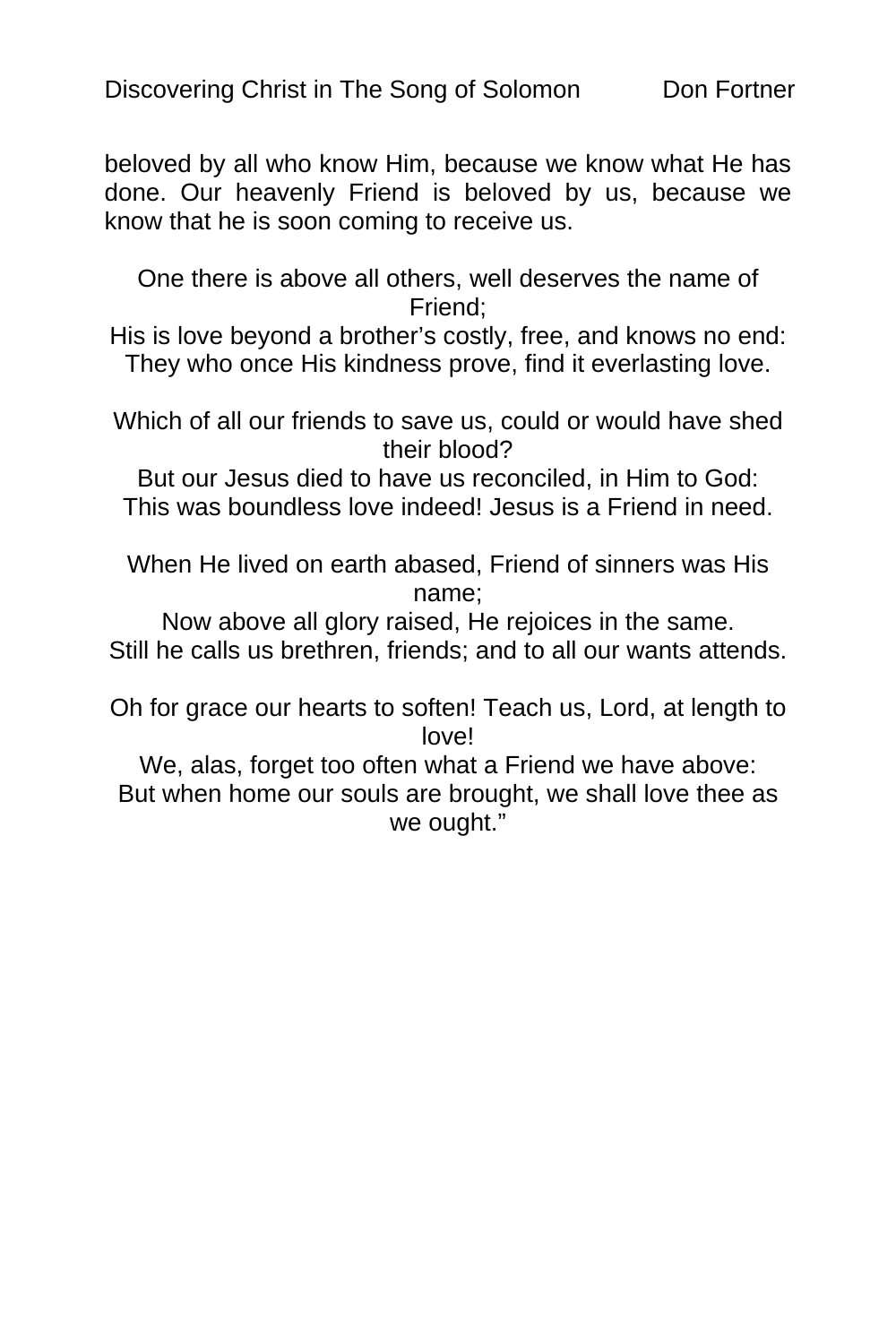beloved by all who know Him, because we know what He has done. Our heavenly Friend is beloved by us, because we know that he is soon coming to receive us.

One there is above all others, well deserves the name of Friend;  
His is love beyond a brother's costly, free, and knows no end:  
They who once His kindness prove, find it everlasting love.

Which of all our friends to save us, could or would have shed their blood?  
But our Jesus died to have us reconciled, in Him to God:  
This was boundless love indeed! Jesus is a Friend in need.

When He lived on earth abased, Friend of sinners was His name;  
Now above all glory raised, He rejoices in the same.  
Still he calls us brethren, friends; and to all our wants attends.

Oh for grace our hearts to soften! Teach us, Lord, at length to love!  
We, alas, forget too often what a Friend we have above:  
But when home our souls are brought, we shall love thee as we ought."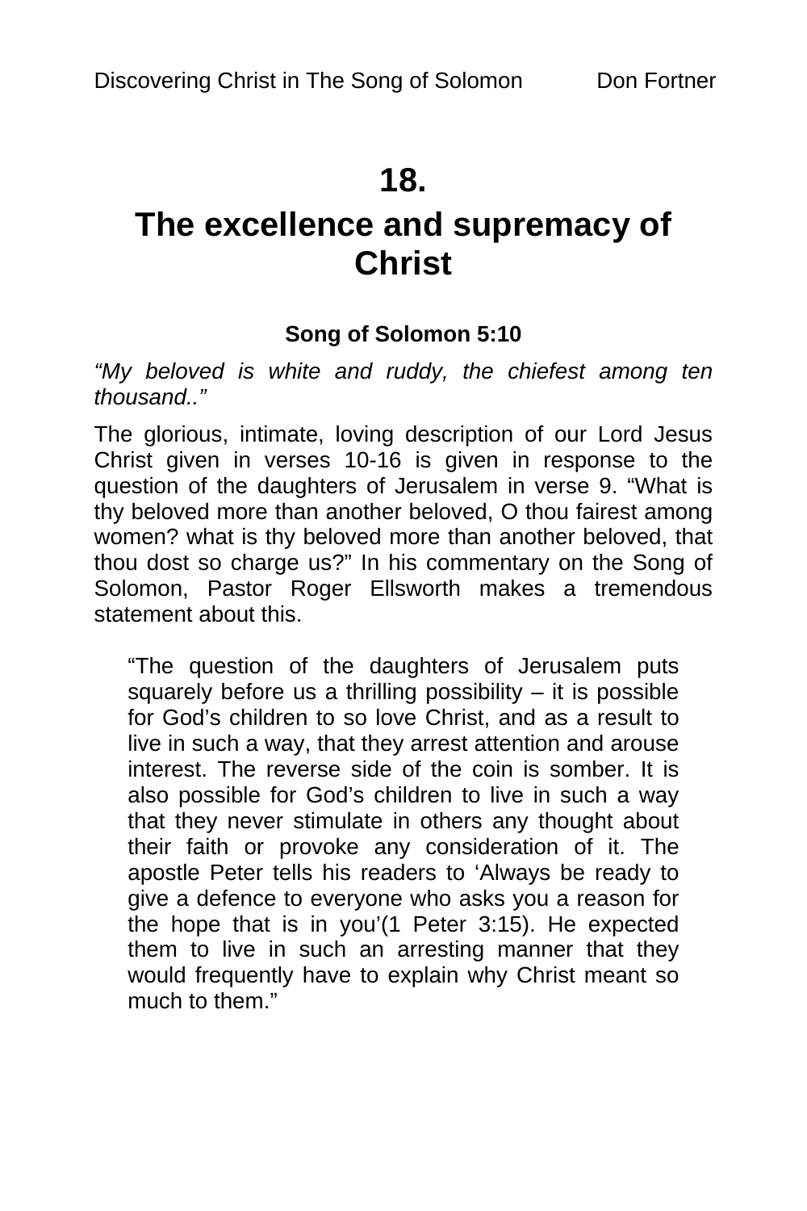# 18.

# The excellence and supremacy of Christ

**Song of Solomon 5:10**

*"My beloved is white and ruddy, the chiefest among ten thousand.."*

The glorious, intimate, loving description of our Lord Jesus Christ given in verses 10-16 is given in response to the question of the daughters of Jerusalem in verse 9. "What is thy beloved more than another beloved, O thou fairest among women? what is thy beloved more than another beloved, that thou dost so charge us?" In his commentary on the Song of Solomon, Pastor Roger Ellsworth makes a tremendous statement about this.

> "The question of the daughters of Jerusalem puts squarely before us a thrilling possibility – it is possible for God's children to so love Christ, and as a result to live in such a way, that they arrest attention and arouse interest. The reverse side of the coin is somber. It is also possible for God's children to live in such a way that they never stimulate in others any thought about their faith or provoke any consideration of it. The apostle Peter tells his readers to 'Always be ready to give a defence to everyone who asks you a reason for the hope that is in you'(1 Peter 3:15). He expected them to live in such an arresting manner that they would frequently have to explain why Christ meant so much to them."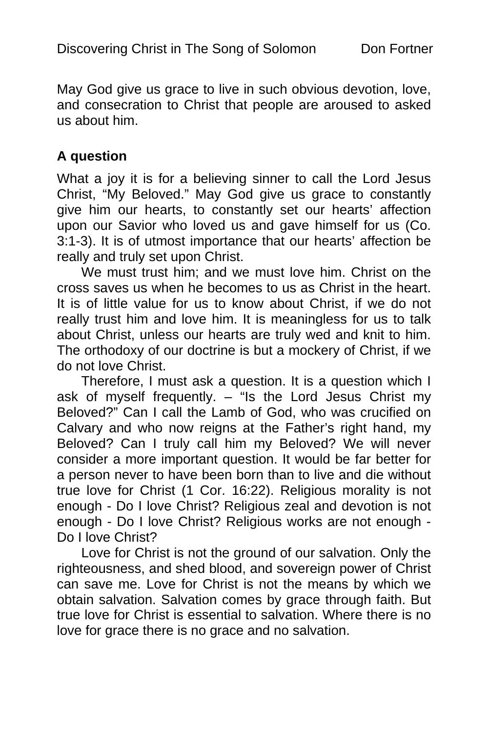May God give us grace to live in such obvious devotion, love, and consecration to Christ that people are aroused to asked us about him.

**A question**

What a joy it is for a believing sinner to call the Lord Jesus Christ, "My Beloved." May God give us grace to constantly give him our hearts, to constantly set our hearts' affection upon our Savior who loved us and gave himself for us (Co. 3:1-3). It is of utmost importance that our hearts' affection be really and truly set upon Christ.

We must trust him; and we must love him. Christ on the cross saves us when he becomes to us as Christ in the heart. It is of little value for us to know about Christ, if we do not really trust him and love him. It is meaningless for us to talk about Christ, unless our hearts are truly wed and knit to him. The orthodoxy of our doctrine is but a mockery of Christ, if we do not love Christ.

Therefore, I must ask a question. It is a question which I ask of myself frequently. – "Is the Lord Jesus Christ my Beloved?" Can I call the Lamb of God, who was crucified on Calvary and who now reigns at the Father's right hand, my Beloved? Can I truly call him my Beloved? We will never consider a more important question. It would be far better for a person never to have been born than to live and die without true love for Christ (1 Cor. 16:22). Religious morality is not enough - Do I love Christ? Religious zeal and devotion is not enough - Do I love Christ? Religious works are not enough - Do I love Christ?

Love for Christ is not the ground of our salvation. Only the righteousness, and shed blood, and sovereign power of Christ can save me. Love for Christ is not the means by which we obtain salvation. Salvation comes by grace through faith. But true love for Christ is essential to salvation. Where there is no love for grace there is no grace and no salvation.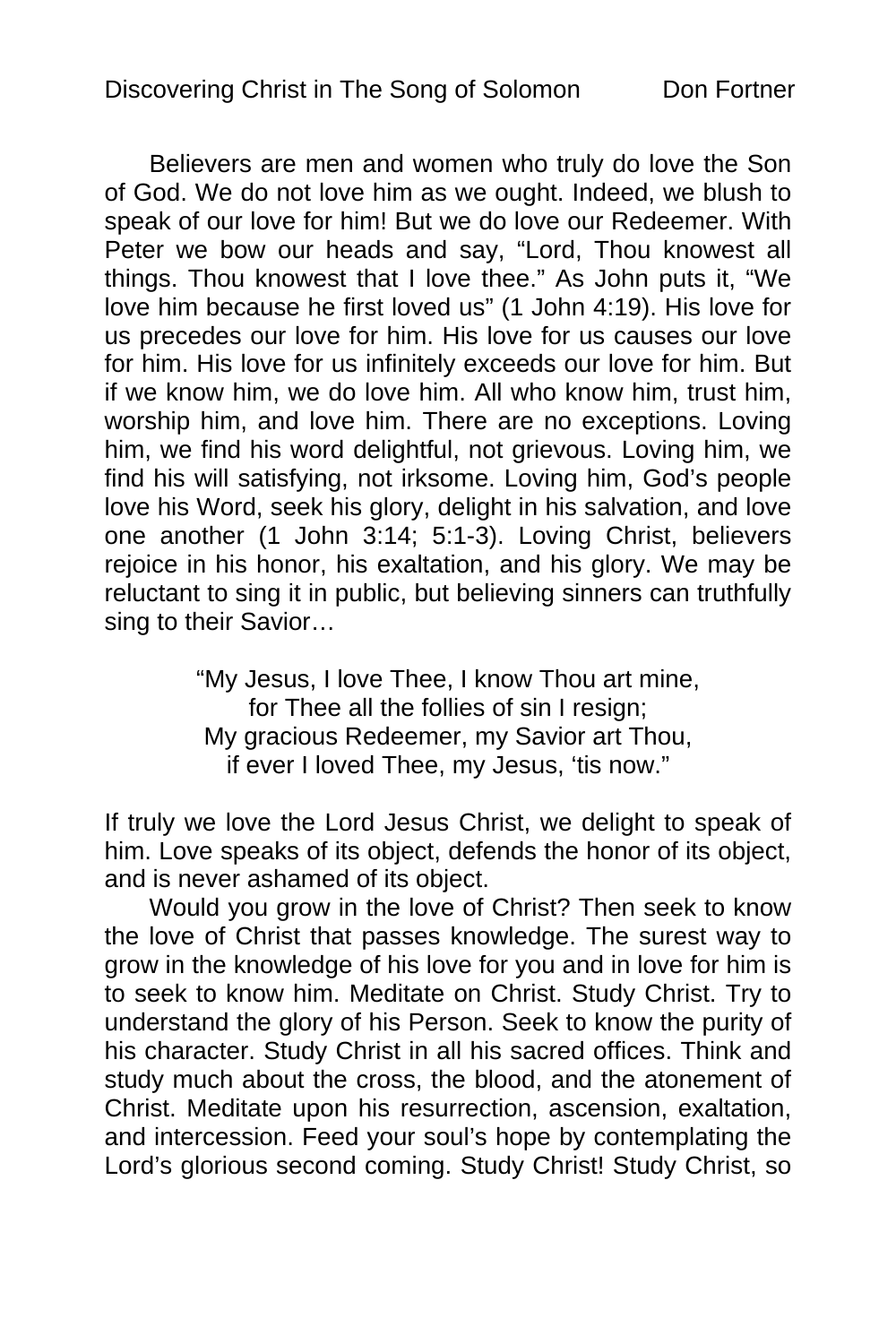Believers are men and women who truly do love the Son of God. We do not love him as we ought. Indeed, we blush to speak of our love for him! But we do love our Redeemer. With Peter we bow our heads and say, "Lord, Thou knowest all things. Thou knowest that I love thee." As John puts it, "We love him because he first loved us" (1 John 4:19). His love for us precedes our love for him. His love for us causes our love for him. His love for us infinitely exceeds our love for him. But if we know him, we do love him. All who know him, trust him, worship him, and love him. There are no exceptions. Loving him, we find his word delightful, not grievous. Loving him, we find his will satisfying, not irksome. Loving him, God's people love his Word, seek his glory, delight in his salvation, and love one another (1 John 3:14; 5:1-3). Loving Christ, believers rejoice in his honor, his exaltation, and his glory. We may be reluctant to sing it in public, but believing sinners can truthfully sing to their Savior…

> "My Jesus, I love Thee, I know Thou art mine,
> for Thee all the follies of sin I resign;
> My gracious Redeemer, my Savior art Thou,
> if ever I loved Thee, my Jesus, 'tis now."

If truly we love the Lord Jesus Christ, we delight to speak of him. Love speaks of its object, defends the honor of its object, and is never ashamed of its object.

Would you grow in the love of Christ? Then seek to know the love of Christ that passes knowledge. The surest way to grow in the knowledge of his love for you and in love for him is to seek to know him. Meditate on Christ. Study Christ. Try to understand the glory of his Person. Seek to know the purity of his character. Study Christ in all his sacred offices. Think and study much about the cross, the blood, and the atonement of Christ. Meditate upon his resurrection, ascension, exaltation, and intercession. Feed your soul's hope by contemplating the Lord's glorious second coming. Study Christ! Study Christ, so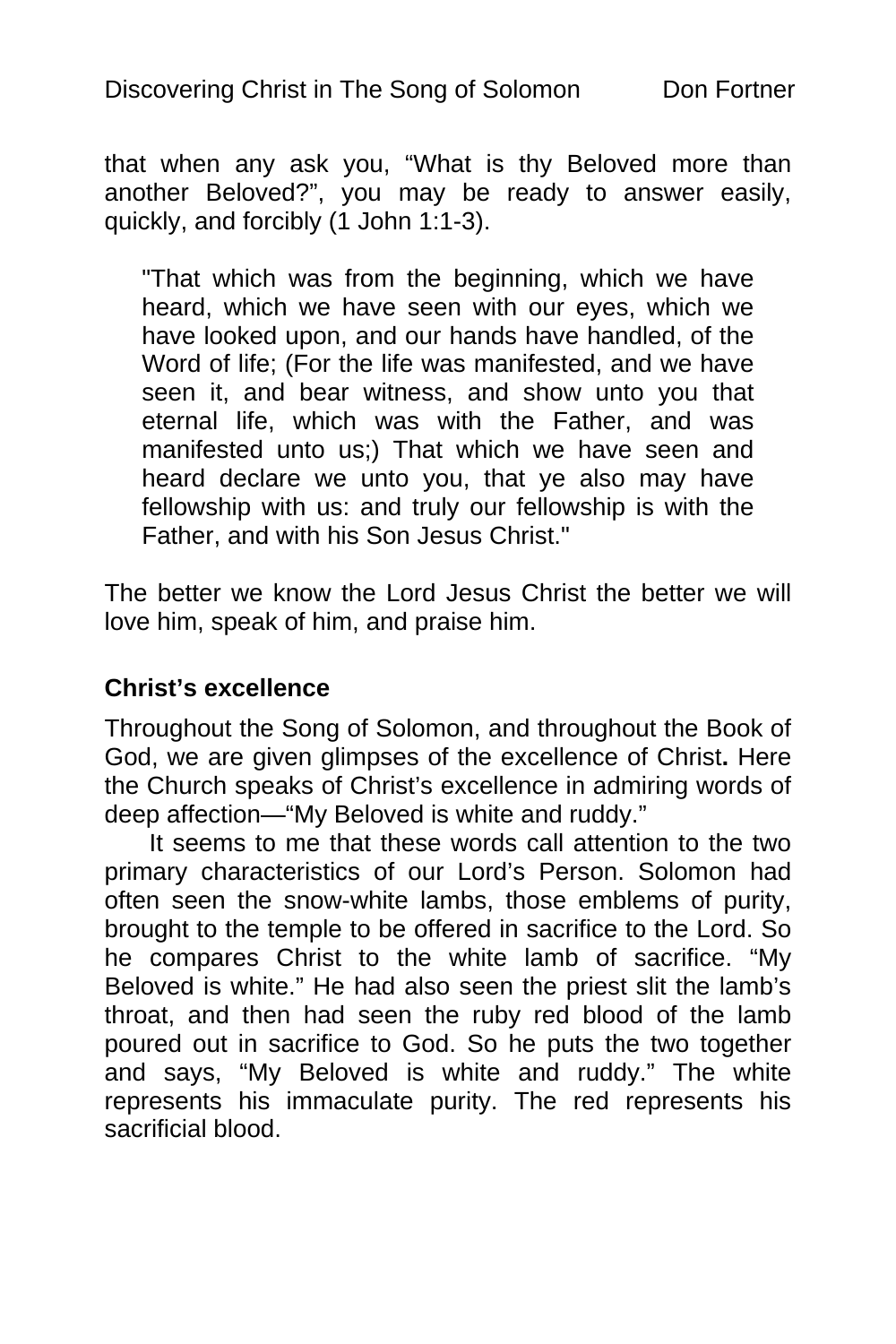that when any ask you, "What is thy Beloved more than another Beloved?", you may be ready to answer easily, quickly, and forcibly (1 John 1:1-3).

> "That which was from the beginning, which we have heard, which we have seen with our eyes, which we have looked upon, and our hands have handled, of the Word of life; (For the life was manifested, and we have seen it, and bear witness, and show unto you that eternal life, which was with the Father, and was manifested unto us;) That which we have seen and heard declare we unto you, that ye also may have fellowship with us: and truly our fellowship is with the Father, and with his Son Jesus Christ."

The better we know the Lord Jesus Christ the better we will love him, speak of him, and praise him.

### Christ's excellence

Throughout the Song of Solomon, and throughout the Book of God, we are given glimpses of the excellence of Christ**.** Here the Church speaks of Christ's excellence in admiring words of deep affection—"My Beloved is white and ruddy."

It seems to me that these words call attention to the two primary characteristics of our Lord's Person. Solomon had often seen the snow-white lambs, those emblems of purity, brought to the temple to be offered in sacrifice to the Lord. So he compares Christ to the white lamb of sacrifice. "My Beloved is white." He had also seen the priest slit the lamb's throat, and then had seen the ruby red blood of the lamb poured out in sacrifice to God. So he puts the two together and says, "My Beloved is white and ruddy." The white represents his immaculate purity. The red represents his sacrificial blood.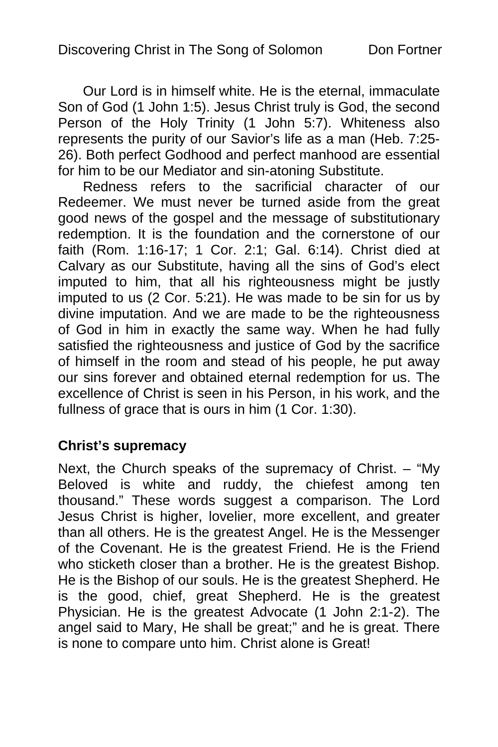Our Lord is in himself white. He is the eternal, immaculate Son of God (1 John 1:5). Jesus Christ truly is God, the second Person of the Holy Trinity (1 John 5:7). Whiteness also represents the purity of our Savior's life as a man (Heb. 7:25-26). Both perfect Godhood and perfect manhood are essential for him to be our Mediator and sin-atoning Substitute.

Redness refers to the sacrificial character of our Redeemer. We must never be turned aside from the great good news of the gospel and the message of substitutionary redemption. It is the foundation and the cornerstone of our faith (Rom. 1:16-17; 1 Cor. 2:1; Gal. 6:14). Christ died at Calvary as our Substitute, having all the sins of God's elect imputed to him, that all his righteousness might be justly imputed to us (2 Cor. 5:21). He was made to be sin for us by divine imputation. And we are made to be the righteousness of God in him in exactly the same way. When he had fully satisfied the righteousness and justice of God by the sacrifice of himself in the room and stead of his people, he put away our sins forever and obtained eternal redemption for us. The excellence of Christ is seen in his Person, in his work, and the fullness of grace that is ours in him (1 Cor. 1:30).

**Christ's supremacy**

Next, the Church speaks of the supremacy of Christ. – "My Beloved is white and ruddy, the chiefest among ten thousand." These words suggest a comparison. The Lord Jesus Christ is higher, lovelier, more excellent, and greater than all others. He is the greatest Angel. He is the Messenger of the Covenant. He is the greatest Friend. He is the Friend who sticketh closer than a brother. He is the greatest Bishop. He is the Bishop of our souls. He is the greatest Shepherd. He is the good, chief, great Shepherd. He is the greatest Physician. He is the greatest Advocate (1 John 2:1-2). The angel said to Mary, He shall be great;" and he is great. There is none to compare unto him. Christ alone is Great!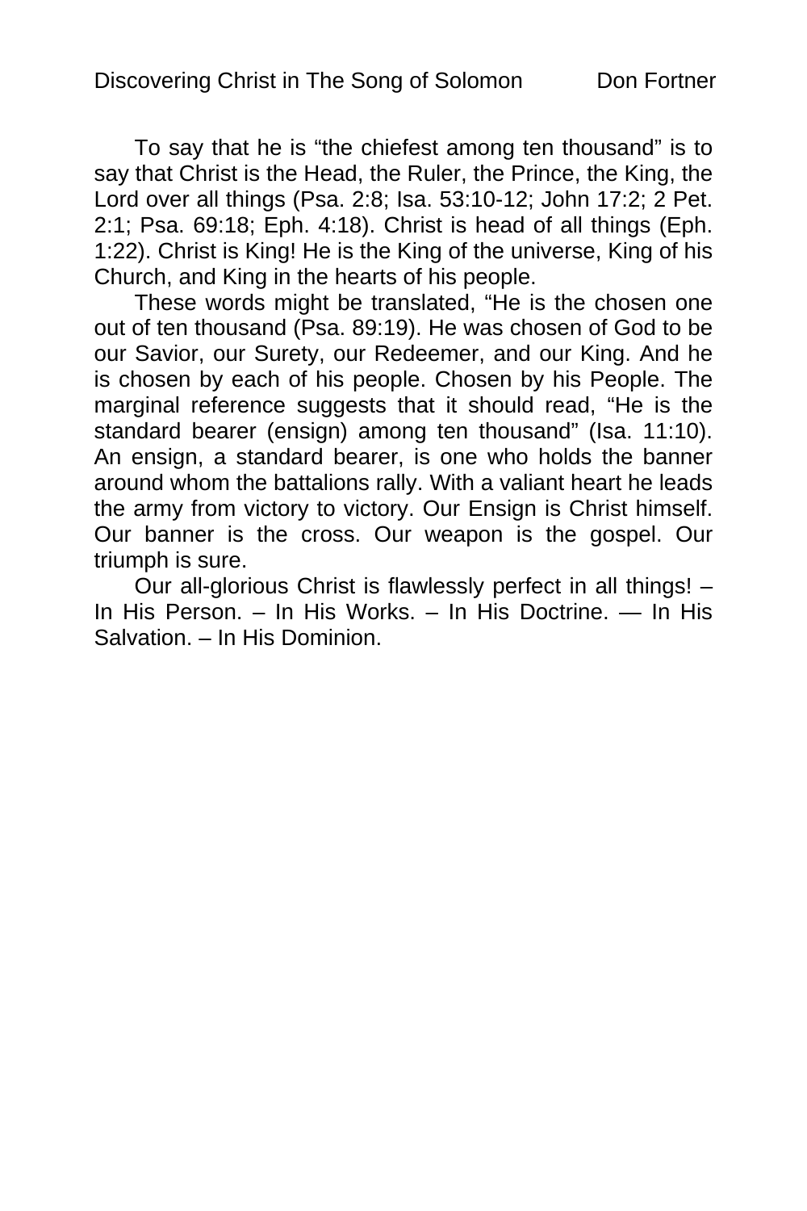To say that he is “the chiefest among ten thousand” is to say that Christ is the Head, the Ruler, the Prince, the King, the Lord over all things (Psa. 2:8; Isa. 53:10-12; John 17:2; 2 Pet. 2:1; Psa. 69:18; Eph. 4:18). Christ is head of all things (Eph. 1:22). Christ is King! He is the King of the universe, King of his Church, and King in the hearts of his people.

These words might be translated, “He is the chosen one out of ten thousand (Psa. 89:19). He was chosen of God to be our Savior, our Surety, our Redeemer, and our King. And he is chosen by each of his people. Chosen by his People. The marginal reference suggests that it should read, “He is the standard bearer (ensign) among ten thousand” (Isa. 11:10). An ensign, a standard bearer, is one who holds the banner around whom the battalions rally. With a valiant heart he leads the army from victory to victory. Our Ensign is Christ himself. Our banner is the cross. Our weapon is the gospel. Our triumph is sure.

Our all-glorious Christ is flawlessly perfect in all things! – In His Person. – In His Works. – In His Doctrine. — In His Salvation. – In His Dominion.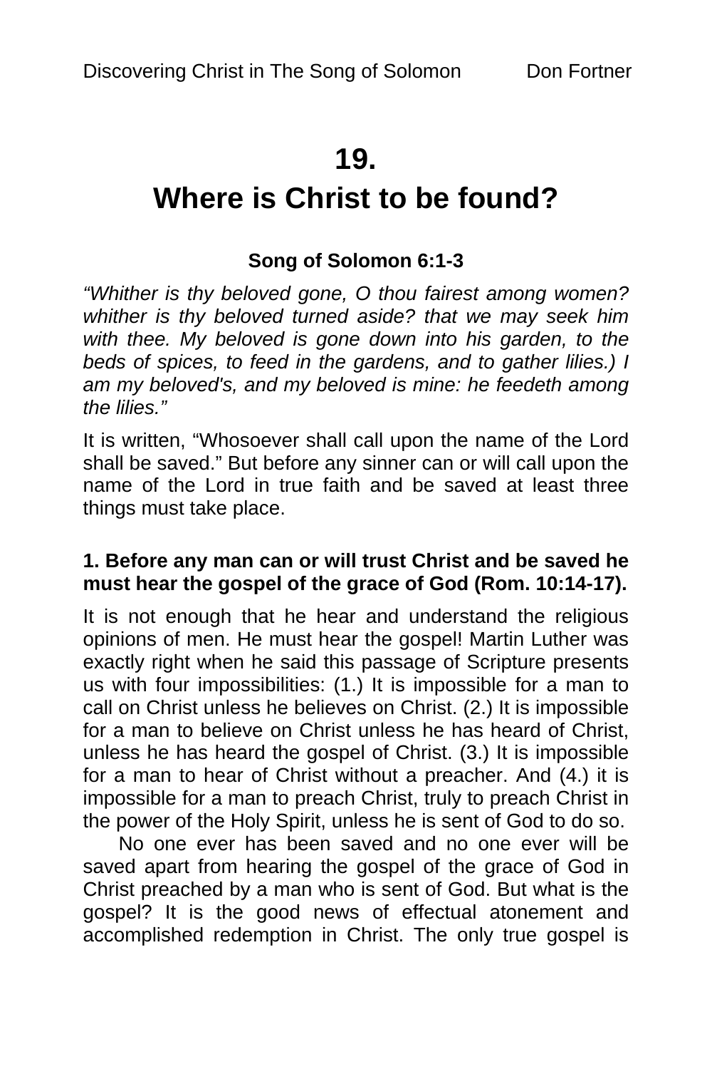# 19.

# Where is Christ to be found?

**Song of Solomon 6:1-3**

*"Whither is thy beloved gone, O thou fairest among women? whither is thy beloved turned aside? that we may seek him with thee. My beloved is gone down into his garden, to the beds of spices, to feed in the gardens, and to gather lilies.) I am my beloved's, and my beloved is mine: he feedeth among the lilies."*

It is written, "Whosoever shall call upon the name of the Lord shall be saved." But before any sinner can or will call upon the name of the Lord in true faith and be saved at least three things must take place.

**1. Before any man can or will trust Christ and be saved he must hear the gospel of the grace of God (Rom. 10:14-17).**

It is not enough that he hear and understand the religious opinions of men. He must hear the gospel! Martin Luther was exactly right when he said this passage of Scripture presents us with four impossibilities: (1.) It is impossible for a man to call on Christ unless he believes on Christ. (2.) It is impossible for a man to believe on Christ unless he has heard of Christ, unless he has heard the gospel of Christ. (3.) It is impossible for a man to hear of Christ without a preacher. And (4.) it is impossible for a man to preach Christ, truly to preach Christ in the power of the Holy Spirit, unless he is sent of God to do so.

No one ever has been saved and no one ever will be saved apart from hearing the gospel of the grace of God in Christ preached by a man who is sent of God. But what is the gospel? It is the good news of effectual atonement and accomplished redemption in Christ. The only true gospel is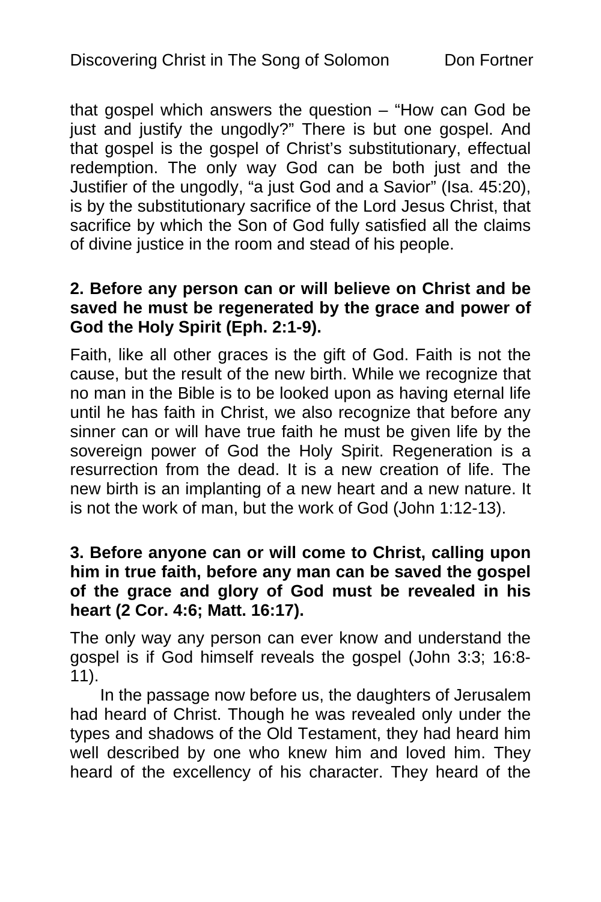that gospel which answers the question – "How can God be just and justify the ungodly?" There is but one gospel. And that gospel is the gospel of Christ's substitutionary, effectual redemption. The only way God can be both just and the Justifier of the ungodly, "a just God and a Savior" (Isa. 45:20), is by the substitutionary sacrifice of the Lord Jesus Christ, that sacrifice by which the Son of God fully satisfied all the claims of divine justice in the room and stead of his people.

**2. Before any person can or will believe on Christ and be saved he must be regenerated by the grace and power of God the Holy Spirit (Eph. 2:1-9).**

Faith, like all other graces is the gift of God. Faith is not the cause, but the result of the new birth. While we recognize that no man in the Bible is to be looked upon as having eternal life until he has faith in Christ, we also recognize that before any sinner can or will have true faith he must be given life by the sovereign power of God the Holy Spirit. Regeneration is a resurrection from the dead. It is a new creation of life. The new birth is an implanting of a new heart and a new nature. It is not the work of man, but the work of God (John 1:12-13).

**3. Before anyone can or will come to Christ, calling upon him in true faith, before any man can be saved the gospel of the grace and glory of God must be revealed in his heart (2 Cor. 4:6; Matt. 16:17).**

The only way any person can ever know and understand the gospel is if God himself reveals the gospel (John 3:3; 16:8-11).

In the passage now before us, the daughters of Jerusalem had heard of Christ. Though he was revealed only under the types and shadows of the Old Testament, they had heard him well described by one who knew him and loved him. They heard of the excellency of his character. They heard of the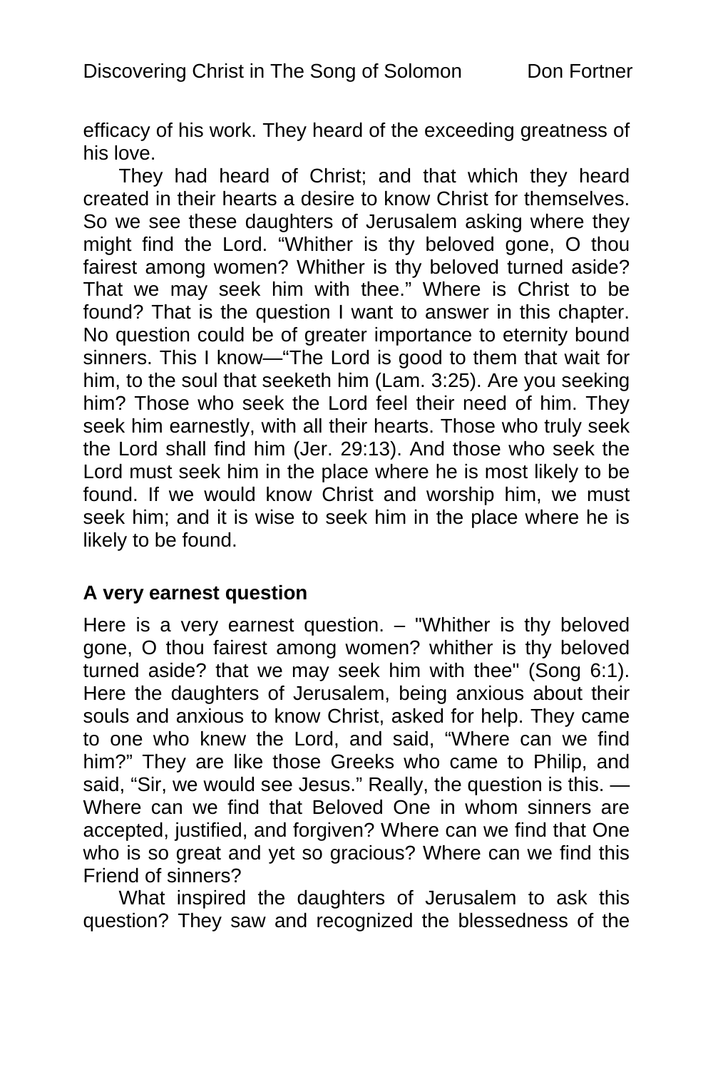efficacy of his work. They heard of the exceeding greatness of his love.

They had heard of Christ; and that which they heard created in their hearts a desire to know Christ for themselves. So we see these daughters of Jerusalem asking where they might find the Lord. “Whither is thy beloved gone, O thou fairest among women? Whither is thy beloved turned aside? That we may seek him with thee.” Where is Christ to be found? That is the question I want to answer in this chapter. No question could be of greater importance to eternity bound sinners. This I know—“The Lord is good to them that wait for him, to the soul that seeketh him (Lam. 3:25). Are you seeking him? Those who seek the Lord feel their need of him. They seek him earnestly, with all their hearts. Those who truly seek the Lord shall find him (Jer. 29:13). And those who seek the Lord must seek him in the place where he is most likely to be found. If we would know Christ and worship him, we must seek him; and it is wise to seek him in the place where he is likely to be found.

**A very earnest question**

Here is a very earnest question. – "Whither is thy beloved gone, O thou fairest among women? whither is thy beloved turned aside? that we may seek him with thee" (Song 6:1). Here the daughters of Jerusalem, being anxious about their souls and anxious to know Christ, asked for help. They came to one who knew the Lord, and said, “Where can we find him?” They are like those Greeks who came to Philip, and said, “Sir, we would see Jesus.” Really, the question is this. — Where can we find that Beloved One in whom sinners are accepted, justified, and forgiven? Where can we find that One who is so great and yet so gracious? Where can we find this Friend of sinners?

What inspired the daughters of Jerusalem to ask this question? They saw and recognized the blessedness of the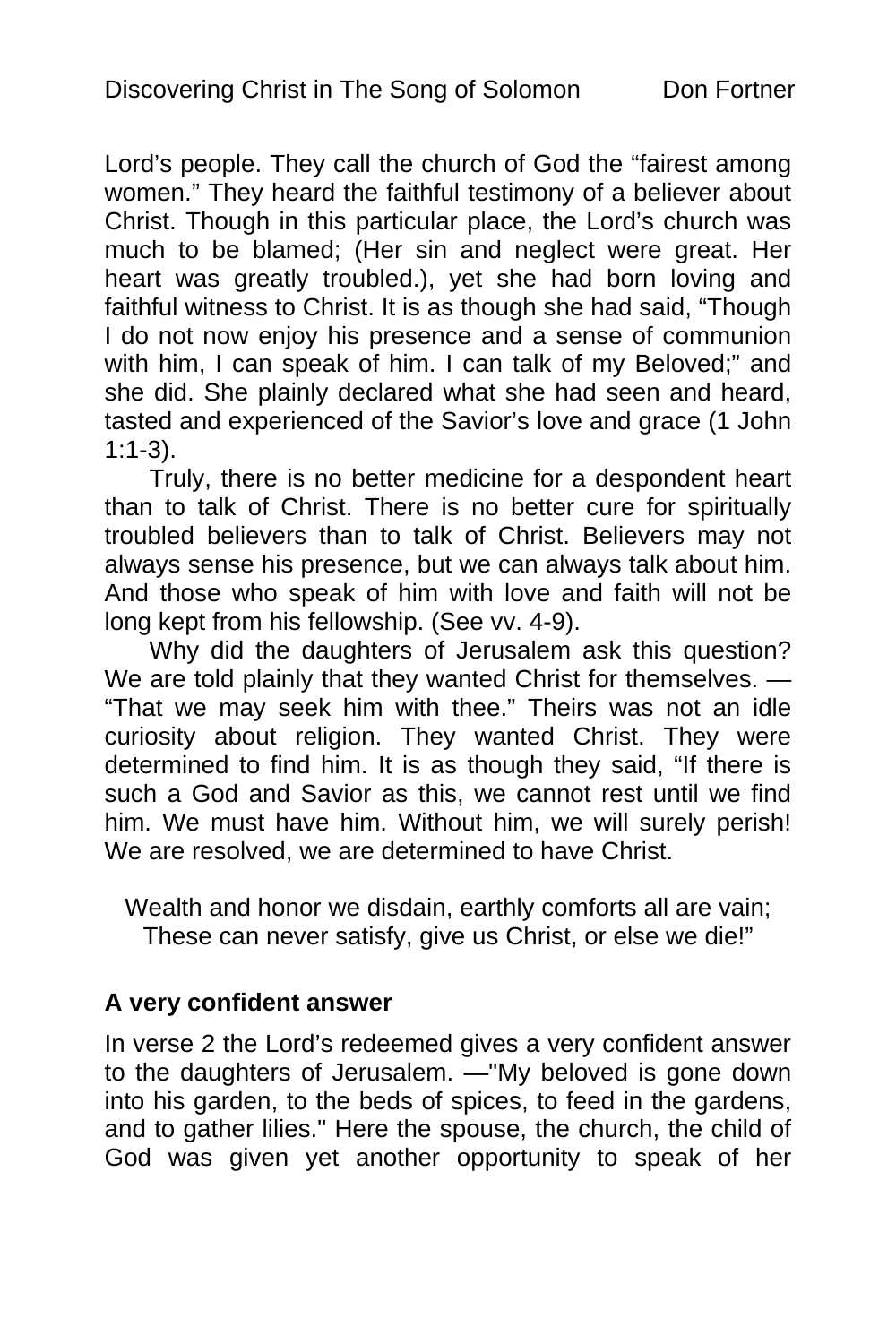Lord's people. They call the church of God the "fairest among women." They heard the faithful testimony of a believer about Christ. Though in this particular place, the Lord's church was much to be blamed; (Her sin and neglect were great. Her heart was greatly troubled.), yet she had born loving and faithful witness to Christ. It is as though she had said, "Though I do not now enjoy his presence and a sense of communion with him, I can speak of him. I can talk of my Beloved;" and she did. She plainly declared what she had seen and heard, tasted and experienced of the Savior's love and grace (1 John 1:1-3).

Truly, there is no better medicine for a despondent heart than to talk of Christ. There is no better cure for spiritually troubled believers than to talk of Christ. Believers may not always sense his presence, but we can always talk about him. And those who speak of him with love and faith will not be long kept from his fellowship. (See vv. 4-9).

Why did the daughters of Jerusalem ask this question? We are told plainly that they wanted Christ for themselves. — "That we may seek him with thee." Theirs was not an idle curiosity about religion. They wanted Christ. They were determined to find him. It is as though they said, "If there is such a God and Savior as this, we cannot rest until we find him. We must have him. Without him, we will surely perish! We are resolved, we are determined to have Christ.

Wealth and honor we disdain, earthly comforts all are vain;
These can never satisfy, give us Christ, or else we die!"

### A very confident answer

In verse 2 the Lord's redeemed gives a very confident answer to the daughters of Jerusalem. —"My beloved is gone down into his garden, to the beds of spices, to feed in the gardens, and to gather lilies." Here the spouse, the church, the child of God was given yet another opportunity to speak of her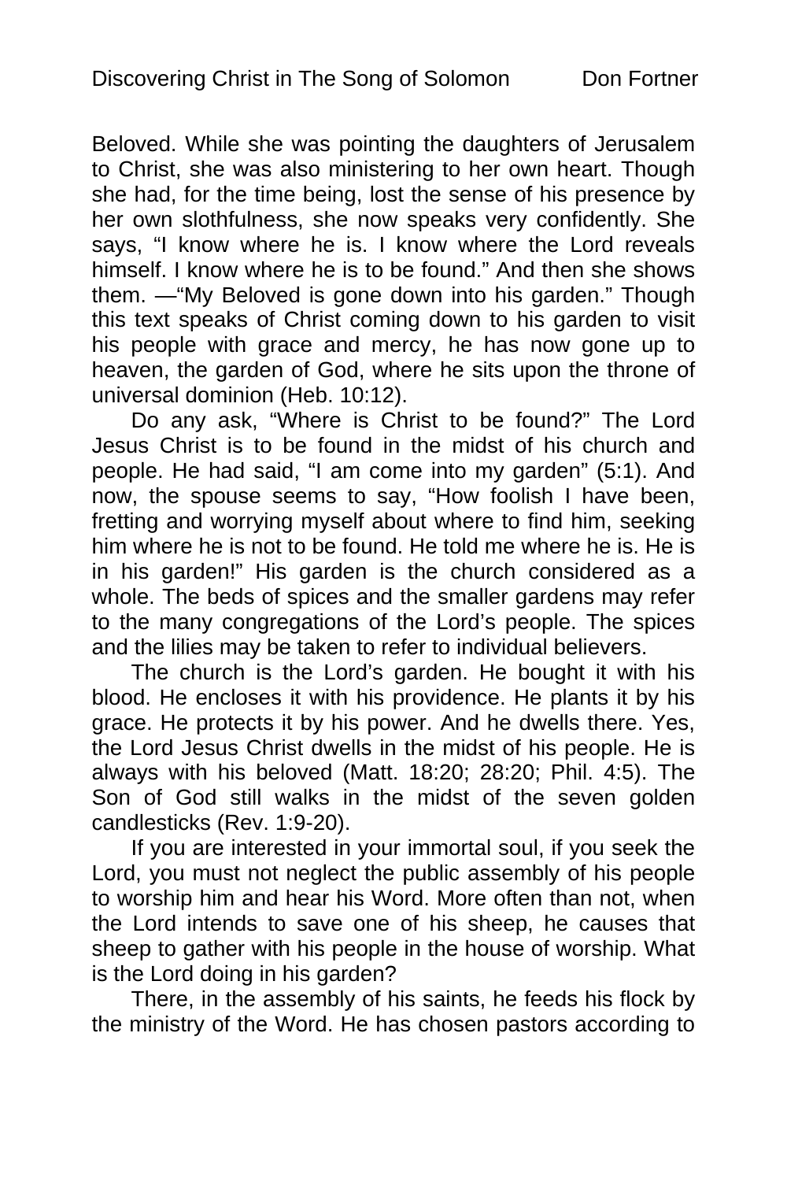Beloved. While she was pointing the daughters of Jerusalem to Christ, she was also ministering to her own heart. Though she had, for the time being, lost the sense of his presence by her own slothfulness, she now speaks very confidently. She says, "I know where he is. I know where the Lord reveals himself. I know where he is to be found." And then she shows them. —"My Beloved is gone down into his garden." Though this text speaks of Christ coming down to his garden to visit his people with grace and mercy, he has now gone up to heaven, the garden of God, where he sits upon the throne of universal dominion (Heb. 10:12).

Do any ask, "Where is Christ to be found?" The Lord Jesus Christ is to be found in the midst of his church and people. He had said, "I am come into my garden" (5:1). And now, the spouse seems to say, "How foolish I have been, fretting and worrying myself about where to find him, seeking him where he is not to be found. He told me where he is. He is in his garden!" His garden is the church considered as a whole. The beds of spices and the smaller gardens may refer to the many congregations of the Lord's people. The spices and the lilies may be taken to refer to individual believers.

The church is the Lord's garden. He bought it with his blood. He encloses it with his providence. He plants it by his grace. He protects it by his power. And he dwells there. Yes, the Lord Jesus Christ dwells in the midst of his people. He is always with his beloved (Matt. 18:20; 28:20; Phil. 4:5). The Son of God still walks in the midst of the seven golden candlesticks (Rev. 1:9-20).

If you are interested in your immortal soul, if you seek the Lord, you must not neglect the public assembly of his people to worship him and hear his Word. More often than not, when the Lord intends to save one of his sheep, he causes that sheep to gather with his people in the house of worship. What is the Lord doing in his garden?

There, in the assembly of his saints, he feeds his flock by the ministry of the Word. He has chosen pastors according to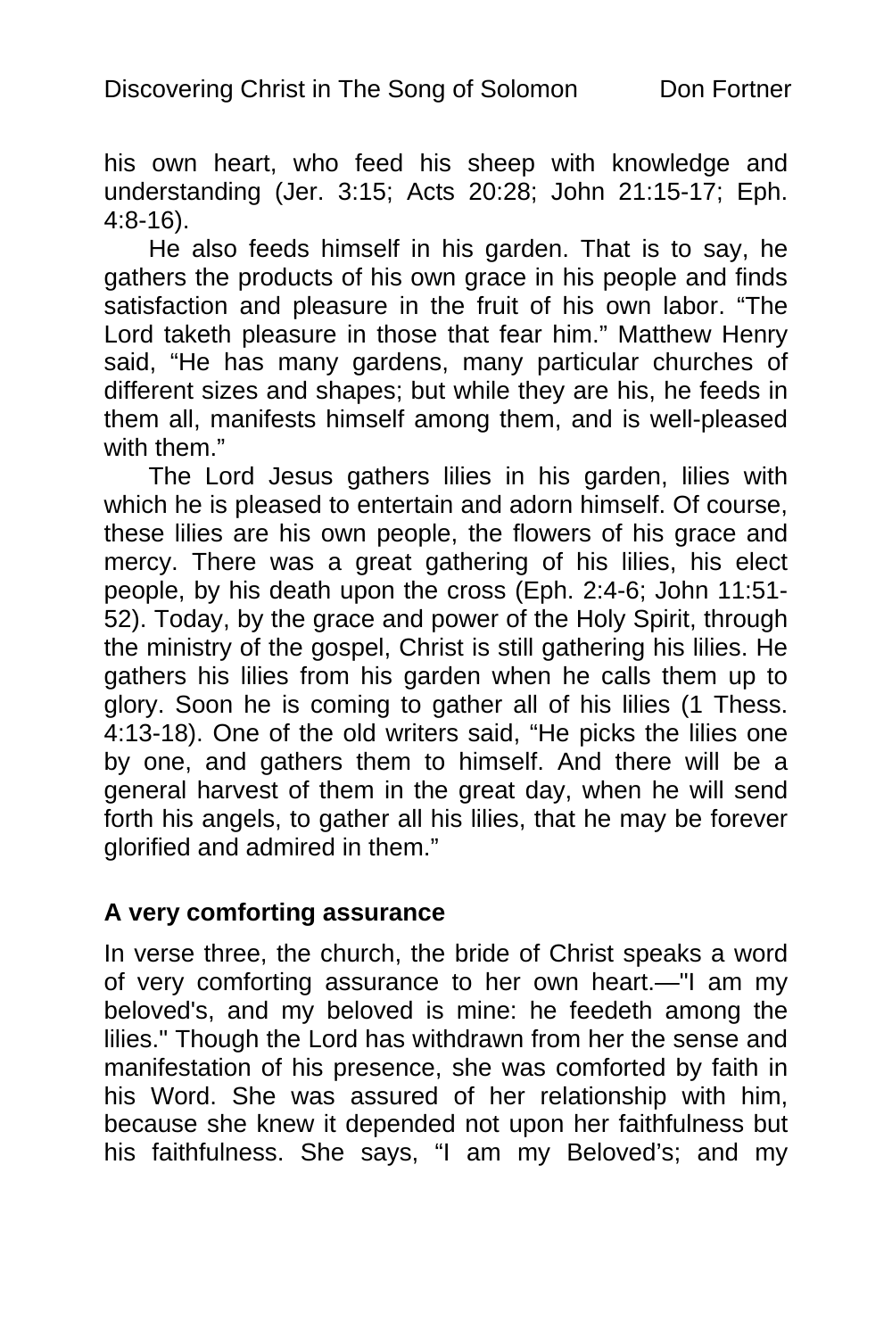his own heart, who feed his sheep with knowledge and understanding (Jer. 3:15; Acts 20:28; John 21:15-17; Eph. 4:8-16).

He also feeds himself in his garden. That is to say, he gathers the products of his own grace in his people and finds satisfaction and pleasure in the fruit of his own labor. “The Lord taketh pleasure in those that fear him.” Matthew Henry said, “He has many gardens, many particular churches of different sizes and shapes; but while they are his, he feeds in them all, manifests himself among them, and is well-pleased with them.”

The Lord Jesus gathers lilies in his garden, lilies with which he is pleased to entertain and adorn himself. Of course, these lilies are his own people, the flowers of his grace and mercy. There was a great gathering of his lilies, his elect people, by his death upon the cross (Eph. 2:4-6; John 11:51-52). Today, by the grace and power of the Holy Spirit, through the ministry of the gospel, Christ is still gathering his lilies. He gathers his lilies from his garden when he calls them up to glory. Soon he is coming to gather all of his lilies (1 Thess. 4:13-18). One of the old writers said, “He picks the lilies one by one, and gathers them to himself. And there will be a general harvest of them in the great day, when he will send forth his angels, to gather all his lilies, that he may be forever glorified and admired in them.”

### A very comforting assurance

In verse three, the church, the bride of Christ speaks a word of very comforting assurance to her own heart.—"I am my beloved's, and my beloved is mine: he feedeth among the lilies." Though the Lord has withdrawn from her the sense and manifestation of his presence, she was comforted by faith in his Word. She was assured of her relationship with him, because she knew it depended not upon her faithfulness but his faithfulness. She says, “I am my Beloved’s; and my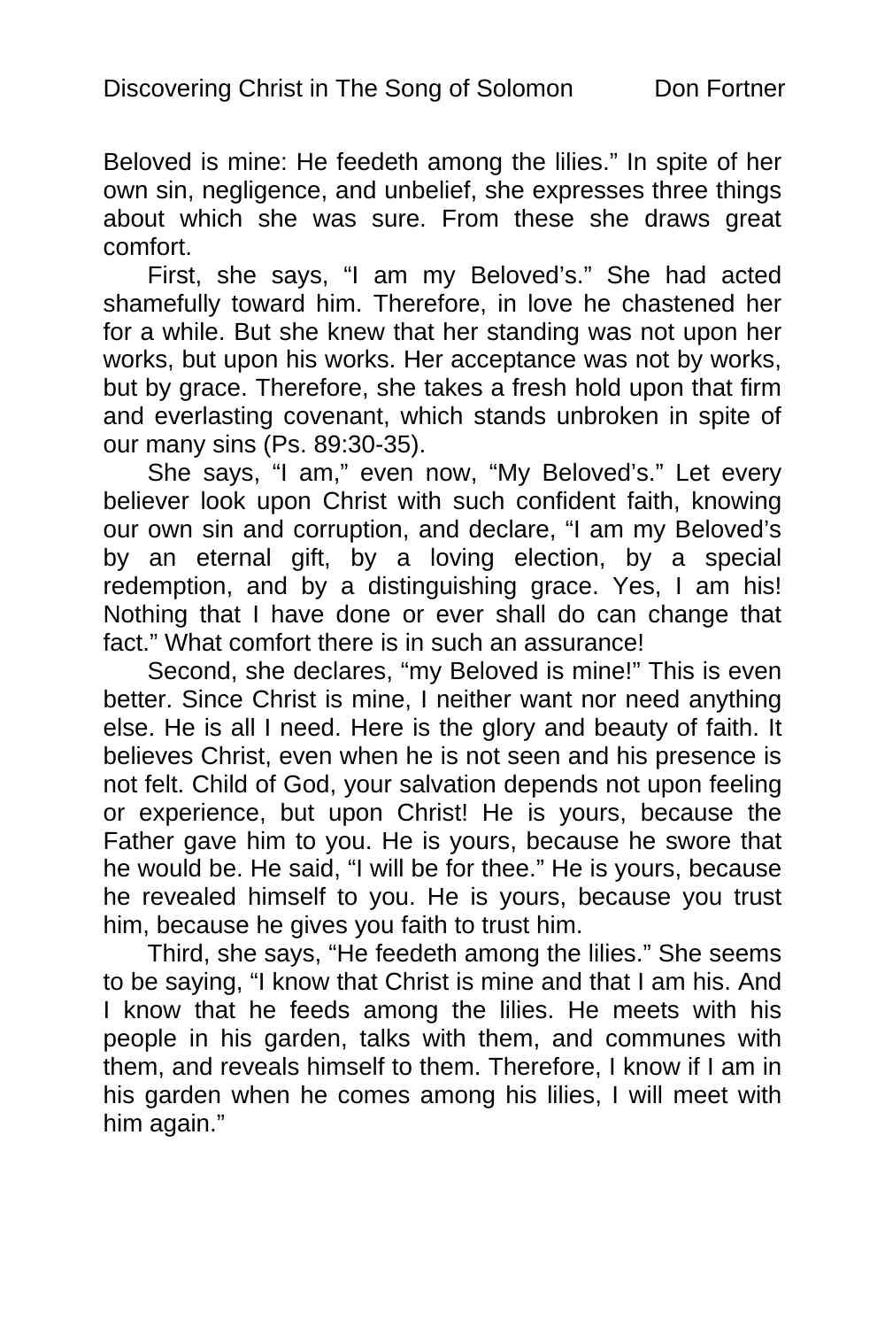Beloved is mine: He feedeth among the lilies." In spite of her own sin, negligence, and unbelief, she expresses three things about which she was sure. From these she draws great comfort.

First, she says, "I am my Beloved's." She had acted shamefully toward him. Therefore, in love he chastened her for a while. But she knew that her standing was not upon her works, but upon his works. Her acceptance was not by works, but by grace. Therefore, she takes a fresh hold upon that firm and everlasting covenant, which stands unbroken in spite of our many sins (Ps. 89:30-35).

She says, "I am," even now, "My Beloved's." Let every believer look upon Christ with such confident faith, knowing our own sin and corruption, and declare, "I am my Beloved's by an eternal gift, by a loving election, by a special redemption, and by a distinguishing grace. Yes, I am his! Nothing that I have done or ever shall do can change that fact." What comfort there is in such an assurance!

Second, she declares, "my Beloved is mine!" This is even better. Since Christ is mine, I neither want nor need anything else. He is all I need. Here is the glory and beauty of faith. It believes Christ, even when he is not seen and his presence is not felt. Child of God, your salvation depends not upon feeling or experience, but upon Christ! He is yours, because the Father gave him to you. He is yours, because he swore that he would be. He said, "I will be for thee." He is yours, because he revealed himself to you. He is yours, because you trust him, because he gives you faith to trust him.

Third, she says, "He feedeth among the lilies." She seems to be saying, "I know that Christ is mine and that I am his. And I know that he feeds among the lilies. He meets with his people in his garden, talks with them, and communes with them, and reveals himself to them. Therefore, I know if I am in his garden when he comes among his lilies, I will meet with him again."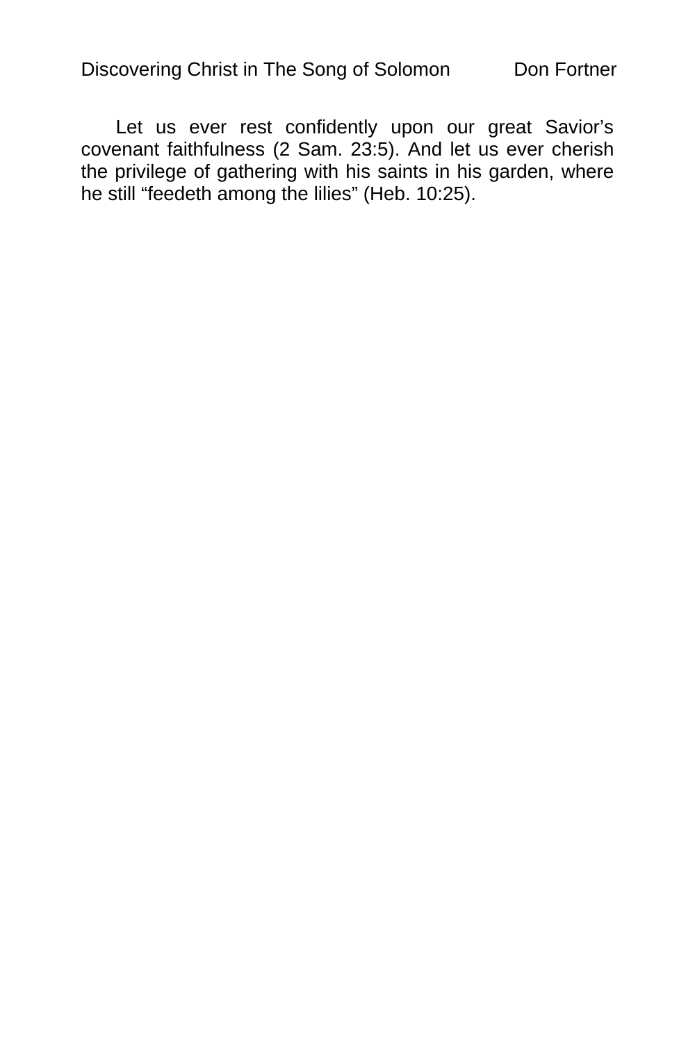Let us ever rest confidently upon our great Savior's covenant faithfulness (2 Sam. 23:5). And let us ever cherish the privilege of gathering with his saints in his garden, where he still "feedeth among the lilies" (Heb. 10:25).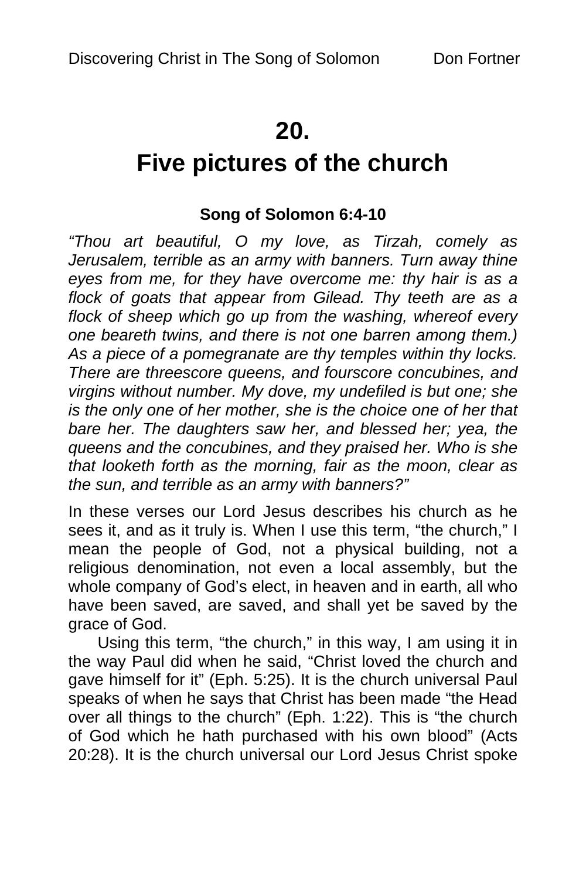# 20.
# Five pictures of the church

**Song of Solomon 6:4-10**

*"Thou art beautiful, O my love, as Tirzah, comely as Jerusalem, terrible as an army with banners. Turn away thine eyes from me, for they have overcome me: thy hair is as a flock of goats that appear from Gilead. Thy teeth are as a flock of sheep which go up from the washing, whereof every one beareth twins, and there is not one barren among them.) As a piece of a pomegranate are thy temples within thy locks. There are threescore queens, and fourscore concubines, and virgins without number. My dove, my undefiled is but one; she is the only one of her mother, she is the choice one of her that bare her. The daughters saw her, and blessed her; yea, the queens and the concubines, and they praised her. Who is she that looketh forth as the morning, fair as the moon, clear as the sun, and terrible as an army with banners?"*

In these verses our Lord Jesus describes his church as he sees it, and as it truly is. When I use this term, "the church," I mean the people of God, not a physical building, not a religious denomination, not even a local assembly, but the whole company of God's elect, in heaven and in earth, all who have been saved, are saved, and shall yet be saved by the grace of God.

Using this term, "the church," in this way, I am using it in the way Paul did when he said, "Christ loved the church and gave himself for it" (Eph. 5:25). It is the church universal Paul speaks of when he says that Christ has been made "the Head over all things to the church" (Eph. 1:22). This is "the church of God which he hath purchased with his own blood" (Acts 20:28). It is the church universal our Lord Jesus Christ spoke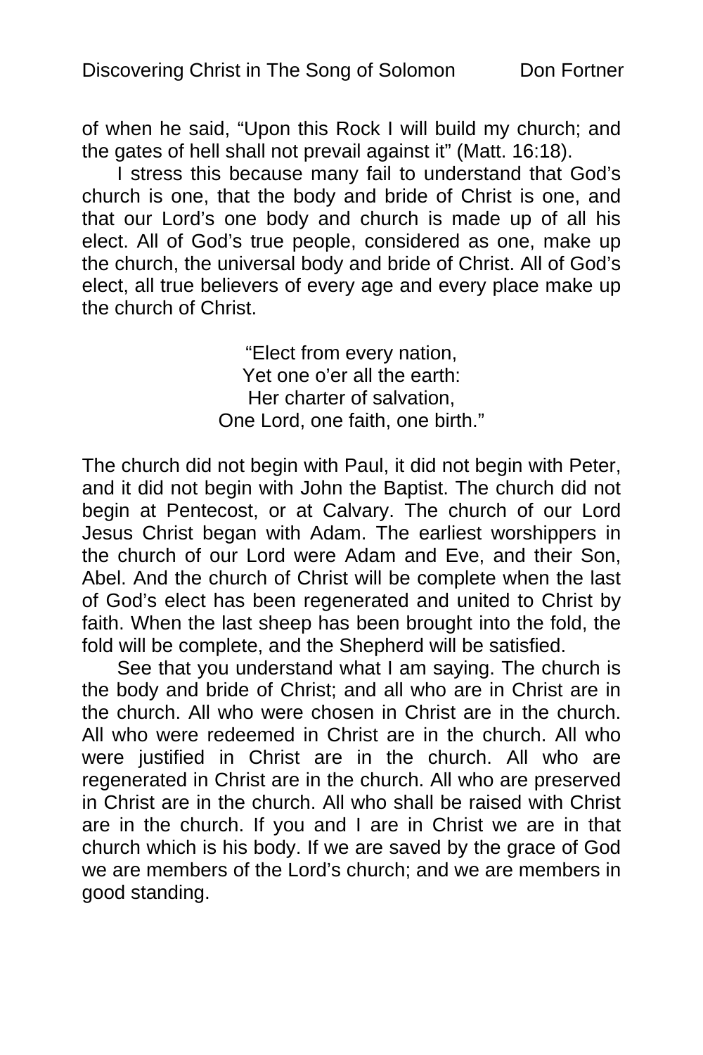of when he said, "Upon this Rock I will build my church; and the gates of hell shall not prevail against it" (Matt. 16:18).

I stress this because many fail to understand that God's church is one, that the body and bride of Christ is one, and that our Lord's one body and church is made up of all his elect. All of God's true people, considered as one, make up the church, the universal body and bride of Christ. All of God's elect, all true believers of every age and every place make up the church of Christ.

> "Elect from every nation,
> Yet one o'er all the earth:
> Her charter of salvation,
> One Lord, one faith, one birth."

The church did not begin with Paul, it did not begin with Peter, and it did not begin with John the Baptist. The church did not begin at Pentecost, or at Calvary. The church of our Lord Jesus Christ began with Adam. The earliest worshippers in the church of our Lord were Adam and Eve, and their Son, Abel. And the church of Christ will be complete when the last of God's elect has been regenerated and united to Christ by faith. When the last sheep has been brought into the fold, the fold will be complete, and the Shepherd will be satisfied.

See that you understand what I am saying. The church is the body and bride of Christ; and all who are in Christ are in the church. All who were chosen in Christ are in the church. All who were redeemed in Christ are in the church. All who were justified in Christ are in the church. All who are regenerated in Christ are in the church. All who are preserved in Christ are in the church. All who shall be raised with Christ are in the church. If you and I are in Christ we are in that church which is his body. If we are saved by the grace of God we are members of the Lord's church; and we are members in good standing.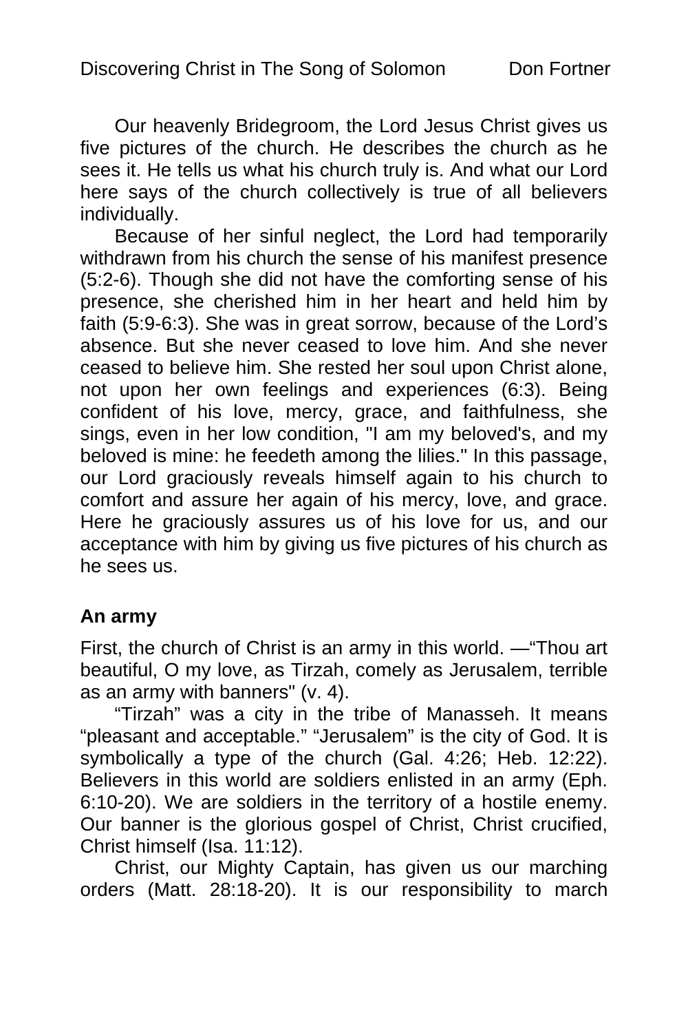Our heavenly Bridegroom, the Lord Jesus Christ gives us five pictures of the church. He describes the church as he sees it. He tells us what his church truly is. And what our Lord here says of the church collectively is true of all believers individually.

Because of her sinful neglect, the Lord had temporarily withdrawn from his church the sense of his manifest presence (5:2-6). Though she did not have the comforting sense of his presence, she cherished him in her heart and held him by faith (5:9-6:3). She was in great sorrow, because of the Lord's absence. But she never ceased to love him. And she never ceased to believe him. She rested her soul upon Christ alone, not upon her own feelings and experiences (6:3). Being confident of his love, mercy, grace, and faithfulness, she sings, even in her low condition, "I am my beloved's, and my beloved is mine: he feedeth among the lilies." In this passage, our Lord graciously reveals himself again to his church to comfort and assure her again of his mercy, love, and grace. Here he graciously assures us of his love for us, and our acceptance with him by giving us five pictures of his church as he sees us.

**An army**

First, the church of Christ is an army in this world. —"Thou art beautiful, O my love, as Tirzah, comely as Jerusalem, terrible as an army with banners" (v. 4).

"Tirzah" was a city in the tribe of Manasseh. It means "pleasant and acceptable." "Jerusalem" is the city of God. It is symbolically a type of the church (Gal. 4:26; Heb. 12:22). Believers in this world are soldiers enlisted in an army (Eph. 6:10-20). We are soldiers in the territory of a hostile enemy. Our banner is the glorious gospel of Christ, Christ crucified, Christ himself (Isa. 11:12).

Christ, our Mighty Captain, has given us our marching orders (Matt. 28:18-20). It is our responsibility to march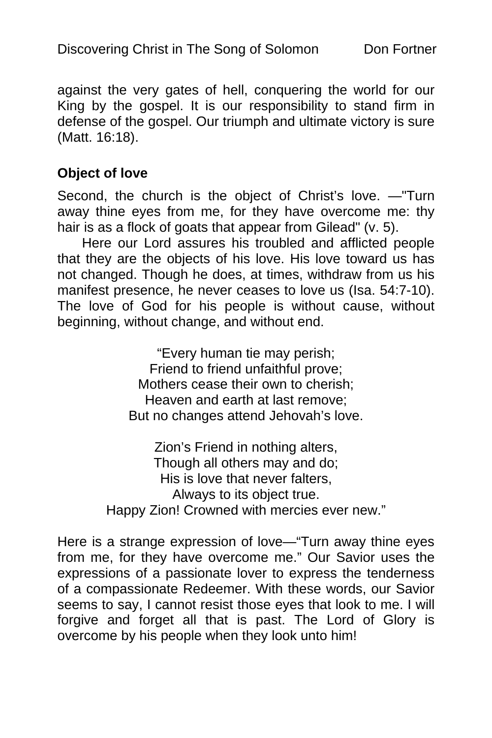against the very gates of hell, conquering the world for our King by the gospel. It is our responsibility to stand firm in defense of the gospel. Our triumph and ultimate victory is sure (Matt. 16:18).

**Object of love**

Second, the church is the object of Christ's love. —"Turn away thine eyes from me, for they have overcome me: thy hair is as a flock of goats that appear from Gilead" (v. 5).

Here our Lord assures his troubled and afflicted people that they are the objects of his love. His love toward us has not changed. Though he does, at times, withdraw from us his manifest presence, he never ceases to love us (Isa. 54:7-10). The love of God for his people is without cause, without beginning, without change, and without end.

"Every human tie may perish;  
Friend to friend unfaithful prove;  
Mothers cease their own to cherish;  
Heaven and earth at last remove;  
But no changes attend Jehovah's love.

Zion's Friend in nothing alters,  
Though all others may and do;  
His is love that never falters,  
Always to its object true.  
Happy Zion! Crowned with mercies ever new."

Here is a strange expression of love—"Turn away thine eyes from me, for they have overcome me." Our Savior uses the expressions of a passionate lover to express the tenderness of a compassionate Redeemer. With these words, our Savior seems to say, I cannot resist those eyes that look to me. I will forgive and forget all that is past. The Lord of Glory is overcome by his people when they look unto him!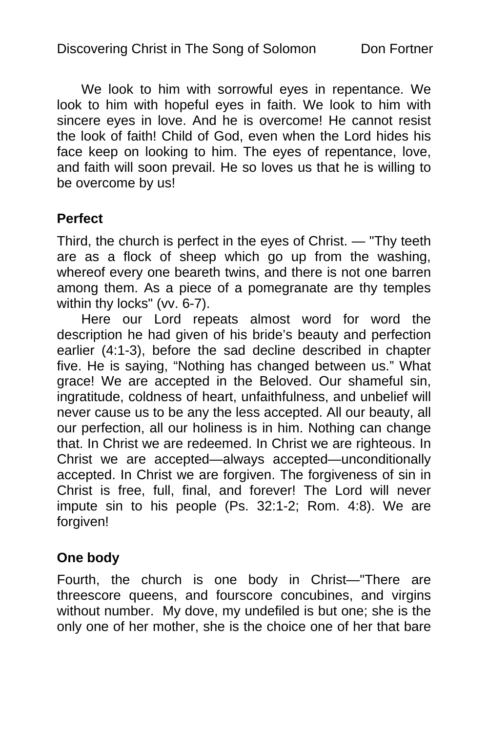We look to him with sorrowful eyes in repentance. We look to him with hopeful eyes in faith. We look to him with sincere eyes in love. And he is overcome! He cannot resist the look of faith! Child of God, even when the Lord hides his face keep on looking to him. The eyes of repentance, love, and faith will soon prevail. He so loves us that he is willing to be overcome by us!

## Perfect

Third, the church is perfect in the eyes of Christ. — "Thy teeth are as a flock of sheep which go up from the washing, whereof every one beareth twins, and there is not one barren among them. As a piece of a pomegranate are thy temples within thy locks" (vv. 6-7).

Here our Lord repeats almost word for word the description he had given of his bride's beauty and perfection earlier (4:1-3), before the sad decline described in chapter five. He is saying, "Nothing has changed between us." What grace! We are accepted in the Beloved. Our shameful sin, ingratitude, coldness of heart, unfaithfulness, and unbelief will never cause us to be any the less accepted. All our beauty, all our perfection, all our holiness is in him. Nothing can change that. In Christ we are redeemed. In Christ we are righteous. In Christ we are accepted—always accepted—unconditionally accepted. In Christ we are forgiven. The forgiveness of sin in Christ is free, full, final, and forever! The Lord will never impute sin to his people (Ps. 32:1-2; Rom. 4:8). We are forgiven!

## One body

Fourth, the church is one body in Christ—"There are threescore queens, and fourscore concubines, and virgins without number. My dove, my undefiled is but one; she is the only one of her mother, she is the choice one of her that bare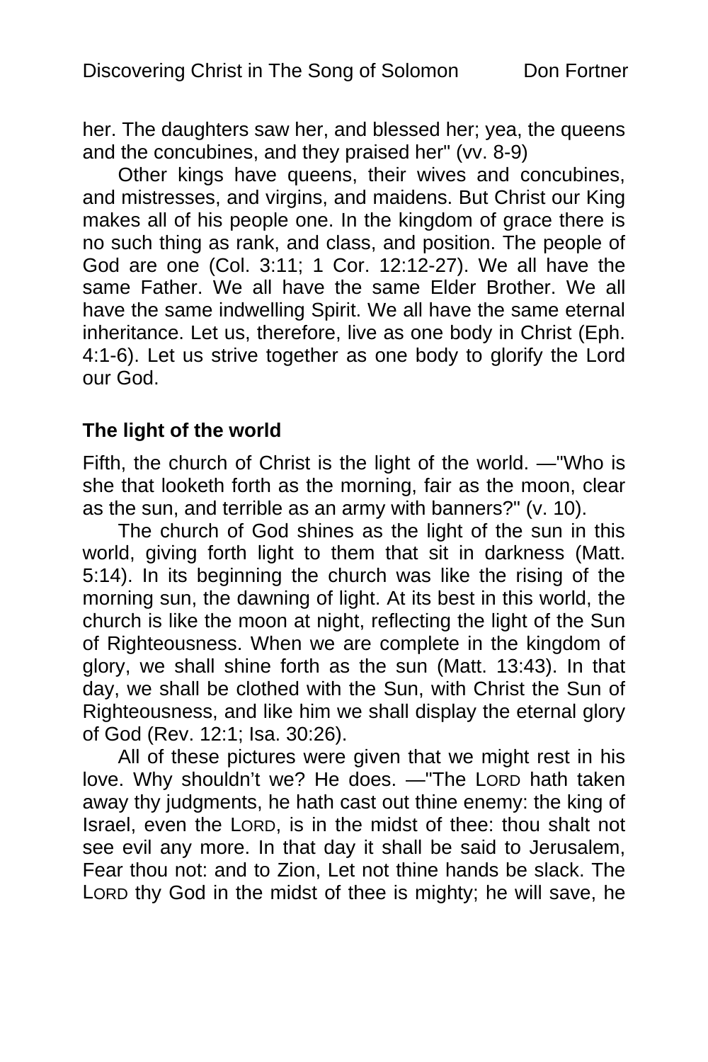her. The daughters saw her, and blessed her; yea, the queens and the concubines, and they praised her" (vv. 8-9)

Other kings have queens, their wives and concubines, and mistresses, and virgins, and maidens. But Christ our King makes all of his people one. In the kingdom of grace there is no such thing as rank, and class, and position. The people of God are one (Col. 3:11; 1 Cor. 12:12-27). We all have the same Father. We all have the same Elder Brother. We all have the same indwelling Spirit. We all have the same eternal inheritance. Let us, therefore, live as one body in Christ (Eph. 4:1-6). Let us strive together as one body to glorify the Lord our God.

**The light of the world**

Fifth, the church of Christ is the light of the world. —"Who is she that looketh forth as the morning, fair as the moon, clear as the sun, and terrible as an army with banners?" (v. 10).

The church of God shines as the light of the sun in this world, giving forth light to them that sit in darkness (Matt. 5:14). In its beginning the church was like the rising of the morning sun, the dawning of light. At its best in this world, the church is like the moon at night, reflecting the light of the Sun of Righteousness. When we are complete in the kingdom of glory, we shall shine forth as the sun (Matt. 13:43). In that day, we shall be clothed with the Sun, with Christ the Sun of Righteousness, and like him we shall display the eternal glory of God (Rev. 12:1; Isa. 30:26).

All of these pictures were given that we might rest in his love. Why shouldn't we? He does. —"The LORD hath taken away thy judgments, he hath cast out thine enemy: the king of Israel, even the LORD, is in the midst of thee: thou shalt not see evil any more. In that day it shall be said to Jerusalem, Fear thou not: and to Zion, Let not thine hands be slack. The LORD thy God in the midst of thee is mighty; he will save, he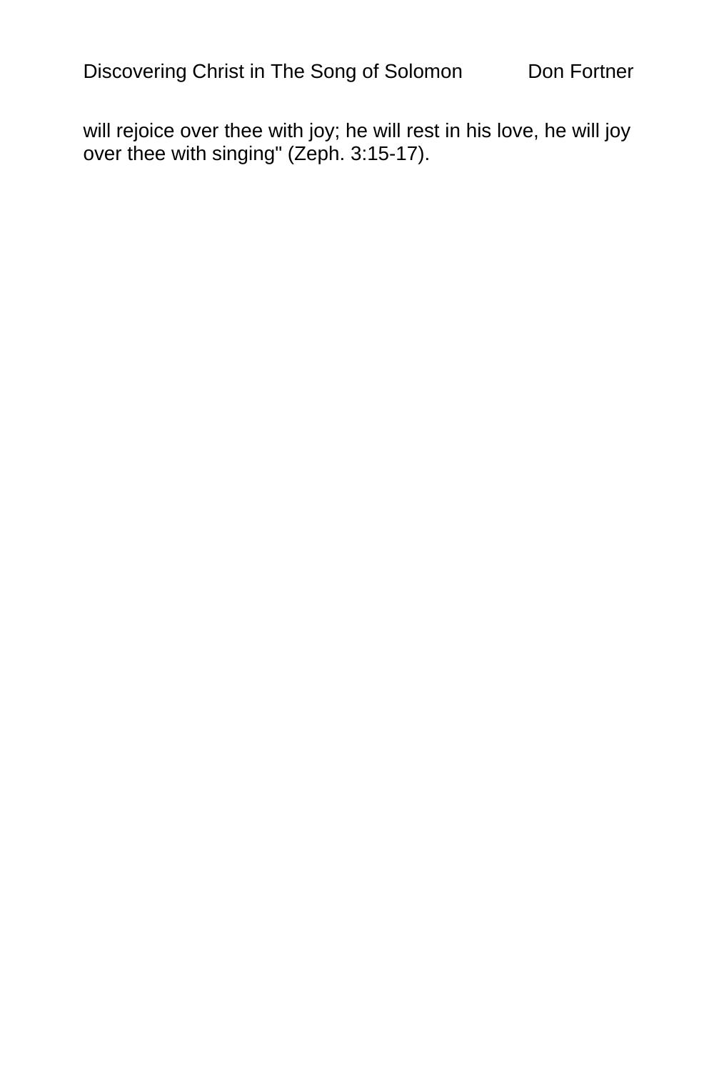will rejoice over thee with joy; he will rest in his love, he will joy over thee with singing" (Zeph. 3:15-17).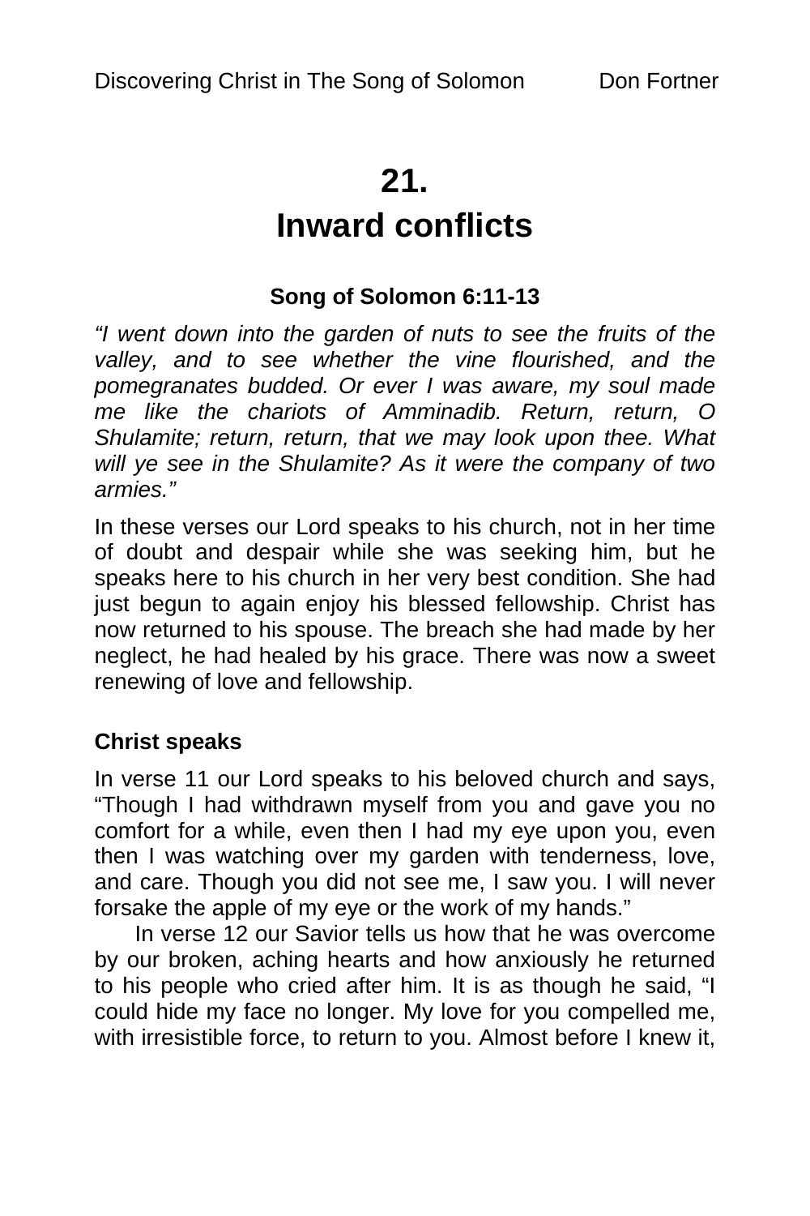# 21.
# Inward conflicts

**Song of Solomon 6:11-13**

*"I went down into the garden of nuts to see the fruits of the valley, and to see whether the vine flourished, and the pomegranates budded. Or ever I was aware, my soul made me like the chariots of Amminadib. Return, return, O Shulamite; return, return, that we may look upon thee. What will ye see in the Shulamite? As it were the company of two armies."*

In these verses our Lord speaks to his church, not in her time of doubt and despair while she was seeking him, but he speaks here to his church in her very best condition. She had just begun to again enjoy his blessed fellowship. Christ has now returned to his spouse. The breach she had made by her neglect, he had healed by his grace. There was now a sweet renewing of love and fellowship.

**Christ speaks**

In verse 11 our Lord speaks to his beloved church and says, "Though I had withdrawn myself from you and gave you no comfort for a while, even then I had my eye upon you, even then I was watching over my garden with tenderness, love, and care. Though you did not see me, I saw you. I will never forsake the apple of my eye or the work of my hands."

In verse 12 our Savior tells us how that he was overcome by our broken, aching hearts and how anxiously he returned to his people who cried after him. It is as though he said, "I could hide my face no longer. My love for you compelled me, with irresistible force, to return to you. Almost before I knew it,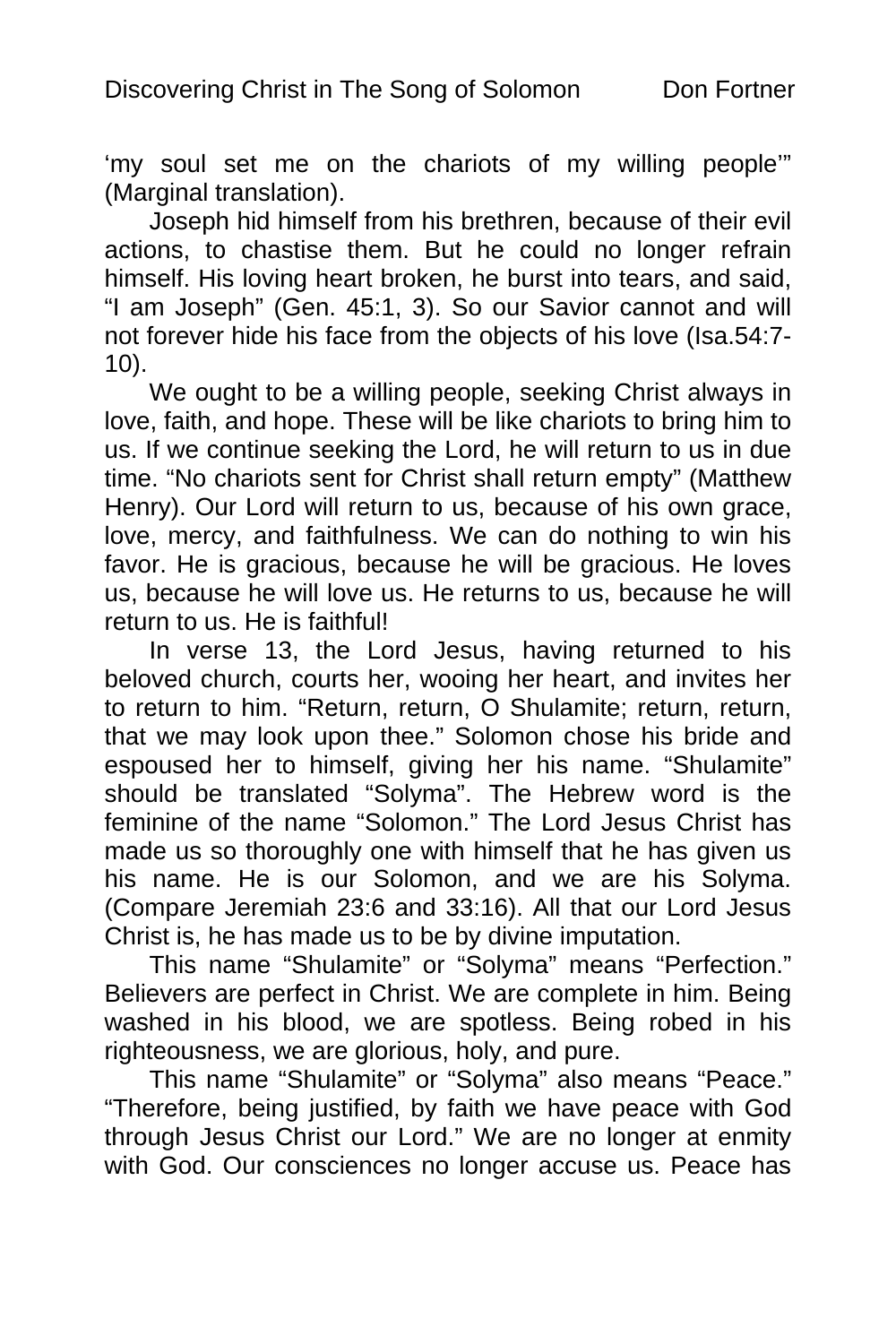‘my soul set me on the chariots of my willing people’” (Marginal translation).

Joseph hid himself from his brethren, because of their evil actions, to chastise them. But he could no longer refrain himself. His loving heart broken, he burst into tears, and said, “I am Joseph” (Gen. 45:1, 3). So our Savior cannot and will not forever hide his face from the objects of his love (Isa.54:7-10).

We ought to be a willing people, seeking Christ always in love, faith, and hope. These will be like chariots to bring him to us. If we continue seeking the Lord, he will return to us in due time. “No chariots sent for Christ shall return empty” (Matthew Henry). Our Lord will return to us, because of his own grace, love, mercy, and faithfulness. We can do nothing to win his favor. He is gracious, because he will be gracious. He loves us, because he will love us. He returns to us, because he will return to us. He is faithful!

In verse 13, the Lord Jesus, having returned to his beloved church, courts her, wooing her heart, and invites her to return to him. “Return, return, O Shulamite; return, return, that we may look upon thee.” Solomon chose his bride and espoused her to himself, giving her his name. “Shulamite” should be translated “Solyma”. The Hebrew word is the feminine of the name “Solomon.” The Lord Jesus Christ has made us so thoroughly one with himself that he has given us his name. He is our Solomon, and we are his Solyma. (Compare Jeremiah 23:6 and 33:16). All that our Lord Jesus Christ is, he has made us to be by divine imputation.

This name “Shulamite” or “Solyma” means “Perfection.” Believers are perfect in Christ. We are complete in him. Being washed in his blood, we are spotless. Being robed in his righteousness, we are glorious, holy, and pure.

This name “Shulamite” or “Solyma” also means “Peace.” “Therefore, being justified, by faith we have peace with God through Jesus Christ our Lord.” We are no longer at enmity with God. Our consciences no longer accuse us. Peace has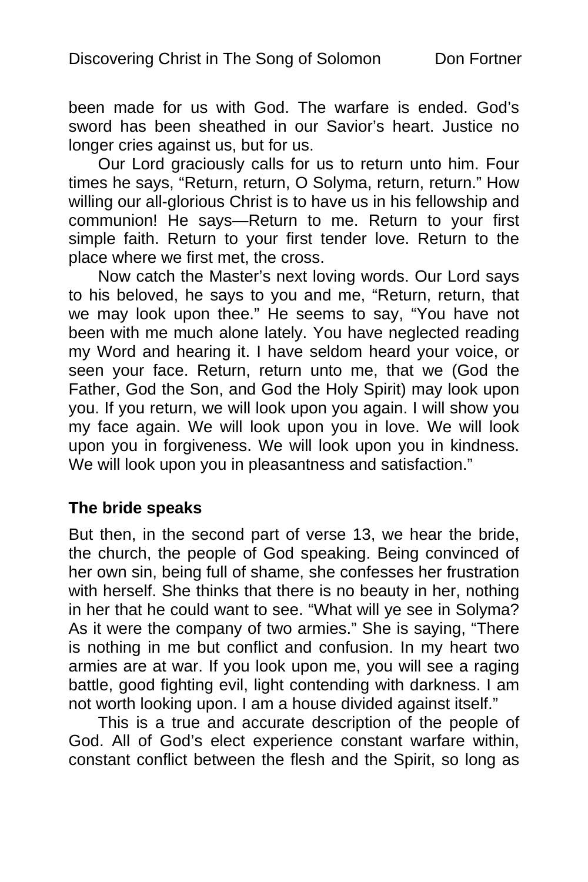been made for us with God. The warfare is ended. God's sword has been sheathed in our Savior's heart. Justice no longer cries against us, but for us.

Our Lord graciously calls for us to return unto him. Four times he says, "Return, return, O Solyma, return, return." How willing our all-glorious Christ is to have us in his fellowship and communion! He says—Return to me. Return to your first simple faith. Return to your first tender love. Return to the place where we first met, the cross.

Now catch the Master's next loving words. Our Lord says to his beloved, he says to you and me, "Return, return, that we may look upon thee." He seems to say, "You have not been with me much alone lately. You have neglected reading my Word and hearing it. I have seldom heard your voice, or seen your face. Return, return unto me, that we (God the Father, God the Son, and God the Holy Spirit) may look upon you. If you return, we will look upon you again. I will show you my face again. We will look upon you in love. We will look upon you in forgiveness. We will look upon you in kindness. We will look upon you in pleasantness and satisfaction."

**The bride speaks**

But then, in the second part of verse 13, we hear the bride, the church, the people of God speaking. Being convinced of her own sin, being full of shame, she confesses her frustration with herself. She thinks that there is no beauty in her, nothing in her that he could want to see. "What will ye see in Solyma? As it were the company of two armies." She is saying, "There is nothing in me but conflict and confusion. In my heart two armies are at war. If you look upon me, you will see a raging battle, good fighting evil, light contending with darkness. I am not worth looking upon. I am a house divided against itself."

This is a true and accurate description of the people of God. All of God's elect experience constant warfare within, constant conflict between the flesh and the Spirit, so long as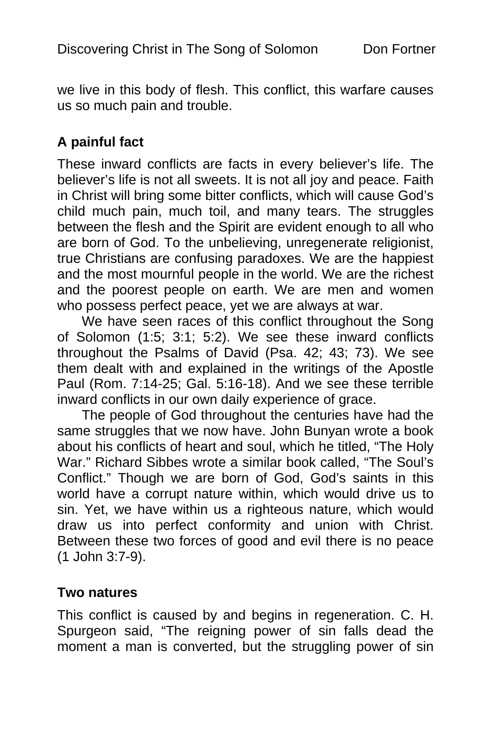we live in this body of flesh. This conflict, this warfare causes us so much pain and trouble.

### A painful fact

These inward conflicts are facts in every believer's life. The believer's life is not all sweets. It is not all joy and peace. Faith in Christ will bring some bitter conflicts, which will cause God's child much pain, much toil, and many tears. The struggles between the flesh and the Spirit are evident enough to all who are born of God. To the unbelieving, unregenerate religionist, true Christians are confusing paradoxes. We are the happiest and the most mournful people in the world. We are the richest and the poorest people on earth. We are men and women who possess perfect peace, yet we are always at war.

We have seen races of this conflict throughout the Song of Solomon (1:5; 3:1; 5:2). We see these inward conflicts throughout the Psalms of David (Psa. 42; 43; 73). We see them dealt with and explained in the writings of the Apostle Paul (Rom. 7:14-25; Gal. 5:16-18). And we see these terrible inward conflicts in our own daily experience of grace.

The people of God throughout the centuries have had the same struggles that we now have. John Bunyan wrote a book about his conflicts of heart and soul, which he titled, "The Holy War." Richard Sibbes wrote a similar book called, "The Soul's Conflict." Though we are born of God, God's saints in this world have a corrupt nature within, which would drive us to sin. Yet, we have within us a righteous nature, which would draw us into perfect conformity and union with Christ. Between these two forces of good and evil there is no peace (1 John 3:7-9).

### Two natures

This conflict is caused by and begins in regeneration. C. H. Spurgeon said, "The reigning power of sin falls dead the moment a man is converted, but the struggling power of sin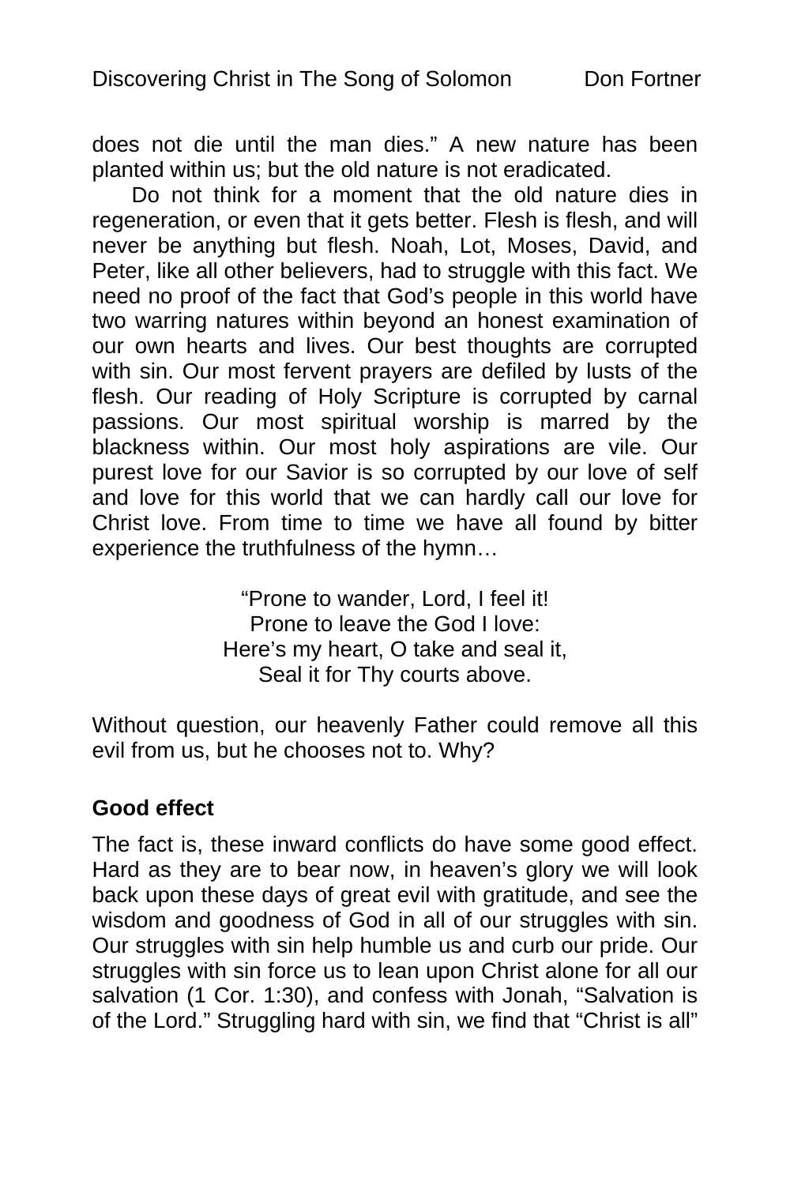does not die until the man dies." A new nature has been planted within us; but the old nature is not eradicated.

Do not think for a moment that the old nature dies in regeneration, or even that it gets better. Flesh is flesh, and will never be anything but flesh. Noah, Lot, Moses, David, and Peter, like all other believers, had to struggle with this fact. We need no proof of the fact that God's people in this world have two warring natures within beyond an honest examination of our own hearts and lives. Our best thoughts are corrupted with sin. Our most fervent prayers are defiled by lusts of the flesh. Our reading of Holy Scripture is corrupted by carnal passions. Our most spiritual worship is marred by the blackness within. Our most holy aspirations are vile. Our purest love for our Savior is so corrupted by our love of self and love for this world that we can hardly call our love for Christ love. From time to time we have all found by bitter experience the truthfulness of the hymn…

"Prone to wander, Lord, I feel it!
Prone to leave the God I love:
Here's my heart, O take and seal it,
Seal it for Thy courts above.

Without question, our heavenly Father could remove all this evil from us, but he chooses not to. Why?

**Good effect**

The fact is, these inward conflicts do have some good effect. Hard as they are to bear now, in heaven's glory we will look back upon these days of great evil with gratitude, and see the wisdom and goodness of God in all of our struggles with sin. Our struggles with sin help humble us and curb our pride. Our struggles with sin force us to lean upon Christ alone for all our salvation (1 Cor. 1:30), and confess with Jonah, "Salvation is of the Lord." Struggling hard with sin, we find that "Christ is all"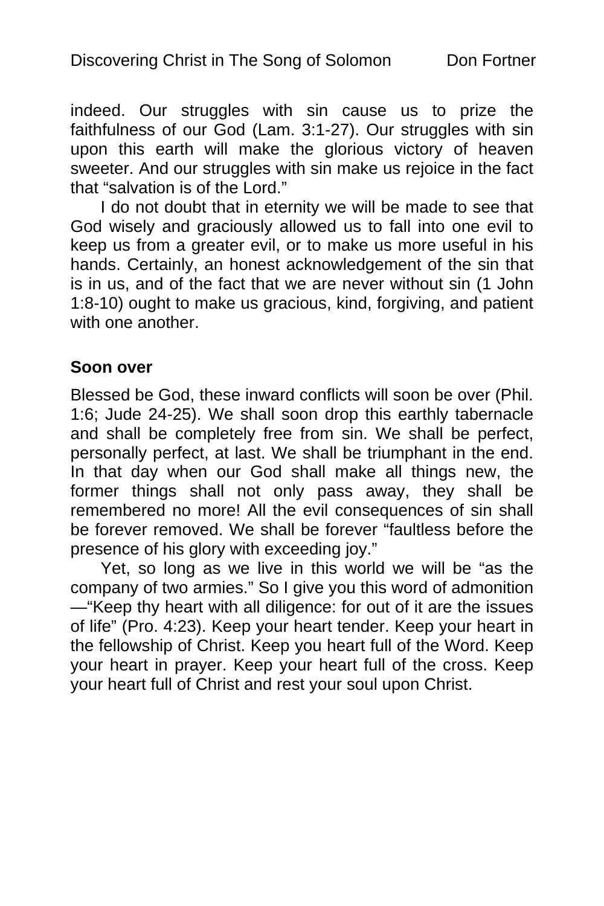indeed. Our struggles with sin cause us to prize the faithfulness of our God (Lam. 3:1-27). Our struggles with sin upon this earth will make the glorious victory of heaven sweeter. And our struggles with sin make us rejoice in the fact that "salvation is of the Lord."

I do not doubt that in eternity we will be made to see that God wisely and graciously allowed us to fall into one evil to keep us from a greater evil, or to make us more useful in his hands. Certainly, an honest acknowledgement of the sin that is in us, and of the fact that we are never without sin (1 John 1:8-10) ought to make us gracious, kind, forgiving, and patient with one another.

**Soon over**

Blessed be God, these inward conflicts will soon be over (Phil. 1:6; Jude 24-25). We shall soon drop this earthly tabernacle and shall be completely free from sin. We shall be perfect, personally perfect, at last. We shall be triumphant in the end. In that day when our God shall make all things new, the former things shall not only pass away, they shall be remembered no more! All the evil consequences of sin shall be forever removed. We shall be forever "faultless before the presence of his glory with exceeding joy."

Yet, so long as we live in this world we will be "as the company of two armies." So I give you this word of admonition —"Keep thy heart with all diligence: for out of it are the issues of life" (Pro. 4:23). Keep your heart tender. Keep your heart in the fellowship of Christ. Keep you heart full of the Word. Keep your heart in prayer. Keep your heart full of the cross. Keep your heart full of Christ and rest your soul upon Christ.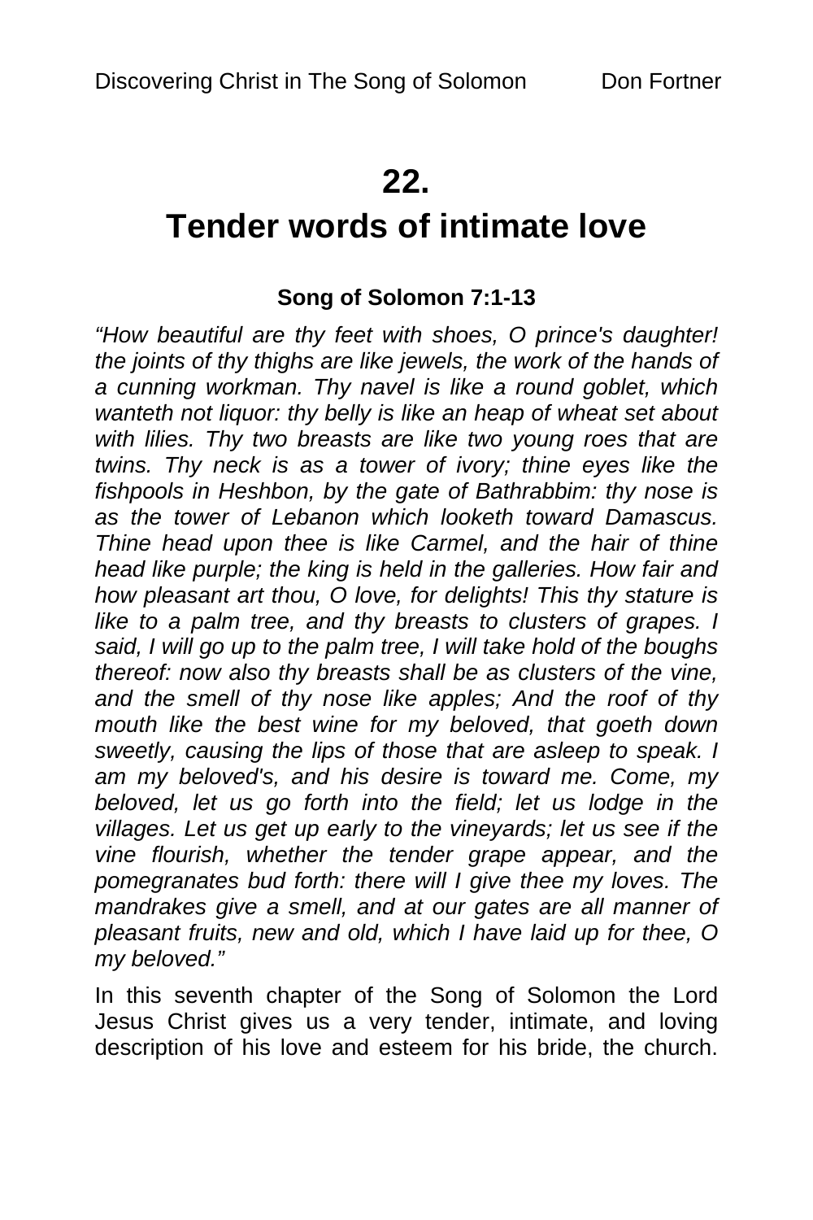# 22.

# Tender words of intimate love

**Song of Solomon 7:1-13**

*"How beautiful are thy feet with shoes, O prince's daughter! the joints of thy thighs are like jewels, the work of the hands of a cunning workman. Thy navel is like a round goblet, which wanteth not liquor: thy belly is like an heap of wheat set about with lilies. Thy two breasts are like two young roes that are twins. Thy neck is as a tower of ivory; thine eyes like the fishpools in Heshbon, by the gate of Bathrabbim: thy nose is as the tower of Lebanon which looketh toward Damascus. Thine head upon thee is like Carmel, and the hair of thine head like purple; the king is held in the galleries. How fair and how pleasant art thou, O love, for delights! This thy stature is like to a palm tree, and thy breasts to clusters of grapes. I said, I will go up to the palm tree, I will take hold of the boughs thereof: now also thy breasts shall be as clusters of the vine, and the smell of thy nose like apples; And the roof of thy mouth like the best wine for my beloved, that goeth down sweetly, causing the lips of those that are asleep to speak. I am my beloved's, and his desire is toward me. Come, my beloved, let us go forth into the field; let us lodge in the villages. Let us get up early to the vineyards; let us see if the vine flourish, whether the tender grape appear, and the pomegranates bud forth: there will I give thee my loves. The mandrakes give a smell, and at our gates are all manner of pleasant fruits, new and old, which I have laid up for thee, O my beloved."*

In this seventh chapter of the Song of Solomon the Lord Jesus Christ gives us a very tender, intimate, and loving description of his love and esteem for his bride, the church.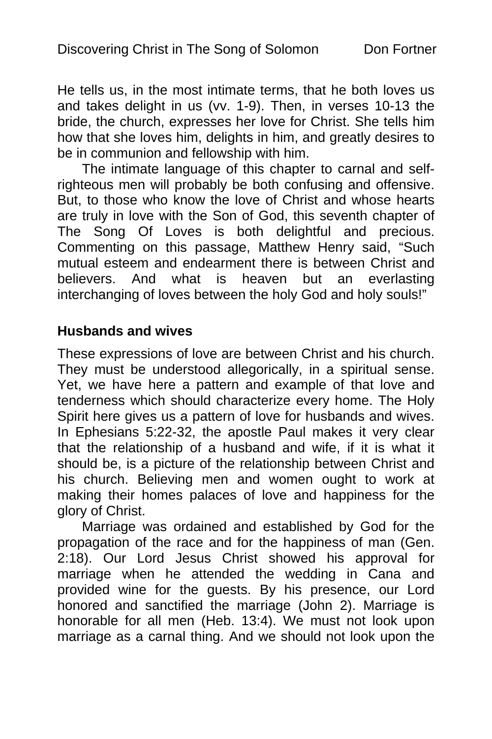He tells us, in the most intimate terms, that he both loves us and takes delight in us (vv. 1-9). Then, in verses 10-13 the bride, the church, expresses her love for Christ. She tells him how that she loves him, delights in him, and greatly desires to be in communion and fellowship with him.

The intimate language of this chapter to carnal and self-righteous men will probably be both confusing and offensive. But, to those who know the love of Christ and whose hearts are truly in love with the Son of God, this seventh chapter of The Song Of Loves is both delightful and precious. Commenting on this passage, Matthew Henry said, “Such mutual esteem and endearment there is between Christ and believers. And what is heaven but an everlasting interchanging of loves between the holy God and holy souls!”

**Husbands and wives**

These expressions of love are between Christ and his church. They must be understood allegorically, in a spiritual sense. Yet, we have here a pattern and example of that love and tenderness which should characterize every home. The Holy Spirit here gives us a pattern of love for husbands and wives. In Ephesians 5:22-32, the apostle Paul makes it very clear that the relationship of a husband and wife, if it is what it should be, is a picture of the relationship between Christ and his church. Believing men and women ought to work at making their homes palaces of love and happiness for the glory of Christ.

Marriage was ordained and established by God for the propagation of the race and for the happiness of man (Gen. 2:18). Our Lord Jesus Christ showed his approval for marriage when he attended the wedding in Cana and provided wine for the guests. By his presence, our Lord honored and sanctified the marriage (John 2). Marriage is honorable for all men (Heb. 13:4). We must not look upon marriage as a carnal thing. And we should not look upon the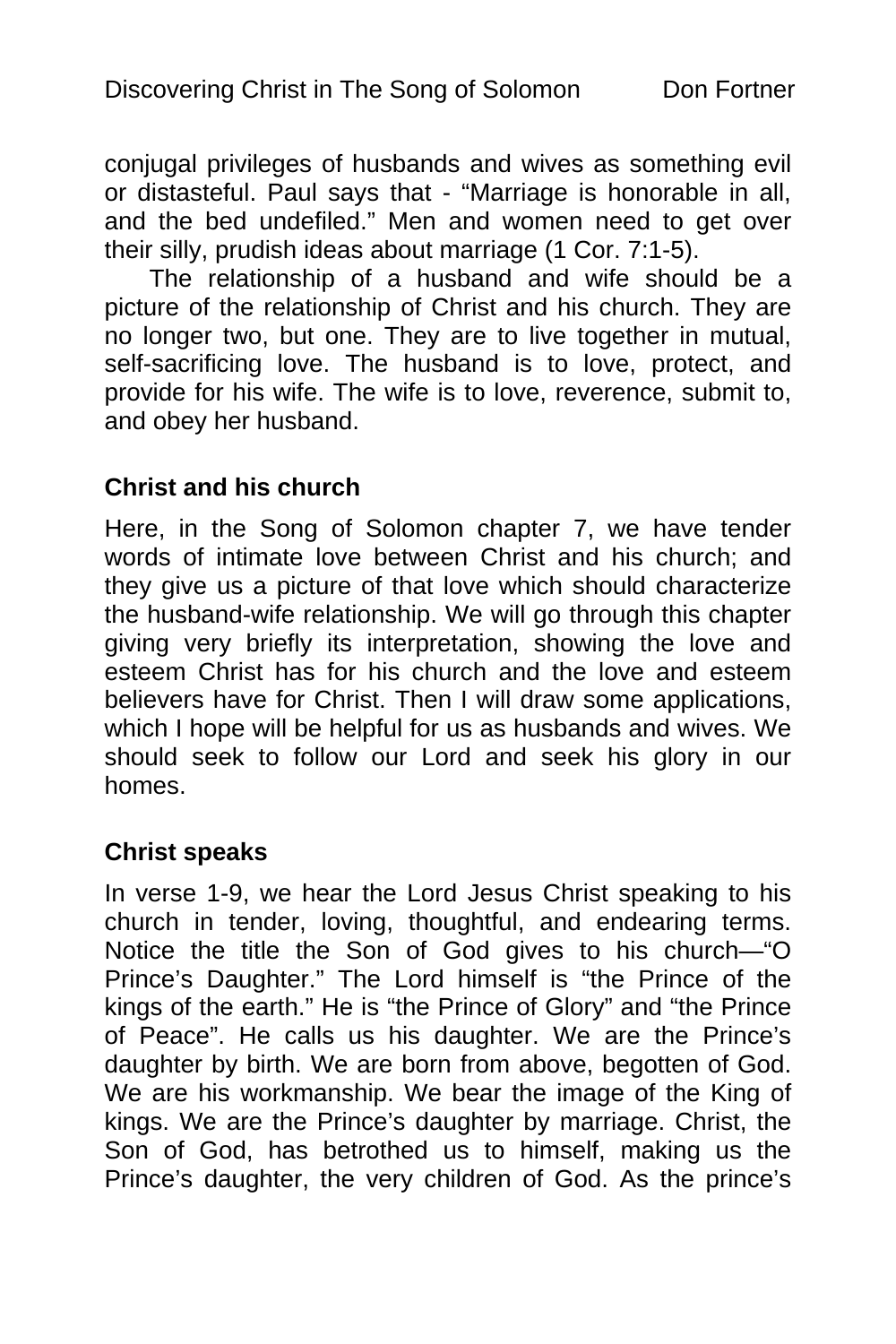conjugal privileges of husbands and wives as something evil or distasteful. Paul says that - “Marriage is honorable in all, and the bed undefiled.” Men and women need to get over their silly, prudish ideas about marriage (1 Cor. 7:1-5).

The relationship of a husband and wife should be a picture of the relationship of Christ and his church. They are no longer two, but one. They are to live together in mutual, self-sacrificing love. The husband is to love, protect, and provide for his wife. The wife is to love, reverence, submit to, and obey her husband.

**Christ and his church**

Here, in the Song of Solomon chapter 7, we have tender words of intimate love between Christ and his church; and they give us a picture of that love which should characterize the husband-wife relationship. We will go through this chapter giving very briefly its interpretation, showing the love and esteem Christ has for his church and the love and esteem believers have for Christ. Then I will draw some applications, which I hope will be helpful for us as husbands and wives. We should seek to follow our Lord and seek his glory in our homes.

**Christ speaks**

In verse 1-9, we hear the Lord Jesus Christ speaking to his church in tender, loving, thoughtful, and endearing terms. Notice the title the Son of God gives to his church—“O Prince’s Daughter.” The Lord himself is “the Prince of the kings of the earth.” He is “the Prince of Glory” and “the Prince of Peace”. He calls us his daughter. We are the Prince’s daughter by birth. We are born from above, begotten of God. We are his workmanship. We bear the image of the King of kings. We are the Prince’s daughter by marriage. Christ, the Son of God, has betrothed us to himself, making us the Prince’s daughter, the very children of God. As the prince’s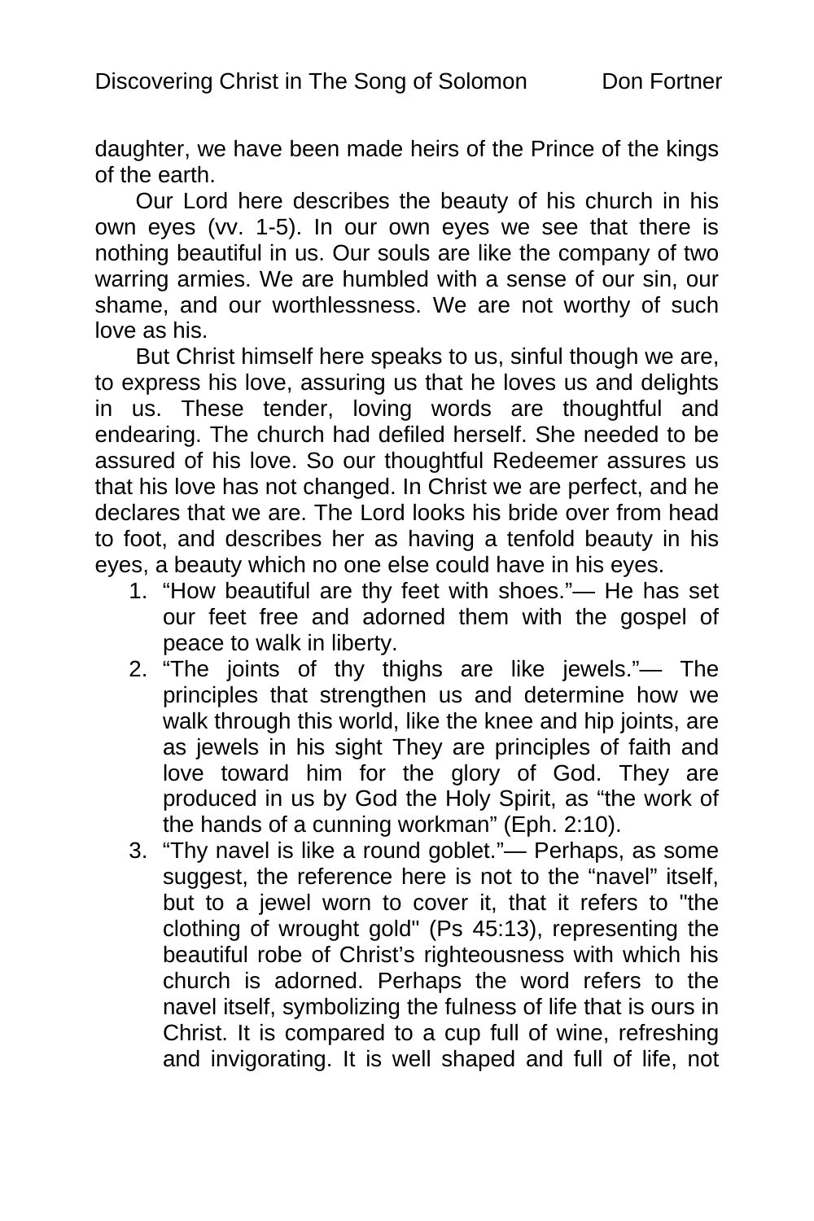daughter, we have been made heirs of the Prince of the kings of the earth.

Our Lord here describes the beauty of his church in his own eyes (vv. 1-5). In our own eyes we see that there is nothing beautiful in us. Our souls are like the company of two warring armies. We are humbled with a sense of our sin, our shame, and our worthlessness. We are not worthy of such love as his.

But Christ himself here speaks to us, sinful though we are, to express his love, assuring us that he loves us and delights in us. These tender, loving words are thoughtful and endearing. The church had defiled herself. She needed to be assured of his love. So our thoughtful Redeemer assures us that his love has not changed. In Christ we are perfect, and he declares that we are. The Lord looks his bride over from head to foot, and describes her as having a tenfold beauty in his eyes, a beauty which no one else could have in his eyes.

1. "How beautiful are thy feet with shoes."— He has set our feet free and adorned them with the gospel of peace to walk in liberty.
2. "The joints of thy thighs are like jewels."— The principles that strengthen us and determine how we walk through this world, like the knee and hip joints, are as jewels in his sight They are principles of faith and love toward him for the glory of God. They are produced in us by God the Holy Spirit, as "the work of the hands of a cunning workman" (Eph. 2:10).
3. "Thy navel is like a round goblet."— Perhaps, as some suggest, the reference here is not to the "navel" itself, but to a jewel worn to cover it, that it refers to "the clothing of wrought gold" (Ps 45:13), representing the beautiful robe of Christ's righteousness with which his church is adorned. Perhaps the word refers to the navel itself, symbolizing the fulness of life that is ours in Christ. It is compared to a cup full of wine, refreshing and invigorating. It is well shaped and full of life, not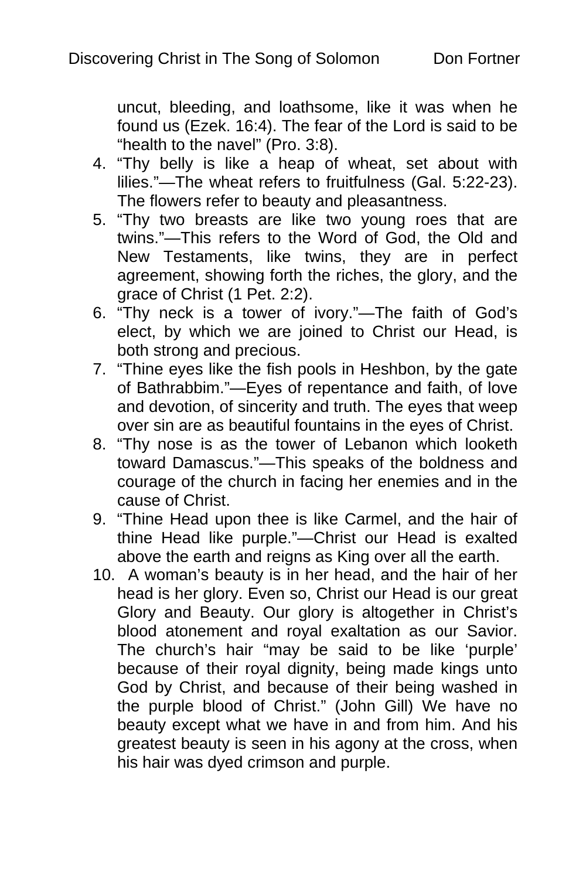uncut, bleeding, and loathsome, like it was when he found us (Ezek. 16:4). The fear of the Lord is said to be "health to the navel" (Pro. 3:8).

4. "Thy belly is like a heap of wheat, set about with lilies."—The wheat refers to fruitfulness (Gal. 5:22-23). The flowers refer to beauty and pleasantness.
5. "Thy two breasts are like two young roes that are twins."—This refers to the Word of God, the Old and New Testaments, like twins, they are in perfect agreement, showing forth the riches, the glory, and the grace of Christ (1 Pet. 2:2).
6. "Thy neck is a tower of ivory."—The faith of God's elect, by which we are joined to Christ our Head, is both strong and precious.
7. "Thine eyes like the fish pools in Heshbon, by the gate of Bathrabbim."—Eyes of repentance and faith, of love and devotion, of sincerity and truth. The eyes that weep over sin are as beautiful fountains in the eyes of Christ.
8. "Thy nose is as the tower of Lebanon which looketh toward Damascus."—This speaks of the boldness and courage of the church in facing her enemies and in the cause of Christ.
9. "Thine Head upon thee is like Carmel, and the hair of thine Head like purple."—Christ our Head is exalted above the earth and reigns as King over all the earth.
10. A woman's beauty is in her head, and the hair of her head is her glory. Even so, Christ our Head is our great Glory and Beauty. Our glory is altogether in Christ's blood atonement and royal exaltation as our Savior. The church's hair "may be said to be like 'purple' because of their royal dignity, being made kings unto God by Christ, and because of their being washed in the purple blood of Christ." (John Gill) We have no beauty except what we have in and from him. And his greatest beauty is seen in his agony at the cross, when his hair was dyed crimson and purple.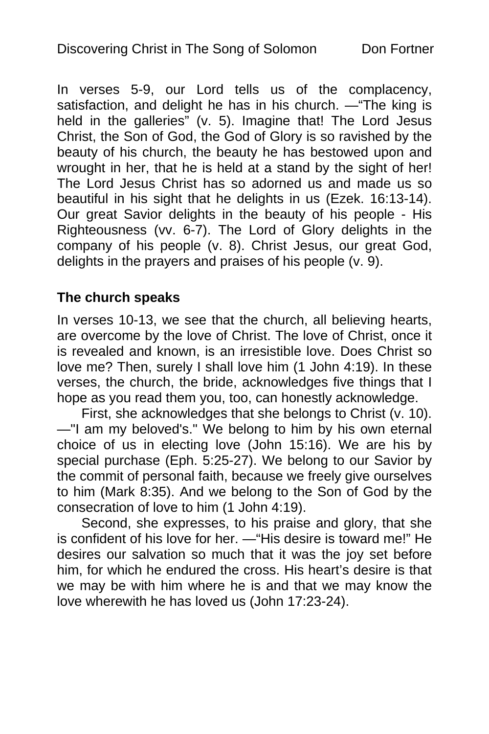In verses 5-9, our Lord tells us of the complacency, satisfaction, and delight he has in his church. —“The king is held in the galleries” (v. 5). Imagine that! The Lord Jesus Christ, the Son of God, the God of Glory is so ravished by the beauty of his church, the beauty he has bestowed upon and wrought in her, that he is held at a stand by the sight of her! The Lord Jesus Christ has so adorned us and made us so beautiful in his sight that he delights in us (Ezek. 16:13-14). Our great Savior delights in the beauty of his people - His Righteousness (vv. 6-7). The Lord of Glory delights in the company of his people (v. 8). Christ Jesus, our great God, delights in the prayers and praises of his people (v. 9).

**The church speaks**

In verses 10-13, we see that the church, all believing hearts, are overcome by the love of Christ. The love of Christ, once it is revealed and known, is an irresistible love. Does Christ so love me? Then, surely I shall love him (1 John 4:19). In these verses, the church, the bride, acknowledges five things that I hope as you read them you, too, can honestly acknowledge.

First, she acknowledges that she belongs to Christ (v. 10). —"I am my beloved's." We belong to him by his own eternal choice of us in electing love (John 15:16). We are his by special purchase (Eph. 5:25-27). We belong to our Savior by the commit of personal faith, because we freely give ourselves to him (Mark 8:35). And we belong to the Son of God by the consecration of love to him (1 John 4:19).

Second, she expresses, to his praise and glory, that she is confident of his love for her. —“His desire is toward me!” He desires our salvation so much that it was the joy set before him, for which he endured the cross. His heart’s desire is that we may be with him where he is and that we may know the love wherewith he has loved us (John 17:23-24).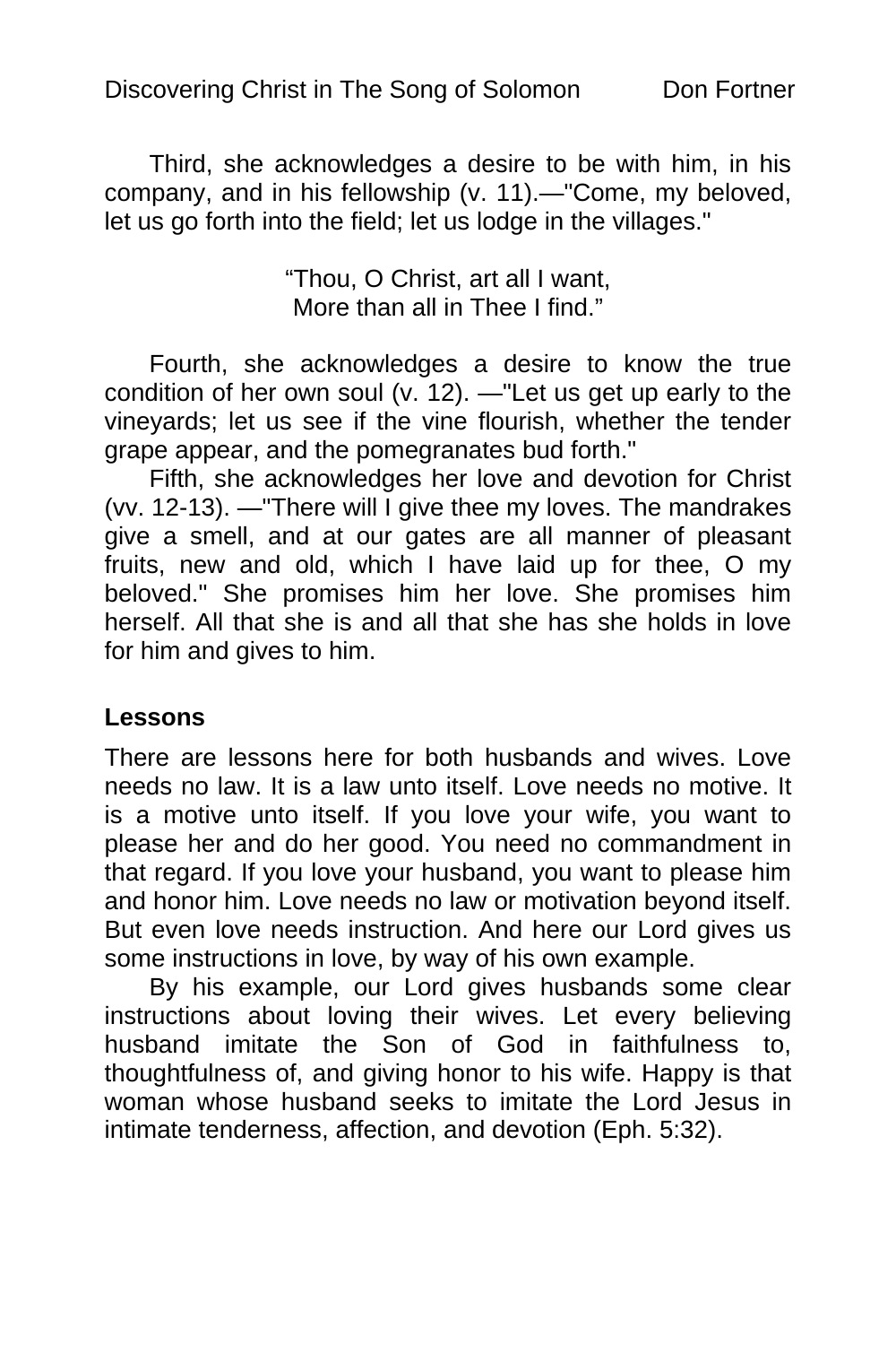Third, she acknowledges a desire to be with him, in his company, and in his fellowship (v. 11).—"Come, my beloved, let us go forth into the field; let us lodge in the villages."

> "Thou, O Christ, art all I want,
> More than all in Thee I find."

Fourth, she acknowledges a desire to know the true condition of her own soul (v. 12). —"Let us get up early to the vineyards; let us see if the vine flourish, whether the tender grape appear, and the pomegranates bud forth."

Fifth, she acknowledges her love and devotion for Christ (vv. 12-13). —"There will I give thee my loves. The mandrakes give a smell, and at our gates are all manner of pleasant fruits, new and old, which I have laid up for thee, O my beloved." She promises him her love. She promises him herself. All that she is and all that she has she holds in love for him and gives to him.

## Lessons

There are lessons here for both husbands and wives. Love needs no law. It is a law unto itself. Love needs no motive. It is a motive unto itself. If you love your wife, you want to please her and do her good. You need no commandment in that regard. If you love your husband, you want to please him and honor him. Love needs no law or motivation beyond itself. But even love needs instruction. And here our Lord gives us some instructions in love, by way of his own example.

By his example, our Lord gives husbands some clear instructions about loving their wives. Let every believing husband imitate the Son of God in faithfulness to, thoughtfulness of, and giving honor to his wife. Happy is that woman whose husband seeks to imitate the Lord Jesus in intimate tenderness, affection, and devotion (Eph. 5:32).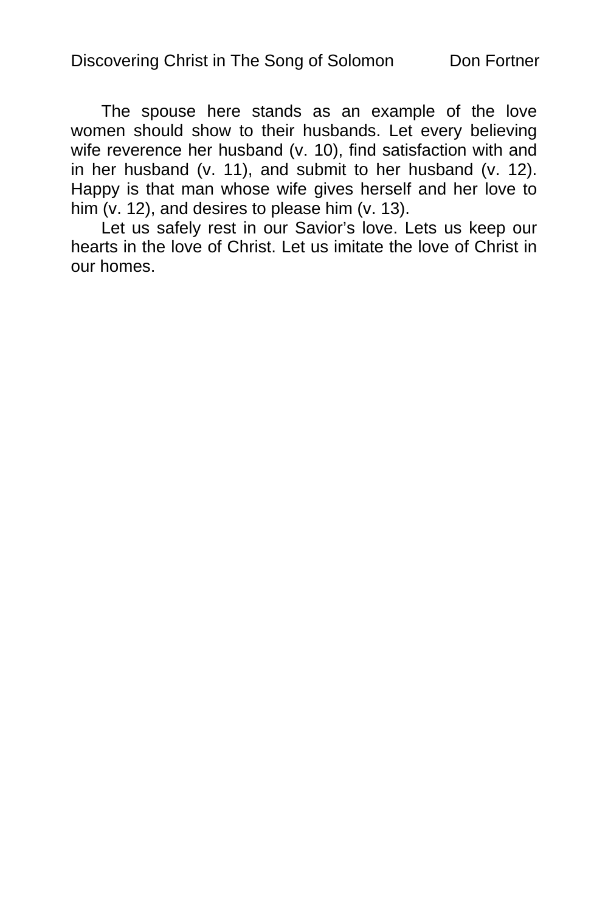The spouse here stands as an example of the love women should show to their husbands. Let every believing wife reverence her husband (v. 10), find satisfaction with and in her husband (v. 11), and submit to her husband (v. 12). Happy is that man whose wife gives herself and her love to him (v. 12), and desires to please him (v. 13).

Let us safely rest in our Savior's love. Lets us keep our hearts in the love of Christ. Let us imitate the love of Christ in our homes.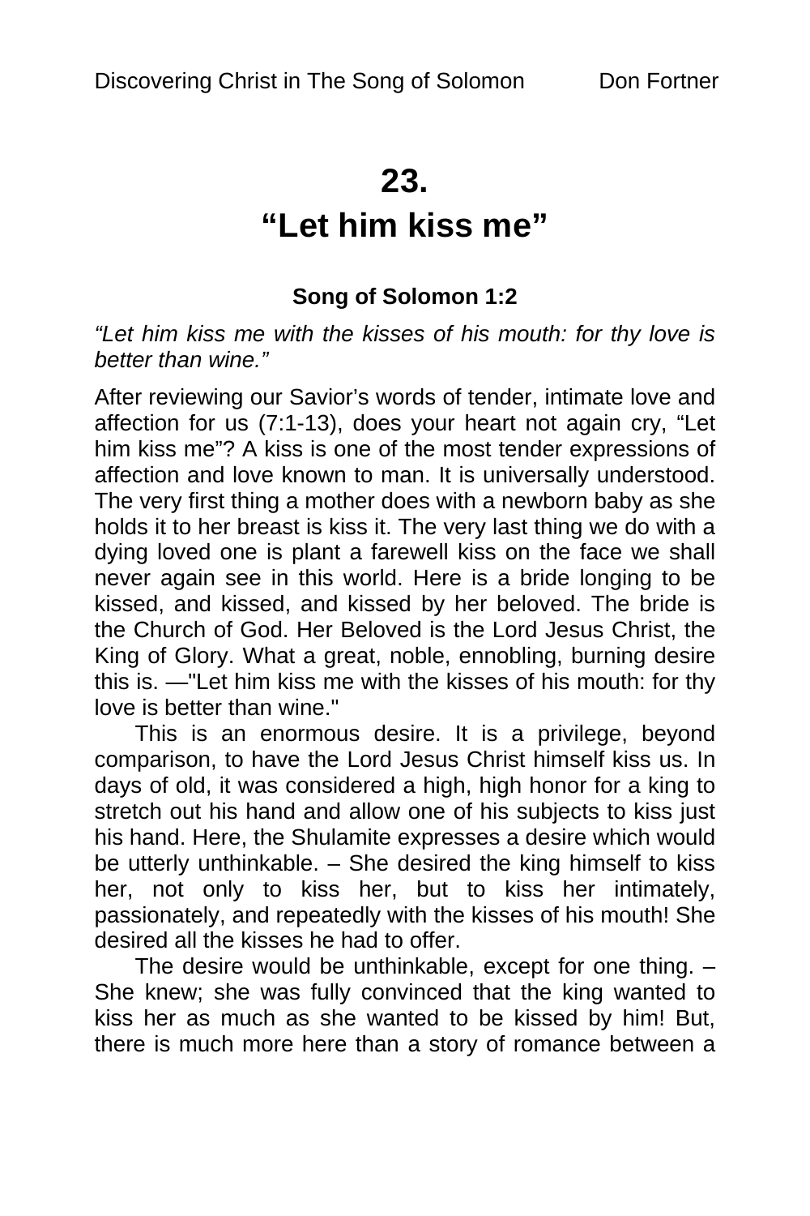# 23.
# "Let him kiss me"

### Song of Solomon 1:2

*"Let him kiss me with the kisses of his mouth: for thy love is better than wine."*

After reviewing our Savior's words of tender, intimate love and affection for us (7:1-13), does your heart not again cry, "Let him kiss me"? A kiss is one of the most tender expressions of affection and love known to man. It is universally understood. The very first thing a mother does with a newborn baby as she holds it to her breast is kiss it. The very last thing we do with a dying loved one is plant a farewell kiss on the face we shall never again see in this world. Here is a bride longing to be kissed, and kissed, and kissed by her beloved. The bride is the Church of God. Her Beloved is the Lord Jesus Christ, the King of Glory. What a great, noble, ennobling, burning desire this is. —"Let him kiss me with the kisses of his mouth: for thy love is better than wine."

This is an enormous desire. It is a privilege, beyond comparison, to have the Lord Jesus Christ himself kiss us. In days of old, it was considered a high, high honor for a king to stretch out his hand and allow one of his subjects to kiss just his hand. Here, the Shulamite expresses a desire which would be utterly unthinkable. – She desired the king himself to kiss her, not only to kiss her, but to kiss her intimately, passionately, and repeatedly with the kisses of his mouth! She desired all the kisses he had to offer.

The desire would be unthinkable, except for one thing. – She knew; she was fully convinced that the king wanted to kiss her as much as she wanted to be kissed by him! But, there is much more here than a story of romance between a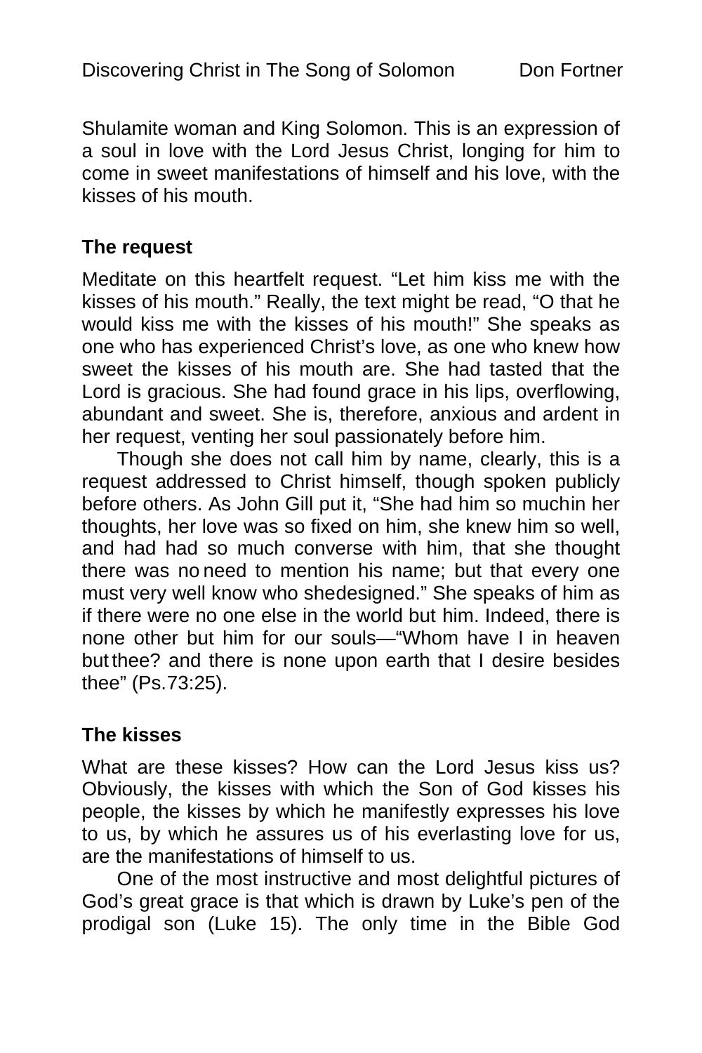Shulamite woman and King Solomon. This is an expression of a soul in love with the Lord Jesus Christ, longing for him to come in sweet manifestations of himself and his love, with the kisses of his mouth.

**The request**

Meditate on this heartfelt request. "Let him kiss me with the kisses of his mouth." Really, the text might be read, "O that he would kiss me with the kisses of his mouth!" She speaks as one who has experienced Christ's love, as one who knew how sweet the kisses of his mouth are. She had tasted that the Lord is gracious. She had found grace in his lips, overflowing, abundant and sweet. She is, therefore, anxious and ardent in her request, venting her soul passionately before him.

Though she does not call him by name, clearly, this is a request addressed to Christ himself, though spoken publicly before others. As John Gill put it, "She had him so muchin her thoughts, her love was so fixed on him, she knew him so well, and had had so much converse with him, that she thought there was no need to mention his name; but that every one must very well know who shedesigned." She speaks of him as if there were no one else in the world but him. Indeed, there is none other but him for our souls—"Whom have I in heaven but thee? and there is none upon earth that I desire besides thee" (Ps.73:25).

**The kisses**

What are these kisses? How can the Lord Jesus kiss us? Obviously, the kisses with which the Son of God kisses his people, the kisses by which he manifestly expresses his love to us, by which he assures us of his everlasting love for us, are the manifestations of himself to us.

One of the most instructive and most delightful pictures of God's great grace is that which is drawn by Luke's pen of the prodigal son (Luke 15). The only time in the Bible God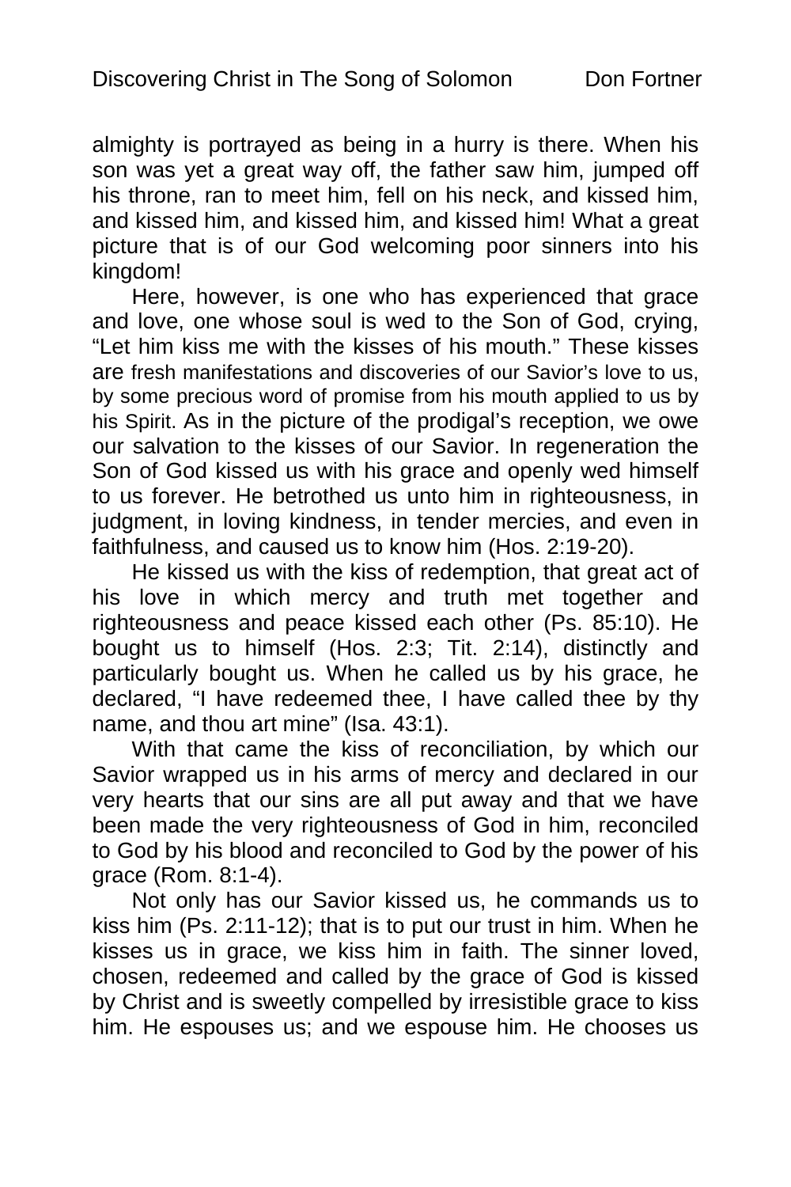almighty is portrayed as being in a hurry is there. When his son was yet a great way off, the father saw him, jumped off his throne, ran to meet him, fell on his neck, and kissed him, and kissed him, and kissed him, and kissed him! What a great picture that is of our God welcoming poor sinners into his kingdom!

Here, however, is one who has experienced that grace and love, one whose soul is wed to the Son of God, crying, "Let him kiss me with the kisses of his mouth." These kisses are fresh manifestations and discoveries of our Savior's love to us, by some precious word of promise from his mouth applied to us by his Spirit. As in the picture of the prodigal's reception, we owe our salvation to the kisses of our Savior. In regeneration the Son of God kissed us with his grace and openly wed himself to us forever. He betrothed us unto him in righteousness, in judgment, in loving kindness, in tender mercies, and even in faithfulness, and caused us to know him (Hos. 2:19-20).

He kissed us with the kiss of redemption, that great act of his love in which mercy and truth met together and righteousness and peace kissed each other (Ps. 85:10). He bought us to himself (Hos. 2:3; Tit. 2:14), distinctly and particularly bought us. When he called us by his grace, he declared, "I have redeemed thee, I have called thee by thy name, and thou art mine" (Isa. 43:1).

With that came the kiss of reconciliation, by which our Savior wrapped us in his arms of mercy and declared in our very hearts that our sins are all put away and that we have been made the very righteousness of God in him, reconciled to God by his blood and reconciled to God by the power of his grace (Rom. 8:1-4).

Not only has our Savior kissed us, he commands us to kiss him (Ps. 2:11-12); that is to put our trust in him. When he kisses us in grace, we kiss him in faith. The sinner loved, chosen, redeemed and called by the grace of God is kissed by Christ and is sweetly compelled by irresistible grace to kiss him. He espouses us; and we espouse him. He chooses us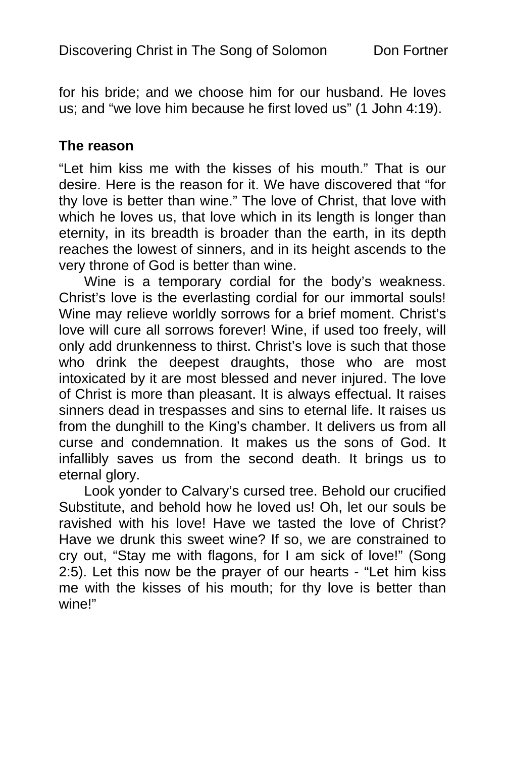for his bride; and we choose him for our husband. He loves us; and "we love him because he first loved us" (1 John 4:19).

**The reason**

"Let him kiss me with the kisses of his mouth." That is our desire. Here is the reason for it. We have discovered that "for thy love is better than wine." The love of Christ, that love with which he loves us, that love which in its length is longer than eternity, in its breadth is broader than the earth, in its depth reaches the lowest of sinners, and in its height ascends to the very throne of God is better than wine.

Wine is a temporary cordial for the body's weakness. Christ's love is the everlasting cordial for our immortal souls! Wine may relieve worldly sorrows for a brief moment. Christ's love will cure all sorrows forever! Wine, if used too freely, will only add drunkenness to thirst. Christ's love is such that those who drink the deepest draughts, those who are most intoxicated by it are most blessed and never injured. The love of Christ is more than pleasant. It is always effectual. It raises sinners dead in trespasses and sins to eternal life. It raises us from the dunghill to the King's chamber. It delivers us from all curse and condemnation. It makes us the sons of God. It infallibly saves us from the second death. It brings us to eternal glory.

Look yonder to Calvary's cursed tree. Behold our crucified Substitute, and behold how he loved us! Oh, let our souls be ravished with his love! Have we tasted the love of Christ? Have we drunk this sweet wine? If so, we are constrained to cry out, "Stay me with flagons, for I am sick of love!" (Song 2:5). Let this now be the prayer of our hearts - "Let him kiss me with the kisses of his mouth; for thy love is better than wine!"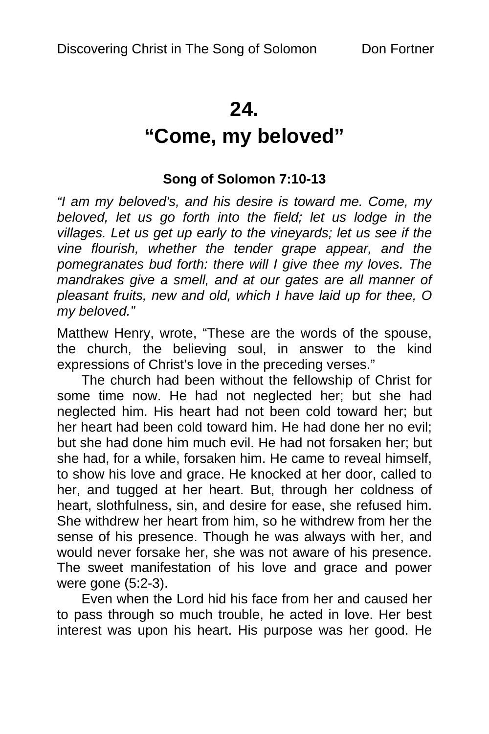# 24.
# "Come, my beloved"

**Song of Solomon 7:10-13**

*"I am my beloved's, and his desire is toward me. Come, my beloved, let us go forth into the field; let us lodge in the villages. Let us get up early to the vineyards; let us see if the vine flourish, whether the tender grape appear, and the pomegranates bud forth: there will I give thee my loves. The mandrakes give a smell, and at our gates are all manner of pleasant fruits, new and old, which I have laid up for thee, O my beloved."*

Matthew Henry, wrote, "These are the words of the spouse, the church, the believing soul, in answer to the kind expressions of Christ's love in the preceding verses."

The church had been without the fellowship of Christ for some time now. He had not neglected her; but she had neglected him. His heart had not been cold toward her; but her heart had been cold toward him. He had done her no evil; but she had done him much evil. He had not forsaken her; but she had, for a while, forsaken him. He came to reveal himself, to show his love and grace. He knocked at her door, called to her, and tugged at her heart. But, through her coldness of heart, slothfulness, sin, and desire for ease, she refused him. She withdrew her heart from him, so he withdrew from her the sense of his presence. Though he was always with her, and would never forsake her, she was not aware of his presence. The sweet manifestation of his love and grace and power were gone (5:2-3).

Even when the Lord hid his face from her and caused her to pass through so much trouble, he acted in love. Her best interest was upon his heart. His purpose was her good. He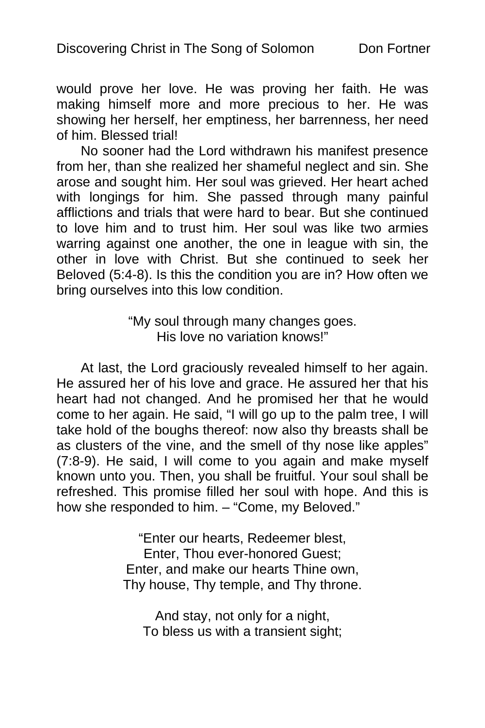would prove her love. He was proving her faith. He was making himself more and more precious to her. He was showing her herself, her emptiness, her barrenness, her need of him. Blessed trial!

No sooner had the Lord withdrawn his manifest presence from her, than she realized her shameful neglect and sin. She arose and sought him. Her soul was grieved. Her heart ached with longings for him. She passed through many painful afflictions and trials that were hard to bear. But she continued to love him and to trust him. Her soul was like two armies warring against one another, the one in league with sin, the other in love with Christ. But she continued to seek her Beloved (5:4-8). Is this the condition you are in? How often we bring ourselves into this low condition.

> "My soul through many changes goes.
> His love no variation knows!"

At last, the Lord graciously revealed himself to her again. He assured her of his love and grace. He assured her that his heart had not changed. And he promised her that he would come to her again. He said, "I will go up to the palm tree, I will take hold of the boughs thereof: now also thy breasts shall be as clusters of the vine, and the smell of thy nose like apples" (7:8-9). He said, I will come to you again and make myself known unto you. Then, you shall be fruitful. Your soul shall be refreshed. This promise filled her soul with hope. And this is how she responded to him. – "Come, my Beloved."

> "Enter our hearts, Redeemer blest,
> Enter, Thou ever-honored Guest;
> Enter, and make our hearts Thine own,
> Thy house, Thy temple, and Thy throne.
>
> And stay, not only for a night,
> To bless us with a transient sight;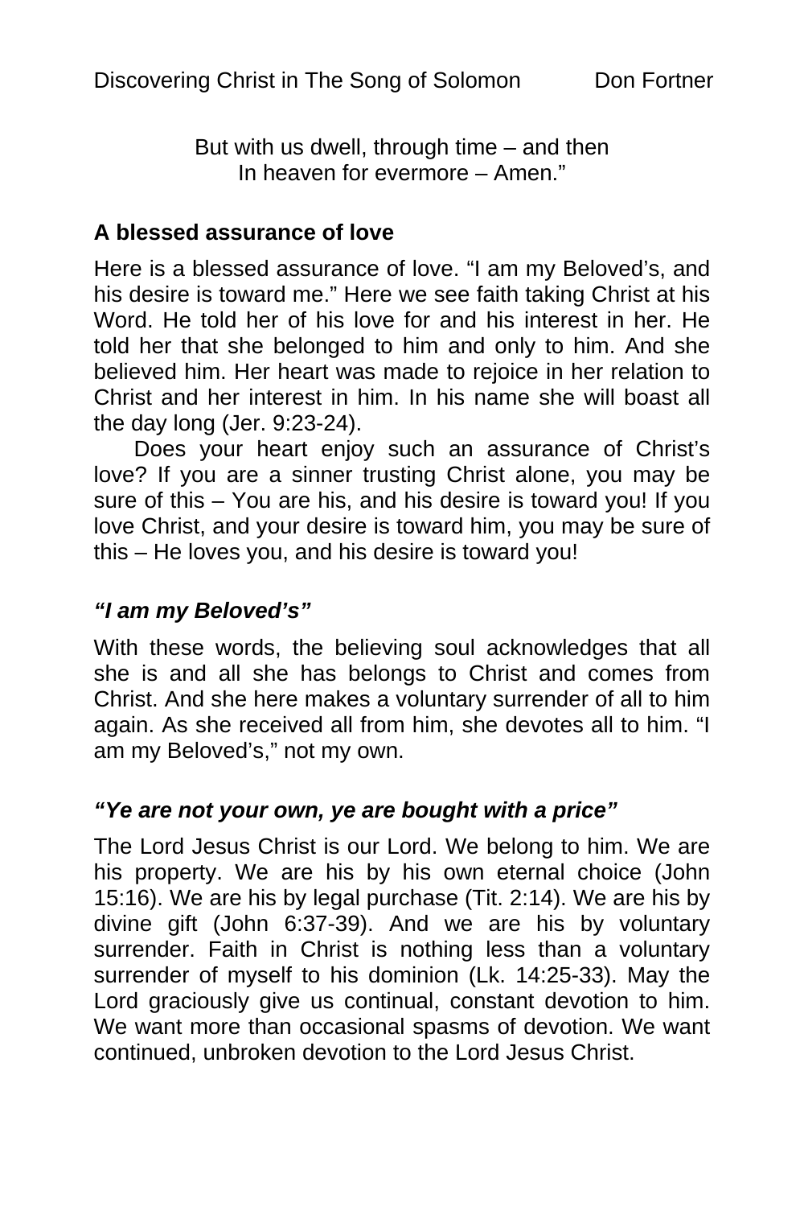But with us dwell, through time – and then
In heaven for evermore – Amen."

**A blessed assurance of love**

Here is a blessed assurance of love. "I am my Beloved's, and his desire is toward me." Here we see faith taking Christ at his Word. He told her of his love for and his interest in her. He told her that she belonged to him and only to him. And she believed him. Her heart was made to rejoice in her relation to Christ and her interest in him. In his name she will boast all the day long (Jer. 9:23-24).

Does your heart enjoy such an assurance of Christ's love? If you are a sinner trusting Christ alone, you may be sure of this – You are his, and his desire is toward you! If you love Christ, and your desire is toward him, you may be sure of this – He loves you, and his desire is toward you!

***"I am my Beloved's"***

With these words, the believing soul acknowledges that all she is and all she has belongs to Christ and comes from Christ. And she here makes a voluntary surrender of all to him again. As she received all from him, she devotes all to him. "I am my Beloved's," not my own.

***"Ye are not your own, ye are bought with a price"***

The Lord Jesus Christ is our Lord. We belong to him. We are his property. We are his by his own eternal choice (John 15:16). We are his by legal purchase (Tit. 2:14). We are his by divine gift (John 6:37-39). And we are his by voluntary surrender. Faith in Christ is nothing less than a voluntary surrender of myself to his dominion (Lk. 14:25-33). May the Lord graciously give us continual, constant devotion to him. We want more than occasional spasms of devotion. We want continued, unbroken devotion to the Lord Jesus Christ.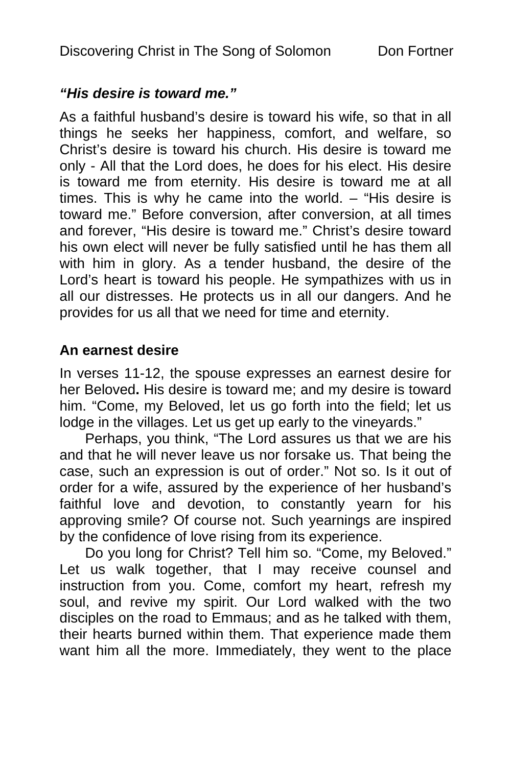***"His desire is toward me."***

As a faithful husband's desire is toward his wife, so that in all things he seeks her happiness, comfort, and welfare, so Christ's desire is toward his church. His desire is toward me only - All that the Lord does, he does for his elect. His desire is toward me from eternity. His desire is toward me at all times. This is why he came into the world. – "His desire is toward me." Before conversion, after conversion, at all times and forever, "His desire is toward me." Christ's desire toward his own elect will never be fully satisfied until he has them all with him in glory. As a tender husband, the desire of the Lord's heart is toward his people. He sympathizes with us in all our distresses. He protects us in all our dangers. And he provides for us all that we need for time and eternity.

**An earnest desire**

In verses 11-12, the spouse expresses an earnest desire for her Beloved**.** His desire is toward me; and my desire is toward him. "Come, my Beloved, let us go forth into the field; let us lodge in the villages. Let us get up early to the vineyards."

Perhaps, you think, "The Lord assures us that we are his and that he will never leave us nor forsake us. That being the case, such an expression is out of order." Not so. Is it out of order for a wife, assured by the experience of her husband's faithful love and devotion, to constantly yearn for his approving smile? Of course not. Such yearnings are inspired by the confidence of love rising from its experience.

Do you long for Christ? Tell him so. "Come, my Beloved." Let us walk together, that I may receive counsel and instruction from you. Come, comfort my heart, refresh my soul, and revive my spirit. Our Lord walked with the two disciples on the road to Emmaus; and as he talked with them, their hearts burned within them. That experience made them want him all the more. Immediately, they went to the place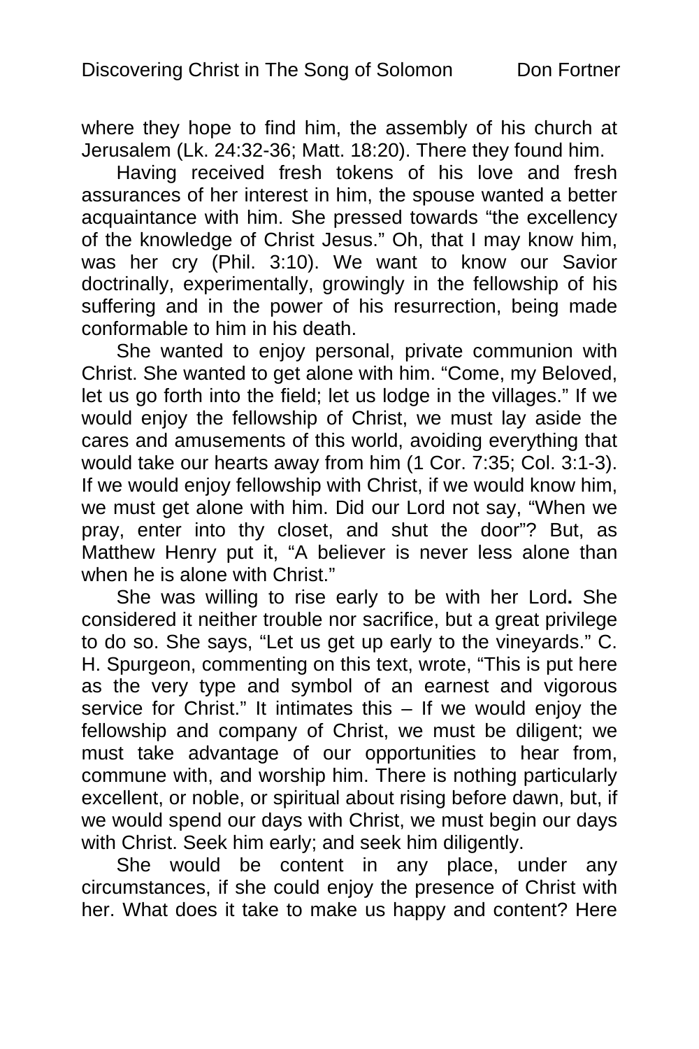where they hope to find him, the assembly of his church at Jerusalem (Lk. 24:32-36; Matt. 18:20). There they found him.

Having received fresh tokens of his love and fresh assurances of her interest in him, the spouse wanted a better acquaintance with him. She pressed towards "the excellency of the knowledge of Christ Jesus." Oh, that I may know him, was her cry (Phil. 3:10). We want to know our Savior doctrinally, experimentally, growingly in the fellowship of his suffering and in the power of his resurrection, being made conformable to him in his death.

She wanted to enjoy personal, private communion with Christ. She wanted to get alone with him. "Come, my Beloved, let us go forth into the field; let us lodge in the villages." If we would enjoy the fellowship of Christ, we must lay aside the cares and amusements of this world, avoiding everything that would take our hearts away from him (1 Cor. 7:35; Col. 3:1-3). If we would enjoy fellowship with Christ, if we would know him, we must get alone with him. Did our Lord not say, "When we pray, enter into thy closet, and shut the door"? But, as Matthew Henry put it, "A believer is never less alone than when he is alone with Christ."

She was willing to rise early to be with her Lord**.** She considered it neither trouble nor sacrifice, but a great privilege to do so. She says, "Let us get up early to the vineyards." C. H. Spurgeon, commenting on this text, wrote, "This is put here as the very type and symbol of an earnest and vigorous service for Christ." It intimates this – If we would enjoy the fellowship and company of Christ, we must be diligent; we must take advantage of our opportunities to hear from, commune with, and worship him. There is nothing particularly excellent, or noble, or spiritual about rising before dawn, but, if we would spend our days with Christ, we must begin our days with Christ. Seek him early; and seek him diligently.

She would be content in any place, under any circumstances, if she could enjoy the presence of Christ with her. What does it take to make us happy and content? Here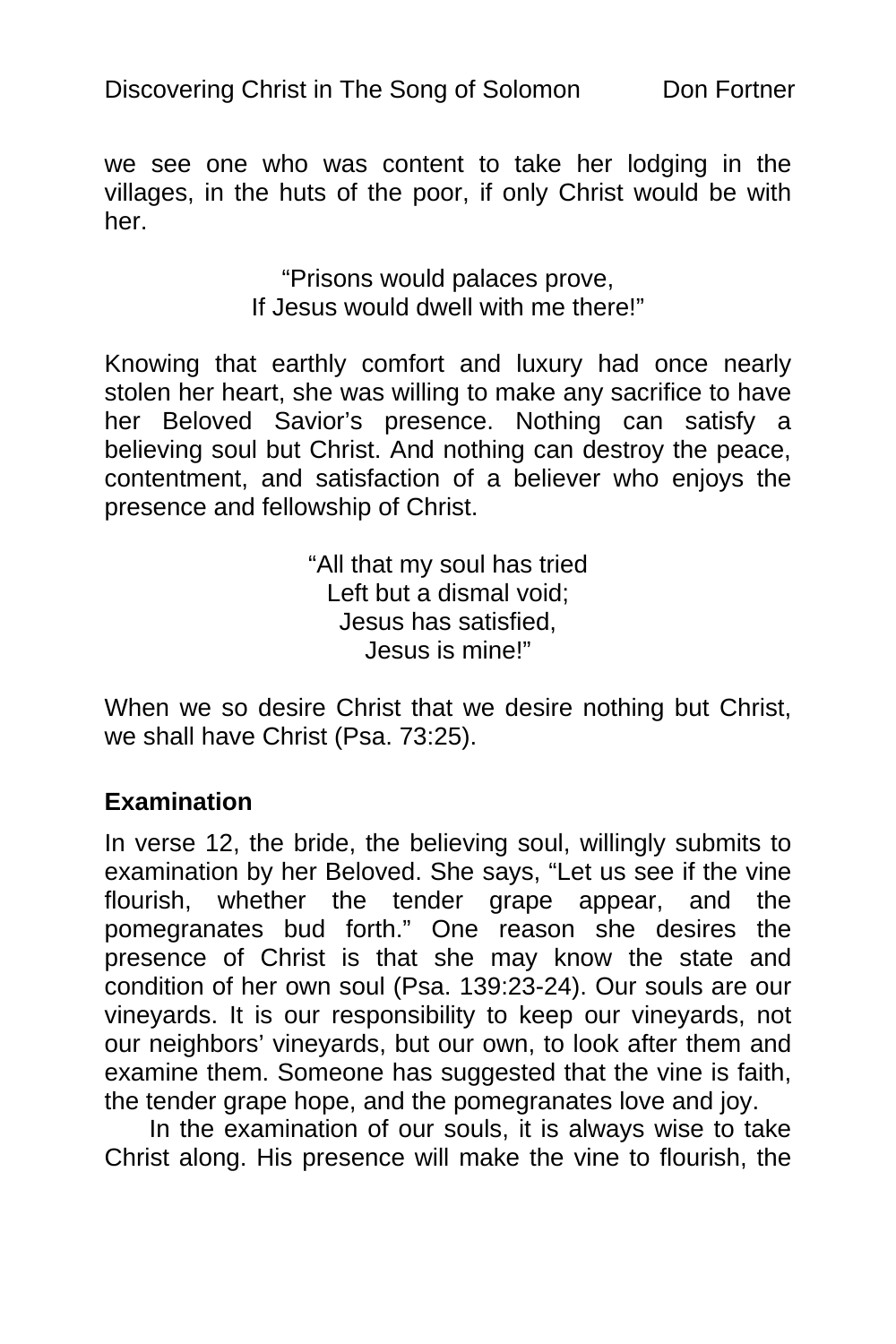we see one who was content to take her lodging in the villages, in the huts of the poor, if only Christ would be with her.

> "Prisons would palaces prove,
> If Jesus would dwell with me there!"

Knowing that earthly comfort and luxury had once nearly stolen her heart, she was willing to make any sacrifice to have her Beloved Savior's presence. Nothing can satisfy a believing soul but Christ. And nothing can destroy the peace, contentment, and satisfaction of a believer who enjoys the presence and fellowship of Christ.

> "All that my soul has tried
> Left but a dismal void;
> Jesus has satisfied,
> Jesus is mine!"

When we so desire Christ that we desire nothing but Christ, we shall have Christ (Psa. 73:25).

### Examination

In verse 12, the bride, the believing soul, willingly submits to examination by her Beloved. She says, "Let us see if the vine flourish, whether the tender grape appear, and the pomegranates bud forth." One reason she desires the presence of Christ is that she may know the state and condition of her own soul (Psa. 139:23-24). Our souls are our vineyards. It is our responsibility to keep our vineyards, not our neighbors' vineyards, but our own, to look after them and examine them. Someone has suggested that the vine is faith, the tender grape hope, and the pomegranates love and joy.

In the examination of our souls, it is always wise to take Christ along. His presence will make the vine to flourish, the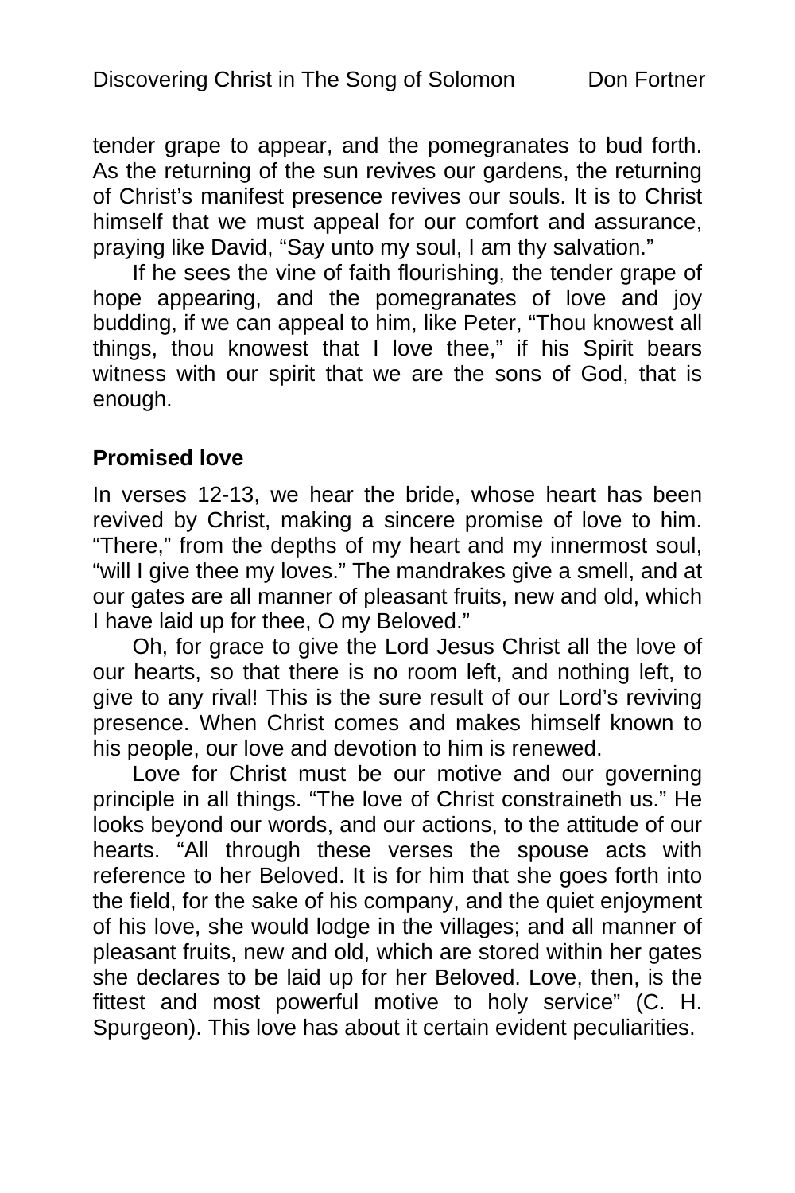tender grape to appear, and the pomegranates to bud forth. As the returning of the sun revives our gardens, the returning of Christ's manifest presence revives our souls. It is to Christ himself that we must appeal for our comfort and assurance, praying like David, "Say unto my soul, I am thy salvation."

If he sees the vine of faith flourishing, the tender grape of hope appearing, and the pomegranates of love and joy budding, if we can appeal to him, like Peter, "Thou knowest all things, thou knowest that I love thee," if his Spirit bears witness with our spirit that we are the sons of God, that is enough.

**Promised love**

In verses 12-13, we hear the bride, whose heart has been revived by Christ, making a sincere promise of love to him. "There," from the depths of my heart and my innermost soul, "will I give thee my loves." The mandrakes give a smell, and at our gates are all manner of pleasant fruits, new and old, which I have laid up for thee, O my Beloved."

Oh, for grace to give the Lord Jesus Christ all the love of our hearts, so that there is no room left, and nothing left, to give to any rival! This is the sure result of our Lord's reviving presence. When Christ comes and makes himself known to his people, our love and devotion to him is renewed.

Love for Christ must be our motive and our governing principle in all things. "The love of Christ constraineth us." He looks beyond our words, and our actions, to the attitude of our hearts. "All through these verses the spouse acts with reference to her Beloved. It is for him that she goes forth into the field, for the sake of his company, and the quiet enjoyment of his love, she would lodge in the villages; and all manner of pleasant fruits, new and old, which are stored within her gates she declares to be laid up for her Beloved. Love, then, is the fittest and most powerful motive to holy service" (C. H. Spurgeon). This love has about it certain evident peculiarities.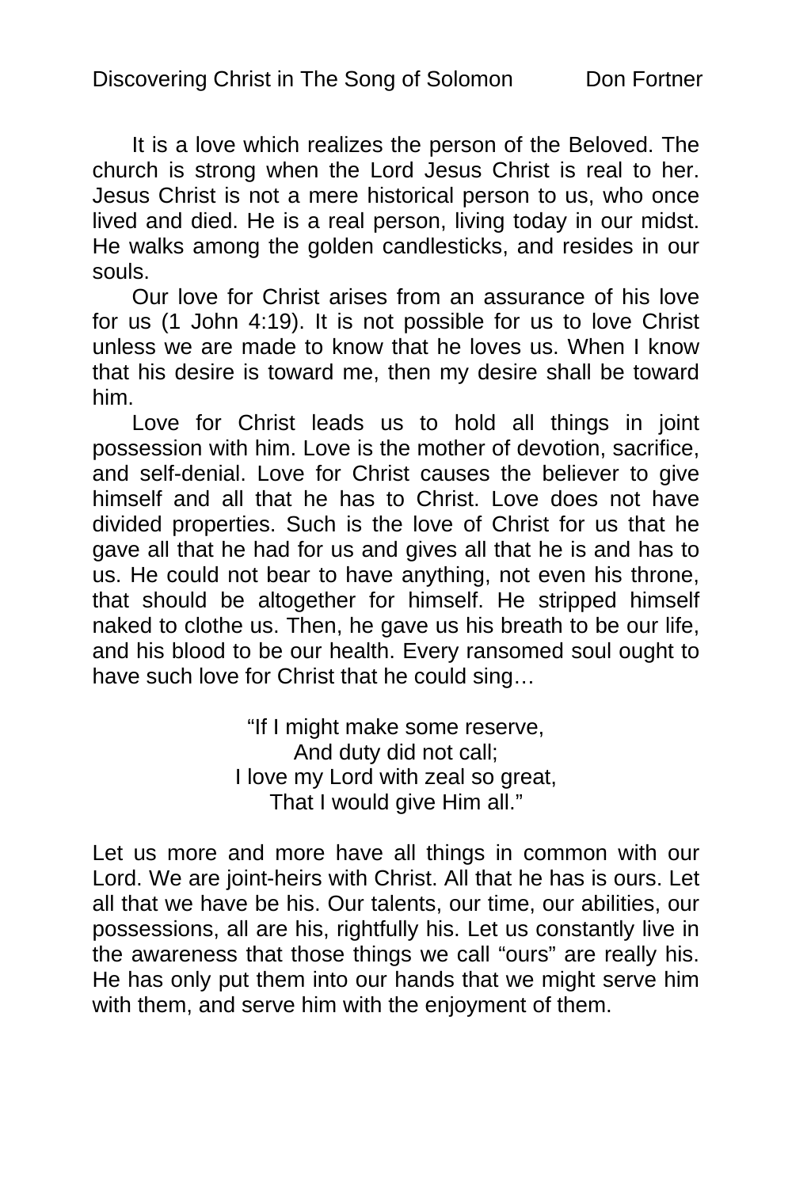It is a love which realizes the person of the Beloved. The church is strong when the Lord Jesus Christ is real to her. Jesus Christ is not a mere historical person to us, who once lived and died. He is a real person, living today in our midst. He walks among the golden candlesticks, and resides in our souls.

Our love for Christ arises from an assurance of his love for us (1 John 4:19). It is not possible for us to love Christ unless we are made to know that he loves us. When I know that his desire is toward me, then my desire shall be toward him.

Love for Christ leads us to hold all things in joint possession with him. Love is the mother of devotion, sacrifice, and self-denial. Love for Christ causes the believer to give himself and all that he has to Christ. Love does not have divided properties. Such is the love of Christ for us that he gave all that he had for us and gives all that he is and has to us. He could not bear to have anything, not even his throne, that should be altogether for himself. He stripped himself naked to clothe us. Then, he gave us his breath to be our life, and his blood to be our health. Every ransomed soul ought to have such love for Christ that he could sing…

“If I might make some reserve,
And duty did not call;
I love my Lord with zeal so great,
That I would give Him all.”

Let us more and more have all things in common with our Lord. We are joint-heirs with Christ. All that he has is ours. Let all that we have be his. Our talents, our time, our abilities, our possessions, all are his, rightfully his. Let us constantly live in the awareness that those things we call “ours” are really his. He has only put them into our hands that we might serve him with them, and serve him with the enjoyment of them.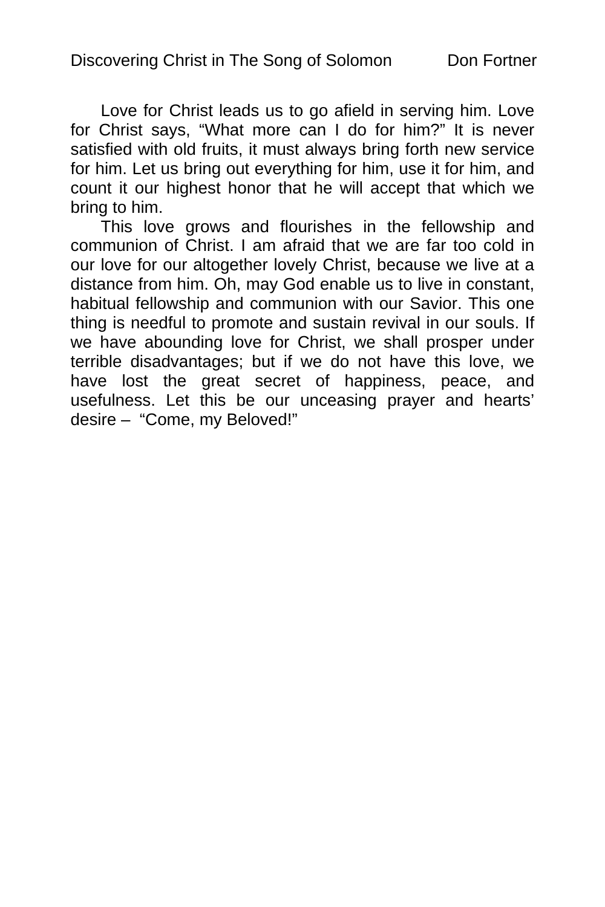Love for Christ leads us to go afield in serving him. Love for Christ says, "What more can I do for him?" It is never satisfied with old fruits, it must always bring forth new service for him. Let us bring out everything for him, use it for him, and count it our highest honor that he will accept that which we bring to him.

This love grows and flourishes in the fellowship and communion of Christ. I am afraid that we are far too cold in our love for our altogether lovely Christ, because we live at a distance from him. Oh, may God enable us to live in constant, habitual fellowship and communion with our Savior. This one thing is needful to promote and sustain revival in our souls. If we have abounding love for Christ, we shall prosper under terrible disadvantages; but if we do not have this love, we have lost the great secret of happiness, peace, and usefulness. Let this be our unceasing prayer and hearts' desire – "Come, my Beloved!"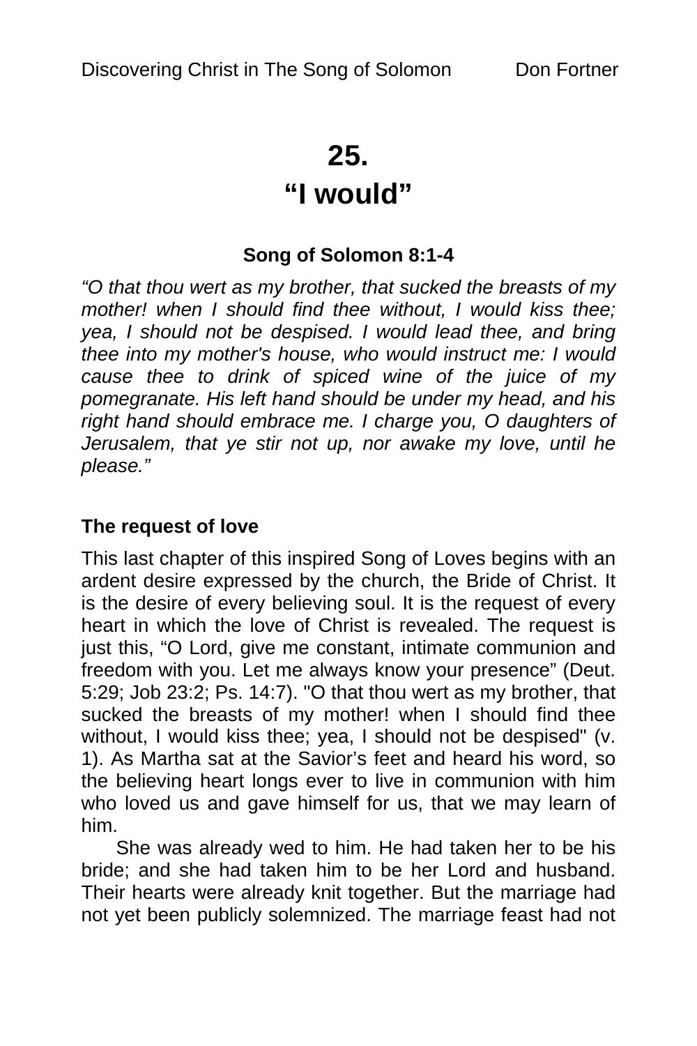# 25.
# "I would"

**Song of Solomon 8:1-4**

*"O that thou wert as my brother, that sucked the breasts of my mother! when I should find thee without, I would kiss thee; yea, I should not be despised. I would lead thee, and bring thee into my mother's house, who would instruct me: I would cause thee to drink of spiced wine of the juice of my pomegranate. His left hand should be under my head, and his right hand should embrace me. I charge you, O daughters of Jerusalem, that ye stir not up, nor awake my love, until he please."*

### The request of love

This last chapter of this inspired Song of Loves begins with an ardent desire expressed by the church, the Bride of Christ. It is the desire of every believing soul. It is the request of every heart in which the love of Christ is revealed. The request is just this, "O Lord, give me constant, intimate communion and freedom with you. Let me always know your presence" (Deut. 5:29; Job 23:2; Ps. 14:7). "O that thou wert as my brother, that sucked the breasts of my mother! when I should find thee without, I would kiss thee; yea, I should not be despised" (v. 1). As Martha sat at the Savior's feet and heard his word, so the believing heart longs ever to live in communion with him who loved us and gave himself for us, that we may learn of him.

She was already wed to him. He had taken her to be his bride; and she had taken him to be her Lord and husband. Their hearts were already knit together. But the marriage had not yet been publicly solemnized. The marriage feast had not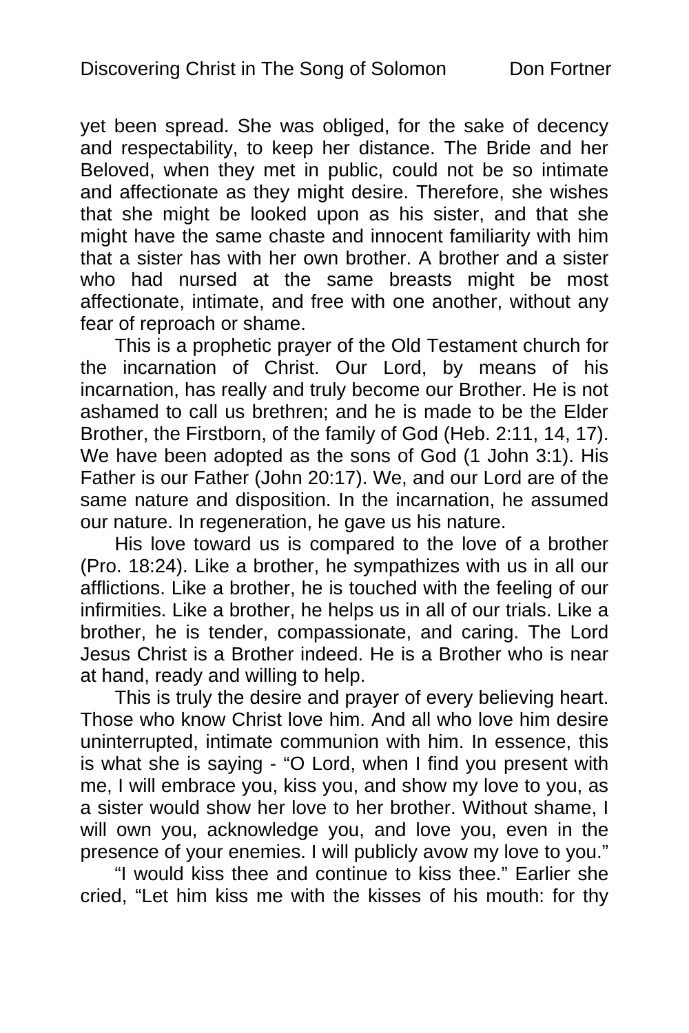yet been spread. She was obliged, for the sake of decency and respectability, to keep her distance. The Bride and her Beloved, when they met in public, could not be so intimate and affectionate as they might desire. Therefore, she wishes that she might be looked upon as his sister, and that she might have the same chaste and innocent familiarity with him that a sister has with her own brother. A brother and a sister who had nursed at the same breasts might be most affectionate, intimate, and free with one another, without any fear of reproach or shame.

This is a prophetic prayer of the Old Testament church for the incarnation of Christ. Our Lord, by means of his incarnation, has really and truly become our Brother. He is not ashamed to call us brethren; and he is made to be the Elder Brother, the Firstborn, of the family of God (Heb. 2:11, 14, 17). We have been adopted as the sons of God (1 John 3:1). His Father is our Father (John 20:17). We, and our Lord are of the same nature and disposition. In the incarnation, he assumed our nature. In regeneration, he gave us his nature.

His love toward us is compared to the love of a brother (Pro. 18:24). Like a brother, he sympathizes with us in all our afflictions. Like a brother, he is touched with the feeling of our infirmities. Like a brother, he helps us in all of our trials. Like a brother, he is tender, compassionate, and caring. The Lord Jesus Christ is a Brother indeed. He is a Brother who is near at hand, ready and willing to help.

This is truly the desire and prayer of every believing heart. Those who know Christ love him. And all who love him desire uninterrupted, intimate communion with him. In essence, this is what she is saying - "O Lord, when I find you present with me, I will embrace you, kiss you, and show my love to you, as a sister would show her love to her brother. Without shame, I will own you, acknowledge you, and love you, even in the presence of your enemies. I will publicly avow my love to you."

"I would kiss thee and continue to kiss thee." Earlier she cried, "Let him kiss me with the kisses of his mouth: for thy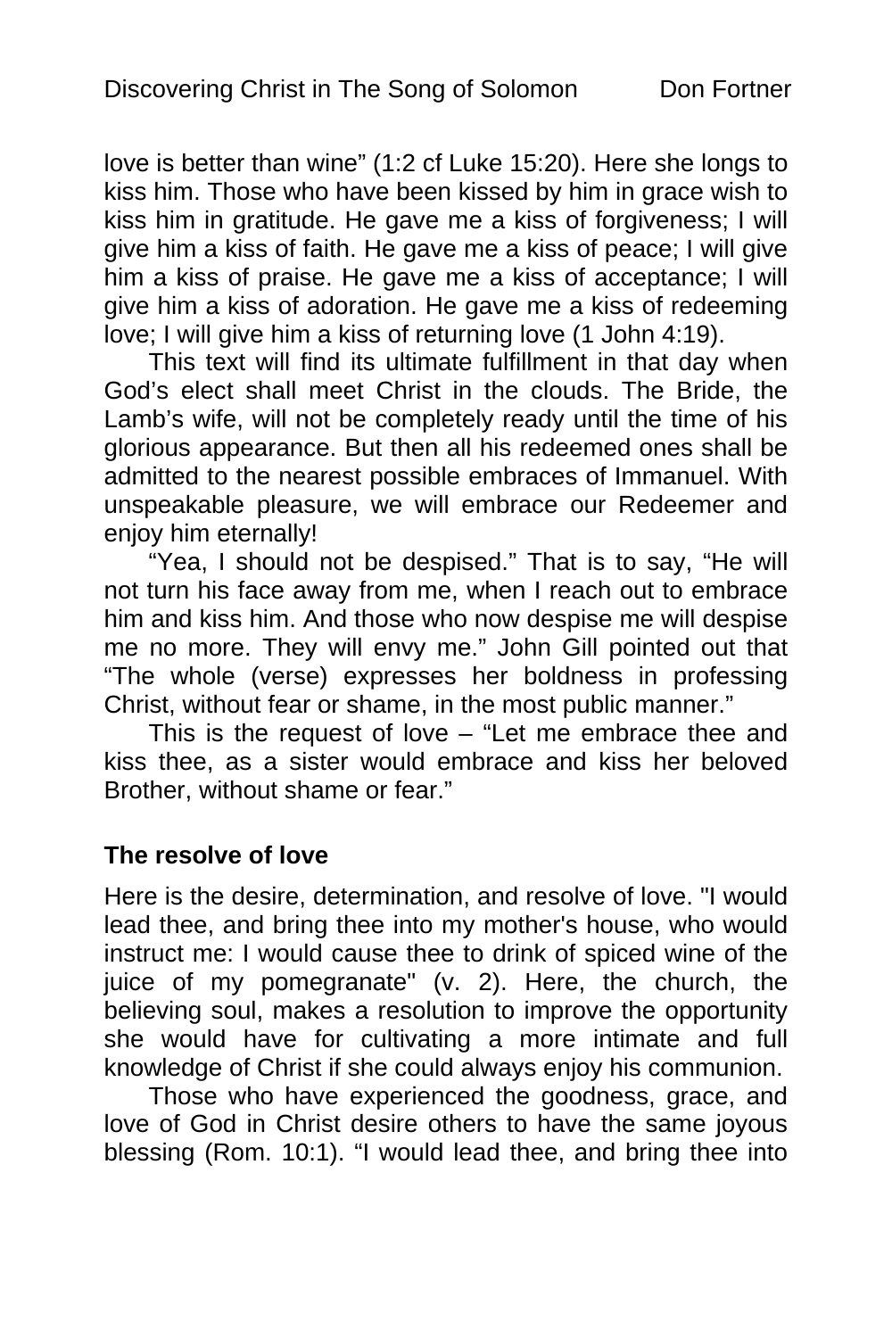love is better than wine" (1:2 cf Luke 15:20). Here she longs to kiss him. Those who have been kissed by him in grace wish to kiss him in gratitude. He gave me a kiss of forgiveness; I will give him a kiss of faith. He gave me a kiss of peace; I will give him a kiss of praise. He gave me a kiss of acceptance; I will give him a kiss of adoration. He gave me a kiss of redeeming love; I will give him a kiss of returning love (1 John 4:19).

This text will find its ultimate fulfillment in that day when God's elect shall meet Christ in the clouds. The Bride, the Lamb's wife, will not be completely ready until the time of his glorious appearance. But then all his redeemed ones shall be admitted to the nearest possible embraces of Immanuel. With unspeakable pleasure, we will embrace our Redeemer and enjoy him eternally!

"Yea, I should not be despised." That is to say, "He will not turn his face away from me, when I reach out to embrace him and kiss him. And those who now despise me will despise me no more. They will envy me." John Gill pointed out that "The whole (verse) expresses her boldness in professing Christ, without fear or shame, in the most public manner."

This is the request of love – "Let me embrace thee and kiss thee, as a sister would embrace and kiss her beloved Brother, without shame or fear."

**The resolve of love**

Here is the desire, determination, and resolve of love. "I would lead thee, and bring thee into my mother's house, who would instruct me: I would cause thee to drink of spiced wine of the juice of my pomegranate" (v. 2). Here, the church, the believing soul, makes a resolution to improve the opportunity she would have for cultivating a more intimate and full knowledge of Christ if she could always enjoy his communion.

Those who have experienced the goodness, grace, and love of God in Christ desire others to have the same joyous blessing (Rom. 10:1). "I would lead thee, and bring thee into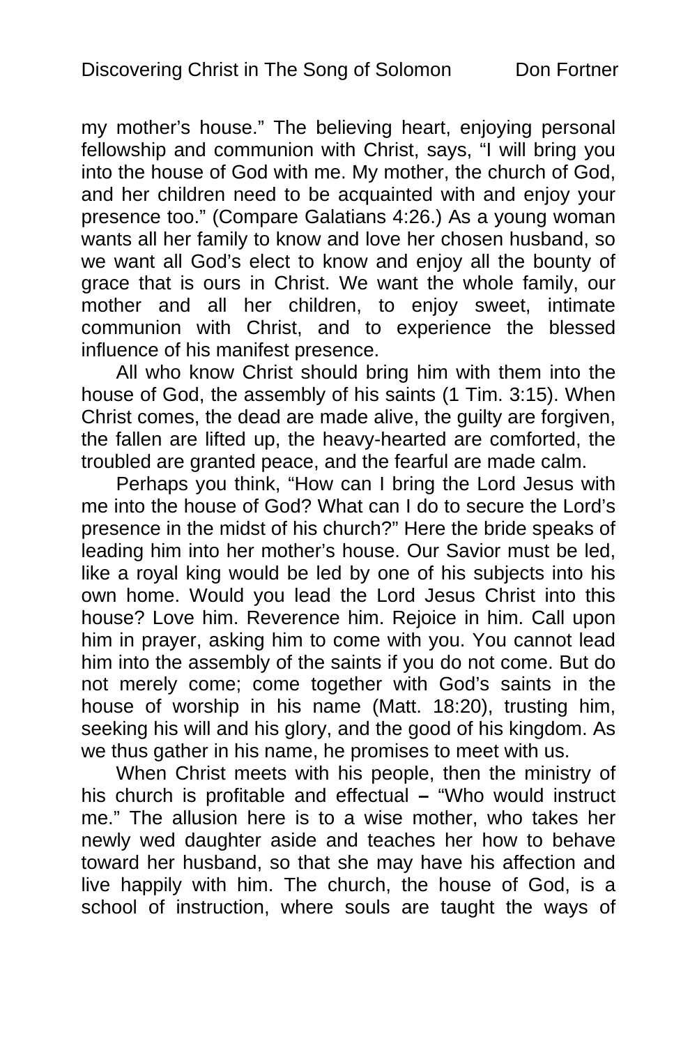my mother's house." The believing heart, enjoying personal fellowship and communion with Christ, says, "I will bring you into the house of God with me. My mother, the church of God, and her children need to be acquainted with and enjoy your presence too." (Compare Galatians 4:26.) As a young woman wants all her family to know and love her chosen husband, so we want all God's elect to know and enjoy all the bounty of grace that is ours in Christ. We want the whole family, our mother and all her children, to enjoy sweet, intimate communion with Christ, and to experience the blessed influence of his manifest presence.

All who know Christ should bring him with them into the house of God, the assembly of his saints (1 Tim. 3:15). When Christ comes, the dead are made alive, the guilty are forgiven, the fallen are lifted up, the heavy-hearted are comforted, the troubled are granted peace, and the fearful are made calm.

Perhaps you think, "How can I bring the Lord Jesus with me into the house of God? What can I do to secure the Lord's presence in the midst of his church?" Here the bride speaks of leading him into her mother's house. Our Savior must be led, like a royal king would be led by one of his subjects into his own home. Would you lead the Lord Jesus Christ into this house? Love him. Reverence him. Rejoice in him. Call upon him in prayer, asking him to come with you. You cannot lead him into the assembly of the saints if you do not come. But do not merely come; come together with God's saints in the house of worship in his name (Matt. 18:20), trusting him, seeking his will and his glory, and the good of his kingdom. As we thus gather in his name, he promises to meet with us.

When Christ meets with his people, then the ministry of his church is profitable and effectual **–** "Who would instruct me." The allusion here is to a wise mother, who takes her newly wed daughter aside and teaches her how to behave toward her husband, so that she may have his affection and live happily with him. The church, the house of God, is a school of instruction, where souls are taught the ways of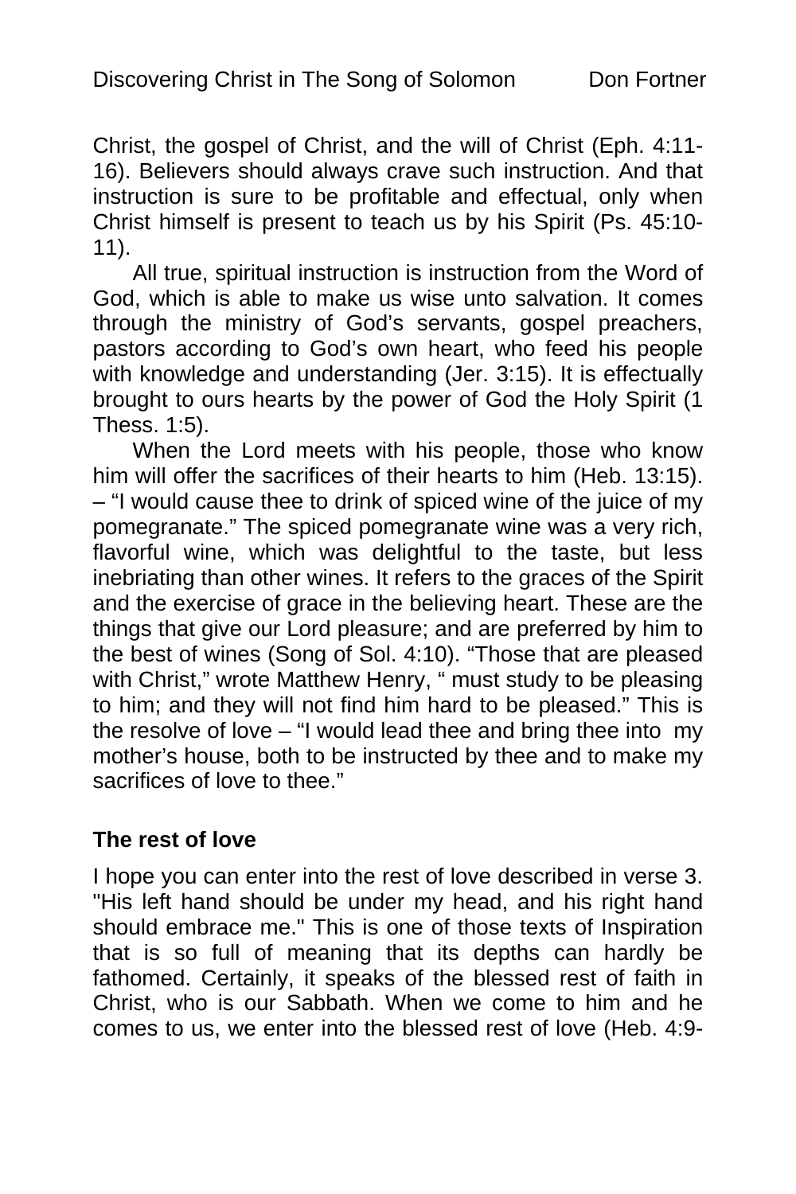Christ, the gospel of Christ, and the will of Christ (Eph. 4:11-16). Believers should always crave such instruction. And that instruction is sure to be profitable and effectual, only when Christ himself is present to teach us by his Spirit (Ps. 45:10-11).

All true, spiritual instruction is instruction from the Word of God, which is able to make us wise unto salvation. It comes through the ministry of God's servants, gospel preachers, pastors according to God's own heart, who feed his people with knowledge and understanding (Jer. 3:15). It is effectually brought to ours hearts by the power of God the Holy Spirit (1 Thess. 1:5).

When the Lord meets with his people, those who know him will offer the sacrifices of their hearts to him (Heb. 13:15). – "I would cause thee to drink of spiced wine of the juice of my pomegranate." The spiced pomegranate wine was a very rich, flavorful wine, which was delightful to the taste, but less inebriating than other wines. It refers to the graces of the Spirit and the exercise of grace in the believing heart. These are the things that give our Lord pleasure; and are preferred by him to the best of wines (Song of Sol. 4:10). "Those that are pleased with Christ," wrote Matthew Henry, " must study to be pleasing to him; and they will not find him hard to be pleased." This is the resolve of love – "I would lead thee and bring thee into my mother's house, both to be instructed by thee and to make my sacrifices of love to thee."

### The rest of love

I hope you can enter into the rest of love described in verse 3. "His left hand should be under my head, and his right hand should embrace me." This is one of those texts of Inspiration that is so full of meaning that its depths can hardly be fathomed. Certainly, it speaks of the blessed rest of faith in Christ, who is our Sabbath. When we come to him and he comes to us, we enter into the blessed rest of love (Heb. 4:9-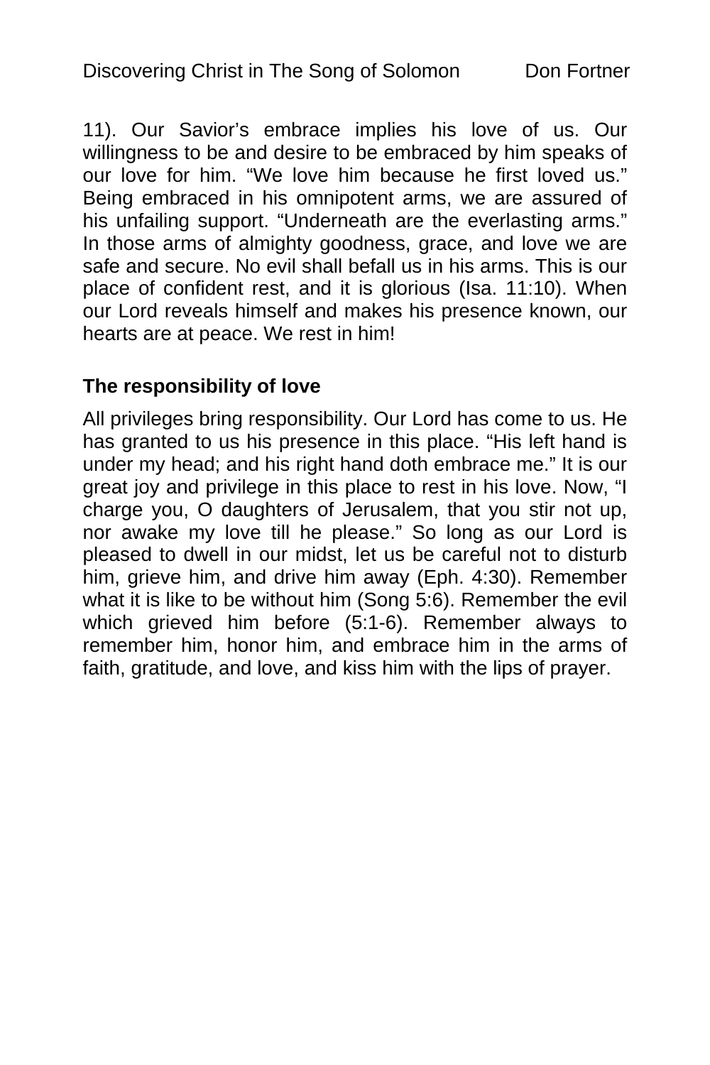11). Our Savior's embrace implies his love of us. Our willingness to be and desire to be embraced by him speaks of our love for him. "We love him because he first loved us." Being embraced in his omnipotent arms, we are assured of his unfailing support. "Underneath are the everlasting arms." In those arms of almighty goodness, grace, and love we are safe and secure. No evil shall befall us in his arms. This is our place of confident rest, and it is glorious (Isa. 11:10). When our Lord reveals himself and makes his presence known, our hearts are at peace. We rest in him!

**The responsibility of love**

All privileges bring responsibility. Our Lord has come to us. He has granted to us his presence in this place. "His left hand is under my head; and his right hand doth embrace me." It is our great joy and privilege in this place to rest in his love. Now, "I charge you, O daughters of Jerusalem, that you stir not up, nor awake my love till he please." So long as our Lord is pleased to dwell in our midst, let us be careful not to disturb him, grieve him, and drive him away (Eph. 4:30). Remember what it is like to be without him (Song 5:6). Remember the evil which grieved him before (5:1-6). Remember always to remember him, honor him, and embrace him in the arms of faith, gratitude, and love, and kiss him with the lips of prayer.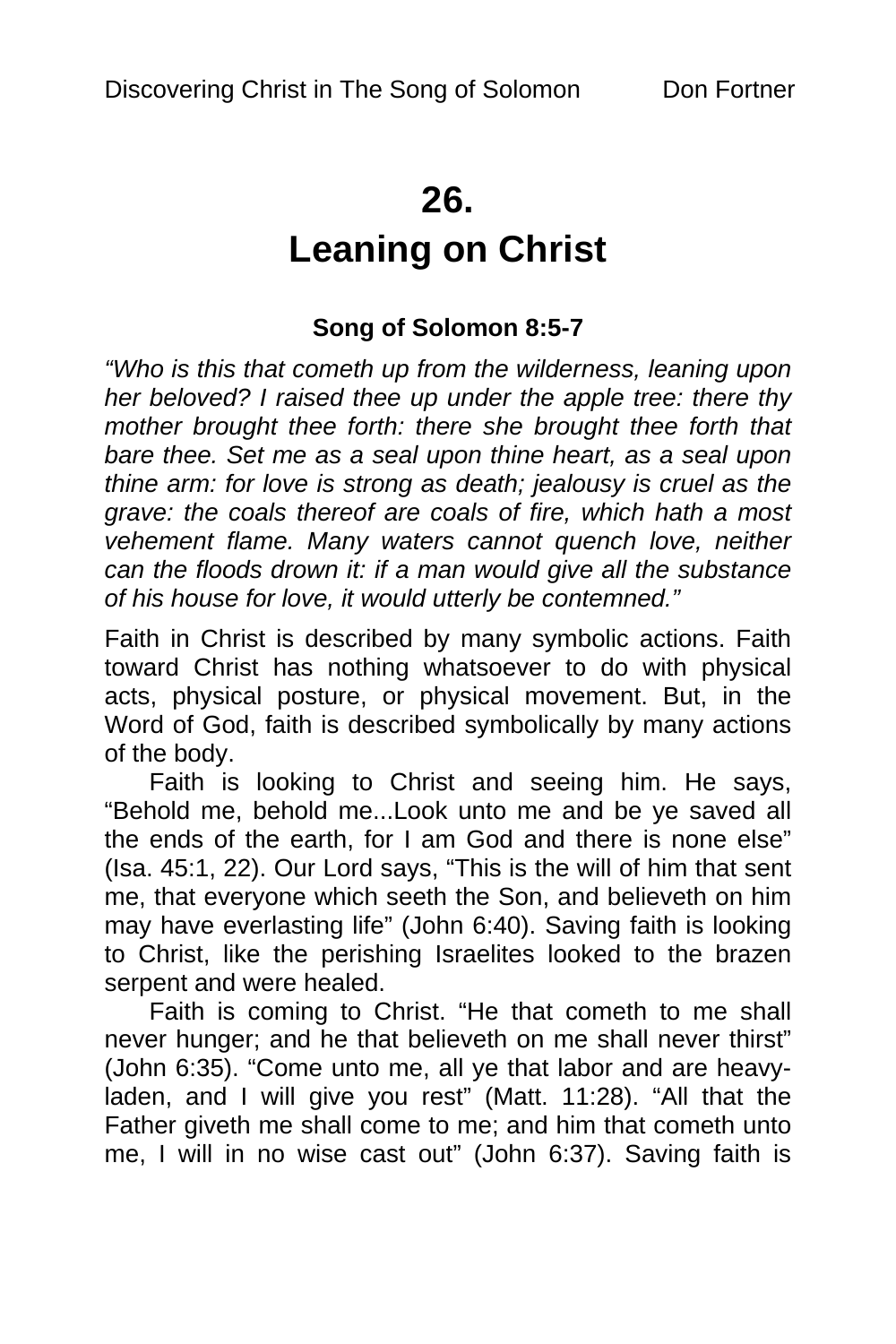# 26.
# Leaning on Christ

**Song of Solomon 8:5-7**

*"Who is this that cometh up from the wilderness, leaning upon her beloved? I raised thee up under the apple tree: there thy mother brought thee forth: there she brought thee forth that bare thee. Set me as a seal upon thine heart, as a seal upon thine arm: for love is strong as death; jealousy is cruel as the grave: the coals thereof are coals of fire, which hath a most vehement flame. Many waters cannot quench love, neither can the floods drown it: if a man would give all the substance of his house for love, it would utterly be contemned."*

Faith in Christ is described by many symbolic actions. Faith toward Christ has nothing whatsoever to do with physical acts, physical posture, or physical movement. But, in the Word of God, faith is described symbolically by many actions of the body.

Faith is looking to Christ and seeing him. He says, "Behold me, behold me...Look unto me and be ye saved all the ends of the earth, for I am God and there is none else" (Isa. 45:1, 22). Our Lord says, "This is the will of him that sent me, that everyone which seeth the Son, and believeth on him may have everlasting life" (John 6:40). Saving faith is looking to Christ, like the perishing Israelites looked to the brazen serpent and were healed.

Faith is coming to Christ. "He that cometh to me shall never hunger; and he that believeth on me shall never thirst" (John 6:35). "Come unto me, all ye that labor and are heavy-laden, and I will give you rest" (Matt. 11:28). "All that the Father giveth me shall come to me; and him that cometh unto me, I will in no wise cast out" (John 6:37). Saving faith is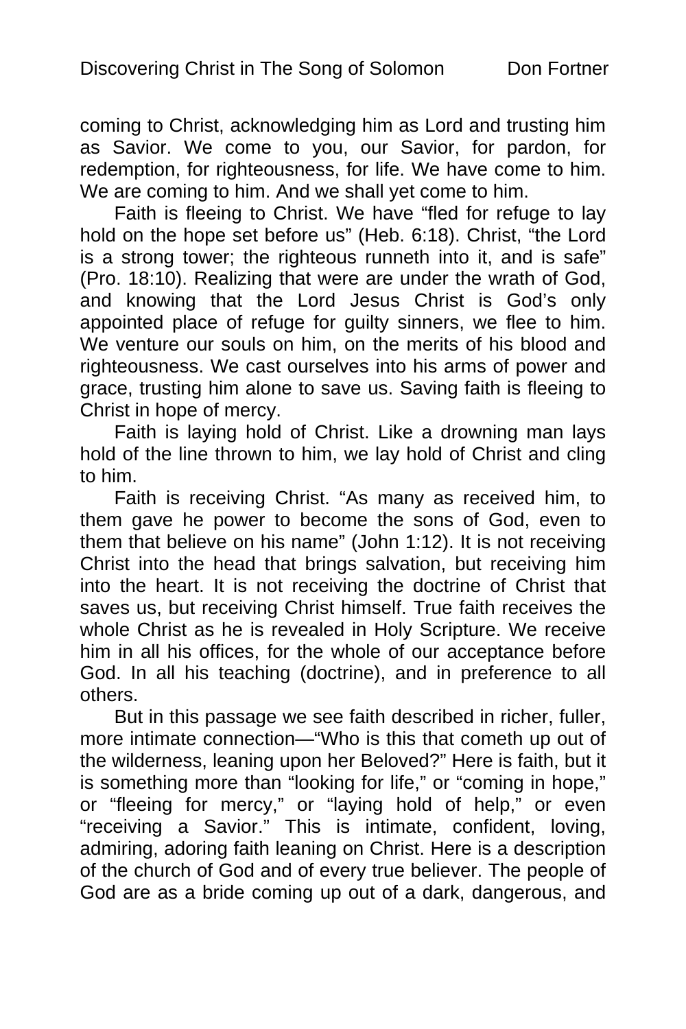coming to Christ, acknowledging him as Lord and trusting him as Savior. We come to you, our Savior, for pardon, for redemption, for righteousness, for life. We have come to him. We are coming to him. And we shall yet come to him.

Faith is fleeing to Christ. We have "fled for refuge to lay hold on the hope set before us" (Heb. 6:18). Christ, "the Lord is a strong tower; the righteous runneth into it, and is safe" (Pro. 18:10). Realizing that were are under the wrath of God, and knowing that the Lord Jesus Christ is God's only appointed place of refuge for guilty sinners, we flee to him. We venture our souls on him, on the merits of his blood and righteousness. We cast ourselves into his arms of power and grace, trusting him alone to save us. Saving faith is fleeing to Christ in hope of mercy.

Faith is laying hold of Christ. Like a drowning man lays hold of the line thrown to him, we lay hold of Christ and cling to him.

Faith is receiving Christ. "As many as received him, to them gave he power to become the sons of God, even to them that believe on his name" (John 1:12). It is not receiving Christ into the head that brings salvation, but receiving him into the heart. It is not receiving the doctrine of Christ that saves us, but receiving Christ himself. True faith receives the whole Christ as he is revealed in Holy Scripture. We receive him in all his offices, for the whole of our acceptance before God. In all his teaching (doctrine), and in preference to all others.

But in this passage we see faith described in richer, fuller, more intimate connection—"Who is this that cometh up out of the wilderness, leaning upon her Beloved?" Here is faith, but it is something more than "looking for life," or "coming in hope," or "fleeing for mercy," or "laying hold of help," or even "receiving a Savior." This is intimate, confident, loving, admiring, adoring faith leaning on Christ. Here is a description of the church of God and of every true believer. The people of God are as a bride coming up out of a dark, dangerous, and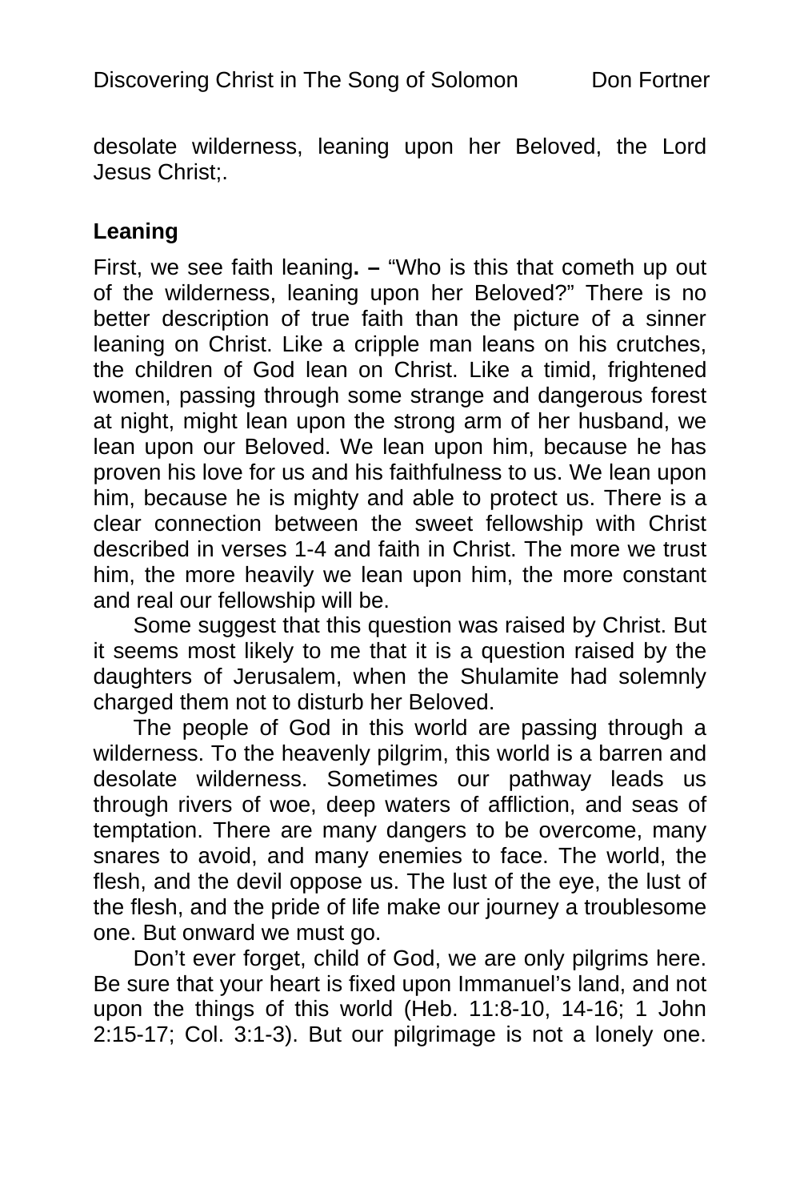desolate wilderness, leaning upon her Beloved, the Lord Jesus Christ;.

**Leaning**

First, we see faith leaning**. –** "Who is this that cometh up out of the wilderness, leaning upon her Beloved?" There is no better description of true faith than the picture of a sinner leaning on Christ. Like a cripple man leans on his crutches, the children of God lean on Christ. Like a timid, frightened women, passing through some strange and dangerous forest at night, might lean upon the strong arm of her husband, we lean upon our Beloved. We lean upon him, because he has proven his love for us and his faithfulness to us. We lean upon him, because he is mighty and able to protect us. There is a clear connection between the sweet fellowship with Christ described in verses 1-4 and faith in Christ. The more we trust him, the more heavily we lean upon him, the more constant and real our fellowship will be.

Some suggest that this question was raised by Christ. But it seems most likely to me that it is a question raised by the daughters of Jerusalem, when the Shulamite had solemnly charged them not to disturb her Beloved.

The people of God in this world are passing through a wilderness. To the heavenly pilgrim, this world is a barren and desolate wilderness. Sometimes our pathway leads us through rivers of woe, deep waters of affliction, and seas of temptation. There are many dangers to be overcome, many snares to avoid, and many enemies to face. The world, the flesh, and the devil oppose us. The lust of the eye, the lust of the flesh, and the pride of life make our journey a troublesome one. But onward we must go.

Don't ever forget, child of God, we are only pilgrims here. Be sure that your heart is fixed upon Immanuel's land, and not upon the things of this world (Heb. 11:8-10, 14-16; 1 John 2:15-17; Col. 3:1-3). But our pilgrimage is not a lonely one.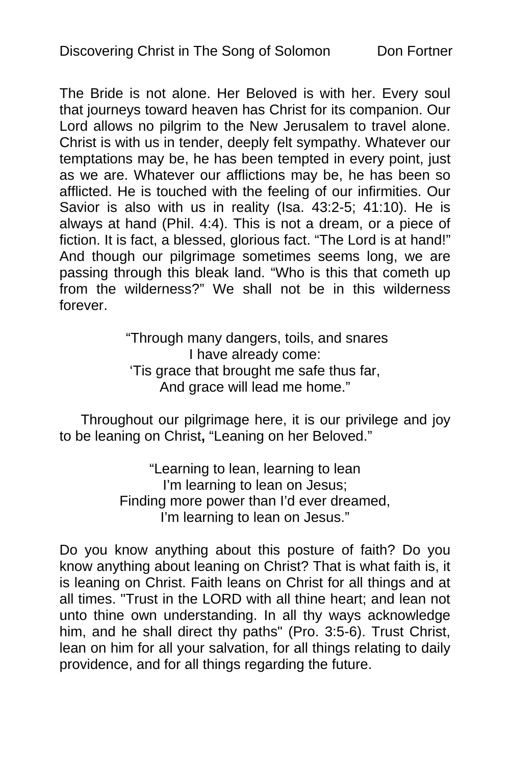The Bride is not alone. Her Beloved is with her. Every soul that journeys toward heaven has Christ for its companion. Our Lord allows no pilgrim to the New Jerusalem to travel alone. Christ is with us in tender, deeply felt sympathy. Whatever our temptations may be, he has been tempted in every point, just as we are. Whatever our afflictions may be, he has been so afflicted. He is touched with the feeling of our infirmities. Our Savior is also with us in reality (Isa. 43:2-5; 41:10). He is always at hand (Phil. 4:4). This is not a dream, or a piece of fiction. It is fact, a blessed, glorious fact. “The Lord is at hand!” And though our pilgrimage sometimes seems long, we are passing through this bleak land. “Who is this that cometh up from the wilderness?” We shall not be in this wilderness forever.

“Through many dangers, toils, and snares  
I have already come:  
‘Tis grace that brought me safe thus far,  
And grace will lead me home.”

Throughout our pilgrimage here, it is our privilege and joy to be leaning on Christ**,** “Leaning on her Beloved.”

“Learning to lean, learning to lean  
I’m learning to lean on Jesus;  
Finding more power than I’d ever dreamed,  
I’m learning to lean on Jesus.”

Do you know anything about this posture of faith? Do you know anything about leaning on Christ? That is what faith is, it is leaning on Christ. Faith leans on Christ for all things and at all times. "Trust in the LORD with all thine heart; and lean not unto thine own understanding. In all thy ways acknowledge him, and he shall direct thy paths" (Pro. 3:5-6). Trust Christ, lean on him for all your salvation, for all things relating to daily providence, and for all things regarding the future.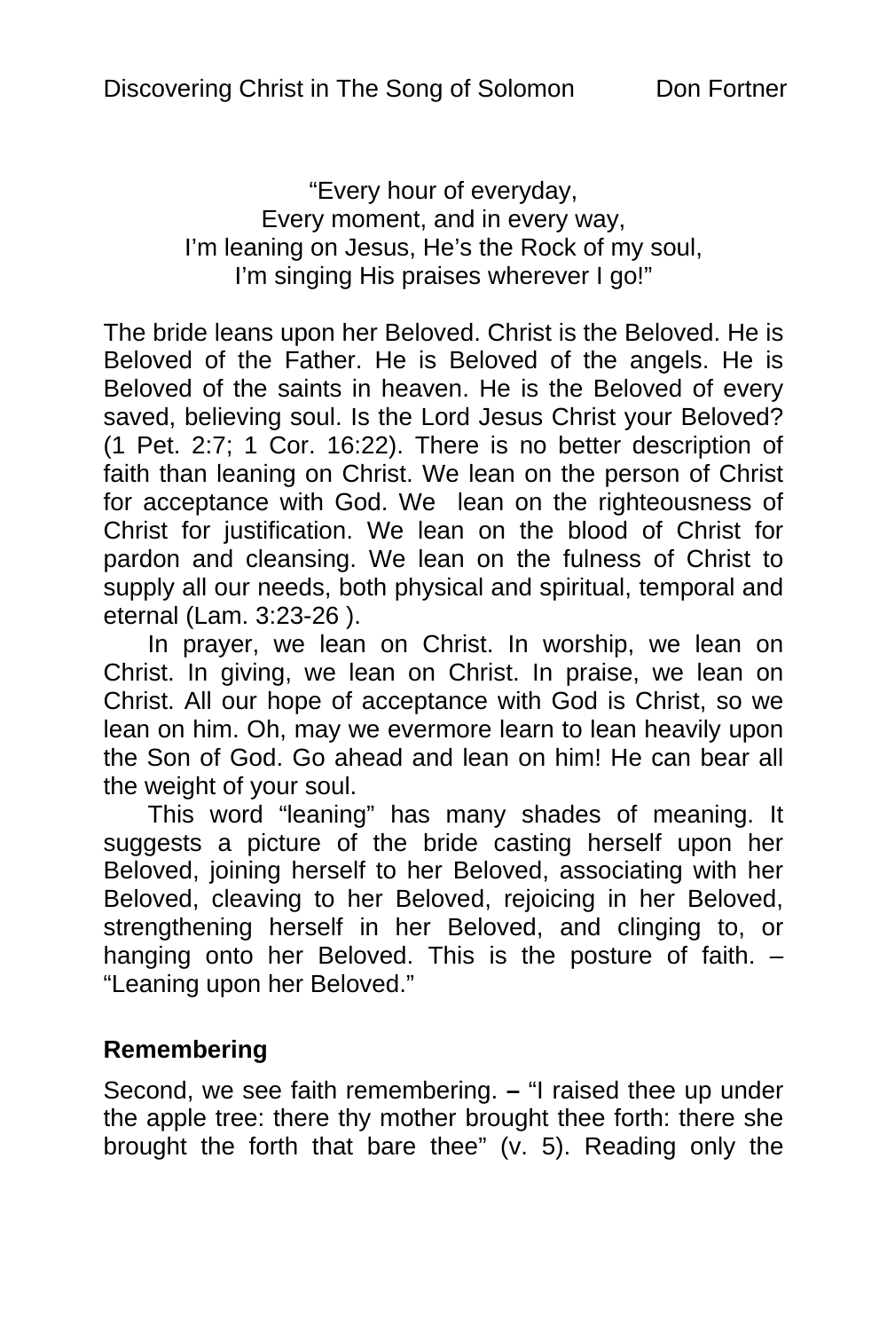"Every hour of everyday,  
Every moment, and in every way,  
I'm leaning on Jesus, He's the Rock of my soul,  
I'm singing His praises wherever I go!"

The bride leans upon her Beloved. Christ is the Beloved. He is Beloved of the Father. He is Beloved of the angels. He is Beloved of the saints in heaven. He is the Beloved of every saved, believing soul. Is the Lord Jesus Christ your Beloved? (1 Pet. 2:7; 1 Cor. 16:22). There is no better description of faith than leaning on Christ. We lean on the person of Christ for acceptance with God. We lean on the righteousness of Christ for justification. We lean on the blood of Christ for pardon and cleansing. We lean on the fulness of Christ to supply all our needs, both physical and spiritual, temporal and eternal (Lam. 3:23-26 ).

In prayer, we lean on Christ. In worship, we lean on Christ. In giving, we lean on Christ. In praise, we lean on Christ. All our hope of acceptance with God is Christ, so we lean on him. Oh, may we evermore learn to lean heavily upon the Son of God. Go ahead and lean on him! He can bear all the weight of your soul.

This word "leaning" has many shades of meaning. It suggests a picture of the bride casting herself upon her Beloved, joining herself to her Beloved, associating with her Beloved, cleaving to her Beloved, rejoicing in her Beloved, strengthening herself in her Beloved, and clinging to, or hanging onto her Beloved. This is the posture of faith. – "Leaning upon her Beloved."

**Remembering**

Second, we see faith remembering. **–** "I raised thee up under the apple tree: there thy mother brought thee forth: there she brought the forth that bare thee" (v. 5). Reading only the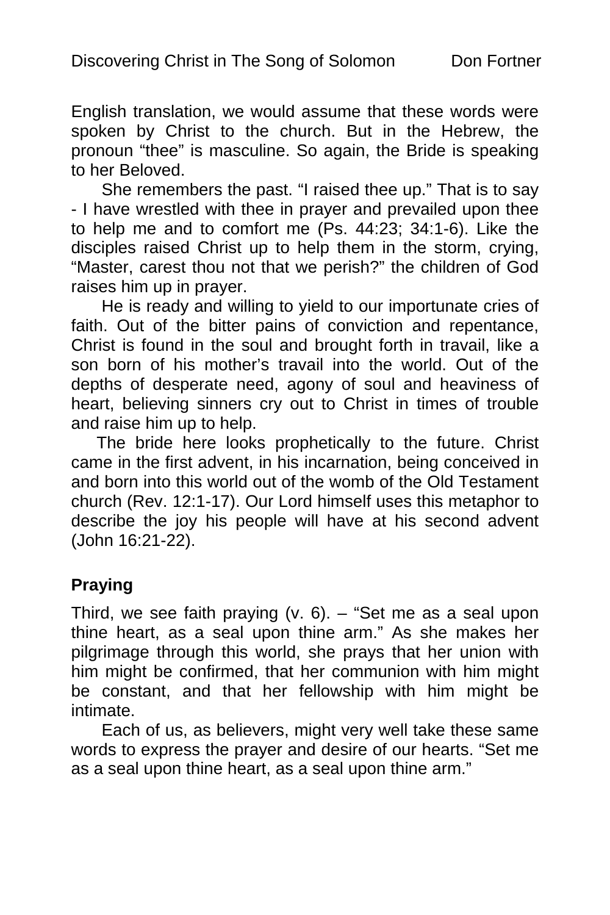English translation, we would assume that these words were spoken by Christ to the church. But in the Hebrew, the pronoun “thee” is masculine. So again, the Bride is speaking to her Beloved.

She remembers the past. “I raised thee up.” That is to say - I have wrestled with thee in prayer and prevailed upon thee to help me and to comfort me (Ps. 44:23; 34:1-6). Like the disciples raised Christ up to help them in the storm, crying, “Master, carest thou not that we perish?” the children of God raises him up in prayer.

He is ready and willing to yield to our importunate cries of faith. Out of the bitter pains of conviction and repentance, Christ is found in the soul and brought forth in travail, like a son born of his mother’s travail into the world. Out of the depths of desperate need, agony of soul and heaviness of heart, believing sinners cry out to Christ in times of trouble and raise him up to help.

The bride here looks prophetically to the future. Christ came in the first advent, in his incarnation, being conceived in and born into this world out of the womb of the Old Testament church (Rev. 12:1-17). Our Lord himself uses this metaphor to describe the joy his people will have at his second advent (John 16:21-22).

## Praying

Third, we see faith praying (v. 6). – “Set me as a seal upon thine heart, as a seal upon thine arm.” As she makes her pilgrimage through this world, she prays that her union with him might be confirmed, that her communion with him might be constant, and that her fellowship with him might be intimate.

Each of us, as believers, might very well take these same words to express the prayer and desire of our hearts. “Set me as a seal upon thine heart, as a seal upon thine arm.”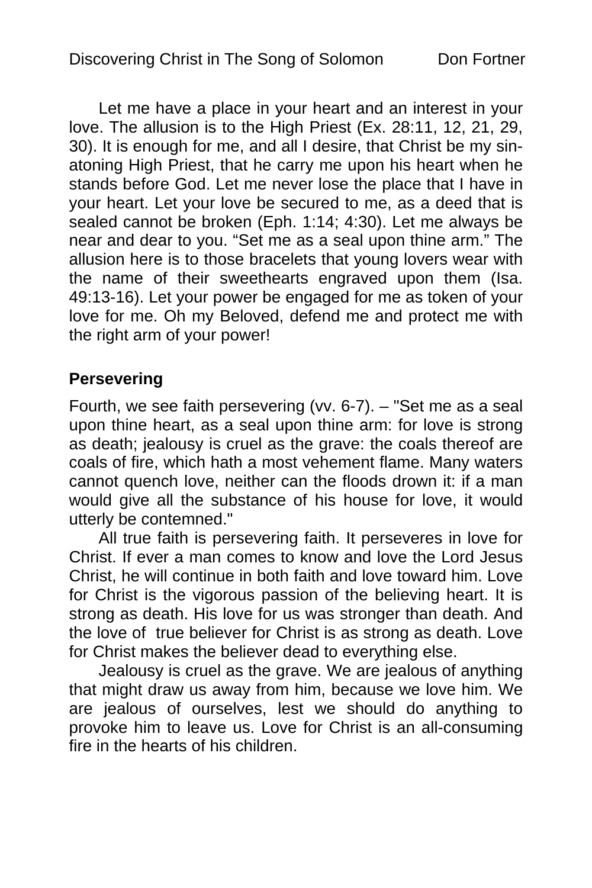Let me have a place in your heart and an interest in your love. The allusion is to the High Priest (Ex. 28:11, 12, 21, 29, 30). It is enough for me, and all I desire, that Christ be my sin-atoning High Priest, that he carry me upon his heart when he stands before God. Let me never lose the place that I have in your heart. Let your love be secured to me, as a deed that is sealed cannot be broken (Eph. 1:14; 4:30). Let me always be near and dear to you. "Set me as a seal upon thine arm." The allusion here is to those bracelets that young lovers wear with the name of their sweethearts engraved upon them (Isa. 49:13-16). Let your power be engaged for me as token of your love for me. Oh my Beloved, defend me and protect me with the right arm of your power!

**Persevering**

Fourth, we see faith persevering (vv. 6-7). – "Set me as a seal upon thine heart, as a seal upon thine arm: for love is strong as death; jealousy is cruel as the grave: the coals thereof are coals of fire, which hath a most vehement flame. Many waters cannot quench love, neither can the floods drown it: if a man would give all the substance of his house for love, it would utterly be contemned."

All true faith is persevering faith. It perseveres in love for Christ. If ever a man comes to know and love the Lord Jesus Christ, he will continue in both faith and love toward him. Love for Christ is the vigorous passion of the believing heart. It is strong as death. His love for us was stronger than death. And the love of true believer for Christ is as strong as death. Love for Christ makes the believer dead to everything else.

Jealousy is cruel as the grave. We are jealous of anything that might draw us away from him, because we love him. We are jealous of ourselves, lest we should do anything to provoke him to leave us. Love for Christ is an all-consuming fire in the hearts of his children.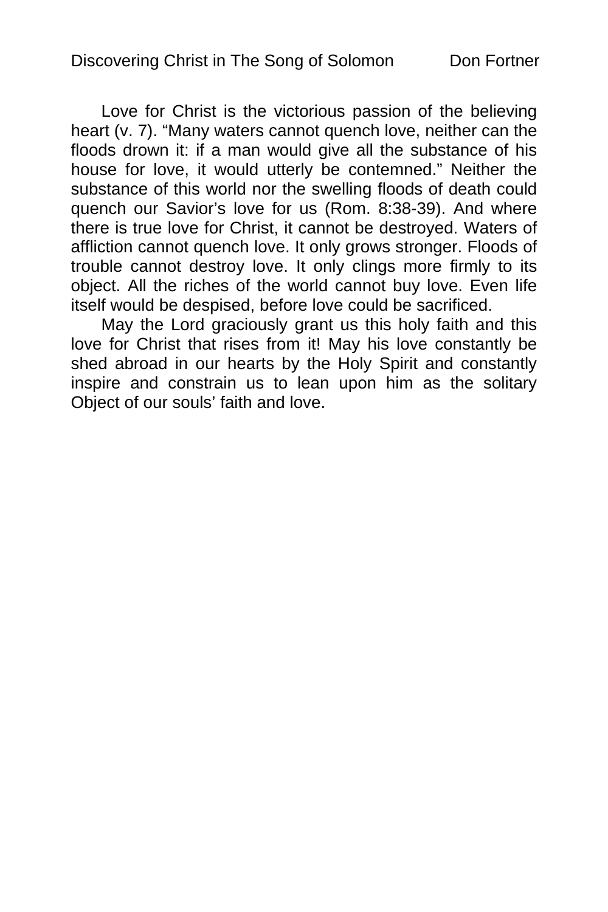Love for Christ is the victorious passion of the believing heart (v. 7). "Many waters cannot quench love, neither can the floods drown it: if a man would give all the substance of his house for love, it would utterly be contemned." Neither the substance of this world nor the swelling floods of death could quench our Savior's love for us (Rom. 8:38-39). And where there is true love for Christ, it cannot be destroyed. Waters of affliction cannot quench love. It only grows stronger. Floods of trouble cannot destroy love. It only clings more firmly to its object. All the riches of the world cannot buy love. Even life itself would be despised, before love could be sacrificed.

May the Lord graciously grant us this holy faith and this love for Christ that rises from it! May his love constantly be shed abroad in our hearts by the Holy Spirit and constantly inspire and constrain us to lean upon him as the solitary Object of our souls' faith and love.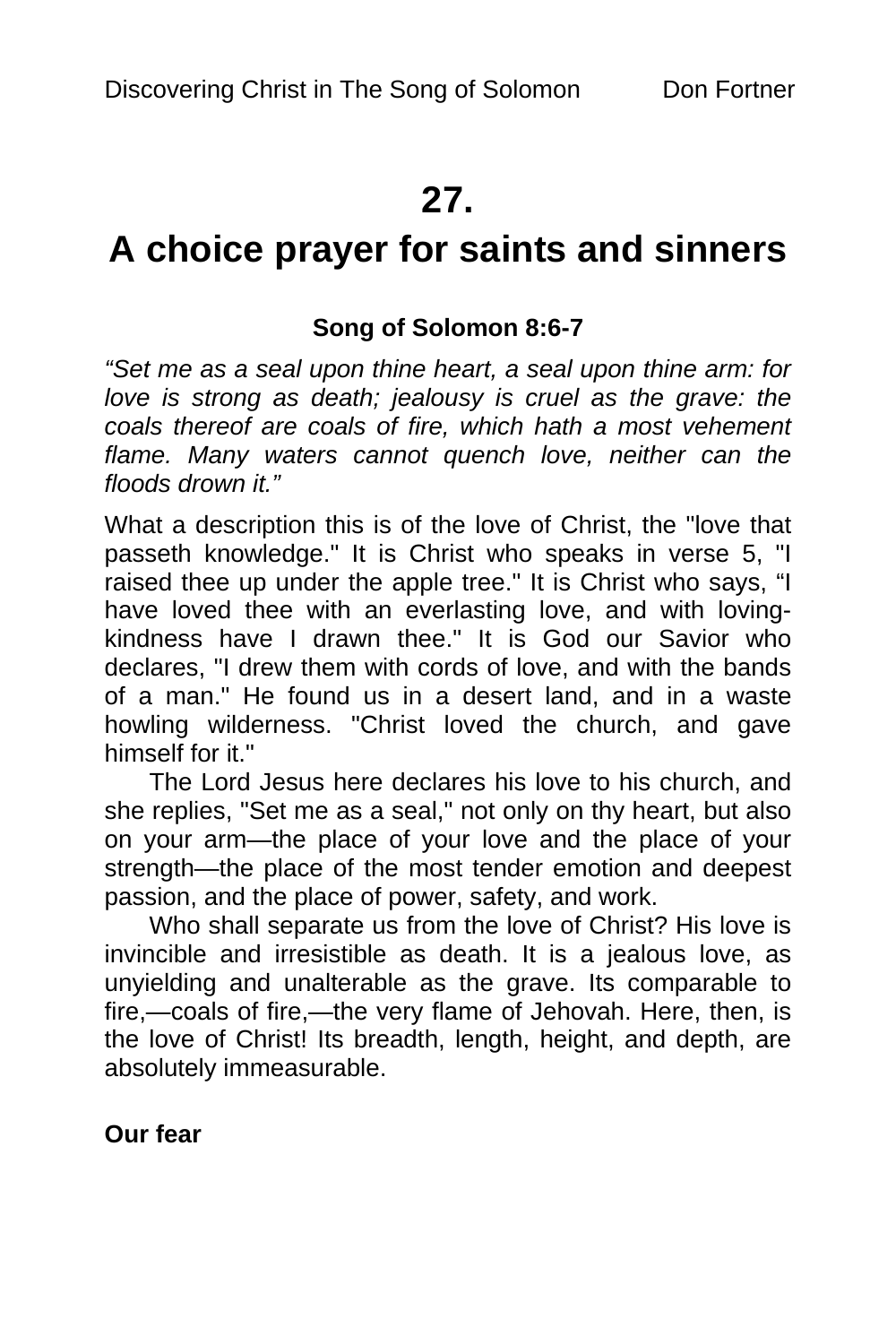# 27.

# A choice prayer for saints and sinners

**Song of Solomon 8:6-7**

*"Set me as a seal upon thine heart, a seal upon thine arm: for love is strong as death; jealousy is cruel as the grave: the coals thereof are coals of fire, which hath a most vehement flame. Many waters cannot quench love, neither can the floods drown it."*

What a description this is of the love of Christ, the "love that passeth knowledge." It is Christ who speaks in verse 5, "I raised thee up under the apple tree." It is Christ who says, "I have loved thee with an everlasting love, and with loving-kindness have I drawn thee." It is God our Savior who declares, "I drew them with cords of love, and with the bands of a man." He found us in a desert land, and in a waste howling wilderness. "Christ loved the church, and gave himself for it."

The Lord Jesus here declares his love to his church, and she replies, "Set me as a seal," not only on thy heart, but also on your arm—the place of your love and the place of your strength—the place of the most tender emotion and deepest passion, and the place of power, safety, and work.

Who shall separate us from the love of Christ? His love is invincible and irresistible as death. It is a jealous love, as unyielding and unalterable as the grave. Its comparable to fire,—coals of fire,—the very flame of Jehovah. Here, then, is the love of Christ! Its breadth, length, height, and depth, are absolutely immeasurable.

**Our fear**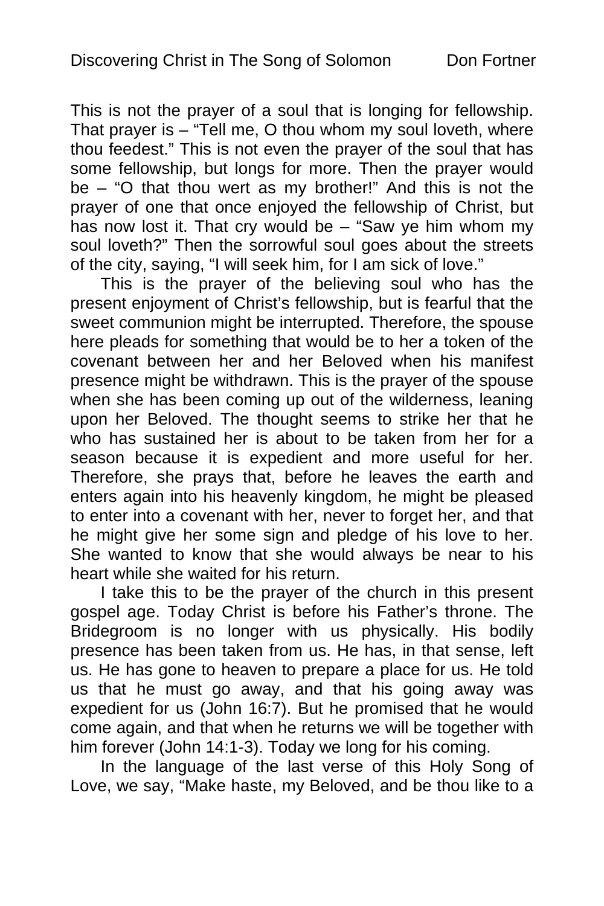This is not the prayer of a soul that is longing for fellowship. That prayer is – "Tell me, O thou whom my soul loveth, where thou feedest." This is not even the prayer of the soul that has some fellowship, but longs for more. Then the prayer would be – "O that thou wert as my brother!" And this is not the prayer of one that once enjoyed the fellowship of Christ, but has now lost it. That cry would be – "Saw ye him whom my soul loveth?" Then the sorrowful soul goes about the streets of the city, saying, "I will seek him, for I am sick of love."

This is the prayer of the believing soul who has the present enjoyment of Christ's fellowship, but is fearful that the sweet communion might be interrupted. Therefore, the spouse here pleads for something that would be to her a token of the covenant between her and her Beloved when his manifest presence might be withdrawn. This is the prayer of the spouse when she has been coming up out of the wilderness, leaning upon her Beloved. The thought seems to strike her that he who has sustained her is about to be taken from her for a season because it is expedient and more useful for her. Therefore, she prays that, before he leaves the earth and enters again into his heavenly kingdom, he might be pleased to enter into a covenant with her, never to forget her, and that he might give her some sign and pledge of his love to her. She wanted to know that she would always be near to his heart while she waited for his return.

I take this to be the prayer of the church in this present gospel age. Today Christ is before his Father's throne. The Bridegroom is no longer with us physically. His bodily presence has been taken from us. He has, in that sense, left us. He has gone to heaven to prepare a place for us. He told us that he must go away, and that his going away was expedient for us (John 16:7). But he promised that he would come again, and that when he returns we will be together with him forever (John 14:1-3). Today we long for his coming.

In the language of the last verse of this Holy Song of Love, we say, "Make haste, my Beloved, and be thou like to a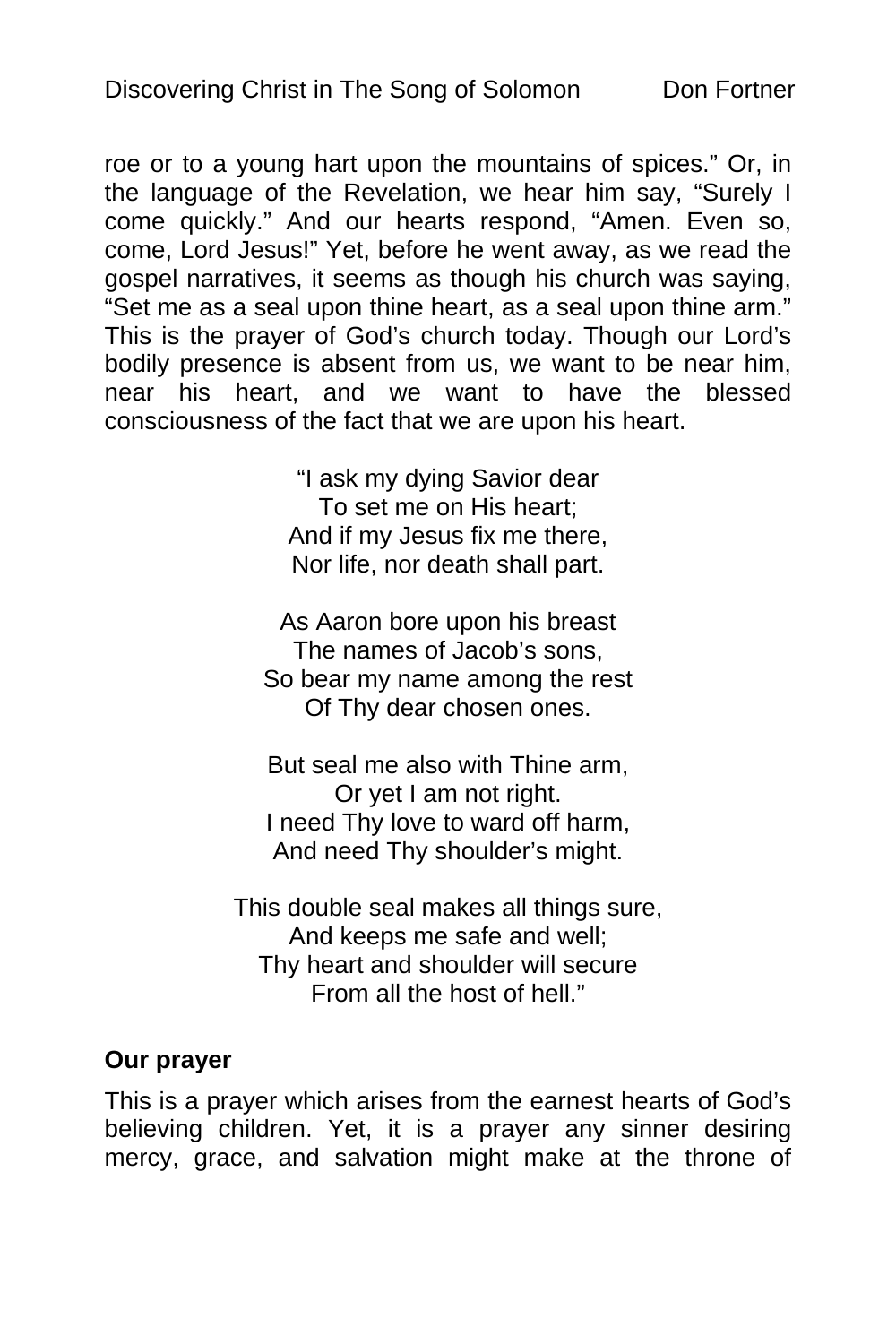roe or to a young hart upon the mountains of spices." Or, in the language of the Revelation, we hear him say, "Surely I come quickly." And our hearts respond, "Amen. Even so, come, Lord Jesus!" Yet, before he went away, as we read the gospel narratives, it seems as though his church was saying, "Set me as a seal upon thine heart, as a seal upon thine arm." This is the prayer of God's church today. Though our Lord's bodily presence is absent from us, we want to be near him, near his heart, and we want to have the blessed consciousness of the fact that we are upon his heart.

"I ask my dying Savior dear  
To set me on His heart;  
And if my Jesus fix me there,  
Nor life, nor death shall part.

As Aaron bore upon his breast  
The names of Jacob's sons,  
So bear my name among the rest  
Of Thy dear chosen ones.

But seal me also with Thine arm,  
Or yet I am not right.  
I need Thy love to ward off harm,  
And need Thy shoulder's might.

This double seal makes all things sure,  
And keeps me safe and well;  
Thy heart and shoulder will secure  
From all the host of hell."

**Our prayer**

This is a prayer which arises from the earnest hearts of God's believing children. Yet, it is a prayer any sinner desiring mercy, grace, and salvation might make at the throne of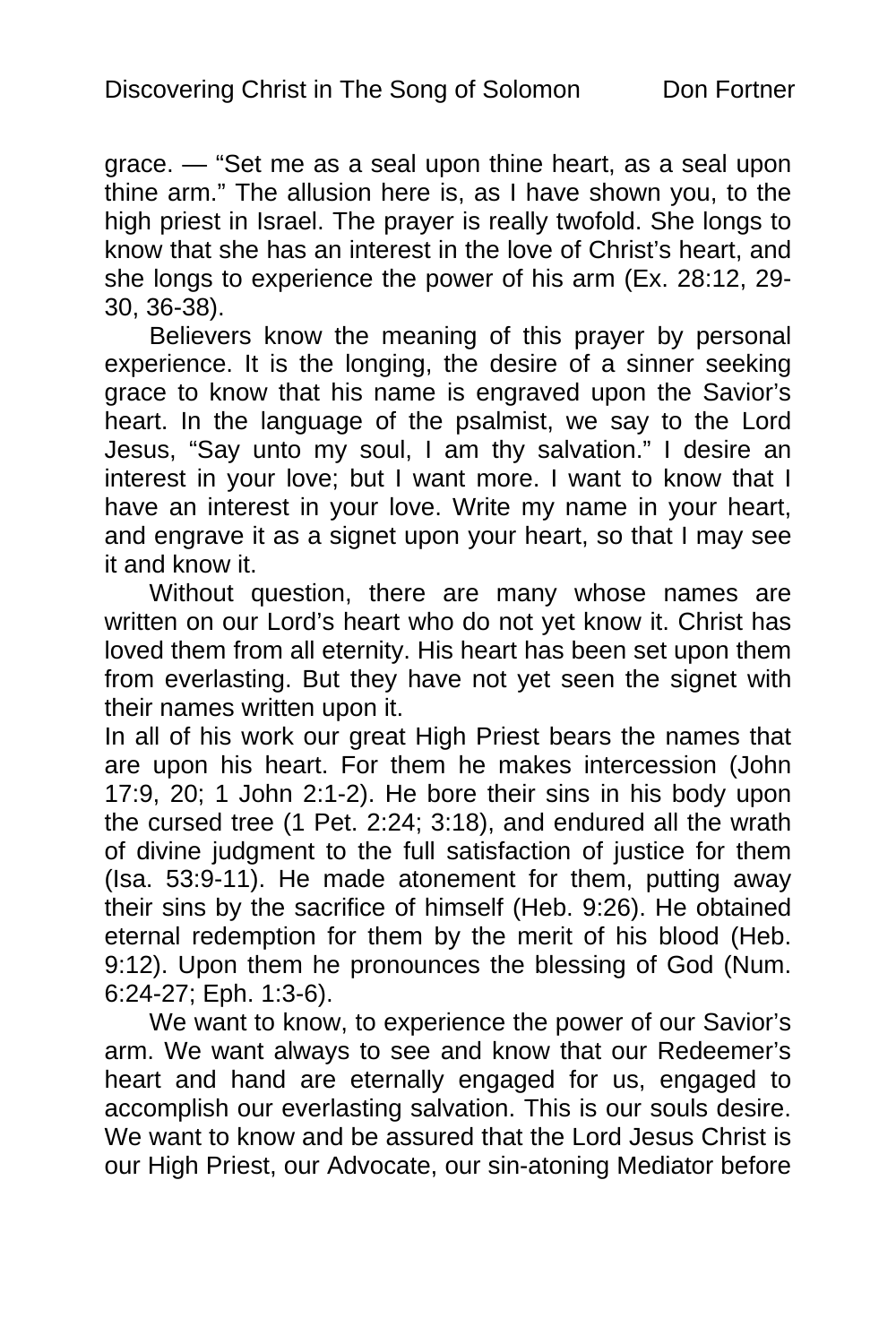grace. — “Set me as a seal upon thine heart, as a seal upon thine arm.” The allusion here is, as I have shown you, to the high priest in Israel. The prayer is really twofold. She longs to know that she has an interest in the love of Christ’s heart, and she longs to experience the power of his arm (Ex. 28:12, 29-30, 36-38).

Believers know the meaning of this prayer by personal experience. It is the longing, the desire of a sinner seeking grace to know that his name is engraved upon the Savior’s heart. In the language of the psalmist, we say to the Lord Jesus, “Say unto my soul, I am thy salvation.” I desire an interest in your love; but I want more. I want to know that I have an interest in your love. Write my name in your heart, and engrave it as a signet upon your heart, so that I may see it and know it.

Without question, there are many whose names are written on our Lord’s heart who do not yet know it. Christ has loved them from all eternity. His heart has been set upon them from everlasting. But they have not yet seen the signet with their names written upon it.

In all of his work our great High Priest bears the names that are upon his heart. For them he makes intercession (John 17:9, 20; 1 John 2:1-2). He bore their sins in his body upon the cursed tree (1 Pet. 2:24; 3:18), and endured all the wrath of divine judgment to the full satisfaction of justice for them (Isa. 53:9-11). He made atonement for them, putting away their sins by the sacrifice of himself (Heb. 9:26). He obtained eternal redemption for them by the merit of his blood (Heb. 9:12). Upon them he pronounces the blessing of God (Num. 6:24-27; Eph. 1:3-6).

We want to know, to experience the power of our Savior’s arm. We want always to see and know that our Redeemer’s heart and hand are eternally engaged for us, engaged to accomplish our everlasting salvation. This is our souls desire. We want to know and be assured that the Lord Jesus Christ is our High Priest, our Advocate, our sin-atoning Mediator before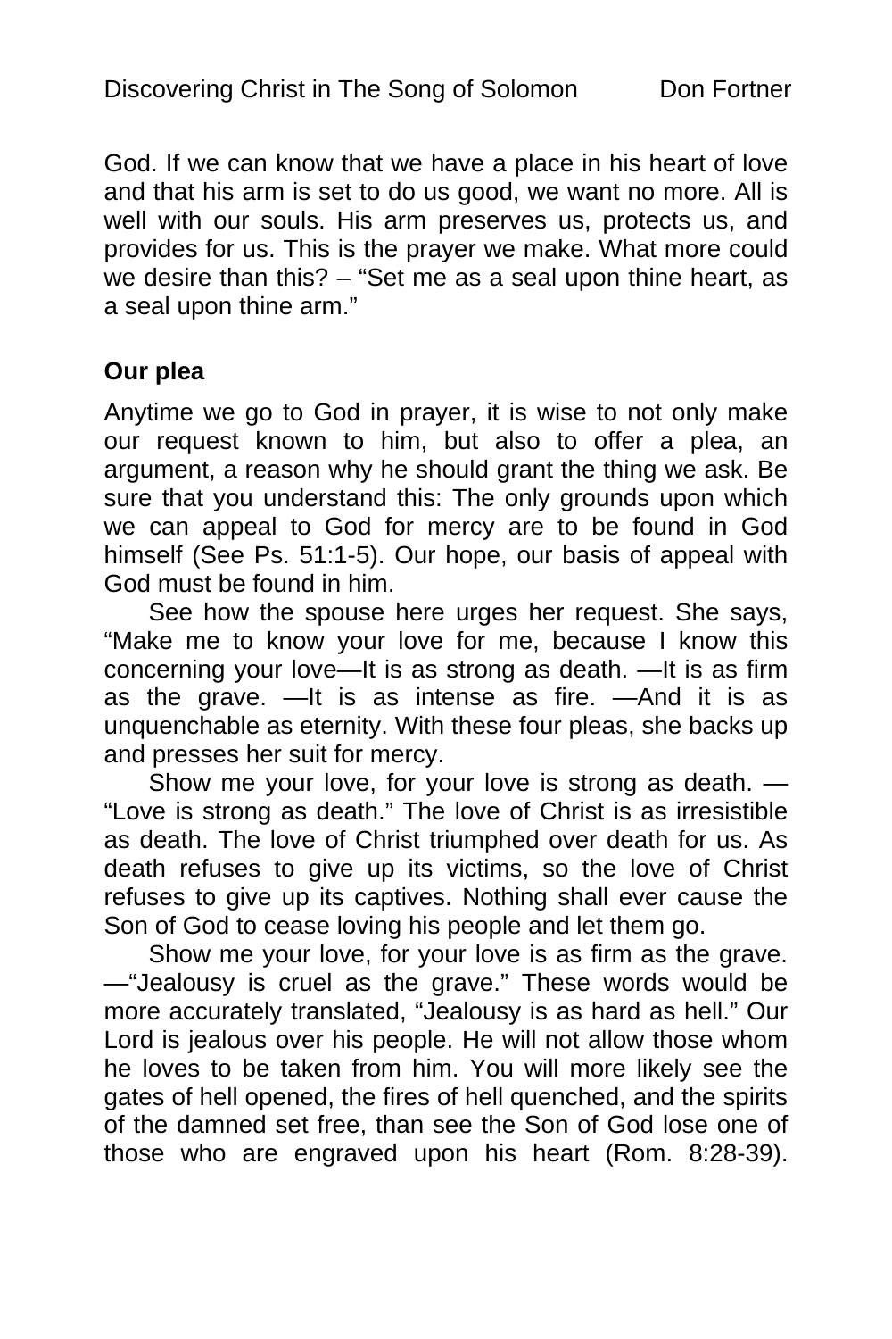God. If we can know that we have a place in his heart of love and that his arm is set to do us good, we want no more. All is well with our souls. His arm preserves us, protects us, and provides for us. This is the prayer we make. What more could we desire than this? – "Set me as a seal upon thine heart, as a seal upon thine arm."

**Our plea**

Anytime we go to God in prayer, it is wise to not only make our request known to him, but also to offer a plea, an argument, a reason why he should grant the thing we ask. Be sure that you understand this: The only grounds upon which we can appeal to God for mercy are to be found in God himself (See Ps. 51:1-5). Our hope, our basis of appeal with God must be found in him.

See how the spouse here urges her request. She says, "Make me to know your love for me, because I know this concerning your love—It is as strong as death. —It is as firm as the grave. —It is as intense as fire. —And it is as unquenchable as eternity. With these four pleas, she backs up and presses her suit for mercy.

Show me your love, for your love is strong as death. —"Love is strong as death." The love of Christ is as irresistible as death. The love of Christ triumphed over death for us. As death refuses to give up its victims, so the love of Christ refuses to give up its captives. Nothing shall ever cause the Son of God to cease loving his people and let them go.

Show me your love, for your love is as firm as the grave. —"Jealousy is cruel as the grave." These words would be more accurately translated, "Jealousy is as hard as hell." Our Lord is jealous over his people. He will not allow those whom he loves to be taken from him. You will more likely see the gates of hell opened, the fires of hell quenched, and the spirits of the damned set free, than see the Son of God lose one of those who are engraved upon his heart (Rom. 8:28-39).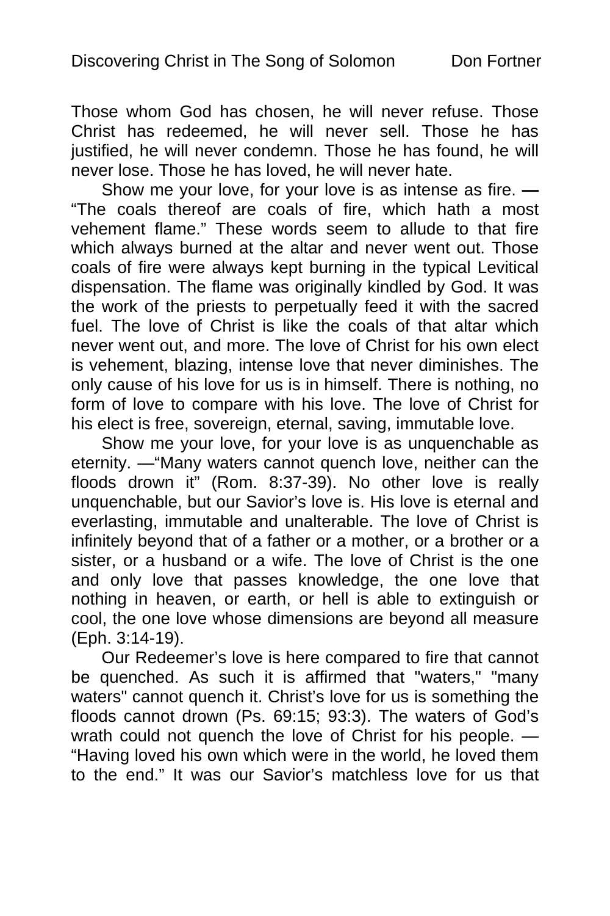Those whom God has chosen, he will never refuse. Those Christ has redeemed, he will never sell. Those he has justified, he will never condemn. Those he has found, he will never lose. Those he has loved, he will never hate.

Show me your love, for your love is as intense as fire. **—** "The coals thereof are coals of fire, which hath a most vehement flame." These words seem to allude to that fire which always burned at the altar and never went out. Those coals of fire were always kept burning in the typical Levitical dispensation. The flame was originally kindled by God. It was the work of the priests to perpetually feed it with the sacred fuel. The love of Christ is like the coals of that altar which never went out, and more. The love of Christ for his own elect is vehement, blazing, intense love that never diminishes. The only cause of his love for us is in himself. There is nothing, no form of love to compare with his love. The love of Christ for his elect is free, sovereign, eternal, saving, immutable love.

Show me your love, for your love is as unquenchable as eternity. —"Many waters cannot quench love, neither can the floods drown it" (Rom. 8:37-39). No other love is really unquenchable, but our Savior's love is. His love is eternal and everlasting, immutable and unalterable. The love of Christ is infinitely beyond that of a father or a mother, or a brother or a sister, or a husband or a wife. The love of Christ is the one and only love that passes knowledge, the one love that nothing in heaven, or earth, or hell is able to extinguish or cool, the one love whose dimensions are beyond all measure (Eph. 3:14-19).

Our Redeemer's love is here compared to fire that cannot be quenched. As such it is affirmed that "waters," "many waters" cannot quench it. Christ's love for us is something the floods cannot drown (Ps. 69:15; 93:3). The waters of God's wrath could not quench the love of Christ for his people. — "Having loved his own which were in the world, he loved them to the end." It was our Savior's matchless love for us that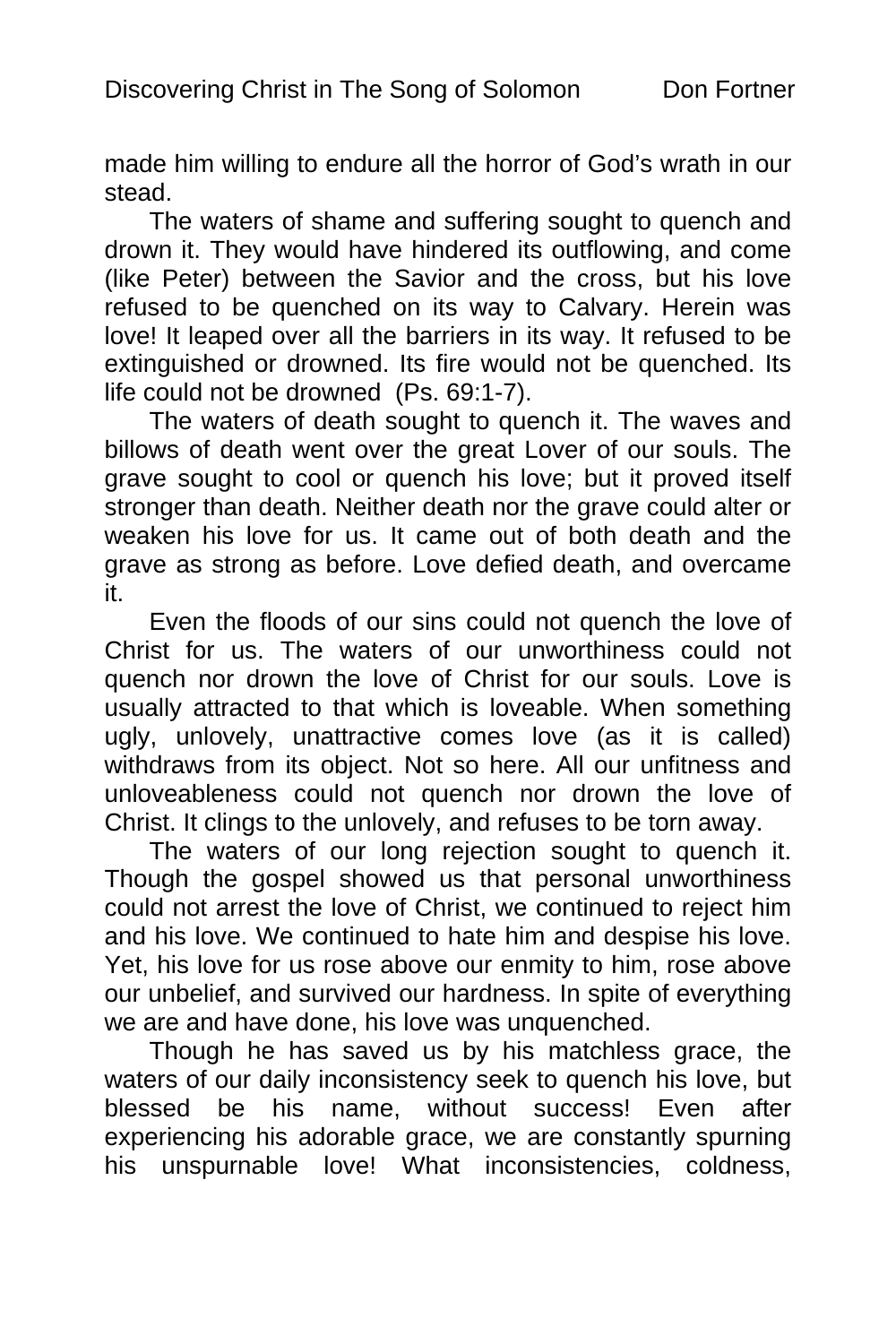made him willing to endure all the horror of God's wrath in our stead.

The waters of shame and suffering sought to quench and drown it. They would have hindered its outflowing, and come (like Peter) between the Savior and the cross, but his love refused to be quenched on its way to Calvary. Herein was love! It leaped over all the barriers in its way. It refused to be extinguished or drowned. Its fire would not be quenched. Its life could not be drowned (Ps. 69:1-7).

The waters of death sought to quench it. The waves and billows of death went over the great Lover of our souls. The grave sought to cool or quench his love; but it proved itself stronger than death. Neither death nor the grave could alter or weaken his love for us. It came out of both death and the grave as strong as before. Love defied death, and overcame it.

Even the floods of our sins could not quench the love of Christ for us. The waters of our unworthiness could not quench nor drown the love of Christ for our souls. Love is usually attracted to that which is loveable. When something ugly, unlovely, unattractive comes love (as it is called) withdraws from its object. Not so here. All our unfitness and unloveableness could not quench nor drown the love of Christ. It clings to the unlovely, and refuses to be torn away.

The waters of our long rejection sought to quench it. Though the gospel showed us that personal unworthiness could not arrest the love of Christ, we continued to reject him and his love. We continued to hate him and despise his love. Yet, his love for us rose above our enmity to him, rose above our unbelief, and survived our hardness. In spite of everything we are and have done, his love was unquenched.

Though he has saved us by his matchless grace, the waters of our daily inconsistency seek to quench his love, but blessed be his name, without success! Even after experiencing his adorable grace, we are constantly spurning his unspurnable love! What inconsistencies, coldness,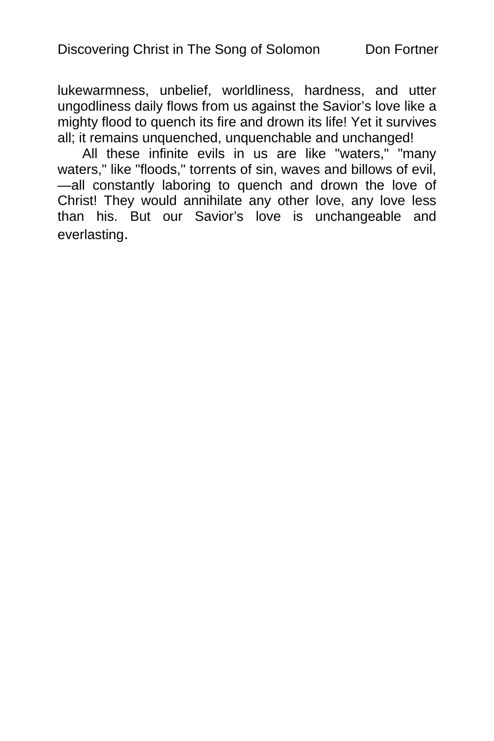lukewarmness, unbelief, worldliness, hardness, and utter ungodliness daily flows from us against the Savior's love like a mighty flood to quench its fire and drown its life! Yet it survives all; it remains unquenched, unquenchable and unchanged!

All these infinite evils in us are like "waters," "many waters," like "floods," torrents of sin, waves and billows of evil,—all constantly laboring to quench and drown the love of Christ! They would annihilate any other love, any love less than his. But our Savior's love is unchangeable and everlasting.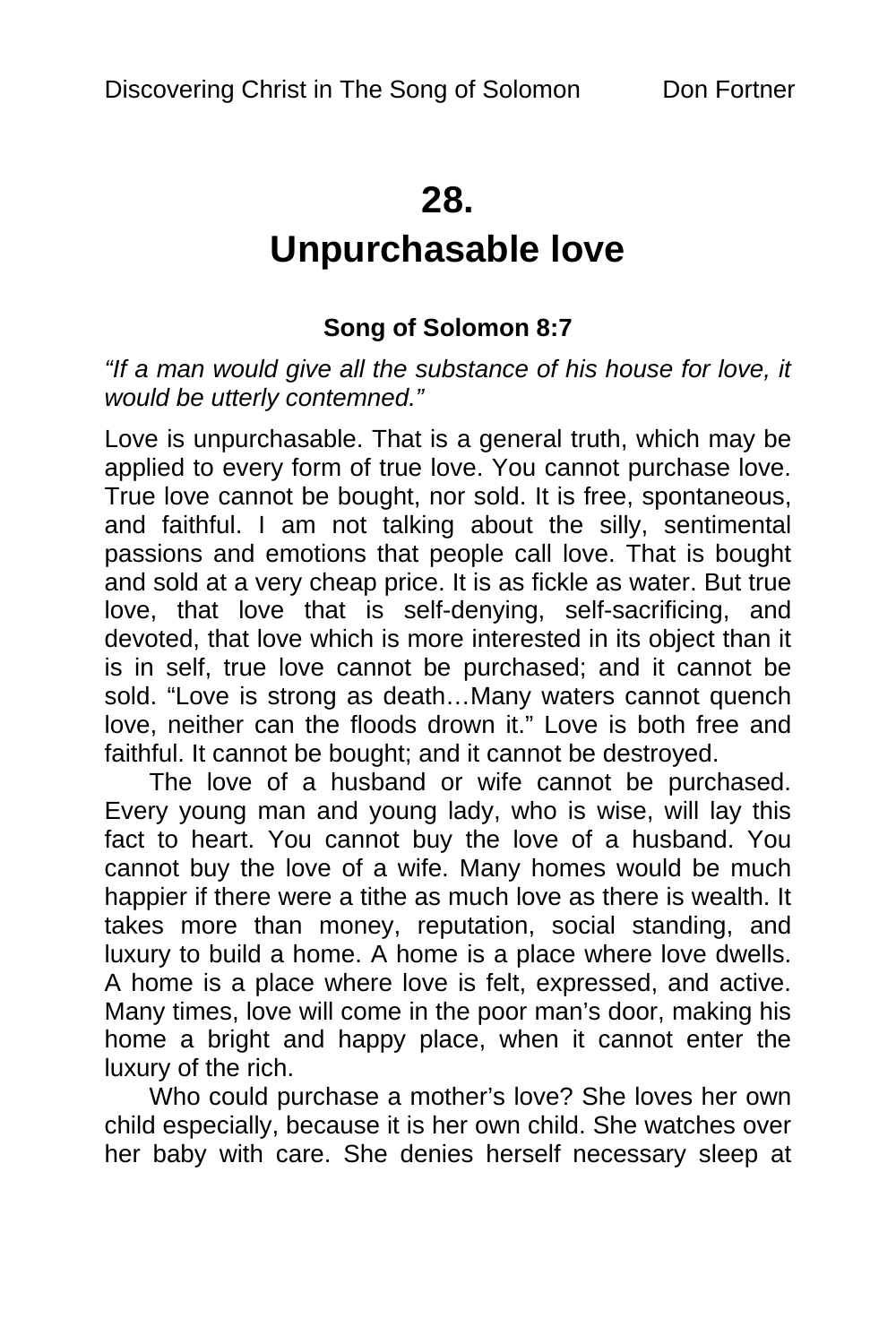# 28.
# Unpurchasable love

### Song of Solomon 8:7

*"If a man would give all the substance of his house for love, it would be utterly contemned."*

Love is unpurchasable. That is a general truth, which may be applied to every form of true love. You cannot purchase love. True love cannot be bought, nor sold. It is free, spontaneous, and faithful. I am not talking about the silly, sentimental passions and emotions that people call love. That is bought and sold at a very cheap price. It is as fickle as water. But true love, that love that is self-denying, self-sacrificing, and devoted, that love which is more interested in its object than it is in self, true love cannot be purchased; and it cannot be sold. "Love is strong as death…Many waters cannot quench love, neither can the floods drown it." Love is both free and faithful. It cannot be bought; and it cannot be destroyed.

The love of a husband or wife cannot be purchased. Every young man and young lady, who is wise, will lay this fact to heart. You cannot buy the love of a husband. You cannot buy the love of a wife. Many homes would be much happier if there were a tithe as much love as there is wealth. It takes more than money, reputation, social standing, and luxury to build a home. A home is a place where love dwells. A home is a place where love is felt, expressed, and active. Many times, love will come in the poor man's door, making his home a bright and happy place, when it cannot enter the luxury of the rich.

Who could purchase a mother's love? She loves her own child especially, because it is her own child. She watches over her baby with care. She denies herself necessary sleep at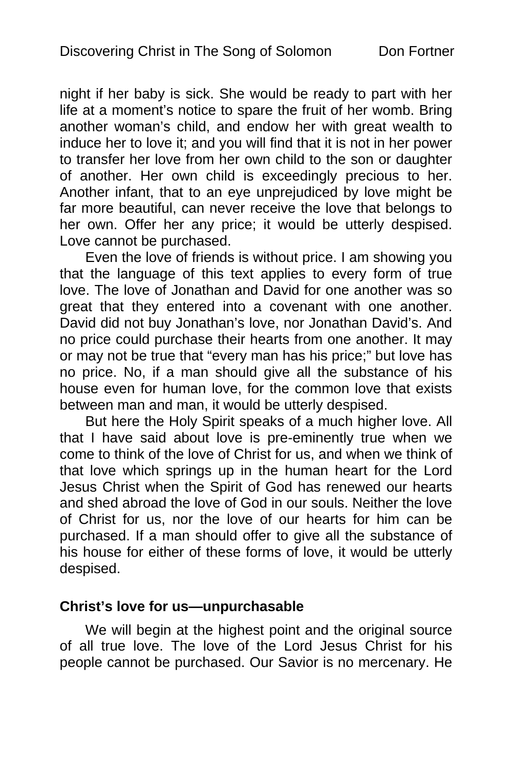night if her baby is sick. She would be ready to part with her life at a moment's notice to spare the fruit of her womb. Bring another woman's child, and endow her with great wealth to induce her to love it; and you will find that it is not in her power to transfer her love from her own child to the son or daughter of another. Her own child is exceedingly precious to her. Another infant, that to an eye unprejudiced by love might be far more beautiful, can never receive the love that belongs to her own. Offer her any price; it would be utterly despised. Love cannot be purchased.

Even the love of friends is without price. I am showing you that the language of this text applies to every form of true love. The love of Jonathan and David for one another was so great that they entered into a covenant with one another. David did not buy Jonathan's love, nor Jonathan David's. And no price could purchase their hearts from one another. It may or may not be true that "every man has his price;" but love has no price. No, if a man should give all the substance of his house even for human love, for the common love that exists between man and man, it would be utterly despised.

But here the Holy Spirit speaks of a much higher love. All that I have said about love is pre-eminently true when we come to think of the love of Christ for us, and when we think of that love which springs up in the human heart for the Lord Jesus Christ when the Spirit of God has renewed our hearts and shed abroad the love of God in our souls. Neither the love of Christ for us, nor the love of our hearts for him can be purchased. If a man should offer to give all the substance of his house for either of these forms of love, it would be utterly despised.

**Christ's love for us—unpurchasable**

We will begin at the highest point and the original source of all true love. The love of the Lord Jesus Christ for his people cannot be purchased. Our Savior is no mercenary. He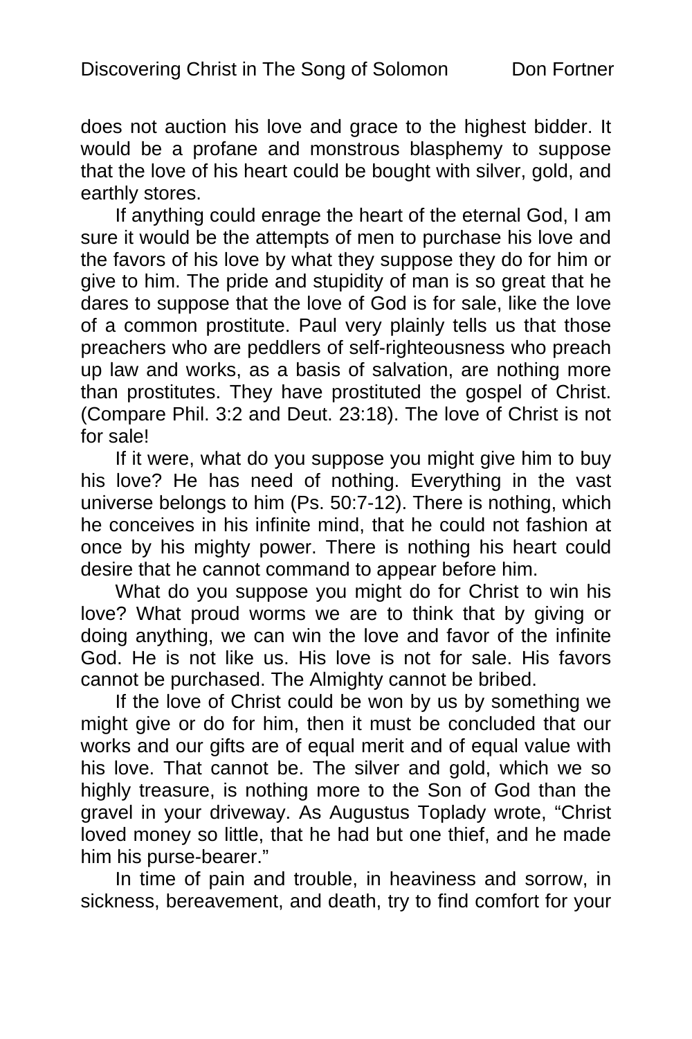does not auction his love and grace to the highest bidder. It would be a profane and monstrous blasphemy to suppose that the love of his heart could be bought with silver, gold, and earthly stores.

If anything could enrage the heart of the eternal God, I am sure it would be the attempts of men to purchase his love and the favors of his love by what they suppose they do for him or give to him. The pride and stupidity of man is so great that he dares to suppose that the love of God is for sale, like the love of a common prostitute. Paul very plainly tells us that those preachers who are peddlers of self-righteousness who preach up law and works, as a basis of salvation, are nothing more than prostitutes. They have prostituted the gospel of Christ. (Compare Phil. 3:2 and Deut. 23:18). The love of Christ is not for sale!

If it were, what do you suppose you might give him to buy his love? He has need of nothing. Everything in the vast universe belongs to him (Ps. 50:7-12). There is nothing, which he conceives in his infinite mind, that he could not fashion at once by his mighty power. There is nothing his heart could desire that he cannot command to appear before him.

What do you suppose you might do for Christ to win his love? What proud worms we are to think that by giving or doing anything, we can win the love and favor of the infinite God. He is not like us. His love is not for sale. His favors cannot be purchased. The Almighty cannot be bribed.

If the love of Christ could be won by us by something we might give or do for him, then it must be concluded that our works and our gifts are of equal merit and of equal value with his love. That cannot be. The silver and gold, which we so highly treasure, is nothing more to the Son of God than the gravel in your driveway. As Augustus Toplady wrote, "Christ loved money so little, that he had but one thief, and he made him his purse-bearer."

In time of pain and trouble, in heaviness and sorrow, in sickness, bereavement, and death, try to find comfort for your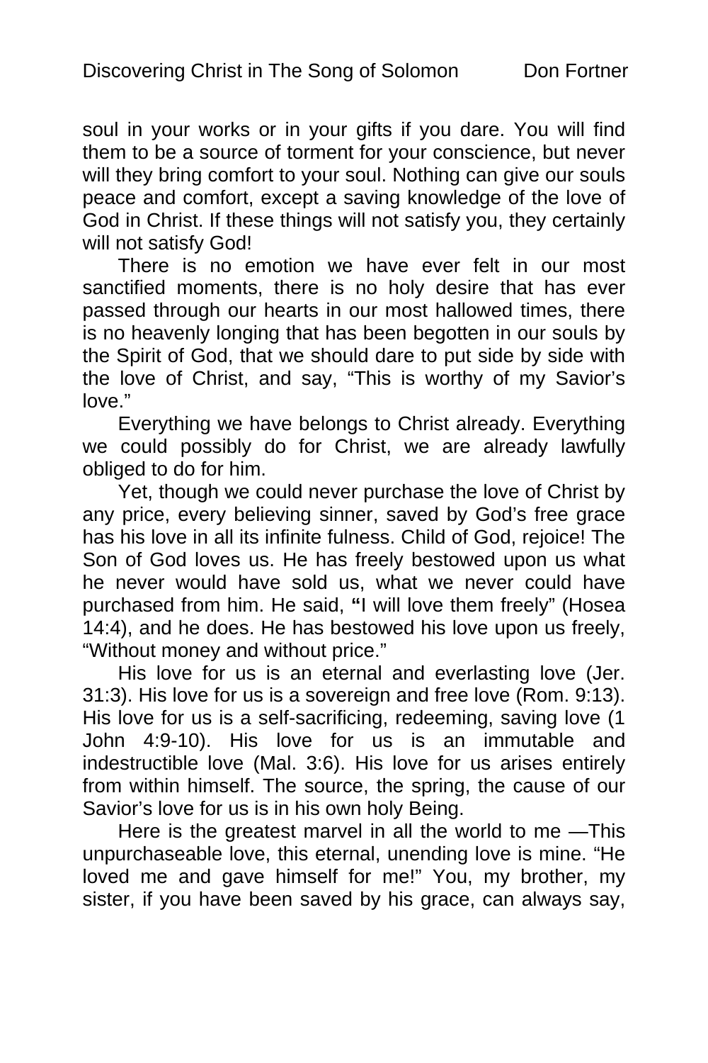soul in your works or in your gifts if you dare. You will find them to be a source of torment for your conscience, but never will they bring comfort to your soul. Nothing can give our souls peace and comfort, except a saving knowledge of the love of God in Christ. If these things will not satisfy you, they certainly will not satisfy God!

There is no emotion we have ever felt in our most sanctified moments, there is no holy desire that has ever passed through our hearts in our most hallowed times, there is no heavenly longing that has been begotten in our souls by the Spirit of God, that we should dare to put side by side with the love of Christ, and say, “This is worthy of my Savior’s love.”

Everything we have belongs to Christ already. Everything we could possibly do for Christ, we are already lawfully obliged to do for him.

Yet, though we could never purchase the love of Christ by any price, every believing sinner, saved by God’s free grace has his love in all its infinite fulness. Child of God, rejoice! The Son of God loves us. He has freely bestowed upon us what he never would have sold us, what we never could have purchased from him. He said, **“**I will love them freely” (Hosea 14:4), and he does. He has bestowed his love upon us freely, “Without money and without price.”

His love for us is an eternal and everlasting love (Jer. 31:3). His love for us is a sovereign and free love (Rom. 9:13). His love for us is a self-sacrificing, redeeming, saving love (1 John 4:9-10). His love for us is an immutable and indestructible love (Mal. 3:6). His love for us arises entirely from within himself. The source, the spring, the cause of our Savior’s love for us is in his own holy Being.

Here is the greatest marvel in all the world to me —This unpurchaseable love, this eternal, unending love is mine. “He loved me and gave himself for me!” You, my brother, my sister, if you have been saved by his grace, can always say,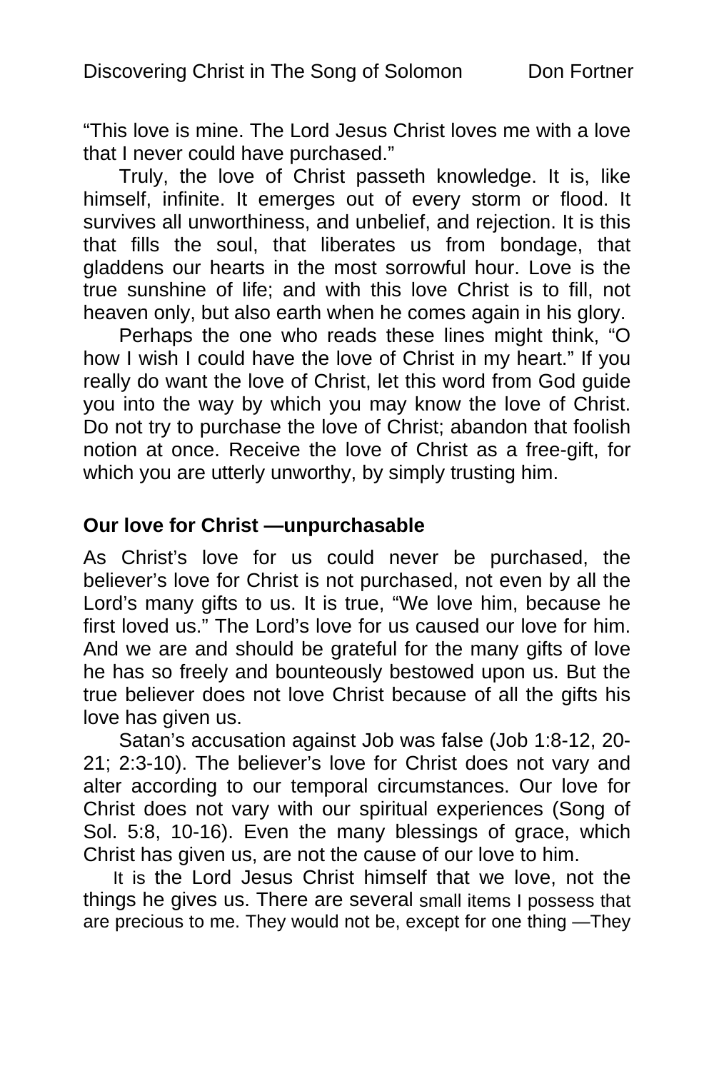"This love is mine. The Lord Jesus Christ loves me with a love that I never could have purchased."

Truly, the love of Christ passeth knowledge. It is, like himself, infinite. It emerges out of every storm or flood. It survives all unworthiness, and unbelief, and rejection. It is this that fills the soul, that liberates us from bondage, that gladdens our hearts in the most sorrowful hour. Love is the true sunshine of life; and with this love Christ is to fill, not heaven only, but also earth when he comes again in his glory.

Perhaps the one who reads these lines might think, "O how I wish I could have the love of Christ in my heart." If you really do want the love of Christ, let this word from God guide you into the way by which you may know the love of Christ. Do not try to purchase the love of Christ; abandon that foolish notion at once. Receive the love of Christ as a free-gift, for which you are utterly unworthy, by simply trusting him.

**Our love for Christ —unpurchasable**

As Christ's love for us could never be purchased, the believer's love for Christ is not purchased, not even by all the Lord's many gifts to us. It is true, "We love him, because he first loved us." The Lord's love for us caused our love for him. And we are and should be grateful for the many gifts of love he has so freely and bounteously bestowed upon us. But the true believer does not love Christ because of all the gifts his love has given us.

Satan's accusation against Job was false (Job 1:8-12, 20-21; 2:3-10). The believer's love for Christ does not vary and alter according to our temporal circumstances. Our love for Christ does not vary with our spiritual experiences (Song of Sol. 5:8, 10-16). Even the many blessings of grace, which Christ has given us, are not the cause of our love to him.

It is the Lord Jesus Christ himself that we love, not the things he gives us. There are several small items I possess that are precious to me. They would not be, except for one thing —They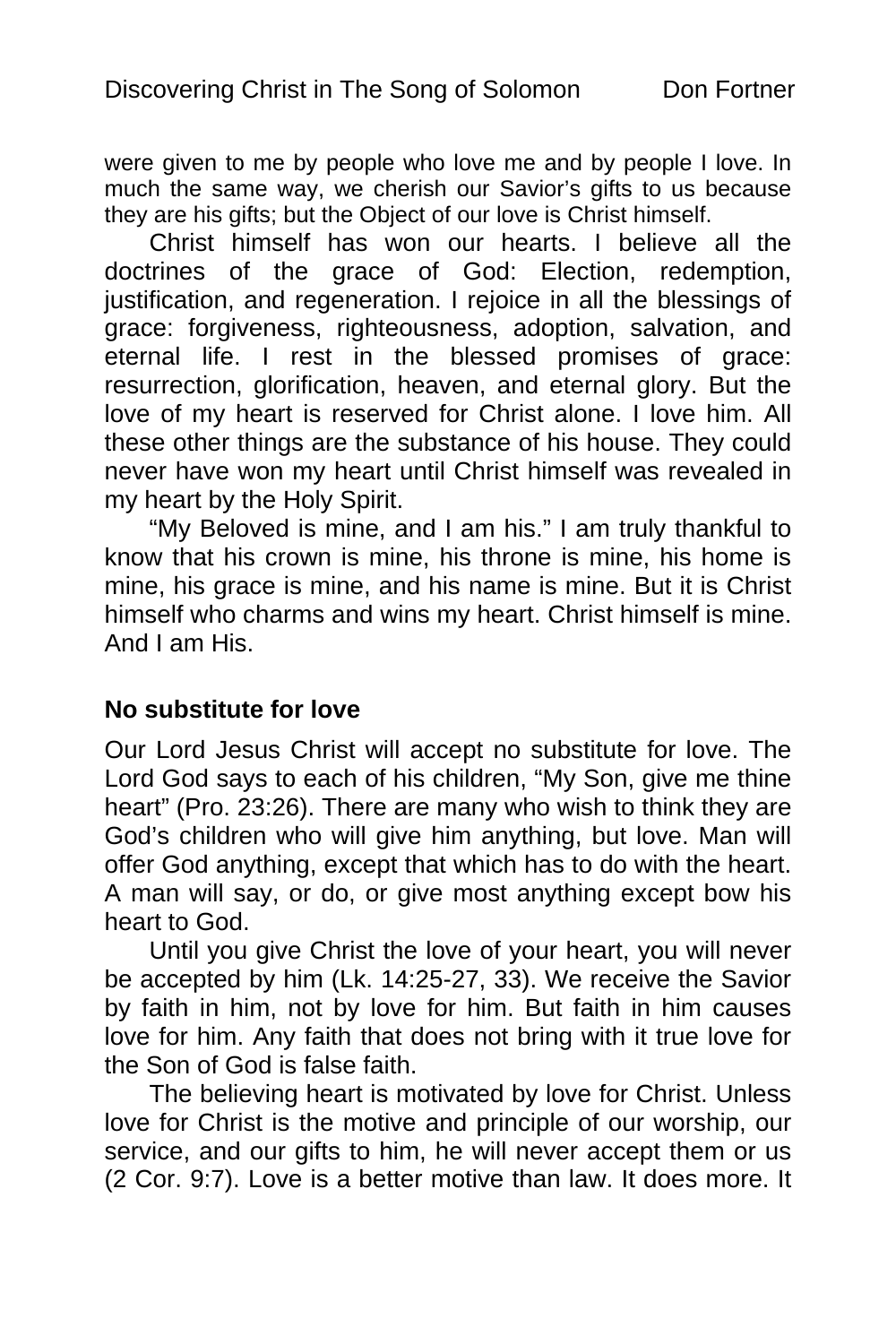were given to me by people who love me and by people I love. In much the same way, we cherish our Savior's gifts to us because they are his gifts; but the Object of our love is Christ himself.

Christ himself has won our hearts. I believe all the doctrines of the grace of God: Election, redemption, justification, and regeneration. I rejoice in all the blessings of grace: forgiveness, righteousness, adoption, salvation, and eternal life. I rest in the blessed promises of grace: resurrection, glorification, heaven, and eternal glory. But the love of my heart is reserved for Christ alone. I love him. All these other things are the substance of his house. They could never have won my heart until Christ himself was revealed in my heart by the Holy Spirit.

"My Beloved is mine, and I am his." I am truly thankful to know that his crown is mine, his throne is mine, his home is mine, his grace is mine, and his name is mine. But it is Christ himself who charms and wins my heart. Christ himself is mine. And I am His.

**No substitute for love**

Our Lord Jesus Christ will accept no substitute for love. The Lord God says to each of his children, "My Son, give me thine heart" (Pro. 23:26). There are many who wish to think they are God's children who will give him anything, but love. Man will offer God anything, except that which has to do with the heart. A man will say, or do, or give most anything except bow his heart to God.

Until you give Christ the love of your heart, you will never be accepted by him (Lk. 14:25-27, 33). We receive the Savior by faith in him, not by love for him. But faith in him causes love for him. Any faith that does not bring with it true love for the Son of God is false faith.

The believing heart is motivated by love for Christ. Unless love for Christ is the motive and principle of our worship, our service, and our gifts to him, he will never accept them or us (2 Cor. 9:7). Love is a better motive than law. It does more. It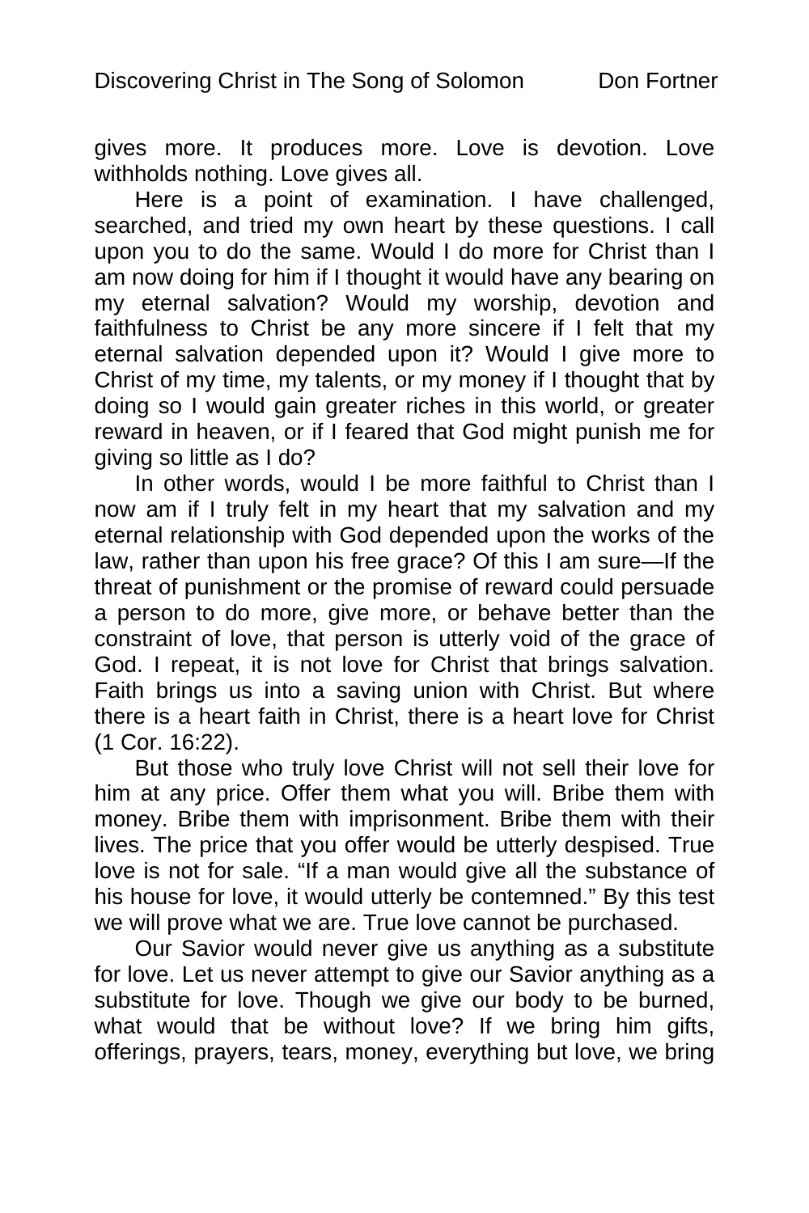gives more. It produces more. Love is devotion. Love withholds nothing. Love gives all.

Here is a point of examination. I have challenged, searched, and tried my own heart by these questions. I call upon you to do the same. Would I do more for Christ than I am now doing for him if I thought it would have any bearing on my eternal salvation? Would my worship, devotion and faithfulness to Christ be any more sincere if I felt that my eternal salvation depended upon it? Would I give more to Christ of my time, my talents, or my money if I thought that by doing so I would gain greater riches in this world, or greater reward in heaven, or if I feared that God might punish me for giving so little as I do?

In other words, would I be more faithful to Christ than I now am if I truly felt in my heart that my salvation and my eternal relationship with God depended upon the works of the law, rather than upon his free grace? Of this I am sure—If the threat of punishment or the promise of reward could persuade a person to do more, give more, or behave better than the constraint of love, that person is utterly void of the grace of God. I repeat, it is not love for Christ that brings salvation. Faith brings us into a saving union with Christ. But where there is a heart faith in Christ, there is a heart love for Christ (1 Cor. 16:22).

But those who truly love Christ will not sell their love for him at any price. Offer them what you will. Bribe them with money. Bribe them with imprisonment. Bribe them with their lives. The price that you offer would be utterly despised. True love is not for sale. "If a man would give all the substance of his house for love, it would utterly be contemned." By this test we will prove what we are. True love cannot be purchased.

Our Savior would never give us anything as a substitute for love. Let us never attempt to give our Savior anything as a substitute for love. Though we give our body to be burned, what would that be without love? If we bring him gifts, offerings, prayers, tears, money, everything but love, we bring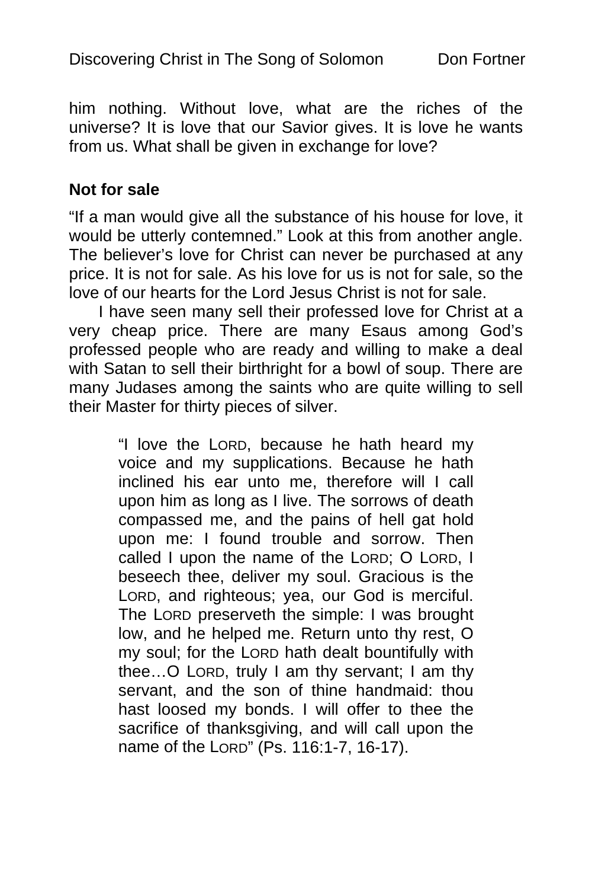him nothing. Without love, what are the riches of the universe? It is love that our Savior gives. It is love he wants from us. What shall be given in exchange for love?

**Not for sale**

"If a man would give all the substance of his house for love, it would be utterly contemned." Look at this from another angle. The believer's love for Christ can never be purchased at any price. It is not for sale. As his love for us is not for sale, so the love of our hearts for the Lord Jesus Christ is not for sale.

I have seen many sell their professed love for Christ at a very cheap price. There are many Esaus among God's professed people who are ready and willing to make a deal with Satan to sell their birthright for a bowl of soup. There are many Judases among the saints who are quite willing to sell their Master for thirty pieces of silver.

> "I love the LORD, because he hath heard my voice and my supplications. Because he hath inclined his ear unto me, therefore will I call upon him as long as I live. The sorrows of death compassed me, and the pains of hell gat hold upon me: I found trouble and sorrow. Then called I upon the name of the LORD; O LORD, I beseech thee, deliver my soul. Gracious is the LORD, and righteous; yea, our God is merciful. The LORD preserveth the simple: I was brought low, and he helped me. Return unto thy rest, O my soul; for the LORD hath dealt bountifully with thee…O LORD, truly I am thy servant; I am thy servant, and the son of thine handmaid: thou hast loosed my bonds. I will offer to thee the sacrifice of thanksgiving, and will call upon the name of the LORD" (Ps. 116:1-7, 16-17).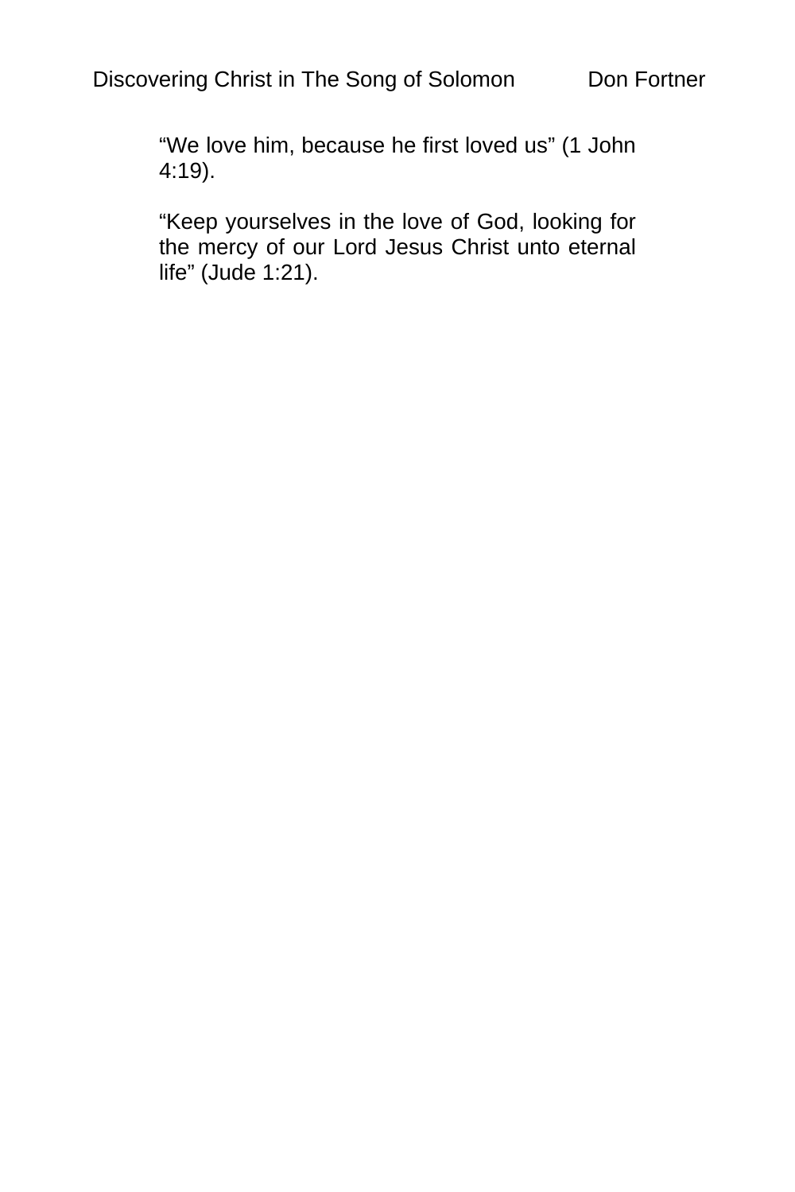“We love him, because he first loved us” (1 John 4:19).

“Keep yourselves in the love of God, looking for the mercy of our Lord Jesus Christ unto eternal life” (Jude 1:21).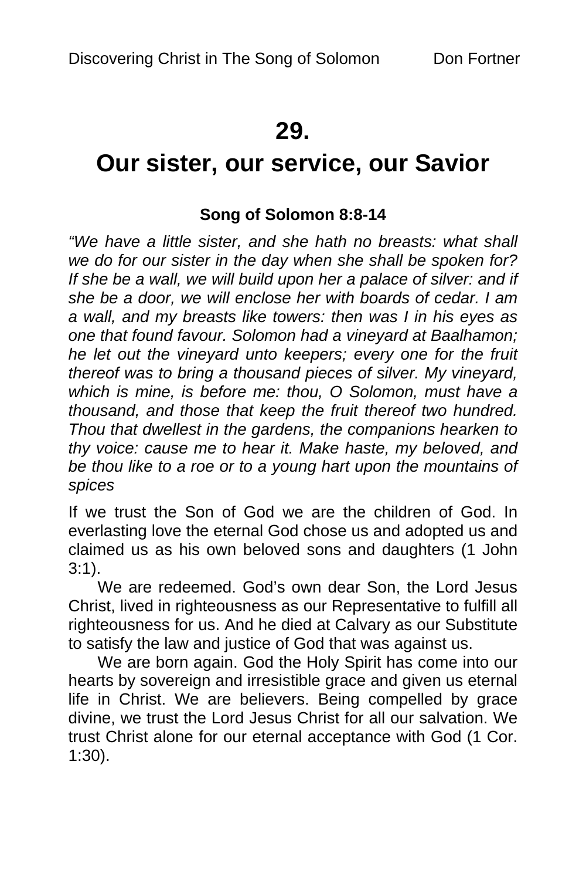# 29.
# Our sister, our service, our Savior

**Song of Solomon 8:8-14**

*"We have a little sister, and she hath no breasts: what shall we do for our sister in the day when she shall be spoken for? If she be a wall, we will build upon her a palace of silver: and if she be a door, we will enclose her with boards of cedar. I am a wall, and my breasts like towers: then was I in his eyes as one that found favour. Solomon had a vineyard at Baalhamon; he let out the vineyard unto keepers; every one for the fruit thereof was to bring a thousand pieces of silver. My vineyard, which is mine, is before me: thou, O Solomon, must have a thousand, and those that keep the fruit thereof two hundred. Thou that dwellest in the gardens, the companions hearken to thy voice: cause me to hear it. Make haste, my beloved, and be thou like to a roe or to a young hart upon the mountains of spices*

If we trust the Son of God we are the children of God. In everlasting love the eternal God chose us and adopted us and claimed us as his own beloved sons and daughters (1 John 3:1).

We are redeemed. God's own dear Son, the Lord Jesus Christ, lived in righteousness as our Representative to fulfill all righteousness for us. And he died at Calvary as our Substitute to satisfy the law and justice of God that was against us.

We are born again. God the Holy Spirit has come into our hearts by sovereign and irresistible grace and given us eternal life in Christ. We are believers. Being compelled by grace divine, we trust the Lord Jesus Christ for all our salvation. We trust Christ alone for our eternal acceptance with God (1 Cor. 1:30).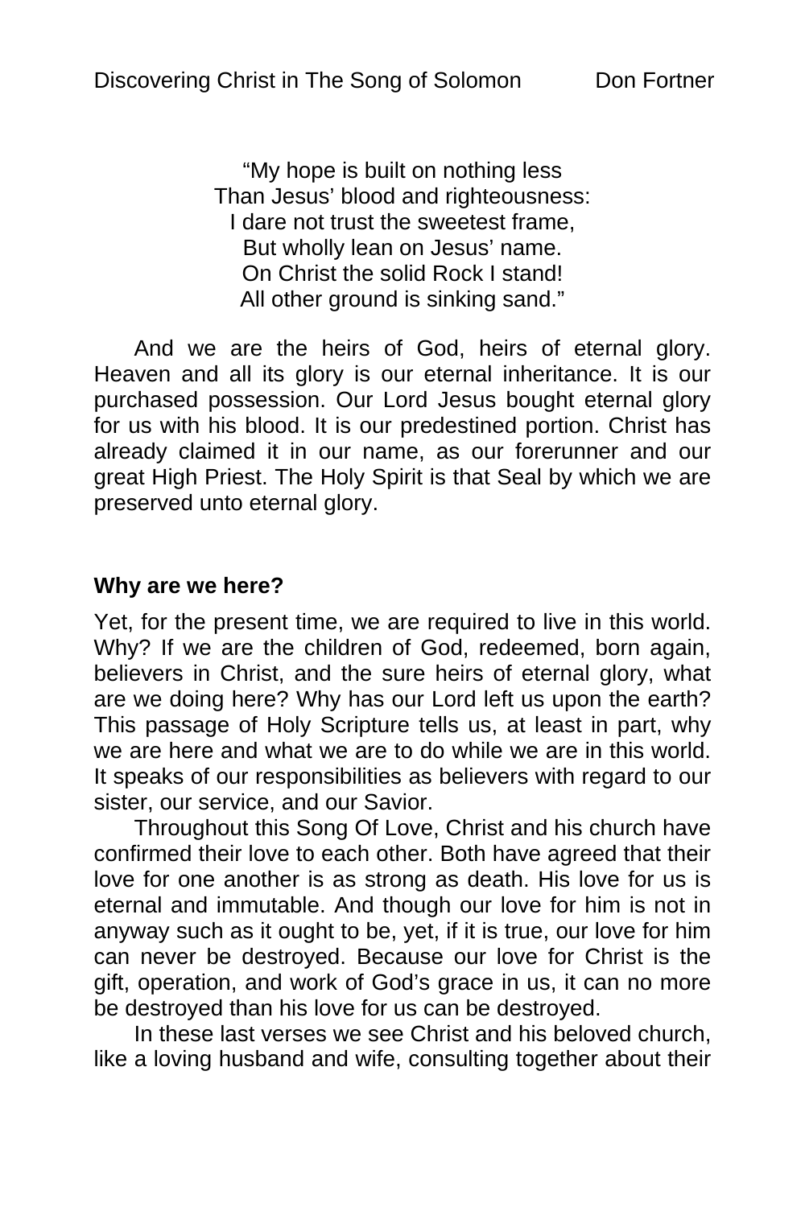"My hope is built on nothing less
Than Jesus' blood and righteousness:
I dare not trust the sweetest frame,
But wholly lean on Jesus' name.
On Christ the solid Rock I stand!
All other ground is sinking sand."

And we are the heirs of God, heirs of eternal glory. Heaven and all its glory is our eternal inheritance. It is our purchased possession. Our Lord Jesus bought eternal glory for us with his blood. It is our predestined portion. Christ has already claimed it in our name, as our forerunner and our great High Priest. The Holy Spirit is that Seal by which we are preserved unto eternal glory.

**Why are we here?**

Yet, for the present time, we are required to live in this world. Why? If we are the children of God, redeemed, born again, believers in Christ, and the sure heirs of eternal glory, what are we doing here? Why has our Lord left us upon the earth? This passage of Holy Scripture tells us, at least in part, why we are here and what we are to do while we are in this world. It speaks of our responsibilities as believers with regard to our sister, our service, and our Savior.

Throughout this Song Of Love, Christ and his church have confirmed their love to each other. Both have agreed that their love for one another is as strong as death. His love for us is eternal and immutable. And though our love for him is not in anyway such as it ought to be, yet, if it is true, our love for him can never be destroyed. Because our love for Christ is the gift, operation, and work of God's grace in us, it can no more be destroyed than his love for us can be destroyed.

In these last verses we see Christ and his beloved church, like a loving husband and wife, consulting together about their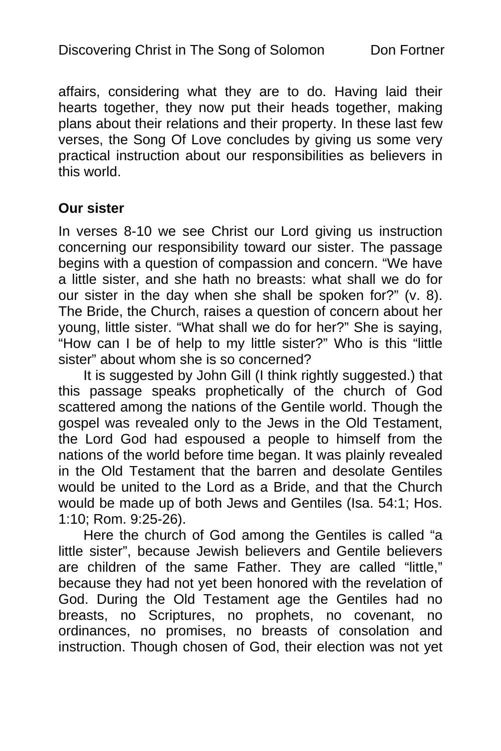affairs, considering what they are to do. Having laid their hearts together, they now put their heads together, making plans about their relations and their property. In these last few verses, the Song Of Love concludes by giving us some very practical instruction about our responsibilities as believers in this world.

**Our sister**

In verses 8-10 we see Christ our Lord giving us instruction concerning our responsibility toward our sister. The passage begins with a question of compassion and concern. “We have a little sister, and she hath no breasts: what shall we do for our sister in the day when she shall be spoken for?” (v. 8). The Bride, the Church, raises a question of concern about her young, little sister. “What shall we do for her?” She is saying, “How can I be of help to my little sister?” Who is this “little sister” about whom she is so concerned?

It is suggested by John Gill (I think rightly suggested.) that this passage speaks prophetically of the church of God scattered among the nations of the Gentile world. Though the gospel was revealed only to the Jews in the Old Testament, the Lord God had espoused a people to himself from the nations of the world before time began. It was plainly revealed in the Old Testament that the barren and desolate Gentiles would be united to the Lord as a Bride, and that the Church would be made up of both Jews and Gentiles (Isa. 54:1; Hos. 1:10; Rom. 9:25-26).

Here the church of God among the Gentiles is called “a little sister”, because Jewish believers and Gentile believers are children of the same Father. They are called “little,” because they had not yet been honored with the revelation of God. During the Old Testament age the Gentiles had no breasts, no Scriptures, no prophets, no covenant, no ordinances, no promises, no breasts of consolation and instruction. Though chosen of God, their election was not yet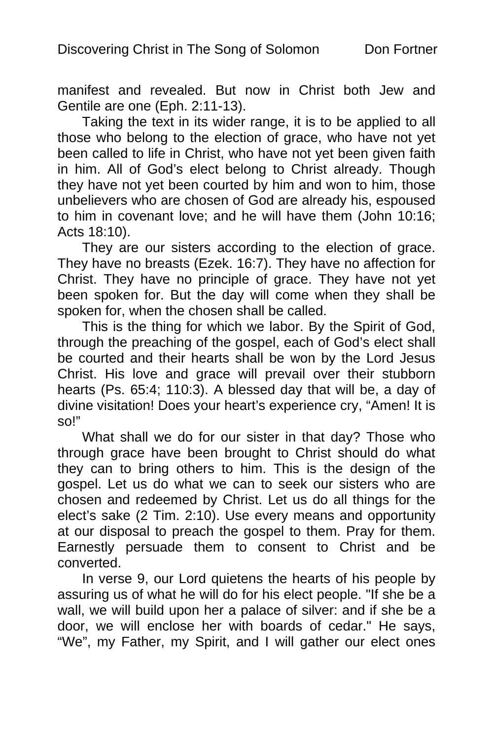manifest and revealed. But now in Christ both Jew and Gentile are one (Eph. 2:11-13).

Taking the text in its wider range, it is to be applied to all those who belong to the election of grace, who have not yet been called to life in Christ, who have not yet been given faith in him. All of God's elect belong to Christ already. Though they have not yet been courted by him and won to him, those unbelievers who are chosen of God are already his, espoused to him in covenant love; and he will have them (John 10:16; Acts 18:10).

They are our sisters according to the election of grace. They have no breasts (Ezek. 16:7). They have no affection for Christ. They have no principle of grace. They have not yet been spoken for. But the day will come when they shall be spoken for, when the chosen shall be called.

This is the thing for which we labor. By the Spirit of God, through the preaching of the gospel, each of God's elect shall be courted and their hearts shall be won by the Lord Jesus Christ. His love and grace will prevail over their stubborn hearts (Ps. 65:4; 110:3). A blessed day that will be, a day of divine visitation! Does your heart's experience cry, "Amen! It is so!"

What shall we do for our sister in that day? Those who through grace have been brought to Christ should do what they can to bring others to him. This is the design of the gospel. Let us do what we can to seek our sisters who are chosen and redeemed by Christ. Let us do all things for the elect's sake (2 Tim. 2:10). Use every means and opportunity at our disposal to preach the gospel to them. Pray for them. Earnestly persuade them to consent to Christ and be converted.

In verse 9, our Lord quietens the hearts of his people by assuring us of what he will do for his elect people. "If she be a wall, we will build upon her a palace of silver: and if she be a door, we will enclose her with boards of cedar." He says, "We", my Father, my Spirit, and I will gather our elect ones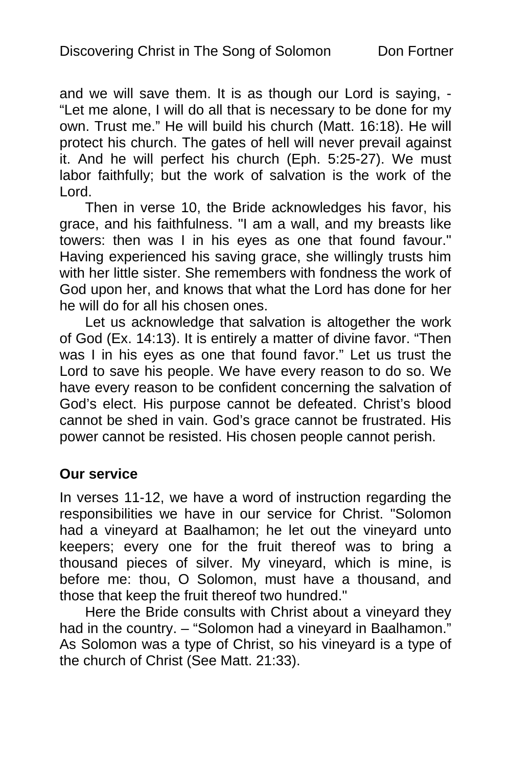and we will save them. It is as though our Lord is saying, - "Let me alone, I will do all that is necessary to be done for my own. Trust me." He will build his church (Matt. 16:18). He will protect his church. The gates of hell will never prevail against it. And he will perfect his church (Eph. 5:25-27). We must labor faithfully; but the work of salvation is the work of the Lord.

Then in verse 10, the Bride acknowledges his favor, his grace, and his faithfulness. "I am a wall, and my breasts like towers: then was I in his eyes as one that found favour." Having experienced his saving grace, she willingly trusts him with her little sister. She remembers with fondness the work of God upon her, and knows that what the Lord has done for her he will do for all his chosen ones.

Let us acknowledge that salvation is altogether the work of God (Ex. 14:13). It is entirely a matter of divine favor. "Then was I in his eyes as one that found favor." Let us trust the Lord to save his people. We have every reason to do so. We have every reason to be confident concerning the salvation of God's elect. His purpose cannot be defeated. Christ's blood cannot be shed in vain. God's grace cannot be frustrated. His power cannot be resisted. His chosen people cannot perish.

**Our service**

In verses 11-12, we have a word of instruction regarding the responsibilities we have in our service for Christ. "Solomon had a vineyard at Baalhamon; he let out the vineyard unto keepers; every one for the fruit thereof was to bring a thousand pieces of silver. My vineyard, which is mine, is before me: thou, O Solomon, must have a thousand, and those that keep the fruit thereof two hundred."

Here the Bride consults with Christ about a vineyard they had in the country. – "Solomon had a vineyard in Baalhamon." As Solomon was a type of Christ, so his vineyard is a type of the church of Christ (See Matt. 21:33).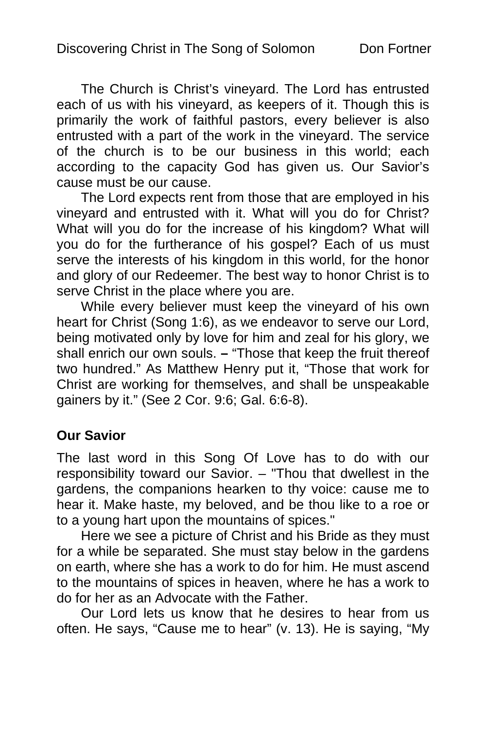The Church is Christ's vineyard. The Lord has entrusted each of us with his vineyard, as keepers of it. Though this is primarily the work of faithful pastors, every believer is also entrusted with a part of the work in the vineyard. The service of the church is to be our business in this world; each according to the capacity God has given us. Our Savior's cause must be our cause.

The Lord expects rent from those that are employed in his vineyard and entrusted with it. What will you do for Christ? What will you do for the increase of his kingdom? What will you do for the furtherance of his gospel? Each of us must serve the interests of his kingdom in this world, for the honor and glory of our Redeemer. The best way to honor Christ is to serve Christ in the place where you are.

While every believer must keep the vineyard of his own heart for Christ (Song 1:6), as we endeavor to serve our Lord, being motivated only by love for him and zeal for his glory, we shall enrich our own souls. **–** "Those that keep the fruit thereof two hundred." As Matthew Henry put it, "Those that work for Christ are working for themselves, and shall be unspeakable gainers by it." (See 2 Cor. 9:6; Gal. 6:6-8).

**Our Savior**

The last word in this Song Of Love has to do with our responsibility toward our Savior. – "Thou that dwellest in the gardens, the companions hearken to thy voice: cause me to hear it. Make haste, my beloved, and be thou like to a roe or to a young hart upon the mountains of spices."

Here we see a picture of Christ and his Bride as they must for a while be separated. She must stay below in the gardens on earth, where she has a work to do for him. He must ascend to the mountains of spices in heaven, where he has a work to do for her as an Advocate with the Father.

Our Lord lets us know that he desires to hear from us often. He says, "Cause me to hear" (v. 13). He is saying, "My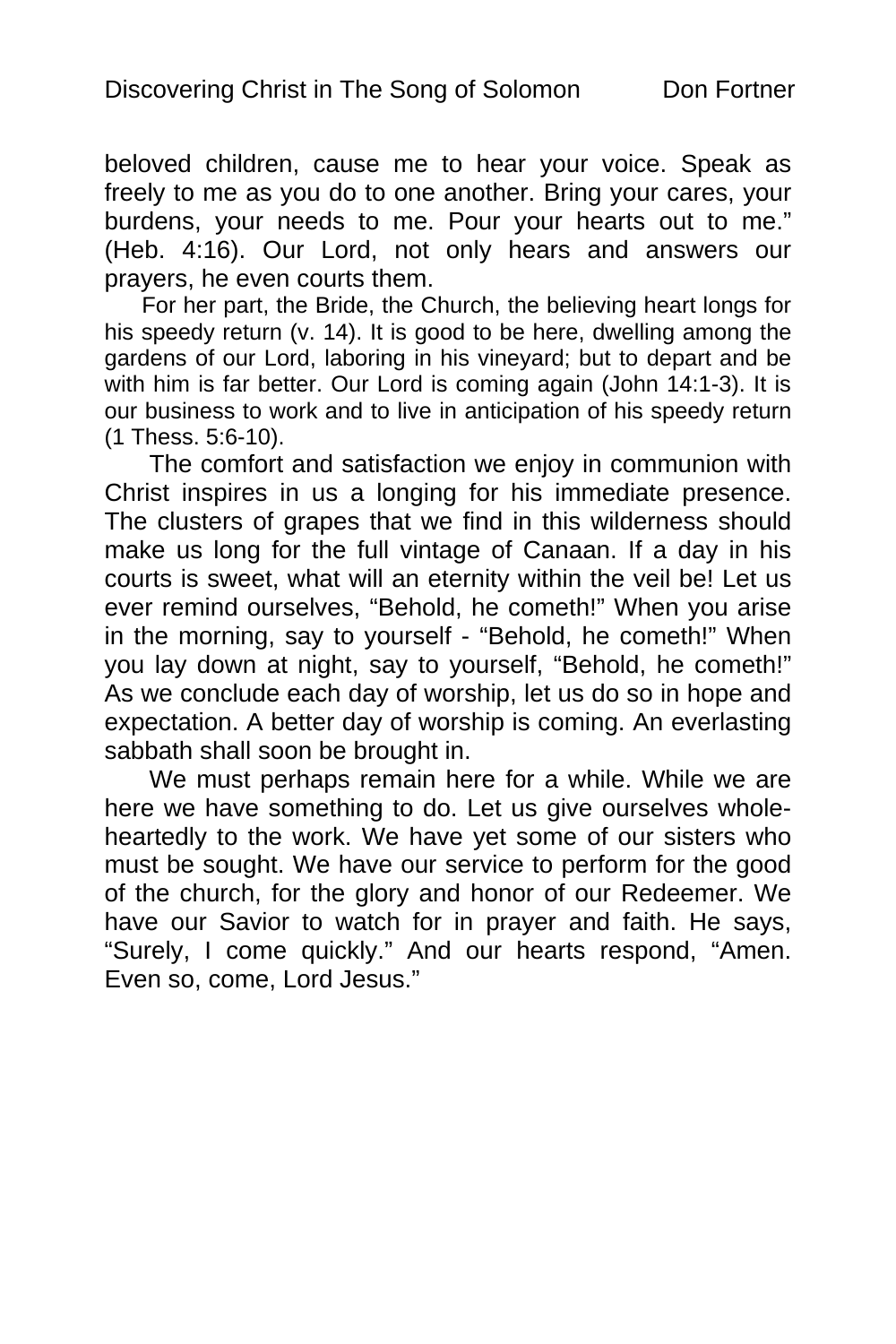beloved children, cause me to hear your voice. Speak as freely to me as you do to one another. Bring your cares, your burdens, your needs to me. Pour your hearts out to me." (Heb. 4:16). Our Lord, not only hears and answers our prayers, he even courts them.

For her part, the Bride, the Church, the believing heart longs for his speedy return (v. 14). It is good to be here, dwelling among the gardens of our Lord, laboring in his vineyard; but to depart and be with him is far better. Our Lord is coming again (John 14:1-3). It is our business to work and to live in anticipation of his speedy return (1 Thess. 5:6-10).

The comfort and satisfaction we enjoy in communion with Christ inspires in us a longing for his immediate presence. The clusters of grapes that we find in this wilderness should make us long for the full vintage of Canaan. If a day in his courts is sweet, what will an eternity within the veil be! Let us ever remind ourselves, "Behold, he cometh!" When you arise in the morning, say to yourself - "Behold, he cometh!" When you lay down at night, say to yourself, "Behold, he cometh!" As we conclude each day of worship, let us do so in hope and expectation. A better day of worship is coming. An everlasting sabbath shall soon be brought in.

We must perhaps remain here for a while. While we are here we have something to do. Let us give ourselves whole-heartedly to the work. We have yet some of our sisters who must be sought. We have our service to perform for the good of the church, for the glory and honor of our Redeemer. We have our Savior to watch for in prayer and faith. He says, "Surely, I come quickly." And our hearts respond, "Amen. Even so, come, Lord Jesus."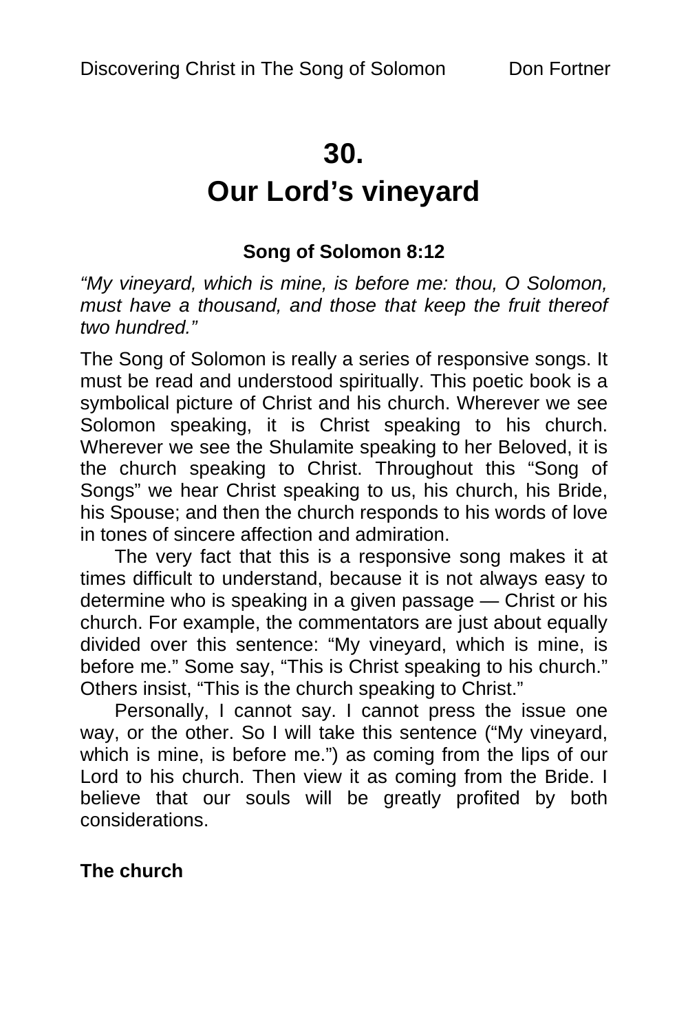# 30.
# Our Lord's vineyard

**Song of Solomon 8:12**

*"My vineyard, which is mine, is before me: thou, O Solomon, must have a thousand, and those that keep the fruit thereof two hundred."*

The Song of Solomon is really a series of responsive songs. It must be read and understood spiritually. This poetic book is a symbolical picture of Christ and his church. Wherever we see Solomon speaking, it is Christ speaking to his church. Wherever we see the Shulamite speaking to her Beloved, it is the church speaking to Christ. Throughout this "Song of Songs" we hear Christ speaking to us, his church, his Bride, his Spouse; and then the church responds to his words of love in tones of sincere affection and admiration.

The very fact that this is a responsive song makes it at times difficult to understand, because it is not always easy to determine who is speaking in a given passage — Christ or his church. For example, the commentators are just about equally divided over this sentence: "My vineyard, which is mine, is before me." Some say, "This is Christ speaking to his church." Others insist, "This is the church speaking to Christ."

Personally, I cannot say. I cannot press the issue one way, or the other. So I will take this sentence ("My vineyard, which is mine, is before me.") as coming from the lips of our Lord to his church. Then view it as coming from the Bride. I believe that our souls will be greatly profited by both considerations.

**The church**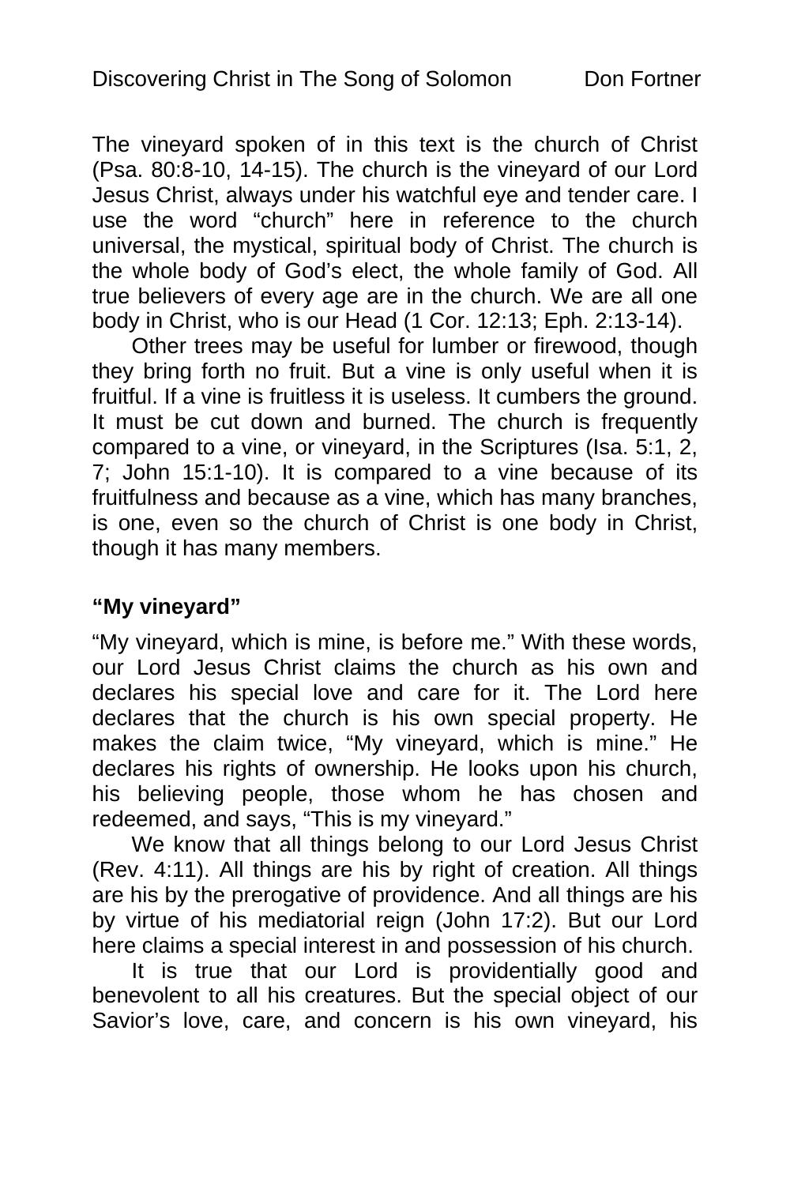The vineyard spoken of in this text is the church of Christ (Psa. 80:8-10, 14-15). The church is the vineyard of our Lord Jesus Christ, always under his watchful eye and tender care. I use the word “church” here in reference to the church universal, the mystical, spiritual body of Christ. The church is the whole body of God’s elect, the whole family of God. All true believers of every age are in the church. We are all one body in Christ, who is our Head (1 Cor. 12:13; Eph. 2:13-14).

Other trees may be useful for lumber or firewood, though they bring forth no fruit. But a vine is only useful when it is fruitful. If a vine is fruitless it is useless. It cumbers the ground. It must be cut down and burned. The church is frequently compared to a vine, or vineyard, in the Scriptures (Isa. 5:1, 2, 7; John 15:1-10). It is compared to a vine because of its fruitfulness and because as a vine, which has many branches, is one, even so the church of Christ is one body in Christ, though it has many members.

**“My vineyard”**

“My vineyard, which is mine, is before me.” With these words, our Lord Jesus Christ claims the church as his own and declares his special love and care for it. The Lord here declares that the church is his own special property. He makes the claim twice, “My vineyard, which is mine.” He declares his rights of ownership. He looks upon his church, his believing people, those whom he has chosen and redeemed, and says, “This is my vineyard.”

We know that all things belong to our Lord Jesus Christ (Rev. 4:11). All things are his by right of creation. All things are his by the prerogative of providence. And all things are his by virtue of his mediatorial reign (John 17:2). But our Lord here claims a special interest in and possession of his church.

It is true that our Lord is providentially good and benevolent to all his creatures. But the special object of our Savior’s love, care, and concern is his own vineyard, his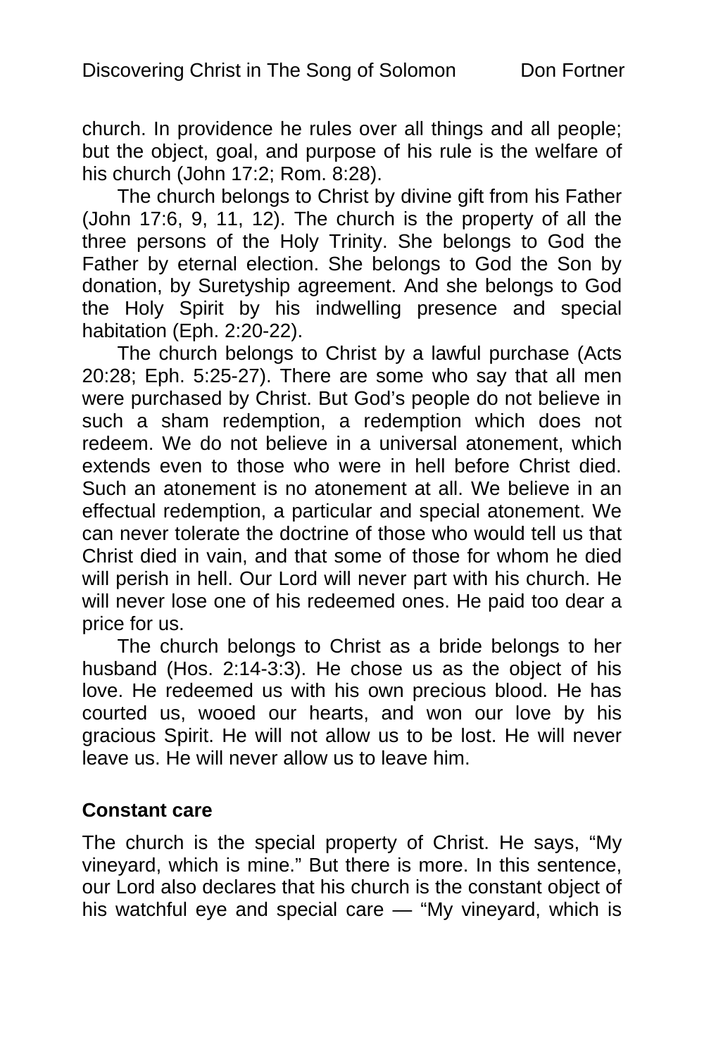church. In providence he rules over all things and all people; but the object, goal, and purpose of his rule is the welfare of his church (John 17:2; Rom. 8:28).

The church belongs to Christ by divine gift from his Father (John 17:6, 9, 11, 12). The church is the property of all the three persons of the Holy Trinity. She belongs to God the Father by eternal election. She belongs to God the Son by donation, by Suretyship agreement. And she belongs to God the Holy Spirit by his indwelling presence and special habitation (Eph. 2:20-22).

The church belongs to Christ by a lawful purchase (Acts 20:28; Eph. 5:25-27). There are some who say that all men were purchased by Christ. But God's people do not believe in such a sham redemption, a redemption which does not redeem. We do not believe in a universal atonement, which extends even to those who were in hell before Christ died. Such an atonement is no atonement at all. We believe in an effectual redemption, a particular and special atonement. We can never tolerate the doctrine of those who would tell us that Christ died in vain, and that some of those for whom he died will perish in hell. Our Lord will never part with his church. He will never lose one of his redeemed ones. He paid too dear a price for us.

The church belongs to Christ as a bride belongs to her husband (Hos. 2:14-3:3). He chose us as the object of his love. He redeemed us with his own precious blood. He has courted us, wooed our hearts, and won our love by his gracious Spirit. He will not allow us to be lost. He will never leave us. He will never allow us to leave him.

**Constant care**

The church is the special property of Christ. He says, "My vineyard, which is mine." But there is more. In this sentence, our Lord also declares that his church is the constant object of his watchful eye and special care — "My vineyard, which is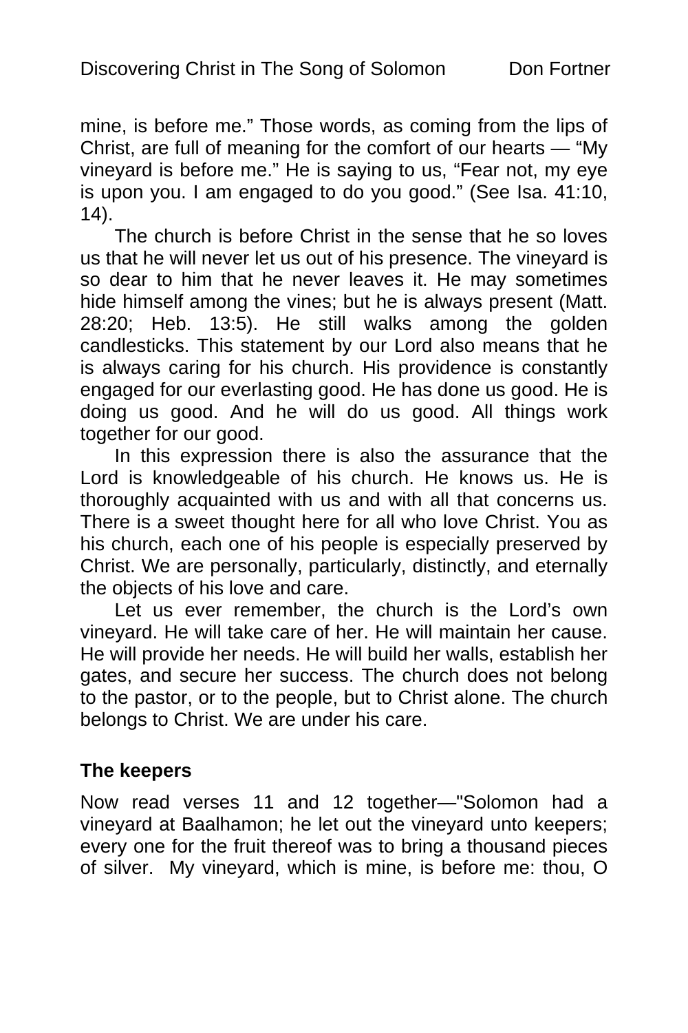mine, is before me." Those words, as coming from the lips of Christ, are full of meaning for the comfort of our hearts — "My vineyard is before me." He is saying to us, "Fear not, my eye is upon you. I am engaged to do you good." (See Isa. 41:10, 14).

The church is before Christ in the sense that he so loves us that he will never let us out of his presence. The vineyard is so dear to him that he never leaves it. He may sometimes hide himself among the vines; but he is always present (Matt. 28:20; Heb. 13:5). He still walks among the golden candlesticks. This statement by our Lord also means that he is always caring for his church. His providence is constantly engaged for our everlasting good. He has done us good. He is doing us good. And he will do us good. All things work together for our good.

In this expression there is also the assurance that the Lord is knowledgeable of his church. He knows us. He is thoroughly acquainted with us and with all that concerns us. There is a sweet thought here for all who love Christ. You as his church, each one of his people is especially preserved by Christ. We are personally, particularly, distinctly, and eternally the objects of his love and care.

Let us ever remember, the church is the Lord's own vineyard. He will take care of her. He will maintain her cause. He will provide her needs. He will build her walls, establish her gates, and secure her success. The church does not belong to the pastor, or to the people, but to Christ alone. The church belongs to Christ. We are under his care.

**The keepers**

Now read verses 11 and 12 together—"Solomon had a vineyard at Baalhamon; he let out the vineyard unto keepers; every one for the fruit thereof was to bring a thousand pieces of silver. My vineyard, which is mine, is before me: thou, O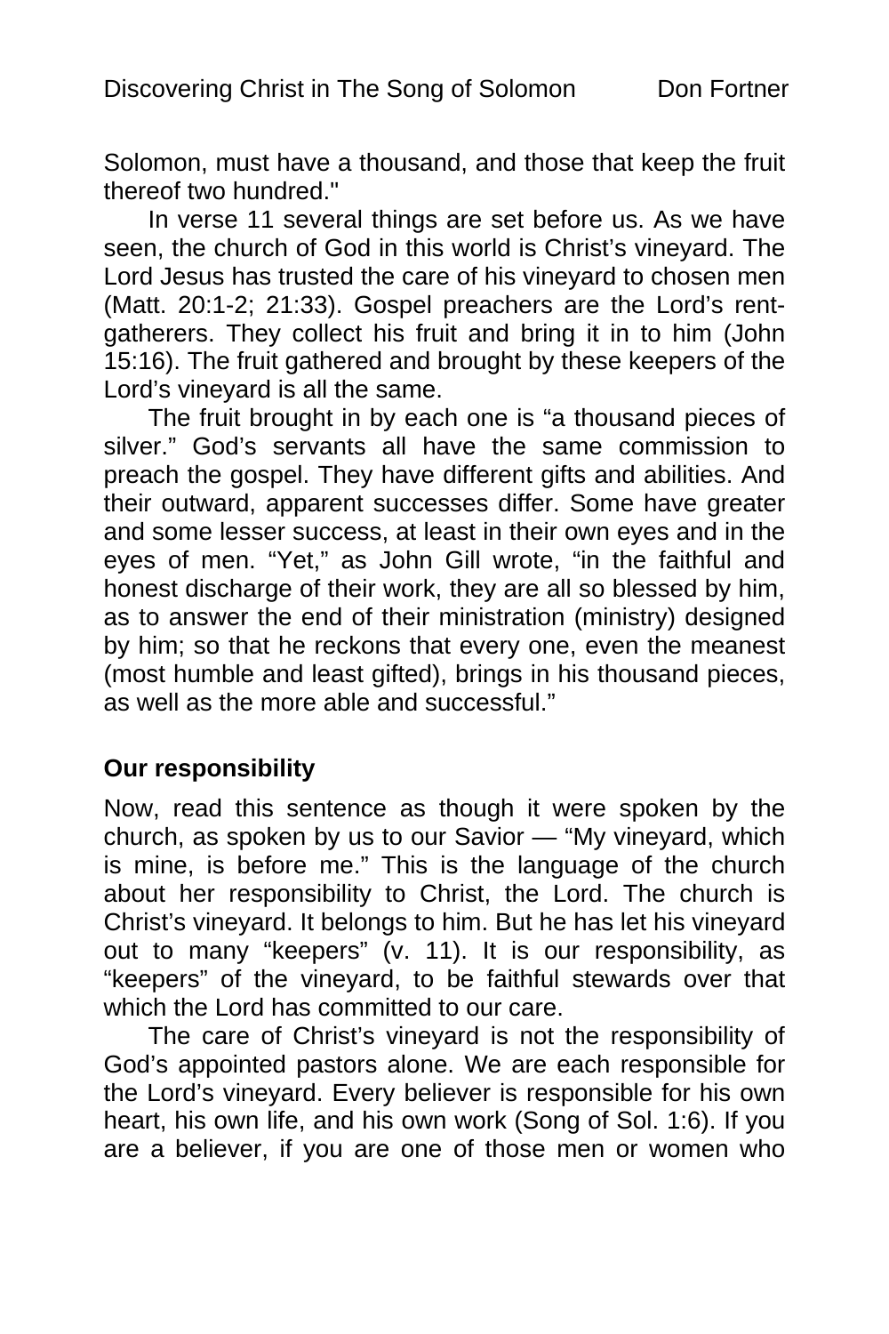Solomon, must have a thousand, and those that keep the fruit thereof two hundred."

In verse 11 several things are set before us. As we have seen, the church of God in this world is Christ's vineyard. The Lord Jesus has trusted the care of his vineyard to chosen men (Matt. 20:1-2; 21:33). Gospel preachers are the Lord's rent-gatherers. They collect his fruit and bring it in to him (John 15:16). The fruit gathered and brought by these keepers of the Lord's vineyard is all the same.

The fruit brought in by each one is "a thousand pieces of silver." God's servants all have the same commission to preach the gospel. They have different gifts and abilities. And their outward, apparent successes differ. Some have greater and some lesser success, at least in their own eyes and in the eyes of men. "Yet," as John Gill wrote, "in the faithful and honest discharge of their work, they are all so blessed by him, as to answer the end of their ministration (ministry) designed by him; so that he reckons that every one, even the meanest (most humble and least gifted), brings in his thousand pieces, as well as the more able and successful."

### Our responsibility

Now, read this sentence as though it were spoken by the church, as spoken by us to our Savior — "My vineyard, which is mine, is before me." This is the language of the church about her responsibility to Christ, the Lord. The church is Christ's vineyard. It belongs to him. But he has let his vineyard out to many "keepers" (v. 11). It is our responsibility, as "keepers" of the vineyard, to be faithful stewards over that which the Lord has committed to our care.

The care of Christ's vineyard is not the responsibility of God's appointed pastors alone. We are each responsible for the Lord's vineyard. Every believer is responsible for his own heart, his own life, and his own work (Song of Sol. 1:6). If you are a believer, if you are one of those men or women who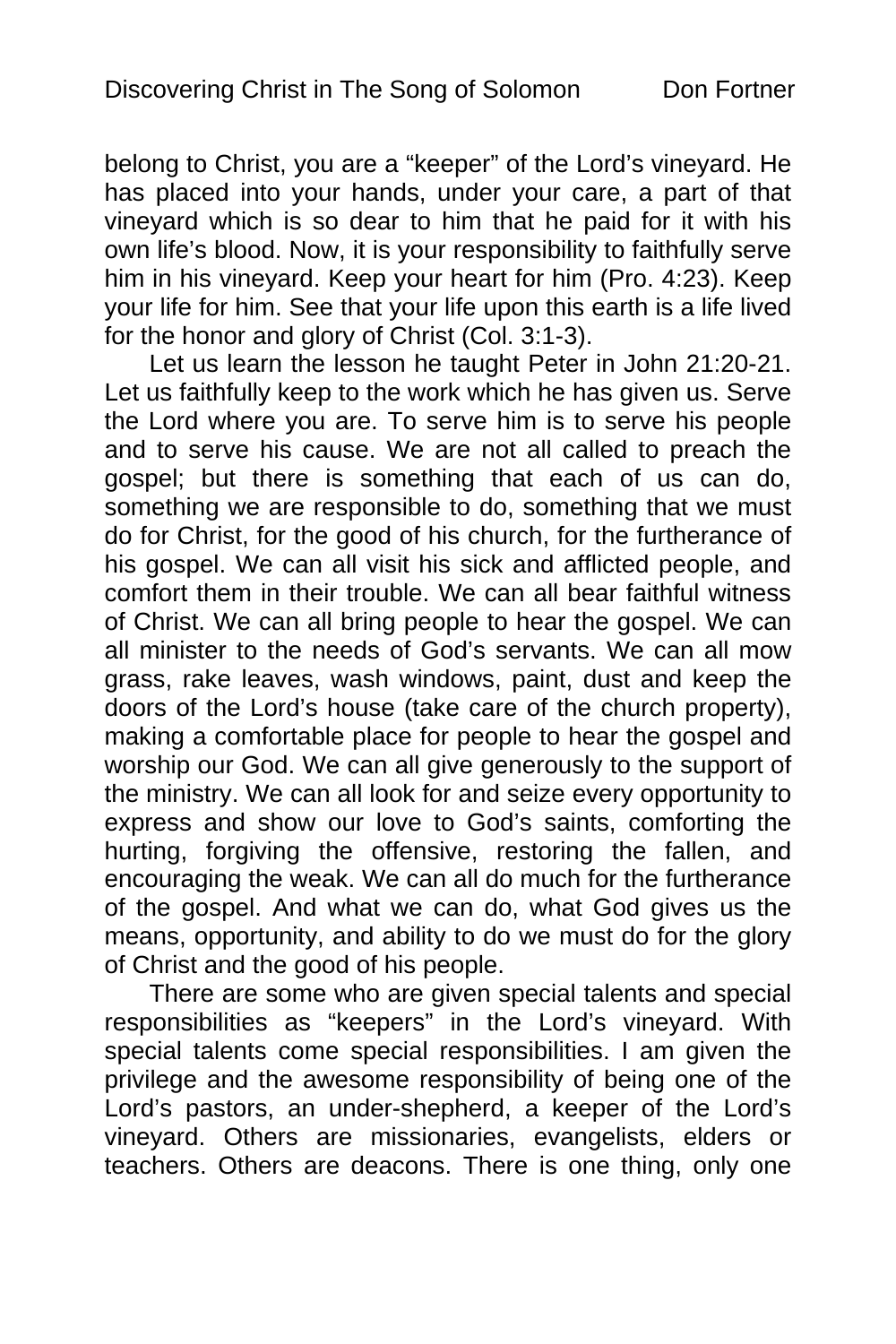belong to Christ, you are a “keeper” of the Lord’s vineyard. He has placed into your hands, under your care, a part of that vineyard which is so dear to him that he paid for it with his own life’s blood. Now, it is your responsibility to faithfully serve him in his vineyard. Keep your heart for him (Pro. 4:23). Keep your life for him. See that your life upon this earth is a life lived for the honor and glory of Christ (Col. 3:1-3).

Let us learn the lesson he taught Peter in John 21:20-21. Let us faithfully keep to the work which he has given us. Serve the Lord where you are. To serve him is to serve his people and to serve his cause. We are not all called to preach the gospel; but there is something that each of us can do, something we are responsible to do, something that we must do for Christ, for the good of his church, for the furtherance of his gospel. We can all visit his sick and afflicted people, and comfort them in their trouble. We can all bear faithful witness of Christ. We can all bring people to hear the gospel. We can all minister to the needs of God’s servants. We can all mow grass, rake leaves, wash windows, paint, dust and keep the doors of the Lord’s house (take care of the church property), making a comfortable place for people to hear the gospel and worship our God. We can all give generously to the support of the ministry. We can all look for and seize every opportunity to express and show our love to God’s saints, comforting the hurting, forgiving the offensive, restoring the fallen, and encouraging the weak. We can all do much for the furtherance of the gospel. And what we can do, what God gives us the means, opportunity, and ability to do we must do for the glory of Christ and the good of his people.

There are some who are given special talents and special responsibilities as “keepers” in the Lord’s vineyard. With special talents come special responsibilities. I am given the privilege and the awesome responsibility of being one of the Lord’s pastors, an under-shepherd, a keeper of the Lord’s vineyard. Others are missionaries, evangelists, elders or teachers. Others are deacons. There is one thing, only one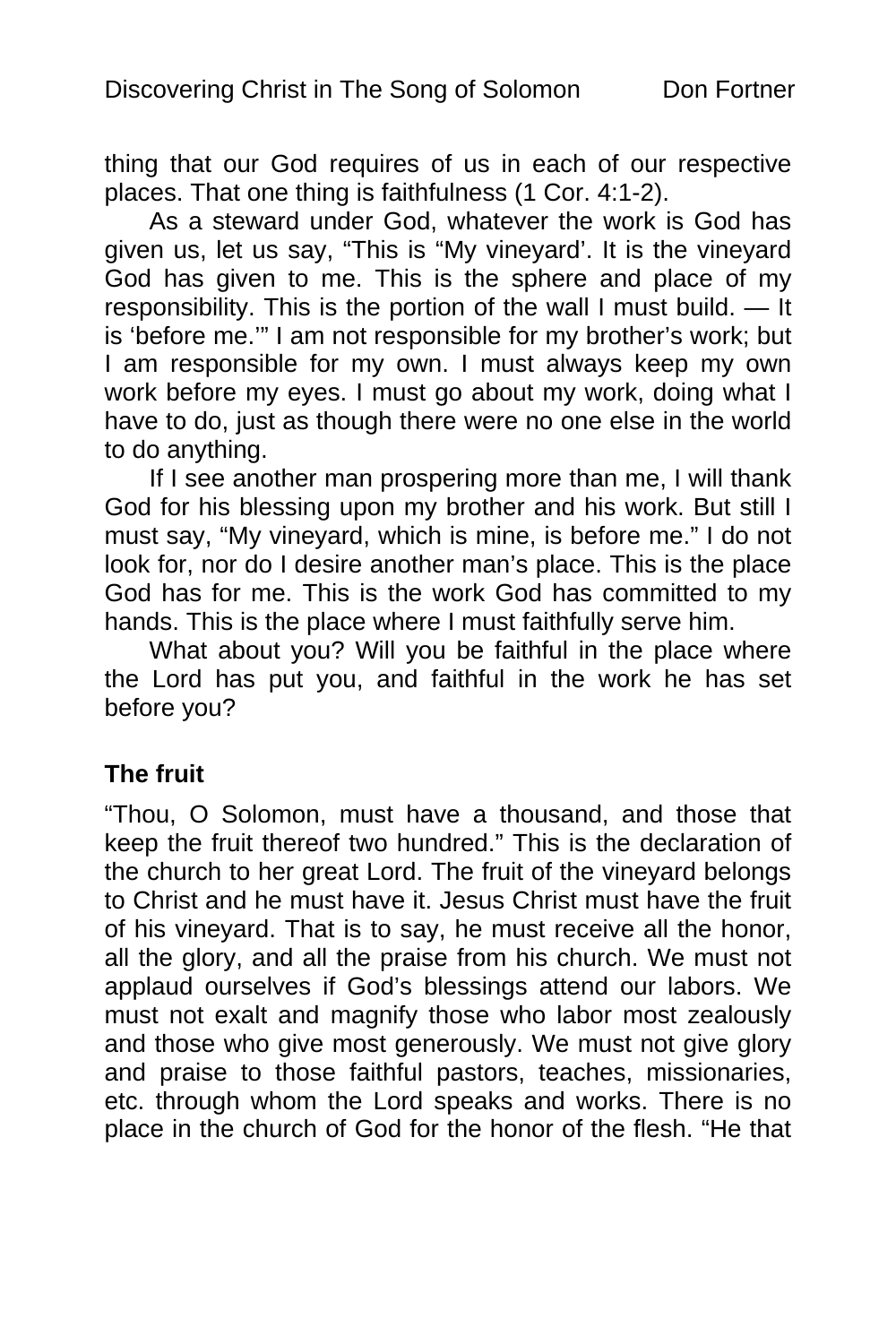thing that our God requires of us in each of our respective places. That one thing is faithfulness (1 Cor. 4:1-2).

As a steward under God, whatever the work is God has given us, let us say, "This is "My vineyard'. It is the vineyard God has given to me. This is the sphere and place of my responsibility. This is the portion of the wall I must build. — It is 'before me.'" I am not responsible for my brother's work; but I am responsible for my own. I must always keep my own work before my eyes. I must go about my work, doing what I have to do, just as though there were no one else in the world to do anything.

If I see another man prospering more than me, I will thank God for his blessing upon my brother and his work. But still I must say, "My vineyard, which is mine, is before me." I do not look for, nor do I desire another man's place. This is the place God has for me. This is the work God has committed to my hands. This is the place where I must faithfully serve him.

What about you? Will you be faithful in the place where the Lord has put you, and faithful in the work he has set before you?

**The fruit**

"Thou, O Solomon, must have a thousand, and those that keep the fruit thereof two hundred." This is the declaration of the church to her great Lord. The fruit of the vineyard belongs to Christ and he must have it. Jesus Christ must have the fruit of his vineyard. That is to say, he must receive all the honor, all the glory, and all the praise from his church. We must not applaud ourselves if God's blessings attend our labors. We must not exalt and magnify those who labor most zealously and those who give most generously. We must not give glory and praise to those faithful pastors, teaches, missionaries, etc. through whom the Lord speaks and works. There is no place in the church of God for the honor of the flesh. "He that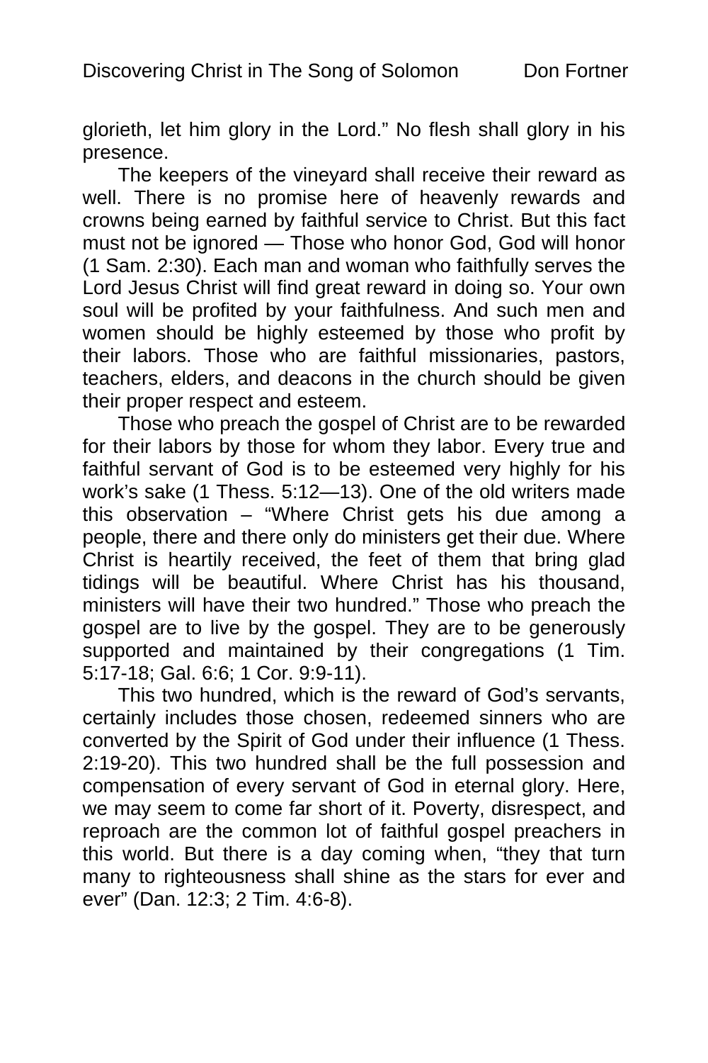glorieth, let him glory in the Lord." No flesh shall glory in his presence.

The keepers of the vineyard shall receive their reward as well. There is no promise here of heavenly rewards and crowns being earned by faithful service to Christ. But this fact must not be ignored — Those who honor God, God will honor (1 Sam. 2:30). Each man and woman who faithfully serves the Lord Jesus Christ will find great reward in doing so. Your own soul will be profited by your faithfulness. And such men and women should be highly esteemed by those who profit by their labors. Those who are faithful missionaries, pastors, teachers, elders, and deacons in the church should be given their proper respect and esteem.

Those who preach the gospel of Christ are to be rewarded for their labors by those for whom they labor. Every true and faithful servant of God is to be esteemed very highly for his work's sake (1 Thess. 5:12—13). One of the old writers made this observation – "Where Christ gets his due among a people, there and there only do ministers get their due. Where Christ is heartily received, the feet of them that bring glad tidings will be beautiful. Where Christ has his thousand, ministers will have their two hundred." Those who preach the gospel are to live by the gospel. They are to be generously supported and maintained by their congregations (1 Tim. 5:17-18; Gal. 6:6; 1 Cor. 9:9-11).

This two hundred, which is the reward of God's servants, certainly includes those chosen, redeemed sinners who are converted by the Spirit of God under their influence (1 Thess. 2:19-20). This two hundred shall be the full possession and compensation of every servant of God in eternal glory. Here, we may seem to come far short of it. Poverty, disrespect, and reproach are the common lot of faithful gospel preachers in this world. But there is a day coming when, "they that turn many to righteousness shall shine as the stars for ever and ever" (Dan. 12:3; 2 Tim. 4:6-8).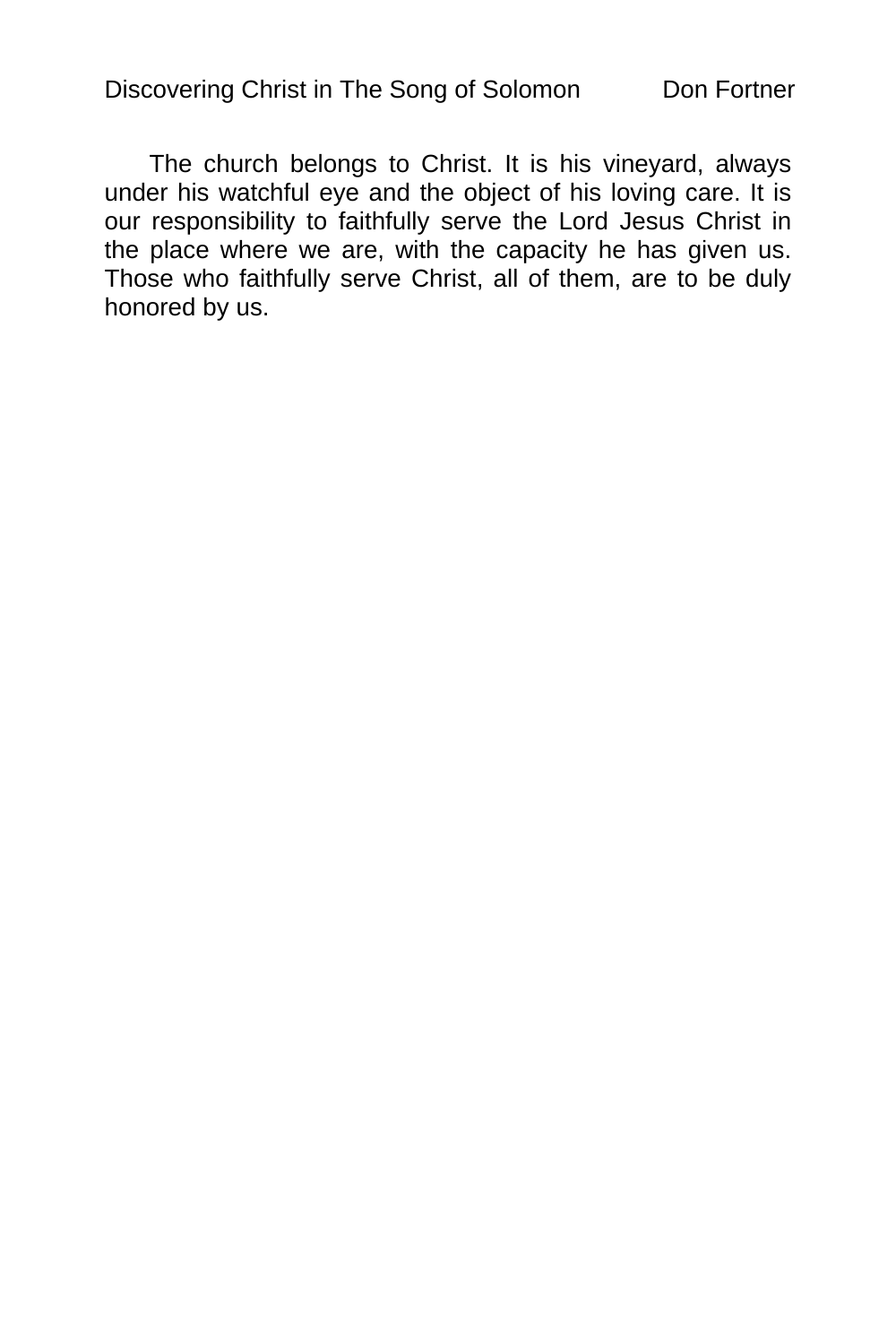The church belongs to Christ. It is his vineyard, always under his watchful eye and the object of his loving care. It is our responsibility to faithfully serve the Lord Jesus Christ in the place where we are, with the capacity he has given us. Those who faithfully serve Christ, all of them, are to be duly honored by us.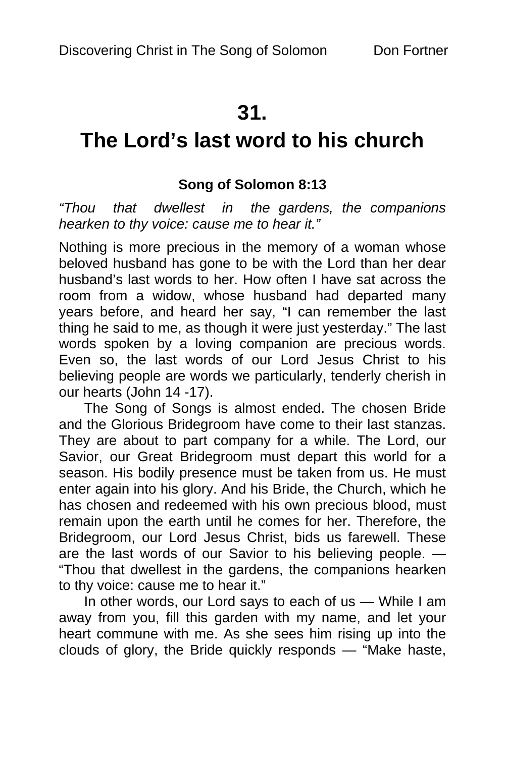# 31.

# The Lord's last word to his church

**Song of Solomon 8:13**

*"Thou that dwellest in the gardens, the companions hearken to thy voice: cause me to hear it."*

Nothing is more precious in the memory of a woman whose beloved husband has gone to be with the Lord than her dear husband's last words to her. How often I have sat across the room from a widow, whose husband had departed many years before, and heard her say, "I can remember the last thing he said to me, as though it were just yesterday." The last words spoken by a loving companion are precious words. Even so, the last words of our Lord Jesus Christ to his believing people are words we particularly, tenderly cherish in our hearts (John 14 -17).

The Song of Songs is almost ended. The chosen Bride and the Glorious Bridegroom have come to their last stanzas. They are about to part company for a while. The Lord, our Savior, our Great Bridegroom must depart this world for a season. His bodily presence must be taken from us. He must enter again into his glory. And his Bride, the Church, which he has chosen and redeemed with his own precious blood, must remain upon the earth until he comes for her. Therefore, the Bridegroom, our Lord Jesus Christ, bids us farewell. These are the last words of our Savior to his believing people. — "Thou that dwellest in the gardens, the companions hearken to thy voice: cause me to hear it."

In other words, our Lord says to each of us — While I am away from you, fill this garden with my name, and let your heart commune with me. As she sees him rising up into the clouds of glory, the Bride quickly responds — "Make haste,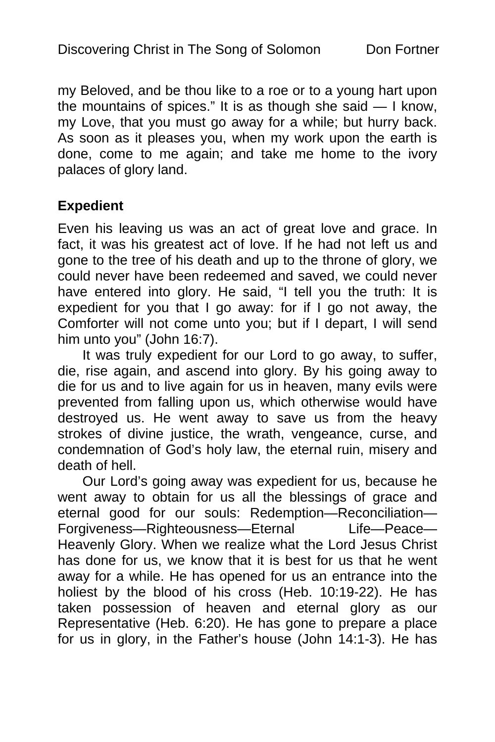my Beloved, and be thou like to a roe or to a young hart upon the mountains of spices." It is as though she said — I know, my Love, that you must go away for a while; but hurry back. As soon as it pleases you, when my work upon the earth is done, come to me again; and take me home to the ivory palaces of glory land.

**Expedient**

Even his leaving us was an act of great love and grace. In fact, it was his greatest act of love. If he had not left us and gone to the tree of his death and up to the throne of glory, we could never have been redeemed and saved, we could never have entered into glory. He said, "I tell you the truth: It is expedient for you that I go away: for if I go not away, the Comforter will not come unto you; but if I depart, I will send him unto you" (John 16:7).

It was truly expedient for our Lord to go away, to suffer, die, rise again, and ascend into glory. By his going away to die for us and to live again for us in heaven, many evils were prevented from falling upon us, which otherwise would have destroyed us. He went away to save us from the heavy strokes of divine justice, the wrath, vengeance, curse, and condemnation of God's holy law, the eternal ruin, misery and death of hell.

Our Lord's going away was expedient for us, because he went away to obtain for us all the blessings of grace and eternal good for our souls: Redemption—Reconciliation—Forgiveness—Righteousness—Eternal Life—Peace—Heavenly Glory. When we realize what the Lord Jesus Christ has done for us, we know that it is best for us that he went away for a while. He has opened for us an entrance into the holiest by the blood of his cross (Heb. 10:19-22). He has taken possession of heaven and eternal glory as our Representative (Heb. 6:20). He has gone to prepare a place for us in glory, in the Father's house (John 14:1-3). He has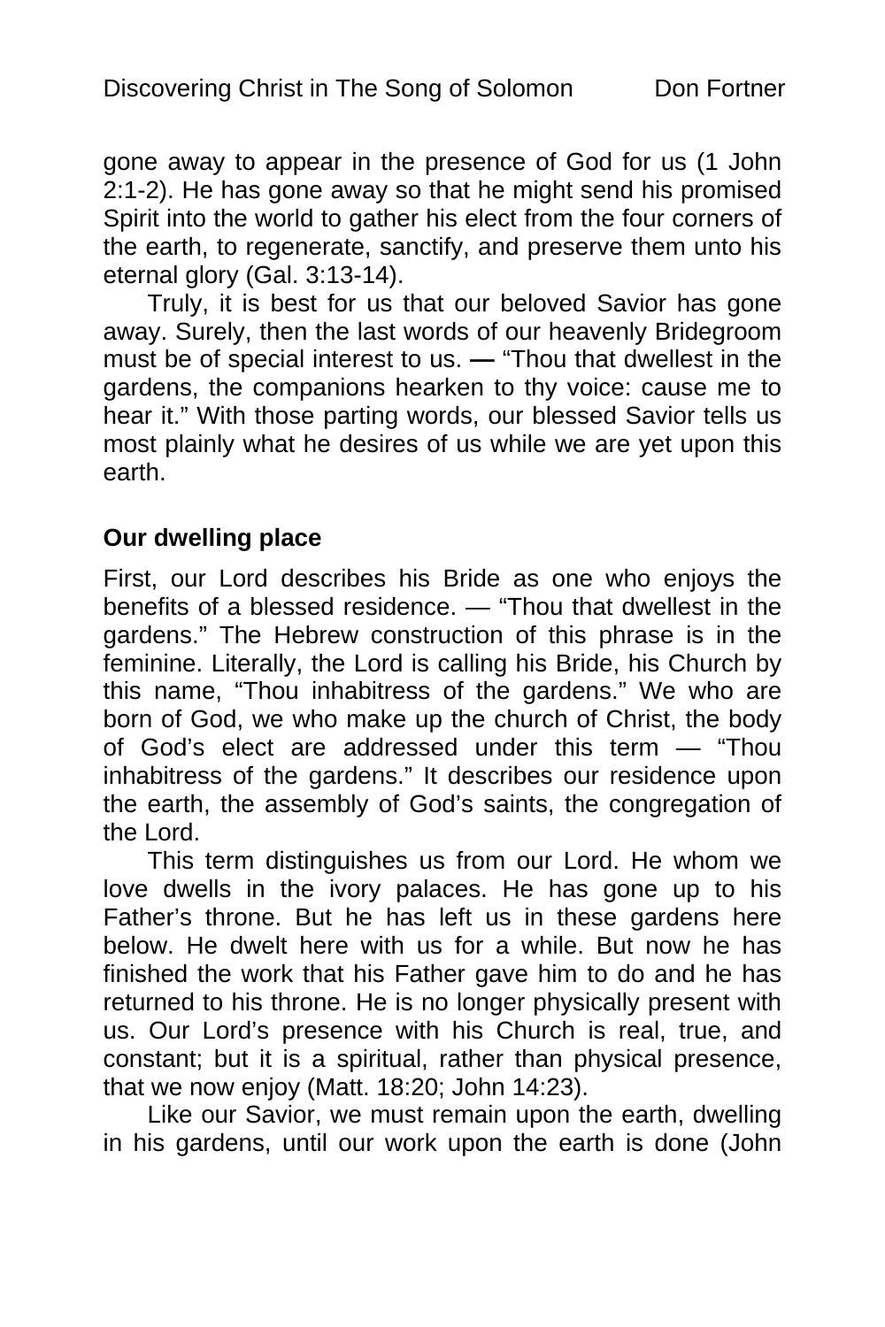gone away to appear in the presence of God for us (1 John 2:1-2). He has gone away so that he might send his promised Spirit into the world to gather his elect from the four corners of the earth, to regenerate, sanctify, and preserve them unto his eternal glory (Gal. 3:13-14).

Truly, it is best for us that our beloved Savior has gone away. Surely, then the last words of our heavenly Bridegroom must be of special interest to us. **—** “Thou that dwellest in the gardens, the companions hearken to thy voice: cause me to hear it.” With those parting words, our blessed Savior tells us most plainly what he desires of us while we are yet upon this earth.

### Our dwelling place

First, our Lord describes his Bride as one who enjoys the benefits of a blessed residence. — “Thou that dwellest in the gardens.” The Hebrew construction of this phrase is in the feminine. Literally, the Lord is calling his Bride, his Church by this name, “Thou inhabitress of the gardens.” We who are born of God, we who make up the church of Christ, the body of God’s elect are addressed under this term — “Thou inhabitress of the gardens.” It describes our residence upon the earth, the assembly of God’s saints, the congregation of the Lord.

This term distinguishes us from our Lord. He whom we love dwells in the ivory palaces. He has gone up to his Father’s throne. But he has left us in these gardens here below. He dwelt here with us for a while. But now he has finished the work that his Father gave him to do and he has returned to his throne. He is no longer physically present with us. Our Lord’s presence with his Church is real, true, and constant; but it is a spiritual, rather than physical presence, that we now enjoy (Matt. 18:20; John 14:23).

Like our Savior, we must remain upon the earth, dwelling in his gardens, until our work upon the earth is done (John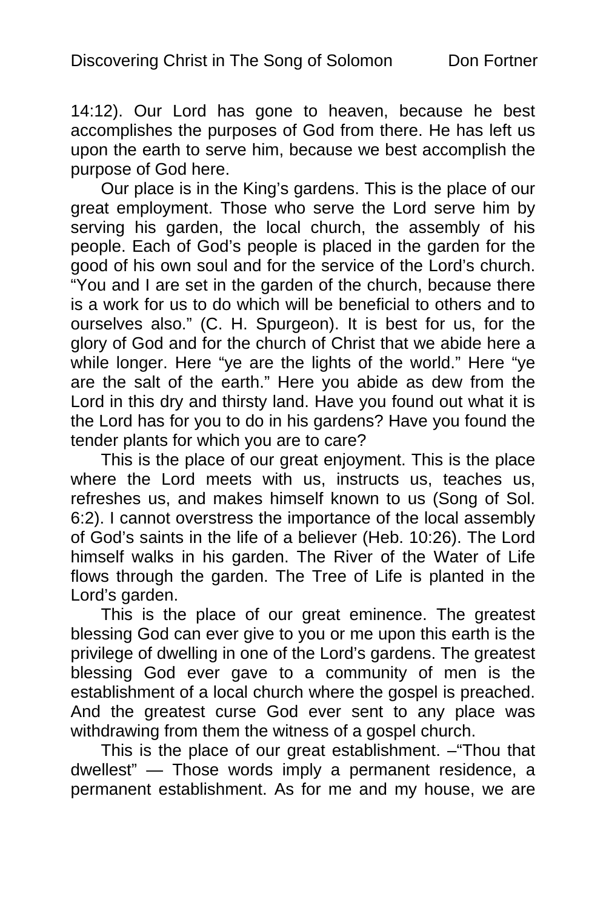14:12). Our Lord has gone to heaven, because he best accomplishes the purposes of God from there. He has left us upon the earth to serve him, because we best accomplish the purpose of God here.

Our place is in the King's gardens. This is the place of our great employment. Those who serve the Lord serve him by serving his garden, the local church, the assembly of his people. Each of God's people is placed in the garden for the good of his own soul and for the service of the Lord's church. "You and I are set in the garden of the church, because there is a work for us to do which will be beneficial to others and to ourselves also." (C. H. Spurgeon). It is best for us, for the glory of God and for the church of Christ that we abide here a while longer. Here "ye are the lights of the world." Here "ye are the salt of the earth." Here you abide as dew from the Lord in this dry and thirsty land. Have you found out what it is the Lord has for you to do in his gardens? Have you found the tender plants for which you are to care?

This is the place of our great enjoyment. This is the place where the Lord meets with us, instructs us, teaches us, refreshes us, and makes himself known to us (Song of Sol. 6:2). I cannot overstress the importance of the local assembly of God's saints in the life of a believer (Heb. 10:26). The Lord himself walks in his garden. The River of the Water of Life flows through the garden. The Tree of Life is planted in the Lord's garden.

This is the place of our great eminence. The greatest blessing God can ever give to you or me upon this earth is the privilege of dwelling in one of the Lord's gardens. The greatest blessing God ever gave to a community of men is the establishment of a local church where the gospel is preached. And the greatest curse God ever sent to any place was withdrawing from them the witness of a gospel church.

This is the place of our great establishment. –"Thou that dwellest" — Those words imply a permanent residence, a permanent establishment. As for me and my house, we are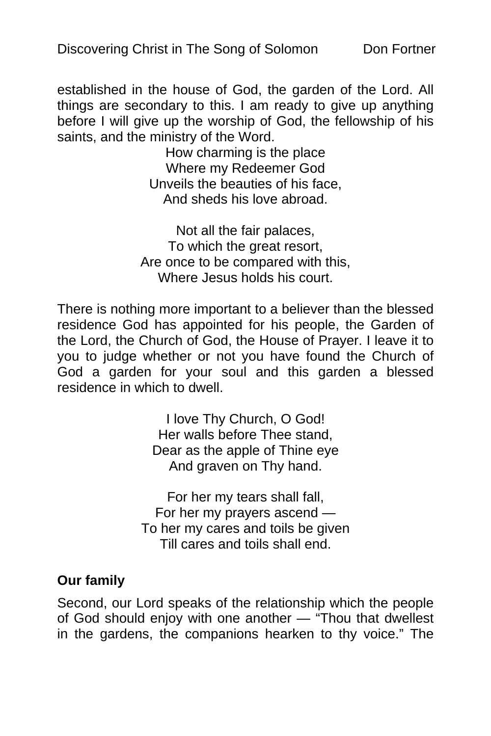established in the house of God, the garden of the Lord. All things are secondary to this. I am ready to give up anything before I will give up the worship of God, the fellowship of his saints, and the ministry of the Word.

How charming is the place  
Where my Redeemer God  
Unveils the beauties of his face,  
And sheds his love abroad.

Not all the fair palaces,  
To which the great resort,  
Are once to be compared with this,  
Where Jesus holds his court.

There is nothing more important to a believer than the blessed residence God has appointed for his people, the Garden of the Lord, the Church of God, the House of Prayer. I leave it to you to judge whether or not you have found the Church of God a garden for your soul and this garden a blessed residence in which to dwell.

I love Thy Church, O God!  
Her walls before Thee stand,  
Dear as the apple of Thine eye  
And graven on Thy hand.

For her my tears shall fall,  
For her my prayers ascend —  
To her my cares and toils be given  
Till cares and toils shall end.

**Our family**

Second, our Lord speaks of the relationship which the people of God should enjoy with one another — “Thou that dwellest in the gardens, the companions hearken to thy voice.” The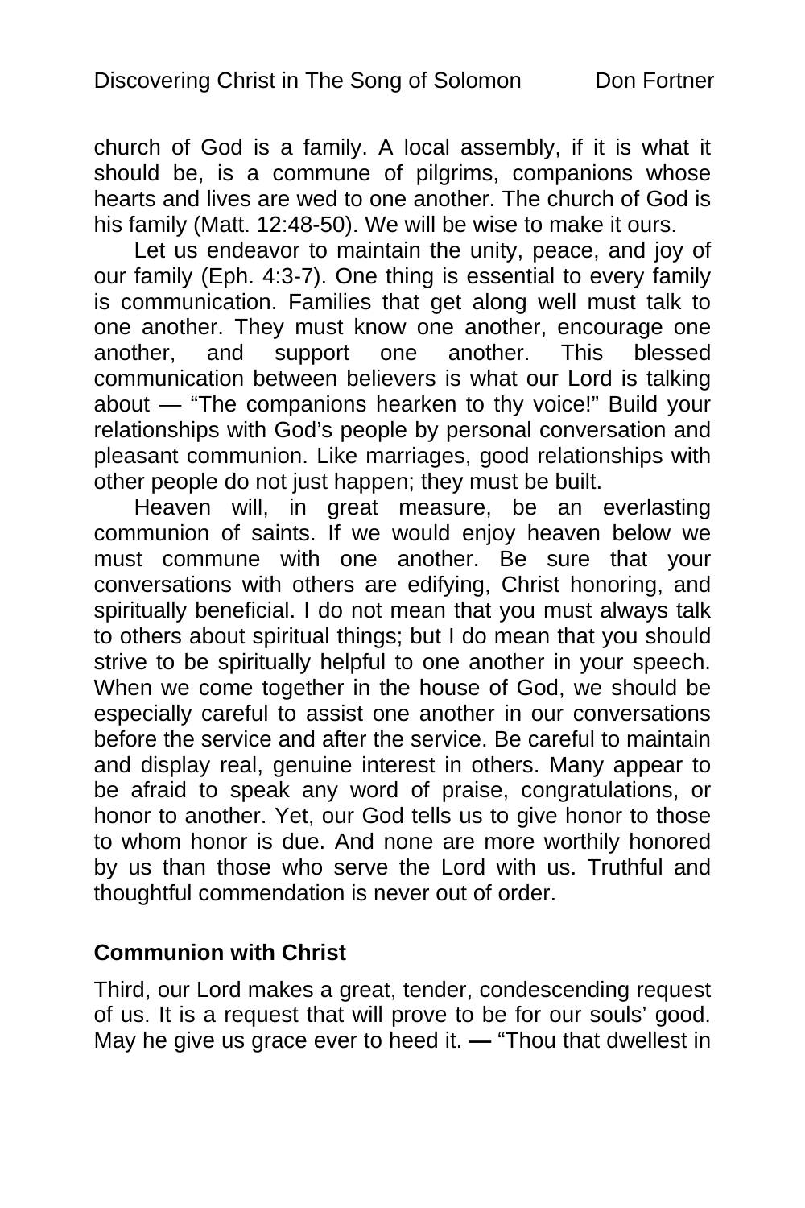church of God is a family. A local assembly, if it is what it should be, is a commune of pilgrims, companions whose hearts and lives are wed to one another. The church of God is his family (Matt. 12:48-50). We will be wise to make it ours.

Let us endeavor to maintain the unity, peace, and joy of our family (Eph. 4:3-7). One thing is essential to every family is communication. Families that get along well must talk to one another. They must know one another, encourage one another, and support one another. This blessed communication between believers is what our Lord is talking about — "The companions hearken to thy voice!" Build your relationships with God's people by personal conversation and pleasant communion. Like marriages, good relationships with other people do not just happen; they must be built.

Heaven will, in great measure, be an everlasting communion of saints. If we would enjoy heaven below we must commune with one another. Be sure that your conversations with others are edifying, Christ honoring, and spiritually beneficial. I do not mean that you must always talk to others about spiritual things; but I do mean that you should strive to be spiritually helpful to one another in your speech. When we come together in the house of God, we should be especially careful to assist one another in our conversations before the service and after the service. Be careful to maintain and display real, genuine interest in others. Many appear to be afraid to speak any word of praise, congratulations, or honor to another. Yet, our God tells us to give honor to those to whom honor is due. And none are more worthily honored by us than those who serve the Lord with us. Truthful and thoughtful commendation is never out of order.

**Communion with Christ**

Third, our Lord makes a great, tender, condescending request of us. It is a request that will prove to be for our souls' good. May he give us grace ever to heed it. **—** "Thou that dwellest in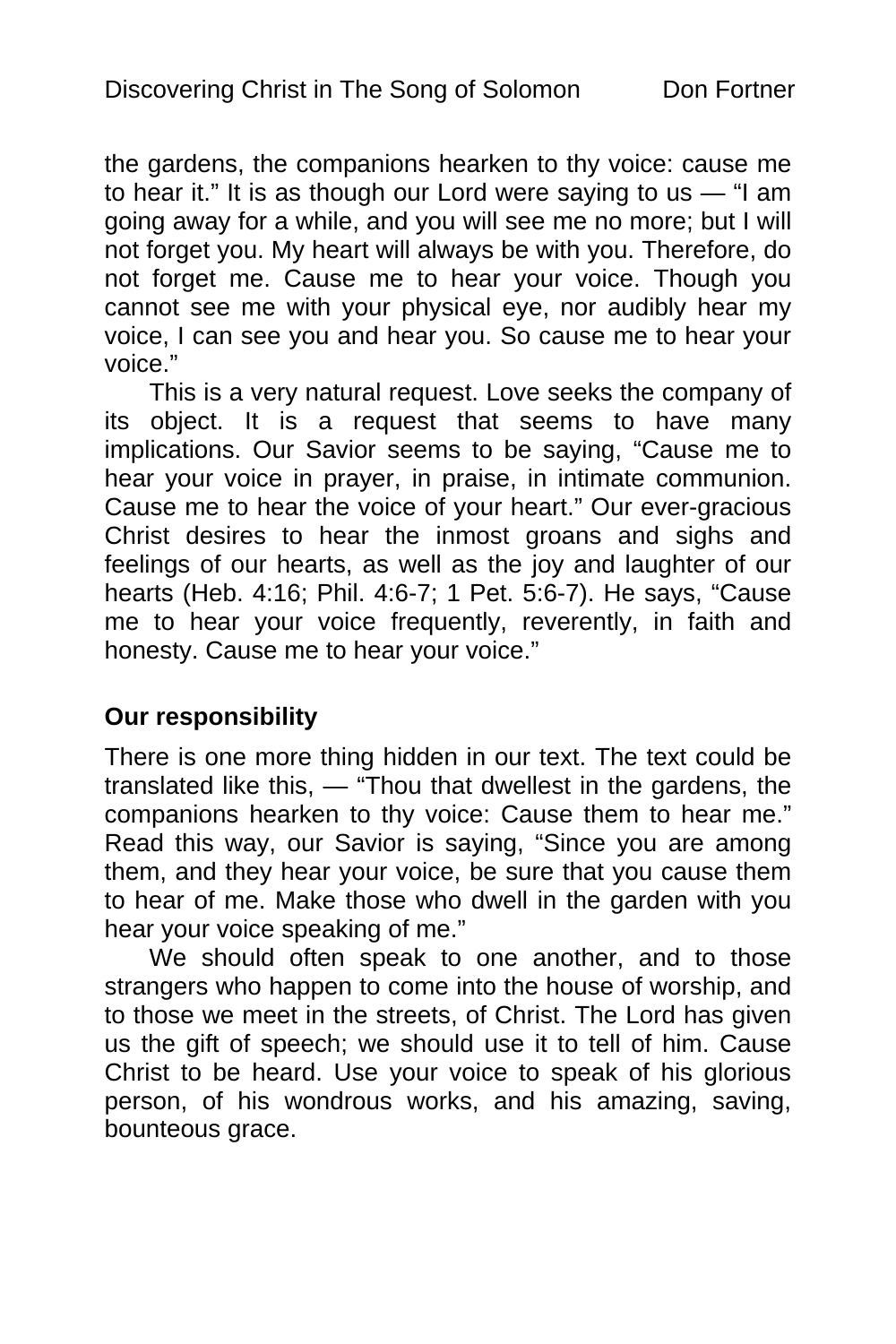the gardens, the companions hearken to thy voice: cause me to hear it." It is as though our Lord were saying to us — "I am going away for a while, and you will see me no more; but I will not forget you. My heart will always be with you. Therefore, do not forget me. Cause me to hear your voice. Though you cannot see me with your physical eye, nor audibly hear my voice, I can see you and hear you. So cause me to hear your voice."

This is a very natural request. Love seeks the company of its object. It is a request that seems to have many implications. Our Savior seems to be saying, "Cause me to hear your voice in prayer, in praise, in intimate communion. Cause me to hear the voice of your heart." Our ever-gracious Christ desires to hear the inmost groans and sighs and feelings of our hearts, as well as the joy and laughter of our hearts (Heb. 4:16; Phil. 4:6-7; 1 Pet. 5:6-7). He says, "Cause me to hear your voice frequently, reverently, in faith and honesty. Cause me to hear your voice."

**Our responsibility**

There is one more thing hidden in our text. The text could be translated like this, — "Thou that dwellest in the gardens, the companions hearken to thy voice: Cause them to hear me." Read this way, our Savior is saying, "Since you are among them, and they hear your voice, be sure that you cause them to hear of me. Make those who dwell in the garden with you hear your voice speaking of me."

We should often speak to one another, and to those strangers who happen to come into the house of worship, and to those we meet in the streets, of Christ. The Lord has given us the gift of speech; we should use it to tell of him. Cause Christ to be heard. Use your voice to speak of his glorious person, of his wondrous works, and his amazing, saving, bounteous grace.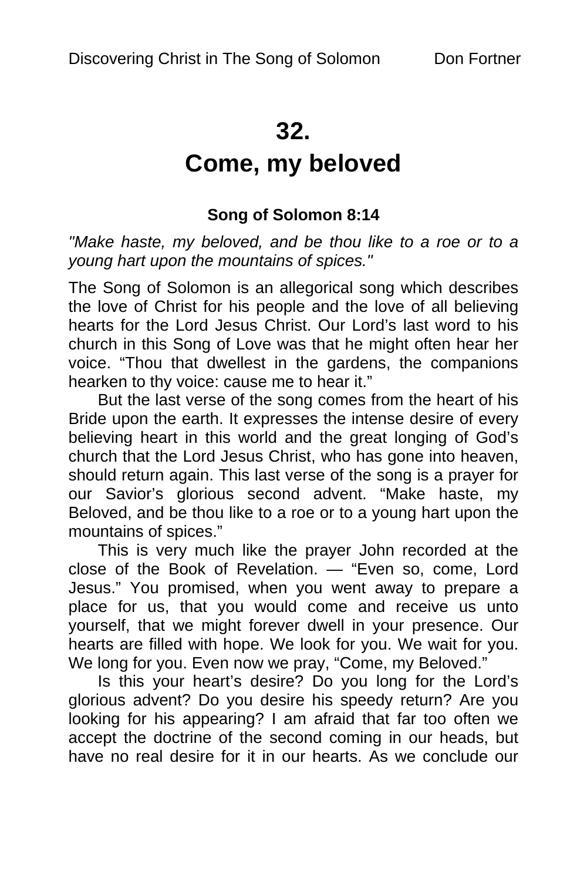# 32.
# Come, my beloved

### Song of Solomon 8:14

*"Make haste, my beloved, and be thou like to a roe or to a young hart upon the mountains of spices."*

The Song of Solomon is an allegorical song which describes the love of Christ for his people and the love of all believing hearts for the Lord Jesus Christ. Our Lord's last word to his church in this Song of Love was that he might often hear her voice. "Thou that dwellest in the gardens, the companions hearken to thy voice: cause me to hear it."

But the last verse of the song comes from the heart of his Bride upon the earth. It expresses the intense desire of every believing heart in this world and the great longing of God's church that the Lord Jesus Christ, who has gone into heaven, should return again. This last verse of the song is a prayer for our Savior's glorious second advent. "Make haste, my Beloved, and be thou like to a roe or to a young hart upon the mountains of spices."

This is very much like the prayer John recorded at the close of the Book of Revelation. — "Even so, come, Lord Jesus." You promised, when you went away to prepare a place for us, that you would come and receive us unto yourself, that we might forever dwell in your presence. Our hearts are filled with hope. We look for you. We wait for you. We long for you. Even now we pray, "Come, my Beloved."

Is this your heart's desire? Do you long for the Lord's glorious advent? Do you desire his speedy return? Are you looking for his appearing? I am afraid that far too often we accept the doctrine of the second coming in our heads, but have no real desire for it in our hearts. As we conclude our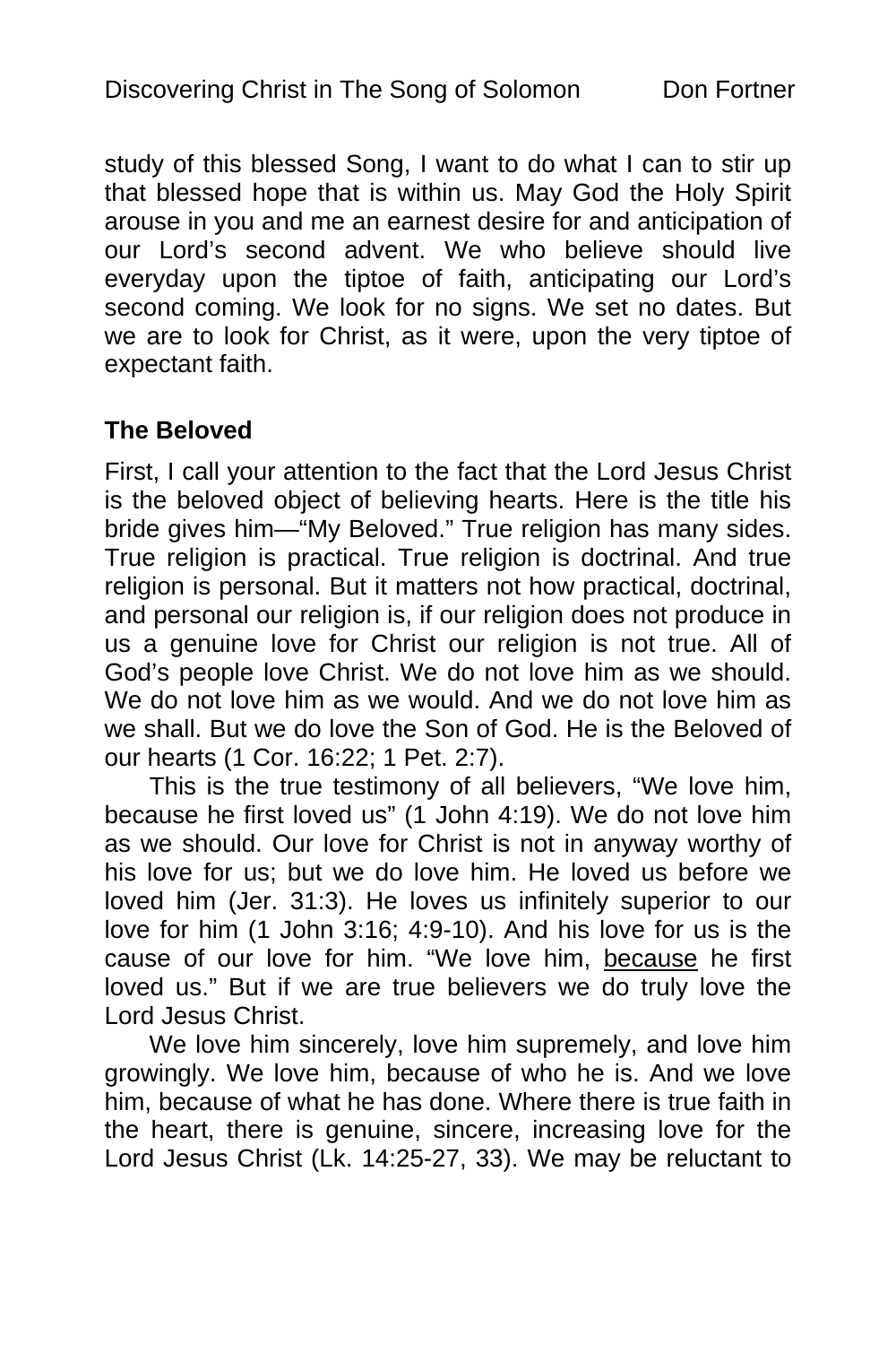study of this blessed Song, I want to do what I can to stir up that blessed hope that is within us. May God the Holy Spirit arouse in you and me an earnest desire for and anticipation of our Lord's second advent. We who believe should live everyday upon the tiptoe of faith, anticipating our Lord's second coming. We look for no signs. We set no dates. But we are to look for Christ, as it were, upon the very tiptoe of expectant faith.

**The Beloved**

First, I call your attention to the fact that the Lord Jesus Christ is the beloved object of believing hearts. Here is the title his bride gives him—"My Beloved." True religion has many sides. True religion is practical. True religion is doctrinal. And true religion is personal. But it matters not how practical, doctrinal, and personal our religion is, if our religion does not produce in us a genuine love for Christ our religion is not true. All of God's people love Christ. We do not love him as we should. We do not love him as we would. And we do not love him as we shall. But we do love the Son of God. He is the Beloved of our hearts (1 Cor. 16:22; 1 Pet. 2:7).

This is the true testimony of all believers, "We love him, because he first loved us" (1 John 4:19). We do not love him as we should. Our love for Christ is not in anyway worthy of his love for us; but we do love him. He loved us before we loved him (Jer. 31:3). He loves us infinitely superior to our love for him (1 John 3:16; 4:9-10). And his love for us is the cause of our love for him. "We love him, <u>because</u> he first loved us." But if we are true believers we do truly love the Lord Jesus Christ.

We love him sincerely, love him supremely, and love him growingly. We love him, because of who he is. And we love him, because of what he has done. Where there is true faith in the heart, there is genuine, sincere, increasing love for the Lord Jesus Christ (Lk. 14:25-27, 33). We may be reluctant to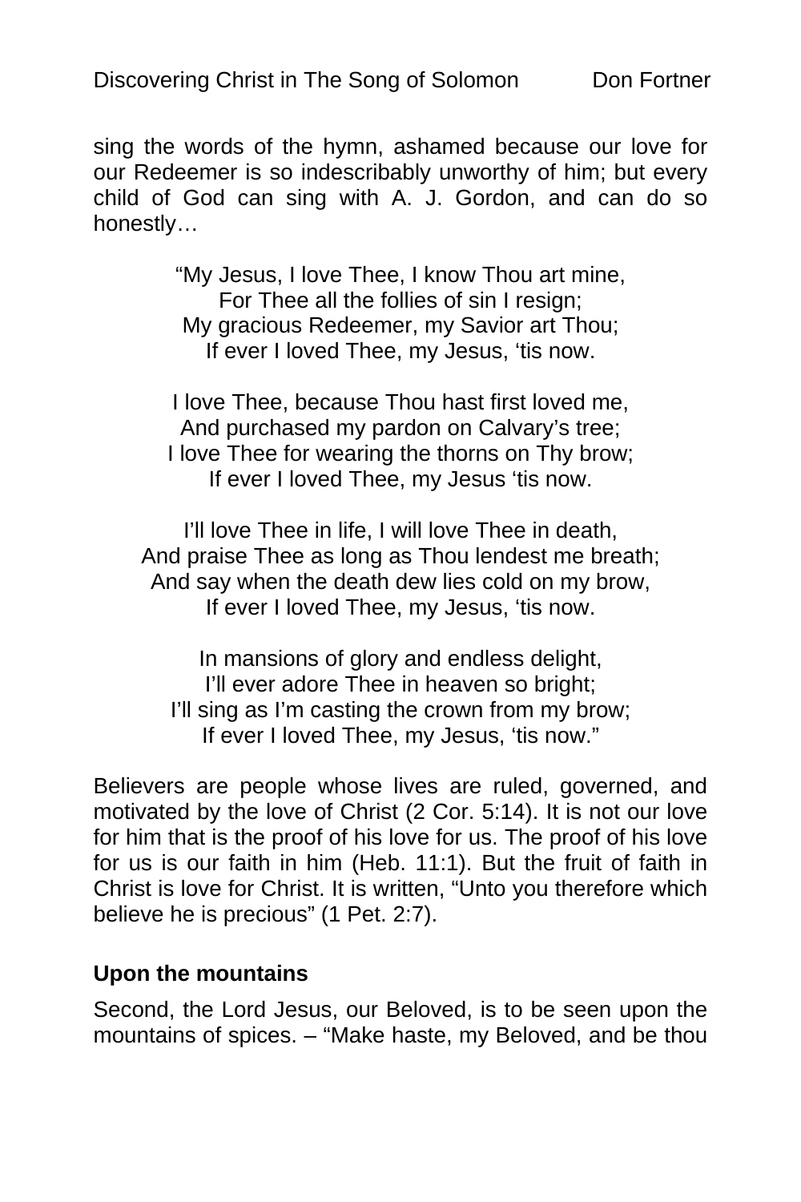sing the words of the hymn, ashamed because our love for our Redeemer is so indescribably unworthy of him; but every child of God can sing with A. J. Gordon, and can do so honestly…

“My Jesus, I love Thee, I know Thou art mine,  
For Thee all the follies of sin I resign;  
My gracious Redeemer, my Savior art Thou;  
If ever I loved Thee, my Jesus, ‘tis now.

I love Thee, because Thou hast first loved me,  
And purchased my pardon on Calvary’s tree;  
I love Thee for wearing the thorns on Thy brow;  
If ever I loved Thee, my Jesus ‘tis now.

I’ll love Thee in life, I will love Thee in death,  
And praise Thee as long as Thou lendest me breath;  
And say when the death dew lies cold on my brow,  
If ever I loved Thee, my Jesus, ‘tis now.

In mansions of glory and endless delight,  
I’ll ever adore Thee in heaven so bright;  
I’ll sing as I’m casting the crown from my brow;  
If ever I loved Thee, my Jesus, ‘tis now.”

Believers are people whose lives are ruled, governed, and motivated by the love of Christ (2 Cor. 5:14). It is not our love for him that is the proof of his love for us. The proof of his love for us is our faith in him (Heb. 11:1). But the fruit of faith in Christ is love for Christ. It is written, “Unto you therefore which believe he is precious” (1 Pet. 2:7).

**Upon the mountains**

Second, the Lord Jesus, our Beloved, is to be seen upon the mountains of spices. – “Make haste, my Beloved, and be thou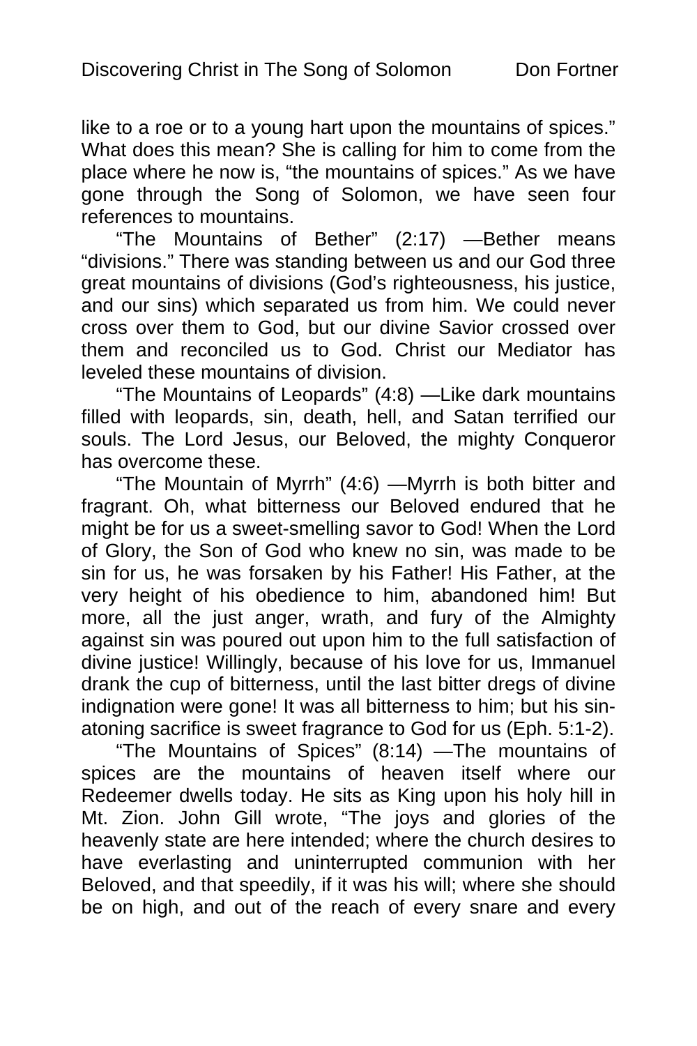like to a roe or to a young hart upon the mountains of spices." What does this mean? She is calling for him to come from the place where he now is, "the mountains of spices." As we have gone through the Song of Solomon, we have seen four references to mountains.

"The Mountains of Bether" (2:17) —Bether means "divisions." There was standing between us and our God three great mountains of divisions (God's righteousness, his justice, and our sins) which separated us from him. We could never cross over them to God, but our divine Savior crossed over them and reconciled us to God. Christ our Mediator has leveled these mountains of division.

"The Mountains of Leopards" (4:8) —Like dark mountains filled with leopards, sin, death, hell, and Satan terrified our souls. The Lord Jesus, our Beloved, the mighty Conqueror has overcome these.

"The Mountain of Myrrh" (4:6) —Myrrh is both bitter and fragrant. Oh, what bitterness our Beloved endured that he might be for us a sweet-smelling savor to God! When the Lord of Glory, the Son of God who knew no sin, was made to be sin for us, he was forsaken by his Father! His Father, at the very height of his obedience to him, abandoned him! But more, all the just anger, wrath, and fury of the Almighty against sin was poured out upon him to the full satisfaction of divine justice! Willingly, because of his love for us, Immanuel drank the cup of bitterness, until the last bitter dregs of divine indignation were gone! It was all bitterness to him; but his sin-atoning sacrifice is sweet fragrance to God for us (Eph. 5:1-2).

"The Mountains of Spices" (8:14) —The mountains of spices are the mountains of heaven itself where our Redeemer dwells today. He sits as King upon his holy hill in Mt. Zion. John Gill wrote, "The joys and glories of the heavenly state are here intended; where the church desires to have everlasting and uninterrupted communion with her Beloved, and that speedily, if it was his will; where she should be on high, and out of the reach of every snare and every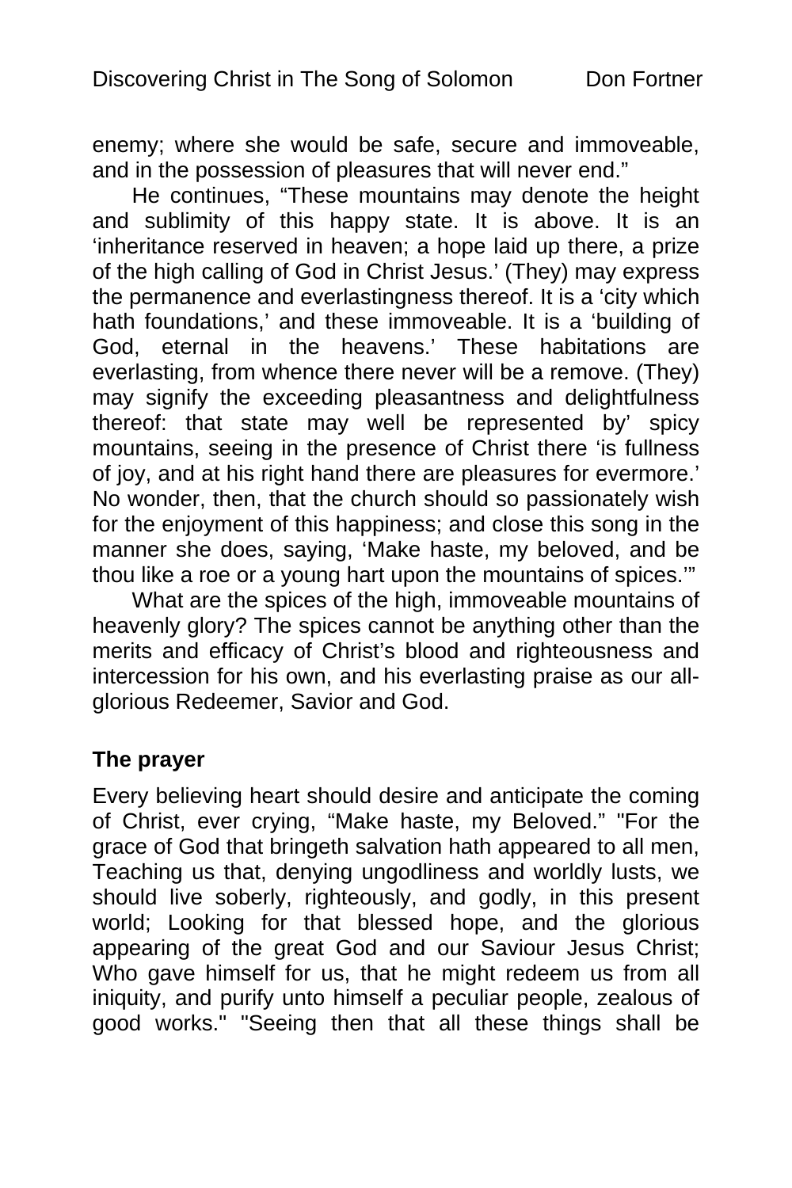enemy; where she would be safe, secure and immoveable, and in the possession of pleasures that will never end."

He continues, "These mountains may denote the height and sublimity of this happy state. It is above. It is an 'inheritance reserved in heaven; a hope laid up there, a prize of the high calling of God in Christ Jesus.' (They) may express the permanence and everlastingness thereof. It is a 'city which hath foundations,' and these immoveable. It is a 'building of God, eternal in the heavens.' These habitations are everlasting, from whence there never will be a remove. (They) may signify the exceeding pleasantness and delightfulness thereof: that state may well be represented by' spicy mountains, seeing in the presence of Christ there 'is fullness of joy, and at his right hand there are pleasures for evermore.' No wonder, then, that the church should so passionately wish for the enjoyment of this happiness; and close this song in the manner she does, saying, 'Make haste, my beloved, and be thou like a roe or a young hart upon the mountains of spices.'"

What are the spices of the high, immoveable mountains of heavenly glory? The spices cannot be anything other than the merits and efficacy of Christ's blood and righteousness and intercession for his own, and his everlasting praise as our all-glorious Redeemer, Savior and God.

**The prayer**

Every believing heart should desire and anticipate the coming of Christ, ever crying, "Make haste, my Beloved." "For the grace of God that bringeth salvation hath appeared to all men, Teaching us that, denying ungodliness and worldly lusts, we should live soberly, righteously, and godly, in this present world; Looking for that blessed hope, and the glorious appearing of the great God and our Saviour Jesus Christ; Who gave himself for us, that he might redeem us from all iniquity, and purify unto himself a peculiar people, zealous of good works." "Seeing then that all these things shall be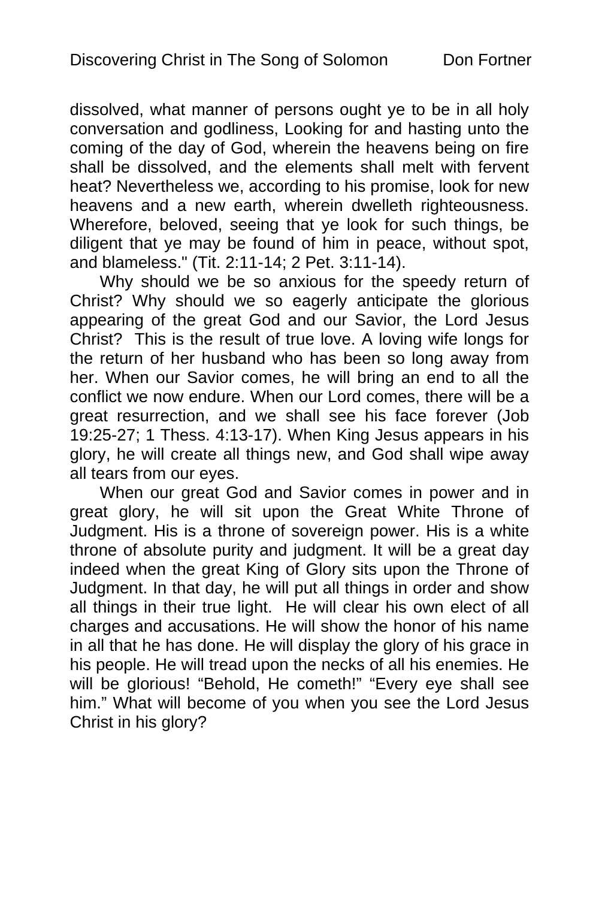dissolved, what manner of persons ought ye to be in all holy conversation and godliness, Looking for and hasting unto the coming of the day of God, wherein the heavens being on fire shall be dissolved, and the elements shall melt with fervent heat? Nevertheless we, according to his promise, look for new heavens and a new earth, wherein dwelleth righteousness. Wherefore, beloved, seeing that ye look for such things, be diligent that ye may be found of him in peace, without spot, and blameless." (Tit. 2:11-14; 2 Pet. 3:11-14).

Why should we be so anxious for the speedy return of Christ? Why should we so eagerly anticipate the glorious appearing of the great God and our Savior, the Lord Jesus Christ? This is the result of true love. A loving wife longs for the return of her husband who has been so long away from her. When our Savior comes, he will bring an end to all the conflict we now endure. When our Lord comes, there will be a great resurrection, and we shall see his face forever (Job 19:25-27; 1 Thess. 4:13-17). When King Jesus appears in his glory, he will create all things new, and God shall wipe away all tears from our eyes.

When our great God and Savior comes in power and in great glory, he will sit upon the Great White Throne of Judgment. His is a throne of sovereign power. His is a white throne of absolute purity and judgment. It will be a great day indeed when the great King of Glory sits upon the Throne of Judgment. In that day, he will put all things in order and show all things in their true light. He will clear his own elect of all charges and accusations. He will show the honor of his name in all that he has done. He will display the glory of his grace in his people. He will tread upon the necks of all his enemies. He will be glorious! “Behold, He cometh!” “Every eye shall see him.” What will become of you when you see the Lord Jesus Christ in his glory?